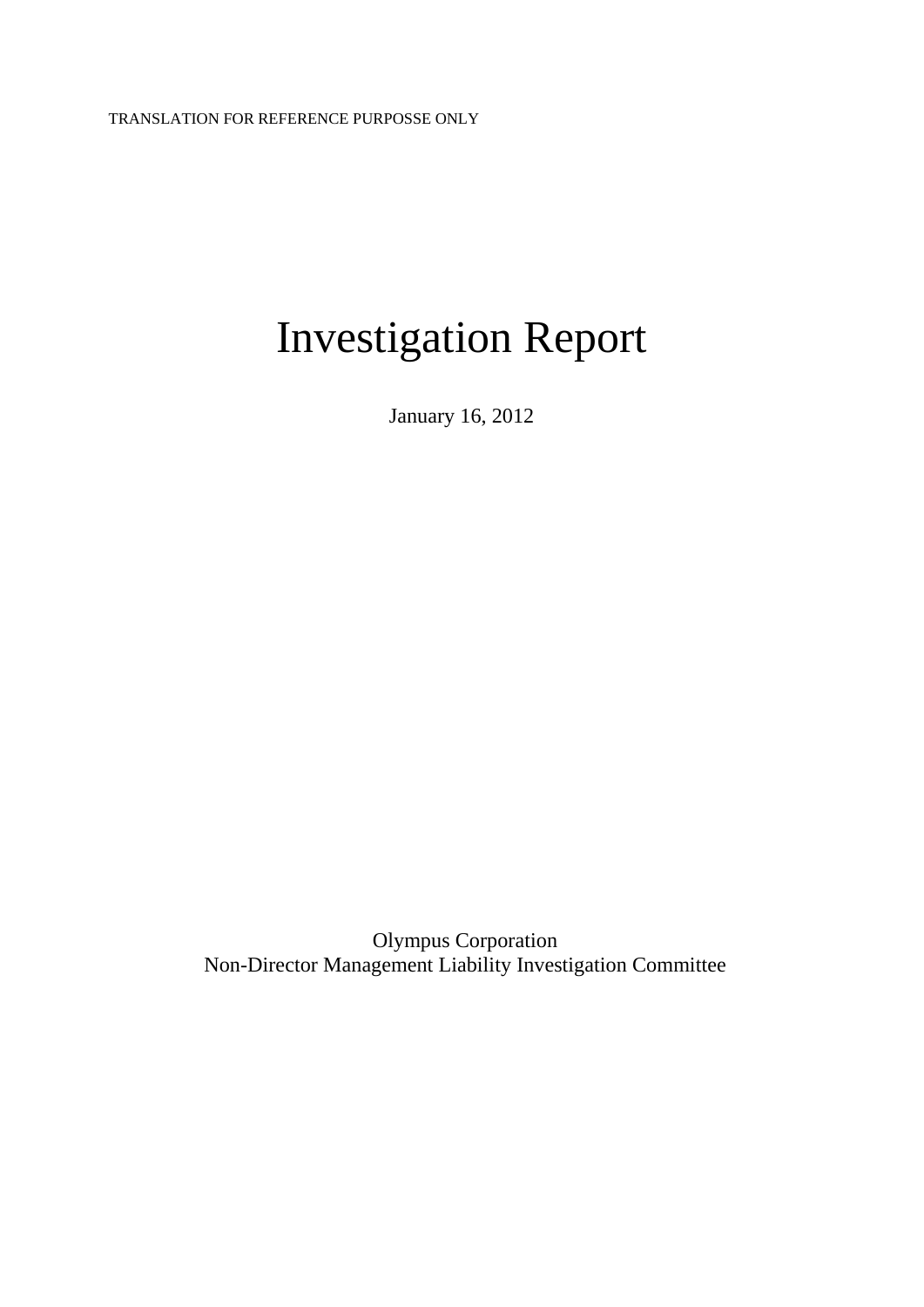TRANSLATION FOR REFERENCE PURPOSSE ONLY

# Investigation Report

January 16, 2012

Olympus Corporation
Non-Director Management Liability Investigation Committee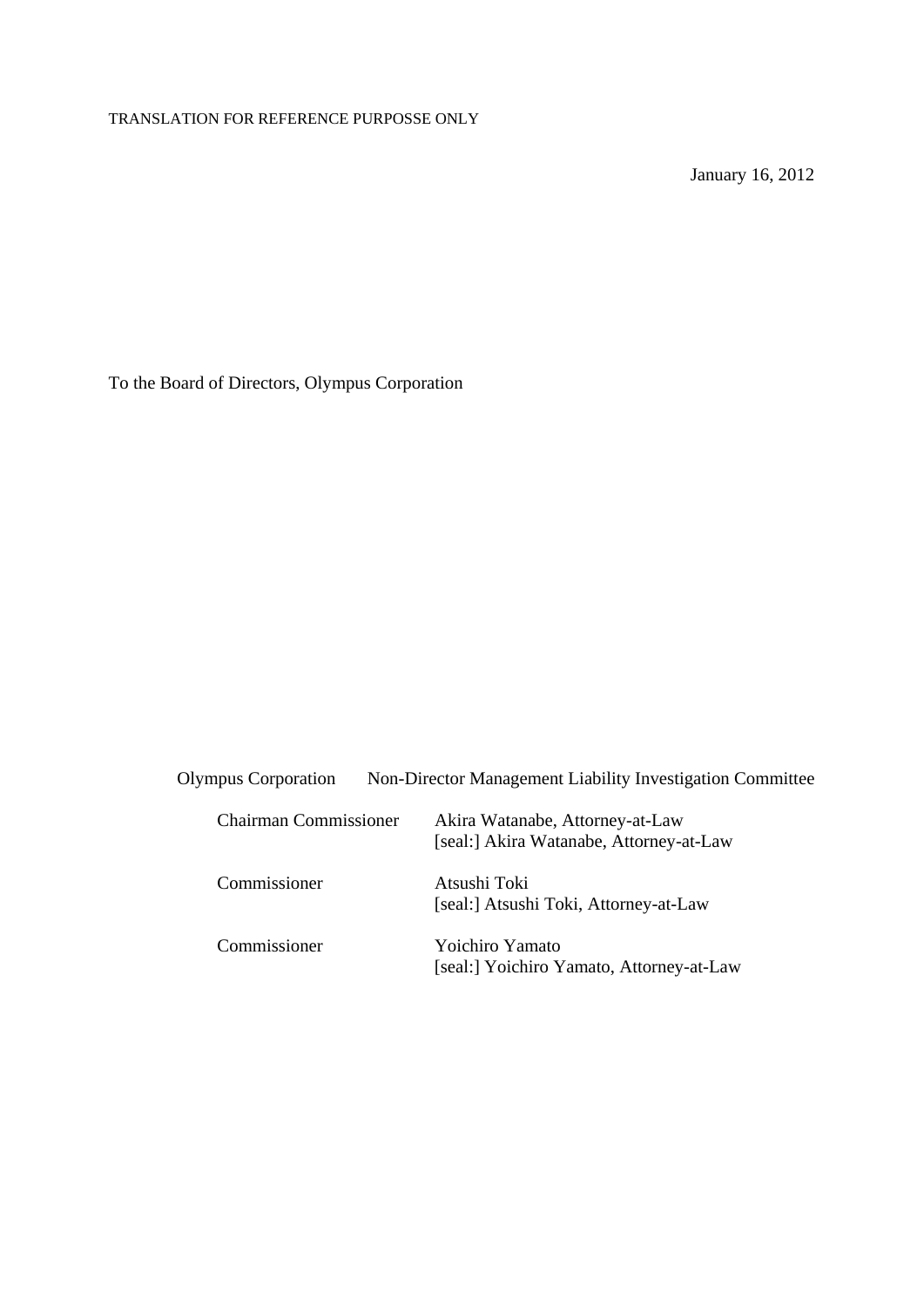TRANSLATION FOR REFERENCE PURPOSSE ONLY

January 16, 2012

To the Board of Directors, Olympus Corporation

Olympus Corporation Non-Director Management Liability Investigation Committee

| | |
|---|---|
| Chairman Commissioner | Akira Watanabe, Attorney-at-Law<br>[seal:] Akira Watanabe, Attorney-at-Law |
| Commissioner | Atsushi Toki<br>[seal:] Atsushi Toki, Attorney-at-Law |
| Commissioner | Yoichiro Yamato<br>[seal:] Yoichiro Yamato, Attorney-at-Law |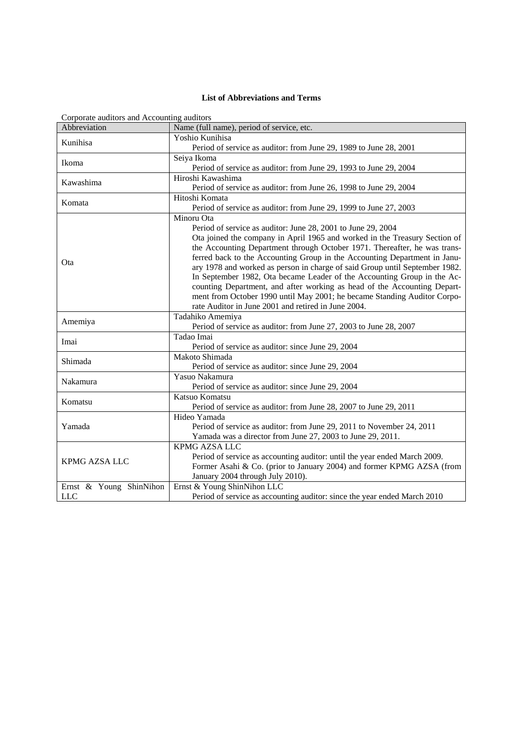**List of Abbreviations and Terms**

Corporate auditors and Accounting auditors

| Abbreviation | Name (full name), period of service, etc. |
|---|---|
| Kunihisa | Yoshio Kunihisa<br>Period of service as auditor: from June 29, 1989 to June 28, 2001 |
| Ikoma | Seiya Ikoma<br>Period of service as auditor: from June 29, 1993 to June 29, 2004 |
| Kawashima | Hiroshi Kawashima<br>Period of service as auditor: from June 26, 1998 to June 29, 2004 |
| Komata | Hitoshi Komata<br>Period of service as auditor: from June 29, 1999 to June 27, 2003 |
| Ota | Minoru Ota<br>Period of service as auditor: June 28, 2001 to June 29, 2004<br>Ota joined the company in April 1965 and worked in the Treasury Section of the Accounting Department through October 1971. Thereafter, he was transferred back to the Accounting Group in the Accounting Department in January 1978 and worked as person in charge of said Group until September 1982. In September 1982, Ota became Leader of the Accounting Group in the Accounting Department, and after working as head of the Accounting Department from October 1990 until May 2001; he became Standing Auditor Corporate Auditor in June 2001 and retired in June 2004. |
| Amemiya | Tadahiko Amemiya<br>Period of service as auditor: from June 27, 2003 to June 28, 2007 |
| Imai | Tadao Imai<br>Period of service as auditor: since June 29, 2004 |
| Shimada | Makoto Shimada<br>Period of service as auditor: since June 29, 2004 |
| Nakamura | Yasuo Nakamura<br>Period of service as auditor: since June 29, 2004 |
| Komatsu | Katsuo Komatsu<br>Period of service as auditor: from June 28, 2007 to June 29, 2011 |
| Yamada | Hideo Yamada<br>Period of service as auditor: from June 29, 2011 to November 24, 2011<br>Yamada was a director from June 27, 2003 to June 29, 2011. |
| KPMG AZSA LLC | KPMG AZSA LLC<br>Period of service as accounting auditor: until the year ended March 2009.<br>Former Asahi & Co. (prior to January 2004) and former KPMG AZSA (from January 2004 through July 2010). |
| Ernst & Young ShinNihon LLC | Ernst & Young ShinNihon LLC<br>Period of service as accounting auditor: since the year ended March 2010 |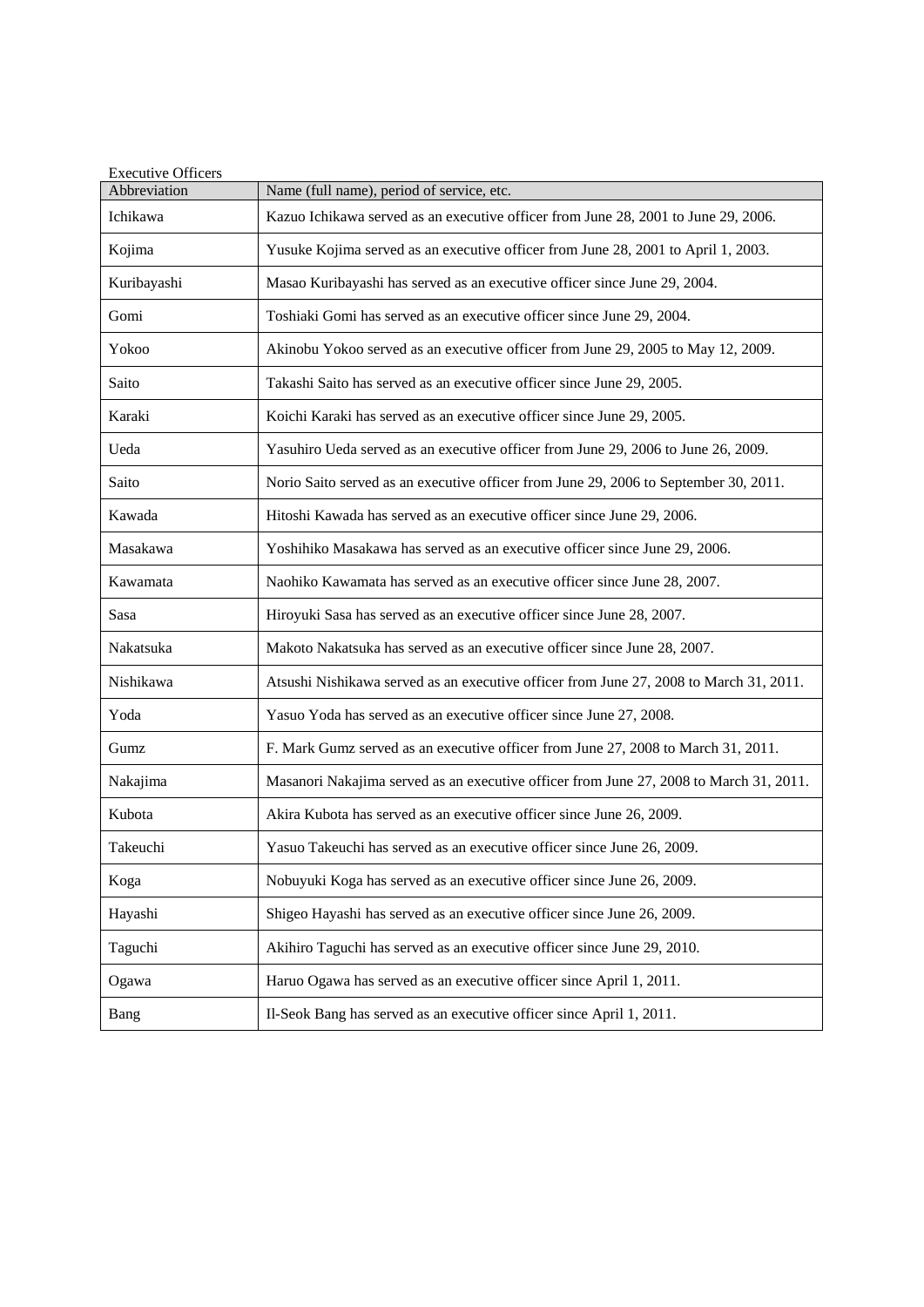Executive Officers

| Abbreviation | Name (full name), period of service, etc. |
|---|---|
| Ichikawa | Kazuo Ichikawa served as an executive officer from June 28, 2001 to June 29, 2006. |
| Kojima | Yusuke Kojima served as an executive officer from June 28, 2001 to April 1, 2003. |
| Kuribayashi | Masao Kuribayashi has served as an executive officer since June 29, 2004. |
| Gomi | Toshiaki Gomi has served as an executive officer since June 29, 2004. |
| Yokoo | Akinobu Yokoo served as an executive officer from June 29, 2005 to May 12, 2009. |
| Saito | Takashi Saito has served as an executive officer since June 29, 2005. |
| Karaki | Koichi Karaki has served as an executive officer since June 29, 2005. |
| Ueda | Yasuhiro Ueda served as an executive officer from June 29, 2006 to June 26, 2009. |
| Saito | Norio Saito served as an executive officer from June 29, 2006 to September 30, 2011. |
| Kawada | Hitoshi Kawada has served as an executive officer since June 29, 2006. |
| Masakawa | Yoshihiko Masakawa has served as an executive officer since June 29, 2006. |
| Kawamata | Naohiko Kawamata has served as an executive officer since June 28, 2007. |
| Sasa | Hiroyuki Sasa has served as an executive officer since June 28, 2007. |
| Nakatsuka | Makoto Nakatsuka has served as an executive officer since June 28, 2007. |
| Nishikawa | Atsushi Nishikawa served as an executive officer from June 27, 2008 to March 31, 2011. |
| Yoda | Yasuo Yoda has served as an executive officer since June 27, 2008. |
| Gumz | F. Mark Gumz served as an executive officer from June 27, 2008 to March 31, 2011. |
| Nakajima | Masanori Nakajima served as an executive officer from June 27, 2008 to March 31, 2011. |
| Kubota | Akira Kubota has served as an executive officer since June 26, 2009. |
| Takeuchi | Yasuo Takeuchi has served as an executive officer since June 26, 2009. |
| Koga | Nobuyuki Koga has served as an executive officer since June 26, 2009. |
| Hayashi | Shigeo Hayashi has served as an executive officer since June 26, 2009. |
| Taguchi | Akihiro Taguchi has served as an executive officer since June 29, 2010. |
| Ogawa | Haruo Ogawa has served as an executive officer since April 1, 2011. |
| Bang | Il-Seok Bang has served as an executive officer since April 1, 2011. |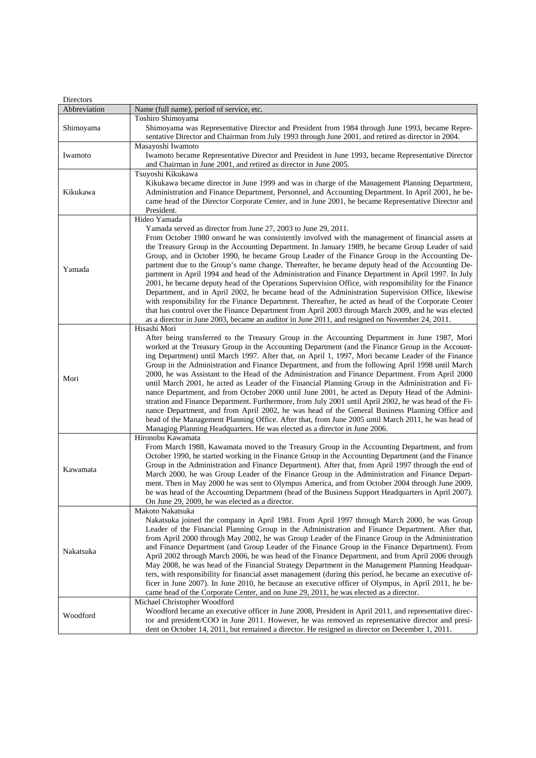Directors

| Abbreviation | Name (full name), period of service, etc. |
|---|---|
| Shimoyama | Toshiro Shimoyama<br>Shimoyama was Representative Director and President from 1984 through June 1993, became Representative Director and Chairman from July 1993 through June 2001, and retired as director in 2004. |
| Iwamoto | Masayoshi Iwamoto<br>Iwamoto became Representative Director and President in June 1993, became Representative Director and Chairman in June 2001, and retired as director in June 2005. |
| Kikukawa | Tsuyoshi Kikukawa<br>Kikukawa became director in June 1999 and was in charge of the Management Planning Department, Administration and Finance Department, Personnel, and Accounting Department. In April 2001, he became head of the Director Corporate Center, and in June 2001, he became Representative Director and President. |
| Yamada | Hideo Yamada<br>Yamada served as director from June 27, 2003 to June 29, 2011.<br>From October 1980 onward he was consistently involved with the management of financial assets at the Treasury Group in the Accounting Department. In January 1989, he became Group Leader of said Group, and in October 1990, he became Group Leader of the Finance Group in the Accounting Department due to the Group's name change. Thereafter, he became deputy head of the Accounting Department in April 1994 and head of the Administration and Finance Department in April 1997. In July 2001, he became deputy head of the Operations Supervision Office, with responsibility for the Finance Department, and in April 2002, he became head of the Administration Supervision Office, likewise with responsibility for the Finance Department. Thereafter, he acted as head of the Corporate Center that has control over the Finance Department from April 2003 through March 2009, and he was elected as a director in June 2003, became an auditor in June 2011, and resigned on November 24, 2011. |
| Mori | Hisashi Mori<br>After being transferred to the Treasury Group in the Accounting Department in June 1987, Mori worked at the Treasury Group in the Accounting Department (and the Finance Group in the Accounting Department) until March 1997. After that, on April 1, 1997, Mori became Leader of the Finance Group in the Administration and Finance Department, and from the following April 1998 until March 2000, he was Assistant to the Head of the Administration and Finance Department. From April 2000 until March 2001, he acted as Leader of the Financial Planning Group in the Administration and Finance Department, and from October 2000 until June 2001, he acted as Deputy Head of the Administration and Finance Department. Furthermore, from July 2001 until April 2002, he was head of the Finance Department, and from April 2002, he was head of the General Business Planning Office and head of the Management Planning Office. After that, from June 2005 until March 2011, he was head of Managing Planning Headquarters. He was elected as a director in June 2006. |
| Kawamata | Hironobu Kawamata<br>From March 1988, Kawamata moved to the Treasury Group in the Accounting Department, and from October 1990, he started working in the Finance Group in the Accounting Department (and the Finance Group in the Administration and Finance Department). After that, from April 1997 through the end of March 2000, he was Group Leader of the Finance Group in the Administration and Finance Department. Then in May 2000 he was sent to Olympus America, and from October 2004 through June 2009, he was head of the Accounting Department (head of the Business Support Headquarters in April 2007). On June 29, 2009, he was elected as a director. |
| Nakatsuka | Makoto Nakatsuka<br>Nakatsuka joined the company in April 1981. From April 1997 through March 2000, he was Group Leader of the Financial Planning Group in the Administration and Finance Department. After that, from April 2000 through May 2002, he was Group Leader of the Finance Group in the Administration and Finance Department (and Group Leader of the Finance Group in the Finance Department). From April 2002 through March 2006, he was head of the Finance Department, and from April 2006 through May 2008, he was head of the Financial Strategy Department in the Management Planning Headquarters, with responsibility for financial asset management (during this period, he became an executive officer in June 2007). In June 2010, he became an executive officer of Olympus, in April 2011, he became head of the Corporate Center, and on June 29, 2011, he was elected as a director. |
| Woodford | Michael Christopher Woodford<br>Woodford became an executive officer in June 2008, President in April 2011, and representative director and president/COO in June 2011. However, he was removed as representative director and president on October 14, 2011, but remained a director. He resigned as director on December 1, 2011. |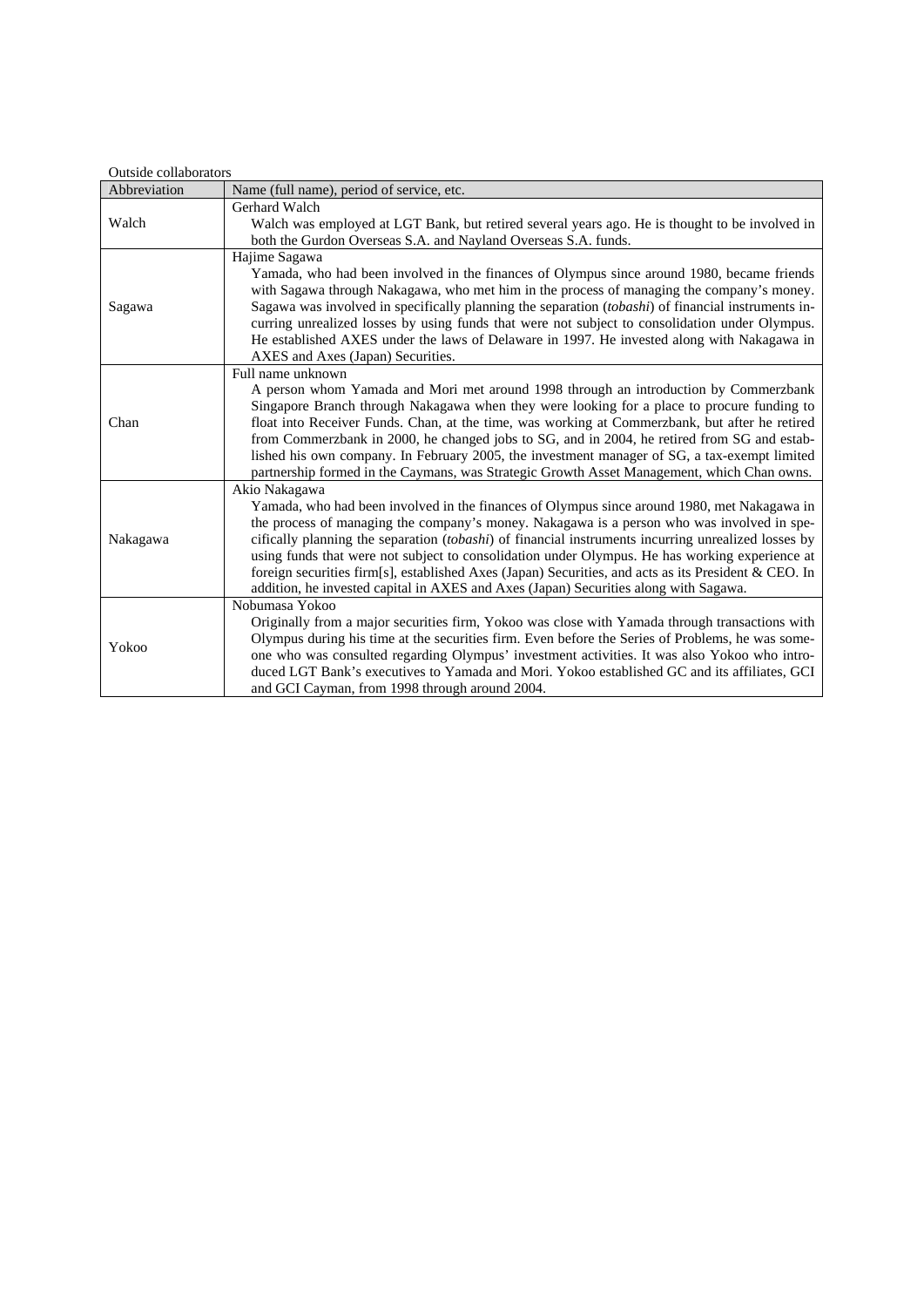Outside collaborators

| Abbreviation | Name (full name), period of service, etc. |
|---|---|
| Walch | Gerhard Walch<br>Walch was employed at LGT Bank, but retired several years ago. He is thought to be involved in both the Gurdon Overseas S.A. and Nayland Overseas S.A. funds. |
| Sagawa | Hajime Sagawa<br>Yamada, who had been involved in the finances of Olympus since around 1980, became friends with Sagawa through Nakagawa, who met him in the process of managing the company's money. Sagawa was involved in specifically planning the separation (*tobashi*) of financial instruments incurring unrealized losses by using funds that were not subject to consolidation under Olympus. He established AXES under the laws of Delaware in 1997. He invested along with Nakagawa in AXES and Axes (Japan) Securities. |
| Chan | Full name unknown<br>A person whom Yamada and Mori met around 1998 through an introduction by Commerzbank Singapore Branch through Nakagawa when they were looking for a place to procure funding to float into Receiver Funds. Chan, at the time, was working at Commerzbank, but after he retired from Commerzbank in 2000, he changed jobs to SG, and in 2004, he retired from SG and established his own company. In February 2005, the investment manager of SG, a tax-exempt limited partnership formed in the Caymans, was Strategic Growth Asset Management, which Chan owns. |
| Nakagawa | Akio Nakagawa<br>Yamada, who had been involved in the finances of Olympus since around 1980, met Nakagawa in the process of managing the company's money. Nakagawa is a person who was involved in specifically planning the separation (*tobashi*) of financial instruments incurring unrealized losses by using funds that were not subject to consolidation under Olympus. He has working experience at foreign securities firm[s], established Axes (Japan) Securities, and acts as its President & CEO. In addition, he invested capital in AXES and Axes (Japan) Securities along with Sagawa. |
| Yokoo | Nobumasa Yokoo<br>Originally from a major securities firm, Yokoo was close with Yamada through transactions with Olympus during his time at the securities firm. Even before the Series of Problems, he was someone who was consulted regarding Olympus' investment activities. It was also Yokoo who introduced LGT Bank's executives to Yamada and Mori. Yokoo established GC and its affiliates, GCI and GCI Cayman, from 1998 through around 2004. |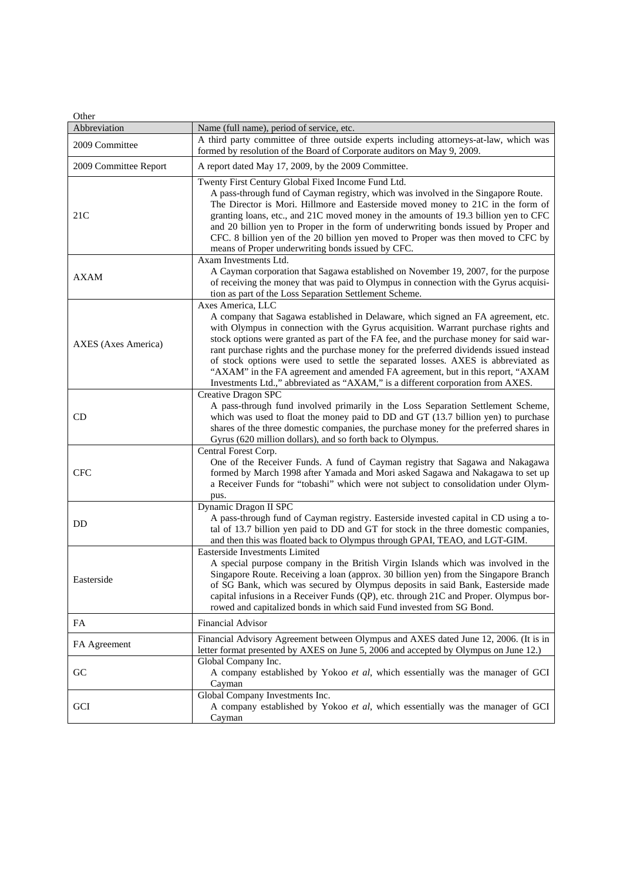Other

| Abbreviation | Name (full name), period of service, etc. |
|---|---|
| 2009 Committee | A third party committee of three outside experts including attorneys-at-law, which was formed by resolution of the Board of Corporate auditors on May 9, 2009. |
| 2009 Committee Report | A report dated May 17, 2009, by the 2009 Committee. |
| 21C | Twenty First Century Global Fixed Income Fund Ltd.<br>A pass-through fund of Cayman registry, which was involved in the Singapore Route. The Director is Mori. Hillmore and Easterside moved money to 21C in the form of granting loans, etc., and 21C moved money in the amounts of 19.3 billion yen to CFC and 20 billion yen to Proper in the form of underwriting bonds issued by Proper and CFC. 8 billion yen of the 20 billion yen moved to Proper was then moved to CFC by means of Proper underwriting bonds issued by CFC. |
| AXAM | Axam Investments Ltd.<br>A Cayman corporation that Sagawa established on November 19, 2007, for the purpose of receiving the money that was paid to Olympus in connection with the Gyrus acquisition as part of the Loss Separation Settlement Scheme. |
| AXES (Axes America) | Axes America, LLC<br>A company that Sagawa established in Delaware, which signed an FA agreement, etc. with Olympus in connection with the Gyrus acquisition. Warrant purchase rights and stock options were granted as part of the FA fee, and the purchase money for said warrant purchase rights and the purchase money for the preferred dividends issued instead of stock options were used to settle the separated losses. AXES is abbreviated as "AXAM" in the FA agreement and amended FA agreement, but in this report, "AXAM Investments Ltd.," abbreviated as "AXAM," is a different corporation from AXES. |
| CD | Creative Dragon SPC<br>A pass-through fund involved primarily in the Loss Separation Settlement Scheme, which was used to float the money paid to DD and GT (13.7 billion yen) to purchase shares of the three domestic companies, the purchase money for the preferred shares in Gyrus (620 million dollars), and so forth back to Olympus. |
| CFC | Central Forest Corp.<br>One of the Receiver Funds. A fund of Cayman registry that Sagawa and Nakagawa formed by March 1998 after Yamada and Mori asked Sagawa and Nakagawa to set up a Receiver Funds for "tobashi" which were not subject to consolidation under Olympus. |
| DD | Dynamic Dragon II SPC<br>A pass-through fund of Cayman registry. Easterside invested capital in CD using a total of 13.7 billion yen paid to DD and GT for stock in the three domestic companies, and then this was floated back to Olympus through GPAI, TEAO, and LGT-GIM. |
| Easterside | Easterside Investments Limited<br>A special purpose company in the British Virgin Islands which was involved in the Singapore Route. Receiving a loan (approx. 30 billion yen) from the Singapore Branch of SG Bank, which was secured by Olympus deposits in said Bank, Easterside made capital infusions in a Receiver Funds (QP), etc. through 21C and Proper. Olympus borrowed and capitalized bonds in which said Fund invested from SG Bond. |
| FA | Financial Advisor |
| FA Agreement | Financial Advisory Agreement between Olympus and AXES dated June 12, 2006. (It is in letter format presented by AXES on June 5, 2006 and accepted by Olympus on June 12.) |
| GC | Global Company Inc.<br>A company established by Yokoo *et al*, which essentially was the manager of GCI Cayman |
| GCI | Global Company Investments Inc.<br>A company established by Yokoo *et al*, which essentially was the manager of GCI Cayman |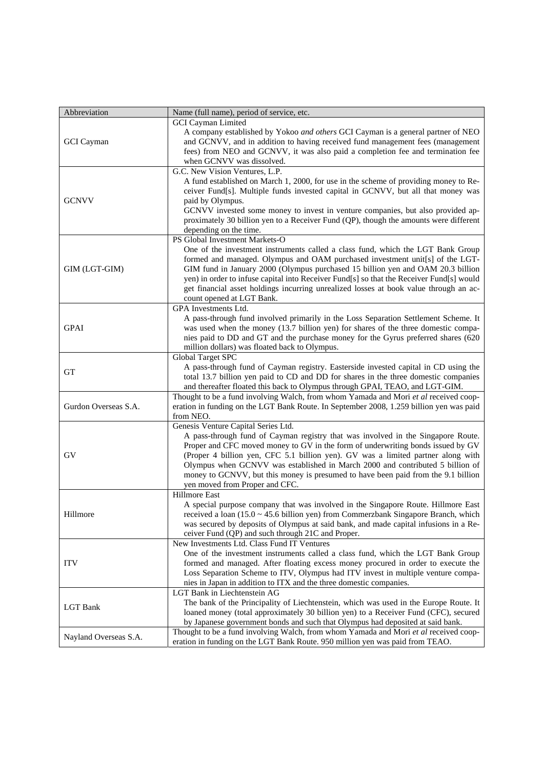| Abbreviation | Name (full name), period of service, etc. |
| --- | --- |
| GCI Cayman | GCI Cayman Limited<br>A company established by Yokoo *and others* GCI Cayman is a general partner of NEO and GCNVV, and in addition to having received fund management fees (management fees) from NEO and GCNVV, it was also paid a completion fee and termination fee when GCNVV was dissolved. |
| GCNVV | G.C. New Vision Ventures, L.P.<br>A fund established on March 1, 2000, for use in the scheme of providing money to Receiver Fund[s]. Multiple funds invested capital in GCNVV, but all that money was paid by Olympus.<br>GCNVV invested some money to invest in venture companies, but also provided approximately 30 billion yen to a Receiver Fund (QP), though the amounts were different depending on the time. |
| GIM (LGT-GIM) | PS Global Investment Markets-O<br>One of the investment instruments called a class fund, which the LGT Bank Group formed and managed. Olympus and OAM purchased investment unit[s] of the LGT-GIM fund in January 2000 (Olympus purchased 15 billion yen and OAM 20.3 billion yen) in order to infuse capital into Receiver Fund[s] so that the Receiver Fund[s] would get financial asset holdings incurring unrealized losses at book value through an account opened at LGT Bank. |
| GPAI | GPA Investments Ltd.<br>A pass-through fund involved primarily in the Loss Separation Settlement Scheme. It was used when the money (13.7 billion yen) for shares of the three domestic companies paid to DD and GT and the purchase money for the Gyrus preferred shares (620 million dollars) was floated back to Olympus. |
| GT | Global Target SPC<br>A pass-through fund of Cayman registry. Easterside invested capital in CD using the total 13.7 billion yen paid to CD and DD for shares in the three domestic companies and thereafter floated this back to Olympus through GPAI, TEAO, and LGT-GIM. |
| Gurdon Overseas S.A. | Thought to be a fund involving Walch, from whom Yamada and Mori *et al* received cooperation in funding on the LGT Bank Route. In September 2008, 1.259 billion yen was paid from NEO. |
| GV | Genesis Venture Capital Series Ltd.<br>A pass-through fund of Cayman registry that was involved in the Singapore Route. Proper and CFC moved money to GV in the form of underwriting bonds issued by GV (Proper 4 billion yen, CFC 5.1 billion yen). GV was a limited partner along with Olympus when GCNVV was established in March 2000 and contributed 5 billion of money to GCNVV, but this money is presumed to have been paid from the 9.1 billion yen moved from Proper and CFC. |
| Hillmore | Hillmore East<br>A special purpose company that was involved in the Singapore Route. Hillmore East received a loan (15.0 ~ 45.6 billion yen) from Commerzbank Singapore Branch, which was secured by deposits of Olympus at said bank, and made capital infusions in a Receiver Fund (QP) and such through 21C and Proper. |
| ITV | New Investments Ltd. Class Fund IT Ventures<br>One of the investment instruments called a class fund, which the LGT Bank Group formed and managed. After floating excess money procured in order to execute the Loss Separation Scheme to ITV, Olympus had ITV invest in multiple venture companies in Japan in addition to ITX and the three domestic companies. |
| LGT Bank | LGT Bank in Liechtenstein AG<br>The bank of the Principality of Liechtenstein, which was used in the Europe Route. It loaned money (total approximately 30 billion yen) to a Receiver Fund (CFC), secured by Japanese government bonds and such that Olympus had deposited at said bank. |
| Nayland Overseas S.A. | Thought to be a fund involving Walch, from whom Yamada and Mori *et al* received cooperation in funding on the LGT Bank Route. 950 million yen was paid from TEAO. |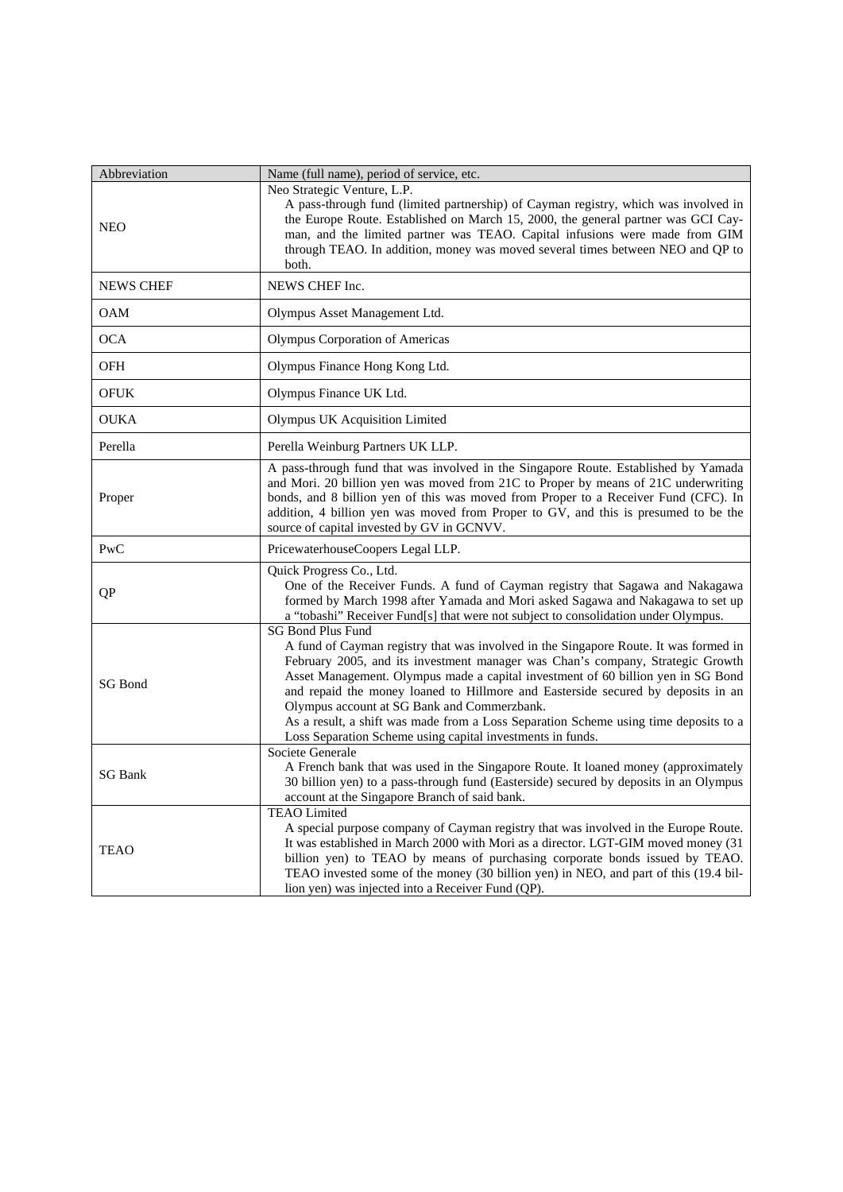| Abbreviation | Name (full name), period of service, etc. |
| --- | --- |
| NEO | Neo Strategic Venture, L.P.<br>A pass-through fund (limited partnership) of Cayman registry, which was involved in the Europe Route. Established on March 15, 2000, the general partner was GCI Cayman, and the limited partner was TEAO. Capital infusions were made from GIM through TEAO. In addition, money was moved several times between NEO and QP to both. |
| NEWS CHEF | NEWS CHEF Inc. |
| OAM | Olympus Asset Management Ltd. |
| OCA | Olympus Corporation of Americas |
| OFH | Olympus Finance Hong Kong Ltd. |
| OFUK | Olympus Finance UK Ltd. |
| OUKA | Olympus UK Acquisition Limited |
| Perella | Perella Weinburg Partners UK LLP. |
| Proper | A pass-through fund that was involved in the Singapore Route. Established by Yamada and Mori. 20 billion yen was moved from 21C to Proper by means of 21C underwriting bonds, and 8 billion yen of this was moved from Proper to a Receiver Fund (CFC). In addition, 4 billion yen was moved from Proper to GV, and this is presumed to be the source of capital invested by GV in GCNVV. |
| PwC | PricewaterhouseCoopers Legal LLP. |
| QP | Quick Progress Co., Ltd.<br>One of the Receiver Funds. A fund of Cayman registry that Sagawa and Nakagawa formed by March 1998 after Yamada and Mori asked Sagawa and Nakagawa to set up a "tobashi" Receiver Fund[s] that were not subject to consolidation under Olympus. |
| SG Bond | SG Bond Plus Fund<br>A fund of Cayman registry that was involved in the Singapore Route. It was formed in February 2005, and its investment manager was Chan's company, Strategic Growth Asset Management. Olympus made a capital investment of 60 billion yen in SG Bond and repaid the money loaned to Hillmore and Easterside secured by deposits in an Olympus account at SG Bank and Commerzbank.<br>As a result, a shift was made from a Loss Separation Scheme using time deposits to a Loss Separation Scheme using capital investments in funds. |
| SG Bank | Societe Generale<br>A French bank that was used in the Singapore Route. It loaned money (approximately 30 billion yen) to a pass-through fund (Easterside) secured by deposits in an Olympus account at the Singapore Branch of said bank. |
| TEAO | TEAO Limited<br>A special purpose company of Cayman registry that was involved in the Europe Route. It was established in March 2000 with Mori as a director. LGT-GIM moved money (31 billion yen) to TEAO by means of purchasing corporate bonds issued by TEAO. TEAO invested some of the money (30 billion yen) in NEO, and part of this (19.4 billion yen) was injected into a Receiver Fund (QP). |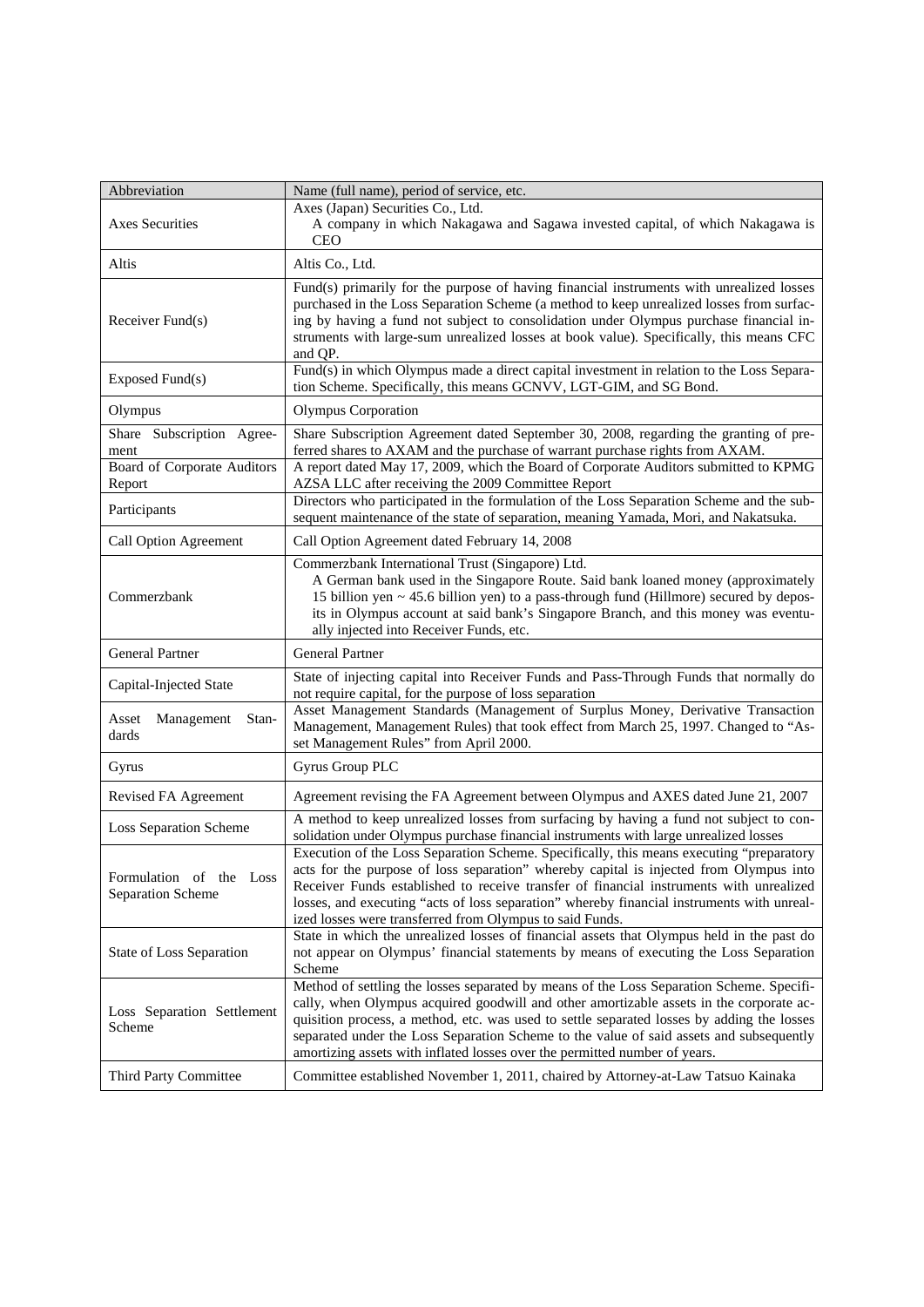| Abbreviation | Name (full name), period of service, etc. |
|---|---|
| Axes Securities | Axes (Japan) Securities Co., Ltd.<br>A company in which Nakagawa and Sagawa invested capital, of which Nakagawa is CEO |
| Altis | Altis Co., Ltd. |
| Receiver Fund(s) | Fund(s) primarily for the purpose of having financial instruments with unrealized losses purchased in the Loss Separation Scheme (a method to keep unrealized losses from surfacing by having a fund not subject to consolidation under Olympus purchase financial instruments with large-sum unrealized losses at book value). Specifically, this means CFC and QP. |
| Exposed Fund(s) | Fund(s) in which Olympus made a direct capital investment in relation to the Loss Separation Scheme. Specifically, this means GCNVV, LGT-GIM, and SG Bond. |
| Olympus | Olympus Corporation |
| Share Subscription Agreement | Share Subscription Agreement dated September 30, 2008, regarding the granting of preferred shares to AXAM and the purchase of warrant purchase rights from AXAM. |
| Board of Corporate Auditors Report | A report dated May 17, 2009, which the Board of Corporate Auditors submitted to KPMG AZSA LLC after receiving the 2009 Committee Report |
| Participants | Directors who participated in the formulation of the Loss Separation Scheme and the subsequent maintenance of the state of separation, meaning Yamada, Mori, and Nakatsuka. |
| Call Option Agreement | Call Option Agreement dated February 14, 2008 |
| Commerzbank | Commerzbank International Trust (Singapore) Ltd.<br>A German bank used in the Singapore Route. Said bank loaned money (approximately 15 billion yen ~ 45.6 billion yen) to a pass-through fund (Hillmore) secured by deposits in Olympus account at said bank's Singapore Branch, and this money was eventually injected into Receiver Funds, etc. |
| General Partner | General Partner |
| Capital-Injected State | State of injecting capital into Receiver Funds and Pass-Through Funds that normally do not require capital, for the purpose of loss separation |
| Asset Management Standards | Asset Management Standards (Management of Surplus Money, Derivative Transaction Management, Management Rules) that took effect from March 25, 1997. Changed to "Asset Management Rules" from April 2000. |
| Gyrus | Gyrus Group PLC |
| Revised FA Agreement | Agreement revising the FA Agreement between Olympus and AXES dated June 21, 2007 |
| Loss Separation Scheme | A method to keep unrealized losses from surfacing by having a fund not subject to consolidation under Olympus purchase financial instruments with large unrealized losses |
| Formulation of the Loss Separation Scheme | Execution of the Loss Separation Scheme. Specifically, this means executing "preparatory acts for the purpose of loss separation" whereby capital is injected from Olympus into Receiver Funds established to receive transfer of financial instruments with unrealized losses, and executing "acts of loss separation" whereby financial instruments with unrealized losses were transferred from Olympus to said Funds. |
| State of Loss Separation | State in which the unrealized losses of financial assets that Olympus held in the past do not appear on Olympus' financial statements by means of executing the Loss Separation Scheme |
| Loss Separation Settlement Scheme | Method of settling the losses separated by means of the Loss Separation Scheme. Specifically, when Olympus acquired goodwill and other amortizable assets in the corporate acquisition process, a method, etc. was used to settle separated losses by adding the losses separated under the Loss Separation Scheme to the value of said assets and subsequently amortizing assets with inflated losses over the permitted number of years. |
| Third Party Committee | Committee established November 1, 2011, chaired by Attorney-at-Law Tatsuo Kainaka |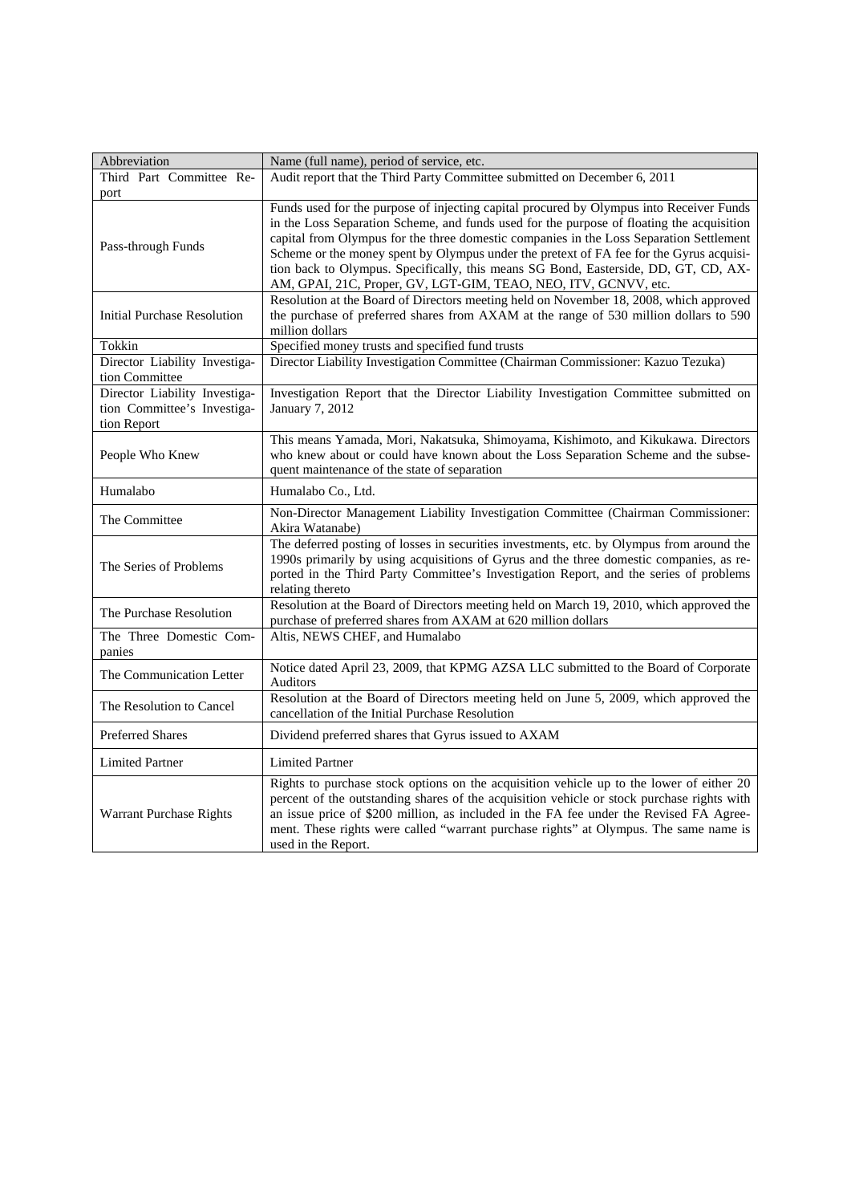| Abbreviation | Name (full name), period of service, etc. |
|---|---|
| Third Part Committee Report | Audit report that the Third Party Committee submitted on December 6, 2011 |
| Pass-through Funds | Funds used for the purpose of injecting capital procured by Olympus into Receiver Funds in the Loss Separation Scheme, and funds used for the purpose of floating the acquisition capital from Olympus for the three domestic companies in the Loss Separation Settlement Scheme or the money spent by Olympus under the pretext of FA fee for the Gyrus acquisition back to Olympus. Specifically, this means SG Bond, Easterside, DD, GT, CD, AX-AM, GPAI, 21C, Proper, GV, LGT-GIM, TEAO, NEO, ITV, GCNVV, etc. |
| Initial Purchase Resolution | Resolution at the Board of Directors meeting held on November 18, 2008, which approved the purchase of preferred shares from AXAM at the range of 530 million dollars to 590 million dollars |
| Tokkin | Specified money trusts and specified fund trusts |
| Director Liability Investigation Committee | Director Liability Investigation Committee (Chairman Commissioner: Kazuo Tezuka) |
| Director Liability Investigation Committee's Investigation Report | Investigation Report that the Director Liability Investigation Committee submitted on January 7, 2012 |
| People Who Knew | This means Yamada, Mori, Nakatsuka, Shimoyama, Kishimoto, and Kikukawa. Directors who knew about or could have known about the Loss Separation Scheme and the subsequent maintenance of the state of separation |
| Humalabo | Humalabo Co., Ltd. |
| The Committee | Non-Director Management Liability Investigation Committee (Chairman Commissioner: Akira Watanabe) |
| The Series of Problems | The deferred posting of losses in securities investments, etc. by Olympus from around the 1990s primarily by using acquisitions of Gyrus and the three domestic companies, as reported in the Third Party Committee's Investigation Report, and the series of problems relating thereto |
| The Purchase Resolution | Resolution at the Board of Directors meeting held on March 19, 2010, which approved the purchase of preferred shares from AXAM at 620 million dollars |
| The Three Domestic Companies | Altis, NEWS CHEF, and Humalabo |
| The Communication Letter | Notice dated April 23, 2009, that KPMG AZSA LLC submitted to the Board of Corporate Auditors |
| The Resolution to Cancel | Resolution at the Board of Directors meeting held on June 5, 2009, which approved the cancellation of the Initial Purchase Resolution |
| Preferred Shares | Dividend preferred shares that Gyrus issued to AXAM |
| Limited Partner | Limited Partner |
| Warrant Purchase Rights | Rights to purchase stock options on the acquisition vehicle up to the lower of either 20 percent of the outstanding shares of the acquisition vehicle or stock purchase rights with an issue price of $200 million, as included in the FA fee under the Revised FA Agreement. These rights were called "warrant purchase rights" at Olympus. The same name is used in the Report. |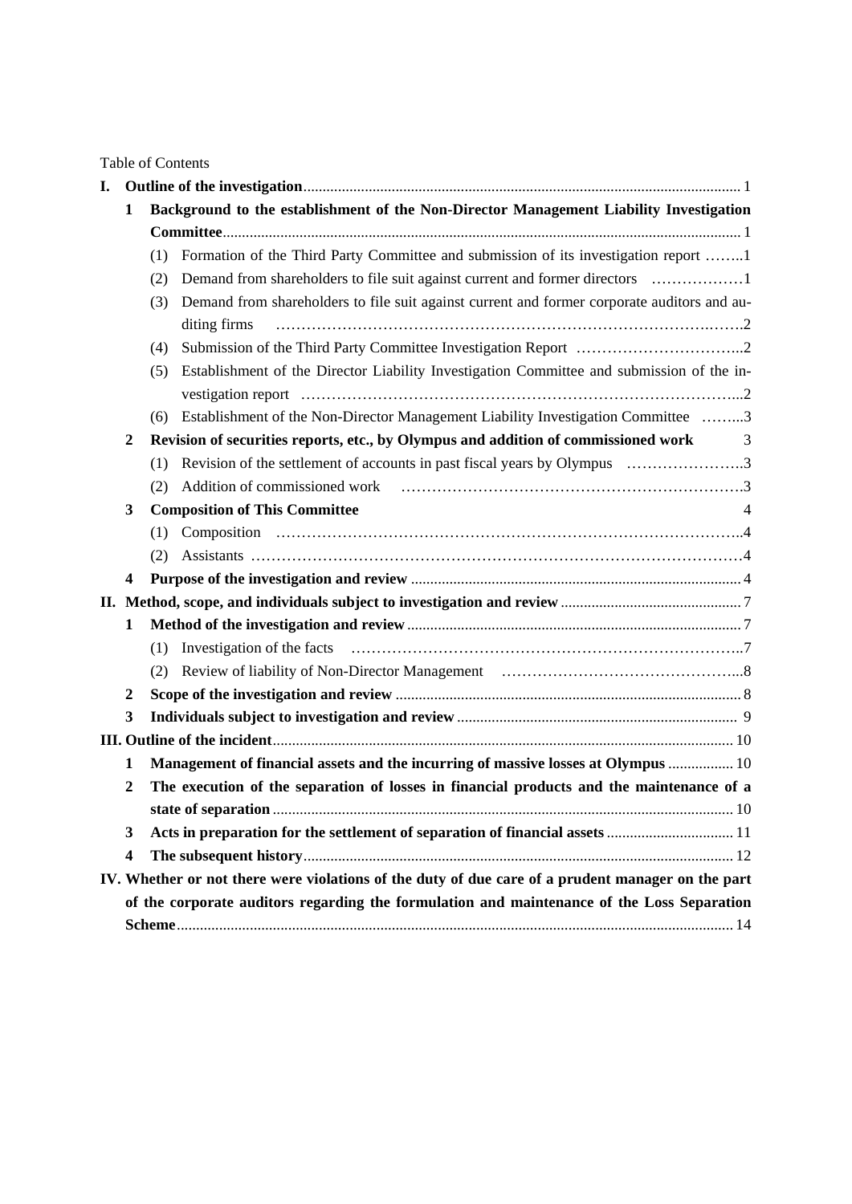Table of Contents

**I. Outline of the investigation** ... 1

- **1 Background to the establishment of the Non-Director Management Liability Investigation Committee** ... 1
  - (1) Formation of the Third Party Committee and submission of its investigation report ... 1
  - (2) Demand from shareholders to file suit against current and former directors ... 1
  - (3) Demand from shareholders to file suit against current and former corporate auditors and auditing firms ... 2
  - (4) Submission of the Third Party Committee Investigation Report ... 2
  - (5) Establishment of the Director Liability Investigation Committee and submission of the investigation report ... 2
  - (6) Establishment of the Non-Director Management Liability Investigation Committee ... 3
- **2 Revision of securities reports, etc., by Olympus and addition of commissioned work** ... 3
  - (1) Revision of the settlement of accounts in past fiscal years by Olympus ... 3
  - (2) Addition of commissioned work ... 3
- **3 Composition of This Committee** ... 4
  - (1) Composition ... 4
  - (2) Assistants ... 4
- **4 Purpose of the investigation and review** ... 4

**II. Method, scope, and individuals subject to investigation and review** ... 7

- **1 Method of the investigation and review** ... 7
  - (1) Investigation of the facts ... 7
  - (2) Review of liability of Non-Director Management ... 8
- **2 Scope of the investigation and review** ... 8
- **3 Individuals subject to investigation and review** ... 9

**III. Outline of the incident** ... 10

- **1 Management of financial assets and the incurring of massive losses at Olympus** ... 10
- **2 The execution of the separation of losses in financial products and the maintenance of a state of separation** ... 10
- **3 Acts in preparation for the settlement of separation of financial assets** ... 11
- **4 The subsequent history** ... 12

**IV. Whether or not there were violations of the duty of due care of a prudent manager on the part of the corporate auditors regarding the formulation and maintenance of the Loss Separation Scheme** ... 14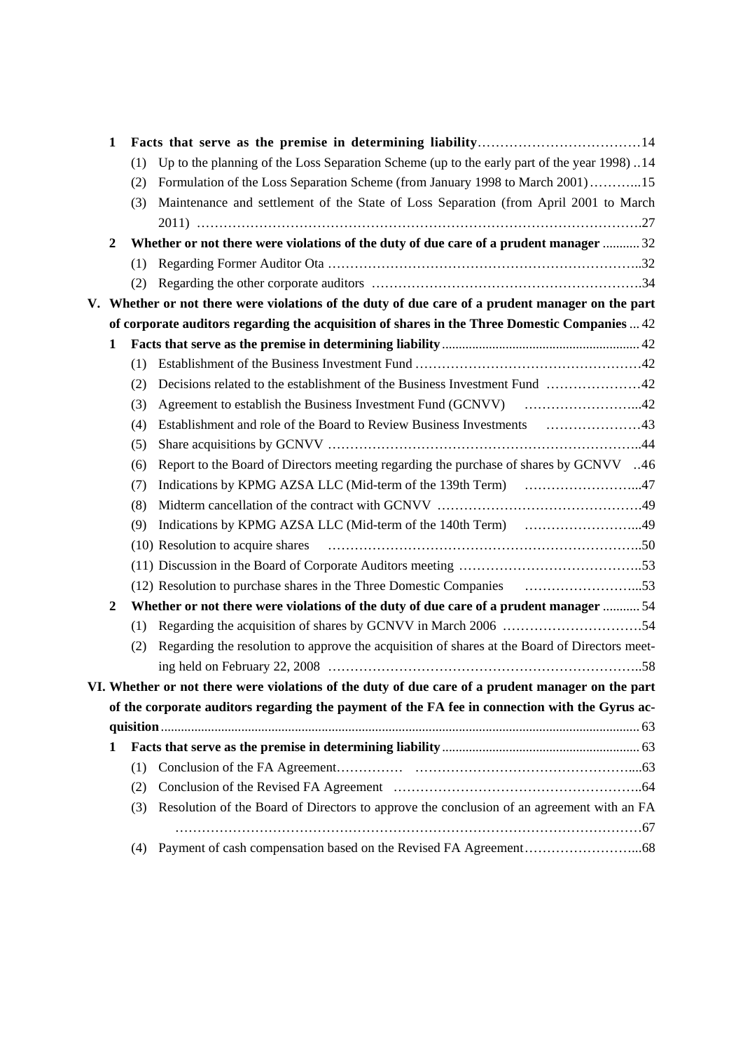- **1 Facts that serve as the premise in determining liability** ……………………………… 14
  - (1) Up to the planning of the Loss Separation Scheme (up to the early part of the year 1998) .. 14
  - (2) Formulation of the Loss Separation Scheme (from January 1998 to March 2001) ……….. 15
  - (3) Maintenance and settlement of the State of Loss Separation (from April 2001 to March 2011) ……………………………………………………………………………………… 27
- **2 Whether or not there were violations of the duty of due care of a prudent manager** ........... 32
  - (1) Regarding Former Auditor Ota …………………………………………………………….. 32
  - (2) Regarding the other corporate auditors …………………………………………………… 34

**V. Whether or not there were violations of the duty of due care of a prudent manager on the part of corporate auditors regarding the acquisition of shares in the Three Domestic Companies** ... 42

- **1 Facts that serve as the premise in determining liability** .......................................................... 42
  - (1) Establishment of the Business Investment Fund …………………………………………… 42
  - (2) Decisions related to the establishment of the Business Investment Fund ………………… 42
  - (3) Agreement to establish the Business Investment Fund (GCNVV) ……………………... 42
  - (4) Establishment and role of the Board to Review Business Investments ………………… 43
  - (5) Share acquisitions by GCNVV …………………………………………………………….. 44
  - (6) Report to the Board of Directors meeting regarding the purchase of shares by GCNVV .. 46
  - (7) Indications by KPMG AZSA LLC (Mid-term of the 139th Term) ……………………... 47
  - (8) Midterm cancellation of the contract with GCNVV ……………………………………… 49
  - (9) Indications by KPMG AZSA LLC (Mid-term of the 140th Term) ……………………... 49
  - (10) Resolution to acquire shares …………………………………………………………….. 50
  - (11) Discussion in the Board of Corporate Auditors meeting ………………………………….. 53
  - (12) Resolution to purchase shares in the Three Domestic Companies ……………………... 53
- **2 Whether or not there were violations of the duty of due care of a prudent manager** ........... 54
  - (1) Regarding the acquisition of shares by GCNVV in March 2006 ………………………… 54
  - (2) Regarding the resolution to approve the acquisition of shares at the Board of Directors meeting held on February 22, 2008 ……………………………………………………………….. 58

**VI. Whether or not there were violations of the duty of due care of a prudent manager on the part of the corporate auditors regarding the payment of the FA fee in connection with the Gyrus acquisition** ............................................................................................................................... 63

- **1 Facts that serve as the premise in determining liability** .......................................................... 63
  - (1) Conclusion of the FA Agreement…………… …………………………………………... 63
  - (2) Conclusion of the Revised FA Agreement ……………………………………………….. 64
  - (3) Resolution of the Board of Directors to approve the conclusion of an agreement with an FA ………………………………………………………………………………………… 67
  - (4) Payment of cash compensation based on the Revised FA Agreement……………………... 68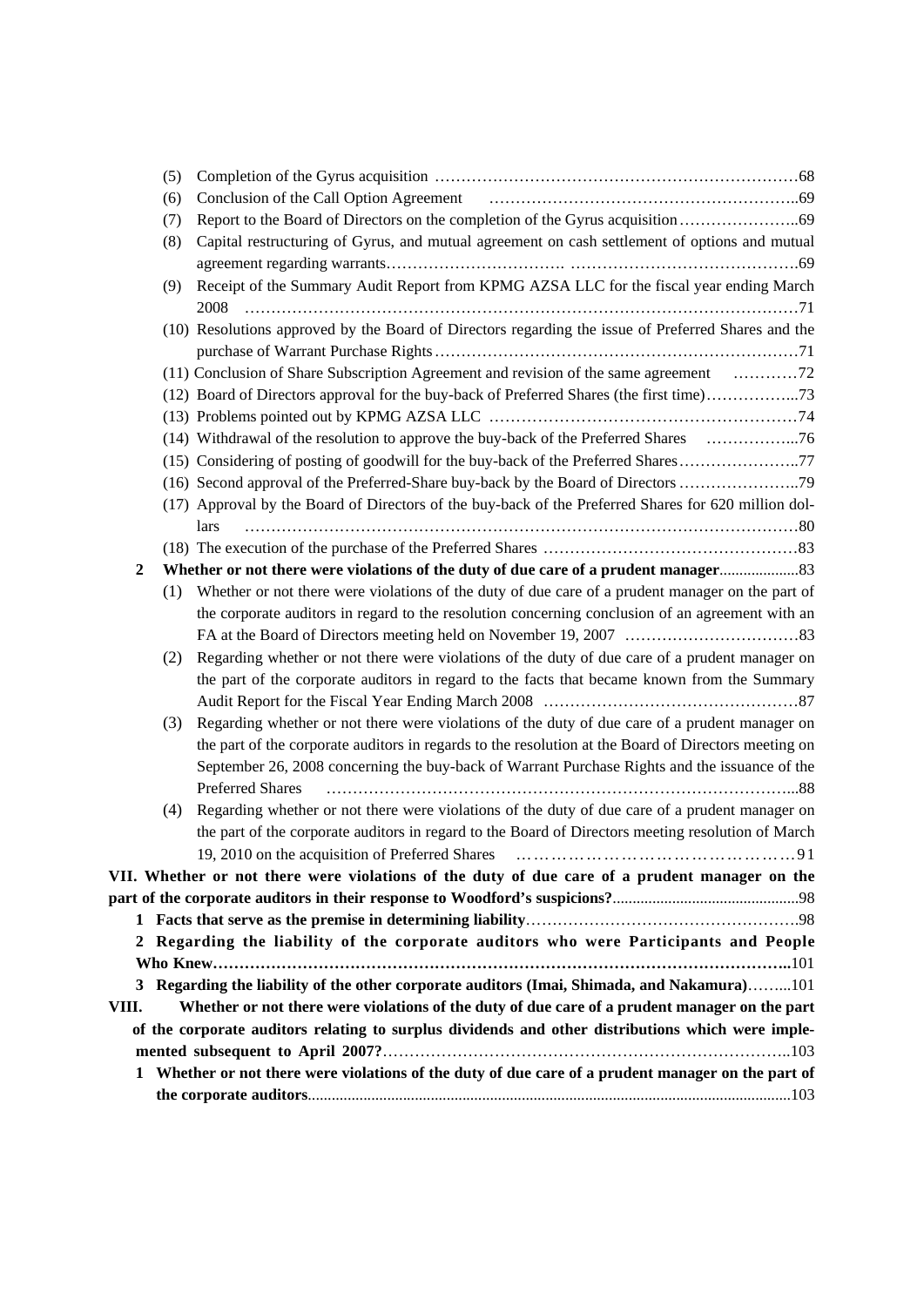(5) Completion of the Gyrus acquisition ……………………………………………………………68

(6) Conclusion of the Call Option Agreement …………………………………………………..69

(7) Report to the Board of Directors on the completion of the Gyrus acquisition …………………..69

(8) Capital restructuring of Gyrus, and mutual agreement on cash settlement of options and mutual agreement regarding warrants……………………………. ……………………………………69

(9) Receipt of the Summary Audit Report from KPMG AZSA LLC for the fiscal year ending March 2008 …………………………………………………………………………………………71

(10) Resolutions approved by the Board of Directors regarding the issue of Preferred Shares and the purchase of Warrant Purchase Rights……………………………………………………………71

(11) Conclusion of Share Subscription Agreement and revision of the same agreement …………72

(12) Board of Directors approval for the buy-back of Preferred Shares (the first time)……………...73

(13) Problems pointed out by KPMG AZSA LLC …………………………………………………74

(14) Withdrawal of the resolution to approve the buy-back of the Preferred Shares ……………...76

(15) Considering of posting of goodwill for the buy-back of the Preferred Shares…………………..77

(16) Second approval of the Preferred-Share buy-back by the Board of Directors …………………..79

(17) Approval by the Board of Directors of the buy-back of the Preferred Shares for 620 million dollars …………………………………………………………………………………………80

(18) The execution of the purchase of the Preferred Shares …………………………………………83

**2 Whether or not there were violations of the duty of due care of a prudent manager**....................83

(1) Whether or not there were violations of the duty of due care of a prudent manager on the part of the corporate auditors in regard to the resolution concerning conclusion of an agreement with an FA at the Board of Directors meeting held on November 19, 2007 ……………………………83

(2) Regarding whether or not there were violations of the duty of due care of a prudent manager on the part of the corporate auditors in regard to the facts that became known from the Summary Audit Report for the Fiscal Year Ending March 2008 …………………………………………87

(3) Regarding whether or not there were violations of the duty of due care of a prudent manager on the part of the corporate auditors in regards to the resolution at the Board of Directors meeting on September 26, 2008 concerning the buy-back of Warrant Purchase Rights and the issuance of the Preferred Shares …………………………………………………………………………...88

(4) Regarding whether or not there were violations of the duty of due care of a prudent manager on the part of the corporate auditors in regard to the Board of Directors meeting resolution of March 19, 2010 on the acquisition of Preferred Shares …………………………………………91

**VII. Whether or not there were violations of the duty of due care of a prudent manager on the part of the corporate auditors in their response to Woodford's suspicions?**...............................................98

**1 Facts that serve as the premise in determining liability**……………………………………………98

**2 Regarding the liability of the corporate auditors who were Participants and People Who Knew………………………………………………………………………………………………..**101

**3 Regarding the liability of the other corporate auditors (Imai, Shimada, and Nakamura)**……...101

**VIII. Whether or not there were violations of the duty of due care of a prudent manager on the part of the corporate auditors relating to surplus dividends and other distributions which were implemented subsequent to April 2007?**…………………………………………………………………..103

**1 Whether or not there were violations of the duty of due care of a prudent manager on the part of the corporate auditors**.........................................................................................................................103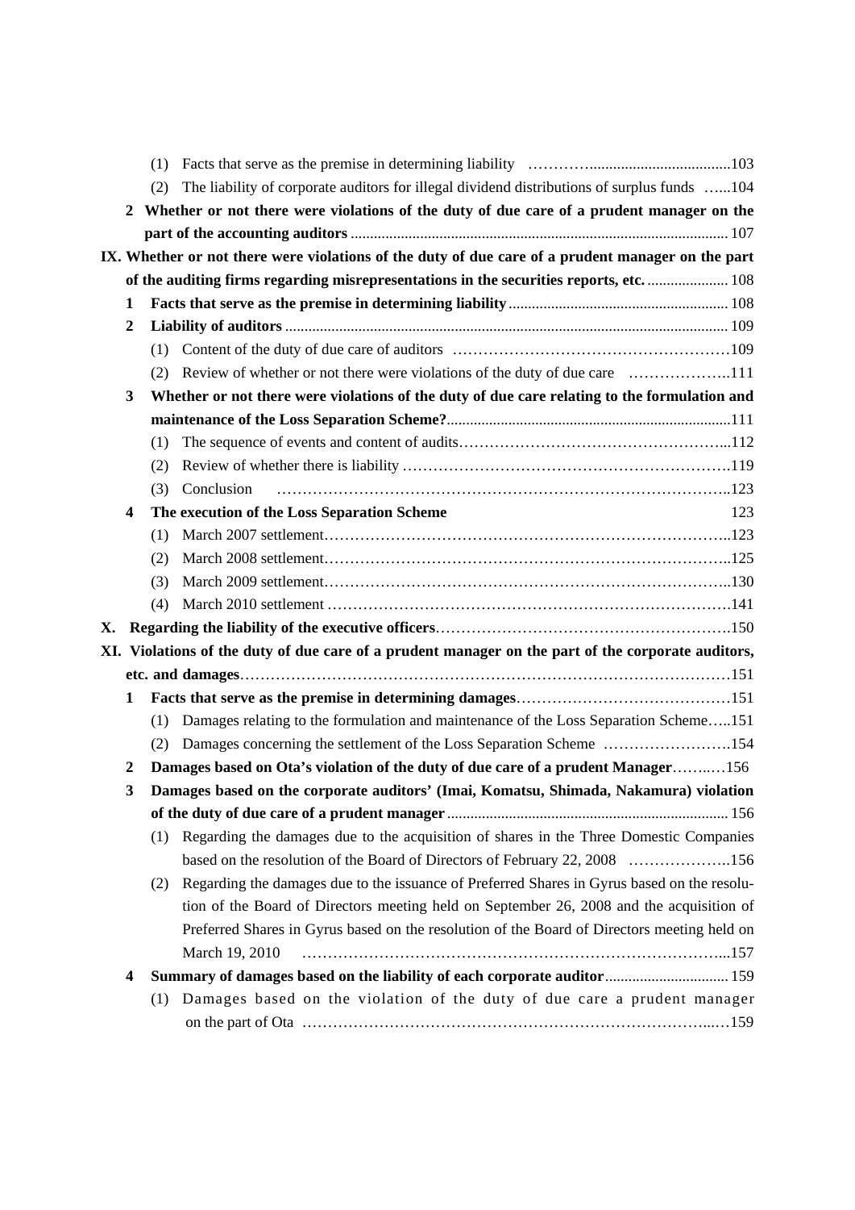(1) Facts that serve as the premise in determining liability …………....................................103

(2) The liability of corporate auditors for illegal dividend distributions of surplus funds …...104

**2 Whether or not there were violations of the duty of due care of a prudent manager on the part of the accounting auditors** ................................................................................................. 107

**IX. Whether or not there were violations of the duty of due care of a prudent manager on the part of the auditing firms regarding misrepresentations in the securities reports, etc.** ..................... 108

**1 Facts that serve as the premise in determining liability** ......................................................... 108

**2 Liability of auditors** ................................................................................................................. 109

(1) Content of the duty of due care of auditors ………………………………………………109

(2) Review of whether or not there were violations of the duty of due care ………………..111

**3 Whether or not there were violations of the duty of due care relating to the formulation and maintenance of the Loss Separation Scheme?**.........................................................................111

(1) The sequence of events and content of audits……………………………………………...112

(2) Review of whether there is liability ……………………………………………………….119

(3) Conclusion ……………………………………………………………………………..123

**4 The execution of the Loss Separation Scheme** 123

(1) March 2007 settlement……………………………………………………………………..123

(2) March 2008 settlement……………………………………………………………………..125

(3) March 2009 settlement……………………………………………………………………..130

(4) March 2010 settlement …………………………………………………………………….141

**X. Regarding the liability of the executive officers**………………………………………………….150

**XI. Violations of the duty of due care of a prudent manager on the part of the corporate auditors, etc. and damages**……………………………………………………………………………………151

**1 Facts that serve as the premise in determining damages**……………………………………151

(1) Damages relating to the formulation and maintenance of the Loss Separation Scheme…..151

(2) Damages concerning the settlement of the Loss Separation Scheme …………………….154

**2 Damages based on Ota's violation of the duty of due care of a prudent Manager**……..…156

**3 Damages based on the corporate auditors' (Imai, Komatsu, Shimada, Nakamura) violation of the duty of due care of a prudent manager** ........................................................................ 156

(1) Regarding the damages due to the acquisition of shares in the Three Domestic Companies based on the resolution of the Board of Directors of February 22, 2008 ………………..156

(2) Regarding the damages due to the issuance of Preferred Shares in Gyrus based on the resolution of the Board of Directors meeting held on September 26, 2008 and the acquisition of Preferred Shares in Gyrus based on the resolution of the Board of Directors meeting held on March 19, 2010 ………………………………………………………………………...157

**4 Summary of damages based on the liability of each corporate auditor**................................ 159

(1) Damages based on the violation of the duty of due care a prudent manager on the part of Ota ……………………………………………………………………...…159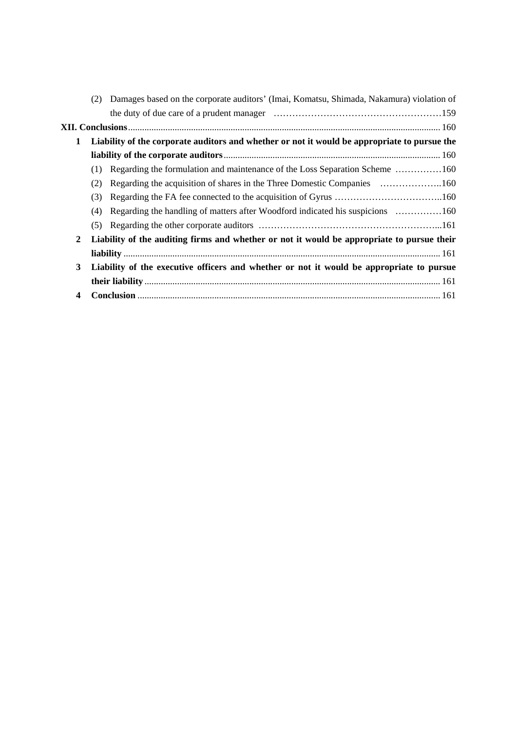(2) Damages based on the corporate auditors' (Imai, Komatsu, Shimada, Nakamura) violation of the duty of due care of a prudent manager ……………………………………………159

**XII. Conclusions**........................................................................................................................ 160

**1 Liability of the corporate auditors and whether or not it would be appropriate to pursue the liability of the corporate auditors**............................................................................................ 160

(1) Regarding the formulation and maintenance of the Loss Separation Scheme ……………160

(2) Regarding the acquisition of shares in the Three Domestic Companies ………………..160

(3) Regarding the FA fee connected to the acquisition of Gyrus ……………………………..160

(4) Regarding the handling of matters after Woodford indicated his suspicions ……………160

(5) Regarding the other corporate auditors …………………………………………………...161

**2 Liability of the auditing firms and whether or not it would be appropriate to pursue their liability** ........................................................................................................................ 161

**3 Liability of the executive officers and whether or not it would be appropriate to pursue their liability** ..................................................................................................................... 161

**4 Conclusion** ................................................................................................................... 161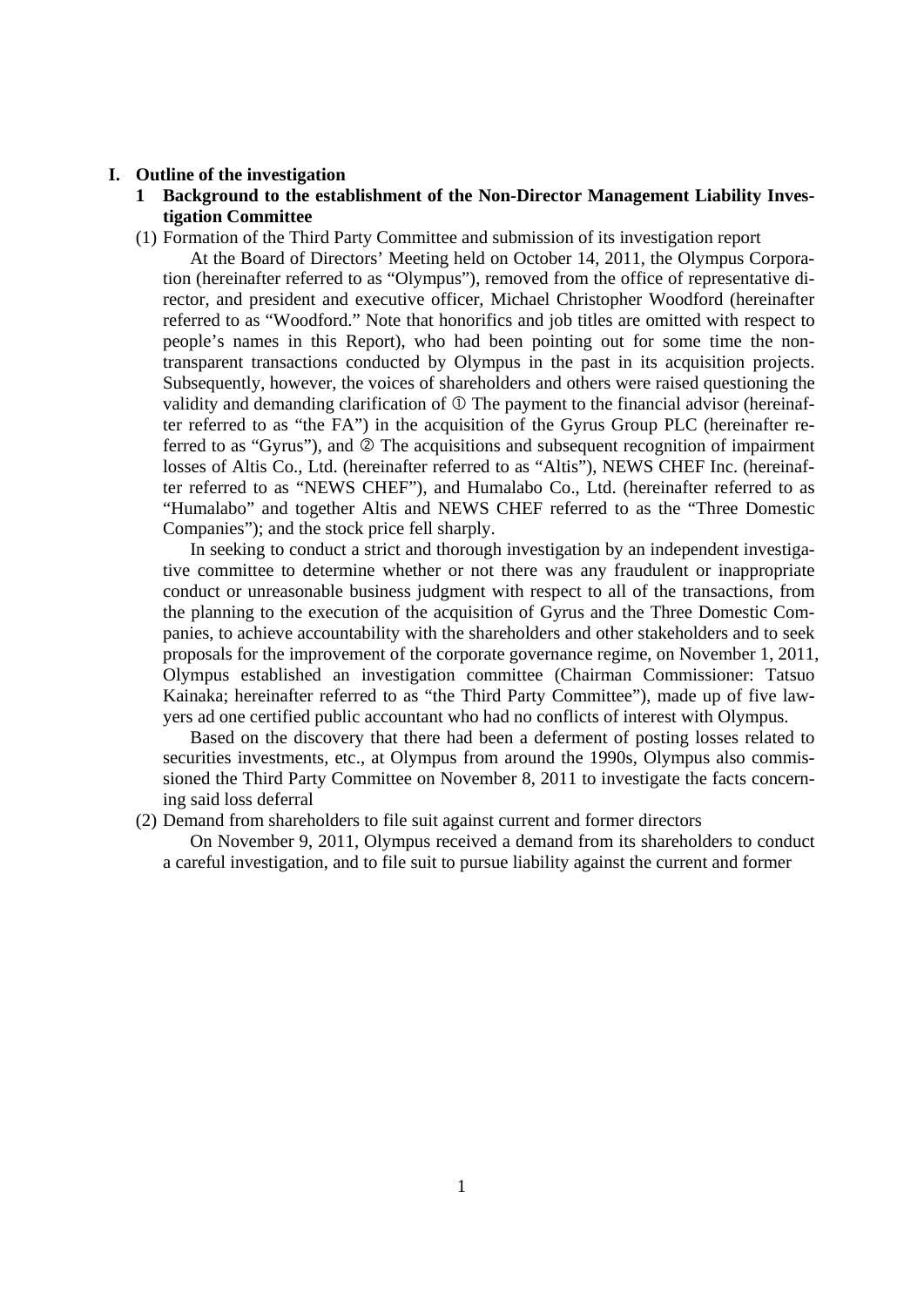# I. Outline of the investigation

## 1 Background to the establishment of the Non-Director Management Liability Investigation Committee

(1) Formation of the Third Party Committee and submission of its investigation report

At the Board of Directors' Meeting held on October 14, 2011, the Olympus Corporation (hereinafter referred to as "Olympus"), removed from the office of representative director, and president and executive officer, Michael Christopher Woodford (hereinafter referred to as "Woodford." Note that honorifics and job titles are omitted with respect to people's names in this Report), who had been pointing out for some time the non-transparent transactions conducted by Olympus in the past in its acquisition projects. Subsequently, however, the voices of shareholders and others were raised questioning the validity and demanding clarification of ① The payment to the financial advisor (hereinafter referred to as "the FA") in the acquisition of the Gyrus Group PLC (hereinafter referred to as "Gyrus"), and ② The acquisitions and subsequent recognition of impairment losses of Altis Co., Ltd. (hereinafter referred to as "Altis"), NEWS CHEF Inc. (hereinafter referred to as "NEWS CHEF"), and Humalabo Co., Ltd. (hereinafter referred to as "Humalabo" and together Altis and NEWS CHEF referred to as the "Three Domestic Companies"); and the stock price fell sharply.

In seeking to conduct a strict and thorough investigation by an independent investigative committee to determine whether or not there was any fraudulent or inappropriate conduct or unreasonable business judgment with respect to all of the transactions, from the planning to the execution of the acquisition of Gyrus and the Three Domestic Companies, to achieve accountability with the shareholders and other stakeholders and to seek proposals for the improvement of the corporate governance regime, on November 1, 2011, Olympus established an investigation committee (Chairman Commissioner: Tatsuo Kainaka; hereinafter referred to as "the Third Party Committee"), made up of five lawyers ad one certified public accountant who had no conflicts of interest with Olympus.

Based on the discovery that there had been a deferment of posting losses related to securities investments, etc., at Olympus from around the 1990s, Olympus also commissioned the Third Party Committee on November 8, 2011 to investigate the facts concerning said loss deferral

(2) Demand from shareholders to file suit against current and former directors

On November 9, 2011, Olympus received a demand from its shareholders to conduct a careful investigation, and to file suit to pursue liability against the current and former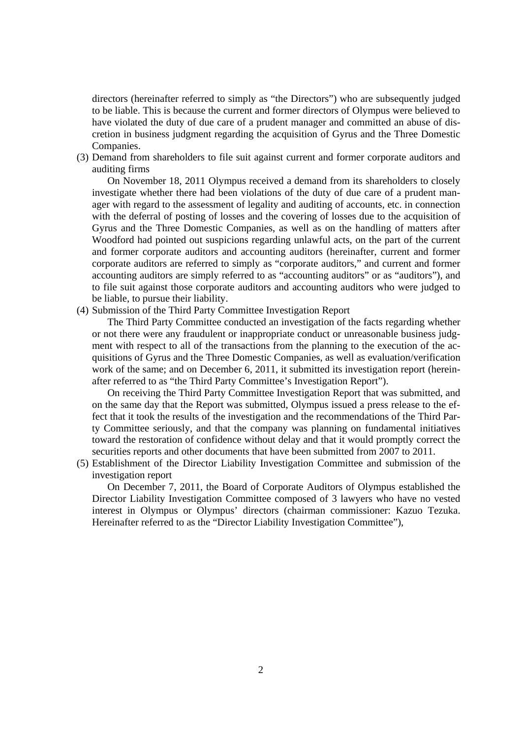directors (hereinafter referred to simply as "the Directors") who are subsequently judged to be liable. This is because the current and former directors of Olympus were believed to have violated the duty of due care of a prudent manager and committed an abuse of discretion in business judgment regarding the acquisition of Gyrus and the Three Domestic Companies.

(3) Demand from shareholders to file suit against current and former corporate auditors and auditing firms

On November 18, 2011 Olympus received a demand from its shareholders to closely investigate whether there had been violations of the duty of due care of a prudent manager with regard to the assessment of legality and auditing of accounts, etc. in connection with the deferral of posting of losses and the covering of losses due to the acquisition of Gyrus and the Three Domestic Companies, as well as on the handling of matters after Woodford had pointed out suspicions regarding unlawful acts, on the part of the current and former corporate auditors and accounting auditors (hereinafter, current and former corporate auditors are referred to simply as "corporate auditors," and current and former accounting auditors are simply referred to as "accounting auditors" or as "auditors"), and to file suit against those corporate auditors and accounting auditors who were judged to be liable, to pursue their liability.

(4) Submission of the Third Party Committee Investigation Report

The Third Party Committee conducted an investigation of the facts regarding whether or not there were any fraudulent or inappropriate conduct or unreasonable business judgment with respect to all of the transactions from the planning to the execution of the acquisitions of Gyrus and the Three Domestic Companies, as well as evaluation/verification work of the same; and on December 6, 2011, it submitted its investigation report (hereinafter referred to as "the Third Party Committee's Investigation Report").

On receiving the Third Party Committee Investigation Report that was submitted, and on the same day that the Report was submitted, Olympus issued a press release to the effect that it took the results of the investigation and the recommendations of the Third Party Committee seriously, and that the company was planning on fundamental initiatives toward the restoration of confidence without delay and that it would promptly correct the securities reports and other documents that have been submitted from 2007 to 2011.

(5) Establishment of the Director Liability Investigation Committee and submission of the investigation report

On December 7, 2011, the Board of Corporate Auditors of Olympus established the Director Liability Investigation Committee composed of 3 lawyers who have no vested interest in Olympus or Olympus' directors (chairman commissioner: Kazuo Tezuka. Hereinafter referred to as the "Director Liability Investigation Committee"),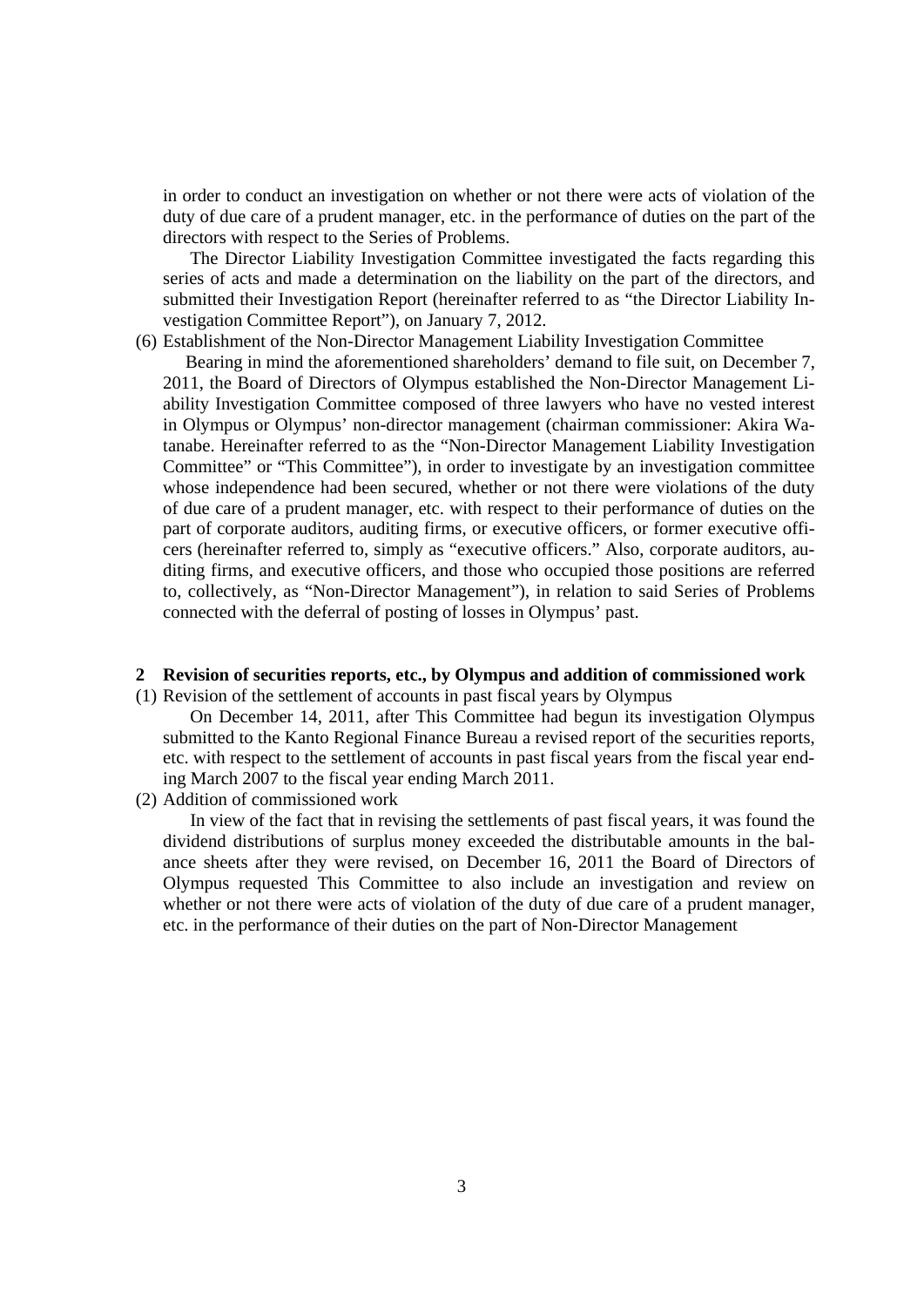in order to conduct an investigation on whether or not there were acts of violation of the duty of due care of a prudent manager, etc. in the performance of duties on the part of the directors with respect to the Series of Problems.

The Director Liability Investigation Committee investigated the facts regarding this series of acts and made a determination on the liability on the part of the directors, and submitted their Investigation Report (hereinafter referred to as "the Director Liability Investigation Committee Report"), on January 7, 2012.

(6) Establishment of the Non-Director Management Liability Investigation Committee

Bearing in mind the aforementioned shareholders' demand to file suit, on December 7, 2011, the Board of Directors of Olympus established the Non-Director Management Liability Investigation Committee composed of three lawyers who have no vested interest in Olympus or Olympus' non-director management (chairman commissioner: Akira Watanabe. Hereinafter referred to as the "Non-Director Management Liability Investigation Committee" or "This Committee"), in order to investigate by an investigation committee whose independence had been secured, whether or not there were violations of the duty of due care of a prudent manager, etc. with respect to their performance of duties on the part of corporate auditors, auditing firms, or executive officers, or former executive officers (hereinafter referred to, simply as "executive officers." Also, corporate auditors, auditing firms, and executive officers, and those who occupied those positions are referred to, collectively, as "Non-Director Management"), in relation to said Series of Problems connected with the deferral of posting of losses in Olympus' past.

## 2 Revision of securities reports, etc., by Olympus and addition of commissioned work

(1) Revision of the settlement of accounts in past fiscal years by Olympus

On December 14, 2011, after This Committee had begun its investigation Olympus submitted to the Kanto Regional Finance Bureau a revised report of the securities reports, etc. with respect to the settlement of accounts in past fiscal years from the fiscal year ending March 2007 to the fiscal year ending March 2011.

(2) Addition of commissioned work

In view of the fact that in revising the settlements of past fiscal years, it was found the dividend distributions of surplus money exceeded the distributable amounts in the balance sheets after they were revised, on December 16, 2011 the Board of Directors of Olympus requested This Committee to also include an investigation and review on whether or not there were acts of violation of the duty of due care of a prudent manager, etc. in the performance of their duties on the part of Non-Director Management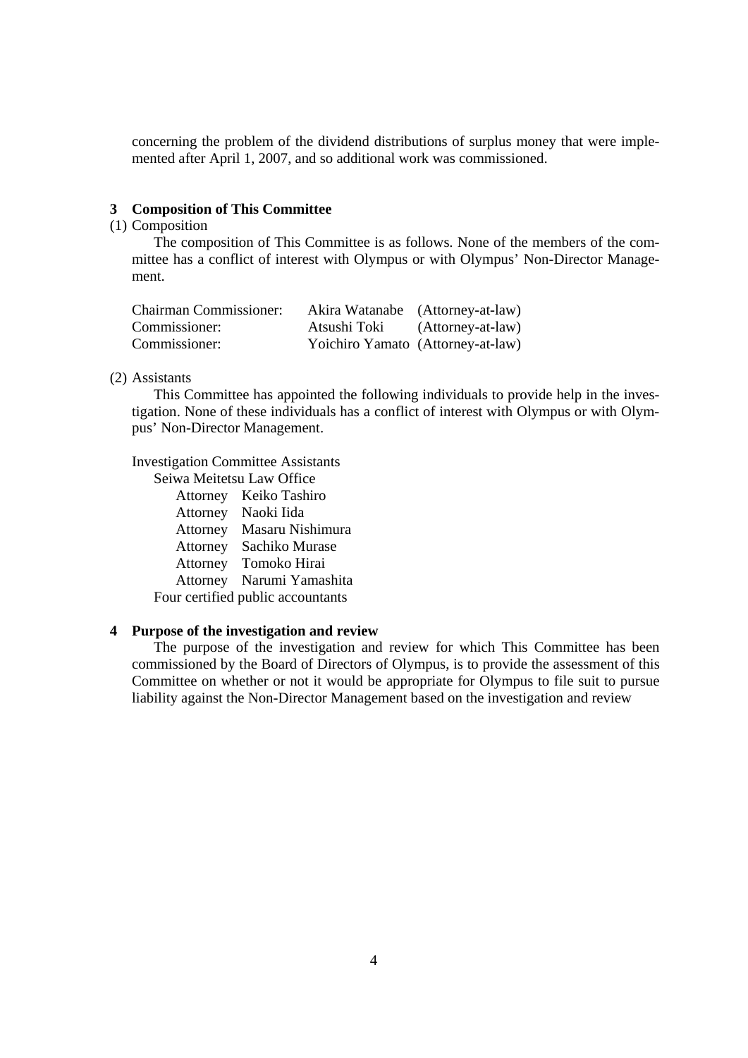concerning the problem of the dividend distributions of surplus money that were implemented after April 1, 2007, and so additional work was commissioned.

## 3 Composition of This Committee

(1) Composition

The composition of This Committee is as follows. None of the members of the committee has a conflict of interest with Olympus or with Olympus' Non-Director Management.

| | | |
|---|---|---|
| Chairman Commissioner: | Akira Watanabe | (Attorney-at-law) |
| Commissioner: | Atsushi Toki | (Attorney-at-law) |
| Commissioner: | Yoichiro Yamato | (Attorney-at-law) |

(2) Assistants

This Committee has appointed the following individuals to provide help in the investigation. None of these individuals has a conflict of interest with Olympus or with Olympus' Non-Director Management.

Investigation Committee Assistants

Seiwa Meitetsu Law Office

- Attorney Keiko Tashiro
- Attorney Naoki Iida
- Attorney Masaru Nishimura
- Attorney Sachiko Murase
- Attorney Tomoko Hirai
- Attorney Narumi Yamashita

Four certified public accountants

## 4 Purpose of the investigation and review

The purpose of the investigation and review for which This Committee has been commissioned by the Board of Directors of Olympus, is to provide the assessment of this Committee on whether or not it would be appropriate for Olympus to file suit to pursue liability against the Non-Director Management based on the investigation and review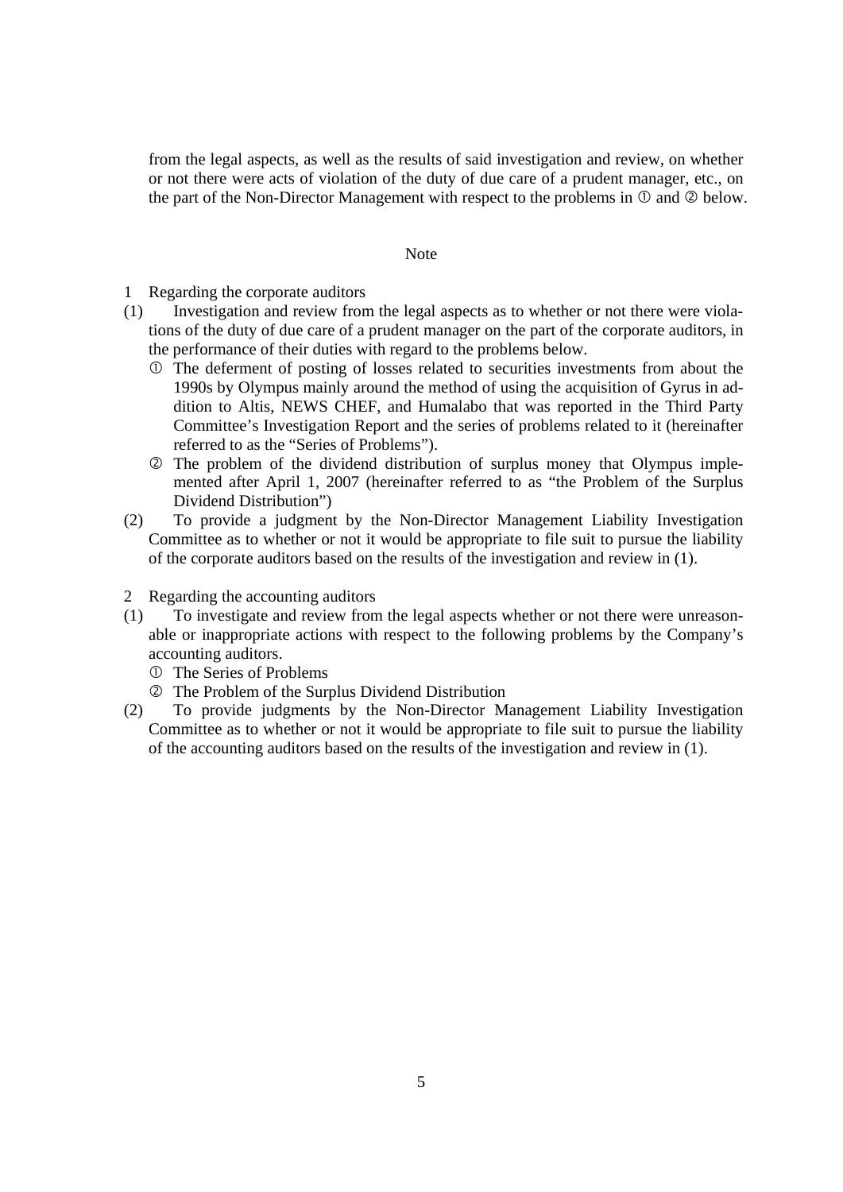from the legal aspects, as well as the results of said investigation and review, on whether or not there were acts of violation of the duty of due care of a prudent manager, etc., on the part of the Non-Director Management with respect to the problems in ① and ② below.

Note

1 Regarding the corporate auditors

(1) Investigation and review from the legal aspects as to whether or not there were violations of the duty of due care of a prudent manager on the part of the corporate auditors, in the performance of their duties with regard to the problems below.

① The deferment of posting of losses related to securities investments from about the 1990s by Olympus mainly around the method of using the acquisition of Gyrus in addition to Altis, NEWS CHEF, and Humalabo that was reported in the Third Party Committee's Investigation Report and the series of problems related to it (hereinafter referred to as the "Series of Problems").

② The problem of the dividend distribution of surplus money that Olympus implemented after April 1, 2007 (hereinafter referred to as "the Problem of the Surplus Dividend Distribution")

(2) To provide a judgment by the Non-Director Management Liability Investigation Committee as to whether or not it would be appropriate to file suit to pursue the liability of the corporate auditors based on the results of the investigation and review in (1).

2 Regarding the accounting auditors

(1) To investigate and review from the legal aspects whether or not there were unreasonable or inappropriate actions with respect to the following problems by the Company's accounting auditors.

① The Series of Problems

② The Problem of the Surplus Dividend Distribution

(2) To provide judgments by the Non-Director Management Liability Investigation Committee as to whether or not it would be appropriate to file suit to pursue the liability of the accounting auditors based on the results of the investigation and review in (1).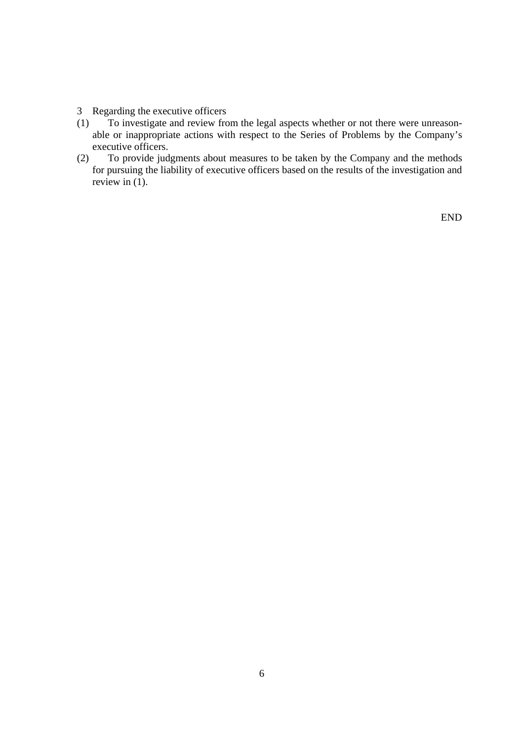3 Regarding the executive officers

(1) To investigate and review from the legal aspects whether or not there were unreasonable or inappropriate actions with respect to the Series of Problems by the Company's executive officers.

(2) To provide judgments about measures to be taken by the Company and the methods for pursuing the liability of executive officers based on the results of the investigation and review in (1).

END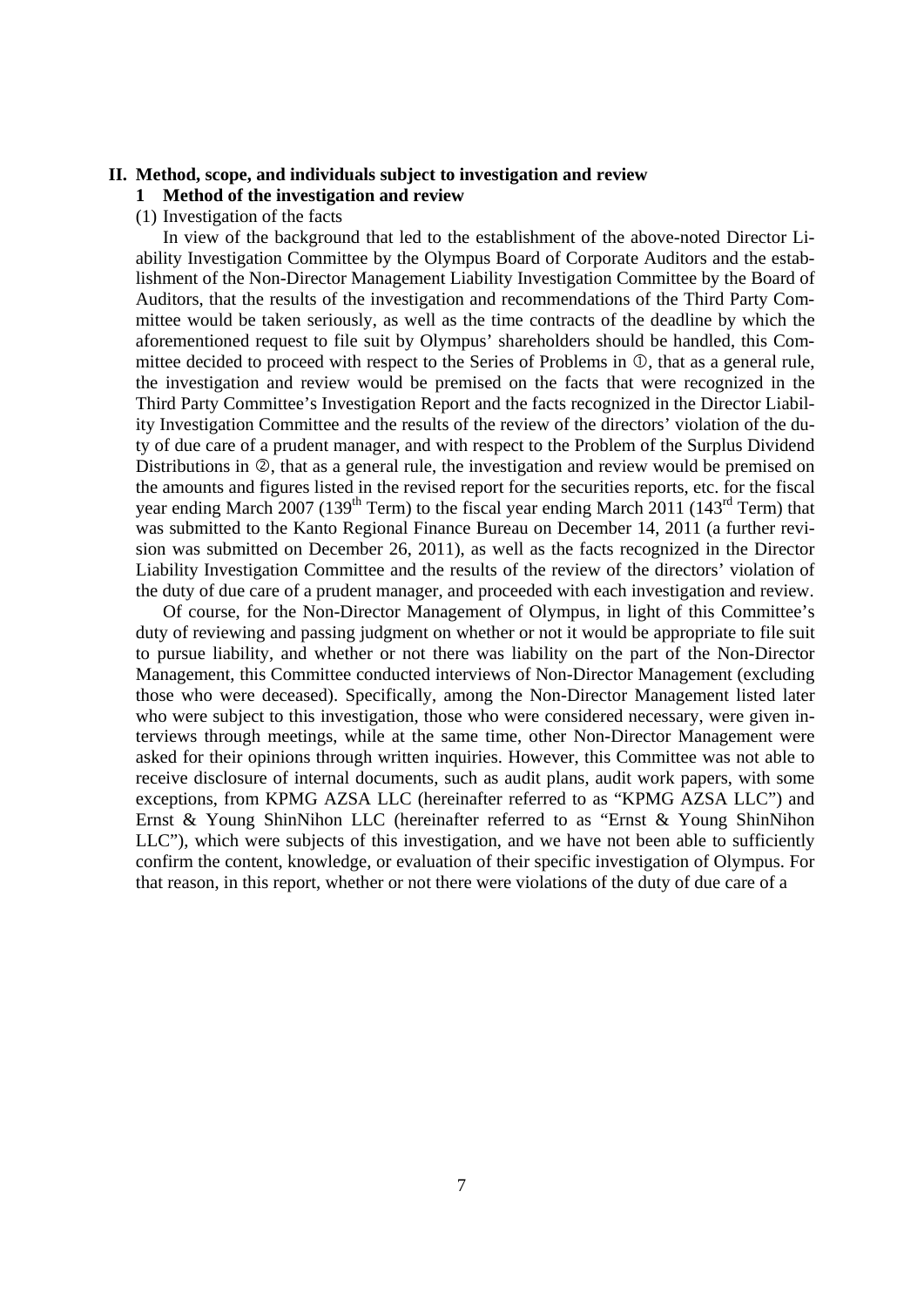## II. Method, scope, and individuals subject to investigation and review

### 1 Method of the investigation and review

(1) Investigation of the facts

In view of the background that led to the establishment of the above-noted Director Liability Investigation Committee by the Olympus Board of Corporate Auditors and the establishment of the Non-Director Management Liability Investigation Committee by the Board of Auditors, that the results of the investigation and recommendations of the Third Party Committee would be taken seriously, as well as the time contracts of the deadline by which the aforementioned request to file suit by Olympus' shareholders should be handled, this Committee decided to proceed with respect to the Series of Problems in ①, that as a general rule, the investigation and review would be premised on the facts that were recognized in the Third Party Committee's Investigation Report and the facts recognized in the Director Liability Investigation Committee and the results of the review of the directors' violation of the duty of due care of a prudent manager, and with respect to the Problem of the Surplus Dividend Distributions in ②, that as a general rule, the investigation and review would be premised on the amounts and figures listed in the revised report for the securities reports, etc. for the fiscal year ending March 2007 (139th Term) to the fiscal year ending March 2011 (143rd Term) that was submitted to the Kanto Regional Finance Bureau on December 14, 2011 (a further revision was submitted on December 26, 2011), as well as the facts recognized in the Director Liability Investigation Committee and the results of the review of the directors' violation of the duty of due care of a prudent manager, and proceeded with each investigation and review.

Of course, for the Non-Director Management of Olympus, in light of this Committee's duty of reviewing and passing judgment on whether or not it would be appropriate to file suit to pursue liability, and whether or not there was liability on the part of the Non-Director Management, this Committee conducted interviews of Non-Director Management (excluding those who were deceased). Specifically, among the Non-Director Management listed later who were subject to this investigation, those who were considered necessary, were given interviews through meetings, while at the same time, other Non-Director Management were asked for their opinions through written inquiries. However, this Committee was not able to receive disclosure of internal documents, such as audit plans, audit work papers, with some exceptions, from KPMG AZSA LLC (hereinafter referred to as "KPMG AZSA LLC") and Ernst & Young ShinNihon LLC (hereinafter referred to as "Ernst & Young ShinNihon LLC"), which were subjects of this investigation, and we have not been able to sufficiently confirm the content, knowledge, or evaluation of their specific investigation of Olympus. For that reason, in this report, whether or not there were violations of the duty of due care of a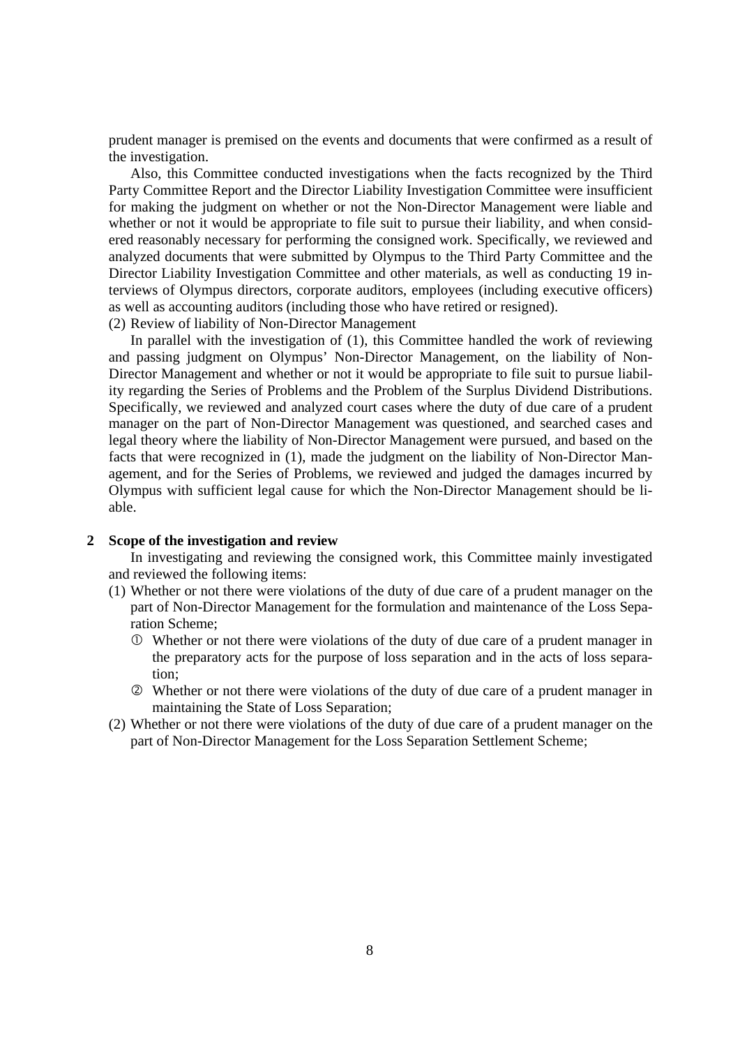prudent manager is premised on the events and documents that were confirmed as a result of the investigation.

Also, this Committee conducted investigations when the facts recognized by the Third Party Committee Report and the Director Liability Investigation Committee were insufficient for making the judgment on whether or not the Non-Director Management were liable and whether or not it would be appropriate to file suit to pursue their liability, and when considered reasonably necessary for performing the consigned work. Specifically, we reviewed and analyzed documents that were submitted by Olympus to the Third Party Committee and the Director Liability Investigation Committee and other materials, as well as conducting 19 interviews of Olympus directors, corporate auditors, employees (including executive officers) as well as accounting auditors (including those who have retired or resigned).

(2) Review of liability of Non-Director Management

In parallel with the investigation of (1), this Committee handled the work of reviewing and passing judgment on Olympus' Non-Director Management, on the liability of Non-Director Management and whether or not it would be appropriate to file suit to pursue liability regarding the Series of Problems and the Problem of the Surplus Dividend Distributions. Specifically, we reviewed and analyzed court cases where the duty of due care of a prudent manager on the part of Non-Director Management was questioned, and searched cases and legal theory where the liability of Non-Director Management were pursued, and based on the facts that were recognized in (1), made the judgment on the liability of Non-Director Management, and for the Series of Problems, we reviewed and judged the damages incurred by Olympus with sufficient legal cause for which the Non-Director Management should be liable.

## 2 Scope of the investigation and review

In investigating and reviewing the consigned work, this Committee mainly investigated and reviewed the following items:

(1) Whether or not there were violations of the duty of due care of a prudent manager on the part of Non-Director Management for the formulation and maintenance of the Loss Separation Scheme;

① Whether or not there were violations of the duty of due care of a prudent manager in the preparatory acts for the purpose of loss separation and in the acts of loss separation;

② Whether or not there were violations of the duty of due care of a prudent manager in maintaining the State of Loss Separation;

(2) Whether or not there were violations of the duty of due care of a prudent manager on the part of Non-Director Management for the Loss Separation Settlement Scheme;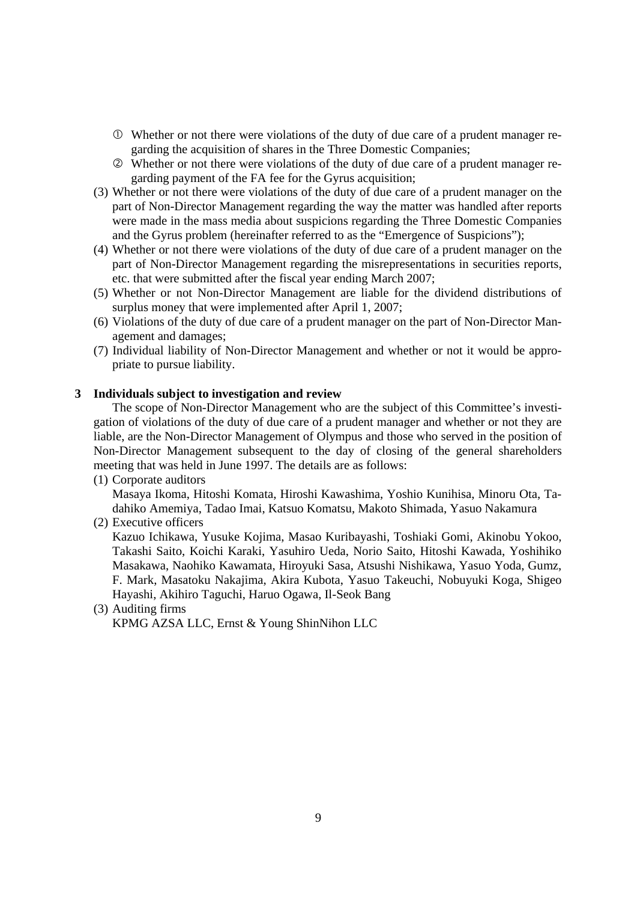① Whether or not there were violations of the duty of due care of a prudent manager regarding the acquisition of shares in the Three Domestic Companies;

② Whether or not there were violations of the duty of due care of a prudent manager regarding payment of the FA fee for the Gyrus acquisition;

(3) Whether or not there were violations of the duty of due care of a prudent manager on the part of Non-Director Management regarding the way the matter was handled after reports were made in the mass media about suspicions regarding the Three Domestic Companies and the Gyrus problem (hereinafter referred to as the "Emergence of Suspicions");

(4) Whether or not there were violations of the duty of due care of a prudent manager on the part of Non-Director Management regarding the misrepresentations in securities reports, etc. that were submitted after the fiscal year ending March 2007;

(5) Whether or not Non-Director Management are liable for the dividend distributions of surplus money that were implemented after April 1, 2007;

(6) Violations of the duty of due care of a prudent manager on the part of Non-Director Management and damages;

(7) Individual liability of Non-Director Management and whether or not it would be appropriate to pursue liability.

## 3 Individuals subject to investigation and review

The scope of Non-Director Management who are the subject of this Committee's investigation of violations of the duty of due care of a prudent manager and whether or not they are liable, are the Non-Director Management of Olympus and those who served in the position of Non-Director Management subsequent to the day of closing of the general shareholders meeting that was held in June 1997. The details are as follows:

(1) Corporate auditors

Masaya Ikoma, Hitoshi Komata, Hiroshi Kawashima, Yoshio Kunihisa, Minoru Ota, Tadahiko Amemiya, Tadao Imai, Katsuo Komatsu, Makoto Shimada, Yasuo Nakamura

(2) Executive officers

Kazuo Ichikawa, Yusuke Kojima, Masao Kuribayashi, Toshiaki Gomi, Akinobu Yokoo, Takashi Saito, Koichi Karaki, Yasuhiro Ueda, Norio Saito, Hitoshi Kawada, Yoshihiko Masakawa, Naohiko Kawamata, Hiroyuki Sasa, Atsushi Nishikawa, Yasuo Yoda, Gumz, F. Mark, Masatoku Nakajima, Akira Kubota, Yasuo Takeuchi, Nobuyuki Koga, Shigeo Hayashi, Akihiro Taguchi, Haruo Ogawa, Il-Seok Bang

(3) Auditing firms

KPMG AZSA LLC, Ernst & Young ShinNihon LLC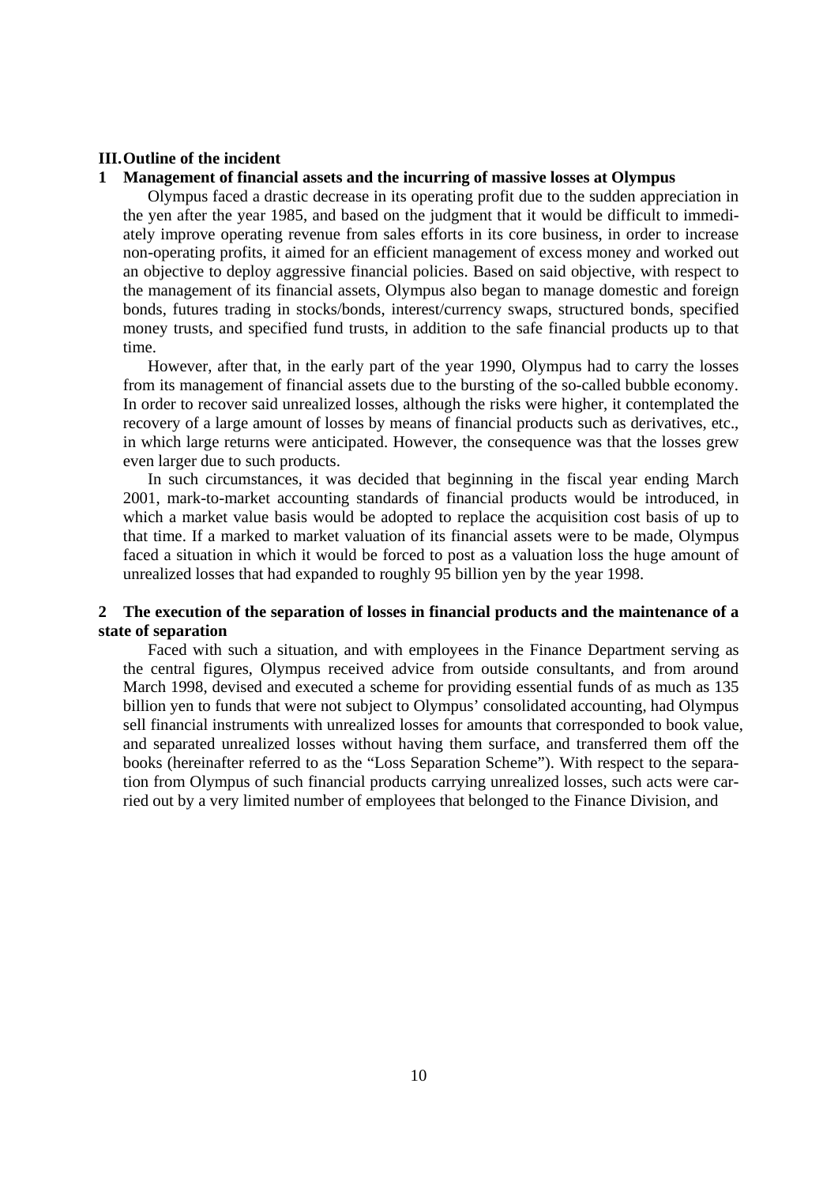## III. Outline of the incident

### 1 Management of financial assets and the incurring of massive losses at Olympus

Olympus faced a drastic decrease in its operating profit due to the sudden appreciation in the yen after the year 1985, and based on the judgment that it would be difficult to immediately improve operating revenue from sales efforts in its core business, in order to increase non-operating profits, it aimed for an efficient management of excess money and worked out an objective to deploy aggressive financial policies. Based on said objective, with respect to the management of its financial assets, Olympus also began to manage domestic and foreign bonds, futures trading in stocks/bonds, interest/currency swaps, structured bonds, specified money trusts, and specified fund trusts, in addition to the safe financial products up to that time.

However, after that, in the early part of the year 1990, Olympus had to carry the losses from its management of financial assets due to the bursting of the so-called bubble economy. In order to recover said unrealized losses, although the risks were higher, it contemplated the recovery of a large amount of losses by means of financial products such as derivatives, etc., in which large returns were anticipated. However, the consequence was that the losses grew even larger due to such products.

In such circumstances, it was decided that beginning in the fiscal year ending March 2001, mark-to-market accounting standards of financial products would be introduced, in which a market value basis would be adopted to replace the acquisition cost basis of up to that time. If a marked to market valuation of its financial assets were to be made, Olympus faced a situation in which it would be forced to post as a valuation loss the huge amount of unrealized losses that had expanded to roughly 95 billion yen by the year 1998.

### 2 The execution of the separation of losses in financial products and the maintenance of a state of separation

Faced with such a situation, and with employees in the Finance Department serving as the central figures, Olympus received advice from outside consultants, and from around March 1998, devised and executed a scheme for providing essential funds of as much as 135 billion yen to funds that were not subject to Olympus' consolidated accounting, had Olympus sell financial instruments with unrealized losses for amounts that corresponded to book value, and separated unrealized losses without having them surface, and transferred them off the books (hereinafter referred to as the "Loss Separation Scheme"). With respect to the separation from Olympus of such financial products carrying unrealized losses, such acts were carried out by a very limited number of employees that belonged to the Finance Division, and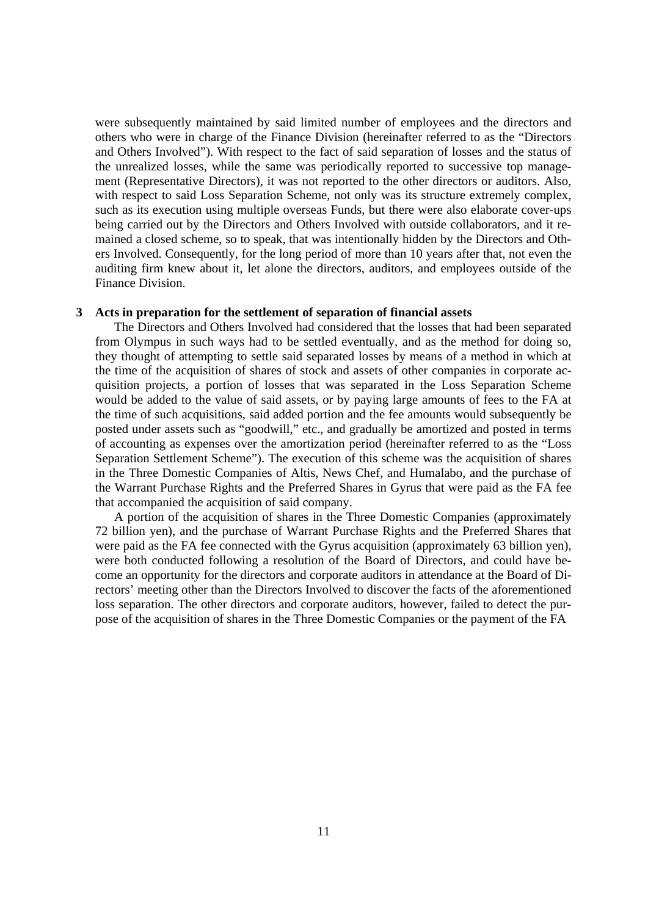were subsequently maintained by said limited number of employees and the directors and others who were in charge of the Finance Division (hereinafter referred to as the "Directors and Others Involved"). With respect to the fact of said separation of losses and the status of the unrealized losses, while the same was periodically reported to successive top management (Representative Directors), it was not reported to the other directors or auditors. Also, with respect to said Loss Separation Scheme, not only was its structure extremely complex, such as its execution using multiple overseas Funds, but there were also elaborate cover-ups being carried out by the Directors and Others Involved with outside collaborators, and it remained a closed scheme, so to speak, that was intentionally hidden by the Directors and Others Involved. Consequently, for the long period of more than 10 years after that, not even the auditing firm knew about it, let alone the directors, auditors, and employees outside of the Finance Division.

### 3 Acts in preparation for the settlement of separation of financial assets

The Directors and Others Involved had considered that the losses that had been separated from Olympus in such ways had to be settled eventually, and as the method for doing so, they thought of attempting to settle said separated losses by means of a method in which at the time of the acquisition of shares of stock and assets of other companies in corporate acquisition projects, a portion of losses that was separated in the Loss Separation Scheme would be added to the value of said assets, or by paying large amounts of fees to the FA at the time of such acquisitions, said added portion and the fee amounts would subsequently be posted under assets such as "goodwill," etc., and gradually be amortized and posted in terms of accounting as expenses over the amortization period (hereinafter referred to as the "Loss Separation Settlement Scheme"). The execution of this scheme was the acquisition of shares in the Three Domestic Companies of Altis, News Chef, and Humalabo, and the purchase of the Warrant Purchase Rights and the Preferred Shares in Gyrus that were paid as the FA fee that accompanied the acquisition of said company.

A portion of the acquisition of shares in the Three Domestic Companies (approximately 72 billion yen), and the purchase of Warrant Purchase Rights and the Preferred Shares that were paid as the FA fee connected with the Gyrus acquisition (approximately 63 billion yen), were both conducted following a resolution of the Board of Directors, and could have become an opportunity for the directors and corporate auditors in attendance at the Board of Directors' meeting other than the Directors Involved to discover the facts of the aforementioned loss separation. The other directors and corporate auditors, however, failed to detect the purpose of the acquisition of shares in the Three Domestic Companies or the payment of the FA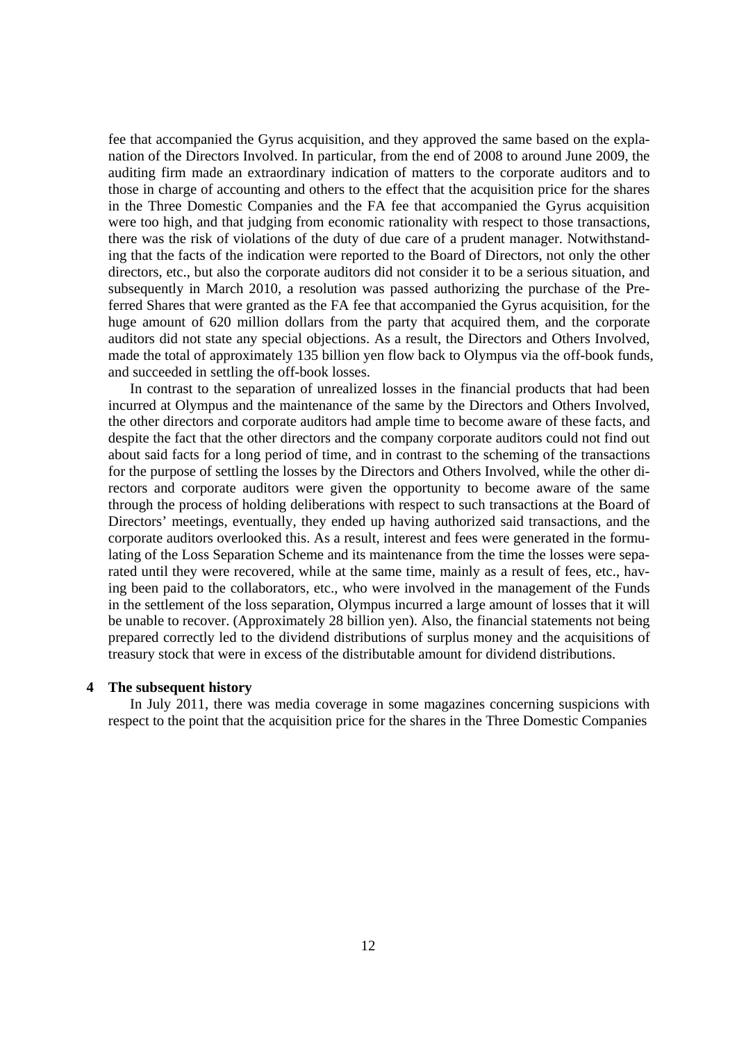fee that accompanied the Gyrus acquisition, and they approved the same based on the explanation of the Directors Involved. In particular, from the end of 2008 to around June 2009, the auditing firm made an extraordinary indication of matters to the corporate auditors and to those in charge of accounting and others to the effect that the acquisition price for the shares in the Three Domestic Companies and the FA fee that accompanied the Gyrus acquisition were too high, and that judging from economic rationality with respect to those transactions, there was the risk of violations of the duty of due care of a prudent manager. Notwithstanding that the facts of the indication were reported to the Board of Directors, not only the other directors, etc., but also the corporate auditors did not consider it to be a serious situation, and subsequently in March 2010, a resolution was passed authorizing the purchase of the Preferred Shares that were granted as the FA fee that accompanied the Gyrus acquisition, for the huge amount of 620 million dollars from the party that acquired them, and the corporate auditors did not state any special objections. As a result, the Directors and Others Involved, made the total of approximately 135 billion yen flow back to Olympus via the off-book funds, and succeeded in settling the off-book losses.

In contrast to the separation of unrealized losses in the financial products that had been incurred at Olympus and the maintenance of the same by the Directors and Others Involved, the other directors and corporate auditors had ample time to become aware of these facts, and despite the fact that the other directors and the company corporate auditors could not find out about said facts for a long period of time, and in contrast to the scheming of the transactions for the purpose of settling the losses by the Directors and Others Involved, while the other directors and corporate auditors were given the opportunity to become aware of the same through the process of holding deliberations with respect to such transactions at the Board of Directors' meetings, eventually, they ended up having authorized said transactions, and the corporate auditors overlooked this. As a result, interest and fees were generated in the formulating of the Loss Separation Scheme and its maintenance from the time the losses were separated until they were recovered, while at the same time, mainly as a result of fees, etc., having been paid to the collaborators, etc., who were involved in the management of the Funds in the settlement of the loss separation, Olympus incurred a large amount of losses that it will be unable to recover. (Approximately 28 billion yen). Also, the financial statements not being prepared correctly led to the dividend distributions of surplus money and the acquisitions of treasury stock that were in excess of the distributable amount for dividend distributions.

### 4 The subsequent history

In July 2011, there was media coverage in some magazines concerning suspicions with respect to the point that the acquisition price for the shares in the Three Domestic Companies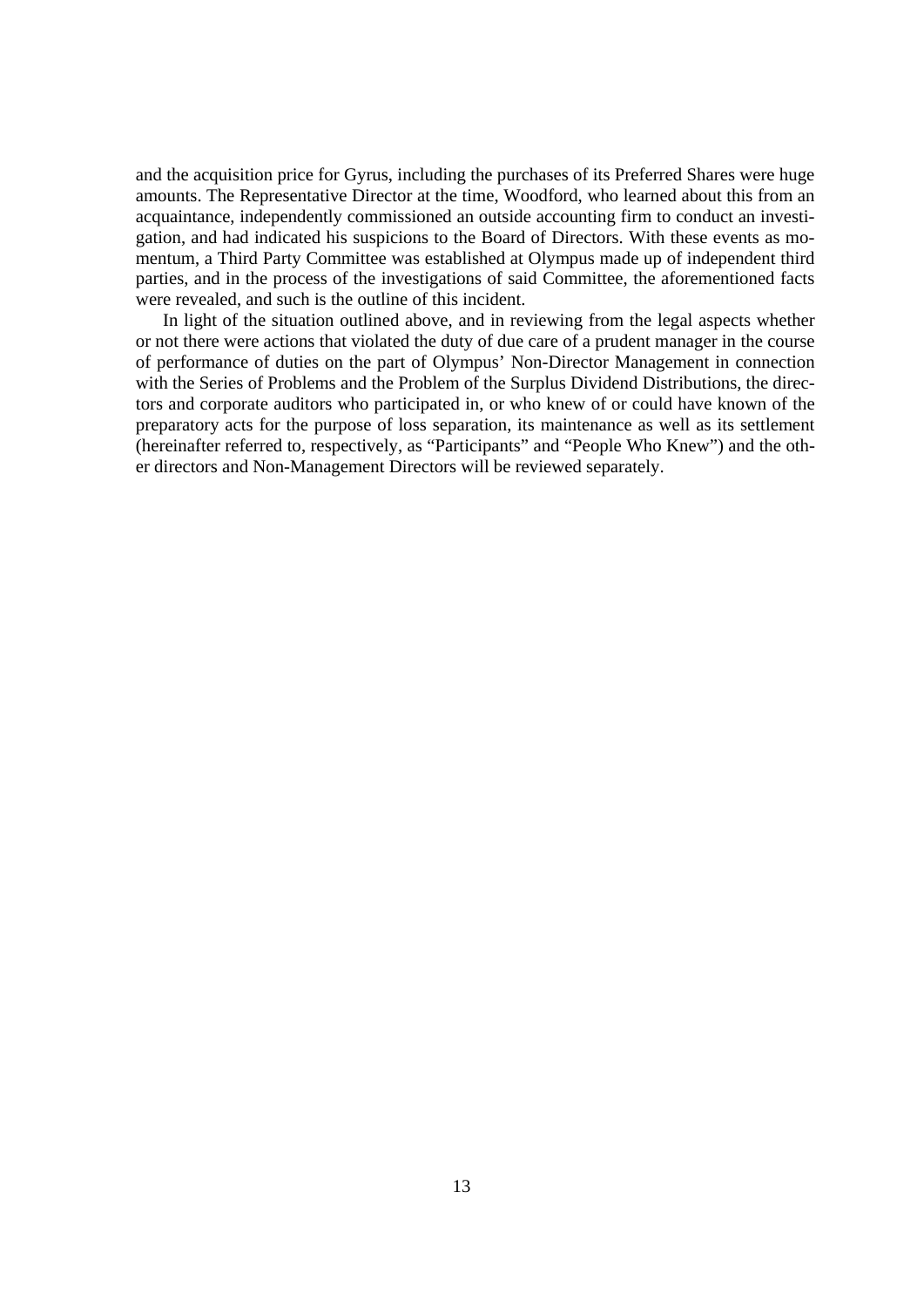and the acquisition price for Gyrus, including the purchases of its Preferred Shares were huge amounts. The Representative Director at the time, Woodford, who learned about this from an acquaintance, independently commissioned an outside accounting firm to conduct an investigation, and had indicated his suspicions to the Board of Directors. With these events as momentum, a Third Party Committee was established at Olympus made up of independent third parties, and in the process of the investigations of said Committee, the aforementioned facts were revealed, and such is the outline of this incident.

In light of the situation outlined above, and in reviewing from the legal aspects whether or not there were actions that violated the duty of due care of a prudent manager in the course of performance of duties on the part of Olympus' Non-Director Management in connection with the Series of Problems and the Problem of the Surplus Dividend Distributions, the directors and corporate auditors who participated in, or who knew of or could have known of the preparatory acts for the purpose of loss separation, its maintenance as well as its settlement (hereinafter referred to, respectively, as "Participants" and "People Who Knew") and the other directors and Non-Management Directors will be reviewed separately.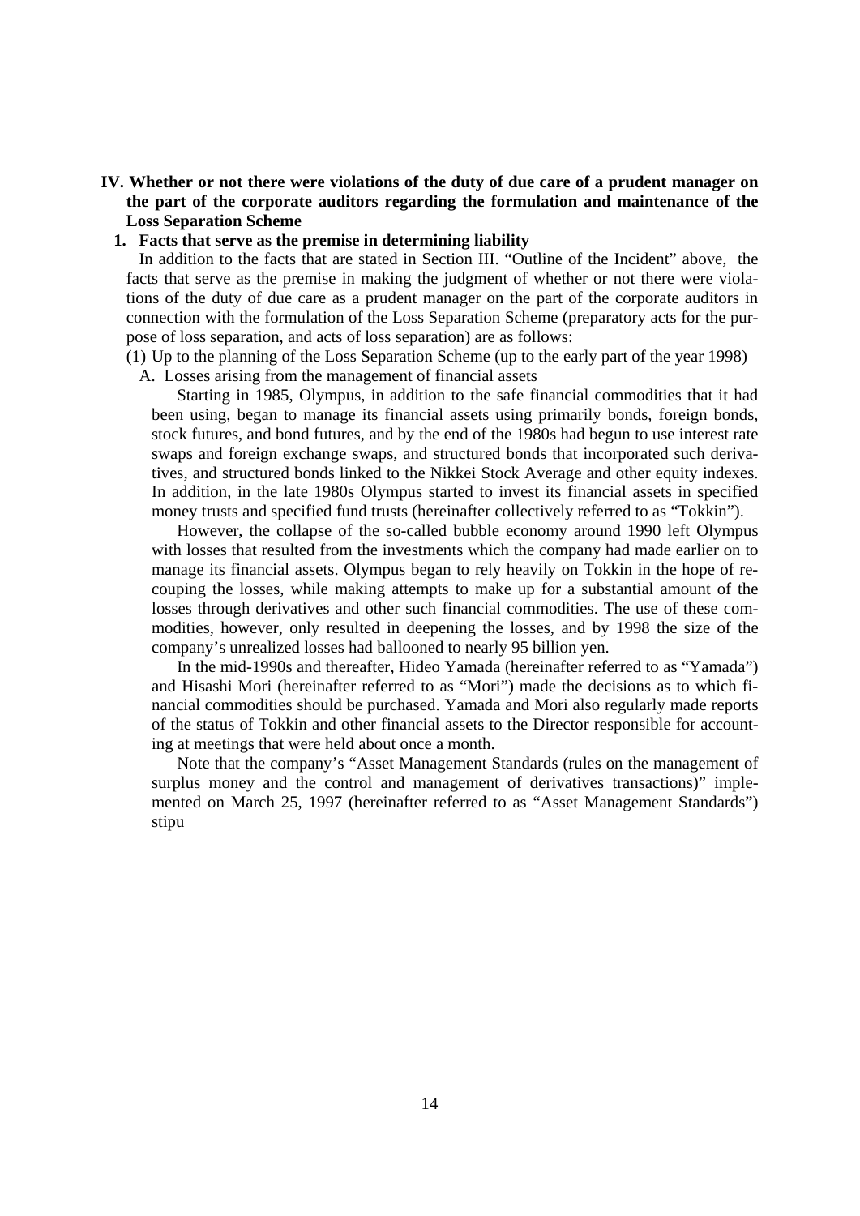## IV. Whether or not there were violations of the duty of due care of a prudent manager on the part of the corporate auditors regarding the formulation and maintenance of the Loss Separation Scheme

### 1. Facts that serve as the premise in determining liability

In addition to the facts that are stated in Section III. "Outline of the Incident" above, the facts that serve as the premise in making the judgment of whether or not there were violations of the duty of due care as a prudent manager on the part of the corporate auditors in connection with the formulation of the Loss Separation Scheme (preparatory acts for the purpose of loss separation, and acts of loss separation) are as follows:

(1) Up to the planning of the Loss Separation Scheme (up to the early part of the year 1998)

A. Losses arising from the management of financial assets

Starting in 1985, Olympus, in addition to the safe financial commodities that it had been using, began to manage its financial assets using primarily bonds, foreign bonds, stock futures, and bond futures, and by the end of the 1980s had begun to use interest rate swaps and foreign exchange swaps, and structured bonds that incorporated such derivatives, and structured bonds linked to the Nikkei Stock Average and other equity indexes. In addition, in the late 1980s Olympus started to invest its financial assets in specified money trusts and specified fund trusts (hereinafter collectively referred to as "Tokkin").

However, the collapse of the so-called bubble economy around 1990 left Olympus with losses that resulted from the investments which the company had made earlier on to manage its financial assets. Olympus began to rely heavily on Tokkin in the hope of recouping the losses, while making attempts to make up for a substantial amount of the losses through derivatives and other such financial commodities. The use of these commodities, however, only resulted in deepening the losses, and by 1998 the size of the company's unrealized losses had ballooned to nearly 95 billion yen.

In the mid-1990s and thereafter, Hideo Yamada (hereinafter referred to as "Yamada") and Hisashi Mori (hereinafter referred to as "Mori") made the decisions as to which financial commodities should be purchased. Yamada and Mori also regularly made reports of the status of Tokkin and other financial assets to the Director responsible for accounting at meetings that were held about once a month.

Note that the company's "Asset Management Standards (rules on the management of surplus money and the control and management of derivatives transactions)" implemented on March 25, 1997 (hereinafter referred to as "Asset Management Standards") stipu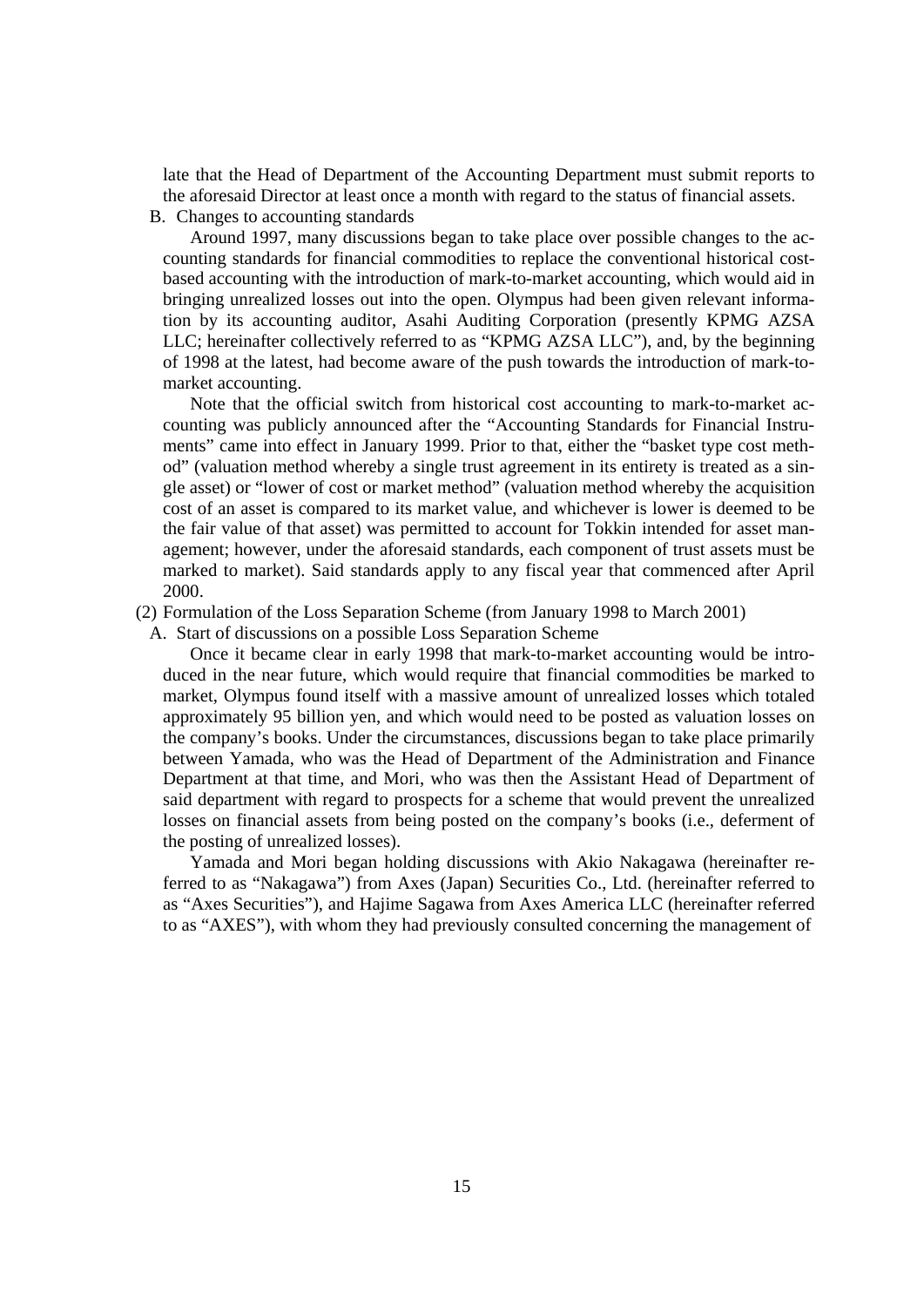late that the Head of Department of the Accounting Department must submit reports to the aforesaid Director at least once a month with regard to the status of financial assets.

B. Changes to accounting standards

Around 1997, many discussions began to take place over possible changes to the accounting standards for financial commodities to replace the conventional historical cost-based accounting with the introduction of mark-to-market accounting, which would aid in bringing unrealized losses out into the open. Olympus had been given relevant information by its accounting auditor, Asahi Auditing Corporation (presently KPMG AZSA LLC; hereinafter collectively referred to as "KPMG AZSA LLC"), and, by the beginning of 1998 at the latest, had become aware of the push towards the introduction of mark-to-market accounting.

Note that the official switch from historical cost accounting to mark-to-market accounting was publicly announced after the "Accounting Standards for Financial Instruments" came into effect in January 1999. Prior to that, either the "basket type cost method" (valuation method whereby a single trust agreement in its entirety is treated as a single asset) or "lower of cost or market method" (valuation method whereby the acquisition cost of an asset is compared to its market value, and whichever is lower is deemed to be the fair value of that asset) was permitted to account for Tokkin intended for asset management; however, under the aforesaid standards, each component of trust assets must be marked to market). Said standards apply to any fiscal year that commenced after April 2000.

(2) Formulation of the Loss Separation Scheme (from January 1998 to March 2001)

A. Start of discussions on a possible Loss Separation Scheme

Once it became clear in early 1998 that mark-to-market accounting would be introduced in the near future, which would require that financial commodities be marked to market, Olympus found itself with a massive amount of unrealized losses which totaled approximately 95 billion yen, and which would need to be posted as valuation losses on the company's books. Under the circumstances, discussions began to take place primarily between Yamada, who was the Head of Department of the Administration and Finance Department at that time, and Mori, who was then the Assistant Head of Department of said department with regard to prospects for a scheme that would prevent the unrealized losses on financial assets from being posted on the company's books (i.e., deferment of the posting of unrealized losses).

Yamada and Mori began holding discussions with Akio Nakagawa (hereinafter referred to as "Nakagawa") from Axes (Japan) Securities Co., Ltd. (hereinafter referred to as "Axes Securities"), and Hajime Sagawa from Axes America LLC (hereinafter referred to as "AXES"), with whom they had previously consulted concerning the management of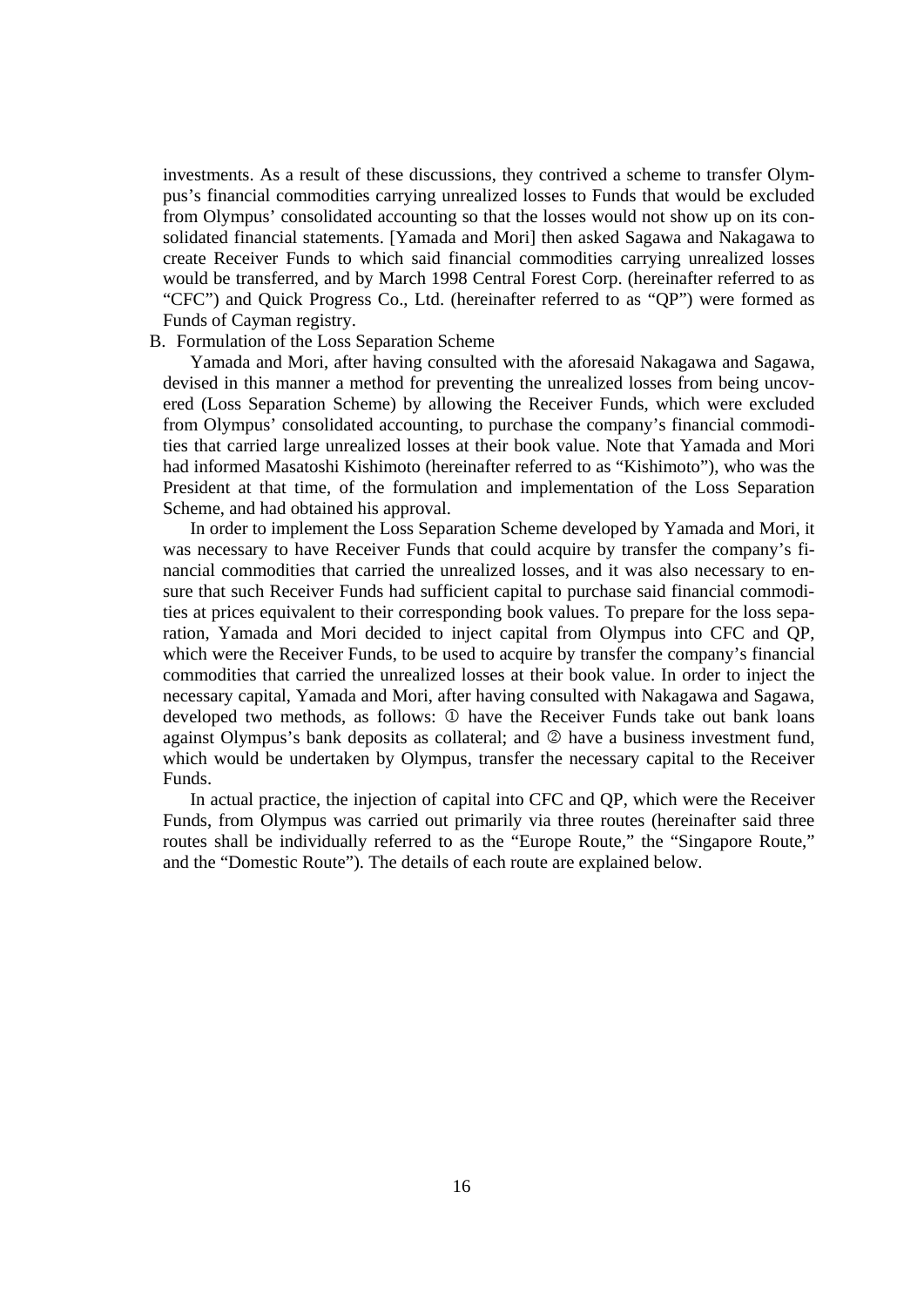investments. As a result of these discussions, they contrived a scheme to transfer Olympus's financial commodities carrying unrealized losses to Funds that would be excluded from Olympus' consolidated accounting so that the losses would not show up on its consolidated financial statements. [Yamada and Mori] then asked Sagawa and Nakagawa to create Receiver Funds to which said financial commodities carrying unrealized losses would be transferred, and by March 1998 Central Forest Corp. (hereinafter referred to as "CFC") and Quick Progress Co., Ltd. (hereinafter referred to as "QP") were formed as Funds of Cayman registry.

B. Formulation of the Loss Separation Scheme

Yamada and Mori, after having consulted with the aforesaid Nakagawa and Sagawa, devised in this manner a method for preventing the unrealized losses from being uncovered (Loss Separation Scheme) by allowing the Receiver Funds, which were excluded from Olympus' consolidated accounting, to purchase the company's financial commodities that carried large unrealized losses at their book value. Note that Yamada and Mori had informed Masatoshi Kishimoto (hereinafter referred to as "Kishimoto"), who was the President at that time, of the formulation and implementation of the Loss Separation Scheme, and had obtained his approval.

In order to implement the Loss Separation Scheme developed by Yamada and Mori, it was necessary to have Receiver Funds that could acquire by transfer the company's financial commodities that carried the unrealized losses, and it was also necessary to ensure that such Receiver Funds had sufficient capital to purchase said financial commodities at prices equivalent to their corresponding book values. To prepare for the loss separation, Yamada and Mori decided to inject capital from Olympus into CFC and QP, which were the Receiver Funds, to be used to acquire by transfer the company's financial commodities that carried the unrealized losses at their book value. In order to inject the necessary capital, Yamada and Mori, after having consulted with Nakagawa and Sagawa, developed two methods, as follows: ① have the Receiver Funds take out bank loans against Olympus's bank deposits as collateral; and ② have a business investment fund, which would be undertaken by Olympus, transfer the necessary capital to the Receiver Funds.

In actual practice, the injection of capital into CFC and QP, which were the Receiver Funds, from Olympus was carried out primarily via three routes (hereinafter said three routes shall be individually referred to as the "Europe Route," the "Singapore Route," and the "Domestic Route"). The details of each route are explained below.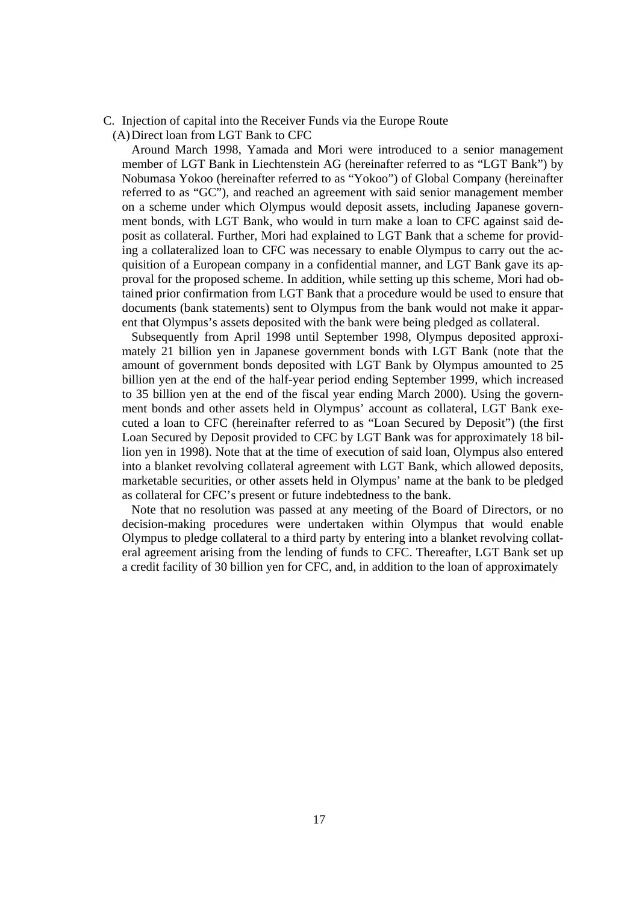C. Injection of capital into the Receiver Funds via the Europe Route

(A) Direct loan from LGT Bank to CFC

Around March 1998, Yamada and Mori were introduced to a senior management member of LGT Bank in Liechtenstein AG (hereinafter referred to as "LGT Bank") by Nobumasa Yokoo (hereinafter referred to as "Yokoo") of Global Company (hereinafter referred to as "GC"), and reached an agreement with said senior management member on a scheme under which Olympus would deposit assets, including Japanese government bonds, with LGT Bank, who would in turn make a loan to CFC against said deposit as collateral. Further, Mori had explained to LGT Bank that a scheme for providing a collateralized loan to CFC was necessary to enable Olympus to carry out the acquisition of a European company in a confidential manner, and LGT Bank gave its approval for the proposed scheme. In addition, while setting up this scheme, Mori had obtained prior confirmation from LGT Bank that a procedure would be used to ensure that documents (bank statements) sent to Olympus from the bank would not make it apparent that Olympus's assets deposited with the bank were being pledged as collateral.

Subsequently from April 1998 until September 1998, Olympus deposited approximately 21 billion yen in Japanese government bonds with LGT Bank (note that the amount of government bonds deposited with LGT Bank by Olympus amounted to 25 billion yen at the end of the half-year period ending September 1999, which increased to 35 billion yen at the end of the fiscal year ending March 2000). Using the government bonds and other assets held in Olympus' account as collateral, LGT Bank executed a loan to CFC (hereinafter referred to as "Loan Secured by Deposit") (the first Loan Secured by Deposit provided to CFC by LGT Bank was for approximately 18 billion yen in 1998). Note that at the time of execution of said loan, Olympus also entered into a blanket revolving collateral agreement with LGT Bank, which allowed deposits, marketable securities, or other assets held in Olympus' name at the bank to be pledged as collateral for CFC's present or future indebtedness to the bank.

Note that no resolution was passed at any meeting of the Board of Directors, or no decision-making procedures were undertaken within Olympus that would enable Olympus to pledge collateral to a third party by entering into a blanket revolving collateral agreement arising from the lending of funds to CFC. Thereafter, LGT Bank set up a credit facility of 30 billion yen for CFC, and, in addition to the loan of approximately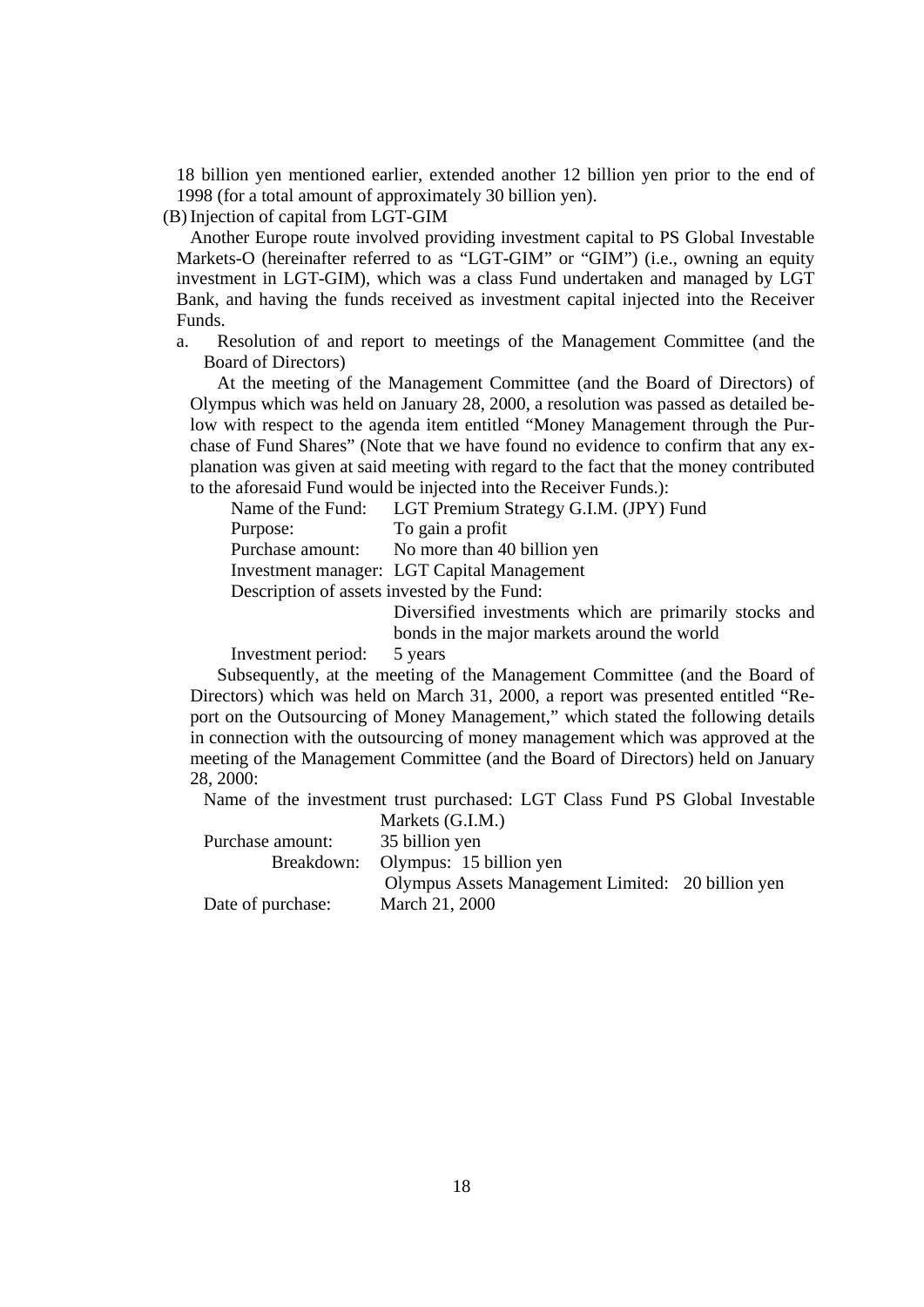18 billion yen mentioned earlier, extended another 12 billion yen prior to the end of 1998 (for a total amount of approximately 30 billion yen).

(B) Injection of capital from LGT-GIM

Another Europe route involved providing investment capital to PS Global Investable Markets-O (hereinafter referred to as "LGT-GIM" or "GIM") (i.e., owning an equity investment in LGT-GIM), which was a class Fund undertaken and managed by LGT Bank, and having the funds received as investment capital injected into the Receiver Funds.

a. Resolution of and report to meetings of the Management Committee (and the Board of Directors)

At the meeting of the Management Committee (and the Board of Directors) of Olympus which was held on January 28, 2000, a resolution was passed as detailed below with respect to the agenda item entitled "Money Management through the Purchase of Fund Shares" (Note that we have found no evidence to confirm that any explanation was given at said meeting with regard to the fact that the money contributed to the aforesaid Fund would be injected into the Receiver Funds.):

Name of the Fund: LGT Premium Strategy G.I.M. (JPY) Fund
Purpose: To gain a profit
Purchase amount: No more than 40 billion yen
Investment manager: LGT Capital Management
Description of assets invested by the Fund: Diversified investments which are primarily stocks and bonds in the major markets around the world
Investment period: 5 years

Subsequently, at the meeting of the Management Committee (and the Board of Directors) which was held on March 31, 2000, a report was presented entitled "Report on the Outsourcing of Money Management," which stated the following details in connection with the outsourcing of money management which was approved at the meeting of the Management Committee (and the Board of Directors) held on January 28, 2000:

Name of the investment trust purchased: LGT Class Fund PS Global Investable Markets (G.I.M.)
Purchase amount: 35 billion yen
Breakdown: Olympus: 15 billion yen
Olympus Assets Management Limited: 20 billion yen
Date of purchase: March 21, 2000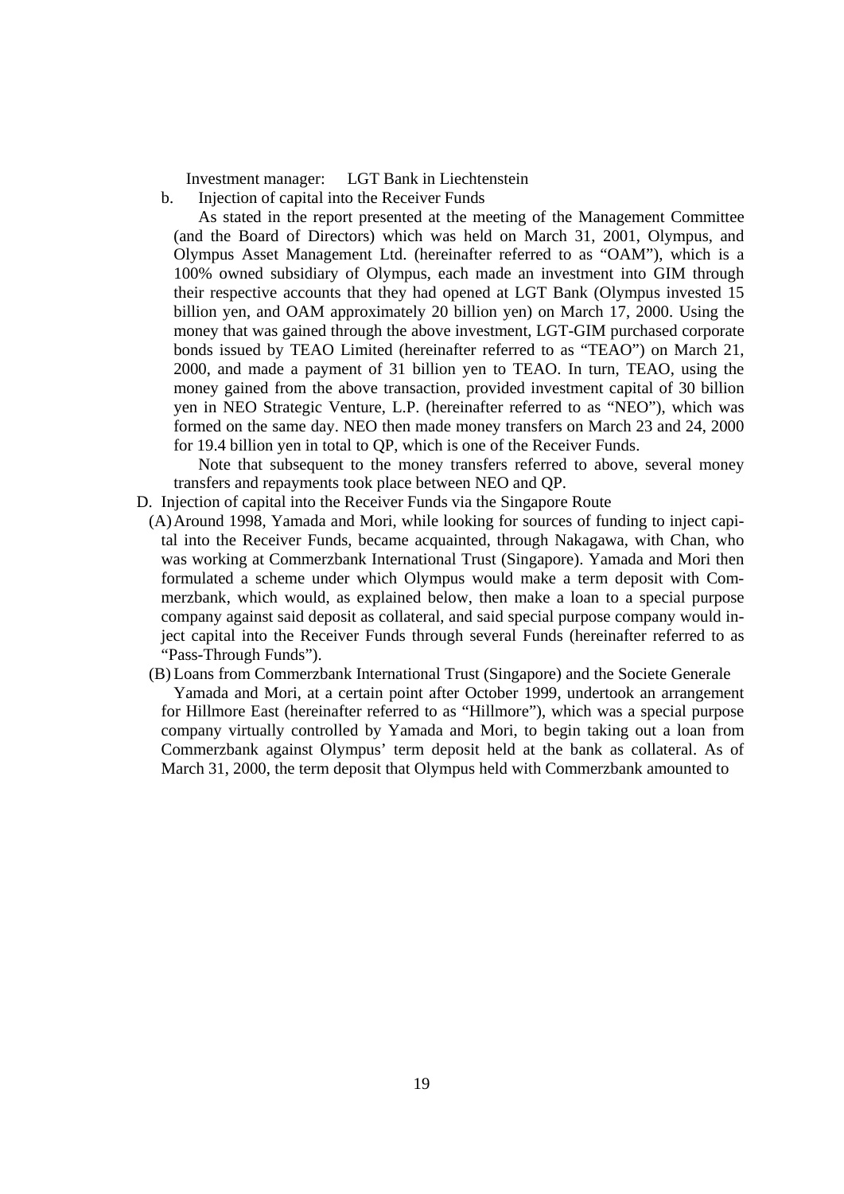Investment manager: LGT Bank in Liechtenstein

b. Injection of capital into the Receiver Funds

As stated in the report presented at the meeting of the Management Committee (and the Board of Directors) which was held on March 31, 2001, Olympus, and Olympus Asset Management Ltd. (hereinafter referred to as "OAM"), which is a 100% owned subsidiary of Olympus, each made an investment into GIM through their respective accounts that they had opened at LGT Bank (Olympus invested 15 billion yen, and OAM approximately 20 billion yen) on March 17, 2000. Using the money that was gained through the above investment, LGT-GIM purchased corporate bonds issued by TEAO Limited (hereinafter referred to as "TEAO") on March 21, 2000, and made a payment of 31 billion yen to TEAO. In turn, TEAO, using the money gained from the above transaction, provided investment capital of 30 billion yen in NEO Strategic Venture, L.P. (hereinafter referred to as "NEO"), which was formed on the same day. NEO then made money transfers on March 23 and 24, 2000 for 19.4 billion yen in total to QP, which is one of the Receiver Funds.

Note that subsequent to the money transfers referred to above, several money transfers and repayments took place between NEO and QP.

D. Injection of capital into the Receiver Funds via the Singapore Route

(A) Around 1998, Yamada and Mori, while looking for sources of funding to inject capital into the Receiver Funds, became acquainted, through Nakagawa, with Chan, who was working at Commerzbank International Trust (Singapore). Yamada and Mori then formulated a scheme under which Olympus would make a term deposit with Commerzbank, which would, as explained below, then make a loan to a special purpose company against said deposit as collateral, and said special purpose company would inject capital into the Receiver Funds through several Funds (hereinafter referred to as "Pass-Through Funds").

(B) Loans from Commerzbank International Trust (Singapore) and the Societe Generale

Yamada and Mori, at a certain point after October 1999, undertook an arrangement for Hillmore East (hereinafter referred to as "Hillmore"), which was a special purpose company virtually controlled by Yamada and Mori, to begin taking out a loan from Commerzbank against Olympus' term deposit held at the bank as collateral. As of March 31, 2000, the term deposit that Olympus held with Commerzbank amounted to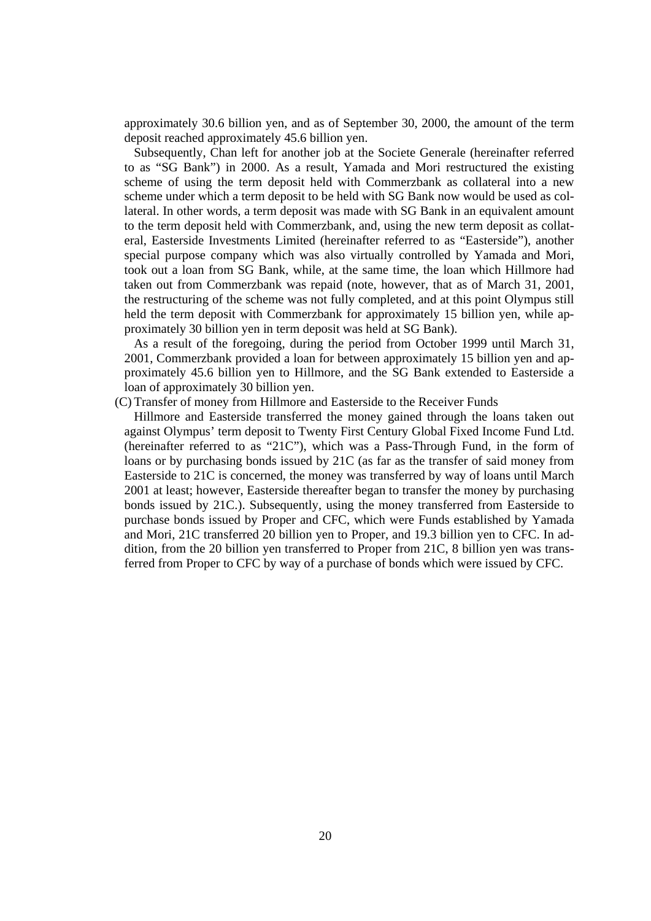approximately 30.6 billion yen, and as of September 30, 2000, the amount of the term deposit reached approximately 45.6 billion yen.

Subsequently, Chan left for another job at the Societe Generale (hereinafter referred to as "SG Bank") in 2000. As a result, Yamada and Mori restructured the existing scheme of using the term deposit held with Commerzbank as collateral into a new scheme under which a term deposit to be held with SG Bank now would be used as collateral. In other words, a term deposit was made with SG Bank in an equivalent amount to the term deposit held with Commerzbank, and, using the new term deposit as collateral, Easterside Investments Limited (hereinafter referred to as "Easterside"), another special purpose company which was also virtually controlled by Yamada and Mori, took out a loan from SG Bank, while, at the same time, the loan which Hillmore had taken out from Commerzbank was repaid (note, however, that as of March 31, 2001, the restructuring of the scheme was not fully completed, and at this point Olympus still held the term deposit with Commerzbank for approximately 15 billion yen, while approximately 30 billion yen in term deposit was held at SG Bank).

As a result of the foregoing, during the period from October 1999 until March 31, 2001, Commerzbank provided a loan for between approximately 15 billion yen and approximately 45.6 billion yen to Hillmore, and the SG Bank extended to Easterside a loan of approximately 30 billion yen.

(C) Transfer of money from Hillmore and Easterside to the Receiver Funds

Hillmore and Easterside transferred the money gained through the loans taken out against Olympus' term deposit to Twenty First Century Global Fixed Income Fund Ltd. (hereinafter referred to as "21C"), which was a Pass-Through Fund, in the form of loans or by purchasing bonds issued by 21C (as far as the transfer of said money from Easterside to 21C is concerned, the money was transferred by way of loans until March 2001 at least; however, Easterside thereafter began to transfer the money by purchasing bonds issued by 21C.). Subsequently, using the money transferred from Easterside to purchase bonds issued by Proper and CFC, which were Funds established by Yamada and Mori, 21C transferred 20 billion yen to Proper, and 19.3 billion yen to CFC. In addition, from the 20 billion yen transferred to Proper from 21C, 8 billion yen was transferred from Proper to CFC by way of a purchase of bonds which were issued by CFC.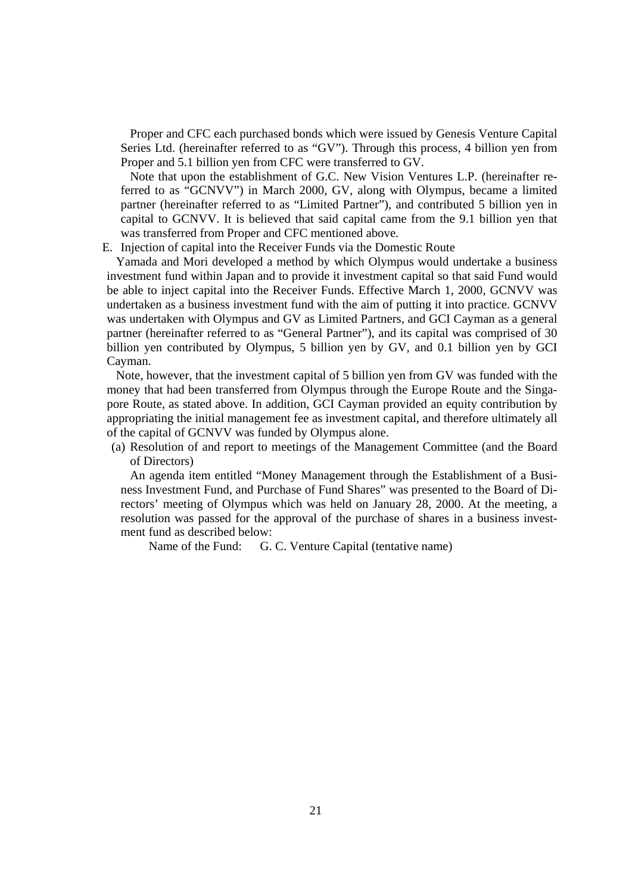Proper and CFC each purchased bonds which were issued by Genesis Venture Capital Series Ltd. (hereinafter referred to as "GV"). Through this process, 4 billion yen from Proper and 5.1 billion yen from CFC were transferred to GV.

Note that upon the establishment of G.C. New Vision Ventures L.P. (hereinafter referred to as "GCNVV") in March 2000, GV, along with Olympus, became a limited partner (hereinafter referred to as "Limited Partner"), and contributed 5 billion yen in capital to GCNVV. It is believed that said capital came from the 9.1 billion yen that was transferred from Proper and CFC mentioned above.

E. Injection of capital into the Receiver Funds via the Domestic Route

Yamada and Mori developed a method by which Olympus would undertake a business investment fund within Japan and to provide it investment capital so that said Fund would be able to inject capital into the Receiver Funds. Effective March 1, 2000, GCNVV was undertaken as a business investment fund with the aim of putting it into practice. GCNVV was undertaken with Olympus and GV as Limited Partners, and GCI Cayman as a general partner (hereinafter referred to as "General Partner"), and its capital was comprised of 30 billion yen contributed by Olympus, 5 billion yen by GV, and 0.1 billion yen by GCI Cayman.

Note, however, that the investment capital of 5 billion yen from GV was funded with the money that had been transferred from Olympus through the Europe Route and the Singapore Route, as stated above. In addition, GCI Cayman provided an equity contribution by appropriating the initial management fee as investment capital, and therefore ultimately all of the capital of GCNVV was funded by Olympus alone.

(a) Resolution of and report to meetings of the Management Committee (and the Board of Directors)

An agenda item entitled "Money Management through the Establishment of a Business Investment Fund, and Purchase of Fund Shares" was presented to the Board of Directors' meeting of Olympus which was held on January 28, 2000. At the meeting, a resolution was passed for the approval of the purchase of shares in a business investment fund as described below:

Name of the Fund: G. C. Venture Capital (tentative name)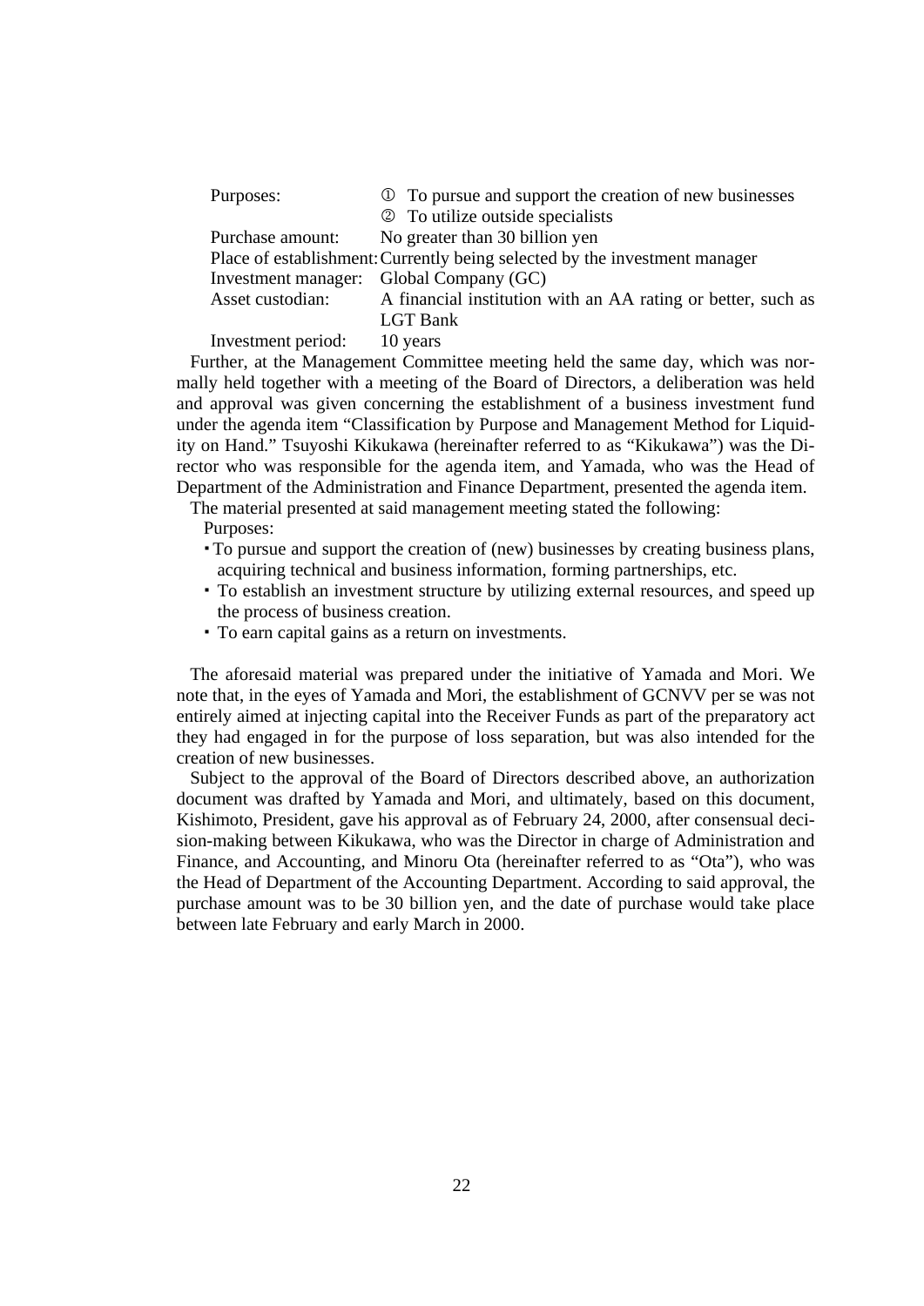| | |
|---|---|
| Purposes: | ① To pursue and support the creation of new businesses |
| | ② To utilize outside specialists |
| Purchase amount: | No greater than 30 billion yen |
| Place of establishment: | Currently being selected by the investment manager |
| Investment manager: | Global Company (GC) |
| Asset custodian: | A financial institution with an AA rating or better, such as LGT Bank |
| Investment period: | 10 years |

Further, at the Management Committee meeting held the same day, which was normally held together with a meeting of the Board of Directors, a deliberation was held and approval was given concerning the establishment of a business investment fund under the agenda item "Classification by Purpose and Management Method for Liquidity on Hand." Tsuyoshi Kikukawa (hereinafter referred to as "Kikukawa") was the Director who was responsible for the agenda item, and Yamada, who was the Head of Department of the Administration and Finance Department, presented the agenda item.

The material presented at said management meeting stated the following:

Purposes:

- To pursue and support the creation of (new) businesses by creating business plans, acquiring technical and business information, forming partnerships, etc.
- To establish an investment structure by utilizing external resources, and speed up the process of business creation.
- To earn capital gains as a return on investments.

The aforesaid material was prepared under the initiative of Yamada and Mori. We note that, in the eyes of Yamada and Mori, the establishment of GCNVV per se was not entirely aimed at injecting capital into the Receiver Funds as part of the preparatory act they had engaged in for the purpose of loss separation, but was also intended for the creation of new businesses.

Subject to the approval of the Board of Directors described above, an authorization document was drafted by Yamada and Mori, and ultimately, based on this document, Kishimoto, President, gave his approval as of February 24, 2000, after consensual decision-making between Kikukawa, who was the Director in charge of Administration and Finance, and Accounting, and Minoru Ota (hereinafter referred to as "Ota"), who was the Head of Department of the Accounting Department. According to said approval, the purchase amount was to be 30 billion yen, and the date of purchase would take place between late February and early March in 2000.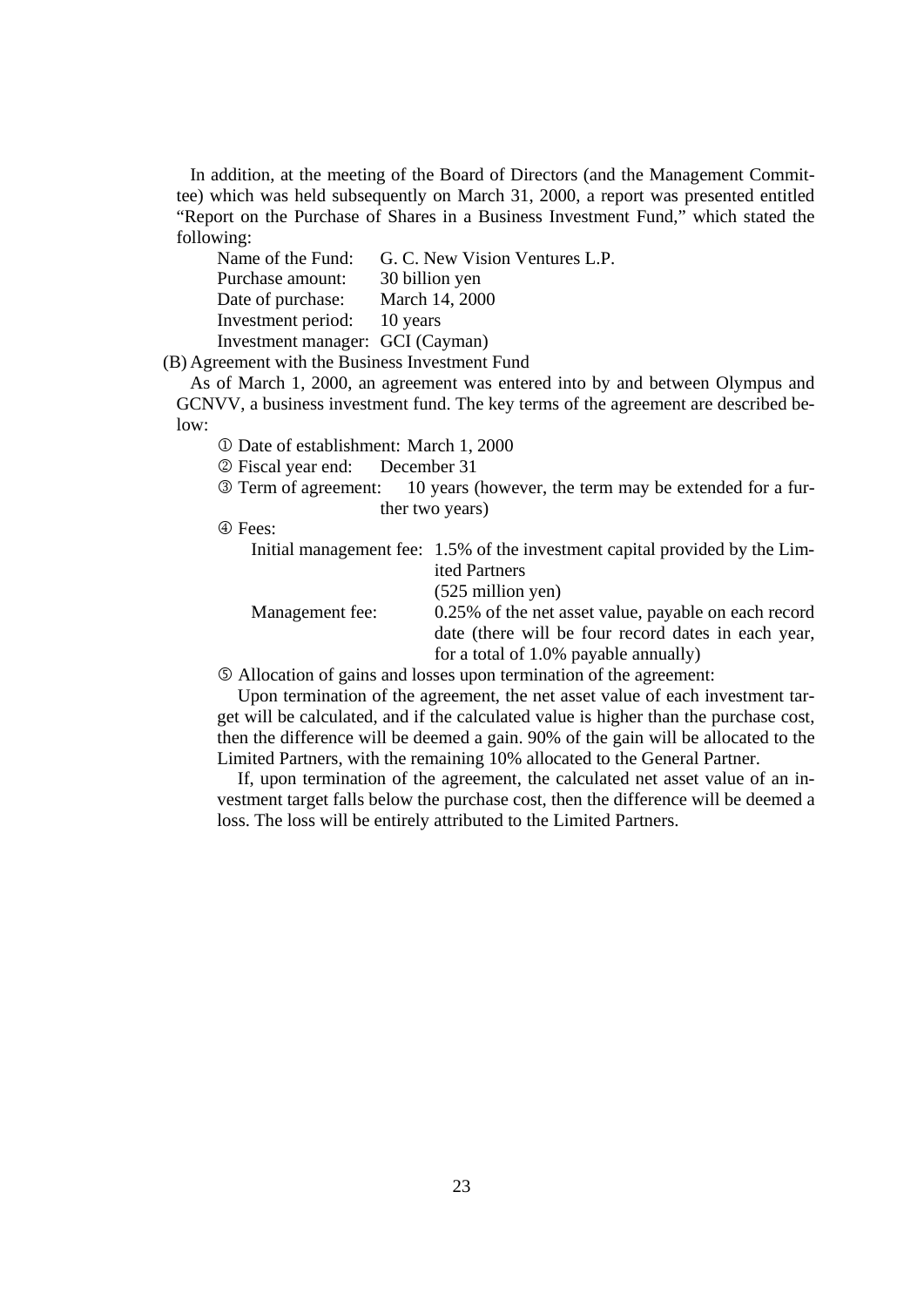In addition, at the meeting of the Board of Directors (and the Management Committee) which was held subsequently on March 31, 2000, a report was presented entitled "Report on the Purchase of Shares in a Business Investment Fund," which stated the following:

Name of the Fund: G. C. New Vision Ventures L.P.
Purchase amount: 30 billion yen
Date of purchase: March 14, 2000
Investment period: 10 years
Investment manager: GCI (Cayman)

(B) Agreement with the Business Investment Fund

As of March 1, 2000, an agreement was entered into by and between Olympus and GCNVV, a business investment fund. The key terms of the agreement are described below:

① Date of establishment: March 1, 2000

② Fiscal year end: December 31

③ Term of agreement: 10 years (however, the term may be extended for a further two years)

④ Fees:

Initial management fee: 1.5% of the investment capital provided by the Limited Partners (525 million yen)

Management fee: 0.25% of the net asset value, payable on each record date (there will be four record dates in each year, for a total of 1.0% payable annually)

⑤ Allocation of gains and losses upon termination of the agreement:

Upon termination of the agreement, the net asset value of each investment target will be calculated, and if the calculated value is higher than the purchase cost, then the difference will be deemed a gain. 90% of the gain will be allocated to the Limited Partners, with the remaining 10% allocated to the General Partner.

If, upon termination of the agreement, the calculated net asset value of an investment target falls below the purchase cost, then the difference will be deemed a loss. The loss will be entirely attributed to the Limited Partners.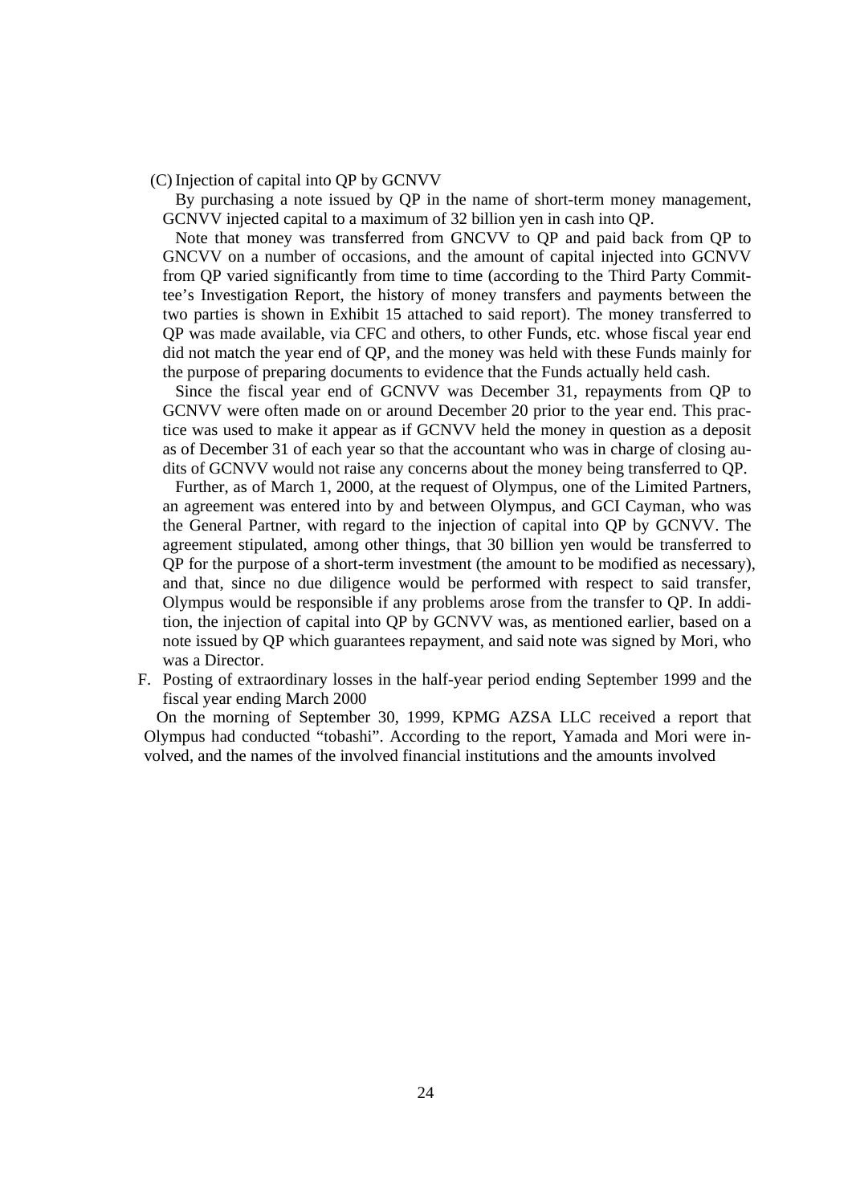(C) Injection of capital into QP by GCNVV

By purchasing a note issued by QP in the name of short-term money management, GCNVV injected capital to a maximum of 32 billion yen in cash into QP.

Note that money was transferred from GNCVV to QP and paid back from QP to GNCVV on a number of occasions, and the amount of capital injected into GCNVV from QP varied significantly from time to time (according to the Third Party Committee's Investigation Report, the history of money transfers and payments between the two parties is shown in Exhibit 15 attached to said report). The money transferred to QP was made available, via CFC and others, to other Funds, etc. whose fiscal year end did not match the year end of QP, and the money was held with these Funds mainly for the purpose of preparing documents to evidence that the Funds actually held cash.

Since the fiscal year end of GCNVV was December 31, repayments from QP to GCNVV were often made on or around December 20 prior to the year end. This practice was used to make it appear as if GCNVV held the money in question as a deposit as of December 31 of each year so that the accountant who was in charge of closing audits of GCNVV would not raise any concerns about the money being transferred to QP.

Further, as of March 1, 2000, at the request of Olympus, one of the Limited Partners, an agreement was entered into by and between Olympus, and GCI Cayman, who was the General Partner, with regard to the injection of capital into QP by GCNVV. The agreement stipulated, among other things, that 30 billion yen would be transferred to QP for the purpose of a short-term investment (the amount to be modified as necessary), and that, since no due diligence would be performed with respect to said transfer, Olympus would be responsible if any problems arose from the transfer to QP. In addition, the injection of capital into QP by GCNVV was, as mentioned earlier, based on a note issued by QP which guarantees repayment, and said note was signed by Mori, who was a Director.

F. Posting of extraordinary losses in the half-year period ending September 1999 and the fiscal year ending March 2000

On the morning of September 30, 1999, KPMG AZSA LLC received a report that Olympus had conducted "tobashi". According to the report, Yamada and Mori were involved, and the names of the involved financial institutions and the amounts involved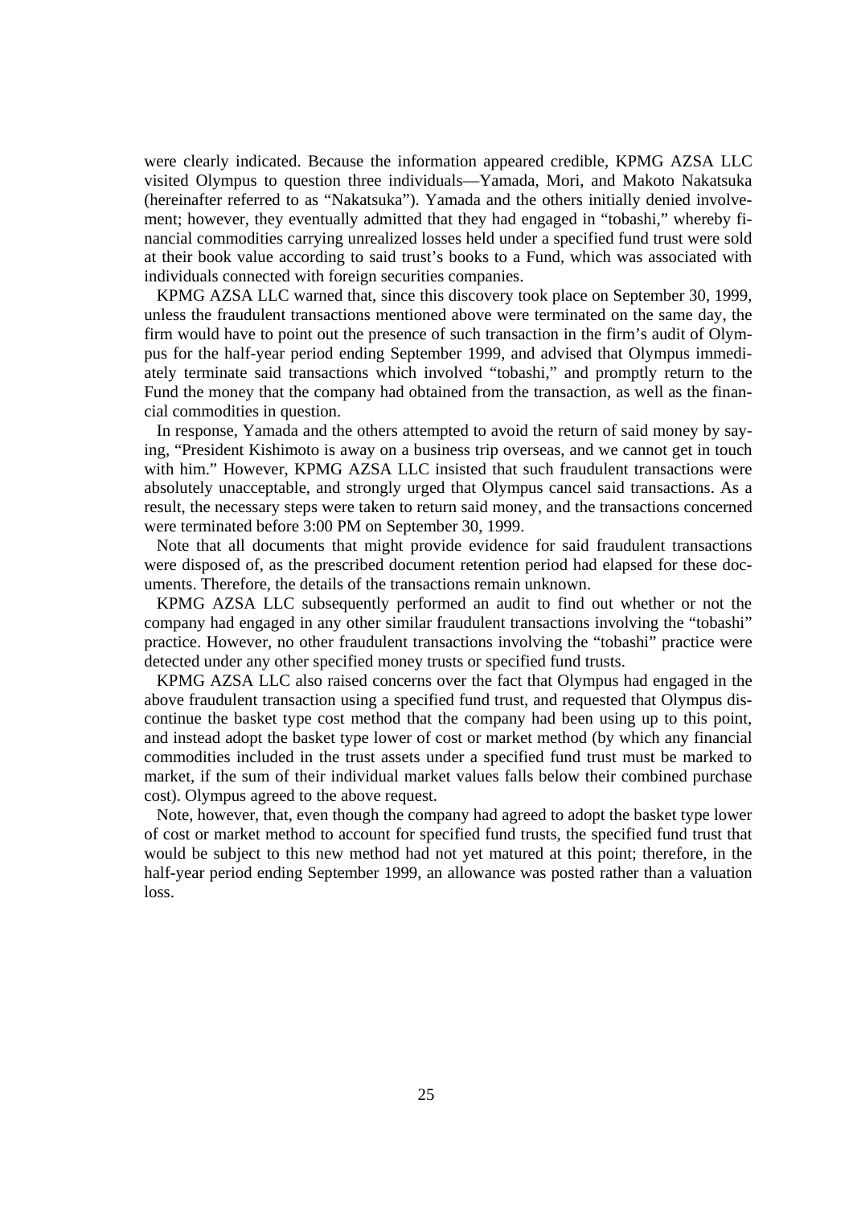were clearly indicated. Because the information appeared credible, KPMG AZSA LLC visited Olympus to question three individuals—Yamada, Mori, and Makoto Nakatsuka (hereinafter referred to as "Nakatsuka"). Yamada and the others initially denied involvement; however, they eventually admitted that they had engaged in "tobashi," whereby financial commodities carrying unrealized losses held under a specified fund trust were sold at their book value according to said trust's books to a Fund, which was associated with individuals connected with foreign securities companies.

KPMG AZSA LLC warned that, since this discovery took place on September 30, 1999, unless the fraudulent transactions mentioned above were terminated on the same day, the firm would have to point out the presence of such transaction in the firm's audit of Olympus for the half-year period ending September 1999, and advised that Olympus immediately terminate said transactions which involved "tobashi," and promptly return to the Fund the money that the company had obtained from the transaction, as well as the financial commodities in question.

In response, Yamada and the others attempted to avoid the return of said money by saying, "President Kishimoto is away on a business trip overseas, and we cannot get in touch with him." However, KPMG AZSA LLC insisted that such fraudulent transactions were absolutely unacceptable, and strongly urged that Olympus cancel said transactions. As a result, the necessary steps were taken to return said money, and the transactions concerned were terminated before 3:00 PM on September 30, 1999.

Note that all documents that might provide evidence for said fraudulent transactions were disposed of, as the prescribed document retention period had elapsed for these documents. Therefore, the details of the transactions remain unknown.

KPMG AZSA LLC subsequently performed an audit to find out whether or not the company had engaged in any other similar fraudulent transactions involving the "tobashi" practice. However, no other fraudulent transactions involving the "tobashi" practice were detected under any other specified money trusts or specified fund trusts.

KPMG AZSA LLC also raised concerns over the fact that Olympus had engaged in the above fraudulent transaction using a specified fund trust, and requested that Olympus discontinue the basket type cost method that the company had been using up to this point, and instead adopt the basket type lower of cost or market method (by which any financial commodities included in the trust assets under a specified fund trust must be marked to market, if the sum of their individual market values falls below their combined purchase cost). Olympus agreed to the above request.

Note, however, that, even though the company had agreed to adopt the basket type lower of cost or market method to account for specified fund trusts, the specified fund trust that would be subject to this new method had not yet matured at this point; therefore, in the half-year period ending September 1999, an allowance was posted rather than a valuation loss.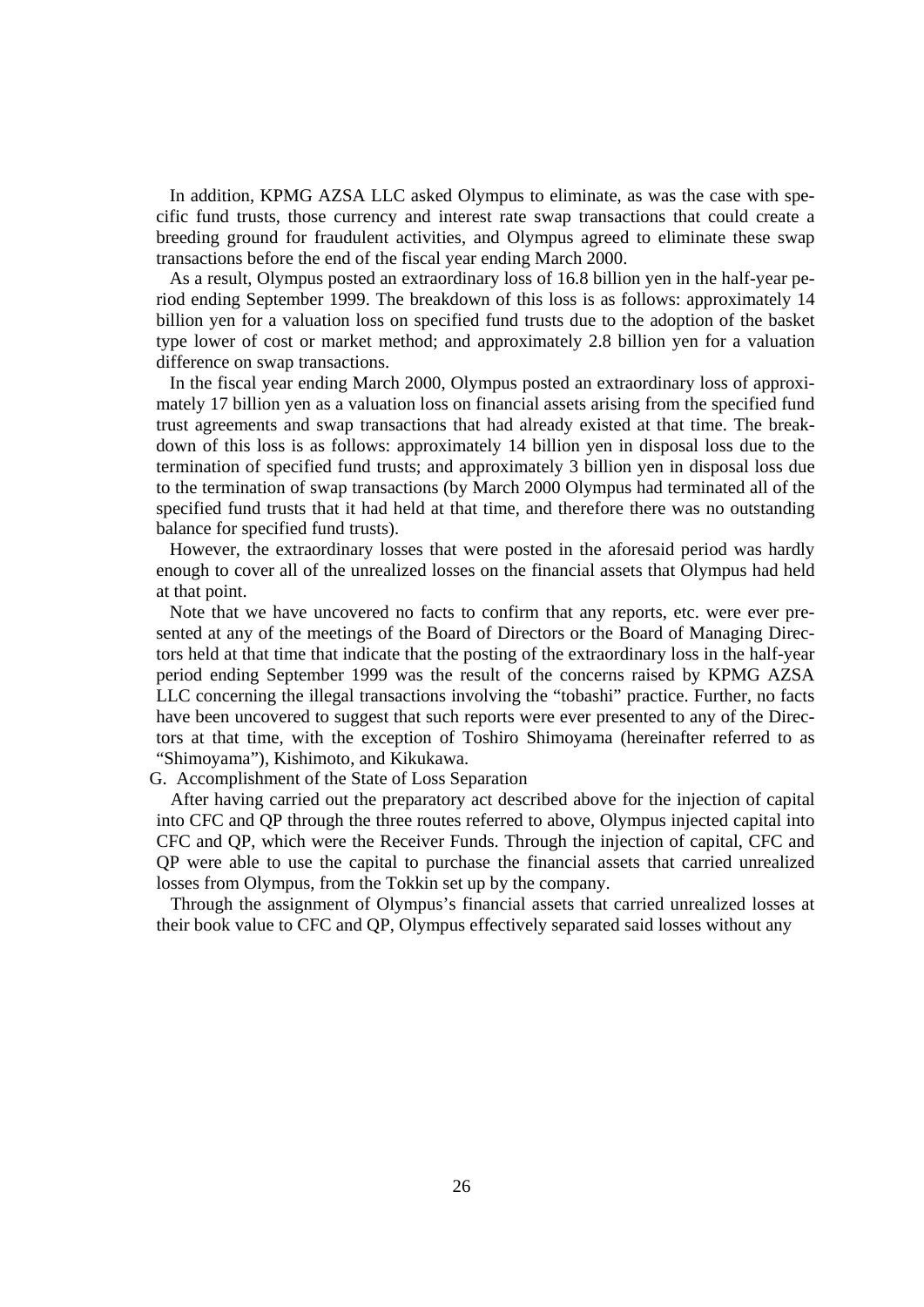In addition, KPMG AZSA LLC asked Olympus to eliminate, as was the case with specific fund trusts, those currency and interest rate swap transactions that could create a breeding ground for fraudulent activities, and Olympus agreed to eliminate these swap transactions before the end of the fiscal year ending March 2000.

As a result, Olympus posted an extraordinary loss of 16.8 billion yen in the half-year period ending September 1999. The breakdown of this loss is as follows: approximately 14 billion yen for a valuation loss on specified fund trusts due to the adoption of the basket type lower of cost or market method; and approximately 2.8 billion yen for a valuation difference on swap transactions.

In the fiscal year ending March 2000, Olympus posted an extraordinary loss of approximately 17 billion yen as a valuation loss on financial assets arising from the specified fund trust agreements and swap transactions that had already existed at that time. The breakdown of this loss is as follows: approximately 14 billion yen in disposal loss due to the termination of specified fund trusts; and approximately 3 billion yen in disposal loss due to the termination of swap transactions (by March 2000 Olympus had terminated all of the specified fund trusts that it had held at that time, and therefore there was no outstanding balance for specified fund trusts).

However, the extraordinary losses that were posted in the aforesaid period was hardly enough to cover all of the unrealized losses on the financial assets that Olympus had held at that point.

Note that we have uncovered no facts to confirm that any reports, etc. were ever presented at any of the meetings of the Board of Directors or the Board of Managing Directors held at that time that indicate that the posting of the extraordinary loss in the half-year period ending September 1999 was the result of the concerns raised by KPMG AZSA LLC concerning the illegal transactions involving the "tobashi" practice. Further, no facts have been uncovered to suggest that such reports were ever presented to any of the Directors at that time, with the exception of Toshiro Shimoyama (hereinafter referred to as "Shimoyama"), Kishimoto, and Kikukawa.

G. Accomplishment of the State of Loss Separation

After having carried out the preparatory act described above for the injection of capital into CFC and QP through the three routes referred to above, Olympus injected capital into CFC and QP, which were the Receiver Funds. Through the injection of capital, CFC and QP were able to use the capital to purchase the financial assets that carried unrealized losses from Olympus, from the Tokkin set up by the company.

Through the assignment of Olympus's financial assets that carried unrealized losses at their book value to CFC and QP, Olympus effectively separated said losses without any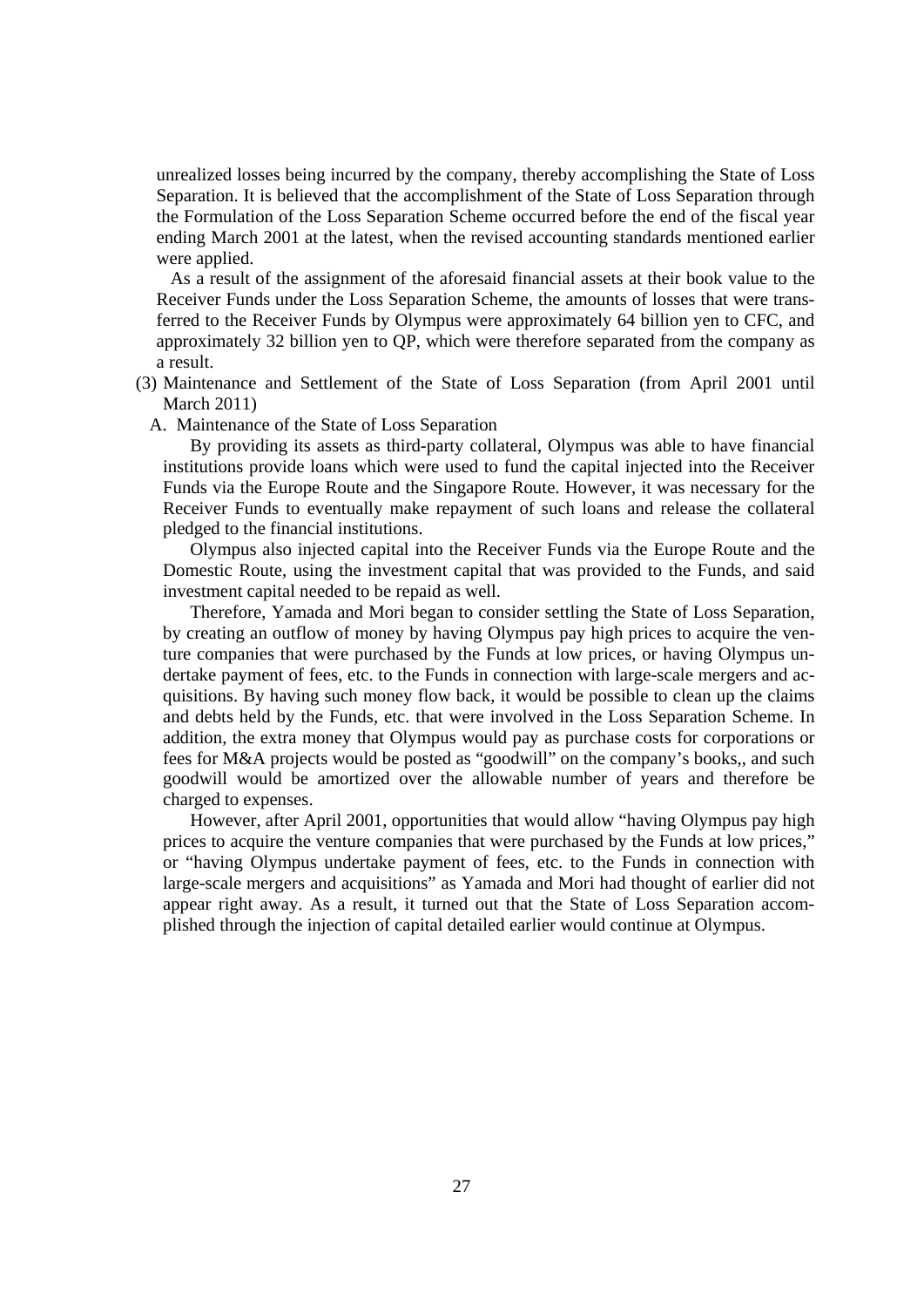unrealized losses being incurred by the company, thereby accomplishing the State of Loss Separation. It is believed that the accomplishment of the State of Loss Separation through the Formulation of the Loss Separation Scheme occurred before the end of the fiscal year ending March 2001 at the latest, when the revised accounting standards mentioned earlier were applied.

As a result of the assignment of the aforesaid financial assets at their book value to the Receiver Funds under the Loss Separation Scheme, the amounts of losses that were transferred to the Receiver Funds by Olympus were approximately 64 billion yen to CFC, and approximately 32 billion yen to QP, which were therefore separated from the company as a result.

(3) Maintenance and Settlement of the State of Loss Separation (from April 2001 until March 2011)

A. Maintenance of the State of Loss Separation

By providing its assets as third-party collateral, Olympus was able to have financial institutions provide loans which were used to fund the capital injected into the Receiver Funds via the Europe Route and the Singapore Route. However, it was necessary for the Receiver Funds to eventually make repayment of such loans and release the collateral pledged to the financial institutions.

Olympus also injected capital into the Receiver Funds via the Europe Route and the Domestic Route, using the investment capital that was provided to the Funds, and said investment capital needed to be repaid as well.

Therefore, Yamada and Mori began to consider settling the State of Loss Separation, by creating an outflow of money by having Olympus pay high prices to acquire the venture companies that were purchased by the Funds at low prices, or having Olympus undertake payment of fees, etc. to the Funds in connection with large-scale mergers and acquisitions. By having such money flow back, it would be possible to clean up the claims and debts held by the Funds, etc. that were involved in the Loss Separation Scheme. In addition, the extra money that Olympus would pay as purchase costs for corporations or fees for M&A projects would be posted as "goodwill" on the company's books,, and such goodwill would be amortized over the allowable number of years and therefore be charged to expenses.

However, after April 2001, opportunities that would allow "having Olympus pay high prices to acquire the venture companies that were purchased by the Funds at low prices," or "having Olympus undertake payment of fees, etc. to the Funds in connection with large-scale mergers and acquisitions" as Yamada and Mori had thought of earlier did not appear right away. As a result, it turned out that the State of Loss Separation accomplished through the injection of capital detailed earlier would continue at Olympus.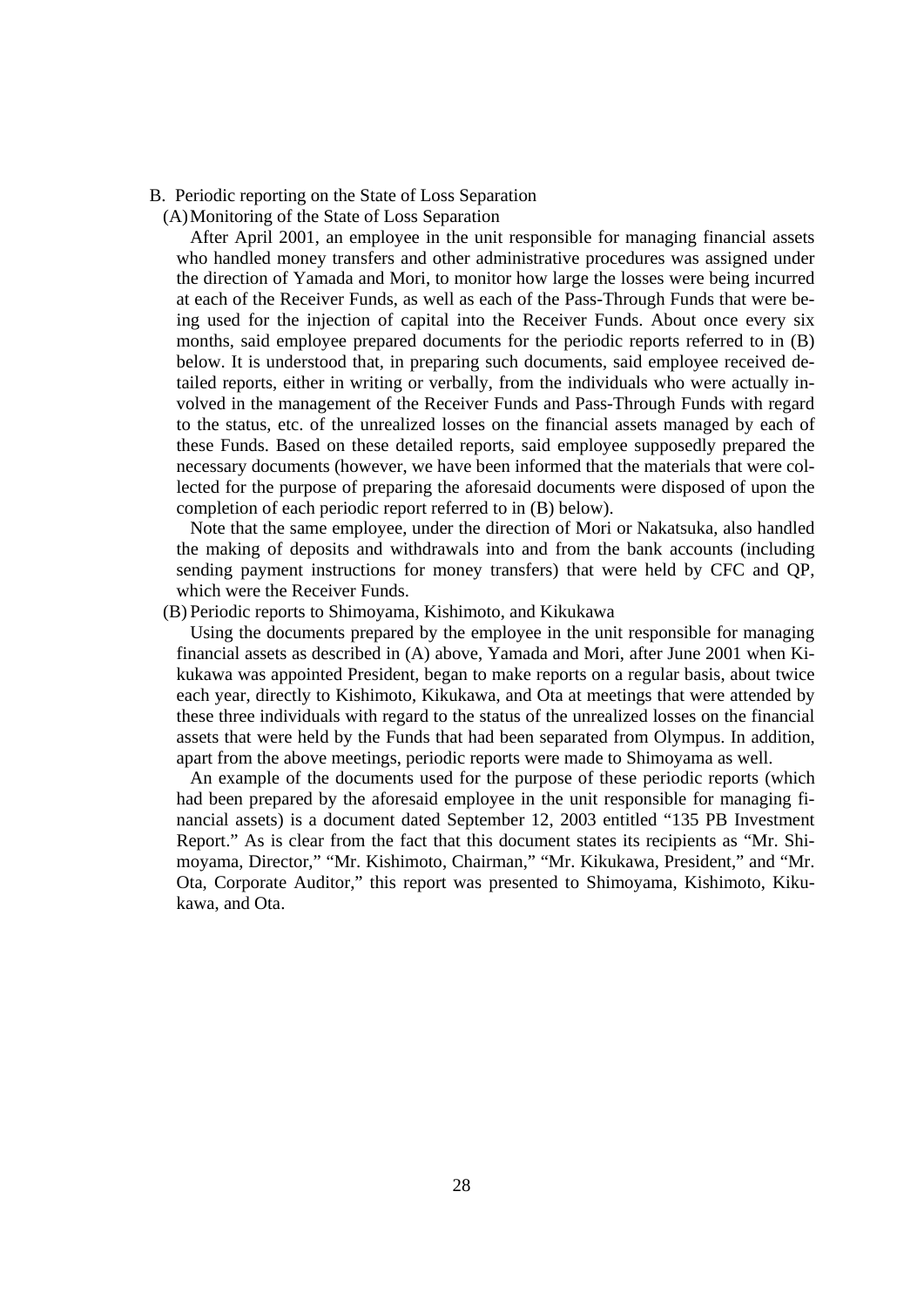B. Periodic reporting on the State of Loss Separation

(A) Monitoring of the State of Loss Separation

After April 2001, an employee in the unit responsible for managing financial assets who handled money transfers and other administrative procedures was assigned under the direction of Yamada and Mori, to monitor how large the losses were being incurred at each of the Receiver Funds, as well as each of the Pass-Through Funds that were being used for the injection of capital into the Receiver Funds. About once every six months, said employee prepared documents for the periodic reports referred to in (B) below. It is understood that, in preparing such documents, said employee received detailed reports, either in writing or verbally, from the individuals who were actually involved in the management of the Receiver Funds and Pass-Through Funds with regard to the status, etc. of the unrealized losses on the financial assets managed by each of these Funds. Based on these detailed reports, said employee supposedly prepared the necessary documents (however, we have been informed that the materials that were collected for the purpose of preparing the aforesaid documents were disposed of upon the completion of each periodic report referred to in (B) below).

Note that the same employee, under the direction of Mori or Nakatsuka, also handled the making of deposits and withdrawals into and from the bank accounts (including sending payment instructions for money transfers) that were held by CFC and QP, which were the Receiver Funds.

(B) Periodic reports to Shimoyama, Kishimoto, and Kikukawa

Using the documents prepared by the employee in the unit responsible for managing financial assets as described in (A) above, Yamada and Mori, after June 2001 when Kikukawa was appointed President, began to make reports on a regular basis, about twice each year, directly to Kishimoto, Kikukawa, and Ota at meetings that were attended by these three individuals with regard to the status of the unrealized losses on the financial assets that were held by the Funds that had been separated from Olympus. In addition, apart from the above meetings, periodic reports were made to Shimoyama as well.

An example of the documents used for the purpose of these periodic reports (which had been prepared by the aforesaid employee in the unit responsible for managing financial assets) is a document dated September 12, 2003 entitled "135 PB Investment Report." As is clear from the fact that this document states its recipients as "Mr. Shimoyama, Director," "Mr. Kishimoto, Chairman," "Mr. Kikukawa, President," and "Mr. Ota, Corporate Auditor," this report was presented to Shimoyama, Kishimoto, Kikukawa, and Ota.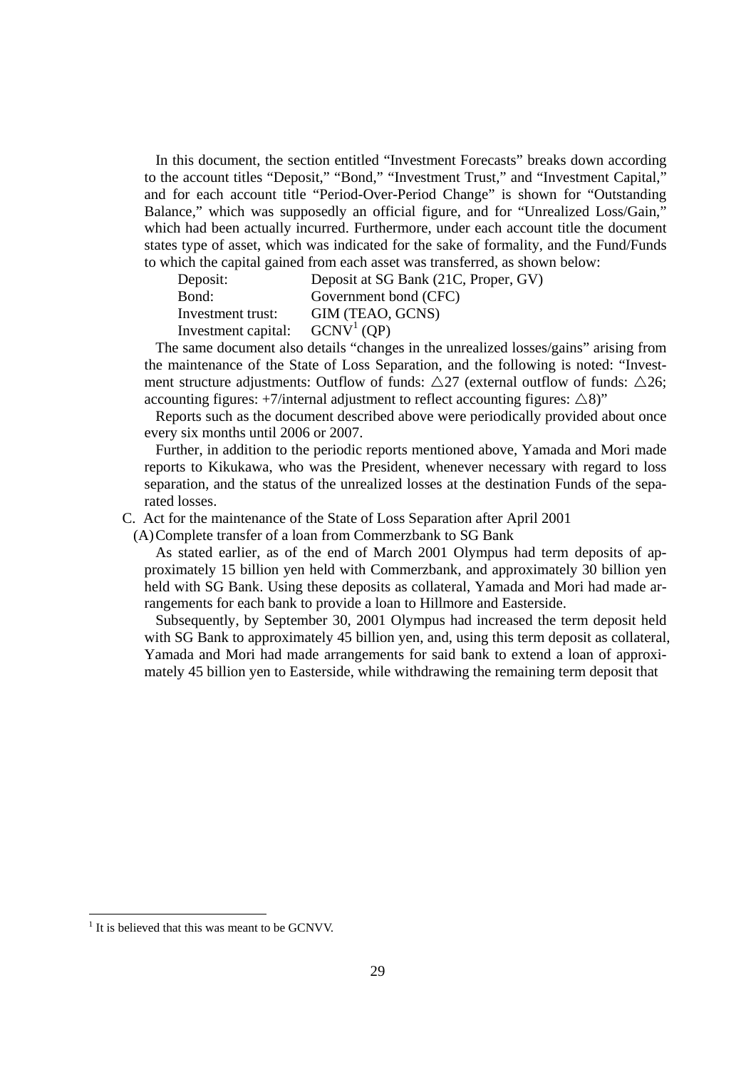In this document, the section entitled "Investment Forecasts" breaks down according to the account titles "Deposit," "Bond," "Investment Trust," and "Investment Capital," and for each account title "Period-Over-Period Change" is shown for "Outstanding Balance," which was supposedly an official figure, and for "Unrealized Loss/Gain," which had been actually incurred. Furthermore, under each account title the document states type of asset, which was indicated for the sake of formality, and the Fund/Funds to which the capital gained from each asset was transferred, as shown below:

| | |
|---|---|
| Deposit: | Deposit at SG Bank (21C, Proper, GV) |
| Bond: | Government bond (CFC) |
| Investment trust: | GIM (TEAO, GCNS) |
| Investment capital: | GCNV[1] (QP) |

The same document also details "changes in the unrealized losses/gains" arising from the maintenance of the State of Loss Separation, and the following is noted: "Investment structure adjustments: Outflow of funds: △27 (external outflow of funds: △26; accounting figures: +7/internal adjustment to reflect accounting figures: △8)"

Reports such as the document described above were periodically provided about once every six months until 2006 or 2007.

Further, in addition to the periodic reports mentioned above, Yamada and Mori made reports to Kikukawa, who was the President, whenever necessary with regard to loss separation, and the status of the unrealized losses at the destination Funds of the separated losses.

C. Act for the maintenance of the State of Loss Separation after April 2001

(A) Complete transfer of a loan from Commerzbank to SG Bank

As stated earlier, as of the end of March 2001 Olympus had term deposits of approximately 15 billion yen held with Commerzbank, and approximately 30 billion yen held with SG Bank. Using these deposits as collateral, Yamada and Mori had made arrangements for each bank to provide a loan to Hillmore and Easterside.

Subsequently, by September 30, 2001 Olympus had increased the term deposit held with SG Bank to approximately 45 billion yen, and, using this term deposit as collateral, Yamada and Mori had made arrangements for said bank to extend a loan of approximately 45 billion yen to Easterside, while withdrawing the remaining term deposit that

---

[1] It is believed that this was meant to be GCNVV.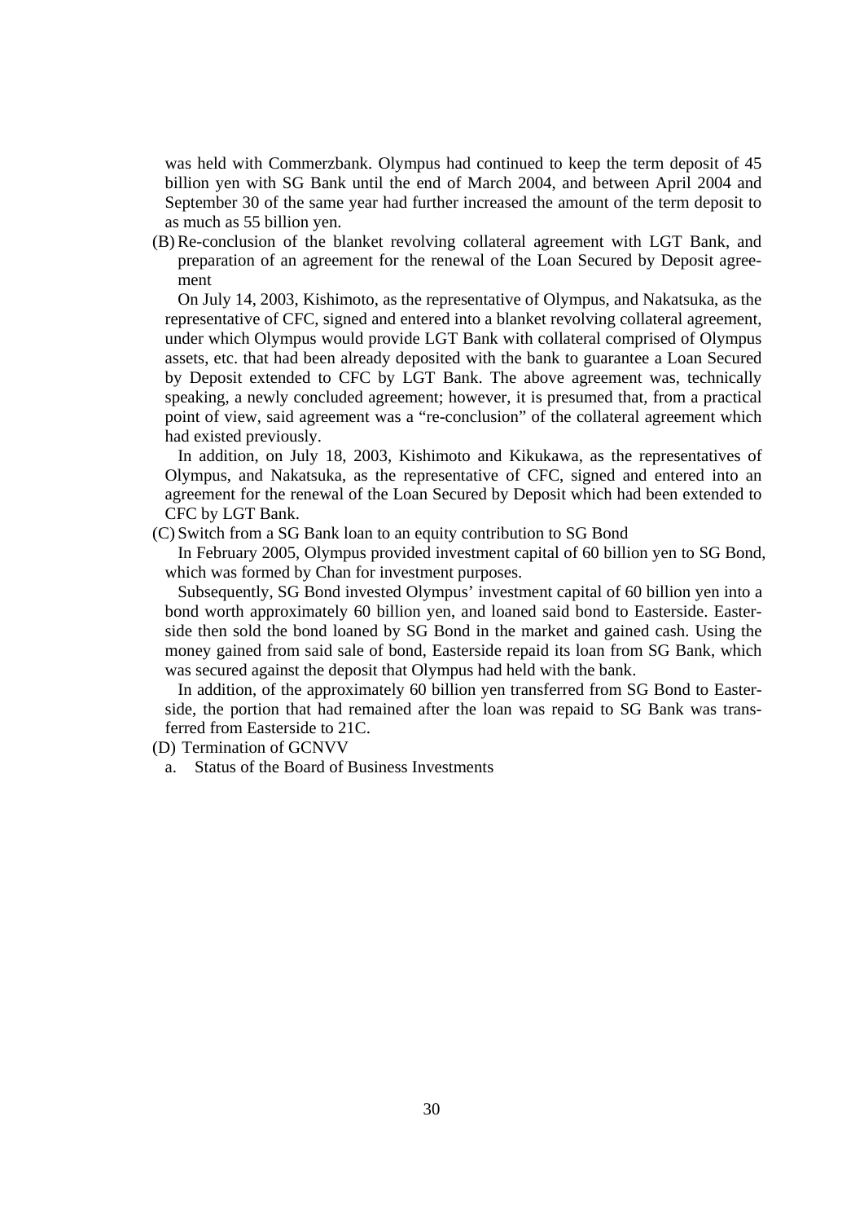was held with Commerzbank. Olympus had continued to keep the term deposit of 45 billion yen with SG Bank until the end of March 2004, and between April 2004 and September 30 of the same year had further increased the amount of the term deposit to as much as 55 billion yen.

(B) Re-conclusion of the blanket revolving collateral agreement with LGT Bank, and preparation of an agreement for the renewal of the Loan Secured by Deposit agreement

On July 14, 2003, Kishimoto, as the representative of Olympus, and Nakatsuka, as the representative of CFC, signed and entered into a blanket revolving collateral agreement, under which Olympus would provide LGT Bank with collateral comprised of Olympus assets, etc. that had been already deposited with the bank to guarantee a Loan Secured by Deposit extended to CFC by LGT Bank. The above agreement was, technically speaking, a newly concluded agreement; however, it is presumed that, from a practical point of view, said agreement was a "re-conclusion" of the collateral agreement which had existed previously.

In addition, on July 18, 2003, Kishimoto and Kikukawa, as the representatives of Olympus, and Nakatsuka, as the representative of CFC, signed and entered into an agreement for the renewal of the Loan Secured by Deposit which had been extended to CFC by LGT Bank.

(C) Switch from a SG Bank loan to an equity contribution to SG Bond

In February 2005, Olympus provided investment capital of 60 billion yen to SG Bond, which was formed by Chan for investment purposes.

Subsequently, SG Bond invested Olympus' investment capital of 60 billion yen into a bond worth approximately 60 billion yen, and loaned said bond to Easterside. Easterside then sold the bond loaned by SG Bond in the market and gained cash. Using the money gained from said sale of bond, Easterside repaid its loan from SG Bank, which was secured against the deposit that Olympus had held with the bank.

In addition, of the approximately 60 billion yen transferred from SG Bond to Easterside, the portion that had remained after the loan was repaid to SG Bank was transferred from Easterside to 21C.

(D) Termination of GCNVV

a. Status of the Board of Business Investments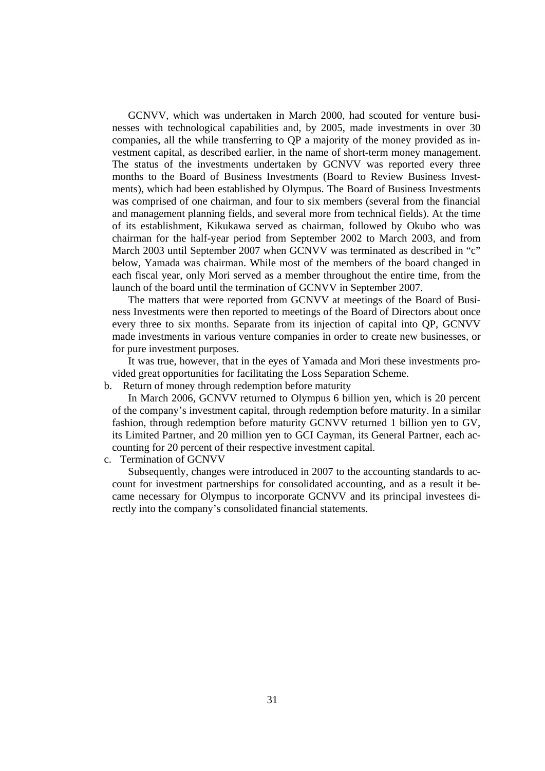GCNVV, which was undertaken in March 2000, had scouted for venture businesses with technological capabilities and, by 2005, made investments in over 30 companies, all the while transferring to QP a majority of the money provided as investment capital, as described earlier, in the name of short-term money management. The status of the investments undertaken by GCNVV was reported every three months to the Board of Business Investments (Board to Review Business Investments), which had been established by Olympus. The Board of Business Investments was comprised of one chairman, and four to six members (several from the financial and management planning fields, and several more from technical fields). At the time of its establishment, Kikukawa served as chairman, followed by Okubo who was chairman for the half-year period from September 2002 to March 2003, and from March 2003 until September 2007 when GCNVV was terminated as described in "c" below, Yamada was chairman. While most of the members of the board changed in each fiscal year, only Mori served as a member throughout the entire time, from the launch of the board until the termination of GCNVV in September 2007.

The matters that were reported from GCNVV at meetings of the Board of Business Investments were then reported to meetings of the Board of Directors about once every three to six months. Separate from its injection of capital into QP, GCNVV made investments in various venture companies in order to create new businesses, or for pure investment purposes.

It was true, however, that in the eyes of Yamada and Mori these investments provided great opportunities for facilitating the Loss Separation Scheme.

b. Return of money through redemption before maturity

In March 2006, GCNVV returned to Olympus 6 billion yen, which is 20 percent of the company's investment capital, through redemption before maturity. In a similar fashion, through redemption before maturity GCNVV returned 1 billion yen to GV, its Limited Partner, and 20 million yen to GCI Cayman, its General Partner, each accounting for 20 percent of their respective investment capital.

c. Termination of GCNVV

Subsequently, changes were introduced in 2007 to the accounting standards to account for investment partnerships for consolidated accounting, and as a result it became necessary for Olympus to incorporate GCNVV and its principal investees directly into the company's consolidated financial statements.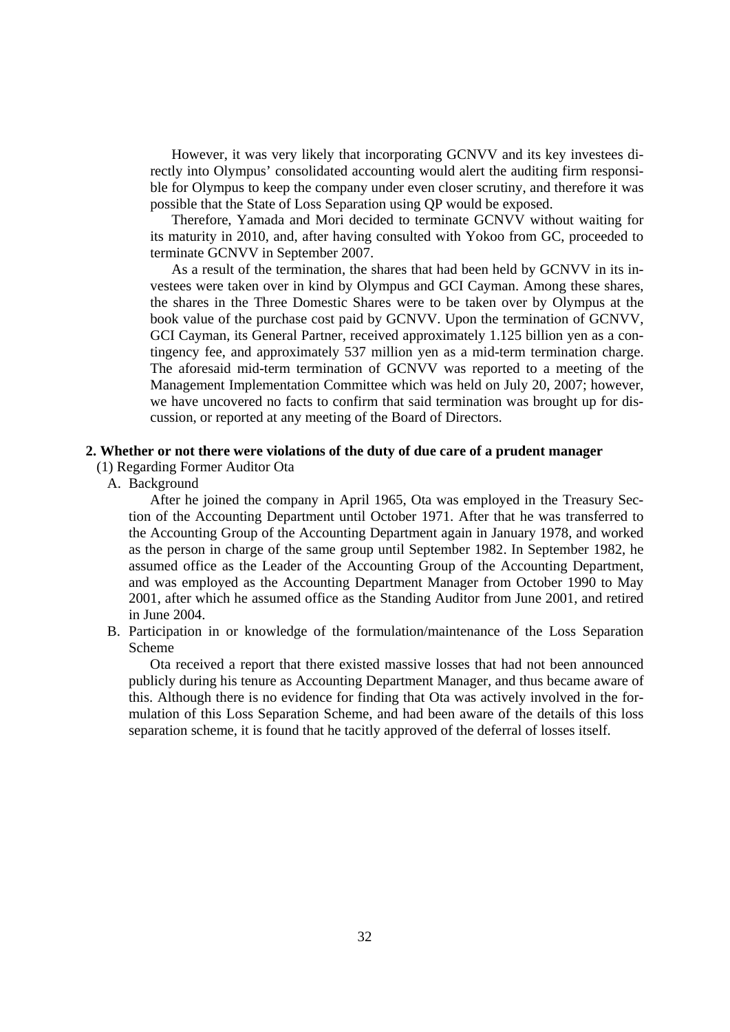However, it was very likely that incorporating GCNVV and its key investees directly into Olympus' consolidated accounting would alert the auditing firm responsible for Olympus to keep the company under even closer scrutiny, and therefore it was possible that the State of Loss Separation using QP would be exposed.

Therefore, Yamada and Mori decided to terminate GCNVV without waiting for its maturity in 2010, and, after having consulted with Yokoo from GC, proceeded to terminate GCNVV in September 2007.

As a result of the termination, the shares that had been held by GCNVV in its investees were taken over in kind by Olympus and GCI Cayman. Among these shares, the shares in the Three Domestic Shares were to be taken over by Olympus at the book value of the purchase cost paid by GCNVV. Upon the termination of GCNVV, GCI Cayman, its General Partner, received approximately 1.125 billion yen as a contingency fee, and approximately 537 million yen as a mid-term termination charge. The aforesaid mid-term termination of GCNVV was reported to a meeting of the Management Implementation Committee which was held on July 20, 2007; however, we have uncovered no facts to confirm that said termination was brought up for discussion, or reported at any meeting of the Board of Directors.

## 2. Whether or not there were violations of the duty of due care of a prudent manager

(1) Regarding Former Auditor Ota

A. Background

After he joined the company in April 1965, Ota was employed in the Treasury Section of the Accounting Department until October 1971. After that he was transferred to the Accounting Group of the Accounting Department again in January 1978, and worked as the person in charge of the same group until September 1982. In September 1982, he assumed office as the Leader of the Accounting Group of the Accounting Department, and was employed as the Accounting Department Manager from October 1990 to May 2001, after which he assumed office as the Standing Auditor from June 2001, and retired in June 2004.

B. Participation in or knowledge of the formulation/maintenance of the Loss Separation Scheme

Ota received a report that there existed massive losses that had not been announced publicly during his tenure as Accounting Department Manager, and thus became aware of this. Although there is no evidence for finding that Ota was actively involved in the formulation of this Loss Separation Scheme, and had been aware of the details of this loss separation scheme, it is found that he tacitly approved of the deferral of losses itself.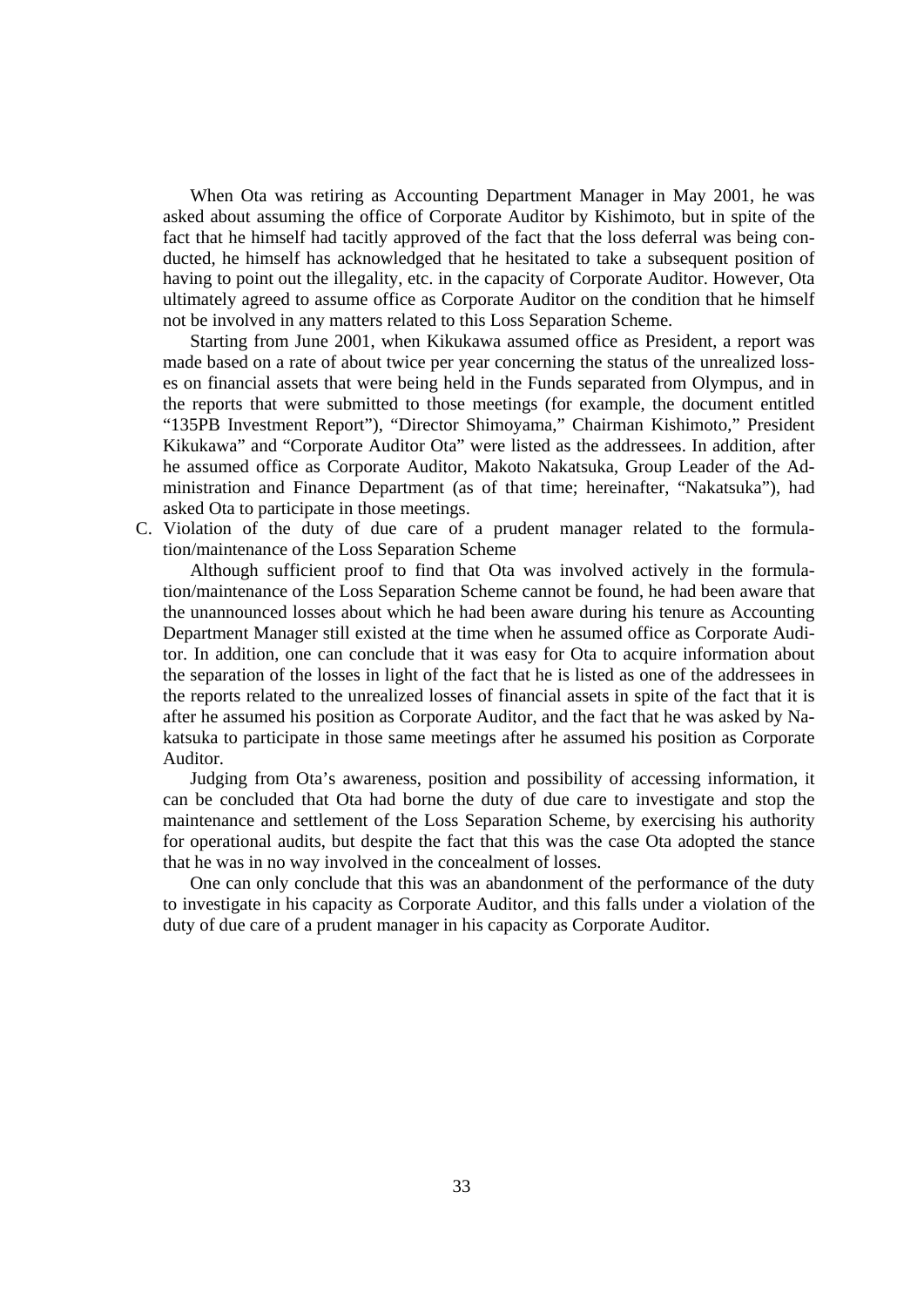When Ota was retiring as Accounting Department Manager in May 2001, he was asked about assuming the office of Corporate Auditor by Kishimoto, but in spite of the fact that he himself had tacitly approved of the fact that the loss deferral was being conducted, he himself has acknowledged that he hesitated to take a subsequent position of having to point out the illegality, etc. in the capacity of Corporate Auditor. However, Ota ultimately agreed to assume office as Corporate Auditor on the condition that he himself not be involved in any matters related to this Loss Separation Scheme.

Starting from June 2001, when Kikukawa assumed office as President, a report was made based on a rate of about twice per year concerning the status of the unrealized losses on financial assets that were being held in the Funds separated from Olympus, and in the reports that were submitted to those meetings (for example, the document entitled "135PB Investment Report"), "Director Shimoyama," Chairman Kishimoto," President Kikukawa" and "Corporate Auditor Ota" were listed as the addressees. In addition, after he assumed office as Corporate Auditor, Makoto Nakatsuka, Group Leader of the Administration and Finance Department (as of that time; hereinafter, "Nakatsuka"), had asked Ota to participate in those meetings.

C. Violation of the duty of due care of a prudent manager related to the formulation/maintenance of the Loss Separation Scheme

Although sufficient proof to find that Ota was involved actively in the formulation/maintenance of the Loss Separation Scheme cannot be found, he had been aware that the unannounced losses about which he had been aware during his tenure as Accounting Department Manager still existed at the time when he assumed office as Corporate Auditor. In addition, one can conclude that it was easy for Ota to acquire information about the separation of the losses in light of the fact that he is listed as one of the addressees in the reports related to the unrealized losses of financial assets in spite of the fact that it is after he assumed his position as Corporate Auditor, and the fact that he was asked by Nakatsuka to participate in those same meetings after he assumed his position as Corporate Auditor.

Judging from Ota's awareness, position and possibility of accessing information, it can be concluded that Ota had borne the duty of due care to investigate and stop the maintenance and settlement of the Loss Separation Scheme, by exercising his authority for operational audits, but despite the fact that this was the case Ota adopted the stance that he was in no way involved in the concealment of losses.

One can only conclude that this was an abandonment of the performance of the duty to investigate in his capacity as Corporate Auditor, and this falls under a violation of the duty of due care of a prudent manager in his capacity as Corporate Auditor.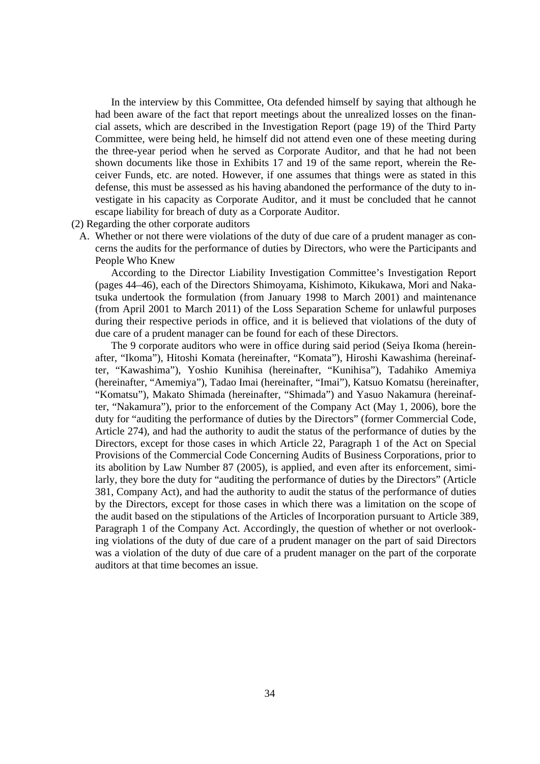In the interview by this Committee, Ota defended himself by saying that although he had been aware of the fact that report meetings about the unrealized losses on the financial assets, which are described in the Investigation Report (page 19) of the Third Party Committee, were being held, he himself did not attend even one of these meeting during the three-year period when he served as Corporate Auditor, and that he had not been shown documents like those in Exhibits 17 and 19 of the same report, wherein the Receiver Funds, etc. are noted. However, if one assumes that things were as stated in this defense, this must be assessed as his having abandoned the performance of the duty to investigate in his capacity as Corporate Auditor, and it must be concluded that he cannot escape liability for breach of duty as a Corporate Auditor.

(2) Regarding the other corporate auditors

A. Whether or not there were violations of the duty of due care of a prudent manager as concerns the audits for the performance of duties by Directors, who were the Participants and People Who Knew

According to the Director Liability Investigation Committee's Investigation Report (pages 44–46), each of the Directors Shimoyama, Kishimoto, Kikukawa, Mori and Nakatsuka undertook the formulation (from January 1998 to March 2001) and maintenance (from April 2001 to March 2011) of the Loss Separation Scheme for unlawful purposes during their respective periods in office, and it is believed that violations of the duty of due care of a prudent manager can be found for each of these Directors.

The 9 corporate auditors who were in office during said period (Seiya Ikoma (hereinafter, "Ikoma"), Hitoshi Komata (hereinafter, "Komata"), Hiroshi Kawashima (hereinafter, "Kawashima"), Yoshio Kunihisa (hereinafter, "Kunihisa"), Tadahiko Amemiya (hereinafter, "Amemiya"), Tadao Imai (hereinafter, "Imai"), Katsuo Komatsu (hereinafter, "Komatsu"), Makato Shimada (hereinafter, "Shimada") and Yasuo Nakamura (hereinafter, "Nakamura"), prior to the enforcement of the Company Act (May 1, 2006), bore the duty for "auditing the performance of duties by the Directors" (former Commercial Code, Article 274), and had the authority to audit the status of the performance of duties by the Directors, except for those cases in which Article 22, Paragraph 1 of the Act on Special Provisions of the Commercial Code Concerning Audits of Business Corporations, prior to its abolition by Law Number 87 (2005), is applied, and even after its enforcement, similarly, they bore the duty for "auditing the performance of duties by the Directors" (Article 381, Company Act), and had the authority to audit the status of the performance of duties by the Directors, except for those cases in which there was a limitation on the scope of the audit based on the stipulations of the Articles of Incorporation pursuant to Article 389, Paragraph 1 of the Company Act. Accordingly, the question of whether or not overlooking violations of the duty of due care of a prudent manager on the part of said Directors was a violation of the duty of due care of a prudent manager on the part of the corporate auditors at that time becomes an issue.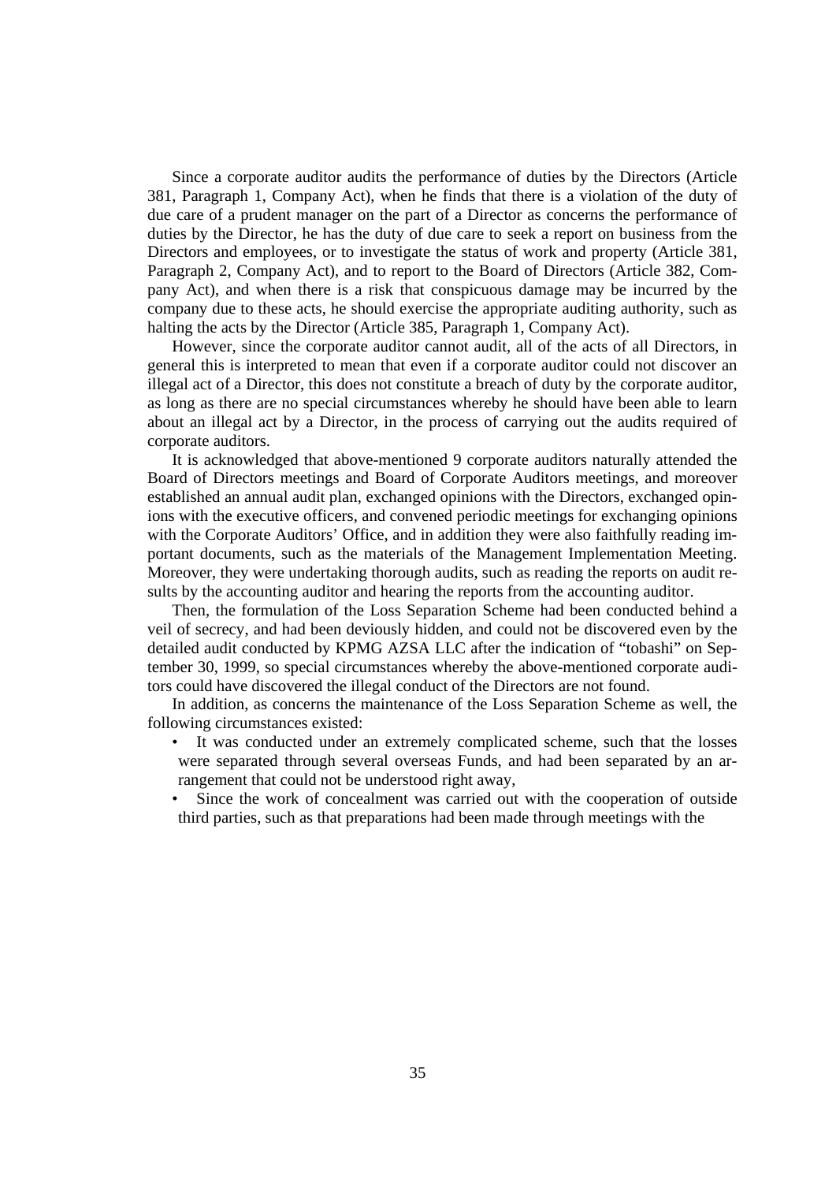Since a corporate auditor audits the performance of duties by the Directors (Article 381, Paragraph 1, Company Act), when he finds that there is a violation of the duty of due care of a prudent manager on the part of a Director as concerns the performance of duties by the Director, he has the duty of due care to seek a report on business from the Directors and employees, or to investigate the status of work and property (Article 381, Paragraph 2, Company Act), and to report to the Board of Directors (Article 382, Company Act), and when there is a risk that conspicuous damage may be incurred by the company due to these acts, he should exercise the appropriate auditing authority, such as halting the acts by the Director (Article 385, Paragraph 1, Company Act).

However, since the corporate auditor cannot audit, all of the acts of all Directors, in general this is interpreted to mean that even if a corporate auditor could not discover an illegal act of a Director, this does not constitute a breach of duty by the corporate auditor, as long as there are no special circumstances whereby he should have been able to learn about an illegal act by a Director, in the process of carrying out the audits required of corporate auditors.

It is acknowledged that above-mentioned 9 corporate auditors naturally attended the Board of Directors meetings and Board of Corporate Auditors meetings, and moreover established an annual audit plan, exchanged opinions with the Directors, exchanged opinions with the executive officers, and convened periodic meetings for exchanging opinions with the Corporate Auditors' Office, and in addition they were also faithfully reading important documents, such as the materials of the Management Implementation Meeting. Moreover, they were undertaking thorough audits, such as reading the reports on audit results by the accounting auditor and hearing the reports from the accounting auditor.

Then, the formulation of the Loss Separation Scheme had been conducted behind a veil of secrecy, and had been deviously hidden, and could not be discovered even by the detailed audit conducted by KPMG AZSA LLC after the indication of "tobashi" on September 30, 1999, so special circumstances whereby the above-mentioned corporate auditors could have discovered the illegal conduct of the Directors are not found.

In addition, as concerns the maintenance of the Loss Separation Scheme as well, the following circumstances existed:

- It was conducted under an extremely complicated scheme, such that the losses were separated through several overseas Funds, and had been separated by an arrangement that could not be understood right away,
- Since the work of concealment was carried out with the cooperation of outside third parties, such as that preparations had been made through meetings with the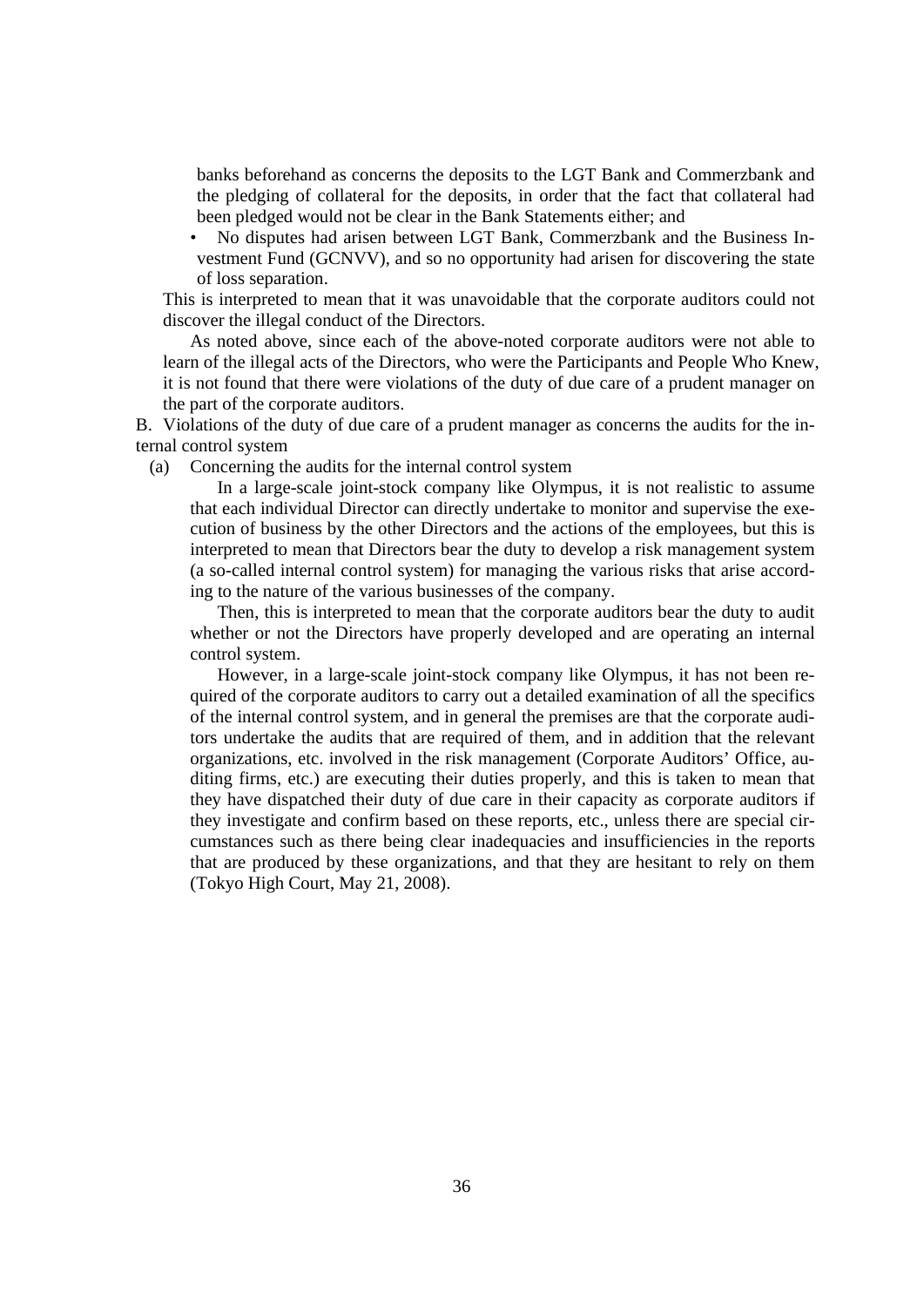banks beforehand as concerns the deposits to the LGT Bank and Commerzbank and the pledging of collateral for the deposits, in order that the fact that collateral had been pledged would not be clear in the Bank Statements either; and

- No disputes had arisen between LGT Bank, Commerzbank and the Business Investment Fund (GCNVV), and so no opportunity had arisen for discovering the state of loss separation.

This is interpreted to mean that it was unavoidable that the corporate auditors could not discover the illegal conduct of the Directors.

As noted above, since each of the above-noted corporate auditors were not able to learn of the illegal acts of the Directors, who were the Participants and People Who Knew, it is not found that there were violations of the duty of due care of a prudent manager on the part of the corporate auditors.

B. Violations of the duty of due care of a prudent manager as concerns the audits for the internal control system

(a) Concerning the audits for the internal control system

In a large-scale joint-stock company like Olympus, it is not realistic to assume that each individual Director can directly undertake to monitor and supervise the execution of business by the other Directors and the actions of the employees, but this is interpreted to mean that Directors bear the duty to develop a risk management system (a so-called internal control system) for managing the various risks that arise according to the nature of the various businesses of the company.

Then, this is interpreted to mean that the corporate auditors bear the duty to audit whether or not the Directors have properly developed and are operating an internal control system.

However, in a large-scale joint-stock company like Olympus, it has not been required of the corporate auditors to carry out a detailed examination of all the specifics of the internal control system, and in general the premises are that the corporate auditors undertake the audits that are required of them, and in addition that the relevant organizations, etc. involved in the risk management (Corporate Auditors' Office, auditing firms, etc.) are executing their duties properly, and this is taken to mean that they have dispatched their duty of due care in their capacity as corporate auditors if they investigate and confirm based on these reports, etc., unless there are special circumstances such as there being clear inadequacies and insufficiencies in the reports that are produced by these organizations, and that they are hesitant to rely on them (Tokyo High Court, May 21, 2008).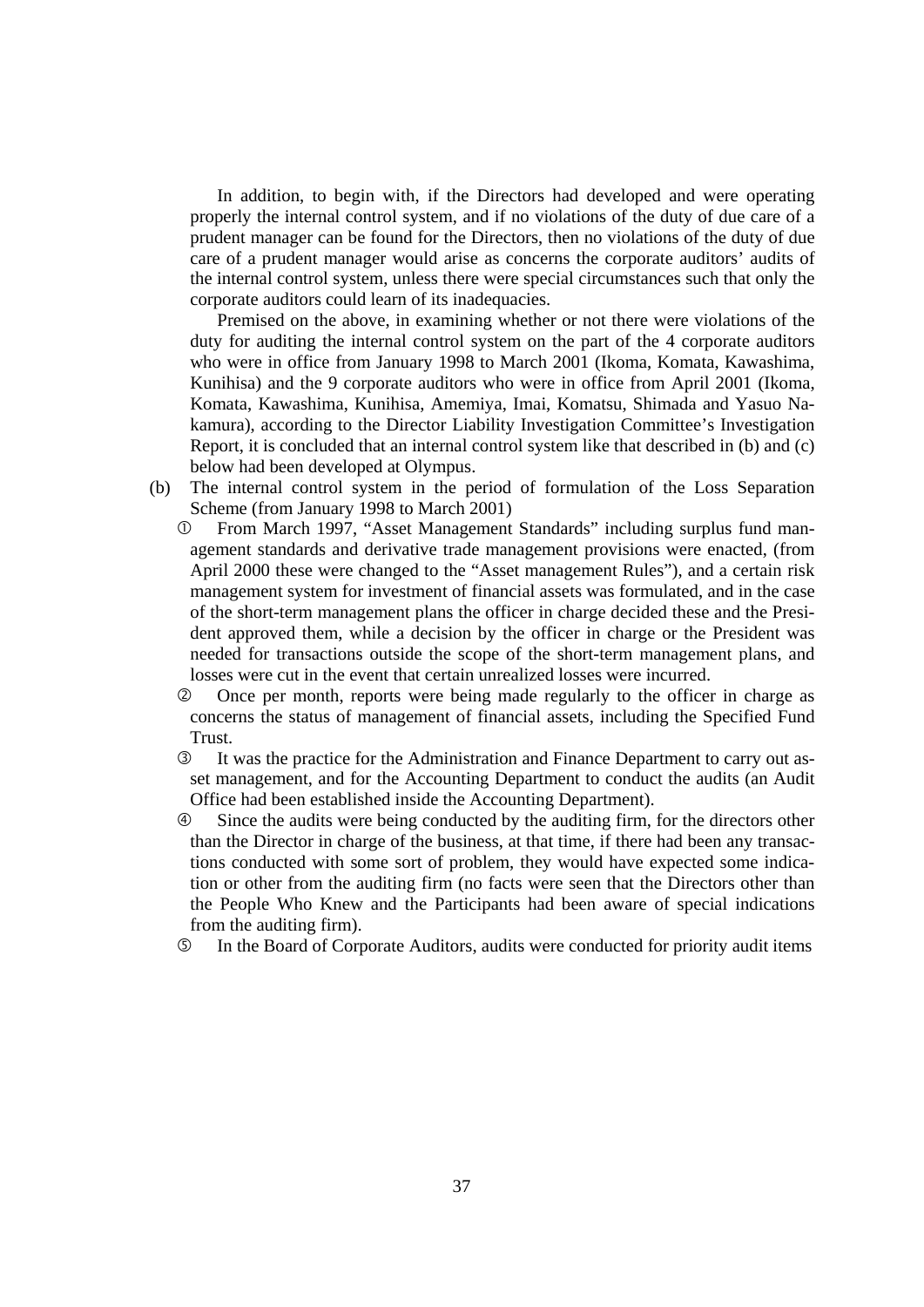In addition, to begin with, if the Directors had developed and were operating properly the internal control system, and if no violations of the duty of due care of a prudent manager can be found for the Directors, then no violations of the duty of due care of a prudent manager would arise as concerns the corporate auditors' audits of the internal control system, unless there were special circumstances such that only the corporate auditors could learn of its inadequacies.

Premised on the above, in examining whether or not there were violations of the duty for auditing the internal control system on the part of the 4 corporate auditors who were in office from January 1998 to March 2001 (Ikoma, Komata, Kawashima, Kunihisa) and the 9 corporate auditors who were in office from April 2001 (Ikoma, Komata, Kawashima, Kunihisa, Amemiya, Imai, Komatsu, Shimada and Yasuo Nakamura), according to the Director Liability Investigation Committee's Investigation Report, it is concluded that an internal control system like that described in (b) and (c) below had been developed at Olympus.

(b) The internal control system in the period of formulation of the Loss Separation Scheme (from January 1998 to March 2001)

① From March 1997, "Asset Management Standards" including surplus fund management standards and derivative trade management provisions were enacted, (from April 2000 these were changed to the "Asset management Rules"), and a certain risk management system for investment of financial assets was formulated, and in the case of the short-term management plans the officer in charge decided these and the President approved them, while a decision by the officer in charge or the President was needed for transactions outside the scope of the short-term management plans, and losses were cut in the event that certain unrealized losses were incurred.

② Once per month, reports were being made regularly to the officer in charge as concerns the status of management of financial assets, including the Specified Fund Trust.

③ It was the practice for the Administration and Finance Department to carry out asset management, and for the Accounting Department to conduct the audits (an Audit Office had been established inside the Accounting Department).

④ Since the audits were being conducted by the auditing firm, for the directors other than the Director in charge of the business, at that time, if there had been any transactions conducted with some sort of problem, they would have expected some indication or other from the auditing firm (no facts were seen that the Directors other than the People Who Knew and the Participants had been aware of special indications from the auditing firm).

⑤ In the Board of Corporate Auditors, audits were conducted for priority audit items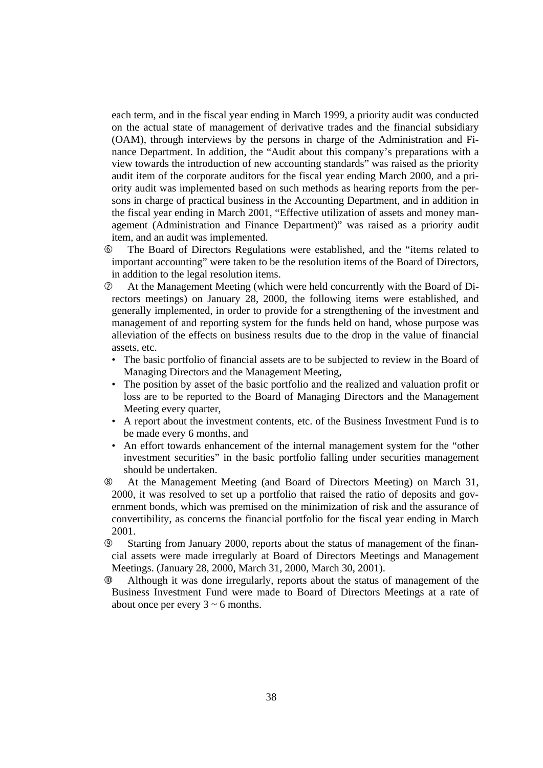each term, and in the fiscal year ending in March 1999, a priority audit was conducted on the actual state of management of derivative trades and the financial subsidiary (OAM), through interviews by the persons in charge of the Administration and Finance Department. In addition, the "Audit about this company's preparations with a view towards the introduction of new accounting standards" was raised as the priority audit item of the corporate auditors for the fiscal year ending March 2000, and a priority audit was implemented based on such methods as hearing reports from the persons in charge of practical business in the Accounting Department, and in addition in the fiscal year ending in March 2001, "Effective utilization of assets and money management (Administration and Finance Department)" was raised as a priority audit item, and an audit was implemented.

⑥ The Board of Directors Regulations were established, and the "items related to important accounting" were taken to be the resolution items of the Board of Directors, in addition to the legal resolution items.

⑦ At the Management Meeting (which were held concurrently with the Board of Directors meetings) on January 28, 2000, the following items were established, and generally implemented, in order to provide for a strengthening of the investment and management of and reporting system for the funds held on hand, whose purpose was alleviation of the effects on business results due to the drop in the value of financial assets, etc.

- The basic portfolio of financial assets are to be subjected to review in the Board of Managing Directors and the Management Meeting,
- The position by asset of the basic portfolio and the realized and valuation profit or loss are to be reported to the Board of Managing Directors and the Management Meeting every quarter,
- A report about the investment contents, etc. of the Business Investment Fund is to be made every 6 months, and
- An effort towards enhancement of the internal management system for the "other investment securities" in the basic portfolio falling under securities management should be undertaken.

⑧ At the Management Meeting (and Board of Directors Meeting) on March 31, 2000, it was resolved to set up a portfolio that raised the ratio of deposits and government bonds, which was premised on the minimization of risk and the assurance of convertibility, as concerns the financial portfolio for the fiscal year ending in March 2001.

⑨ Starting from January 2000, reports about the status of management of the financial assets were made irregularly at Board of Directors Meetings and Management Meetings. (January 28, 2000, March 31, 2000, March 30, 2001).

⑩ Although it was done irregularly, reports about the status of management of the Business Investment Fund were made to Board of Directors Meetings at a rate of about once per every 3 ~ 6 months.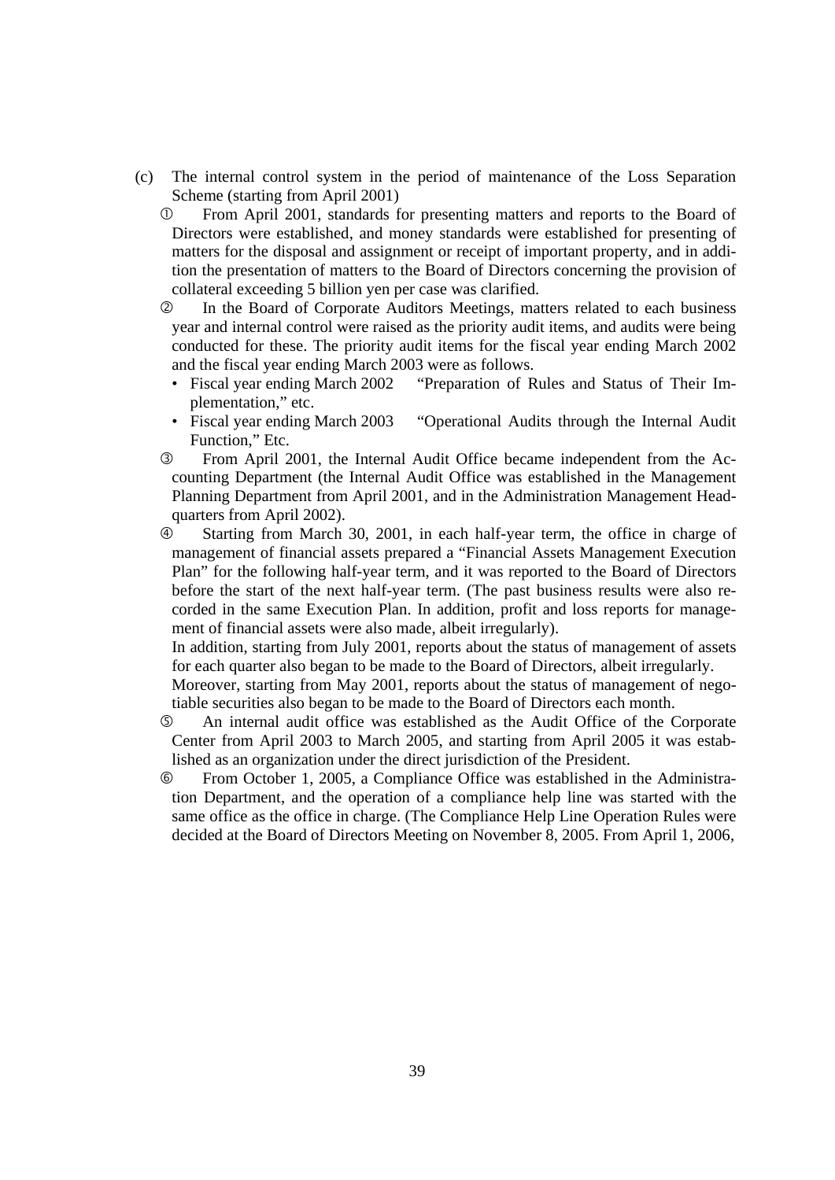(c) The internal control system in the period of maintenance of the Loss Separation Scheme (starting from April 2001)

① From April 2001, standards for presenting matters and reports to the Board of Directors were established, and money standards were established for presenting of matters for the disposal and assignment or receipt of important property, and in addition the presentation of matters to the Board of Directors concerning the provision of collateral exceeding 5 billion yen per case was clarified.

② In the Board of Corporate Auditors Meetings, matters related to each business year and internal control were raised as the priority audit items, and audits were being conducted for these. The priority audit items for the fiscal year ending March 2002 and the fiscal year ending March 2003 were as follows.

- Fiscal year ending March 2002 "Preparation of Rules and Status of Their Implementation," etc.
- Fiscal year ending March 2003 "Operational Audits through the Internal Audit Function," Etc.

③ From April 2001, the Internal Audit Office became independent from the Accounting Department (the Internal Audit Office was established in the Management Planning Department from April 2001, and in the Administration Management Headquarters from April 2002).

④ Starting from March 30, 2001, in each half-year term, the office in charge of management of financial assets prepared a "Financial Assets Management Execution Plan" for the following half-year term, and it was reported to the Board of Directors before the start of the next half-year term. (The past business results were also recorded in the same Execution Plan. In addition, profit and loss reports for management of financial assets were also made, albeit irregularly).

In addition, starting from July 2001, reports about the status of management of assets for each quarter also began to be made to the Board of Directors, albeit irregularly.

Moreover, starting from May 2001, reports about the status of management of negotiable securities also began to be made to the Board of Directors each month.

⑤ An internal audit office was established as the Audit Office of the Corporate Center from April 2003 to March 2005, and starting from April 2005 it was established as an organization under the direct jurisdiction of the President.

⑥ From October 1, 2005, a Compliance Office was established in the Administration Department, and the operation of a compliance help line was started with the same office as the office in charge. (The Compliance Help Line Operation Rules were decided at the Board of Directors Meeting on November 8, 2005. From April 1, 2006,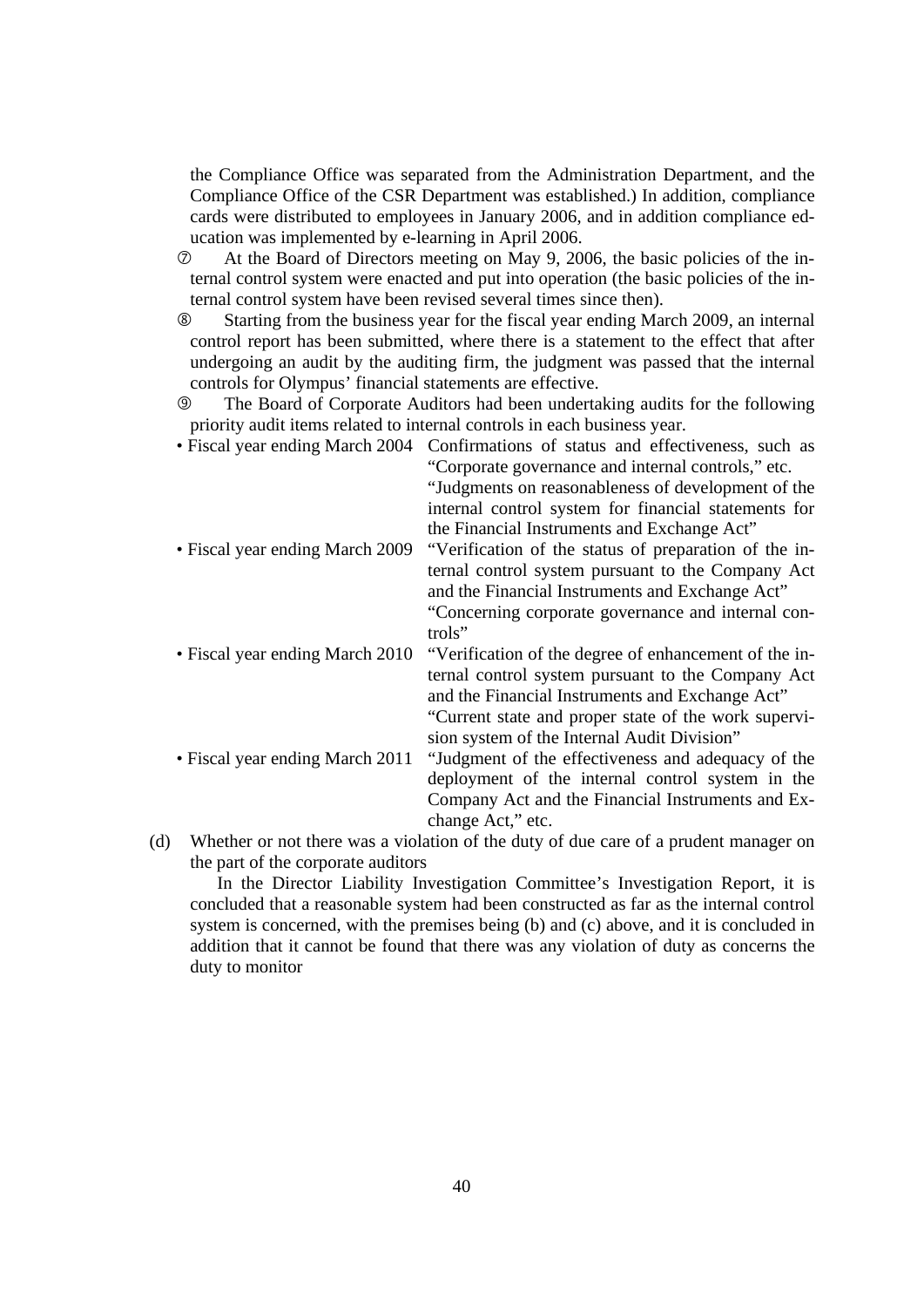the Compliance Office was separated from the Administration Department, and the Compliance Office of the CSR Department was established.) In addition, compliance cards were distributed to employees in January 2006, and in addition compliance education was implemented by e-learning in April 2006.

⑦ At the Board of Directors meeting on May 9, 2006, the basic policies of the internal control system were enacted and put into operation (the basic policies of the internal control system have been revised several times since then).

⑧ Starting from the business year for the fiscal year ending March 2009, an internal control report has been submitted, where there is a statement to the effect that after undergoing an audit by the auditing firm, the judgment was passed that the internal controls for Olympus' financial statements are effective.

⑨ The Board of Corporate Auditors had been undertaking audits for the following priority audit items related to internal controls in each business year.

- Fiscal year ending March 2004 Confirmations of status and effectiveness, such as "Corporate governance and internal controls," etc.
  "Judgments on reasonableness of development of the internal control system for financial statements for the Financial Instruments and Exchange Act"
- Fiscal year ending March 2009 "Verification of the status of preparation of the internal control system pursuant to the Company Act and the Financial Instruments and Exchange Act"
  "Concerning corporate governance and internal controls"
- Fiscal year ending March 2010 "Verification of the degree of enhancement of the internal control system pursuant to the Company Act and the Financial Instruments and Exchange Act"
  "Current state and proper state of the work supervision system of the Internal Audit Division"
- Fiscal year ending March 2011 "Judgment of the effectiveness and adequacy of the deployment of the internal control system in the Company Act and the Financial Instruments and Exchange Act," etc.

(d) Whether or not there was a violation of the duty of due care of a prudent manager on the part of the corporate auditors

In the Director Liability Investigation Committee's Investigation Report, it is concluded that a reasonable system had been constructed as far as the internal control system is concerned, with the premises being (b) and (c) above, and it is concluded in addition that it cannot be found that there was any violation of duty as concerns the duty to monitor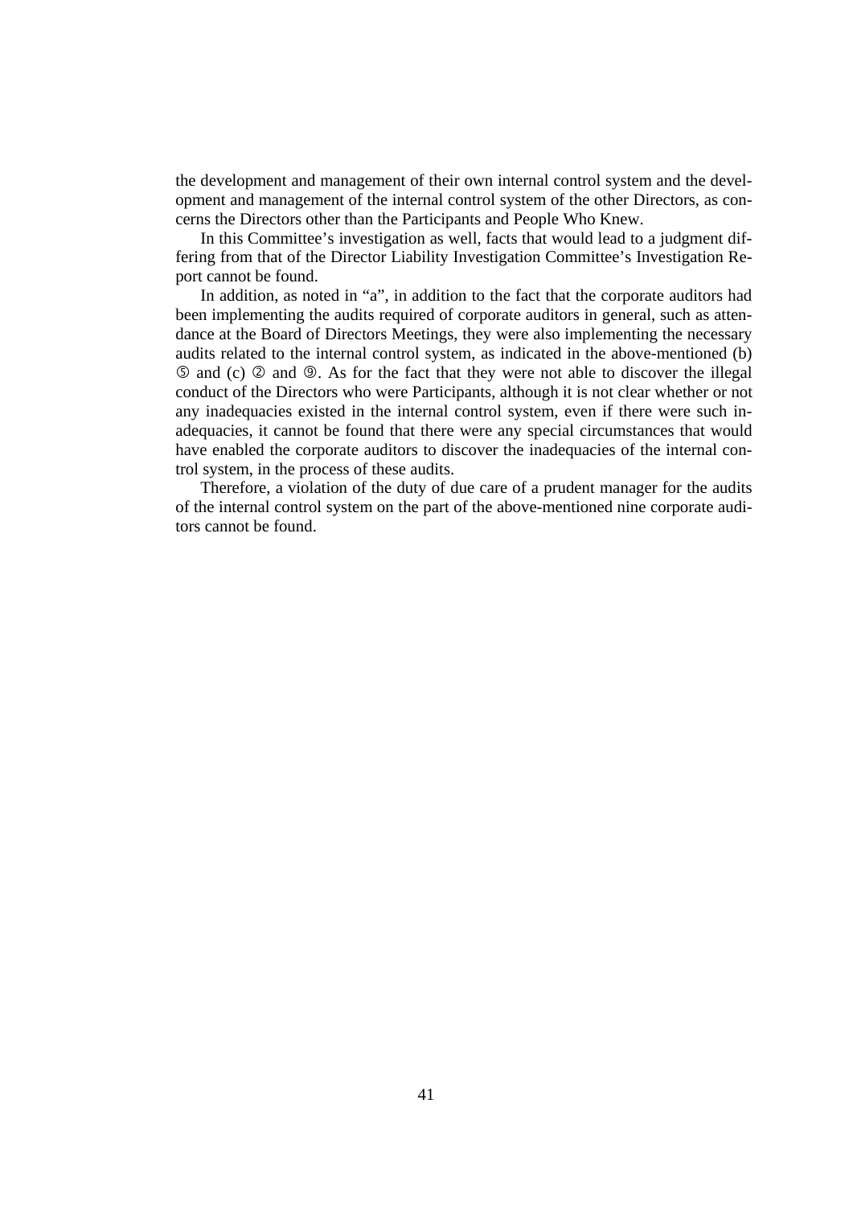the development and management of their own internal control system and the development and management of the internal control system of the other Directors, as concerns the Directors other than the Participants and People Who Knew.

In this Committee's investigation as well, facts that would lead to a judgment differing from that of the Director Liability Investigation Committee's Investigation Report cannot be found.

In addition, as noted in "a", in addition to the fact that the corporate auditors had been implementing the audits required of corporate auditors in general, such as attendance at the Board of Directors Meetings, they were also implementing the necessary audits related to the internal control system, as indicated in the above-mentioned (b) ⑤ and (c) ② and ⑨. As for the fact that they were not able to discover the illegal conduct of the Directors who were Participants, although it is not clear whether or not any inadequacies existed in the internal control system, even if there were such inadequacies, it cannot be found that there were any special circumstances that would have enabled the corporate auditors to discover the inadequacies of the internal control system, in the process of these audits.

Therefore, a violation of the duty of due care of a prudent manager for the audits of the internal control system on the part of the above-mentioned nine corporate auditors cannot be found.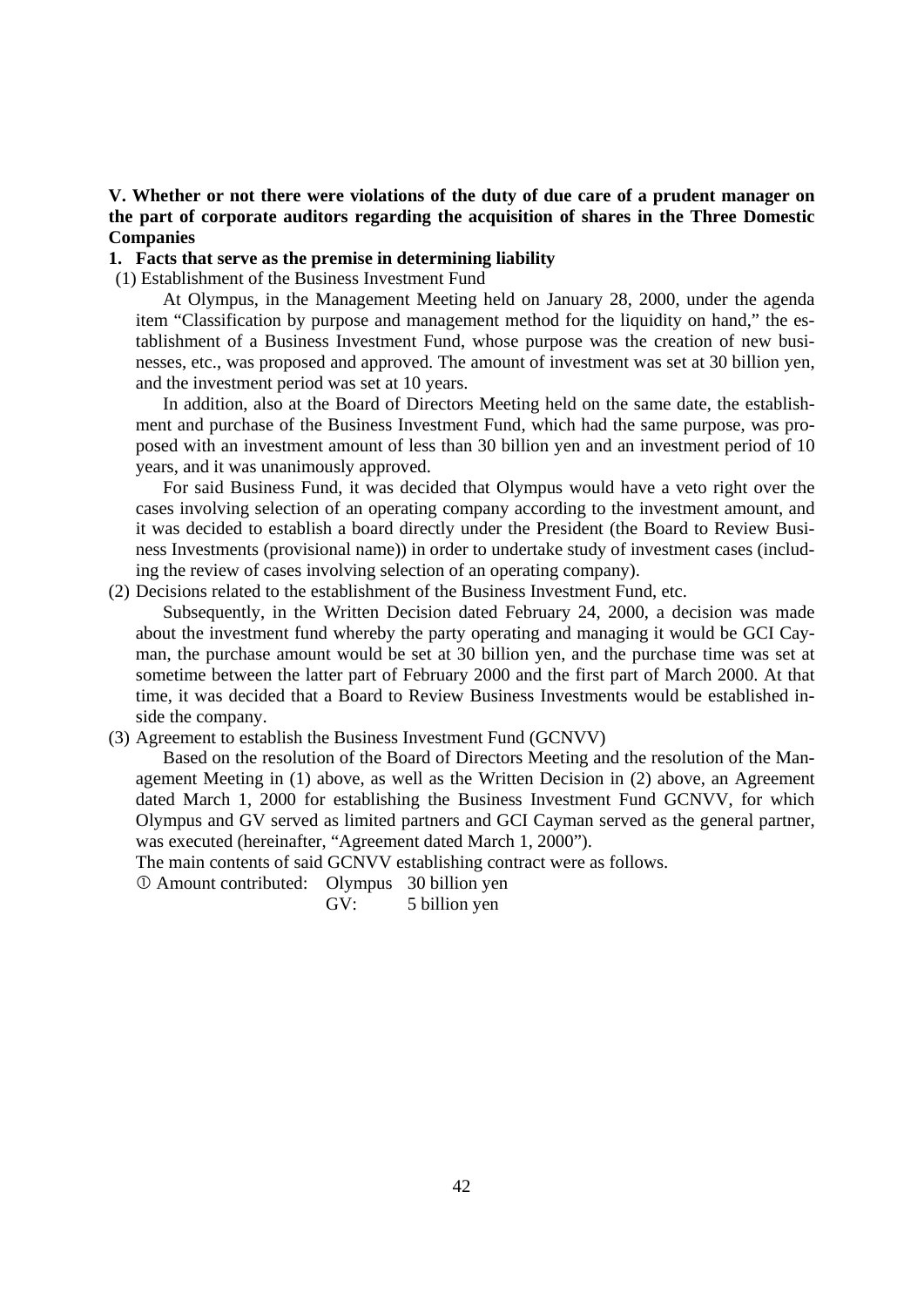**V. Whether or not there were violations of the duty of due care of a prudent manager on the part of corporate auditors regarding the acquisition of shares in the Three Domestic Companies**

**1. Facts that serve as the premise in determining liability**

(1) Establishment of the Business Investment Fund

At Olympus, in the Management Meeting held on January 28, 2000, under the agenda item "Classification by purpose and management method for the liquidity on hand," the establishment of a Business Investment Fund, whose purpose was the creation of new businesses, etc., was proposed and approved. The amount of investment was set at 30 billion yen, and the investment period was set at 10 years.

In addition, also at the Board of Directors Meeting held on the same date, the establishment and purchase of the Business Investment Fund, which had the same purpose, was proposed with an investment amount of less than 30 billion yen and an investment period of 10 years, and it was unanimously approved.

For said Business Fund, it was decided that Olympus would have a veto right over the cases involving selection of an operating company according to the investment amount, and it was decided to establish a board directly under the President (the Board to Review Business Investments (provisional name)) in order to undertake study of investment cases (including the review of cases involving selection of an operating company).

(2) Decisions related to the establishment of the Business Investment Fund, etc.

Subsequently, in the Written Decision dated February 24, 2000, a decision was made about the investment fund whereby the party operating and managing it would be GCI Cayman, the purchase amount would be set at 30 billion yen, and the purchase time was set at sometime between the latter part of February 2000 and the first part of March 2000. At that time, it was decided that a Board to Review Business Investments would be established inside the company.

(3) Agreement to establish the Business Investment Fund (GCNVV)

Based on the resolution of the Board of Directors Meeting and the resolution of the Management Meeting in (1) above, as well as the Written Decision in (2) above, an Agreement dated March 1, 2000 for establishing the Business Investment Fund GCNVV, for which Olympus and GV served as limited partners and GCI Cayman served as the general partner, was executed (hereinafter, "Agreement dated March 1, 2000").

The main contents of said GCNVV establishing contract were as follows.

① Amount contributed: Olympus 30 billion yen
GV: 5 billion yen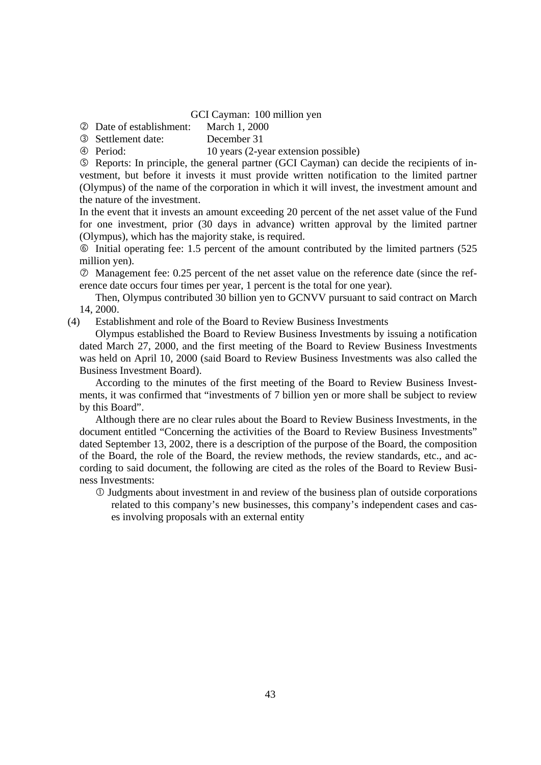GCI Cayman: 100 million yen

② Date of establishment: March 1, 2000

③ Settlement date: December 31

④ Period: 10 years (2-year extension possible)

⑤ Reports: In principle, the general partner (GCI Cayman) can decide the recipients of investment, but before it invests it must provide written notification to the limited partner (Olympus) of the name of the corporation in which it will invest, the investment amount and the nature of the investment.

In the event that it invests an amount exceeding 20 percent of the net asset value of the Fund for one investment, prior (30 days in advance) written approval by the limited partner (Olympus), which has the majority stake, is required.

⑥ Initial operating fee: 1.5 percent of the amount contributed by the limited partners (525 million yen).

⑦ Management fee: 0.25 percent of the net asset value on the reference date (since the reference date occurs four times per year, 1 percent is the total for one year).

Then, Olympus contributed 30 billion yen to GCNVV pursuant to said contract on March 14, 2000.

(4) Establishment and role of the Board to Review Business Investments

Olympus established the Board to Review Business Investments by issuing a notification dated March 27, 2000, and the first meeting of the Board to Review Business Investments was held on April 10, 2000 (said Board to Review Business Investments was also called the Business Investment Board).

According to the minutes of the first meeting of the Board to Review Business Investments, it was confirmed that "investments of 7 billion yen or more shall be subject to review by this Board".

Although there are no clear rules about the Board to Review Business Investments, in the document entitled "Concerning the activities of the Board to Review Business Investments" dated September 13, 2002, there is a description of the purpose of the Board, the composition of the Board, the role of the Board, the review methods, the review standards, etc., and according to said document, the following are cited as the roles of the Board to Review Business Investments:

① Judgments about investment in and review of the business plan of outside corporations related to this company's new businesses, this company's independent cases and cases involving proposals with an external entity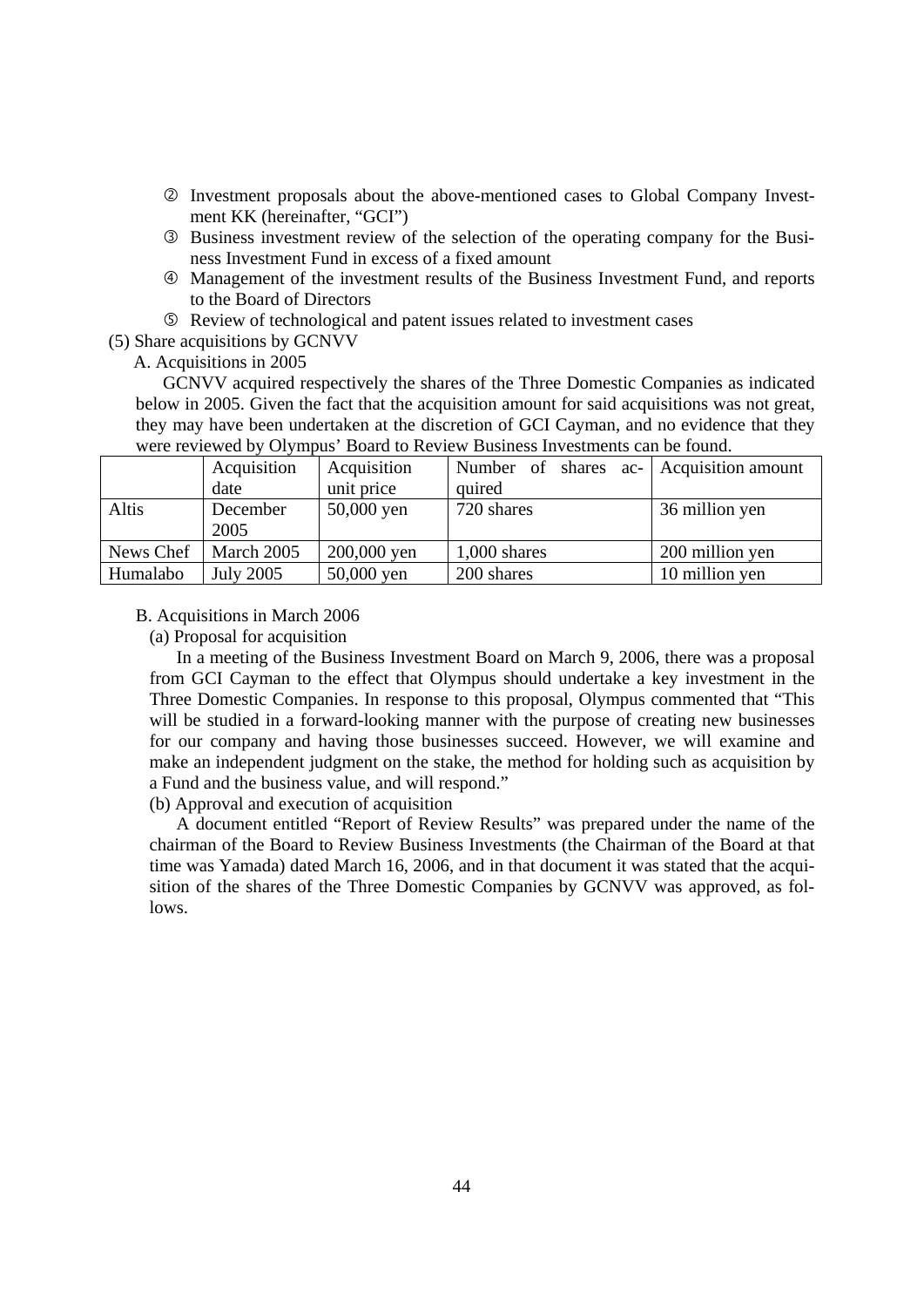② Investment proposals about the above-mentioned cases to Global Company Investment KK (hereinafter, "GCI")

③ Business investment review of the selection of the operating company for the Business Investment Fund in excess of a fixed amount

④ Management of the investment results of the Business Investment Fund, and reports to the Board of Directors

⑤ Review of technological and patent issues related to investment cases

(5) Share acquisitions by GCNVV

A. Acquisitions in 2005

GCNVV acquired respectively the shares of the Three Domestic Companies as indicated below in 2005. Given the fact that the acquisition amount for said acquisitions was not great, they may have been undertaken at the discretion of GCI Cayman, and no evidence that they were reviewed by Olympus' Board to Review Business Investments can be found.

| | Acquisition date | Acquisition unit price | Number of shares acquired | Acquisition amount |
|---|---|---|---|---|
| Altis | December 2005 | 50,000 yen | 720 shares | 36 million yen |
| News Chef | March 2005 | 200,000 yen | 1,000 shares | 200 million yen |
| Humalabo | July 2005 | 50,000 yen | 200 shares | 10 million yen |

B. Acquisitions in March 2006

(a) Proposal for acquisition

In a meeting of the Business Investment Board on March 9, 2006, there was a proposal from GCI Cayman to the effect that Olympus should undertake a key investment in the Three Domestic Companies. In response to this proposal, Olympus commented that "This will be studied in a forward-looking manner with the purpose of creating new businesses for our company and having those businesses succeed. However, we will examine and make an independent judgment on the stake, the method for holding such as acquisition by a Fund and the business value, and will respond."

(b) Approval and execution of acquisition

A document entitled "Report of Review Results" was prepared under the name of the chairman of the Board to Review Business Investments (the Chairman of the Board at that time was Yamada) dated March 16, 2006, and in that document it was stated that the acquisition of the shares of the Three Domestic Companies by GCNVV was approved, as follows.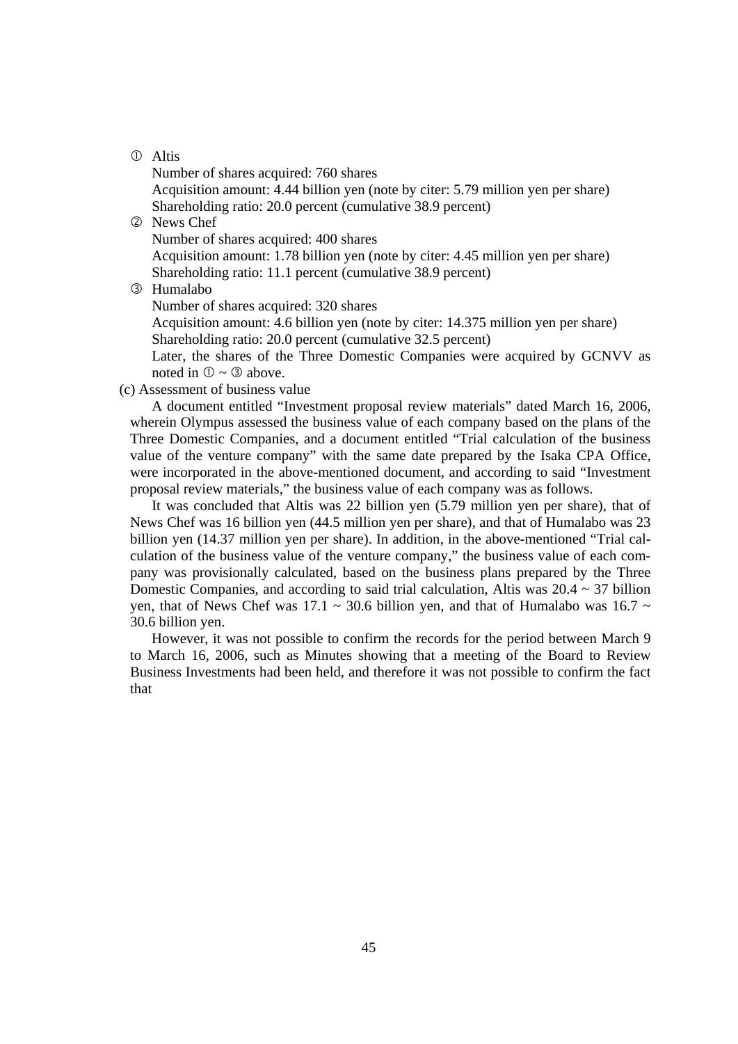① Altis

Number of shares acquired: 760 shares

Acquisition amount: 4.44 billion yen (note by citer: 5.79 million yen per share)

Shareholding ratio: 20.0 percent (cumulative 38.9 percent)

② News Chef

Number of shares acquired: 400 shares

Acquisition amount: 1.78 billion yen (note by citer: 4.45 million yen per share)

Shareholding ratio: 11.1 percent (cumulative 38.9 percent)

③ Humalabo

Number of shares acquired: 320 shares

Acquisition amount: 4.6 billion yen (note by citer: 14.375 million yen per share)

Shareholding ratio: 20.0 percent (cumulative 32.5 percent)

Later, the shares of the Three Domestic Companies were acquired by GCNVV as noted in ① ~ ③ above.

(c) Assessment of business value

A document entitled "Investment proposal review materials" dated March 16, 2006, wherein Olympus assessed the business value of each company based on the plans of the Three Domestic Companies, and a document entitled "Trial calculation of the business value of the venture company" with the same date prepared by the Isaka CPA Office, were incorporated in the above-mentioned document, and according to said "Investment proposal review materials," the business value of each company was as follows.

It was concluded that Altis was 22 billion yen (5.79 million yen per share), that of News Chef was 16 billion yen (44.5 million yen per share), and that of Humalabo was 23 billion yen (14.37 million yen per share). In addition, in the above-mentioned "Trial calculation of the business value of the venture company," the business value of each company was provisionally calculated, based on the business plans prepared by the Three Domestic Companies, and according to said trial calculation, Altis was 20.4 ~ 37 billion yen, that of News Chef was 17.1 ~ 30.6 billion yen, and that of Humalabo was 16.7 ~ 30.6 billion yen.

However, it was not possible to confirm the records for the period between March 9 to March 16, 2006, such as Minutes showing that a meeting of the Board to Review Business Investments had been held, and therefore it was not possible to confirm the fact that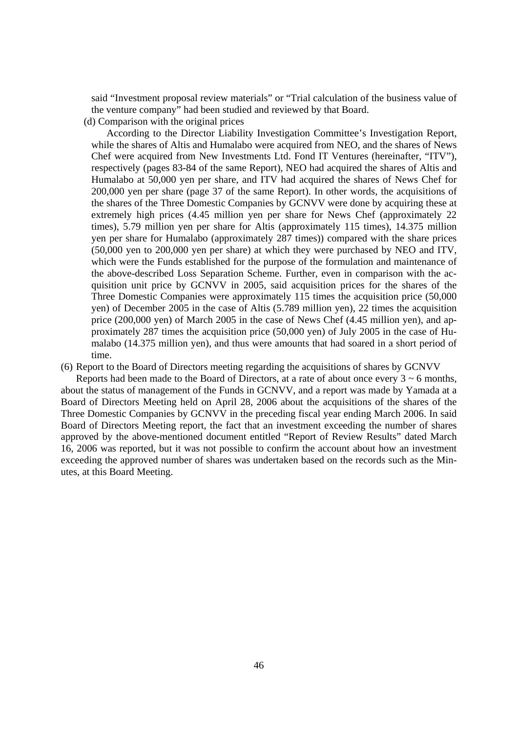said "Investment proposal review materials" or "Trial calculation of the business value of the venture company" had been studied and reviewed by that Board.

(d) Comparison with the original prices

According to the Director Liability Investigation Committee's Investigation Report, while the shares of Altis and Humalabo were acquired from NEO, and the shares of News Chef were acquired from New Investments Ltd. Fond IT Ventures (hereinafter, "ITV"), respectively (pages 83-84 of the same Report), NEO had acquired the shares of Altis and Humalabo at 50,000 yen per share, and ITV had acquired the shares of News Chef for 200,000 yen per share (page 37 of the same Report). In other words, the acquisitions of the shares of the Three Domestic Companies by GCNVV were done by acquiring these at extremely high prices (4.45 million yen per share for News Chef (approximately 22 times), 5.79 million yen per share for Altis (approximately 115 times), 14.375 million yen per share for Humalabo (approximately 287 times)) compared with the share prices (50,000 yen to 200,000 yen per share) at which they were purchased by NEO and ITV, which were the Funds established for the purpose of the formulation and maintenance of the above-described Loss Separation Scheme. Further, even in comparison with the acquisition unit price by GCNVV in 2005, said acquisition prices for the shares of the Three Domestic Companies were approximately 115 times the acquisition price (50,000 yen) of December 2005 in the case of Altis (5.789 million yen), 22 times the acquisition price (200,000 yen) of March 2005 in the case of News Chef (4.45 million yen), and approximately 287 times the acquisition price (50,000 yen) of July 2005 in the case of Humalabo (14.375 million yen), and thus were amounts that had soared in a short period of time.

(6) Report to the Board of Directors meeting regarding the acquisitions of shares by GCNVV

Reports had been made to the Board of Directors, at a rate of about once every 3 ~ 6 months, about the status of management of the Funds in GCNVV, and a report was made by Yamada at a Board of Directors Meeting held on April 28, 2006 about the acquisitions of the shares of the Three Domestic Companies by GCNVV in the preceding fiscal year ending March 2006. In said Board of Directors Meeting report, the fact that an investment exceeding the number of shares approved by the above-mentioned document entitled "Report of Review Results" dated March 16, 2006 was reported, but it was not possible to confirm the account about how an investment exceeding the approved number of shares was undertaken based on the records such as the Minutes, at this Board Meeting.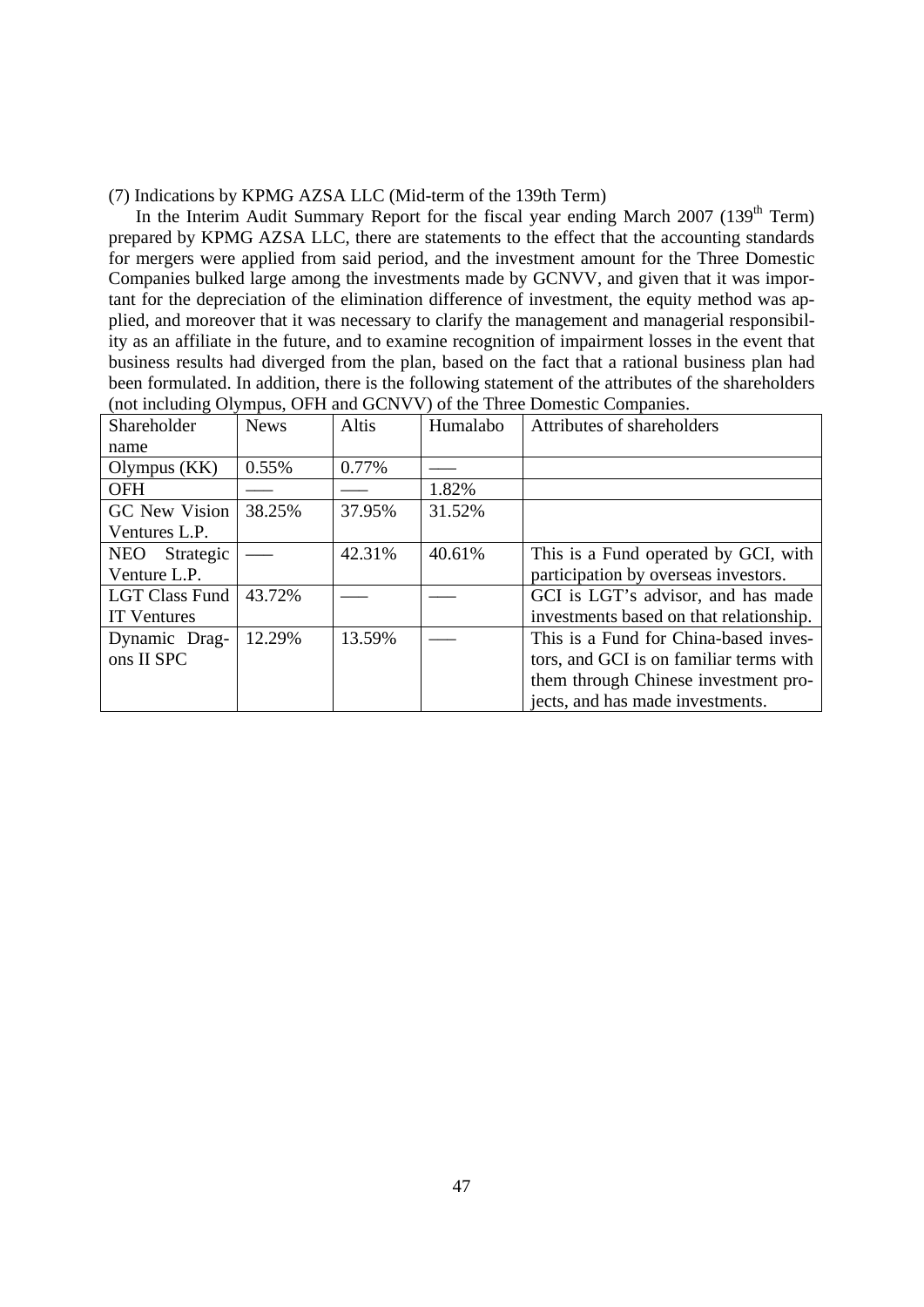(7) Indications by KPMG AZSA LLC (Mid-term of the 139th Term)

In the Interim Audit Summary Report for the fiscal year ending March 2007 (139th Term) prepared by KPMG AZSA LLC, there are statements to the effect that the accounting standards for mergers were applied from said period, and the investment amount for the Three Domestic Companies bulked large among the investments made by GCNVV, and given that it was important for the depreciation of the elimination difference of investment, the equity method was applied, and moreover that it was necessary to clarify the management and managerial responsibility as an affiliate in the future, and to examine recognition of impairment losses in the event that business results had diverged from the plan, based on the fact that a rational business plan had been formulated. In addition, there is the following statement of the attributes of the shareholders (not including Olympus, OFH and GCNVV) of the Three Domestic Companies.

| Shareholder name | News | Altis | Humalabo | Attributes of shareholders |
|---|---|---|---|---|
| Olympus (KK) | 0.55% | 0.77% | —— | |
| OFH | —— | —— | 1.82% | |
| GC New Vision Ventures L.P. | 38.25% | 37.95% | 31.52% | |
| NEO Strategic Venture L.P. | —— | 42.31% | 40.61% | This is a Fund operated by GCI, with participation by overseas investors. |
| LGT Class Fund IT Ventures | 43.72% | —— | —— | GCI is LGT's advisor, and has made investments based on that relationship. |
| Dynamic Dragons II SPC | 12.29% | 13.59% | —— | This is a Fund for China-based investors, and GCI is on familiar terms with them through Chinese investment projects, and has made investments. |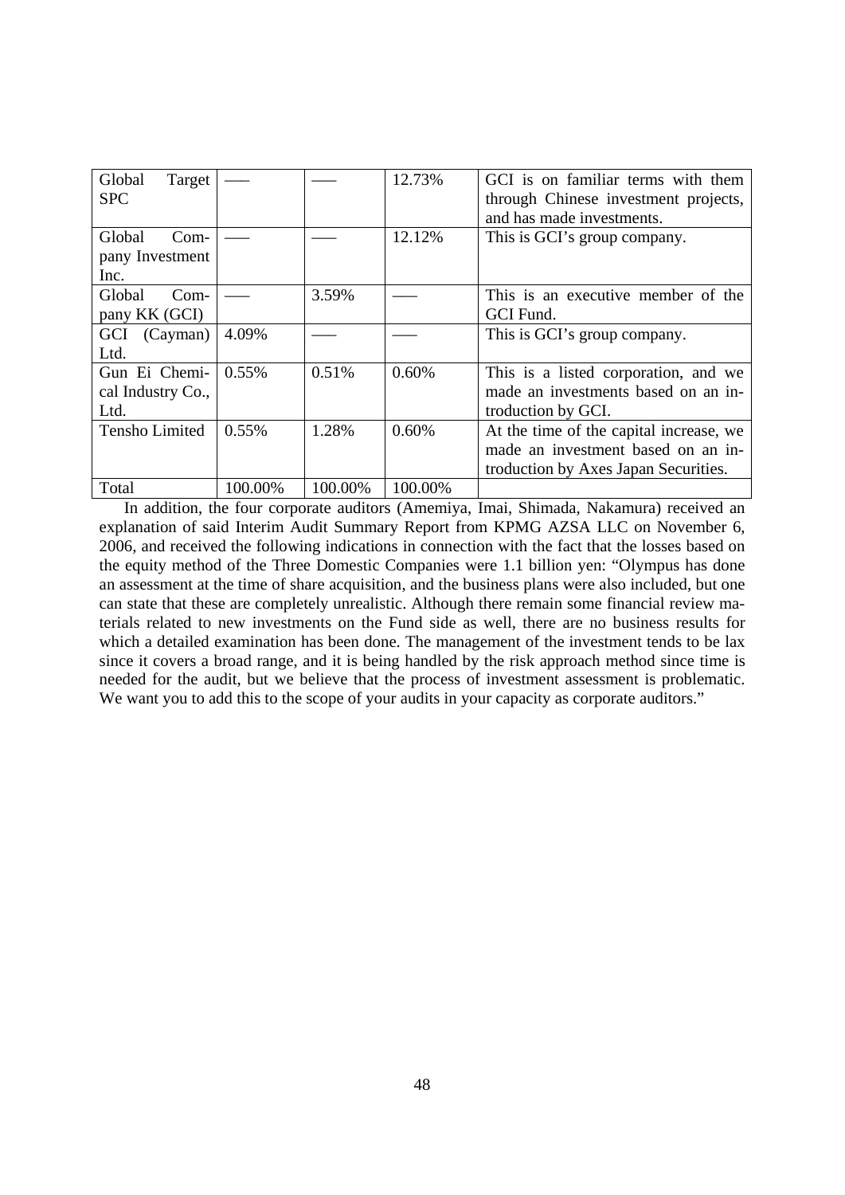| | | | | |
|---|---|---|---|---|
| Global Target SPC | —— | —— | 12.73% | GCI is on familiar terms with them through Chinese investment projects, and has made investments. |
| Global Company Investment Inc. | —— | —— | 12.12% | This is GCI's group company. |
| Global Company KK (GCI) | —— | 3.59% | —— | This is an executive member of the GCI Fund. |
| GCI (Cayman) Ltd. | 4.09% | —— | —— | This is GCI's group company. |
| Gun Ei Chemical Industry Co., Ltd. | 0.55% | 0.51% | 0.60% | This is a listed corporation, and we made an investments based on an introduction by GCI. |
| Tensho Limited | 0.55% | 1.28% | 0.60% | At the time of the capital increase, we made an investment based on an introduction by Axes Japan Securities. |
| Total | 100.00% | 100.00% | 100.00% | |

In addition, the four corporate auditors (Amemiya, Imai, Shimada, Nakamura) received an explanation of said Interim Audit Summary Report from KPMG AZSA LLC on November 6, 2006, and received the following indications in connection with the fact that the losses based on the equity method of the Three Domestic Companies were 1.1 billion yen: "Olympus has done an assessment at the time of share acquisition, and the business plans were also included, but one can state that these are completely unrealistic. Although there remain some financial review materials related to new investments on the Fund side as well, there are no business results for which a detailed examination has been done. The management of the investment tends to be lax since it covers a broad range, and it is being handled by the risk approach method since time is needed for the audit, but we believe that the process of investment assessment is problematic. We want you to add this to the scope of your audits in your capacity as corporate auditors."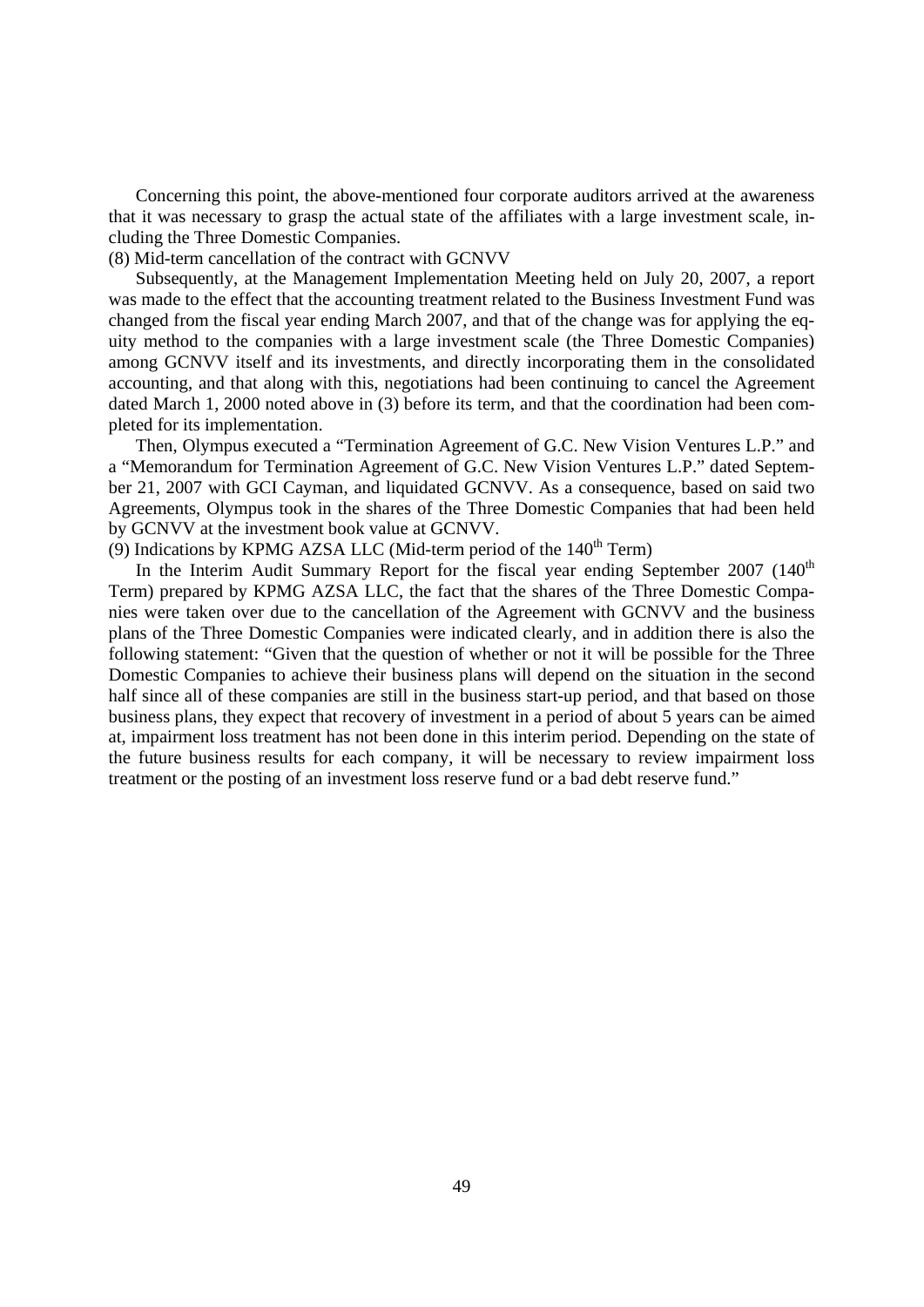Concerning this point, the above-mentioned four corporate auditors arrived at the awareness that it was necessary to grasp the actual state of the affiliates with a large investment scale, including the Three Domestic Companies.

(8) Mid-term cancellation of the contract with GCNVV

Subsequently, at the Management Implementation Meeting held on July 20, 2007, a report was made to the effect that the accounting treatment related to the Business Investment Fund was changed from the fiscal year ending March 2007, and that of the change was for applying the equity method to the companies with a large investment scale (the Three Domestic Companies) among GCNVV itself and its investments, and directly incorporating them in the consolidated accounting, and that along with this, negotiations had been continuing to cancel the Agreement dated March 1, 2000 noted above in (3) before its term, and that the coordination had been completed for its implementation.

Then, Olympus executed a "Termination Agreement of G.C. New Vision Ventures L.P." and a "Memorandum for Termination Agreement of G.C. New Vision Ventures L.P." dated September 21, 2007 with GCI Cayman, and liquidated GCNVV. As a consequence, based on said two Agreements, Olympus took in the shares of the Three Domestic Companies that had been held by GCNVV at the investment book value at GCNVV.

(9) Indications by KPMG AZSA LLC (Mid-term period of the 140th Term)

In the Interim Audit Summary Report for the fiscal year ending September 2007 (140th Term) prepared by KPMG AZSA LLC, the fact that the shares of the Three Domestic Companies were taken over due to the cancellation of the Agreement with GCNVV and the business plans of the Three Domestic Companies were indicated clearly, and in addition there is also the following statement: "Given that the question of whether or not it will be possible for the Three Domestic Companies to achieve their business plans will depend on the situation in the second half since all of these companies are still in the business start-up period, and that based on those business plans, they expect that recovery of investment in a period of about 5 years can be aimed at, impairment loss treatment has not been done in this interim period. Depending on the state of the future business results for each company, it will be necessary to review impairment loss treatment or the posting of an investment loss reserve fund or a bad debt reserve fund."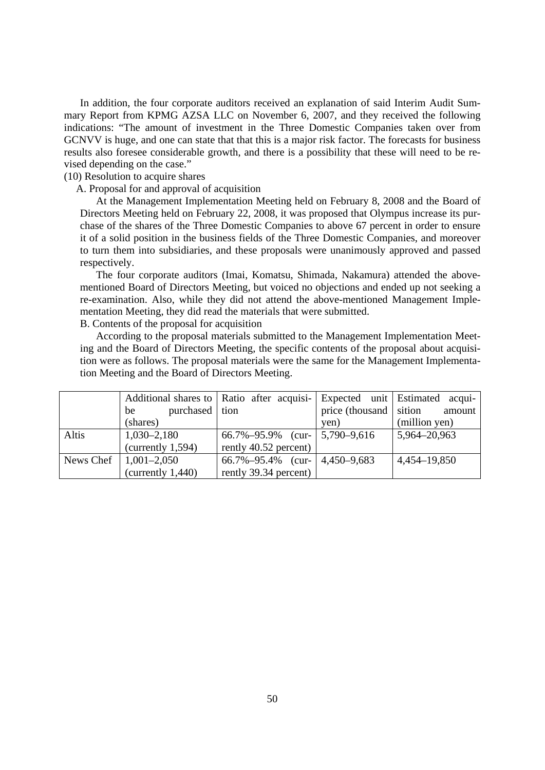In addition, the four corporate auditors received an explanation of said Interim Audit Summary Report from KPMG AZSA LLC on November 6, 2007, and they received the following indications: "The amount of investment in the Three Domestic Companies taken over from GCNVV is huge, and one can state that that this is a major risk factor. The forecasts for business results also foresee considerable growth, and there is a possibility that these will need to be revised depending on the case."

(10) Resolution to acquire shares

A. Proposal for and approval of acquisition

At the Management Implementation Meeting held on February 8, 2008 and the Board of Directors Meeting held on February 22, 2008, it was proposed that Olympus increase its purchase of the shares of the Three Domestic Companies to above 67 percent in order to ensure it of a solid position in the business fields of the Three Domestic Companies, and moreover to turn them into subsidiaries, and these proposals were unanimously approved and passed respectively.

The four corporate auditors (Imai, Komatsu, Shimada, Nakamura) attended the above-mentioned Board of Directors Meeting, but voiced no objections and ended up not seeking a re-examination. Also, while they did not attend the above-mentioned Management Implementation Meeting, they did read the materials that were submitted.

B. Contents of the proposal for acquisition

According to the proposal materials submitted to the Management Implementation Meeting and the Board of Directors Meeting, the specific contents of the proposal about acquisition were as follows. The proposal materials were the same for the Management Implementation Meeting and the Board of Directors Meeting.

| | Additional shares to be purchased (shares) | Ratio after acquisition | Expected unit price (thousand yen) | Estimated acquisition amount (million yen) |
|---|---|---|---|---|
| Altis | 1,030–2,180 (currently 1,594) | 66.7%–95.9% (currently 40.52 percent) | 5,790–9,616 | 5,964–20,963 |
| News Chef | 1,001–2,050 (currently 1,440) | 66.7%–95.4% (currently 39.34 percent) | 4,450–9,683 | 4,454–19,850 |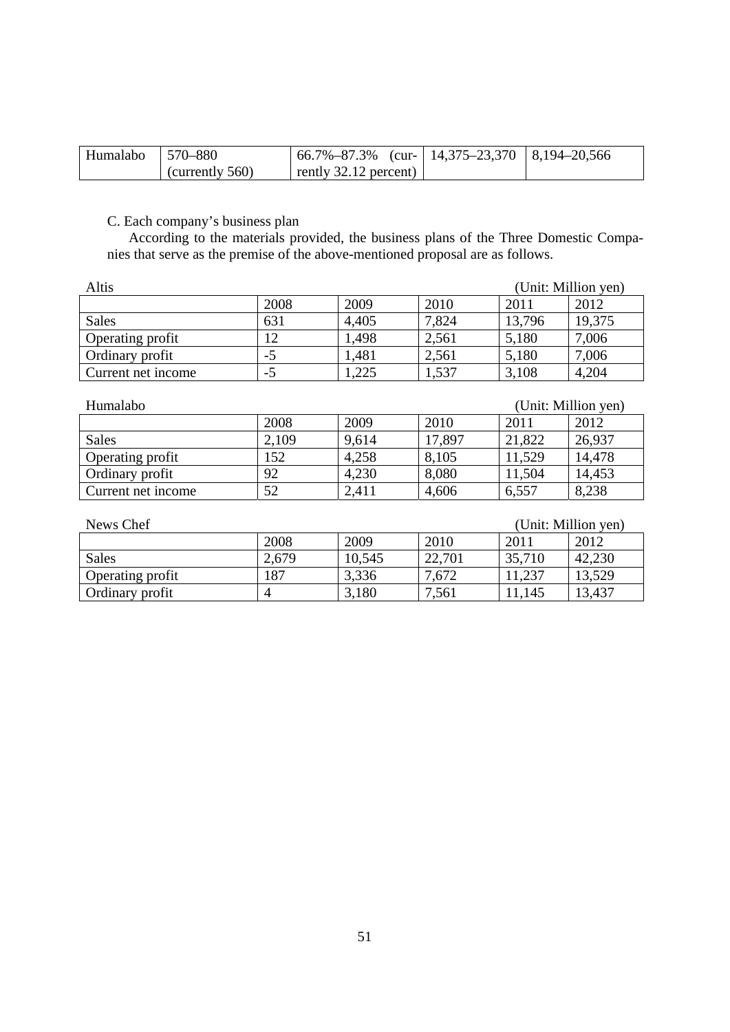| Humalabo | 570–880 (currently 560) | 66.7%–87.3% (currently 32.12 percent) | 14,375–23,370 | 8,194–20,566 |
|---|---|---|---|---|

C. Each company's business plan

According to the materials provided, the business plans of the Three Domestic Companies that serve as the premise of the above-mentioned proposal are as follows.

Altis (Unit: Million yen)

| | 2008 | 2009 | 2010 | 2011 | 2012 |
|---|---|---|---|---|---|
| Sales | 631 | 4,405 | 7,824 | 13,796 | 19,375 |
| Operating profit | 12 | 1,498 | 2,561 | 5,180 | 7,006 |
| Ordinary profit | -5 | 1,481 | 2,561 | 5,180 | 7,006 |
| Current net income | -5 | 1,225 | 1,537 | 3,108 | 4,204 |

Humalabo (Unit: Million yen)

| | 2008 | 2009 | 2010 | 2011 | 2012 |
|---|---|---|---|---|---|
| Sales | 2,109 | 9,614 | 17,897 | 21,822 | 26,937 |
| Operating profit | 152 | 4,258 | 8,105 | 11,529 | 14,478 |
| Ordinary profit | 92 | 4,230 | 8,080 | 11,504 | 14,453 |
| Current net income | 52 | 2,411 | 4,606 | 6,557 | 8,238 |

News Chef (Unit: Million yen)

| | 2008 | 2009 | 2010 | 2011 | 2012 |
|---|---|---|---|---|---|
| Sales | 2,679 | 10,545 | 22,701 | 35,710 | 42,230 |
| Operating profit | 187 | 3,336 | 7,672 | 11,237 | 13,529 |
| Ordinary profit | 4 | 3,180 | 7,561 | 11,145 | 13,437 |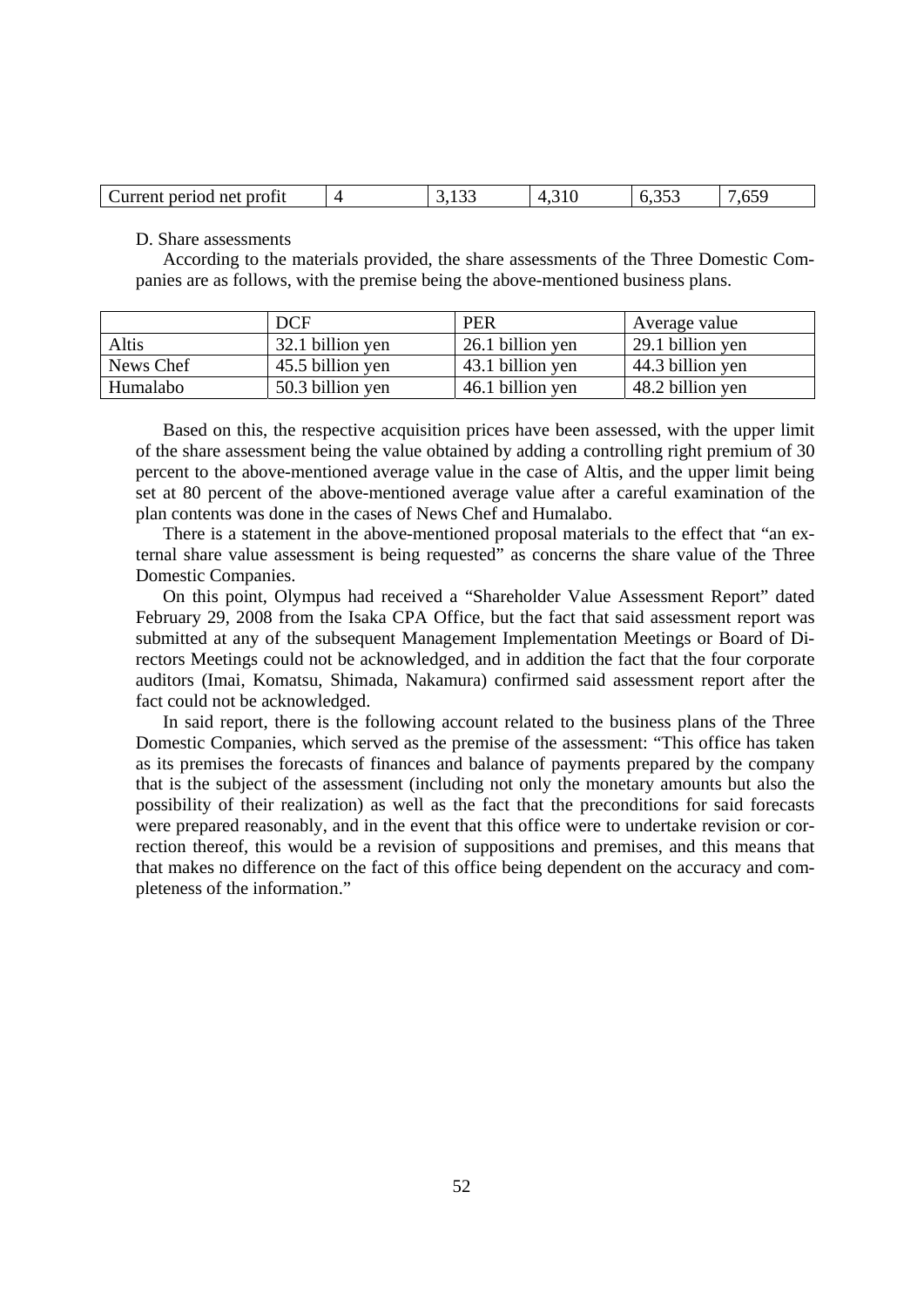| Current period net profit | 4 | 3,133 | 4,310 | 6,353 | 7,659 |
|---|---|---|---|---|---|

D. Share assessments

According to the materials provided, the share assessments of the Three Domestic Companies are as follows, with the premise being the above-mentioned business plans.

| | DCF | PER | Average value |
|---|---|---|---|
| Altis | 32.1 billion yen | 26.1 billion yen | 29.1 billion yen |
| News Chef | 45.5 billion yen | 43.1 billion yen | 44.3 billion yen |
| Humalabo | 50.3 billion yen | 46.1 billion yen | 48.2 billion yen |

Based on this, the respective acquisition prices have been assessed, with the upper limit of the share assessment being the value obtained by adding a controlling right premium of 30 percent to the above-mentioned average value in the case of Altis, and the upper limit being set at 80 percent of the above-mentioned average value after a careful examination of the plan contents was done in the cases of News Chef and Humalabo.

There is a statement in the above-mentioned proposal materials to the effect that "an external share value assessment is being requested" as concerns the share value of the Three Domestic Companies.

On this point, Olympus had received a "Shareholder Value Assessment Report" dated February 29, 2008 from the Isaka CPA Office, but the fact that said assessment report was submitted at any of the subsequent Management Implementation Meetings or Board of Directors Meetings could not be acknowledged, and in addition the fact that the four corporate auditors (Imai, Komatsu, Shimada, Nakamura) confirmed said assessment report after the fact could not be acknowledged.

In said report, there is the following account related to the business plans of the Three Domestic Companies, which served as the premise of the assessment: "This office has taken as its premises the forecasts of finances and balance of payments prepared by the company that is the subject of the assessment (including not only the monetary amounts but also the possibility of their realization) as well as the fact that the preconditions for said forecasts were prepared reasonably, and in the event that this office were to undertake revision or correction thereof, this would be a revision of suppositions and premises, and this means that that makes no difference on the fact of this office being dependent on the accuracy and completeness of the information."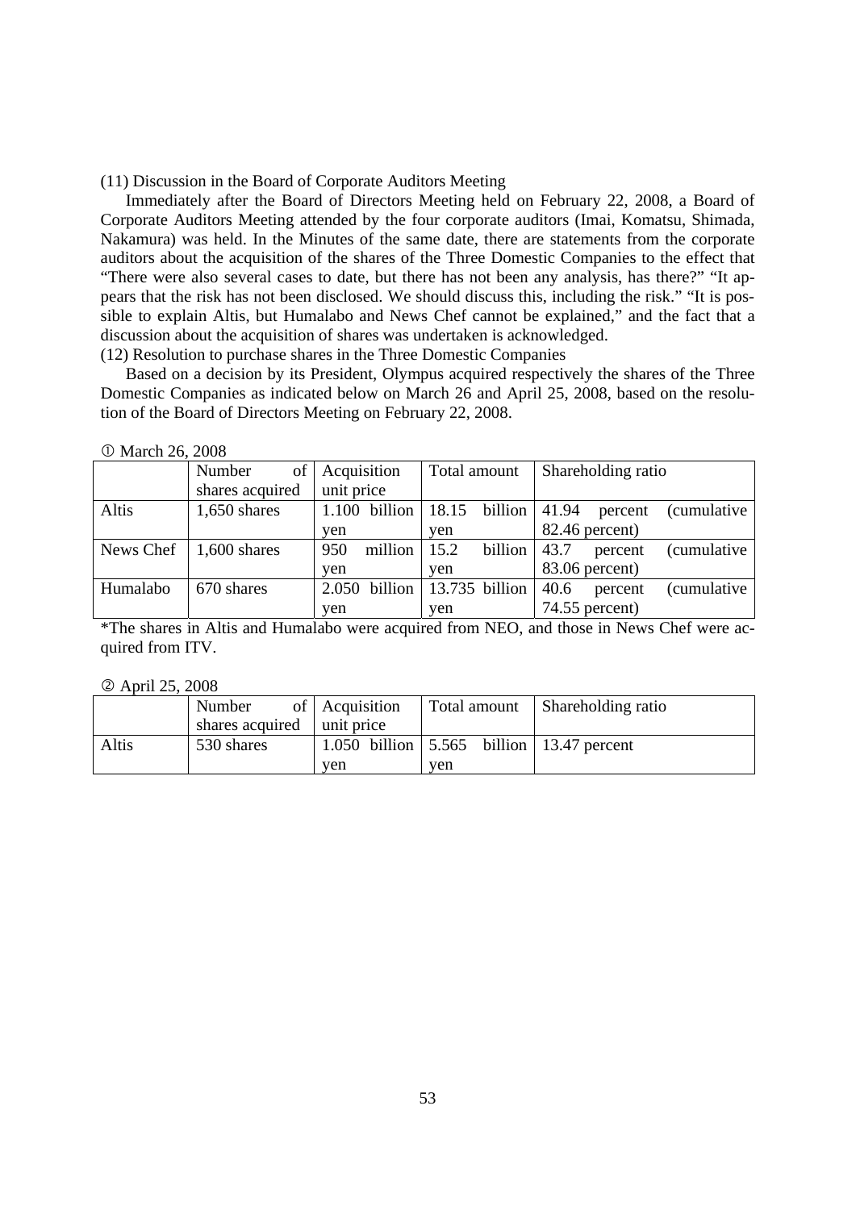(11) Discussion in the Board of Corporate Auditors Meeting

Immediately after the Board of Directors Meeting held on February 22, 2008, a Board of Corporate Auditors Meeting attended by the four corporate auditors (Imai, Komatsu, Shimada, Nakamura) was held. In the Minutes of the same date, there are statements from the corporate auditors about the acquisition of the shares of the Three Domestic Companies to the effect that "There were also several cases to date, but there has not been any analysis, has there?" "It appears that the risk has not been disclosed. We should discuss this, including the risk." "It is possible to explain Altis, but Humalabo and News Chef cannot be explained," and the fact that a discussion about the acquisition of shares was undertaken is acknowledged.

(12) Resolution to purchase shares in the Three Domestic Companies

Based on a decision by its President, Olympus acquired respectively the shares of the Three Domestic Companies as indicated below on March 26 and April 25, 2008, based on the resolution of the Board of Directors Meeting on February 22, 2008.

① March 26, 2008

| | Number of shares acquired | Acquisition unit price | Total amount | Shareholding ratio |
|---|---|---|---|---|
| Altis | 1,650 shares | 1.100 billion yen | 18.15 billion yen | 41.94 percent (cumulative 82.46 percent) |
| News Chef | 1,600 shares | 950 million yen | 15.2 billion yen | 43.7 percent (cumulative 83.06 percent) |
| Humalabo | 670 shares | 2.050 billion yen | 13.735 billion yen | 40.6 percent (cumulative 74.55 percent) |

*The shares in Altis and Humalabo were acquired from NEO, and those in News Chef were acquired from ITV.

② April 25, 2008

| | Number of shares acquired | Acquisition unit price | Total amount | Shareholding ratio |
|---|---|---|---|---|
| Altis | 530 shares | 1.050 billion yen | 5.565 billion yen | 13.47 percent |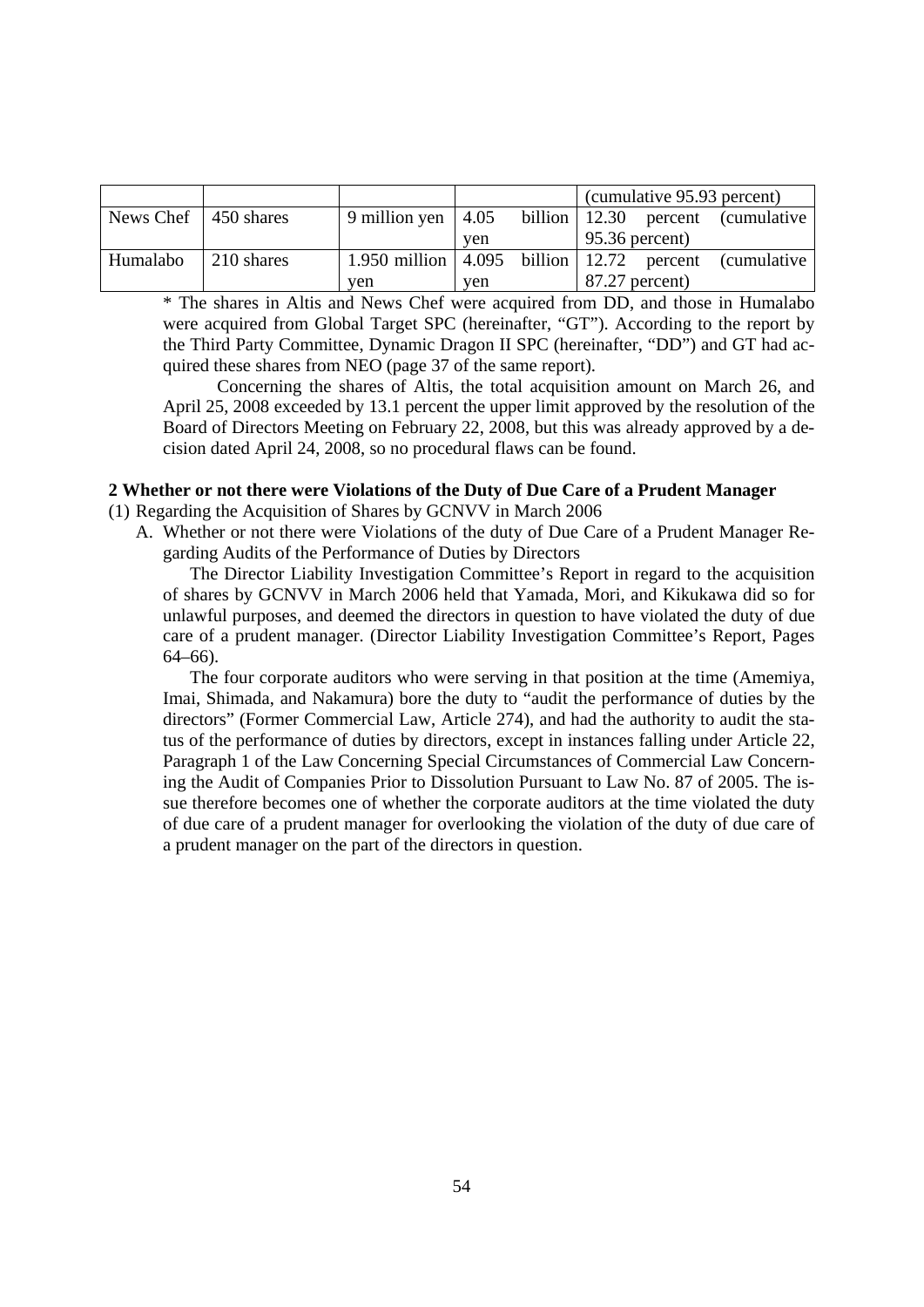| | | | | (cumulative 95.93 percent) |
|---|---|---|---|---|
| News Chef | 450 shares | 9 million yen | 4.05 billion yen | 12.30 percent (cumulative 95.36 percent) |
| Humalabo | 210 shares | 1.950 million yen | 4.095 billion yen | 12.72 percent (cumulative 87.27 percent) |

\* The shares in Altis and News Chef were acquired from DD, and those in Humalabo were acquired from Global Target SPC (hereinafter, "GT"). According to the report by the Third Party Committee, Dynamic Dragon II SPC (hereinafter, "DD") and GT had acquired these shares from NEO (page 37 of the same report).

Concerning the shares of Altis, the total acquisition amount on March 26, and April 25, 2008 exceeded by 13.1 percent the upper limit approved by the resolution of the Board of Directors Meeting on February 22, 2008, but this was already approved by a decision dated April 24, 2008, so no procedural flaws can be found.

**2 Whether or not there were Violations of the Duty of Due Care of a Prudent Manager**

(1) Regarding the Acquisition of Shares by GCNVV in March 2006

A. Whether or not there were Violations of the duty of Due Care of a Prudent Manager Regarding Audits of the Performance of Duties by Directors

The Director Liability Investigation Committee's Report in regard to the acquisition of shares by GCNVV in March 2006 held that Yamada, Mori, and Kikukawa did so for unlawful purposes, and deemed the directors in question to have violated the duty of due care of a prudent manager. (Director Liability Investigation Committee's Report, Pages 64–66).

The four corporate auditors who were serving in that position at the time (Amemiya, Imai, Shimada, and Nakamura) bore the duty to "audit the performance of duties by the directors" (Former Commercial Law, Article 274), and had the authority to audit the status of the performance of duties by directors, except in instances falling under Article 22, Paragraph 1 of the Law Concerning Special Circumstances of Commercial Law Concerning the Audit of Companies Prior to Dissolution Pursuant to Law No. 87 of 2005. The issue therefore becomes one of whether the corporate auditors at the time violated the duty of due care of a prudent manager for overlooking the violation of the duty of due care of a prudent manager on the part of the directors in question.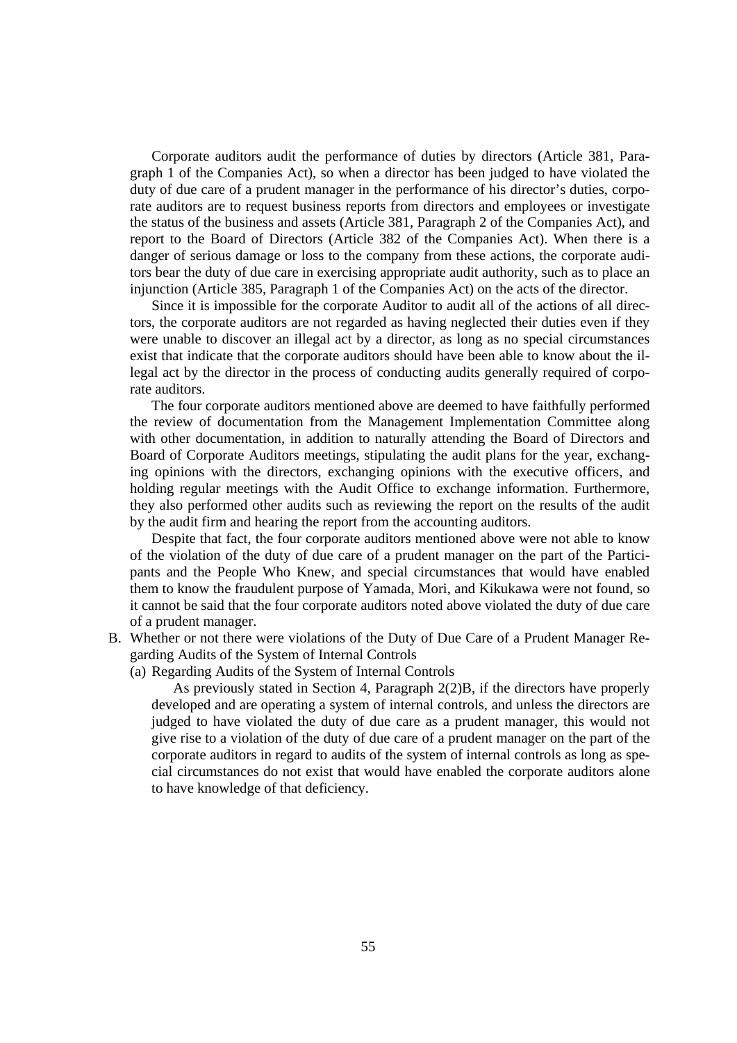Corporate auditors audit the performance of duties by directors (Article 381, Paragraph 1 of the Companies Act), so when a director has been judged to have violated the duty of due care of a prudent manager in the performance of his director's duties, corporate auditors are to request business reports from directors and employees or investigate the status of the business and assets (Article 381, Paragraph 2 of the Companies Act), and report to the Board of Directors (Article 382 of the Companies Act). When there is a danger of serious damage or loss to the company from these actions, the corporate auditors bear the duty of due care in exercising appropriate audit authority, such as to place an injunction (Article 385, Paragraph 1 of the Companies Act) on the acts of the director.

Since it is impossible for the corporate Auditor to audit all of the actions of all directors, the corporate auditors are not regarded as having neglected their duties even if they were unable to discover an illegal act by a director, as long as no special circumstances exist that indicate that the corporate auditors should have been able to know about the illegal act by the director in the process of conducting audits generally required of corporate auditors.

The four corporate auditors mentioned above are deemed to have faithfully performed the review of documentation from the Management Implementation Committee along with other documentation, in addition to naturally attending the Board of Directors and Board of Corporate Auditors meetings, stipulating the audit plans for the year, exchanging opinions with the directors, exchanging opinions with the executive officers, and holding regular meetings with the Audit Office to exchange information. Furthermore, they also performed other audits such as reviewing the report on the results of the audit by the audit firm and hearing the report from the accounting auditors.

Despite that fact, the four corporate auditors mentioned above were not able to know of the violation of the duty of due care of a prudent manager on the part of the Participants and the People Who Knew, and special circumstances that would have enabled them to know the fraudulent purpose of Yamada, Mori, and Kikukawa were not found, so it cannot be said that the four corporate auditors noted above violated the duty of due care of a prudent manager.

B. Whether or not there were violations of the Duty of Due Care of a Prudent Manager Regarding Audits of the System of Internal Controls

(a) Regarding Audits of the System of Internal Controls

As previously stated in Section 4, Paragraph 2(2)B, if the directors have properly developed and are operating a system of internal controls, and unless the directors are judged to have violated the duty of due care as a prudent manager, this would not give rise to a violation of the duty of due care of a prudent manager on the part of the corporate auditors in regard to audits of the system of internal controls as long as special circumstances do not exist that would have enabled the corporate auditors alone to have knowledge of that deficiency.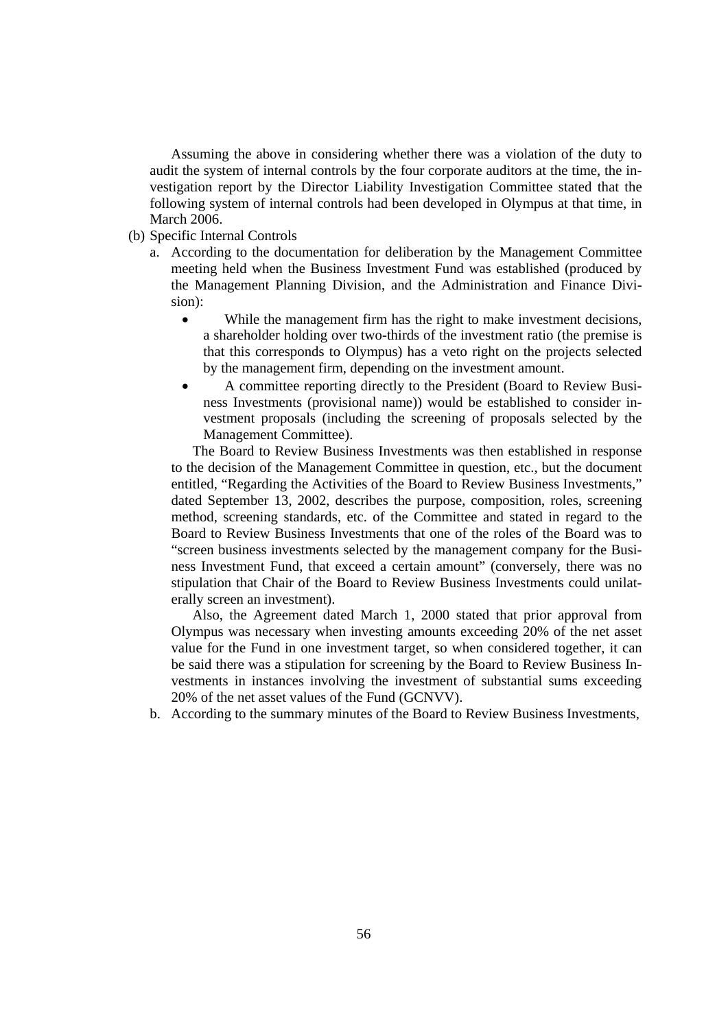Assuming the above in considering whether there was a violation of the duty to audit the system of internal controls by the four corporate auditors at the time, the investigation report by the Director Liability Investigation Committee stated that the following system of internal controls had been developed in Olympus at that time, in March 2006.

(b) Specific Internal Controls

a. According to the documentation for deliberation by the Management Committee meeting held when the Business Investment Fund was established (produced by the Management Planning Division, and the Administration and Finance Division):

- While the management firm has the right to make investment decisions, a shareholder holding over two-thirds of the investment ratio (the premise is that this corresponds to Olympus) has a veto right on the projects selected by the management firm, depending on the investment amount.
- A committee reporting directly to the President (Board to Review Business Investments (provisional name)) would be established to consider investment proposals (including the screening of proposals selected by the Management Committee).

The Board to Review Business Investments was then established in response to the decision of the Management Committee in question, etc., but the document entitled, "Regarding the Activities of the Board to Review Business Investments," dated September 13, 2002, describes the purpose, composition, roles, screening method, screening standards, etc. of the Committee and stated in regard to the Board to Review Business Investments that one of the roles of the Board was to "screen business investments selected by the management company for the Business Investment Fund, that exceed a certain amount" (conversely, there was no stipulation that Chair of the Board to Review Business Investments could unilaterally screen an investment).

Also, the Agreement dated March 1, 2000 stated that prior approval from Olympus was necessary when investing amounts exceeding 20% of the net asset value for the Fund in one investment target, so when considered together, it can be said there was a stipulation for screening by the Board to Review Business Investments in instances involving the investment of substantial sums exceeding 20% of the net asset values of the Fund (GCNVV).

b. According to the summary minutes of the Board to Review Business Investments,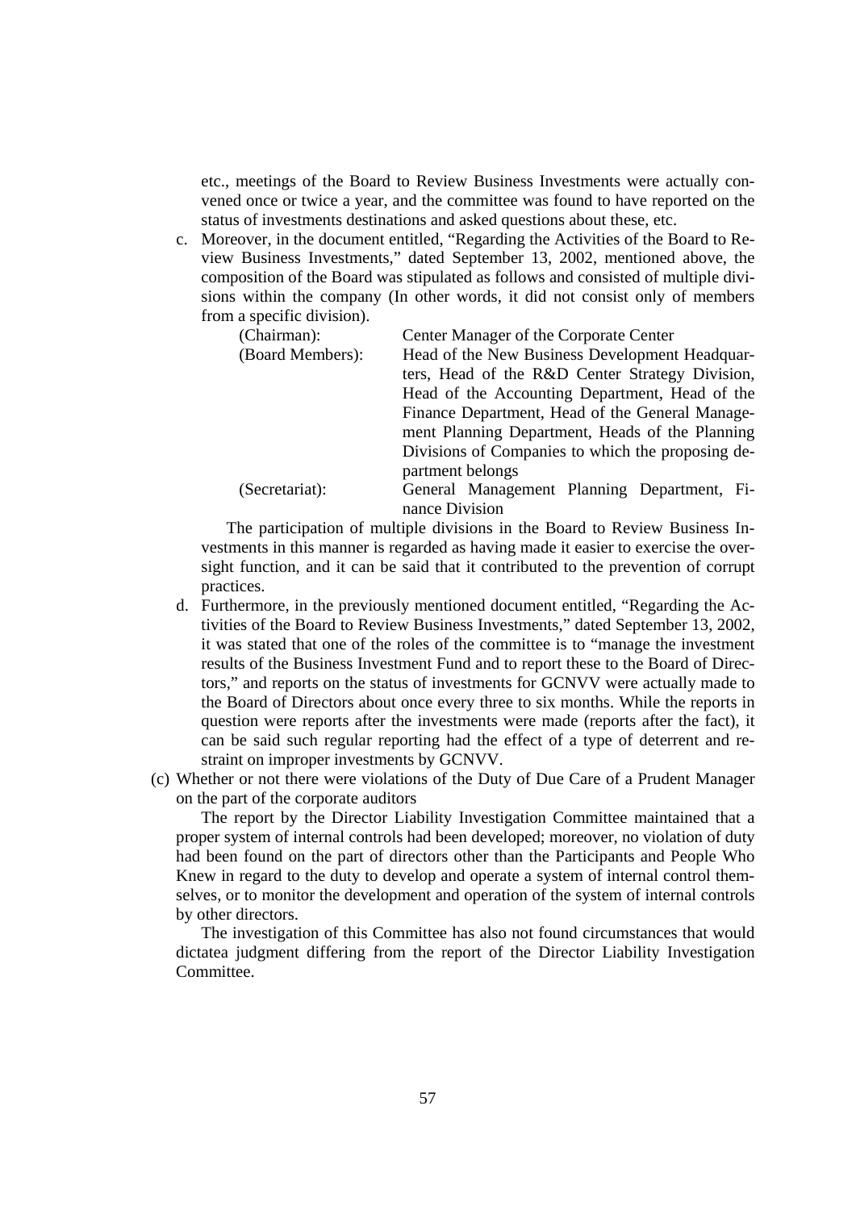etc., meetings of the Board to Review Business Investments were actually convened once or twice a year, and the committee was found to have reported on the status of investments destinations and asked questions about these, etc.

c. Moreover, in the document entitled, "Regarding the Activities of the Board to Review Business Investments," dated September 13, 2002, mentioned above, the composition of the Board was stipulated as follows and consisted of multiple divisions within the company (In other words, it did not consist only of members from a specific division).

| | |
|---|---|
| (Chairman): | Center Manager of the Corporate Center |
| (Board Members): | Head of the New Business Development Headquarters, Head of the R&D Center Strategy Division, Head of the Accounting Department, Head of the Finance Department, Head of the General Management Planning Department, Heads of the Planning Divisions of Companies to which the proposing department belongs |
| (Secretariat): | General Management Planning Department, Finance Division |

The participation of multiple divisions in the Board to Review Business Investments in this manner is regarded as having made it easier to exercise the oversight function, and it can be said that it contributed to the prevention of corrupt practices.

d. Furthermore, in the previously mentioned document entitled, "Regarding the Activities of the Board to Review Business Investments," dated September 13, 2002, it was stated that one of the roles of the committee is to "manage the investment results of the Business Investment Fund and to report these to the Board of Directors," and reports on the status of investments for GCNVV were actually made to the Board of Directors about once every three to six months. While the reports in question were reports after the investments were made (reports after the fact), it can be said such regular reporting had the effect of a type of deterrent and restraint on improper investments by GCNVV.

(c) Whether or not there were violations of the Duty of Due Care of a Prudent Manager on the part of the corporate auditors

The report by the Director Liability Investigation Committee maintained that a proper system of internal controls had been developed; moreover, no violation of duty had been found on the part of directors other than the Participants and People Who Knew in regard to the duty to develop and operate a system of internal control themselves, or to monitor the development and operation of the system of internal controls by other directors.

The investigation of this Committee has also not found circumstances that would dictatea judgment differing from the report of the Director Liability Investigation Committee.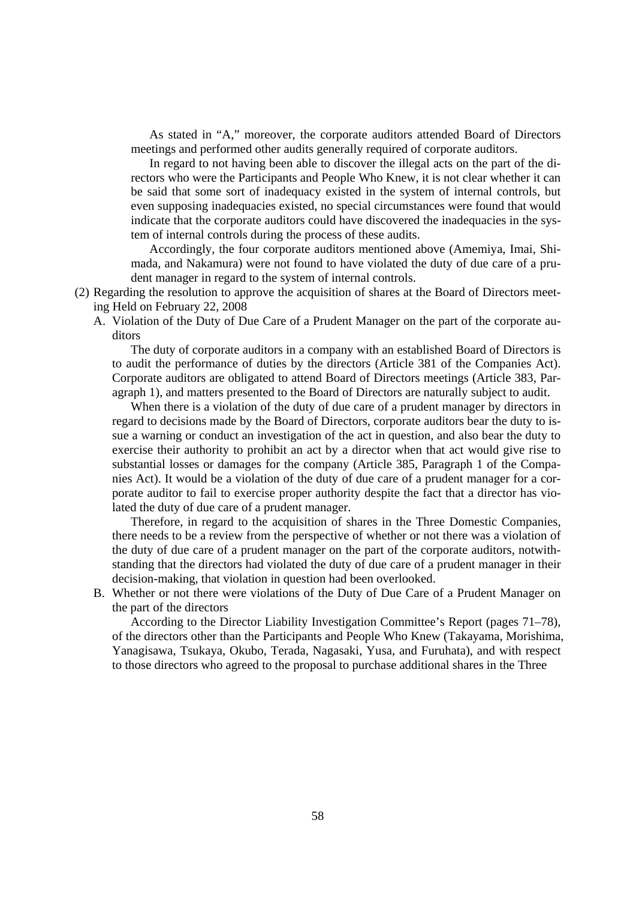As stated in “A,” moreover, the corporate auditors attended Board of Directors meetings and performed other audits generally required of corporate auditors.

In regard to not having been able to discover the illegal acts on the part of the directors who were the Participants and People Who Knew, it is not clear whether it can be said that some sort of inadequacy existed in the system of internal controls, but even supposing inadequacies existed, no special circumstances were found that would indicate that the corporate auditors could have discovered the inadequacies in the system of internal controls during the process of these audits.

Accordingly, the four corporate auditors mentioned above (Amemiya, Imai, Shimada, and Nakamura) were not found to have violated the duty of due care of a prudent manager in regard to the system of internal controls.

(2) Regarding the resolution to approve the acquisition of shares at the Board of Directors meeting Held on February 22, 2008

A. Violation of the Duty of Due Care of a Prudent Manager on the part of the corporate auditors

The duty of corporate auditors in a company with an established Board of Directors is to audit the performance of duties by the directors (Article 381 of the Companies Act). Corporate auditors are obligated to attend Board of Directors meetings (Article 383, Paragraph 1), and matters presented to the Board of Directors are naturally subject to audit.

When there is a violation of the duty of due care of a prudent manager by directors in regard to decisions made by the Board of Directors, corporate auditors bear the duty to issue a warning or conduct an investigation of the act in question, and also bear the duty to exercise their authority to prohibit an act by a director when that act would give rise to substantial losses or damages for the company (Article 385, Paragraph 1 of the Companies Act). It would be a violation of the duty of due care of a prudent manager for a corporate auditor to fail to exercise proper authority despite the fact that a director has violated the duty of due care of a prudent manager.

Therefore, in regard to the acquisition of shares in the Three Domestic Companies, there needs to be a review from the perspective of whether or not there was a violation of the duty of due care of a prudent manager on the part of the corporate auditors, notwithstanding that the directors had violated the duty of due care of a prudent manager in their decision-making, that violation in question had been overlooked.

B. Whether or not there were violations of the Duty of Due Care of a Prudent Manager on the part of the directors

According to the Director Liability Investigation Committee’s Report (pages 71–78), of the directors other than the Participants and People Who Knew (Takayama, Morishima, Yanagisawa, Tsukaya, Okubo, Terada, Nagasaki, Yusa, and Furuhata), and with respect to those directors who agreed to the proposal to purchase additional shares in the Three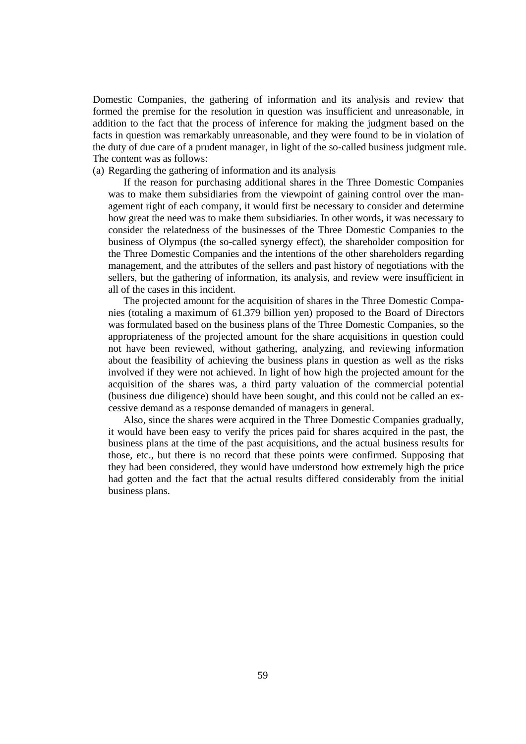Domestic Companies, the gathering of information and its analysis and review that formed the premise for the resolution in question was insufficient and unreasonable, in addition to the fact that the process of inference for making the judgment based on the facts in question was remarkably unreasonable, and they were found to be in violation of the duty of due care of a prudent manager, in light of the so-called business judgment rule. The content was as follows:

(a) Regarding the gathering of information and its analysis

If the reason for purchasing additional shares in the Three Domestic Companies was to make them subsidiaries from the viewpoint of gaining control over the management right of each company, it would first be necessary to consider and determine how great the need was to make them subsidiaries. In other words, it was necessary to consider the relatedness of the businesses of the Three Domestic Companies to the business of Olympus (the so-called synergy effect), the shareholder composition for the Three Domestic Companies and the intentions of the other shareholders regarding management, and the attributes of the sellers and past history of negotiations with the sellers, but the gathering of information, its analysis, and review were insufficient in all of the cases in this incident.

The projected amount for the acquisition of shares in the Three Domestic Companies (totaling a maximum of 61.379 billion yen) proposed to the Board of Directors was formulated based on the business plans of the Three Domestic Companies, so the appropriateness of the projected amount for the share acquisitions in question could not have been reviewed, without gathering, analyzing, and reviewing information about the feasibility of achieving the business plans in question as well as the risks involved if they were not achieved. In light of how high the projected amount for the acquisition of the shares was, a third party valuation of the commercial potential (business due diligence) should have been sought, and this could not be called an excessive demand as a response demanded of managers in general.

Also, since the shares were acquired in the Three Domestic Companies gradually, it would have been easy to verify the prices paid for shares acquired in the past, the business plans at the time of the past acquisitions, and the actual business results for those, etc., but there is no record that these points were confirmed. Supposing that they had been considered, they would have understood how extremely high the price had gotten and the fact that the actual results differed considerably from the initial business plans.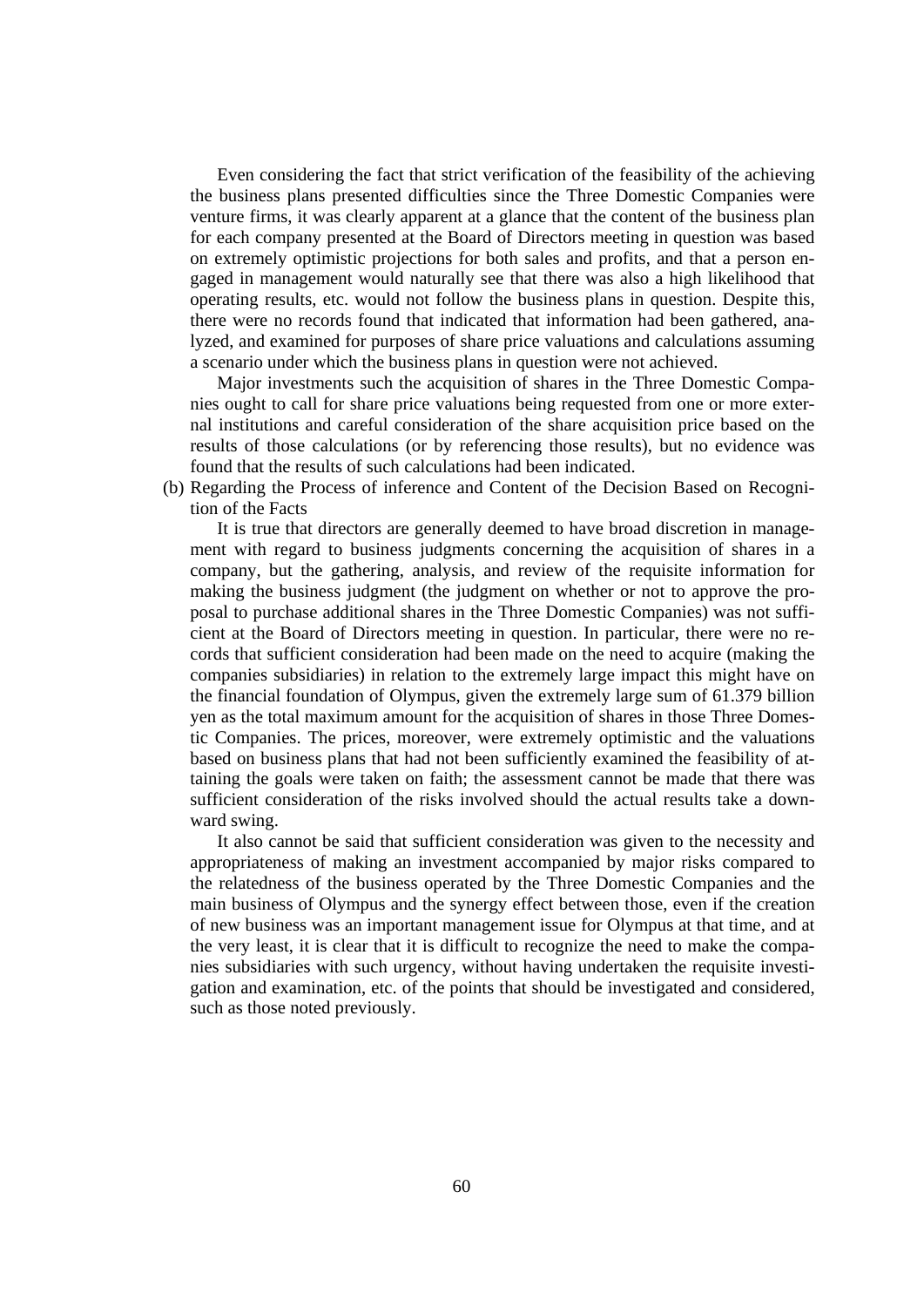Even considering the fact that strict verification of the feasibility of the achieving the business plans presented difficulties since the Three Domestic Companies were venture firms, it was clearly apparent at a glance that the content of the business plan for each company presented at the Board of Directors meeting in question was based on extremely optimistic projections for both sales and profits, and that a person engaged in management would naturally see that there was also a high likelihood that operating results, etc. would not follow the business plans in question. Despite this, there were no records found that indicated that information had been gathered, analyzed, and examined for purposes of share price valuations and calculations assuming a scenario under which the business plans in question were not achieved.

Major investments such the acquisition of shares in the Three Domestic Companies ought to call for share price valuations being requested from one or more external institutions and careful consideration of the share acquisition price based on the results of those calculations (or by referencing those results), but no evidence was found that the results of such calculations had been indicated.

(b) Regarding the Process of inference and Content of the Decision Based on Recognition of the Facts

It is true that directors are generally deemed to have broad discretion in management with regard to business judgments concerning the acquisition of shares in a company, but the gathering, analysis, and review of the requisite information for making the business judgment (the judgment on whether or not to approve the proposal to purchase additional shares in the Three Domestic Companies) was not sufficient at the Board of Directors meeting in question. In particular, there were no records that sufficient consideration had been made on the need to acquire (making the companies subsidiaries) in relation to the extremely large impact this might have on the financial foundation of Olympus, given the extremely large sum of 61.379 billion yen as the total maximum amount for the acquisition of shares in those Three Domestic Companies. The prices, moreover, were extremely optimistic and the valuations based on business plans that had not been sufficiently examined the feasibility of attaining the goals were taken on faith; the assessment cannot be made that there was sufficient consideration of the risks involved should the actual results take a downward swing.

It also cannot be said that sufficient consideration was given to the necessity and appropriateness of making an investment accompanied by major risks compared to the relatedness of the business operated by the Three Domestic Companies and the main business of Olympus and the synergy effect between those, even if the creation of new business was an important management issue for Olympus at that time, and at the very least, it is clear that it is difficult to recognize the need to make the companies subsidiaries with such urgency, without having undertaken the requisite investigation and examination, etc. of the points that should be investigated and considered, such as those noted previously.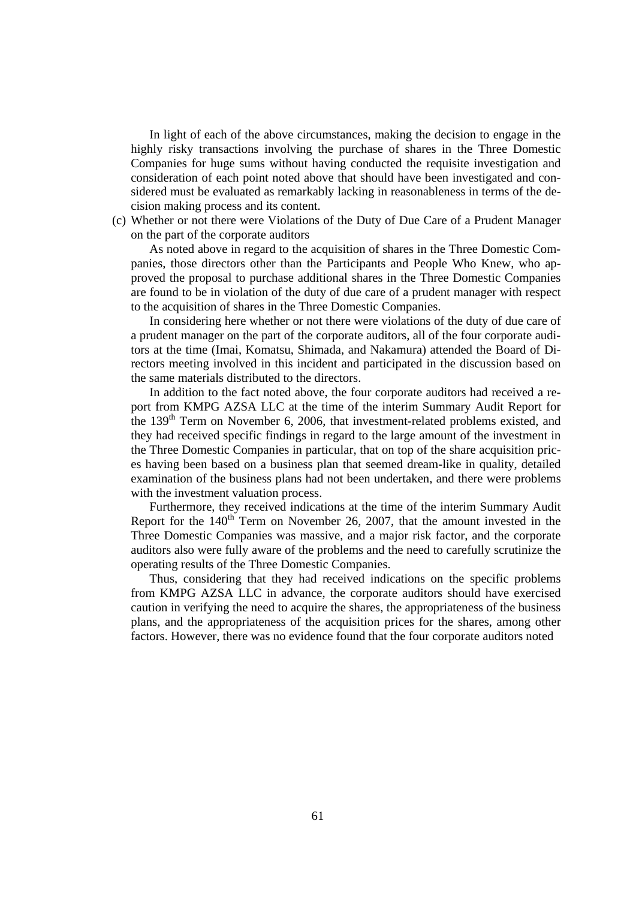In light of each of the above circumstances, making the decision to engage in the highly risky transactions involving the purchase of shares in the Three Domestic Companies for huge sums without having conducted the requisite investigation and consideration of each point noted above that should have been investigated and considered must be evaluated as remarkably lacking in reasonableness in terms of the decision making process and its content.

(c) Whether or not there were Violations of the Duty of Due Care of a Prudent Manager on the part of the corporate auditors

As noted above in regard to the acquisition of shares in the Three Domestic Companies, those directors other than the Participants and People Who Knew, who approved the proposal to purchase additional shares in the Three Domestic Companies are found to be in violation of the duty of due care of a prudent manager with respect to the acquisition of shares in the Three Domestic Companies.

In considering here whether or not there were violations of the duty of due care of a prudent manager on the part of the corporate auditors, all of the four corporate auditors at the time (Imai, Komatsu, Shimada, and Nakamura) attended the Board of Directors meeting involved in this incident and participated in the discussion based on the same materials distributed to the directors.

In addition to the fact noted above, the four corporate auditors had received a report from KMPG AZSA LLC at the time of the interim Summary Audit Report for the 139th Term on November 6, 2006, that investment-related problems existed, and they had received specific findings in regard to the large amount of the investment in the Three Domestic Companies in particular, that on top of the share acquisition prices having been based on a business plan that seemed dream-like in quality, detailed examination of the business plans had not been undertaken, and there were problems with the investment valuation process.

Furthermore, they received indications at the time of the interim Summary Audit Report for the 140th Term on November 26, 2007, that the amount invested in the Three Domestic Companies was massive, and a major risk factor, and the corporate auditors also were fully aware of the problems and the need to carefully scrutinize the operating results of the Three Domestic Companies.

Thus, considering that they had received indications on the specific problems from KMPG AZSA LLC in advance, the corporate auditors should have exercised caution in verifying the need to acquire the shares, the appropriateness of the business plans, and the appropriateness of the acquisition prices for the shares, among other factors. However, there was no evidence found that the four corporate auditors noted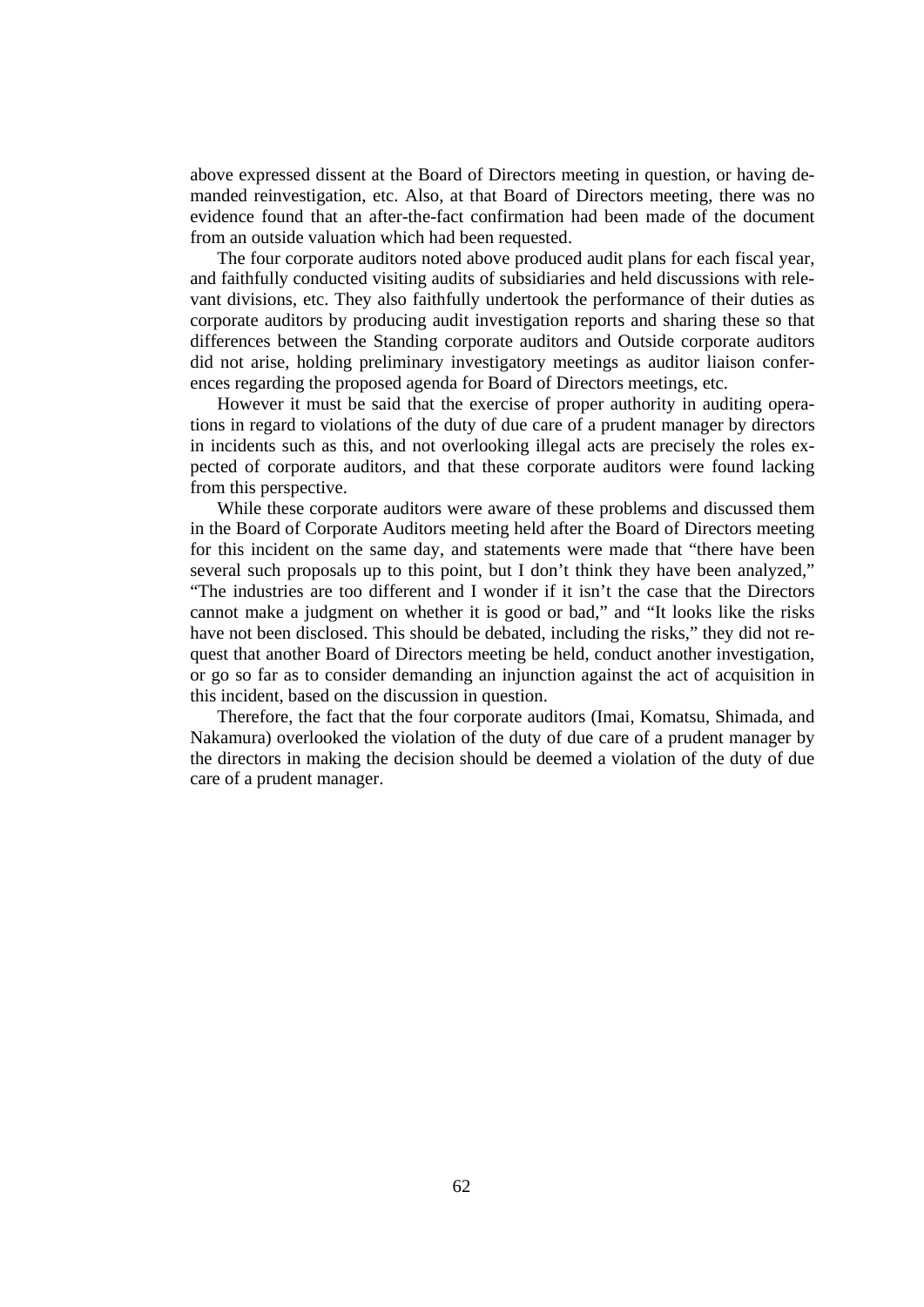above expressed dissent at the Board of Directors meeting in question, or having demanded reinvestigation, etc. Also, at that Board of Directors meeting, there was no evidence found that an after-the-fact confirmation had been made of the document from an outside valuation which had been requested.

The four corporate auditors noted above produced audit plans for each fiscal year, and faithfully conducted visiting audits of subsidiaries and held discussions with relevant divisions, etc. They also faithfully undertook the performance of their duties as corporate auditors by producing audit investigation reports and sharing these so that differences between the Standing corporate auditors and Outside corporate auditors did not arise, holding preliminary investigatory meetings as auditor liaison conferences regarding the proposed agenda for Board of Directors meetings, etc.

However it must be said that the exercise of proper authority in auditing operations in regard to violations of the duty of due care of a prudent manager by directors in incidents such as this, and not overlooking illegal acts are precisely the roles expected of corporate auditors, and that these corporate auditors were found lacking from this perspective.

While these corporate auditors were aware of these problems and discussed them in the Board of Corporate Auditors meeting held after the Board of Directors meeting for this incident on the same day, and statements were made that "there have been several such proposals up to this point, but I don't think they have been analyzed," "The industries are too different and I wonder if it isn't the case that the Directors cannot make a judgment on whether it is good or bad," and "It looks like the risks have not been disclosed. This should be debated, including the risks," they did not request that another Board of Directors meeting be held, conduct another investigation, or go so far as to consider demanding an injunction against the act of acquisition in this incident, based on the discussion in question.

Therefore, the fact that the four corporate auditors (Imai, Komatsu, Shimada, and Nakamura) overlooked the violation of the duty of due care of a prudent manager by the directors in making the decision should be deemed a violation of the duty of due care of a prudent manager.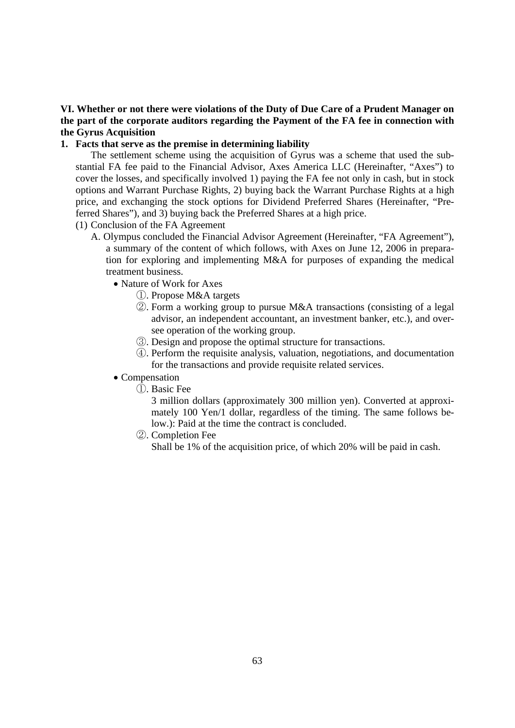**VI. Whether or not there were violations of the Duty of Due Care of a Prudent Manager on the part of the corporate auditors regarding the Payment of the FA fee in connection with the Gyrus Acquisition**

**1. Facts that serve as the premise in determining liability**

The settlement scheme using the acquisition of Gyrus was a scheme that used the substantial FA fee paid to the Financial Advisor, Axes America LLC (Hereinafter, "Axes") to cover the losses, and specifically involved 1) paying the FA fee not only in cash, but in stock options and Warrant Purchase Rights, 2) buying back the Warrant Purchase Rights at a high price, and exchanging the stock options for Dividend Preferred Shares (Hereinafter, "Preferred Shares"), and 3) buying back the Preferred Shares at a high price.

(1) Conclusion of the FA Agreement

A. Olympus concluded the Financial Advisor Agreement (Hereinafter, "FA Agreement"), a summary of the content of which follows, with Axes on June 12, 2006 in preparation for exploring and implementing M&A for purposes of expanding the medical treatment business.

- Nature of Work for Axes
  - ①. Propose M&A targets
  - ②. Form a working group to pursue M&A transactions (consisting of a legal advisor, an independent accountant, an investment banker, etc.), and oversee operation of the working group.
  - ③. Design and propose the optimal structure for transactions.
  - ④. Perform the requisite analysis, valuation, negotiations, and documentation for the transactions and provide requisite related services.
- Compensation
  - ①. Basic Fee

    3 million dollars (approximately 300 million yen). Converted at approximately 100 Yen/1 dollar, regardless of the timing. The same follows below.): Paid at the time the contract is concluded.
  - ②. Completion Fee

    Shall be 1% of the acquisition price, of which 20% will be paid in cash.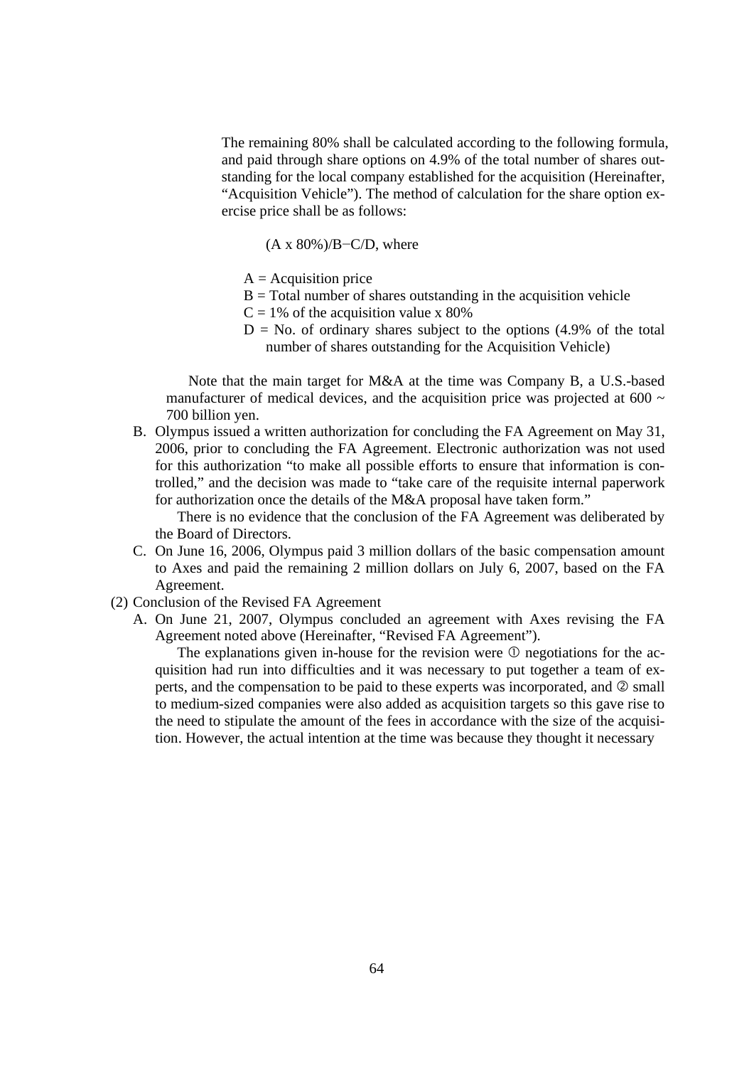The remaining 80% shall be calculated according to the following formula, and paid through share options on 4.9% of the total number of shares outstanding for the local company established for the acquisition (Hereinafter, "Acquisition Vehicle"). The method of calculation for the share option exercise price shall be as follows:

$$(A \times 80\%)/B - C/D, \text{ where}$$

$A$ = Acquisition price
$B$ = Total number of shares outstanding in the acquisition vehicle
$C$ = 1% of the acquisition value x 80%
$D$ = No. of ordinary shares subject to the options (4.9% of the total number of shares outstanding for the Acquisition Vehicle)

Note that the main target for M&A at the time was Company B, a U.S.-based manufacturer of medical devices, and the acquisition price was projected at 600 ~ 700 billion yen.

B. Olympus issued a written authorization for concluding the FA Agreement on May 31, 2006, prior to concluding the FA Agreement. Electronic authorization was not used for this authorization "to make all possible efforts to ensure that information is controlled," and the decision was made to "take care of the requisite internal paperwork for authorization once the details of the M&A proposal have taken form."

There is no evidence that the conclusion of the FA Agreement was deliberated by the Board of Directors.

C. On June 16, 2006, Olympus paid 3 million dollars of the basic compensation amount to Axes and paid the remaining 2 million dollars on July 6, 2007, based on the FA Agreement.

(2) Conclusion of the Revised FA Agreement

A. On June 21, 2007, Olympus concluded an agreement with Axes revising the FA Agreement noted above (Hereinafter, "Revised FA Agreement").

The explanations given in-house for the revision were ① negotiations for the acquisition had run into difficulties and it was necessary to put together a team of experts, and the compensation to be paid to these experts was incorporated, and ② small to medium-sized companies were also added as acquisition targets so this gave rise to the need to stipulate the amount of the fees in accordance with the size of the acquisition. However, the actual intention at the time was because they thought it necessary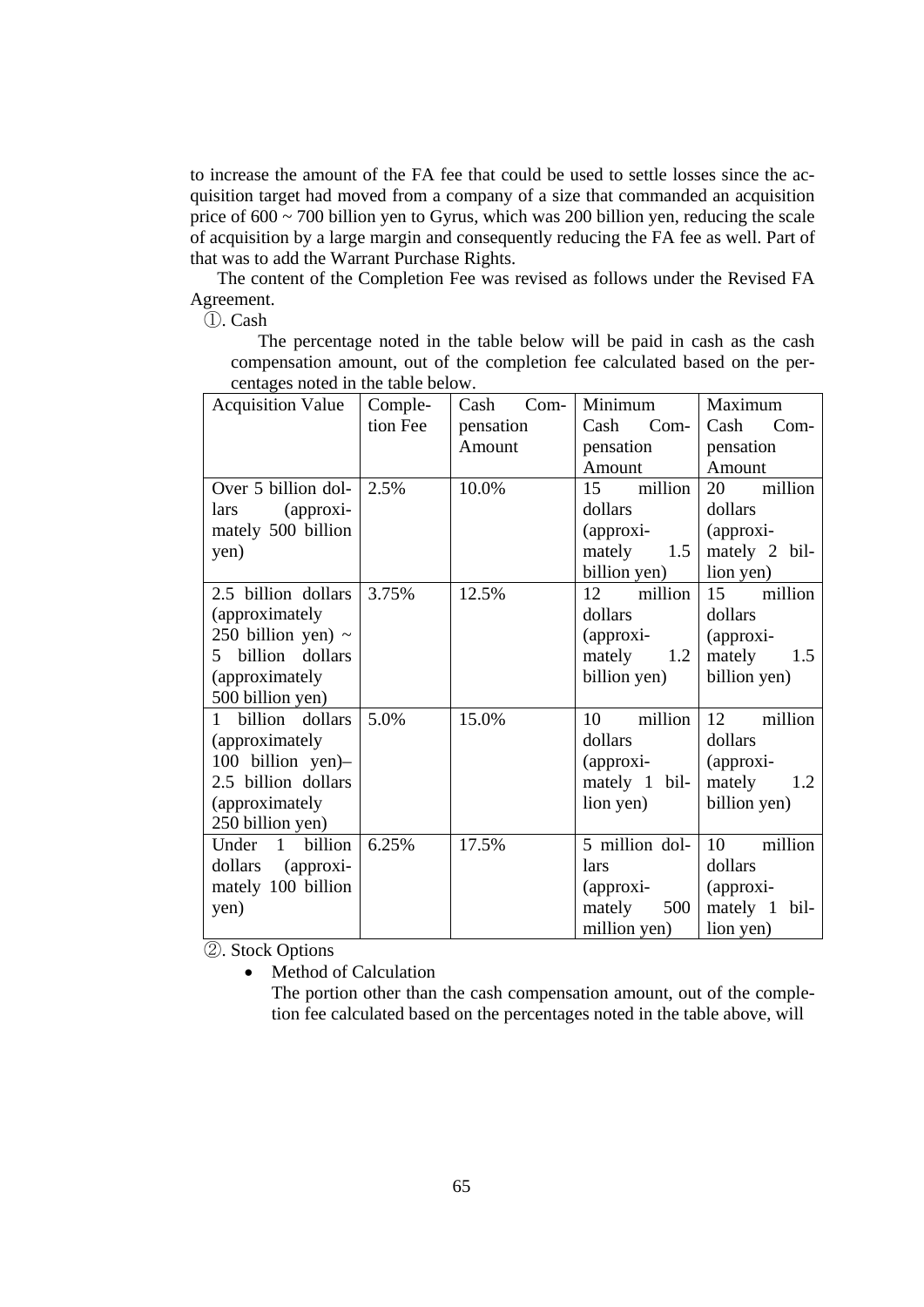to increase the amount of the FA fee that could be used to settle losses since the acquisition target had moved from a company of a size that commanded an acquisition price of 600 ~ 700 billion yen to Gyrus, which was 200 billion yen, reducing the scale of acquisition by a large margin and consequently reducing the FA fee as well. Part of that was to add the Warrant Purchase Rights.

The content of the Completion Fee was revised as follows under the Revised FA Agreement.

①. Cash

The percentage noted in the table below will be paid in cash as the cash compensation amount, out of the completion fee calculated based on the percentages noted in the table below.

| Acquisition Value | Completion Fee | Cash Compensation Amount | Minimum Cash Compensation Amount | Maximum Cash Compensation Amount |
|---|---|---|---|---|
| Over 5 billion dollars (approximately 500 billion yen) | 2.5% | 10.0% | 15 million dollars (approximately 1.5 billion yen) | 20 million dollars (approximately 2 billion yen) |
| 2.5 billion dollars (approximately 250 billion yen) ~ 5 billion dollars (approximately 500 billion yen) | 3.75% | 12.5% | 12 million dollars (approximately 1.2 billion yen) | 15 million dollars (approximately 1.5 billion yen) |
| 1 billion dollars (approximately 100 billion yen)– 2.5 billion dollars (approximately 250 billion yen) | 5.0% | 15.0% | 10 million dollars (approximately 1 billion yen) | 12 million dollars (approximately 1.2 billion yen) |
| Under 1 billion dollars (approximately 100 billion yen) | 6.25% | 17.5% | 5 million dollars (approximately 500 million yen) | 10 million dollars (approximately 1 billion yen) |

②. Stock Options

- Method of Calculation

  The portion other than the cash compensation amount, out of the completion fee calculated based on the percentages noted in the table above, will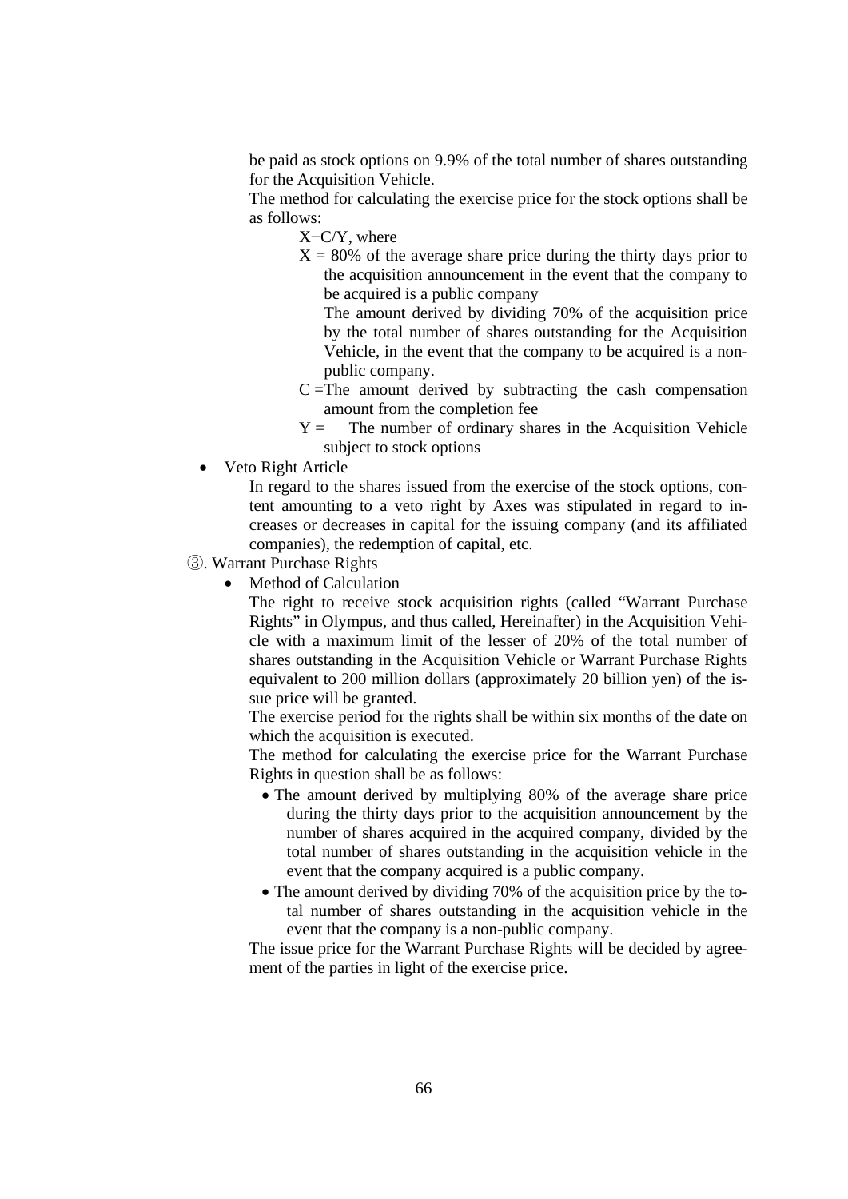be paid as stock options on 9.9% of the total number of shares outstanding for the Acquisition Vehicle.

The method for calculating the exercise price for the stock options shall be as follows:

$X - C/Y$, where

$X$ = 80% of the average share price during the thirty days prior to the acquisition announcement in the event that the company to be acquired is a public company

The amount derived by dividing 70% of the acquisition price by the total number of shares outstanding for the Acquisition Vehicle, in the event that the company to be acquired is a non-public company.

$C$ = The amount derived by subtracting the cash compensation amount from the completion fee

$Y$ = The number of ordinary shares in the Acquisition Vehicle subject to stock options

- Veto Right Article

  In regard to the shares issued from the exercise of the stock options, content amounting to a veto right by Axes was stipulated in regard to increases or decreases in capital for the issuing company (and its affiliated companies), the redemption of capital, etc.

③. Warrant Purchase Rights

- Method of Calculation

  The right to receive stock acquisition rights (called "Warrant Purchase Rights" in Olympus, and thus called, Hereinafter) in the Acquisition Vehicle with a maximum limit of the lesser of 20% of the total number of shares outstanding in the Acquisition Vehicle or Warrant Purchase Rights equivalent to 200 million dollars (approximately 20 billion yen) of the issue price will be granted.

  The exercise period for the rights shall be within six months of the date on which the acquisition is executed.

  The method for calculating the exercise price for the Warrant Purchase Rights in question shall be as follows:

  - The amount derived by multiplying 80% of the average share price during the thirty days prior to the acquisition announcement by the number of shares acquired in the acquired company, divided by the total number of shares outstanding in the acquisition vehicle in the event that the company acquired is a public company.
  - The amount derived by dividing 70% of the acquisition price by the total number of shares outstanding in the acquisition vehicle in the event that the company is a non-public company.

  The issue price for the Warrant Purchase Rights will be decided by agreement of the parties in light of the exercise price.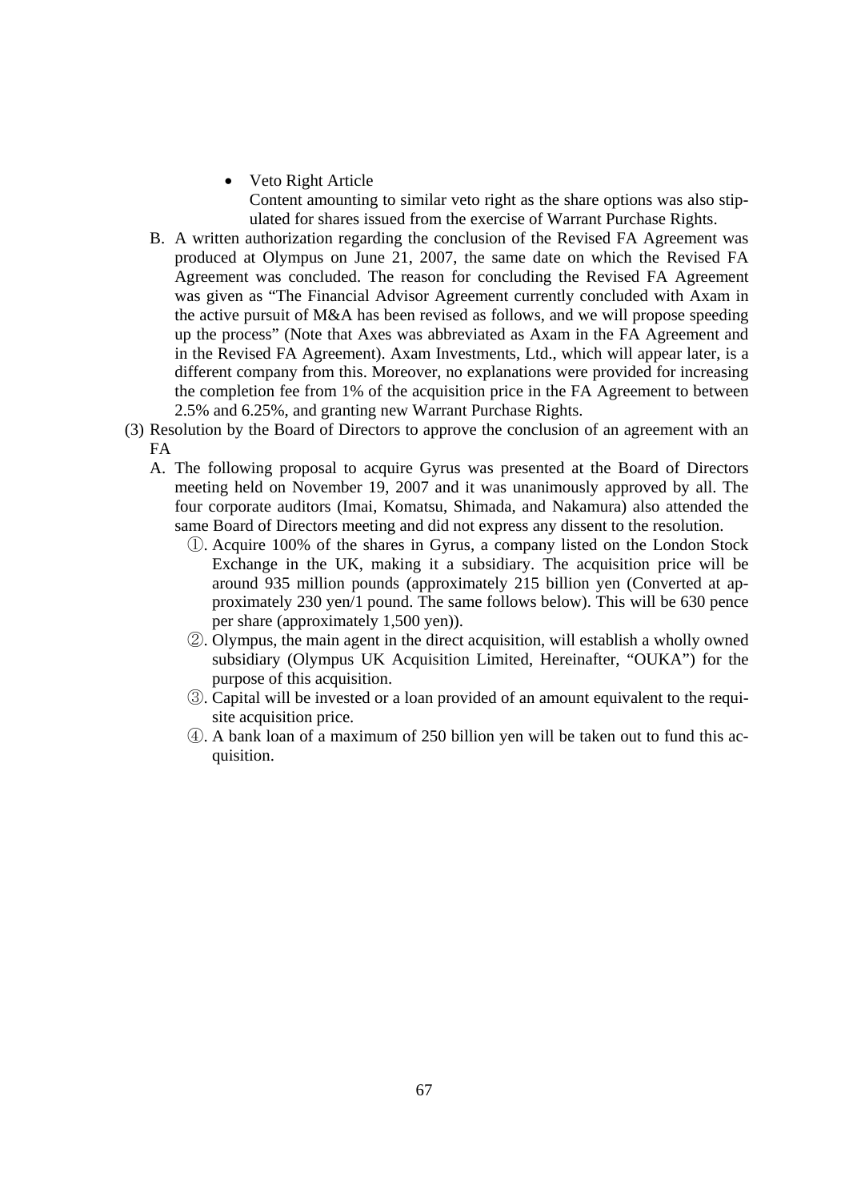- Veto Right Article

  Content amounting to similar veto right as the share options was also stipulated for shares issued from the exercise of Warrant Purchase Rights.

B. A written authorization regarding the conclusion of the Revised FA Agreement was produced at Olympus on June 21, 2007, the same date on which the Revised FA Agreement was concluded. The reason for concluding the Revised FA Agreement was given as "The Financial Advisor Agreement currently concluded with Axam in the active pursuit of M&A has been revised as follows, and we will propose speeding up the process" (Note that Axes was abbreviated as Axam in the FA Agreement and in the Revised FA Agreement). Axam Investments, Ltd., which will appear later, is a different company from this. Moreover, no explanations were provided for increasing the completion fee from 1% of the acquisition price in the FA Agreement to between 2.5% and 6.25%, and granting new Warrant Purchase Rights.

(3) Resolution by the Board of Directors to approve the conclusion of an agreement with an FA

A. The following proposal to acquire Gyrus was presented at the Board of Directors meeting held on November 19, 2007 and it was unanimously approved by all. The four corporate auditors (Imai, Komatsu, Shimada, and Nakamura) also attended the same Board of Directors meeting and did not express any dissent to the resolution.

①. Acquire 100% of the shares in Gyrus, a company listed on the London Stock Exchange in the UK, making it a subsidiary. The acquisition price will be around 935 million pounds (approximately 215 billion yen (Converted at approximately 230 yen/1 pound. The same follows below). This will be 630 pence per share (approximately 1,500 yen)).

②. Olympus, the main agent in the direct acquisition, will establish a wholly owned subsidiary (Olympus UK Acquisition Limited, Hereinafter, "OUKA") for the purpose of this acquisition.

③. Capital will be invested or a loan provided of an amount equivalent to the requisite acquisition price.

④. A bank loan of a maximum of 250 billion yen will be taken out to fund this acquisition.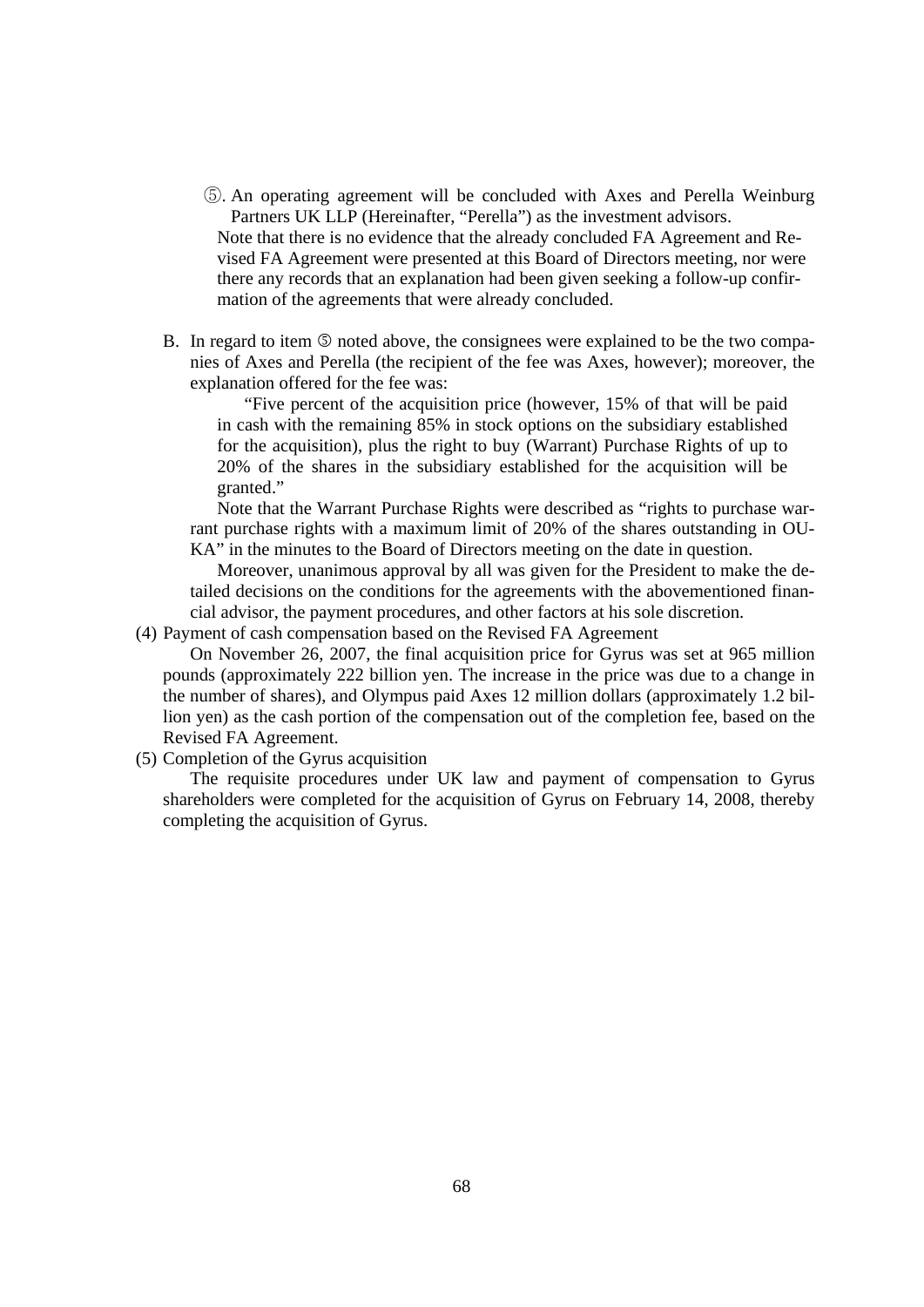⑤. An operating agreement will be concluded with Axes and Perella Weinburg Partners UK LLP (Hereinafter, "Perella") as the investment advisors.

Note that there is no evidence that the already concluded FA Agreement and Revised FA Agreement were presented at this Board of Directors meeting, nor were there any records that an explanation had been given seeking a follow-up confirmation of the agreements that were already concluded.

B. In regard to item ⑤ noted above, the consignees were explained to be the two companies of Axes and Perella (the recipient of the fee was Axes, however); moreover, the explanation offered for the fee was:

"Five percent of the acquisition price (however, 15% of that will be paid in cash with the remaining 85% in stock options on the subsidiary established for the acquisition), plus the right to buy (Warrant) Purchase Rights of up to 20% of the shares in the subsidiary established for the acquisition will be granted."

Note that the Warrant Purchase Rights were described as "rights to purchase warrant purchase rights with a maximum limit of 20% of the shares outstanding in OUKA" in the minutes to the Board of Directors meeting on the date in question.

Moreover, unanimous approval by all was given for the President to make the detailed decisions on the conditions for the agreements with the abovementioned financial advisor, the payment procedures, and other factors at his sole discretion.

(4) Payment of cash compensation based on the Revised FA Agreement

On November 26, 2007, the final acquisition price for Gyrus was set at 965 million pounds (approximately 222 billion yen. The increase in the price was due to a change in the number of shares), and Olympus paid Axes 12 million dollars (approximately 1.2 billion yen) as the cash portion of the compensation out of the completion fee, based on the Revised FA Agreement.

(5) Completion of the Gyrus acquisition

The requisite procedures under UK law and payment of compensation to Gyrus shareholders were completed for the acquisition of Gyrus on February 14, 2008, thereby completing the acquisition of Gyrus.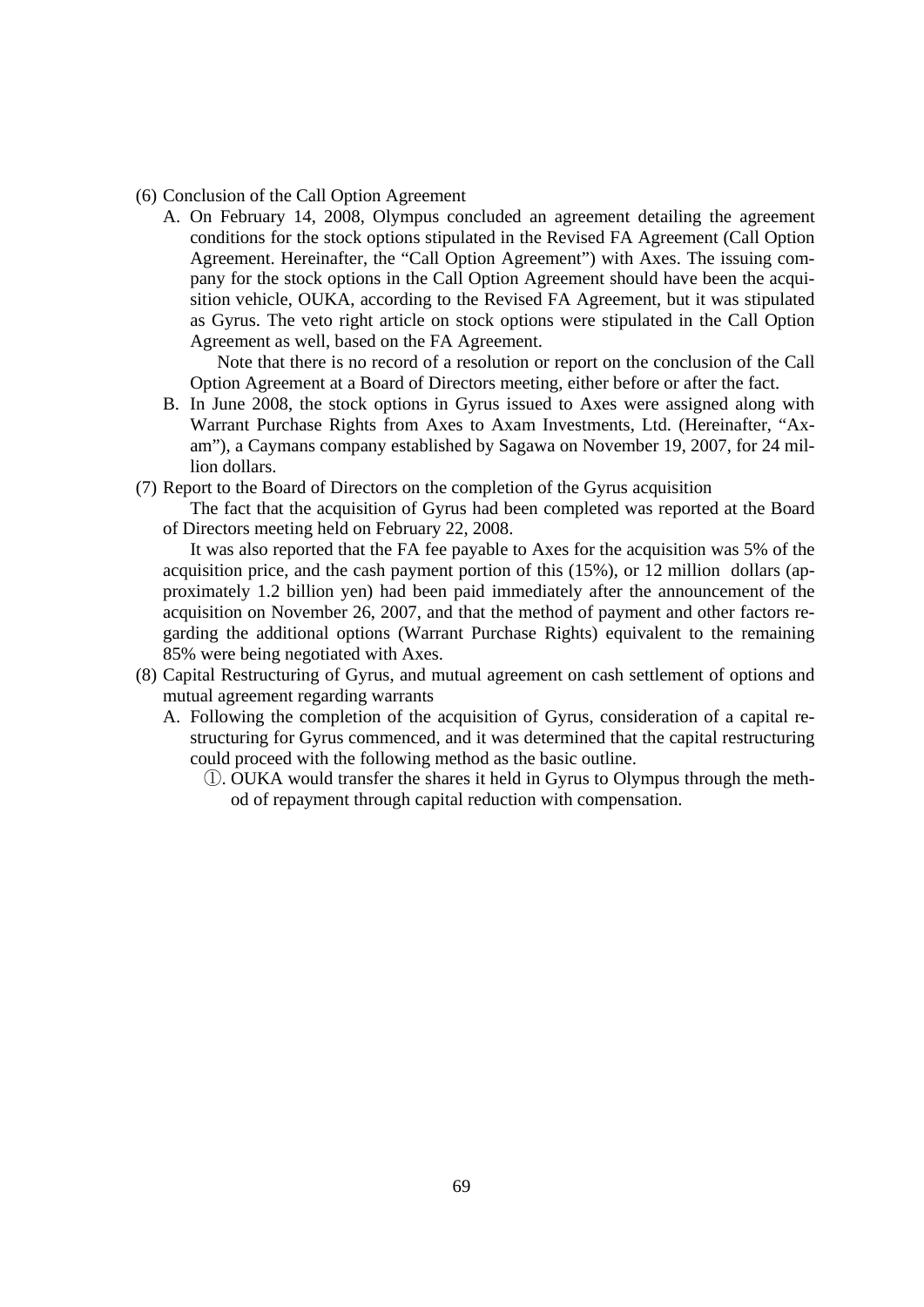(6) Conclusion of the Call Option Agreement

A. On February 14, 2008, Olympus concluded an agreement detailing the agreement conditions for the stock options stipulated in the Revised FA Agreement (Call Option Agreement. Hereinafter, the "Call Option Agreement") with Axes. The issuing company for the stock options in the Call Option Agreement should have been the acquisition vehicle, OUKA, according to the Revised FA Agreement, but it was stipulated as Gyrus. The veto right article on stock options were stipulated in the Call Option Agreement as well, based on the FA Agreement.

Note that there is no record of a resolution or report on the conclusion of the Call Option Agreement at a Board of Directors meeting, either before or after the fact.

B. In June 2008, the stock options in Gyrus issued to Axes were assigned along with Warrant Purchase Rights from Axes to Axam Investments, Ltd. (Hereinafter, "Axam"), a Caymans company established by Sagawa on November 19, 2007, for 24 million dollars.

(7) Report to the Board of Directors on the completion of the Gyrus acquisition

The fact that the acquisition of Gyrus had been completed was reported at the Board of Directors meeting held on February 22, 2008.

It was also reported that the FA fee payable to Axes for the acquisition was 5% of the acquisition price, and the cash payment portion of this (15%), or 12 million dollars (approximately 1.2 billion yen) had been paid immediately after the announcement of the acquisition on November 26, 2007, and that the method of payment and other factors regarding the additional options (Warrant Purchase Rights) equivalent to the remaining 85% were being negotiated with Axes.

(8) Capital Restructuring of Gyrus, and mutual agreement on cash settlement of options and mutual agreement regarding warrants

A. Following the completion of the acquisition of Gyrus, consideration of a capital restructuring for Gyrus commenced, and it was determined that the capital restructuring could proceed with the following method as the basic outline.

①. OUKA would transfer the shares it held in Gyrus to Olympus through the method of repayment through capital reduction with compensation.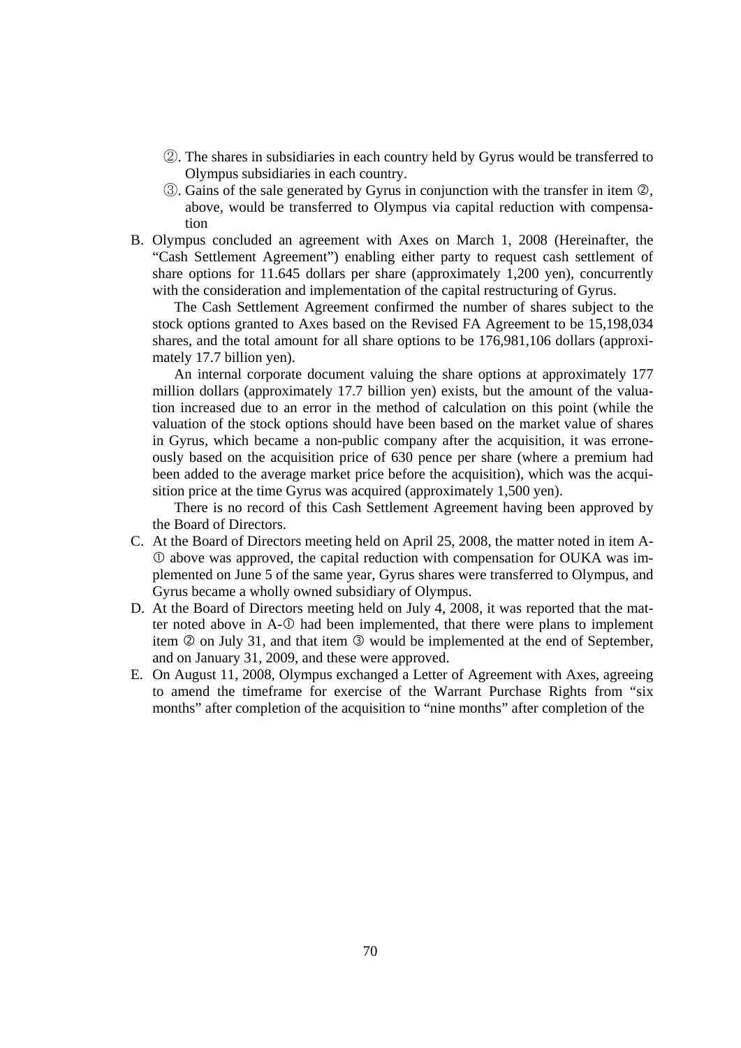②. The shares in subsidiaries in each country held by Gyrus would be transferred to Olympus subsidiaries in each country.

③. Gains of the sale generated by Gyrus in conjunction with the transfer in item ②, above, would be transferred to Olympus via capital reduction with compensation

B. Olympus concluded an agreement with Axes on March 1, 2008 (Hereinafter, the "Cash Settlement Agreement") enabling either party to request cash settlement of share options for 11.645 dollars per share (approximately 1,200 yen), concurrently with the consideration and implementation of the capital restructuring of Gyrus.

The Cash Settlement Agreement confirmed the number of shares subject to the stock options granted to Axes based on the Revised FA Agreement to be 15,198,034 shares, and the total amount for all share options to be 176,981,106 dollars (approximately 17.7 billion yen).

An internal corporate document valuing the share options at approximately 177 million dollars (approximately 17.7 billion yen) exists, but the amount of the valuation increased due to an error in the method of calculation on this point (while the valuation of the stock options should have been based on the market value of shares in Gyrus, which became a non-public company after the acquisition, it was erroneously based on the acquisition price of 630 pence per share (where a premium had been added to the average market price before the acquisition), which was the acquisition price at the time Gyrus was acquired (approximately 1,500 yen).

There is no record of this Cash Settlement Agreement having been approved by the Board of Directors.

C. At the Board of Directors meeting held on April 25, 2008, the matter noted in item A-① above was approved, the capital reduction with compensation for OUKA was implemented on June 5 of the same year, Gyrus shares were transferred to Olympus, and Gyrus became a wholly owned subsidiary of Olympus.

D. At the Board of Directors meeting held on July 4, 2008, it was reported that the matter noted above in A-① had been implemented, that there were plans to implement item ② on July 31, and that item ③ would be implemented at the end of September, and on January 31, 2009, and these were approved.

E. On August 11, 2008, Olympus exchanged a Letter of Agreement with Axes, agreeing to amend the timeframe for exercise of the Warrant Purchase Rights from "six months" after completion of the acquisition to "nine months" after completion of the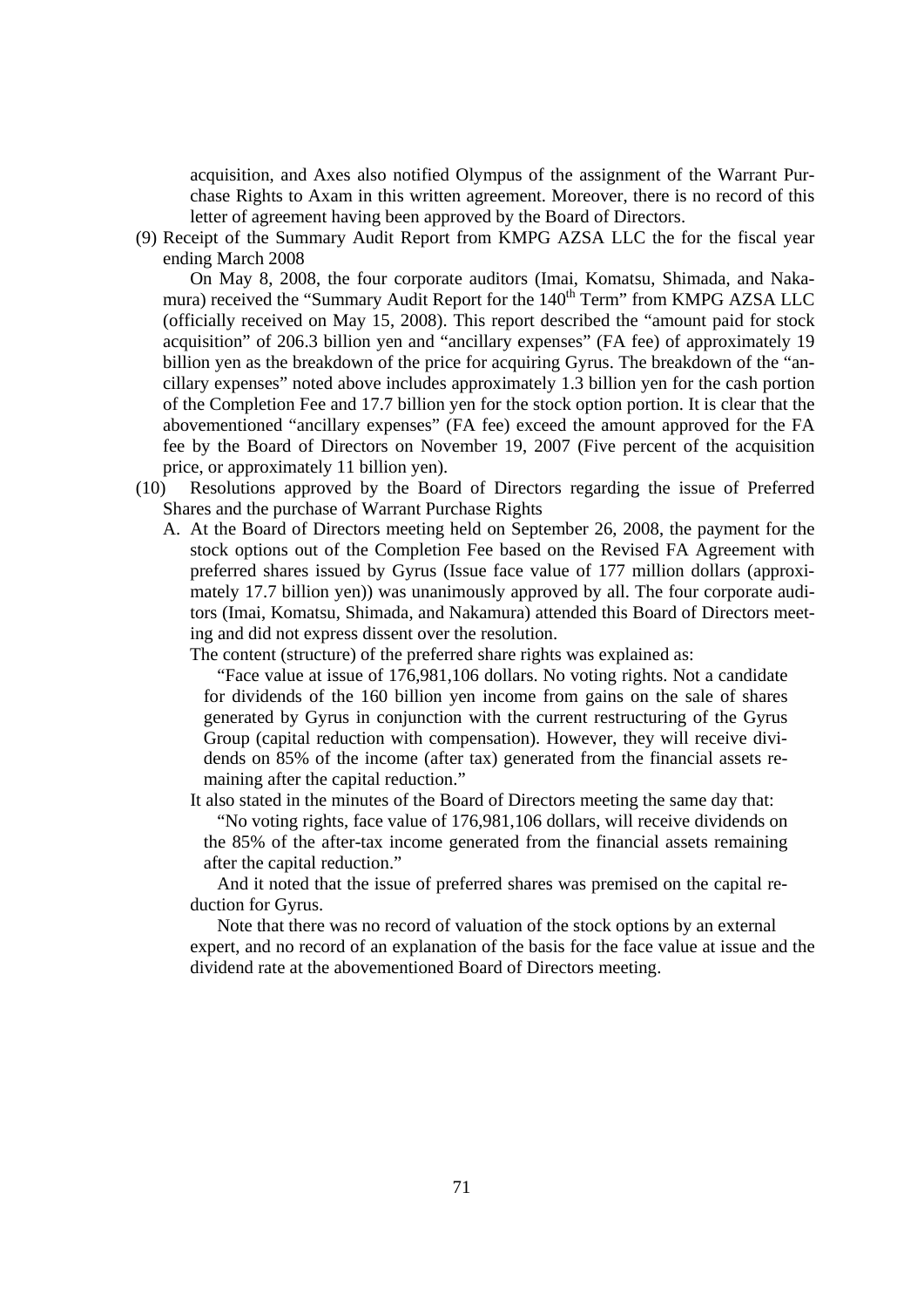acquisition, and Axes also notified Olympus of the assignment of the Warrant Purchase Rights to Axam in this written agreement. Moreover, there is no record of this letter of agreement having been approved by the Board of Directors.

(9) Receipt of the Summary Audit Report from KMPG AZSA LLC the for the fiscal year ending March 2008

On May 8, 2008, the four corporate auditors (Imai, Komatsu, Shimada, and Nakamura) received the "Summary Audit Report for the 140th Term" from KMPG AZSA LLC (officially received on May 15, 2008). This report described the "amount paid for stock acquisition" of 206.3 billion yen and "ancillary expenses" (FA fee) of approximately 19 billion yen as the breakdown of the price for acquiring Gyrus. The breakdown of the "ancillary expenses" noted above includes approximately 1.3 billion yen for the cash portion of the Completion Fee and 17.7 billion yen for the stock option portion. It is clear that the abovementioned "ancillary expenses" (FA fee) exceed the amount approved for the FA fee by the Board of Directors on November 19, 2007 (Five percent of the acquisition price, or approximately 11 billion yen).

(10) Resolutions approved by the Board of Directors regarding the issue of Preferred Shares and the purchase of Warrant Purchase Rights

A. At the Board of Directors meeting held on September 26, 2008, the payment for the stock options out of the Completion Fee based on the Revised FA Agreement with preferred shares issued by Gyrus (Issue face value of 177 million dollars (approximately 17.7 billion yen)) was unanimously approved by all. The four corporate auditors (Imai, Komatsu, Shimada, and Nakamura) attended this Board of Directors meeting and did not express dissent over the resolution.

The content (structure) of the preferred share rights was explained as:

"Face value at issue of 176,981,106 dollars. No voting rights. Not a candidate for dividends of the 160 billion yen income from gains on the sale of shares generated by Gyrus in conjunction with the current restructuring of the Gyrus Group (capital reduction with compensation). However, they will receive dividends on 85% of the income (after tax) generated from the financial assets remaining after the capital reduction."

It also stated in the minutes of the Board of Directors meeting the same day that:

"No voting rights, face value of 176,981,106 dollars, will receive dividends on the 85% of the after-tax income generated from the financial assets remaining after the capital reduction."

And it noted that the issue of preferred shares was premised on the capital reduction for Gyrus.

Note that there was no record of valuation of the stock options by an external expert, and no record of an explanation of the basis for the face value at issue and the dividend rate at the abovementioned Board of Directors meeting.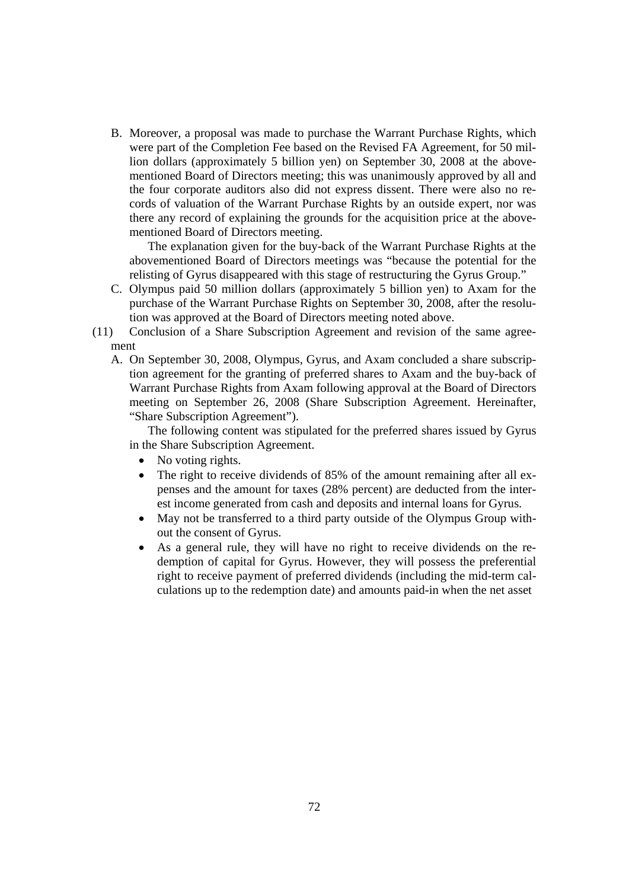B. Moreover, a proposal was made to purchase the Warrant Purchase Rights, which were part of the Completion Fee based on the Revised FA Agreement, for 50 million dollars (approximately 5 billion yen) on September 30, 2008 at the abovementioned Board of Directors meeting; this was unanimously approved by all and the four corporate auditors also did not express dissent. There were also no records of valuation of the Warrant Purchase Rights by an outside expert, nor was there any record of explaining the grounds for the acquisition price at the abovementioned Board of Directors meeting.

   The explanation given for the buy-back of the Warrant Purchase Rights at the abovementioned Board of Directors meetings was "because the potential for the relisting of Gyrus disappeared with this stage of restructuring the Gyrus Group."

C. Olympus paid 50 million dollars (approximately 5 billion yen) to Axam for the purchase of the Warrant Purchase Rights on September 30, 2008, after the resolution was approved at the Board of Directors meeting noted above.

(11) Conclusion of a Share Subscription Agreement and revision of the same agreement

A. On September 30, 2008, Olympus, Gyrus, and Axam concluded a share subscription agreement for the granting of preferred shares to Axam and the buy-back of Warrant Purchase Rights from Axam following approval at the Board of Directors meeting on September 26, 2008 (Share Subscription Agreement. Hereinafter, "Share Subscription Agreement").

   The following content was stipulated for the preferred shares issued by Gyrus in the Share Subscription Agreement.

   - No voting rights.
   - The right to receive dividends of 85% of the amount remaining after all expenses and the amount for taxes (28% percent) are deducted from the interest income generated from cash and deposits and internal loans for Gyrus.
   - May not be transferred to a third party outside of the Olympus Group without the consent of Gyrus.
   - As a general rule, they will have no right to receive dividends on the redemption of capital for Gyrus. However, they will possess the preferential right to receive payment of preferred dividends (including the mid-term calculations up to the redemption date) and amounts paid-in when the net asset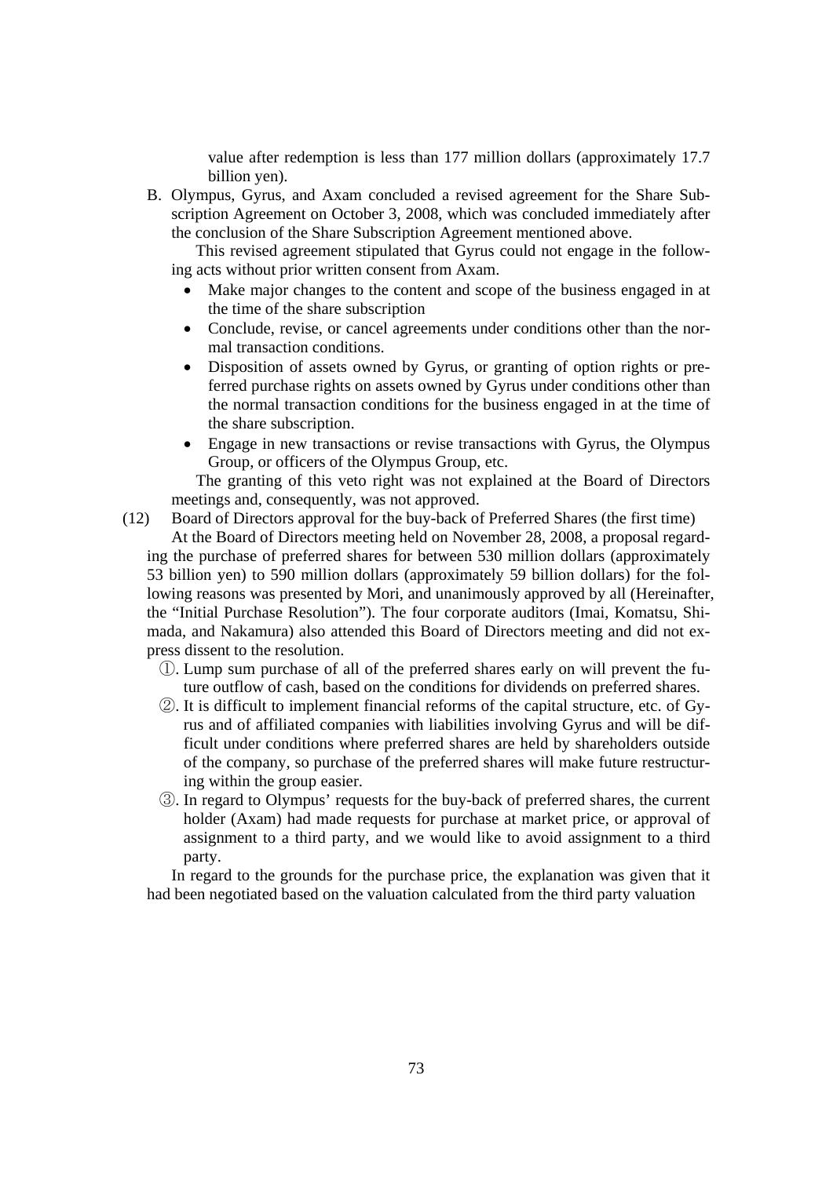value after redemption is less than 177 million dollars (approximately 17.7 billion yen).

B. Olympus, Gyrus, and Axam concluded a revised agreement for the Share Subscription Agreement on October 3, 2008, which was concluded immediately after the conclusion of the Share Subscription Agreement mentioned above.

   This revised agreement stipulated that Gyrus could not engage in the following acts without prior written consent from Axam.

   - Make major changes to the content and scope of the business engaged in at the time of the share subscription
   - Conclude, revise, or cancel agreements under conditions other than the normal transaction conditions.
   - Disposition of assets owned by Gyrus, or granting of option rights or preferred purchase rights on assets owned by Gyrus under conditions other than the normal transaction conditions for the business engaged in at the time of the share subscription.
   - Engage in new transactions or revise transactions with Gyrus, the Olympus Group, or officers of the Olympus Group, etc.

   The granting of this veto right was not explained at the Board of Directors meetings and, consequently, was not approved.

(12) Board of Directors approval for the buy-back of Preferred Shares (the first time)

At the Board of Directors meeting held on November 28, 2008, a proposal regarding the purchase of preferred shares for between 530 million dollars (approximately 53 billion yen) to 590 million dollars (approximately 59 billion dollars) for the following reasons was presented by Mori, and unanimously approved by all (Hereinafter, the "Initial Purchase Resolution"). The four corporate auditors (Imai, Komatsu, Shimada, and Nakamura) also attended this Board of Directors meeting and did not express dissent to the resolution.

①. Lump sum purchase of all of the preferred shares early on will prevent the future outflow of cash, based on the conditions for dividends on preferred shares.

②. It is difficult to implement financial reforms of the capital structure, etc. of Gyrus and of affiliated companies with liabilities involving Gyrus and will be difficult under conditions where preferred shares are held by shareholders outside of the company, so purchase of the preferred shares will make future restructuring within the group easier.

③. In regard to Olympus' requests for the buy-back of preferred shares, the current holder (Axam) had made requests for purchase at market price, or approval of assignment to a third party, and we would like to avoid assignment to a third party.

In regard to the grounds for the purchase price, the explanation was given that it had been negotiated based on the valuation calculated from the third party valuation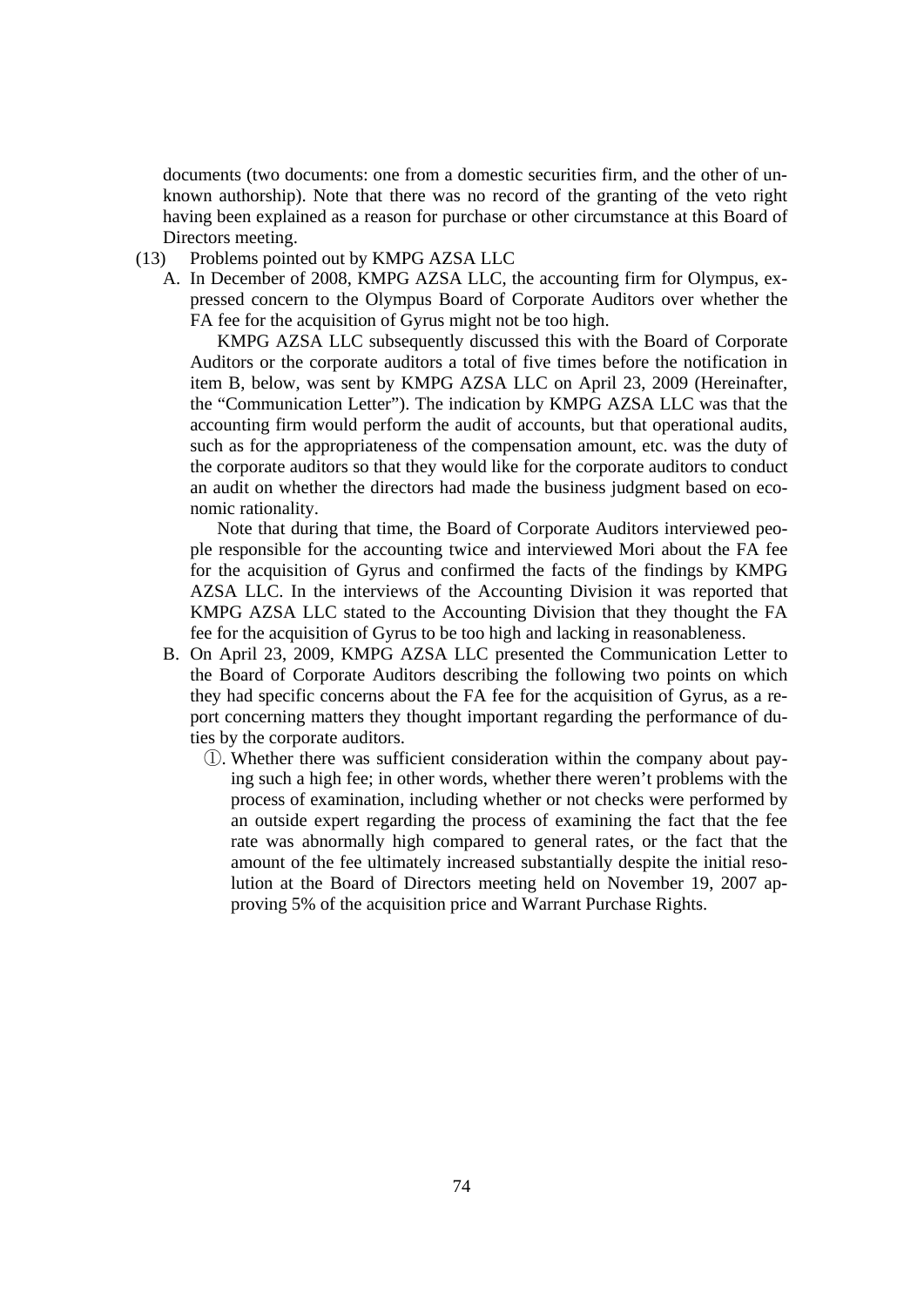documents (two documents: one from a domestic securities firm, and the other of unknown authorship). Note that there was no record of the granting of the veto right having been explained as a reason for purchase or other circumstance at this Board of Directors meeting.

(13) Problems pointed out by KMPG AZSA LLC

A. In December of 2008, KMPG AZSA LLC, the accounting firm for Olympus, expressed concern to the Olympus Board of Corporate Auditors over whether the FA fee for the acquisition of Gyrus might not be too high.

KMPG AZSA LLC subsequently discussed this with the Board of Corporate Auditors or the corporate auditors a total of five times before the notification in item B, below, was sent by KMPG AZSA LLC on April 23, 2009 (Hereinafter, the "Communication Letter"). The indication by KMPG AZSA LLC was that the accounting firm would perform the audit of accounts, but that operational audits, such as for the appropriateness of the compensation amount, etc. was the duty of the corporate auditors so that they would like for the corporate auditors to conduct an audit on whether the directors had made the business judgment based on economic rationality.

Note that during that time, the Board of Corporate Auditors interviewed people responsible for the accounting twice and interviewed Mori about the FA fee for the acquisition of Gyrus and confirmed the facts of the findings by KMPG AZSA LLC. In the interviews of the Accounting Division it was reported that KMPG AZSA LLC stated to the Accounting Division that they thought the FA fee for the acquisition of Gyrus to be too high and lacking in reasonableness.

B. On April 23, 2009, KMPG AZSA LLC presented the Communication Letter to the Board of Corporate Auditors describing the following two points on which they had specific concerns about the FA fee for the acquisition of Gyrus, as a report concerning matters they thought important regarding the performance of duties by the corporate auditors.

①. Whether there was sufficient consideration within the company about paying such a high fee; in other words, whether there weren't problems with the process of examination, including whether or not checks were performed by an outside expert regarding the process of examining the fact that the fee rate was abnormally high compared to general rates, or the fact that the amount of the fee ultimately increased substantially despite the initial resolution at the Board of Directors meeting held on November 19, 2007 approving 5% of the acquisition price and Warrant Purchase Rights.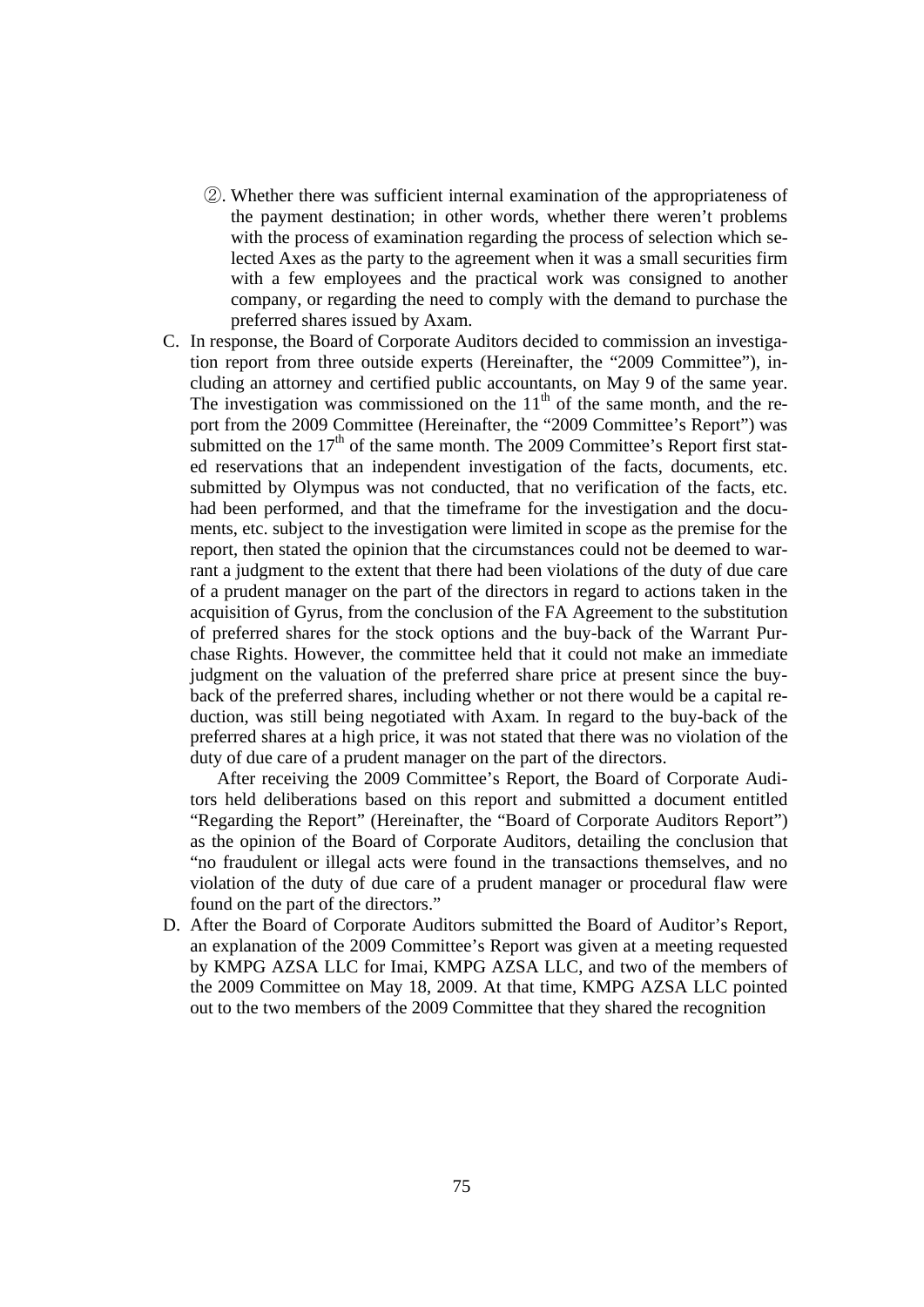②. Whether there was sufficient internal examination of the appropriateness of the payment destination; in other words, whether there weren't problems with the process of examination regarding the process of selection which selected Axes as the party to the agreement when it was a small securities firm with a few employees and the practical work was consigned to another company, or regarding the need to comply with the demand to purchase the preferred shares issued by Axam.

C. In response, the Board of Corporate Auditors decided to commission an investigation report from three outside experts (Hereinafter, the "2009 Committee"), including an attorney and certified public accountants, on May 9 of the same year. The investigation was commissioned on the 11th of the same month, and the report from the 2009 Committee (Hereinafter, the "2009 Committee's Report") was submitted on the 17th of the same month. The 2009 Committee's Report first stated reservations that an independent investigation of the facts, documents, etc. submitted by Olympus was not conducted, that no verification of the facts, etc. had been performed, and that the timeframe for the investigation and the documents, etc. subject to the investigation were limited in scope as the premise for the report, then stated the opinion that the circumstances could not be deemed to warrant a judgment to the extent that there had been violations of the duty of due care of a prudent manager on the part of the directors in regard to actions taken in the acquisition of Gyrus, from the conclusion of the FA Agreement to the substitution of preferred shares for the stock options and the buy-back of the Warrant Purchase Rights. However, the committee held that it could not make an immediate judgment on the valuation of the preferred share price at present since the buy-back of the preferred shares, including whether or not there would be a capital reduction, was still being negotiated with Axam. In regard to the buy-back of the preferred shares at a high price, it was not stated that there was no violation of the duty of due care of a prudent manager on the part of the directors.

   After receiving the 2009 Committee's Report, the Board of Corporate Auditors held deliberations based on this report and submitted a document entitled "Regarding the Report" (Hereinafter, the "Board of Corporate Auditors Report") as the opinion of the Board of Corporate Auditors, detailing the conclusion that "no fraudulent or illegal acts were found in the transactions themselves, and no violation of the duty of due care of a prudent manager or procedural flaw were found on the part of the directors."

D. After the Board of Corporate Auditors submitted the Board of Auditor's Report, an explanation of the 2009 Committee's Report was given at a meeting requested by KMPG AZSA LLC for Imai, KMPG AZSA LLC, and two of the members of the 2009 Committee on May 18, 2009. At that time, KMPG AZSA LLC pointed out to the two members of the 2009 Committee that they shared the recognition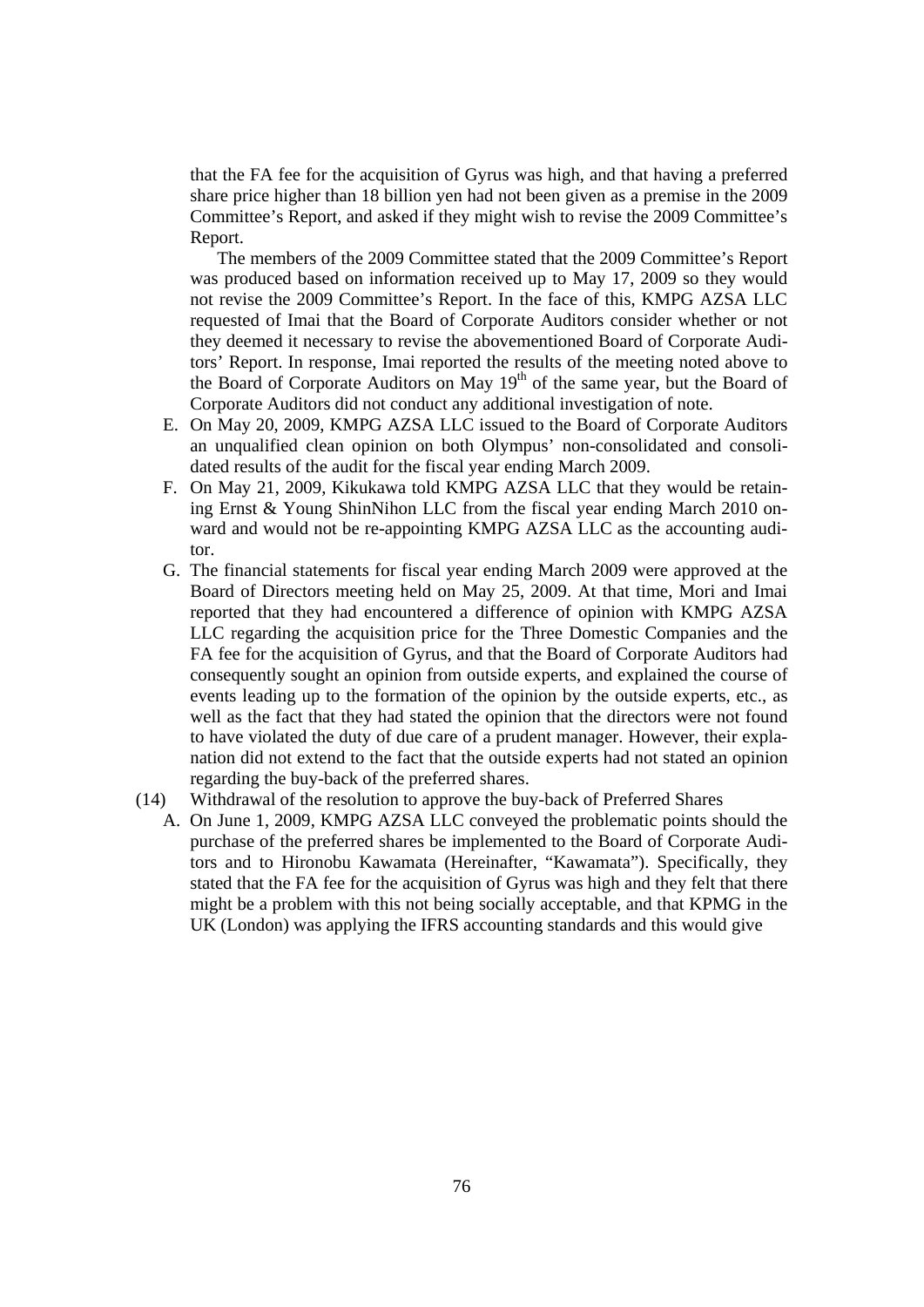that the FA fee for the acquisition of Gyrus was high, and that having a preferred share price higher than 18 billion yen had not been given as a premise in the 2009 Committee's Report, and asked if they might wish to revise the 2009 Committee's Report.

The members of the 2009 Committee stated that the 2009 Committee's Report was produced based on information received up to May 17, 2009 so they would not revise the 2009 Committee's Report. In the face of this, KMPG AZSA LLC requested of Imai that the Board of Corporate Auditors consider whether or not they deemed it necessary to revise the abovementioned Board of Corporate Auditors' Report. In response, Imai reported the results of the meeting noted above to the Board of Corporate Auditors on May 19th of the same year, but the Board of Corporate Auditors did not conduct any additional investigation of note.

E. On May 20, 2009, KMPG AZSA LLC issued to the Board of Corporate Auditors an unqualified clean opinion on both Olympus' non-consolidated and consolidated results of the audit for the fiscal year ending March 2009.

F. On May 21, 2009, Kikukawa told KMPG AZSA LLC that they would be retaining Ernst & Young ShinNihon LLC from the fiscal year ending March 2010 onward and would not be re-appointing KMPG AZSA LLC as the accounting auditor.

G. The financial statements for fiscal year ending March 2009 were approved at the Board of Directors meeting held on May 25, 2009. At that time, Mori and Imai reported that they had encountered a difference of opinion with KMPG AZSA LLC regarding the acquisition price for the Three Domestic Companies and the FA fee for the acquisition of Gyrus, and that the Board of Corporate Auditors had consequently sought an opinion from outside experts, and explained the course of events leading up to the formation of the opinion by the outside experts, etc., as well as the fact that they had stated the opinion that the directors were not found to have violated the duty of due care of a prudent manager. However, their explanation did not extend to the fact that the outside experts had not stated an opinion regarding the buy-back of the preferred shares.

(14) Withdrawal of the resolution to approve the buy-back of Preferred Shares

A. On June 1, 2009, KMPG AZSA LLC conveyed the problematic points should the purchase of the preferred shares be implemented to the Board of Corporate Auditors and to Hironobu Kawamata (Hereinafter, "Kawamata"). Specifically, they stated that the FA fee for the acquisition of Gyrus was high and they felt that there might be a problem with this not being socially acceptable, and that KPMG in the UK (London) was applying the IFRS accounting standards and this would give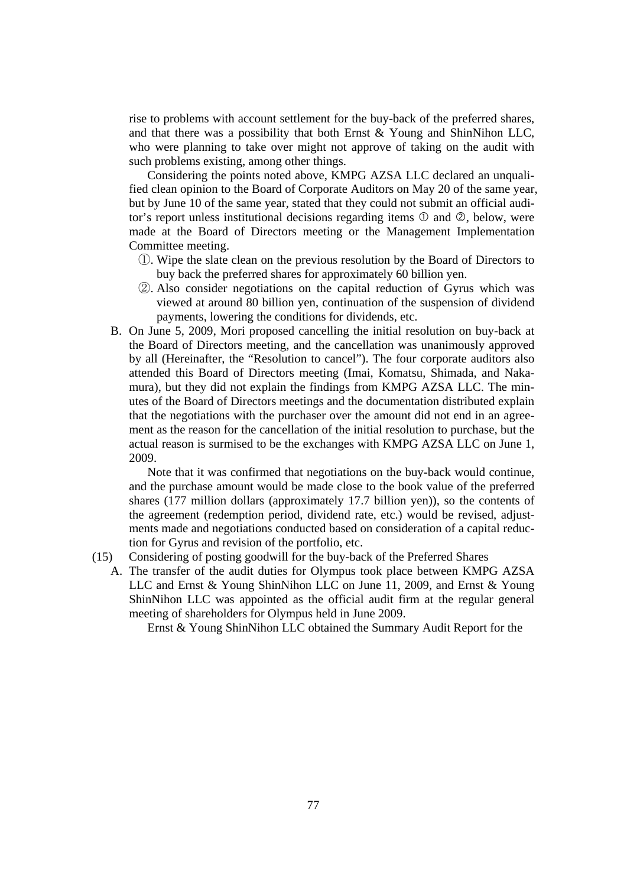rise to problems with account settlement for the buy-back of the preferred shares, and that there was a possibility that both Ernst & Young and ShinNihon LLC, who were planning to take over might not approve of taking on the audit with such problems existing, among other things.

Considering the points noted above, KMPG AZSA LLC declared an unqualified clean opinion to the Board of Corporate Auditors on May 20 of the same year, but by June 10 of the same year, stated that they could not submit an official auditor's report unless institutional decisions regarding items ① and ②, below, were made at the Board of Directors meeting or the Management Implementation Committee meeting.

①. Wipe the slate clean on the previous resolution by the Board of Directors to buy back the preferred shares for approximately 60 billion yen.

②. Also consider negotiations on the capital reduction of Gyrus which was viewed at around 80 billion yen, continuation of the suspension of dividend payments, lowering the conditions for dividends, etc.

B. On June 5, 2009, Mori proposed cancelling the initial resolution on buy-back at the Board of Directors meeting, and the cancellation was unanimously approved by all (Hereinafter, the "Resolution to cancel"). The four corporate auditors also attended this Board of Directors meeting (Imai, Komatsu, Shimada, and Nakamura), but they did not explain the findings from KMPG AZSA LLC. The minutes of the Board of Directors meetings and the documentation distributed explain that the negotiations with the purchaser over the amount did not end in an agreement as the reason for the cancellation of the initial resolution to purchase, but the actual reason is surmised to be the exchanges with KMPG AZSA LLC on June 1, 2009.

Note that it was confirmed that negotiations on the buy-back would continue, and the purchase amount would be made close to the book value of the preferred shares (177 million dollars (approximately 17.7 billion yen)), so the contents of the agreement (redemption period, dividend rate, etc.) would be revised, adjustments made and negotiations conducted based on consideration of a capital reduction for Gyrus and revision of the portfolio, etc.

(15) Considering of posting goodwill for the buy-back of the Preferred Shares

A. The transfer of the audit duties for Olympus took place between KMPG AZSA LLC and Ernst & Young ShinNihon LLC on June 11, 2009, and Ernst & Young ShinNihon LLC was appointed as the official audit firm at the regular general meeting of shareholders for Olympus held in June 2009.

Ernst & Young ShinNihon LLC obtained the Summary Audit Report for the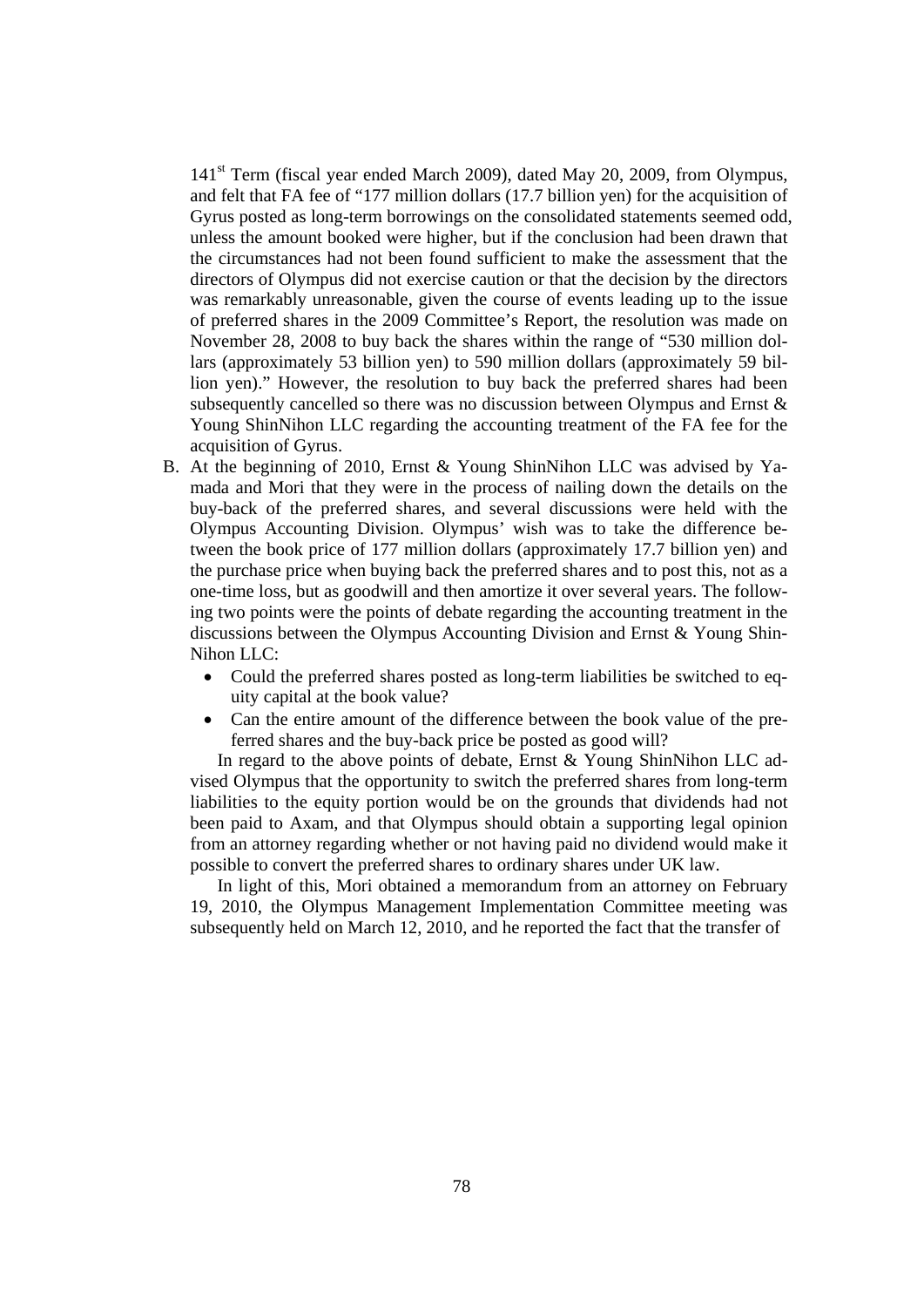141st Term (fiscal year ended March 2009), dated May 20, 2009, from Olympus, and felt that FA fee of "177 million dollars (17.7 billion yen) for the acquisition of Gyrus posted as long-term borrowings on the consolidated statements seemed odd, unless the amount booked were higher, but if the conclusion had been drawn that the circumstances had not been found sufficient to make the assessment that the directors of Olympus did not exercise caution or that the decision by the directors was remarkably unreasonable, given the course of events leading up to the issue of preferred shares in the 2009 Committee's Report, the resolution was made on November 28, 2008 to buy back the shares within the range of "530 million dollars (approximately 53 billion yen) to 590 million dollars (approximately 59 billion yen)." However, the resolution to buy back the preferred shares had been subsequently cancelled so there was no discussion between Olympus and Ernst & Young ShinNihon LLC regarding the accounting treatment of the FA fee for the acquisition of Gyrus.

B. At the beginning of 2010, Ernst & Young ShinNihon LLC was advised by Yamada and Mori that they were in the process of nailing down the details on the buy-back of the preferred shares, and several discussions were held with the Olympus Accounting Division. Olympus' wish was to take the difference between the book price of 177 million dollars (approximately 17.7 billion yen) and the purchase price when buying back the preferred shares and to post this, not as a one-time loss, but as goodwill and then amortize it over several years. The following two points were the points of debate regarding the accounting treatment in the discussions between the Olympus Accounting Division and Ernst & Young ShinNihon LLC:

   - Could the preferred shares posted as long-term liabilities be switched to equity capital at the book value?
   - Can the entire amount of the difference between the book value of the preferred shares and the buy-back price be posted as good will?

   In regard to the above points of debate, Ernst & Young ShinNihon LLC advised Olympus that the opportunity to switch the preferred shares from long-term liabilities to the equity portion would be on the grounds that dividends had not been paid to Axam, and that Olympus should obtain a supporting legal opinion from an attorney regarding whether or not having paid no dividend would make it possible to convert the preferred shares to ordinary shares under UK law.

   In light of this, Mori obtained a memorandum from an attorney on February 19, 2010, the Olympus Management Implementation Committee meeting was subsequently held on March 12, 2010, and he reported the fact that the transfer of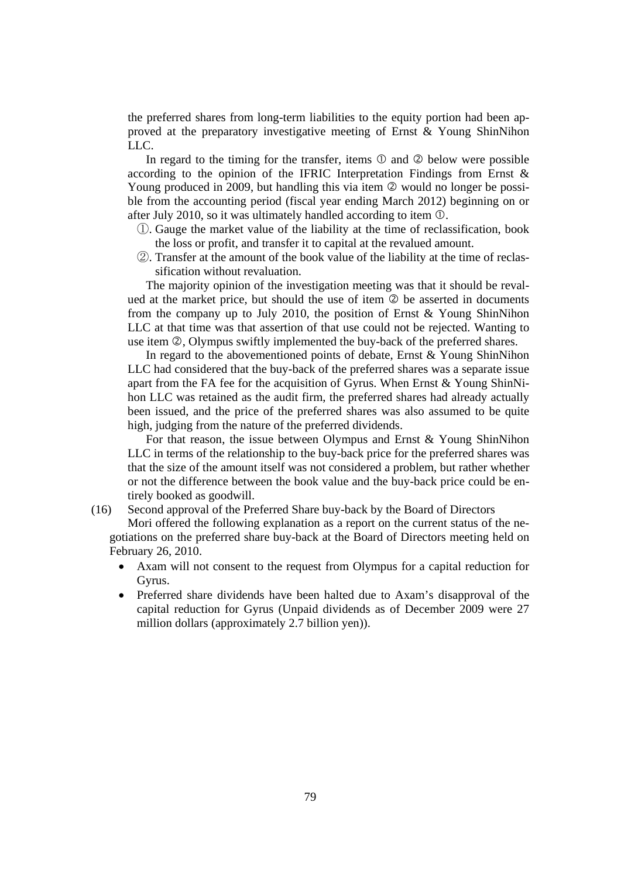the preferred shares from long-term liabilities to the equity portion had been approved at the preparatory investigative meeting of Ernst & Young ShinNihon LLC.

In regard to the timing for the transfer, items ① and ② below were possible according to the opinion of the IFRIC Interpretation Findings from Ernst & Young produced in 2009, but handling this via item ② would no longer be possible from the accounting period (fiscal year ending March 2012) beginning on or after July 2010, so it was ultimately handled according to item ①.

①. Gauge the market value of the liability at the time of reclassification, book the loss or profit, and transfer it to capital at the revalued amount.

②. Transfer at the amount of the book value of the liability at the time of reclassification without revaluation.

The majority opinion of the investigation meeting was that it should be revalued at the market price, but should the use of item ② be asserted in documents from the company up to July 2010, the position of Ernst & Young ShinNihon LLC at that time was that assertion of that use could not be rejected. Wanting to use item ②, Olympus swiftly implemented the buy-back of the preferred shares.

In regard to the abovementioned points of debate, Ernst & Young ShinNihon LLC had considered that the buy-back of the preferred shares was a separate issue apart from the FA fee for the acquisition of Gyrus. When Ernst & Young ShinNihon LLC was retained as the audit firm, the preferred shares had already actually been issued, and the price of the preferred shares was also assumed to be quite high, judging from the nature of the preferred dividends.

For that reason, the issue between Olympus and Ernst & Young ShinNihon LLC in terms of the relationship to the buy-back price for the preferred shares was that the size of the amount itself was not considered a problem, but rather whether or not the difference between the book value and the buy-back price could be entirely booked as goodwill.

(16) Second approval of the Preferred Share buy-back by the Board of Directors

Mori offered the following explanation as a report on the current status of the negotiations on the preferred share buy-back at the Board of Directors meeting held on February 26, 2010.

- Axam will not consent to the request from Olympus for a capital reduction for Gyrus.
- Preferred share dividends have been halted due to Axam's disapproval of the capital reduction for Gyrus (Unpaid dividends as of December 2009 were 27 million dollars (approximately 2.7 billion yen)).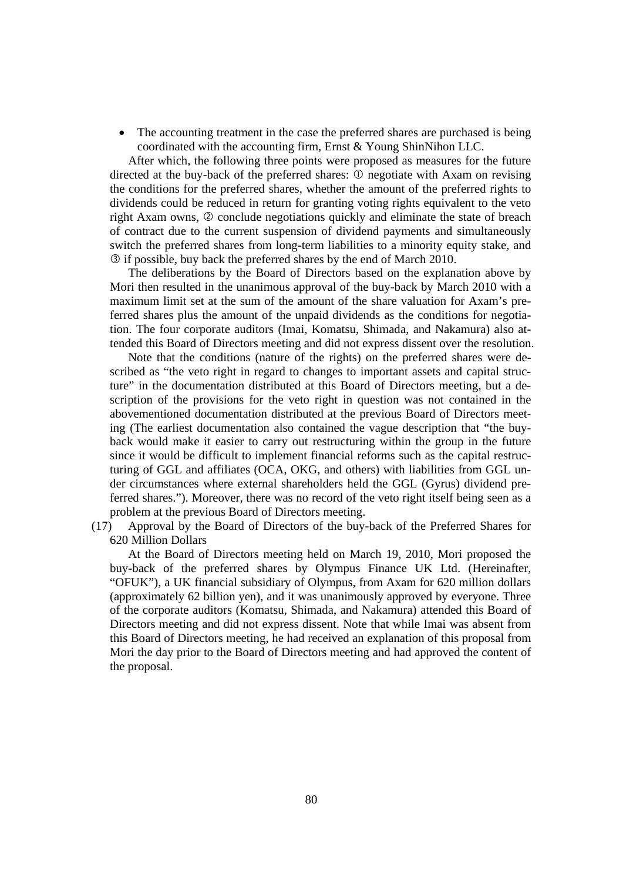- The accounting treatment in the case the preferred shares are purchased is being coordinated with the accounting firm, Ernst & Young ShinNihon LLC.

After which, the following three points were proposed as measures for the future directed at the buy-back of the preferred shares: ① negotiate with Axam on revising the conditions for the preferred shares, whether the amount of the preferred rights to dividends could be reduced in return for granting voting rights equivalent to the veto right Axam owns, ② conclude negotiations quickly and eliminate the state of breach of contract due to the current suspension of dividend payments and simultaneously switch the preferred shares from long-term liabilities to a minority equity stake, and ③ if possible, buy back the preferred shares by the end of March 2010.

The deliberations by the Board of Directors based on the explanation above by Mori then resulted in the unanimous approval of the buy-back by March 2010 with a maximum limit set at the sum of the amount of the share valuation for Axam's preferred shares plus the amount of the unpaid dividends as the conditions for negotiation. The four corporate auditors (Imai, Komatsu, Shimada, and Nakamura) also attended this Board of Directors meeting and did not express dissent over the resolution.

Note that the conditions (nature of the rights) on the preferred shares were described as "the veto right in regard to changes to important assets and capital structure" in the documentation distributed at this Board of Directors meeting, but a description of the provisions for the veto right in question was not contained in the abovementioned documentation distributed at the previous Board of Directors meeting (The earliest documentation also contained the vague description that "the buy-back would make it easier to carry out restructuring within the group in the future since it would be difficult to implement financial reforms such as the capital restructuring of GGL and affiliates (OCA, OKG, and others) with liabilities from GGL under circumstances where external shareholders held the GGL (Gyrus) dividend preferred shares."). Moreover, there was no record of the veto right itself being seen as a problem at the previous Board of Directors meeting.

(17) Approval by the Board of Directors of the buy-back of the Preferred Shares for 620 Million Dollars

At the Board of Directors meeting held on March 19, 2010, Mori proposed the buy-back of the preferred shares by Olympus Finance UK Ltd. (Hereinafter, "OFUK"), a UK financial subsidiary of Olympus, from Axam for 620 million dollars (approximately 62 billion yen), and it was unanimously approved by everyone. Three of the corporate auditors (Komatsu, Shimada, and Nakamura) attended this Board of Directors meeting and did not express dissent. Note that while Imai was absent from this Board of Directors meeting, he had received an explanation of this proposal from Mori the day prior to the Board of Directors meeting and had approved the content of the proposal.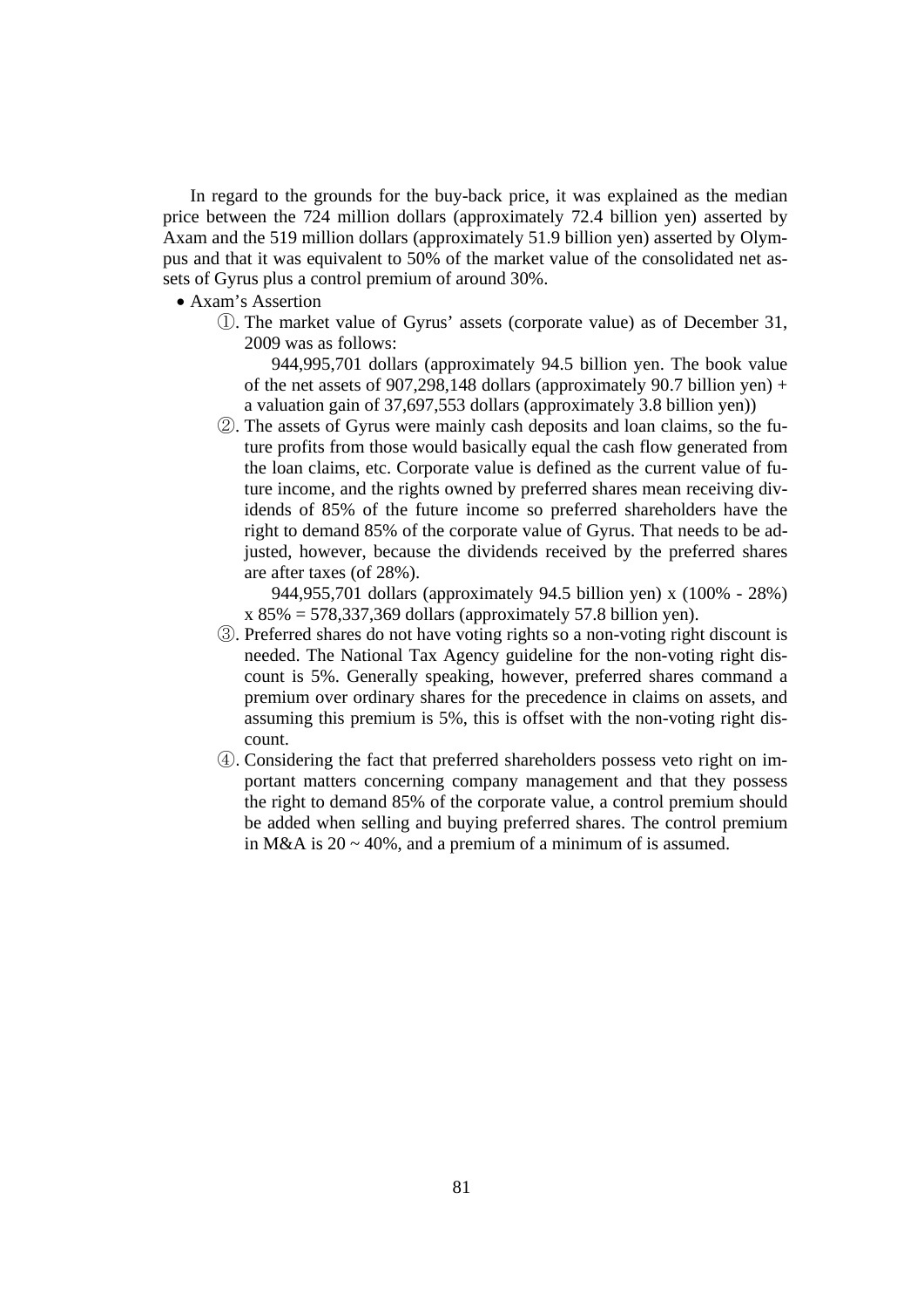In regard to the grounds for the buy-back price, it was explained as the median price between the 724 million dollars (approximately 72.4 billion yen) asserted by Axam and the 519 million dollars (approximately 51.9 billion yen) asserted by Olympus and that it was equivalent to 50% of the market value of the consolidated net assets of Gyrus plus a control premium of around 30%.

- Axam's Assertion
  ①. The market value of Gyrus' assets (corporate value) as of December 31, 2009 was as follows:

  944,995,701 dollars (approximately 94.5 billion yen. The book value of the net assets of 907,298,148 dollars (approximately 90.7 billion yen) + a valuation gain of 37,697,553 dollars (approximately 3.8 billion yen))

  ②. The assets of Gyrus were mainly cash deposits and loan claims, so the future profits from those would basically equal the cash flow generated from the loan claims, etc. Corporate value is defined as the current value of future income, and the rights owned by preferred shares mean receiving dividends of 85% of the future income so preferred shareholders have the right to demand 85% of the corporate value of Gyrus. That needs to be adjusted, however, because the dividends received by the preferred shares are after taxes (of 28%).

  944,955,701 dollars (approximately 94.5 billion yen) x (100% - 28%) x 85% = 578,337,369 dollars (approximately 57.8 billion yen).

  ③. Preferred shares do not have voting rights so a non-voting right discount is needed. The National Tax Agency guideline for the non-voting right discount is 5%. Generally speaking, however, preferred shares command a premium over ordinary shares for the precedence in claims on assets, and assuming this premium is 5%, this is offset with the non-voting right discount.

  ④. Considering the fact that preferred shareholders possess veto right on important matters concerning company management and that they possess the right to demand 85% of the corporate value, a control premium should be added when selling and buying preferred shares. The control premium in M&A is 20 ~ 40%, and a premium of a minimum of is assumed.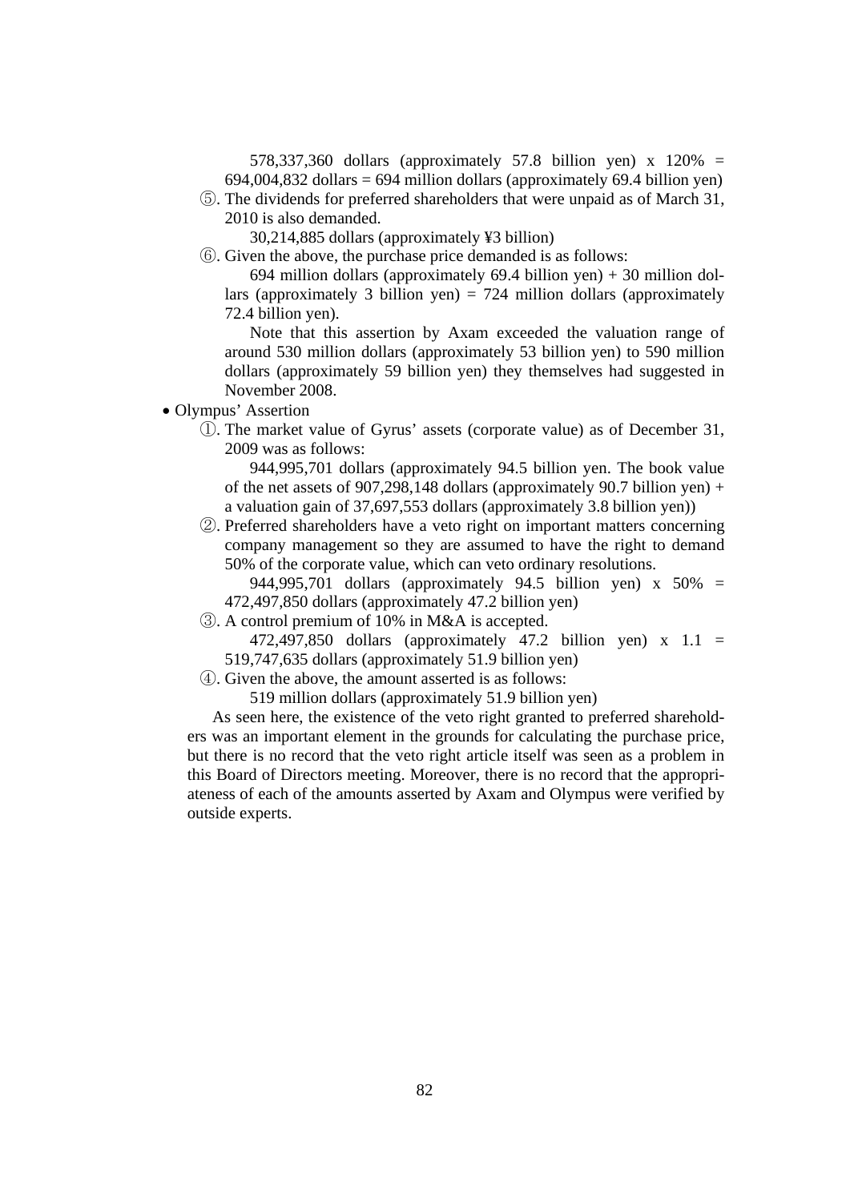578,337,360 dollars (approximately 57.8 billion yen) x 120% = 694,004,832 dollars = 694 million dollars (approximately 69.4 billion yen)

⑤. The dividends for preferred shareholders that were unpaid as of March 31, 2010 is also demanded.

30,214,885 dollars (approximately ¥3 billion)

⑥. Given the above, the purchase price demanded is as follows:

694 million dollars (approximately 69.4 billion yen) + 30 million dollars (approximately 3 billion yen) = 724 million dollars (approximately 72.4 billion yen).

Note that this assertion by Axam exceeded the valuation range of around 530 million dollars (approximately 53 billion yen) to 590 million dollars (approximately 59 billion yen) they themselves had suggested in November 2008.

- Olympus' Assertion

①. The market value of Gyrus' assets (corporate value) as of December 31, 2009 was as follows:

944,995,701 dollars (approximately 94.5 billion yen. The book value of the net assets of 907,298,148 dollars (approximately 90.7 billion yen) + a valuation gain of 37,697,553 dollars (approximately 3.8 billion yen))

②. Preferred shareholders have a veto right on important matters concerning company management so they are assumed to have the right to demand 50% of the corporate value, which can veto ordinary resolutions.

944,995,701 dollars (approximately 94.5 billion yen) x 50% = 472,497,850 dollars (approximately 47.2 billion yen)

③. A control premium of 10% in M&A is accepted.

472,497,850 dollars (approximately 47.2 billion yen) x 1.1 = 519,747,635 dollars (approximately 51.9 billion yen)

④. Given the above, the amount asserted is as follows:

519 million dollars (approximately 51.9 billion yen)

As seen here, the existence of the veto right granted to preferred shareholders was an important element in the grounds for calculating the purchase price, but there is no record that the veto right article itself was seen as a problem in this Board of Directors meeting. Moreover, there is no record that the appropriateness of each of the amounts asserted by Axam and Olympus were verified by outside experts.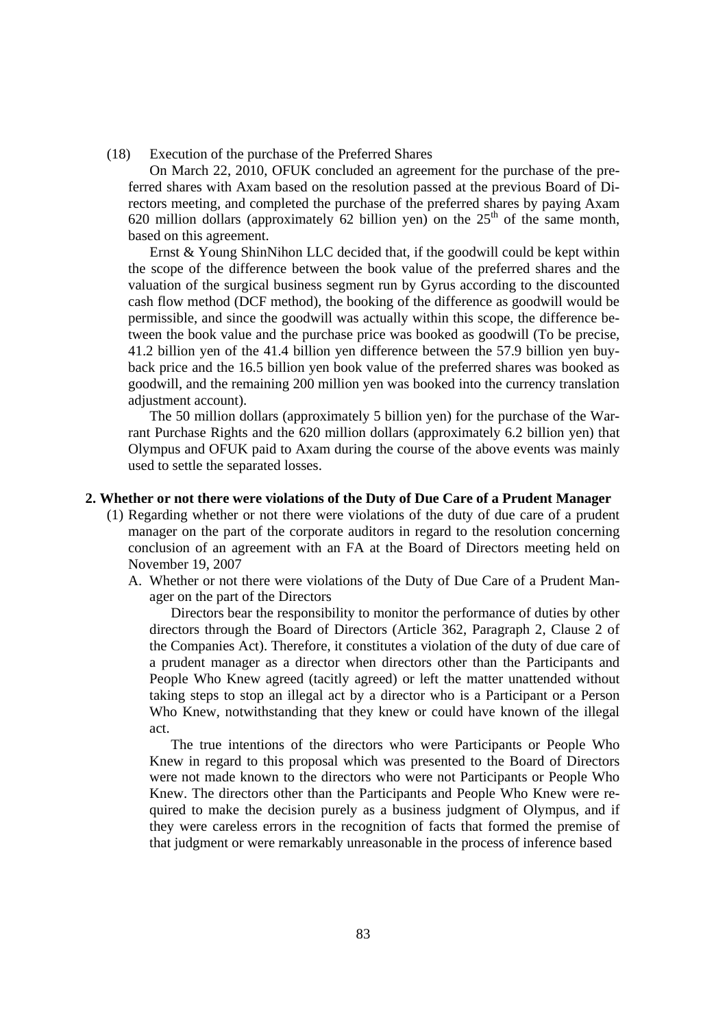(18) Execution of the purchase of the Preferred Shares

On March 22, 2010, OFUK concluded an agreement for the purchase of the preferred shares with Axam based on the resolution passed at the previous Board of Directors meeting, and completed the purchase of the preferred shares by paying Axam 620 million dollars (approximately 62 billion yen) on the 25th of the same month, based on this agreement.

Ernst & Young ShinNihon LLC decided that, if the goodwill could be kept within the scope of the difference between the book value of the preferred shares and the valuation of the surgical business segment run by Gyrus according to the discounted cash flow method (DCF method), the booking of the difference as goodwill would be permissible, and since the goodwill was actually within this scope, the difference between the book value and the purchase price was booked as goodwill (To be precise, 41.2 billion yen of the 41.4 billion yen difference between the 57.9 billion yen buyback price and the 16.5 billion yen book value of the preferred shares was booked as goodwill, and the remaining 200 million yen was booked into the currency translation adjustment account).

The 50 million dollars (approximately 5 billion yen) for the purchase of the Warrant Purchase Rights and the 620 million dollars (approximately 6.2 billion yen) that Olympus and OFUK paid to Axam during the course of the above events was mainly used to settle the separated losses.

## 2. Whether or not there were violations of the Duty of Due Care of a Prudent Manager

(1) Regarding whether or not there were violations of the duty of due care of a prudent manager on the part of the corporate auditors in regard to the resolution concerning conclusion of an agreement with an FA at the Board of Directors meeting held on November 19, 2007

A. Whether or not there were violations of the Duty of Due Care of a Prudent Manager on the part of the Directors

Directors bear the responsibility to monitor the performance of duties by other directors through the Board of Directors (Article 362, Paragraph 2, Clause 2 of the Companies Act). Therefore, it constitutes a violation of the duty of due care of a prudent manager as a director when directors other than the Participants and People Who Knew agreed (tacitly agreed) or left the matter unattended without taking steps to stop an illegal act by a director who is a Participant or a Person Who Knew, notwithstanding that they knew or could have known of the illegal act.

The true intentions of the directors who were Participants or People Who Knew in regard to this proposal which was presented to the Board of Directors were not made known to the directors who were not Participants or People Who Knew. The directors other than the Participants and People Who Knew were required to make the decision purely as a business judgment of Olympus, and if they were careless errors in the recognition of facts that formed the premise of that judgment or were remarkably unreasonable in the process of inference based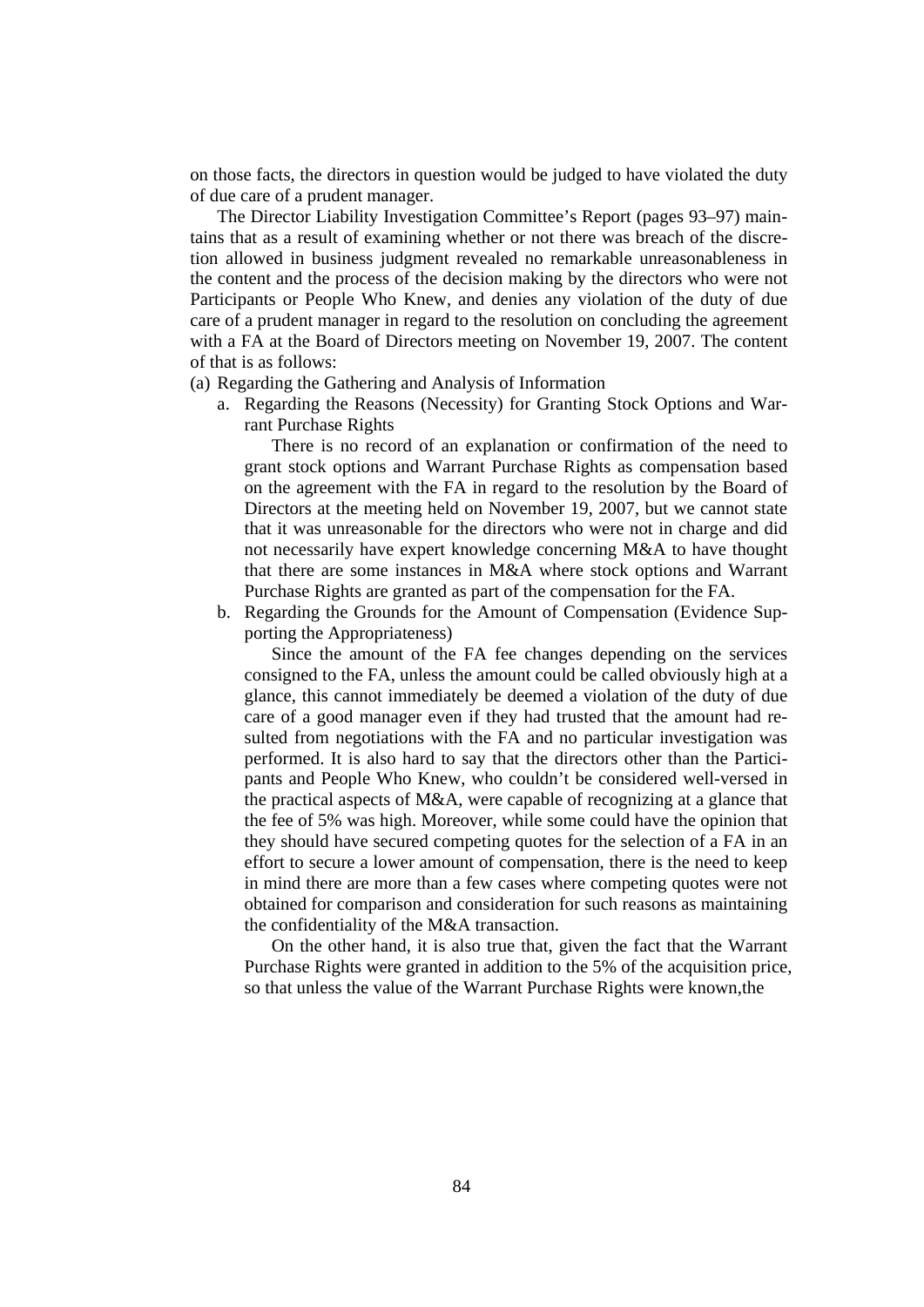on those facts, the directors in question would be judged to have violated the duty of due care of a prudent manager.

The Director Liability Investigation Committee's Report (pages 93–97) maintains that as a result of examining whether or not there was breach of the discretion allowed in business judgment revealed no remarkable unreasonableness in the content and the process of the decision making by the directors who were not Participants or People Who Knew, and denies any violation of the duty of due care of a prudent manager in regard to the resolution on concluding the agreement with a FA at the Board of Directors meeting on November 19, 2007. The content of that is as follows:

(a) Regarding the Gathering and Analysis of Information

a. Regarding the Reasons (Necessity) for Granting Stock Options and Warrant Purchase Rights

There is no record of an explanation or confirmation of the need to grant stock options and Warrant Purchase Rights as compensation based on the agreement with the FA in regard to the resolution by the Board of Directors at the meeting held on November 19, 2007, but we cannot state that it was unreasonable for the directors who were not in charge and did not necessarily have expert knowledge concerning M&A to have thought that there are some instances in M&A where stock options and Warrant Purchase Rights are granted as part of the compensation for the FA.

b. Regarding the Grounds for the Amount of Compensation (Evidence Supporting the Appropriateness)

Since the amount of the FA fee changes depending on the services consigned to the FA, unless the amount could be called obviously high at a glance, this cannot immediately be deemed a violation of the duty of due care of a good manager even if they had trusted that the amount had resulted from negotiations with the FA and no particular investigation was performed. It is also hard to say that the directors other than the Participants and People Who Knew, who couldn't be considered well-versed in the practical aspects of M&A, were capable of recognizing at a glance that the fee of 5% was high. Moreover, while some could have the opinion that they should have secured competing quotes for the selection of a FA in an effort to secure a lower amount of compensation, there is the need to keep in mind there are more than a few cases where competing quotes were not obtained for comparison and consideration for such reasons as maintaining the confidentiality of the M&A transaction.

On the other hand, it is also true that, given the fact that the Warrant Purchase Rights were granted in addition to the 5% of the acquisition price, so that unless the value of the Warrant Purchase Rights were known,the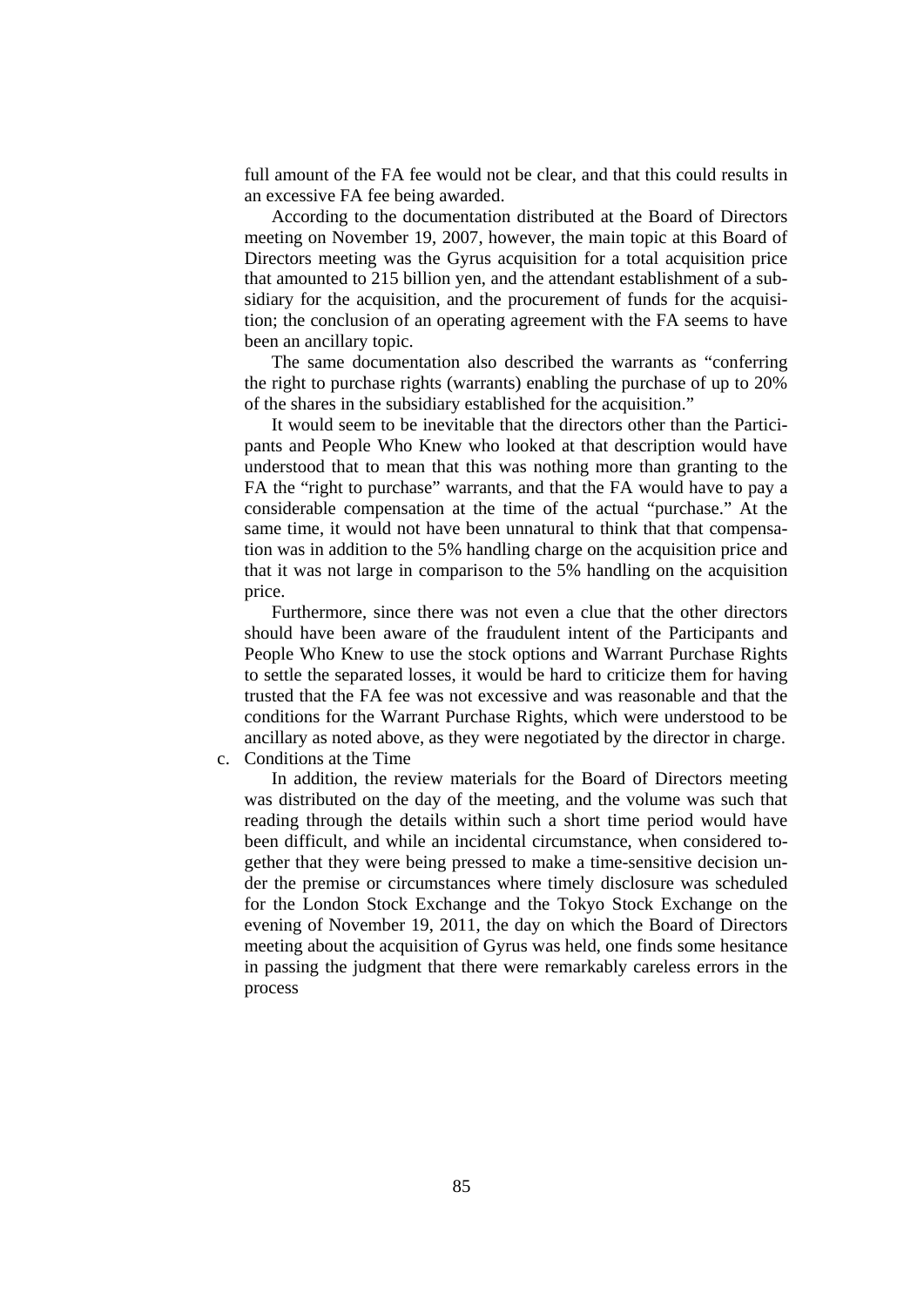full amount of the FA fee would not be clear, and that this could results in an excessive FA fee being awarded.

According to the documentation distributed at the Board of Directors meeting on November 19, 2007, however, the main topic at this Board of Directors meeting was the Gyrus acquisition for a total acquisition price that amounted to 215 billion yen, and the attendant establishment of a subsidiary for the acquisition, and the procurement of funds for the acquisition; the conclusion of an operating agreement with the FA seems to have been an ancillary topic.

The same documentation also described the warrants as "conferring the right to purchase rights (warrants) enabling the purchase of up to 20% of the shares in the subsidiary established for the acquisition."

It would seem to be inevitable that the directors other than the Participants and People Who Knew who looked at that description would have understood that to mean that this was nothing more than granting to the FA the "right to purchase" warrants, and that the FA would have to pay a considerable compensation at the time of the actual "purchase." At the same time, it would not have been unnatural to think that that compensation was in addition to the 5% handling charge on the acquisition price and that it was not large in comparison to the 5% handling on the acquisition price.

Furthermore, since there was not even a clue that the other directors should have been aware of the fraudulent intent of the Participants and People Who Knew to use the stock options and Warrant Purchase Rights to settle the separated losses, it would be hard to criticize them for having trusted that the FA fee was not excessive and was reasonable and that the conditions for the Warrant Purchase Rights, which were understood to be ancillary as noted above, as they were negotiated by the director in charge.

c. Conditions at the Time

In addition, the review materials for the Board of Directors meeting was distributed on the day of the meeting, and the volume was such that reading through the details within such a short time period would have been difficult, and while an incidental circumstance, when considered together that they were being pressed to make a time-sensitive decision under the premise or circumstances where timely disclosure was scheduled for the London Stock Exchange and the Tokyo Stock Exchange on the evening of November 19, 2011, the day on which the Board of Directors meeting about the acquisition of Gyrus was held, one finds some hesitance in passing the judgment that there were remarkably careless errors in the process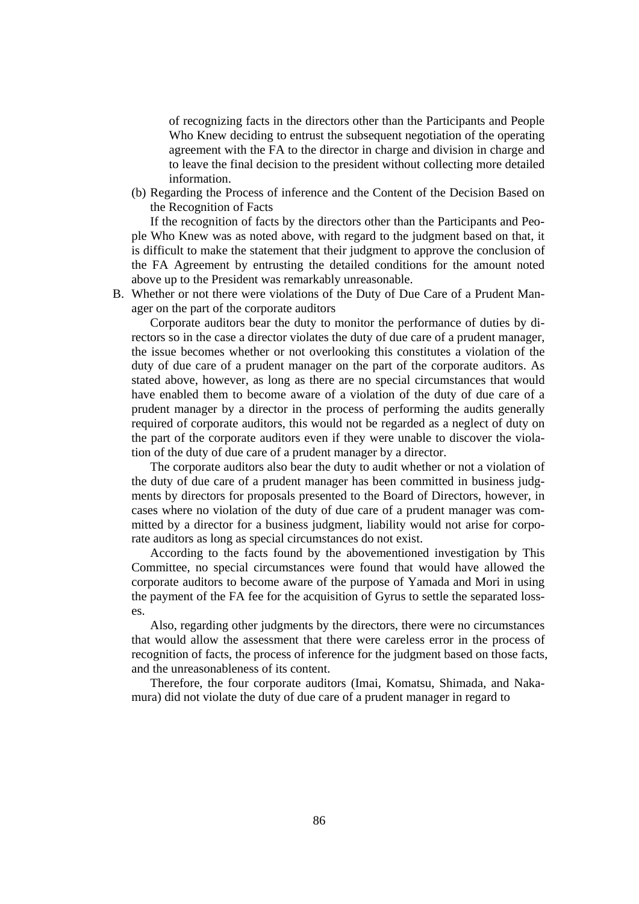of recognizing facts in the directors other than the Participants and People Who Knew deciding to entrust the subsequent negotiation of the operating agreement with the FA to the director in charge and division in charge and to leave the final decision to the president without collecting more detailed information.

(b) Regarding the Process of inference and the Content of the Decision Based on the Recognition of Facts

If the recognition of facts by the directors other than the Participants and People Who Knew was as noted above, with regard to the judgment based on that, it is difficult to make the statement that their judgment to approve the conclusion of the FA Agreement by entrusting the detailed conditions for the amount noted above up to the President was remarkably unreasonable.

B. Whether or not there were violations of the Duty of Due Care of a Prudent Manager on the part of the corporate auditors

Corporate auditors bear the duty to monitor the performance of duties by directors so in the case a director violates the duty of due care of a prudent manager, the issue becomes whether or not overlooking this constitutes a violation of the duty of due care of a prudent manager on the part of the corporate auditors. As stated above, however, as long as there are no special circumstances that would have enabled them to become aware of a violation of the duty of due care of a prudent manager by a director in the process of performing the audits generally required of corporate auditors, this would not be regarded as a neglect of duty on the part of the corporate auditors even if they were unable to discover the violation of the duty of due care of a prudent manager by a director.

The corporate auditors also bear the duty to audit whether or not a violation of the duty of due care of a prudent manager has been committed in business judgments by directors for proposals presented to the Board of Directors, however, in cases where no violation of the duty of due care of a prudent manager was committed by a director for a business judgment, liability would not arise for corporate auditors as long as special circumstances do not exist.

According to the facts found by the abovementioned investigation by This Committee, no special circumstances were found that would have allowed the corporate auditors to become aware of the purpose of Yamada and Mori in using the payment of the FA fee for the acquisition of Gyrus to settle the separated losses.

Also, regarding other judgments by the directors, there were no circumstances that would allow the assessment that there were careless error in the process of recognition of facts, the process of inference for the judgment based on those facts, and the unreasonableness of its content.

Therefore, the four corporate auditors (Imai, Komatsu, Shimada, and Nakamura) did not violate the duty of due care of a prudent manager in regard to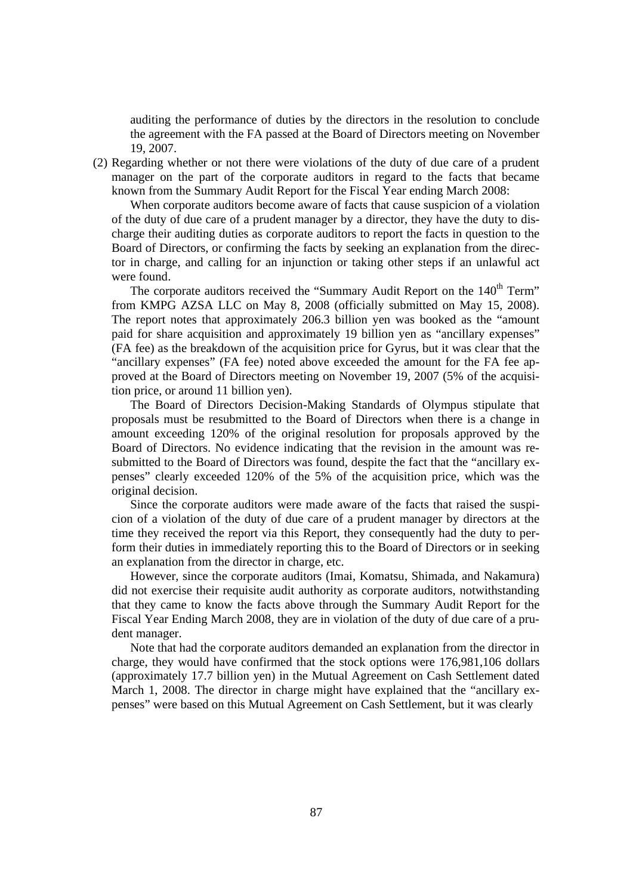auditing the performance of duties by the directors in the resolution to conclude the agreement with the FA passed at the Board of Directors meeting on November 19, 2007.

(2) Regarding whether or not there were violations of the duty of due care of a prudent manager on the part of the corporate auditors in regard to the facts that became known from the Summary Audit Report for the Fiscal Year ending March 2008:

When corporate auditors become aware of facts that cause suspicion of a violation of the duty of due care of a prudent manager by a director, they have the duty to discharge their auditing duties as corporate auditors to report the facts in question to the Board of Directors, or confirming the facts by seeking an explanation from the director in charge, and calling for an injunction or taking other steps if an unlawful act were found.

The corporate auditors received the "Summary Audit Report on the 140th Term" from KMPG AZSA LLC on May 8, 2008 (officially submitted on May 15, 2008). The report notes that approximately 206.3 billion yen was booked as the "amount paid for share acquisition and approximately 19 billion yen as "ancillary expenses" (FA fee) as the breakdown of the acquisition price for Gyrus, but it was clear that the "ancillary expenses" (FA fee) noted above exceeded the amount for the FA fee approved at the Board of Directors meeting on November 19, 2007 (5% of the acquisition price, or around 11 billion yen).

The Board of Directors Decision-Making Standards of Olympus stipulate that proposals must be resubmitted to the Board of Directors when there is a change in amount exceeding 120% of the original resolution for proposals approved by the Board of Directors. No evidence indicating that the revision in the amount was resubmitted to the Board of Directors was found, despite the fact that the "ancillary expenses" clearly exceeded 120% of the 5% of the acquisition price, which was the original decision.

Since the corporate auditors were made aware of the facts that raised the suspicion of a violation of the duty of due care of a prudent manager by directors at the time they received the report via this Report, they consequently had the duty to perform their duties in immediately reporting this to the Board of Directors or in seeking an explanation from the director in charge, etc.

However, since the corporate auditors (Imai, Komatsu, Shimada, and Nakamura) did not exercise their requisite audit authority as corporate auditors, notwithstanding that they came to know the facts above through the Summary Audit Report for the Fiscal Year Ending March 2008, they are in violation of the duty of due care of a prudent manager.

Note that had the corporate auditors demanded an explanation from the director in charge, they would have confirmed that the stock options were 176,981,106 dollars (approximately 17.7 billion yen) in the Mutual Agreement on Cash Settlement dated March 1, 2008. The director in charge might have explained that the "ancillary expenses" were based on this Mutual Agreement on Cash Settlement, but it was clearly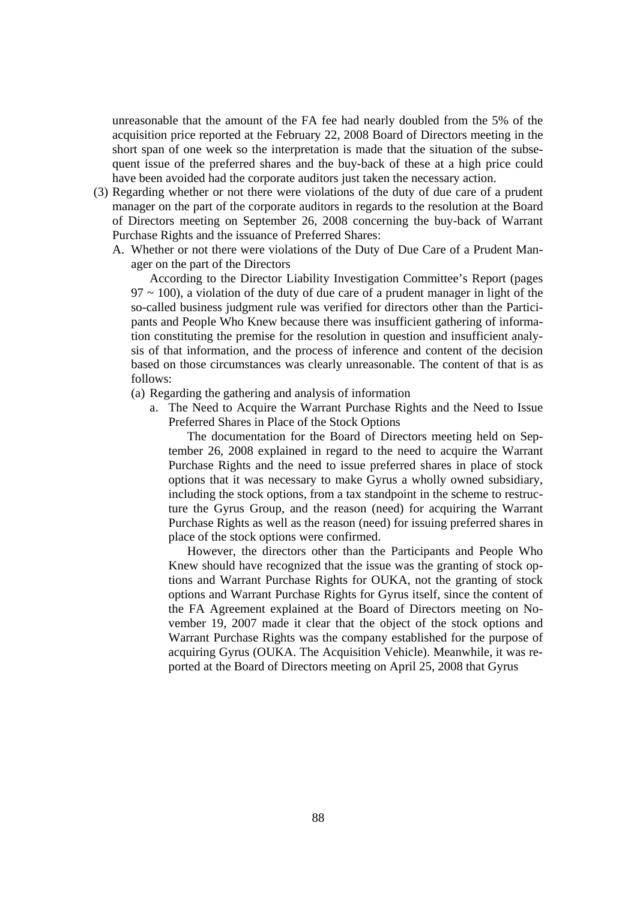unreasonable that the amount of the FA fee had nearly doubled from the 5% of the acquisition price reported at the February 22, 2008 Board of Directors meeting in the short span of one week so the interpretation is made that the situation of the subsequent issue of the preferred shares and the buy-back of these at a high price could have been avoided had the corporate auditors just taken the necessary action.

(3) Regarding whether or not there were violations of the duty of due care of a prudent manager on the part of the corporate auditors in regards to the resolution at the Board of Directors meeting on September 26, 2008 concerning the buy-back of Warrant Purchase Rights and the issuance of Preferred Shares:

A. Whether or not there were violations of the Duty of Due Care of a Prudent Manager on the part of the Directors

According to the Director Liability Investigation Committee's Report (pages 97 ~ 100), a violation of the duty of due care of a prudent manager in light of the so-called business judgment rule was verified for directors other than the Participants and People Who Knew because there was insufficient gathering of information constituting the premise for the resolution in question and insufficient analysis of that information, and the process of inference and content of the decision based on those circumstances was clearly unreasonable. The content of that is as follows:

(a) Regarding the gathering and analysis of information

a. The Need to Acquire the Warrant Purchase Rights and the Need to Issue Preferred Shares in Place of the Stock Options

The documentation for the Board of Directors meeting held on September 26, 2008 explained in regard to the need to acquire the Warrant Purchase Rights and the need to issue preferred shares in place of stock options that it was necessary to make Gyrus a wholly owned subsidiary, including the stock options, from a tax standpoint in the scheme to restructure the Gyrus Group, and the reason (need) for acquiring the Warrant Purchase Rights as well as the reason (need) for issuing preferred shares in place of the stock options were confirmed.

However, the directors other than the Participants and People Who Knew should have recognized that the issue was the granting of stock options and Warrant Purchase Rights for OUKA, not the granting of stock options and Warrant Purchase Rights for Gyrus itself, since the content of the FA Agreement explained at the Board of Directors meeting on November 19, 2007 made it clear that the object of the stock options and Warrant Purchase Rights was the company established for the purpose of acquiring Gyrus (OUKA. The Acquisition Vehicle). Meanwhile, it was reported at the Board of Directors meeting on April 25, 2008 that Gyrus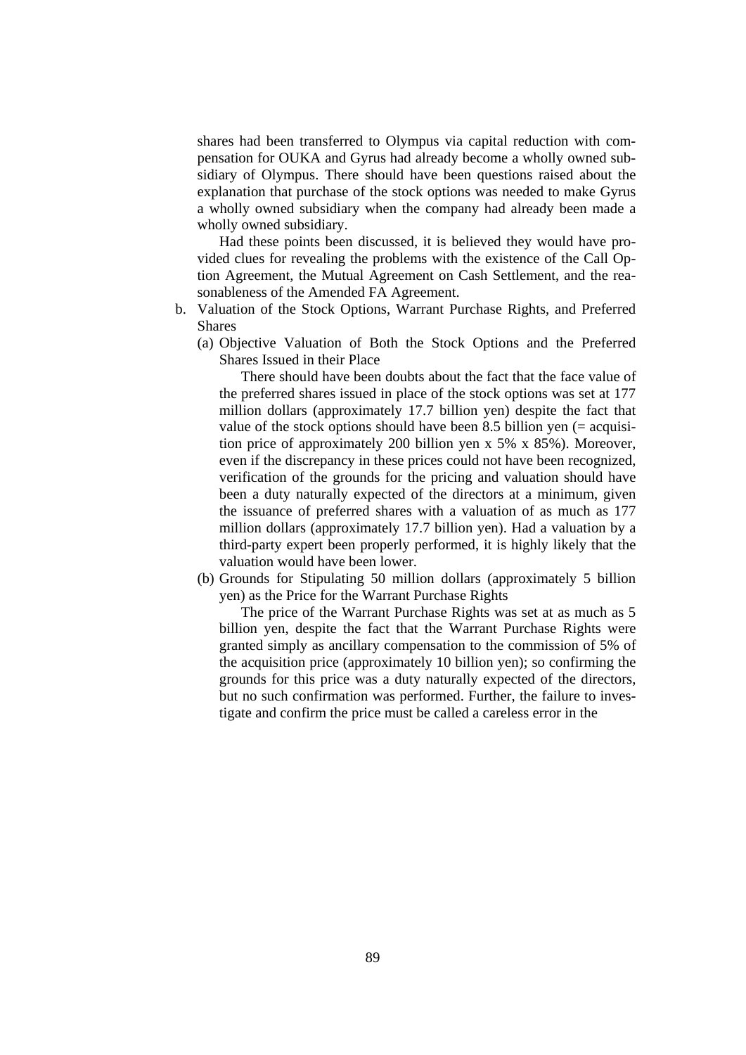shares had been transferred to Olympus via capital reduction with compensation for OUKA and Gyrus had already become a wholly owned subsidiary of Olympus. There should have been questions raised about the explanation that purchase of the stock options was needed to make Gyrus a wholly owned subsidiary when the company had already been made a wholly owned subsidiary.

Had these points been discussed, it is believed they would have provided clues for revealing the problems with the existence of the Call Option Agreement, the Mutual Agreement on Cash Settlement, and the reasonableness of the Amended FA Agreement.

b. Valuation of the Stock Options, Warrant Purchase Rights, and Preferred Shares

   (a) Objective Valuation of Both the Stock Options and the Preferred Shares Issued in their Place

   There should have been doubts about the fact that the face value of the preferred shares issued in place of the stock options was set at 177 million dollars (approximately 17.7 billion yen) despite the fact that value of the stock options should have been 8.5 billion yen (= acquisition price of approximately 200 billion yen x 5% x 85%). Moreover, even if the discrepancy in these prices could not have been recognized, verification of the grounds for the pricing and valuation should have been a duty naturally expected of the directors at a minimum, given the issuance of preferred shares with a valuation of as much as 177 million dollars (approximately 17.7 billion yen). Had a valuation by a third-party expert been properly performed, it is highly likely that the valuation would have been lower.

   (b) Grounds for Stipulating 50 million dollars (approximately 5 billion yen) as the Price for the Warrant Purchase Rights

   The price of the Warrant Purchase Rights was set at as much as 5 billion yen, despite the fact that the Warrant Purchase Rights were granted simply as ancillary compensation to the commission of 5% of the acquisition price (approximately 10 billion yen); so confirming the grounds for this price was a duty naturally expected of the directors, but no such confirmation was performed. Further, the failure to investigate and confirm the price must be called a careless error in the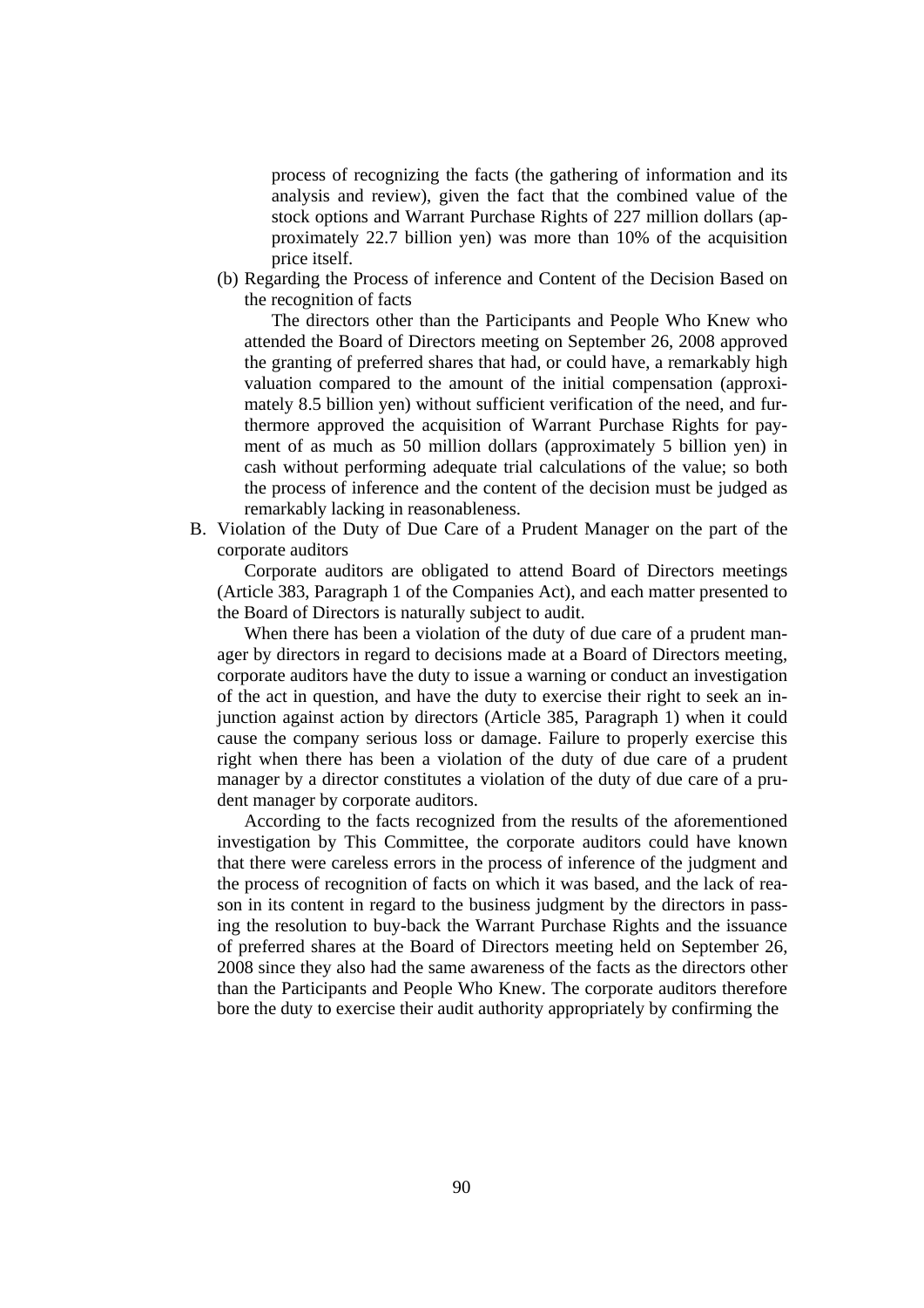process of recognizing the facts (the gathering of information and its analysis and review), given the fact that the combined value of the stock options and Warrant Purchase Rights of 227 million dollars (approximately 22.7 billion yen) was more than 10% of the acquisition price itself.

(b) Regarding the Process of inference and Content of the Decision Based on the recognition of facts

The directors other than the Participants and People Who Knew who attended the Board of Directors meeting on September 26, 2008 approved the granting of preferred shares that had, or could have, a remarkably high valuation compared to the amount of the initial compensation (approximately 8.5 billion yen) without sufficient verification of the need, and furthermore approved the acquisition of Warrant Purchase Rights for payment of as much as 50 million dollars (approximately 5 billion yen) in cash without performing adequate trial calculations of the value; so both the process of inference and the content of the decision must be judged as remarkably lacking in reasonableness.

B. Violation of the Duty of Due Care of a Prudent Manager on the part of the corporate auditors

Corporate auditors are obligated to attend Board of Directors meetings (Article 383, Paragraph 1 of the Companies Act), and each matter presented to the Board of Directors is naturally subject to audit.

When there has been a violation of the duty of due care of a prudent manager by directors in regard to decisions made at a Board of Directors meeting, corporate auditors have the duty to issue a warning or conduct an investigation of the act in question, and have the duty to exercise their right to seek an injunction against action by directors (Article 385, Paragraph 1) when it could cause the company serious loss or damage. Failure to properly exercise this right when there has been a violation of the duty of due care of a prudent manager by a director constitutes a violation of the duty of due care of a prudent manager by corporate auditors.

According to the facts recognized from the results of the aforementioned investigation by This Committee, the corporate auditors could have known that there were careless errors in the process of inference of the judgment and the process of recognition of facts on which it was based, and the lack of reason in its content in regard to the business judgment by the directors in passing the resolution to buy-back the Warrant Purchase Rights and the issuance of preferred shares at the Board of Directors meeting held on September 26, 2008 since they also had the same awareness of the facts as the directors other than the Participants and People Who Knew. The corporate auditors therefore bore the duty to exercise their audit authority appropriately by confirming the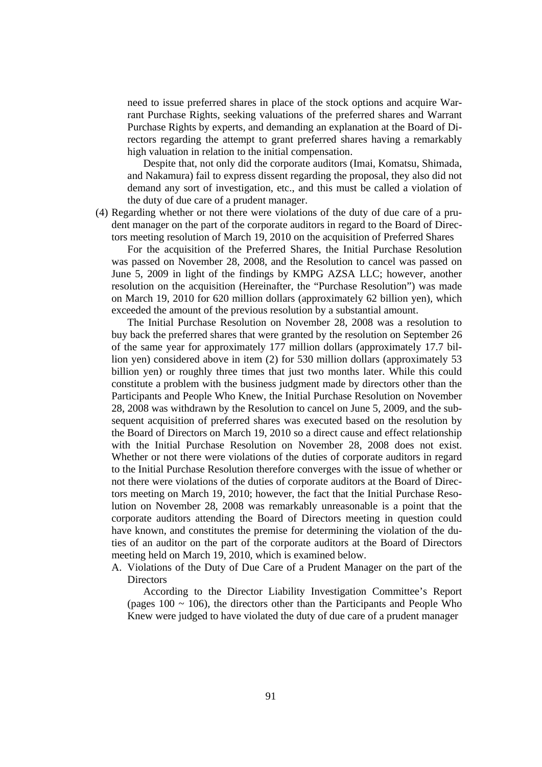need to issue preferred shares in place of the stock options and acquire Warrant Purchase Rights, seeking valuations of the preferred shares and Warrant Purchase Rights by experts, and demanding an explanation at the Board of Directors regarding the attempt to grant preferred shares having a remarkably high valuation in relation to the initial compensation.

Despite that, not only did the corporate auditors (Imai, Komatsu, Shimada, and Nakamura) fail to express dissent regarding the proposal, they also did not demand any sort of investigation, etc., and this must be called a violation of the duty of due care of a prudent manager.

(4) Regarding whether or not there were violations of the duty of due care of a prudent manager on the part of the corporate auditors in regard to the Board of Directors meeting resolution of March 19, 2010 on the acquisition of Preferred Shares

For the acquisition of the Preferred Shares, the Initial Purchase Resolution was passed on November 28, 2008, and the Resolution to cancel was passed on June 5, 2009 in light of the findings by KMPG AZSA LLC; however, another resolution on the acquisition (Hereinafter, the "Purchase Resolution") was made on March 19, 2010 for 620 million dollars (approximately 62 billion yen), which exceeded the amount of the previous resolution by a substantial amount.

The Initial Purchase Resolution on November 28, 2008 was a resolution to buy back the preferred shares that were granted by the resolution on September 26 of the same year for approximately 177 million dollars (approximately 17.7 billion yen) considered above in item (2) for 530 million dollars (approximately 53 billion yen) or roughly three times that just two months later. While this could constitute a problem with the business judgment made by directors other than the Participants and People Who Knew, the Initial Purchase Resolution on November 28, 2008 was withdrawn by the Resolution to cancel on June 5, 2009, and the subsequent acquisition of preferred shares was executed based on the resolution by the Board of Directors on March 19, 2010 so a direct cause and effect relationship with the Initial Purchase Resolution on November 28, 2008 does not exist. Whether or not there were violations of the duties of corporate auditors in regard to the Initial Purchase Resolution therefore converges with the issue of whether or not there were violations of the duties of corporate auditors at the Board of Directors meeting on March 19, 2010; however, the fact that the Initial Purchase Resolution on November 28, 2008 was remarkably unreasonable is a point that the corporate auditors attending the Board of Directors meeting in question could have known, and constitutes the premise for determining the violation of the duties of an auditor on the part of the corporate auditors at the Board of Directors meeting held on March 19, 2010, which is examined below.

A. Violations of the Duty of Due Care of a Prudent Manager on the part of the Directors

According to the Director Liability Investigation Committee's Report (pages 100 ~ 106), the directors other than the Participants and People Who Knew were judged to have violated the duty of due care of a prudent manager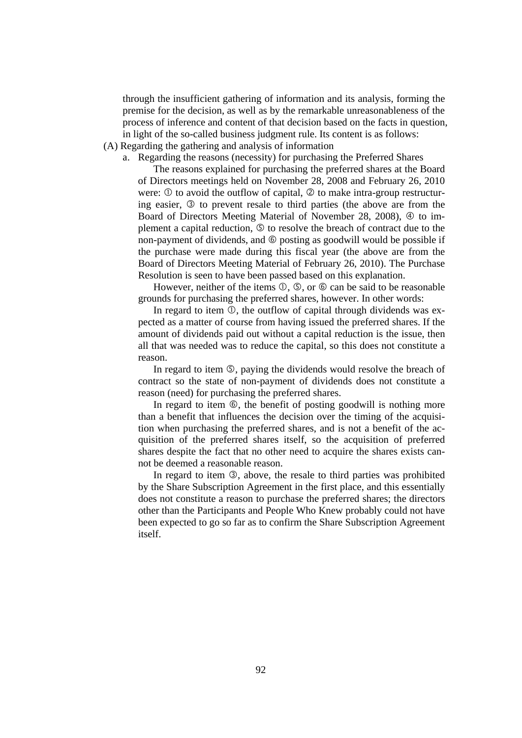through the insufficient gathering of information and its analysis, forming the premise for the decision, as well as by the remarkable unreasonableness of the process of inference and content of that decision based on the facts in question, in light of the so-called business judgment rule. Its content is as follows:

(A) Regarding the gathering and analysis of information

a. Regarding the reasons (necessity) for purchasing the Preferred Shares

The reasons explained for purchasing the preferred shares at the Board of Directors meetings held on November 28, 2008 and February 26, 2010 were: ① to avoid the outflow of capital, ② to make intra-group restructuring easier, ③ to prevent resale to third parties (the above are from the Board of Directors Meeting Material of November 28, 2008), ④ to implement a capital reduction, ⑤ to resolve the breach of contract due to the non-payment of dividends, and ⑥ posting as goodwill would be possible if the purchase were made during this fiscal year (the above are from the Board of Directors Meeting Material of February 26, 2010). The Purchase Resolution is seen to have been passed based on this explanation.

However, neither of the items ①, ⑤, or ⑥ can be said to be reasonable grounds for purchasing the preferred shares, however. In other words:

In regard to item ①, the outflow of capital through dividends was expected as a matter of course from having issued the preferred shares. If the amount of dividends paid out without a capital reduction is the issue, then all that was needed was to reduce the capital, so this does not constitute a reason.

In regard to item ⑤, paying the dividends would resolve the breach of contract so the state of non-payment of dividends does not constitute a reason (need) for purchasing the preferred shares.

In regard to item ⑥, the benefit of posting goodwill is nothing more than a benefit that influences the decision over the timing of the acquisition when purchasing the preferred shares, and is not a benefit of the acquisition of the preferred shares itself, so the acquisition of preferred shares despite the fact that no other need to acquire the shares exists cannot be deemed a reasonable reason.

In regard to item ③, above, the resale to third parties was prohibited by the Share Subscription Agreement in the first place, and this essentially does not constitute a reason to purchase the preferred shares; the directors other than the Participants and People Who Knew probably could not have been expected to go so far as to confirm the Share Subscription Agreement itself.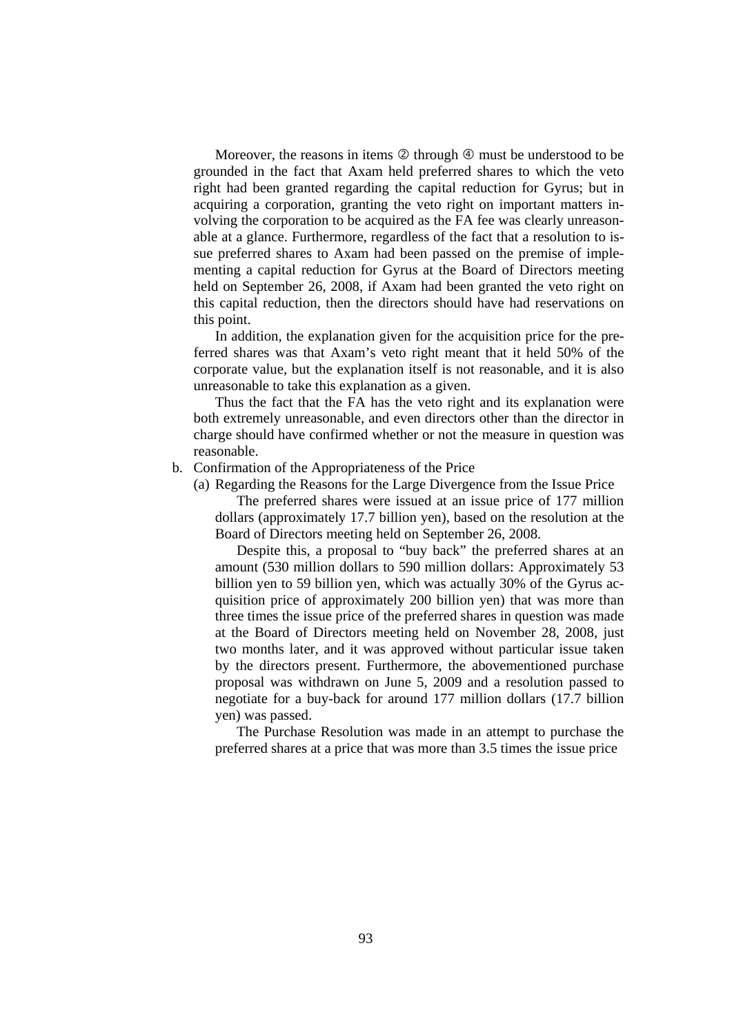Moreover, the reasons in items ② through ④ must be understood to be grounded in the fact that Axam held preferred shares to which the veto right had been granted regarding the capital reduction for Gyrus; but in acquiring a corporation, granting the veto right on important matters involving the corporation to be acquired as the FA fee was clearly unreasonable at a glance. Furthermore, regardless of the fact that a resolution to issue preferred shares to Axam had been passed on the premise of implementing a capital reduction for Gyrus at the Board of Directors meeting held on September 26, 2008, if Axam had been granted the veto right on this capital reduction, then the directors should have had reservations on this point.

In addition, the explanation given for the acquisition price for the preferred shares was that Axam's veto right meant that it held 50% of the corporate value, but the explanation itself is not reasonable, and it is also unreasonable to take this explanation as a given.

Thus the fact that the FA has the veto right and its explanation were both extremely unreasonable, and even directors other than the director in charge should have confirmed whether or not the measure in question was reasonable.

b. Confirmation of the Appropriateness of the Price

(a) Regarding the Reasons for the Large Divergence from the Issue Price

The preferred shares were issued at an issue price of 177 million dollars (approximately 17.7 billion yen), based on the resolution at the Board of Directors meeting held on September 26, 2008.

Despite this, a proposal to "buy back" the preferred shares at an amount (530 million dollars to 590 million dollars: Approximately 53 billion yen to 59 billion yen, which was actually 30% of the Gyrus acquisition price of approximately 200 billion yen) that was more than three times the issue price of the preferred shares in question was made at the Board of Directors meeting held on November 28, 2008, just two months later, and it was approved without particular issue taken by the directors present. Furthermore, the abovementioned purchase proposal was withdrawn on June 5, 2009 and a resolution passed to negotiate for a buy-back for around 177 million dollars (17.7 billion yen) was passed.

The Purchase Resolution was made in an attempt to purchase the preferred shares at a price that was more than 3.5 times the issue price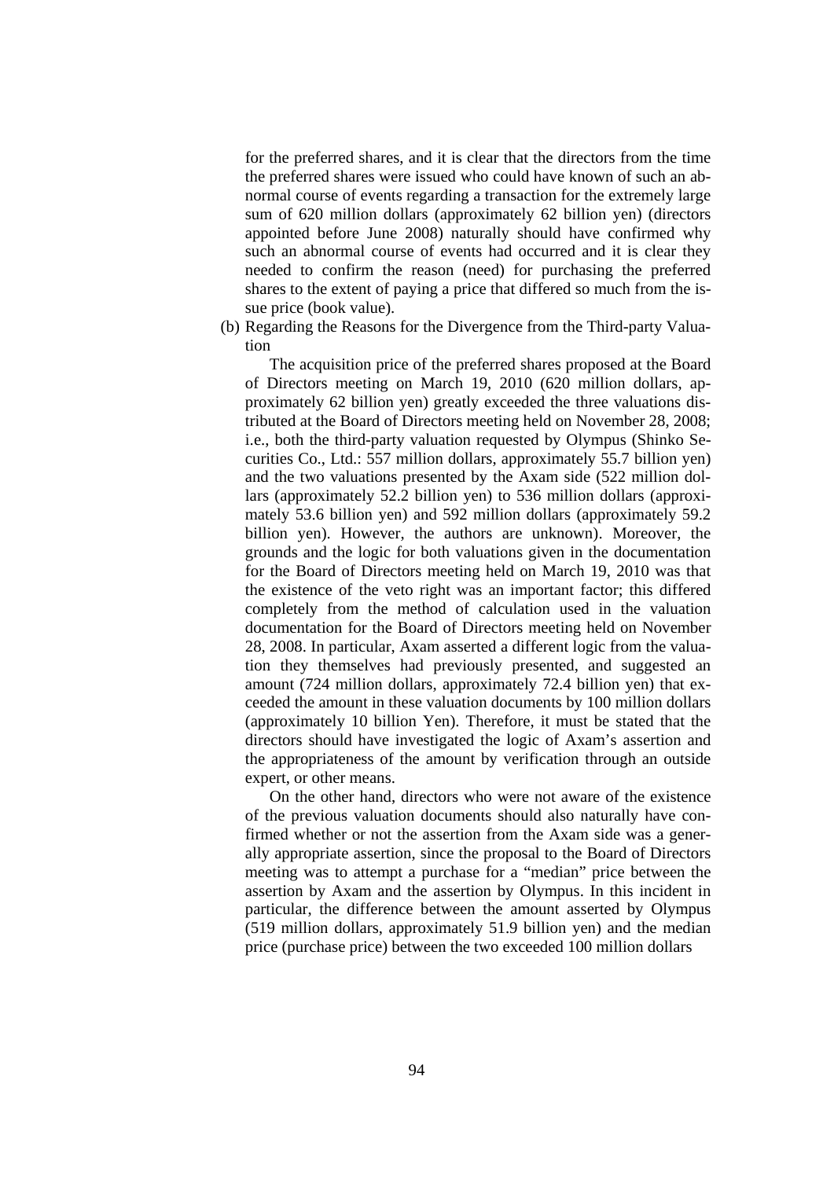for the preferred shares, and it is clear that the directors from the time the preferred shares were issued who could have known of such an abnormal course of events regarding a transaction for the extremely large sum of 620 million dollars (approximately 62 billion yen) (directors appointed before June 2008) naturally should have confirmed why such an abnormal course of events had occurred and it is clear they needed to confirm the reason (need) for purchasing the preferred shares to the extent of paying a price that differed so much from the issue price (book value).

(b) Regarding the Reasons for the Divergence from the Third-party Valuation

The acquisition price of the preferred shares proposed at the Board of Directors meeting on March 19, 2010 (620 million dollars, approximately 62 billion yen) greatly exceeded the three valuations distributed at the Board of Directors meeting held on November 28, 2008; i.e., both the third-party valuation requested by Olympus (Shinko Securities Co., Ltd.: 557 million dollars, approximately 55.7 billion yen) and the two valuations presented by the Axam side (522 million dollars (approximately 52.2 billion yen) to 536 million dollars (approximately 53.6 billion yen) and 592 million dollars (approximately 59.2 billion yen). However, the authors are unknown). Moreover, the grounds and the logic for both valuations given in the documentation for the Board of Directors meeting held on March 19, 2010 was that the existence of the veto right was an important factor; this differed completely from the method of calculation used in the valuation documentation for the Board of Directors meeting held on November 28, 2008. In particular, Axam asserted a different logic from the valuation they themselves had previously presented, and suggested an amount (724 million dollars, approximately 72.4 billion yen) that exceeded the amount in these valuation documents by 100 million dollars (approximately 10 billion Yen). Therefore, it must be stated that the directors should have investigated the logic of Axam's assertion and the appropriateness of the amount by verification through an outside expert, or other means.

On the other hand, directors who were not aware of the existence of the previous valuation documents should also naturally have confirmed whether or not the assertion from the Axam side was a generally appropriate assertion, since the proposal to the Board of Directors meeting was to attempt a purchase for a "median" price between the assertion by Axam and the assertion by Olympus. In this incident in particular, the difference between the amount asserted by Olympus (519 million dollars, approximately 51.9 billion yen) and the median price (purchase price) between the two exceeded 100 million dollars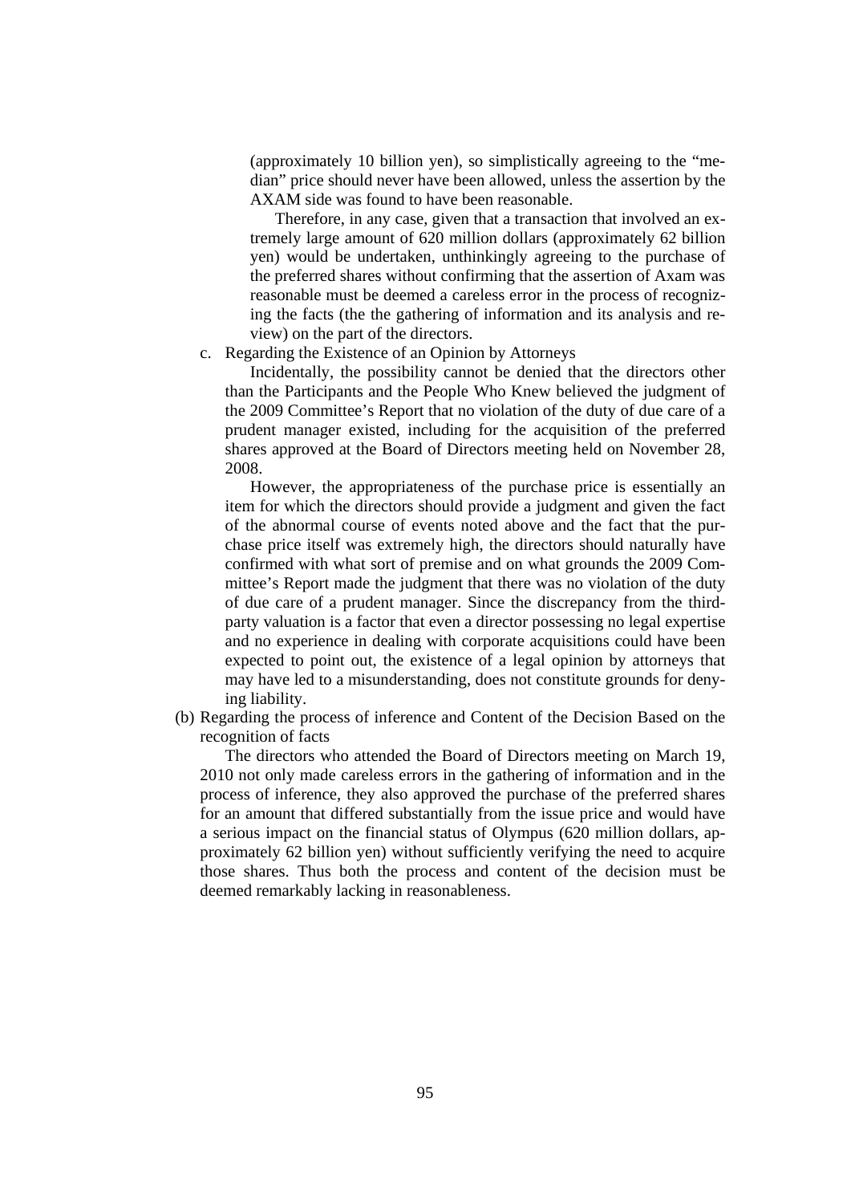(approximately 10 billion yen), so simplistically agreeing to the "median" price should never have been allowed, unless the assertion by the AXAM side was found to have been reasonable.

Therefore, in any case, given that a transaction that involved an extremely large amount of 620 million dollars (approximately 62 billion yen) would be undertaken, unthinkingly agreeing to the purchase of the preferred shares without confirming that the assertion of Axam was reasonable must be deemed a careless error in the process of recognizing the facts (the the gathering of information and its analysis and review) on the part of the directors.

c. Regarding the Existence of an Opinion by Attorneys

Incidentally, the possibility cannot be denied that the directors other than the Participants and the People Who Knew believed the judgment of the 2009 Committee's Report that no violation of the duty of due care of a prudent manager existed, including for the acquisition of the preferred shares approved at the Board of Directors meeting held on November 28, 2008.

However, the appropriateness of the purchase price is essentially an item for which the directors should provide a judgment and given the fact of the abnormal course of events noted above and the fact that the purchase price itself was extremely high, the directors should naturally have confirmed with what sort of premise and on what grounds the 2009 Committee's Report made the judgment that there was no violation of the duty of due care of a prudent manager. Since the discrepancy from the third-party valuation is a factor that even a director possessing no legal expertise and no experience in dealing with corporate acquisitions could have been expected to point out, the existence of a legal opinion by attorneys that may have led to a misunderstanding, does not constitute grounds for denying liability.

(b) Regarding the process of inference and Content of the Decision Based on the recognition of facts

The directors who attended the Board of Directors meeting on March 19, 2010 not only made careless errors in the gathering of information and in the process of inference, they also approved the purchase of the preferred shares for an amount that differed substantially from the issue price and would have a serious impact on the financial status of Olympus (620 million dollars, approximately 62 billion yen) without sufficiently verifying the need to acquire those shares. Thus both the process and content of the decision must be deemed remarkably lacking in reasonableness.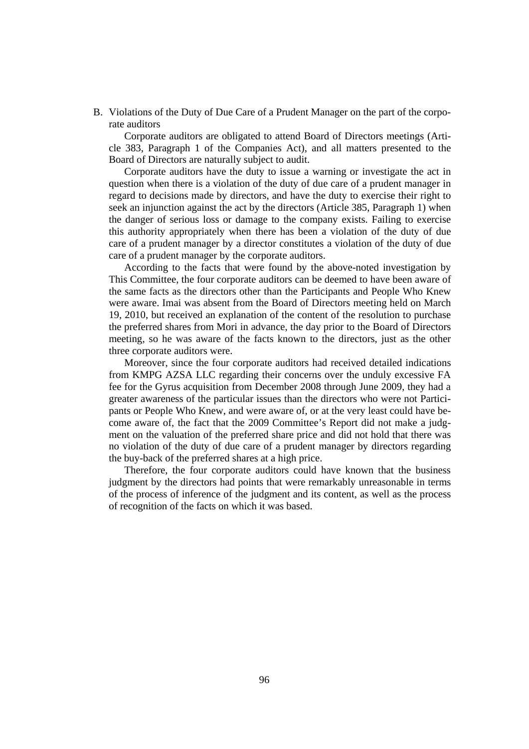B. Violations of the Duty of Due Care of a Prudent Manager on the part of the corporate auditors

Corporate auditors are obligated to attend Board of Directors meetings (Article 383, Paragraph 1 of the Companies Act), and all matters presented to the Board of Directors are naturally subject to audit.

Corporate auditors have the duty to issue a warning or investigate the act in question when there is a violation of the duty of due care of a prudent manager in regard to decisions made by directors, and have the duty to exercise their right to seek an injunction against the act by the directors (Article 385, Paragraph 1) when the danger of serious loss or damage to the company exists. Failing to exercise this authority appropriately when there has been a violation of the duty of due care of a prudent manager by a director constitutes a violation of the duty of due care of a prudent manager by the corporate auditors.

According to the facts that were found by the above-noted investigation by This Committee, the four corporate auditors can be deemed to have been aware of the same facts as the directors other than the Participants and People Who Knew were aware. Imai was absent from the Board of Directors meeting held on March 19, 2010, but received an explanation of the content of the resolution to purchase the preferred shares from Mori in advance, the day prior to the Board of Directors meeting, so he was aware of the facts known to the directors, just as the other three corporate auditors were.

Moreover, since the four corporate auditors had received detailed indications from KMPG AZSA LLC regarding their concerns over the unduly excessive FA fee for the Gyrus acquisition from December 2008 through June 2009, they had a greater awareness of the particular issues than the directors who were not Participants or People Who Knew, and were aware of, or at the very least could have become aware of, the fact that the 2009 Committee's Report did not make a judgment on the valuation of the preferred share price and did not hold that there was no violation of the duty of due care of a prudent manager by directors regarding the buy-back of the preferred shares at a high price.

Therefore, the four corporate auditors could have known that the business judgment by the directors had points that were remarkably unreasonable in terms of the process of inference of the judgment and its content, as well as the process of recognition of the facts on which it was based.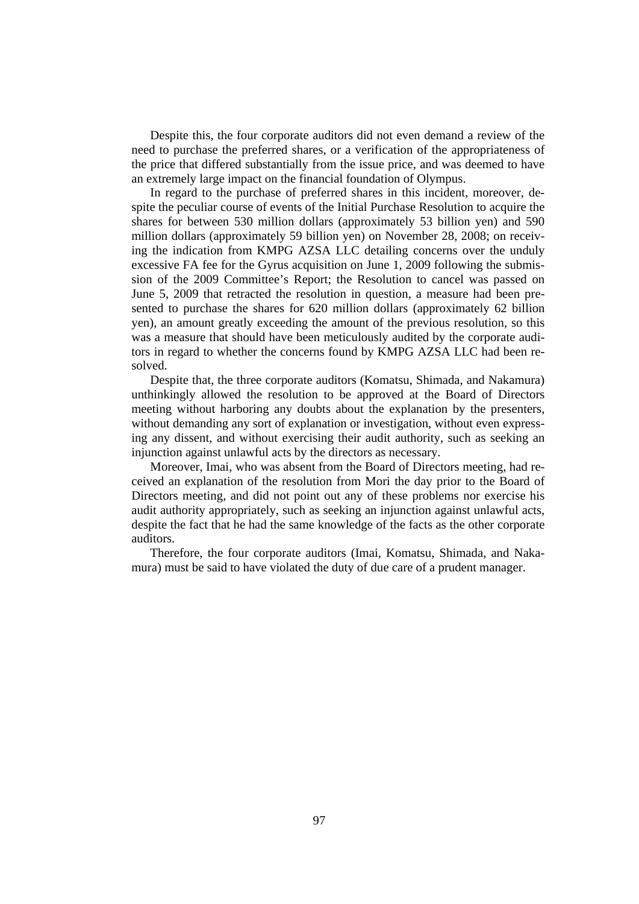Despite this, the four corporate auditors did not even demand a review of the need to purchase the preferred shares, or a verification of the appropriateness of the price that differed substantially from the issue price, and was deemed to have an extremely large impact on the financial foundation of Olympus.

In regard to the purchase of preferred shares in this incident, moreover, despite the peculiar course of events of the Initial Purchase Resolution to acquire the shares for between 530 million dollars (approximately 53 billion yen) and 590 million dollars (approximately 59 billion yen) on November 28, 2008; on receiving the indication from KMPG AZSA LLC detailing concerns over the unduly excessive FA fee for the Gyrus acquisition on June 1, 2009 following the submission of the 2009 Committee's Report; the Resolution to cancel was passed on June 5, 2009 that retracted the resolution in question, a measure had been presented to purchase the shares for 620 million dollars (approximately 62 billion yen), an amount greatly exceeding the amount of the previous resolution, so this was a measure that should have been meticulously audited by the corporate auditors in regard to whether the concerns found by KMPG AZSA LLC had been resolved.

Despite that, the three corporate auditors (Komatsu, Shimada, and Nakamura) unthinkingly allowed the resolution to be approved at the Board of Directors meeting without harboring any doubts about the explanation by the presenters, without demanding any sort of explanation or investigation, without even expressing any dissent, and without exercising their audit authority, such as seeking an injunction against unlawful acts by the directors as necessary.

Moreover, Imai, who was absent from the Board of Directors meeting, had received an explanation of the resolution from Mori the day prior to the Board of Directors meeting, and did not point out any of these problems nor exercise his audit authority appropriately, such as seeking an injunction against unlawful acts, despite the fact that he had the same knowledge of the facts as the other corporate auditors.

Therefore, the four corporate auditors (Imai, Komatsu, Shimada, and Nakamura) must be said to have violated the duty of due care of a prudent manager.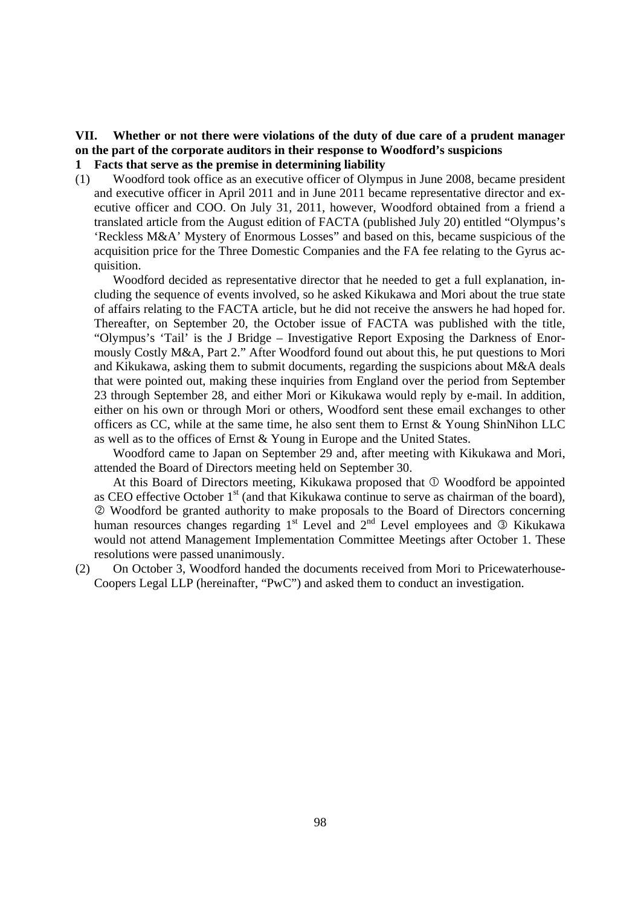## VII. Whether or not there were violations of the duty of due care of a prudent manager on the part of the corporate auditors in their response to Woodford's suspicions

### 1 Facts that serve as the premise in determining liability

(1) Woodford took office as an executive officer of Olympus in June 2008, became president and executive officer in April 2011 and in June 2011 became representative director and executive officer and COO. On July 31, 2011, however, Woodford obtained from a friend a translated article from the August edition of FACTA (published July 20) entitled "Olympus's 'Reckless M&A' Mystery of Enormous Losses" and based on this, became suspicious of the acquisition price for the Three Domestic Companies and the FA fee relating to the Gyrus acquisition.

Woodford decided as representative director that he needed to get a full explanation, including the sequence of events involved, so he asked Kikukawa and Mori about the true state of affairs relating to the FACTA article, but he did not receive the answers he had hoped for. Thereafter, on September 20, the October issue of FACTA was published with the title, "Olympus's 'Tail' is the J Bridge – Investigative Report Exposing the Darkness of Enormously Costly M&A, Part 2." After Woodford found out about this, he put questions to Mori and Kikukawa, asking them to submit documents, regarding the suspicions about M&A deals that were pointed out, making these inquiries from England over the period from September 23 through September 28, and either Mori or Kikukawa would reply by e-mail. In addition, either on his own or through Mori or others, Woodford sent these email exchanges to other officers as CC, while at the same time, he also sent them to Ernst & Young ShinNihon LLC as well as to the offices of Ernst & Young in Europe and the United States.

Woodford came to Japan on September 29 and, after meeting with Kikukawa and Mori, attended the Board of Directors meeting held on September 30.

At this Board of Directors meeting, Kikukawa proposed that ① Woodford be appointed as CEO effective October 1st (and that Kikukawa continue to serve as chairman of the board), ② Woodford be granted authority to make proposals to the Board of Directors concerning human resources changes regarding 1st Level and 2nd Level employees and ③ Kikukawa would not attend Management Implementation Committee Meetings after October 1. These resolutions were passed unanimously.

(2) On October 3, Woodford handed the documents received from Mori to Pricewaterhouse-Coopers Legal LLP (hereinafter, "PwC") and asked them to conduct an investigation.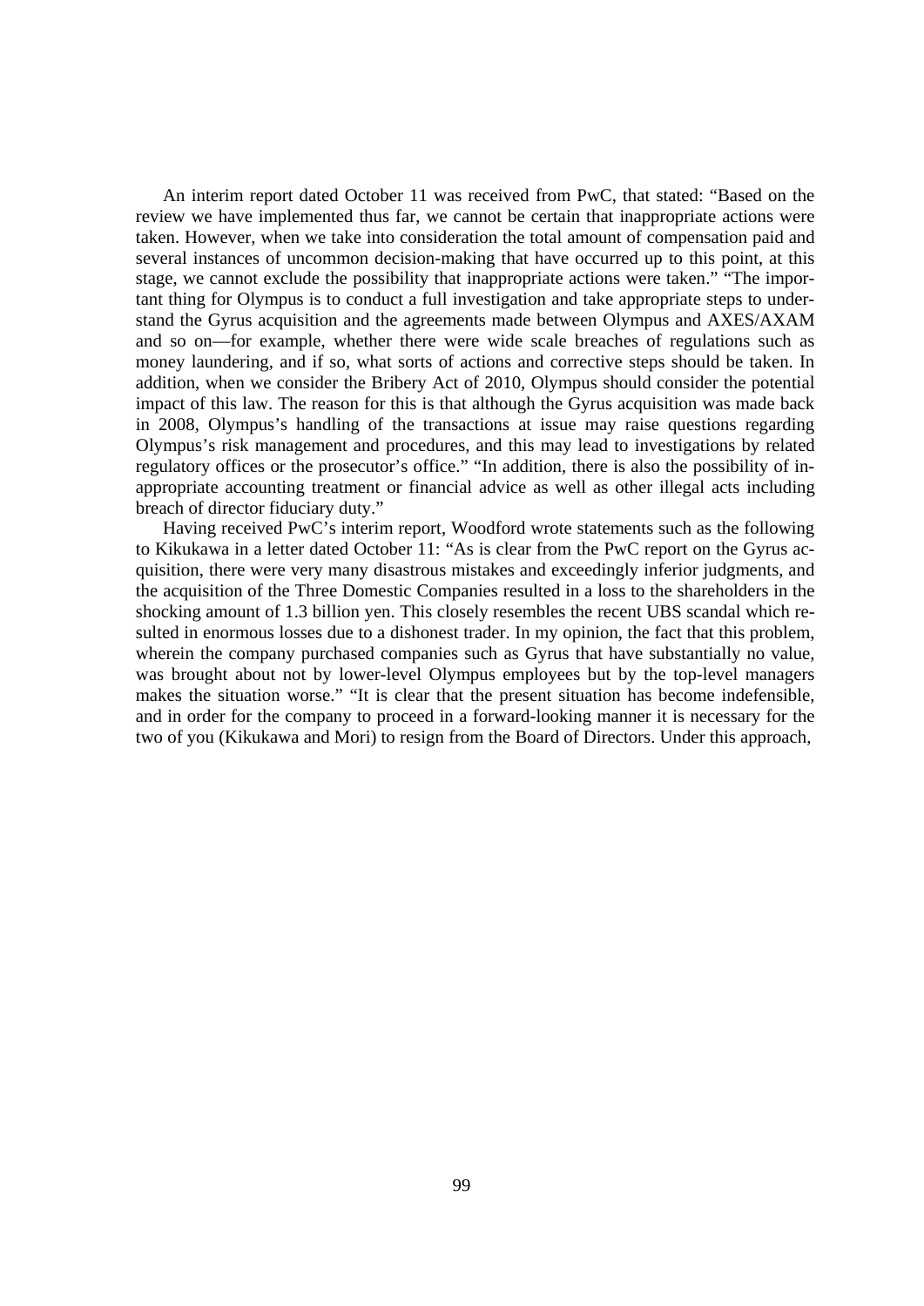An interim report dated October 11 was received from PwC, that stated: "Based on the review we have implemented thus far, we cannot be certain that inappropriate actions were taken. However, when we take into consideration the total amount of compensation paid and several instances of uncommon decision-making that have occurred up to this point, at this stage, we cannot exclude the possibility that inappropriate actions were taken." "The important thing for Olympus is to conduct a full investigation and take appropriate steps to understand the Gyrus acquisition and the agreements made between Olympus and AXES/AXAM and so on—for example, whether there were wide scale breaches of regulations such as money laundering, and if so, what sorts of actions and corrective steps should be taken. In addition, when we consider the Bribery Act of 2010, Olympus should consider the potential impact of this law. The reason for this is that although the Gyrus acquisition was made back in 2008, Olympus's handling of the transactions at issue may raise questions regarding Olympus's risk management and procedures, and this may lead to investigations by related regulatory offices or the prosecutor's office." "In addition, there is also the possibility of inappropriate accounting treatment or financial advice as well as other illegal acts including breach of director fiduciary duty."

Having received PwC's interim report, Woodford wrote statements such as the following to Kikukawa in a letter dated October 11: "As is clear from the PwC report on the Gyrus acquisition, there were very many disastrous mistakes and exceedingly inferior judgments, and the acquisition of the Three Domestic Companies resulted in a loss to the shareholders in the shocking amount of 1.3 billion yen. This closely resembles the recent UBS scandal which resulted in enormous losses due to a dishonest trader. In my opinion, the fact that this problem, wherein the company purchased companies such as Gyrus that have substantially no value, was brought about not by lower-level Olympus employees but by the top-level managers makes the situation worse." "It is clear that the present situation has become indefensible, and in order for the company to proceed in a forward-looking manner it is necessary for the two of you (Kikukawa and Mori) to resign from the Board of Directors. Under this approach,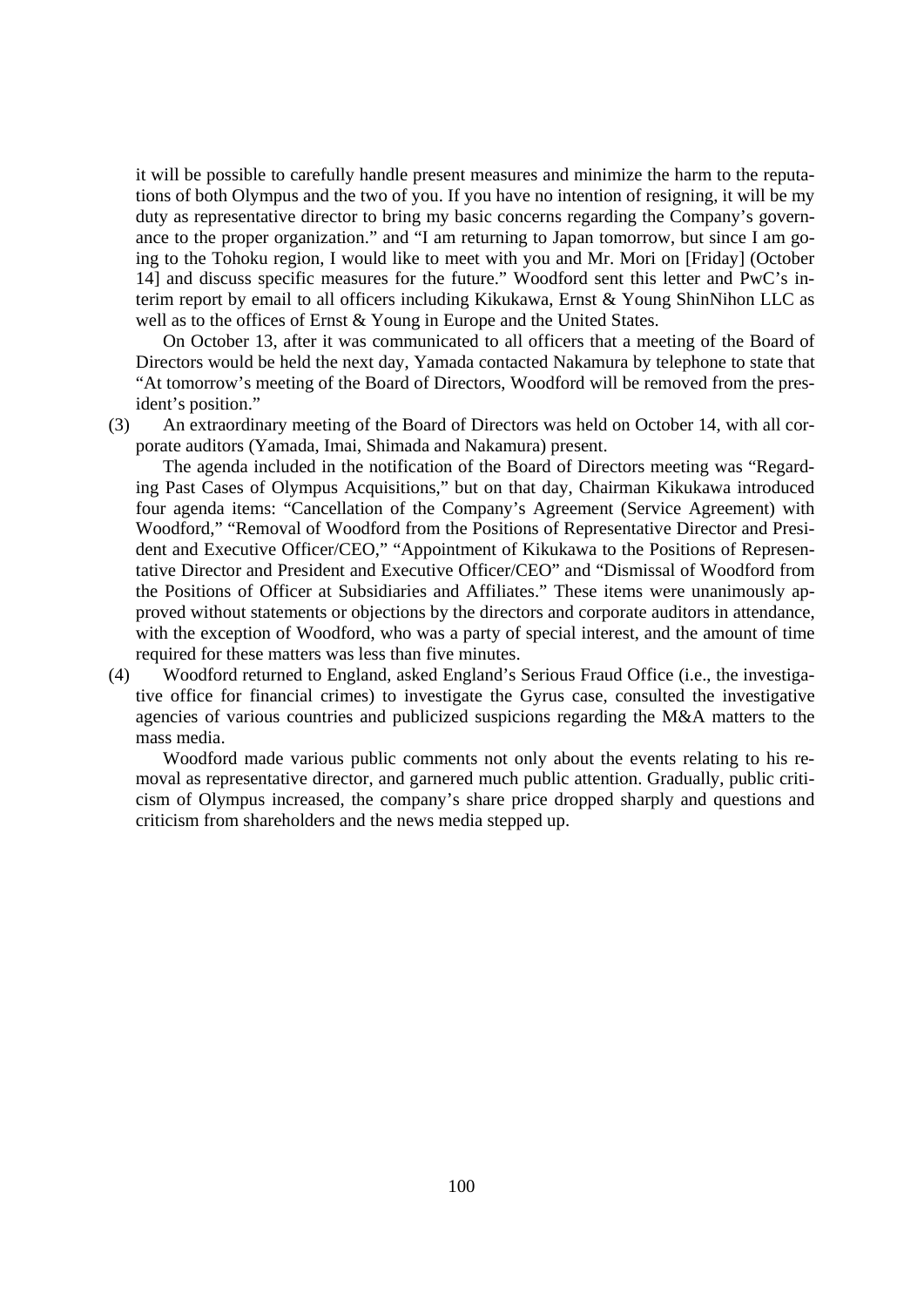it will be possible to carefully handle present measures and minimize the harm to the reputations of both Olympus and the two of you. If you have no intention of resigning, it will be my duty as representative director to bring my basic concerns regarding the Company's governance to the proper organization." and "I am returning to Japan tomorrow, but since I am going to the Tohoku region, I would like to meet with you and Mr. Mori on [Friday] (October 14] and discuss specific measures for the future." Woodford sent this letter and PwC's interim report by email to all officers including Kikukawa, Ernst & Young ShinNihon LLC as well as to the offices of Ernst & Young in Europe and the United States.

On October 13, after it was communicated to all officers that a meeting of the Board of Directors would be held the next day, Yamada contacted Nakamura by telephone to state that "At tomorrow's meeting of the Board of Directors, Woodford will be removed from the president's position."

(3) An extraordinary meeting of the Board of Directors was held on October 14, with all corporate auditors (Yamada, Imai, Shimada and Nakamura) present.

The agenda included in the notification of the Board of Directors meeting was "Regarding Past Cases of Olympus Acquisitions," but on that day, Chairman Kikukawa introduced four agenda items: "Cancellation of the Company's Agreement (Service Agreement) with Woodford," "Removal of Woodford from the Positions of Representative Director and President and Executive Officer/CEO," "Appointment of Kikukawa to the Positions of Representative Director and President and Executive Officer/CEO" and "Dismissal of Woodford from the Positions of Officer at Subsidiaries and Affiliates." These items were unanimously approved without statements or objections by the directors and corporate auditors in attendance, with the exception of Woodford, who was a party of special interest, and the amount of time required for these matters was less than five minutes.

(4) Woodford returned to England, asked England's Serious Fraud Office (i.e., the investigative office for financial crimes) to investigate the Gyrus case, consulted the investigative agencies of various countries and publicized suspicions regarding the M&A matters to the mass media.

Woodford made various public comments not only about the events relating to his removal as representative director, and garnered much public attention. Gradually, public criticism of Olympus increased, the company's share price dropped sharply and questions and criticism from shareholders and the news media stepped up.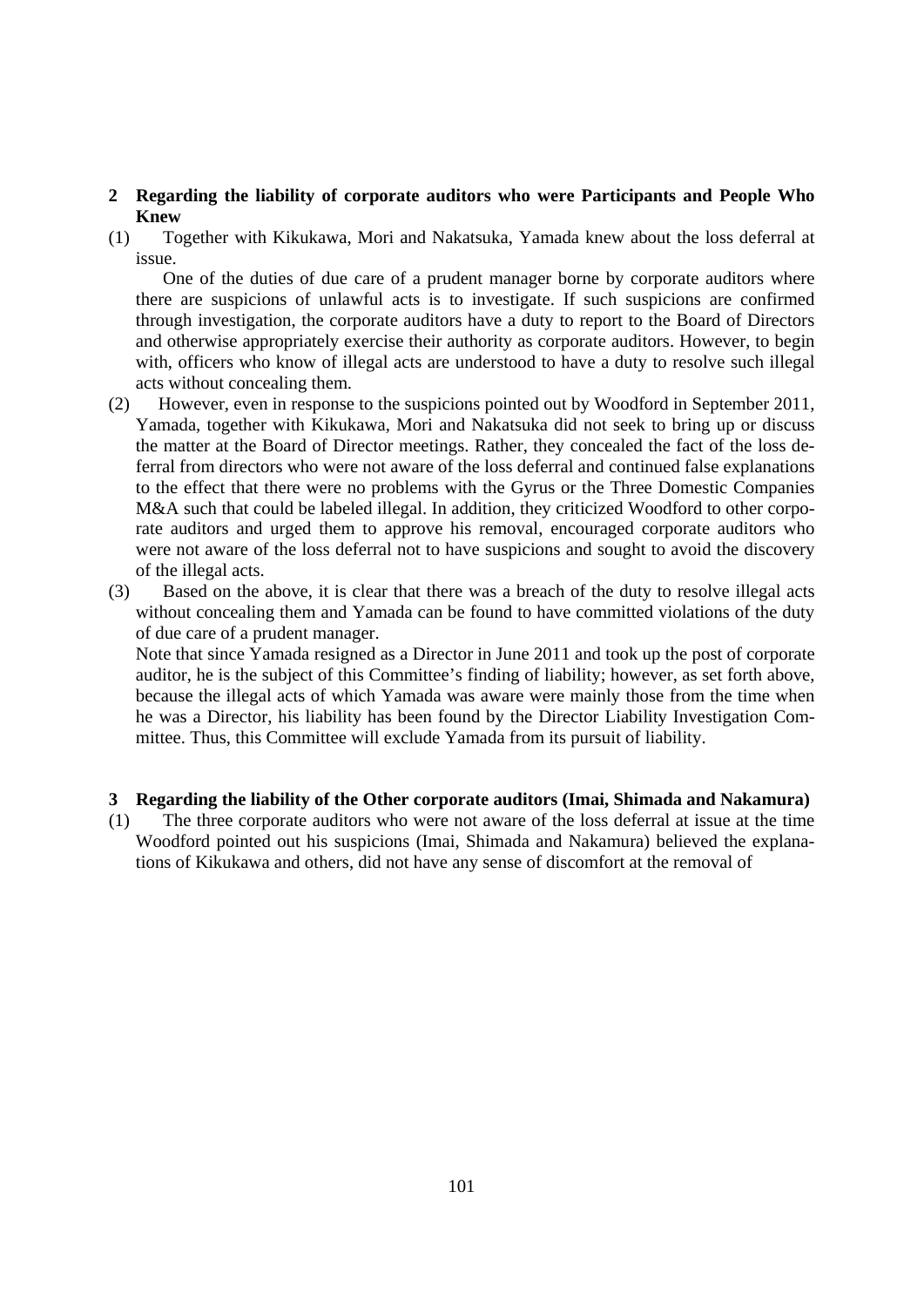## 2 Regarding the liability of corporate auditors who were Participants and People Who Knew

(1) Together with Kikukawa, Mori and Nakatsuka, Yamada knew about the loss deferral at issue.

One of the duties of due care of a prudent manager borne by corporate auditors where there are suspicions of unlawful acts is to investigate. If such suspicions are confirmed through investigation, the corporate auditors have a duty to report to the Board of Directors and otherwise appropriately exercise their authority as corporate auditors. However, to begin with, officers who know of illegal acts are understood to have a duty to resolve such illegal acts without concealing them.

(2) However, even in response to the suspicions pointed out by Woodford in September 2011, Yamada, together with Kikukawa, Mori and Nakatsuka did not seek to bring up or discuss the matter at the Board of Director meetings. Rather, they concealed the fact of the loss deferral from directors who were not aware of the loss deferral and continued false explanations to the effect that there were no problems with the Gyrus or the Three Domestic Companies M&A such that could be labeled illegal. In addition, they criticized Woodford to other corporate auditors and urged them to approve his removal, encouraged corporate auditors who were not aware of the loss deferral not to have suspicions and sought to avoid the discovery of the illegal acts.

(3) Based on the above, it is clear that there was a breach of the duty to resolve illegal acts without concealing them and Yamada can be found to have committed violations of the duty of due care of a prudent manager.

Note that since Yamada resigned as a Director in June 2011 and took up the post of corporate auditor, he is the subject of this Committee's finding of liability; however, as set forth above, because the illegal acts of which Yamada was aware were mainly those from the time when he was a Director, his liability has been found by the Director Liability Investigation Committee. Thus, this Committee will exclude Yamada from its pursuit of liability.

## 3 Regarding the liability of the Other corporate auditors (Imai, Shimada and Nakamura)

(1) The three corporate auditors who were not aware of the loss deferral at issue at the time Woodford pointed out his suspicions (Imai, Shimada and Nakamura) believed the explanations of Kikukawa and others, did not have any sense of discomfort at the removal of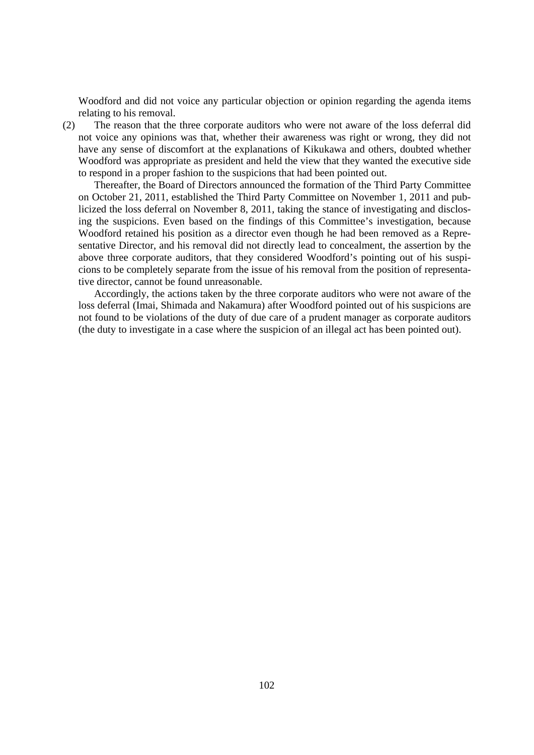Woodford and did not voice any particular objection or opinion regarding the agenda items relating to his removal.

(2) The reason that the three corporate auditors who were not aware of the loss deferral did not voice any opinions was that, whether their awareness was right or wrong, they did not have any sense of discomfort at the explanations of Kikukawa and others, doubted whether Woodford was appropriate as president and held the view that they wanted the executive side to respond in a proper fashion to the suspicions that had been pointed out.

Thereafter, the Board of Directors announced the formation of the Third Party Committee on October 21, 2011, established the Third Party Committee on November 1, 2011 and publicized the loss deferral on November 8, 2011, taking the stance of investigating and disclosing the suspicions. Even based on the findings of this Committee's investigation, because Woodford retained his position as a director even though he had been removed as a Representative Director, and his removal did not directly lead to concealment, the assertion by the above three corporate auditors, that they considered Woodford's pointing out of his suspicions to be completely separate from the issue of his removal from the position of representative director, cannot be found unreasonable.

Accordingly, the actions taken by the three corporate auditors who were not aware of the loss deferral (Imai, Shimada and Nakamura) after Woodford pointed out of his suspicions are not found to be violations of the duty of due care of a prudent manager as corporate auditors (the duty to investigate in a case where the suspicion of an illegal act has been pointed out).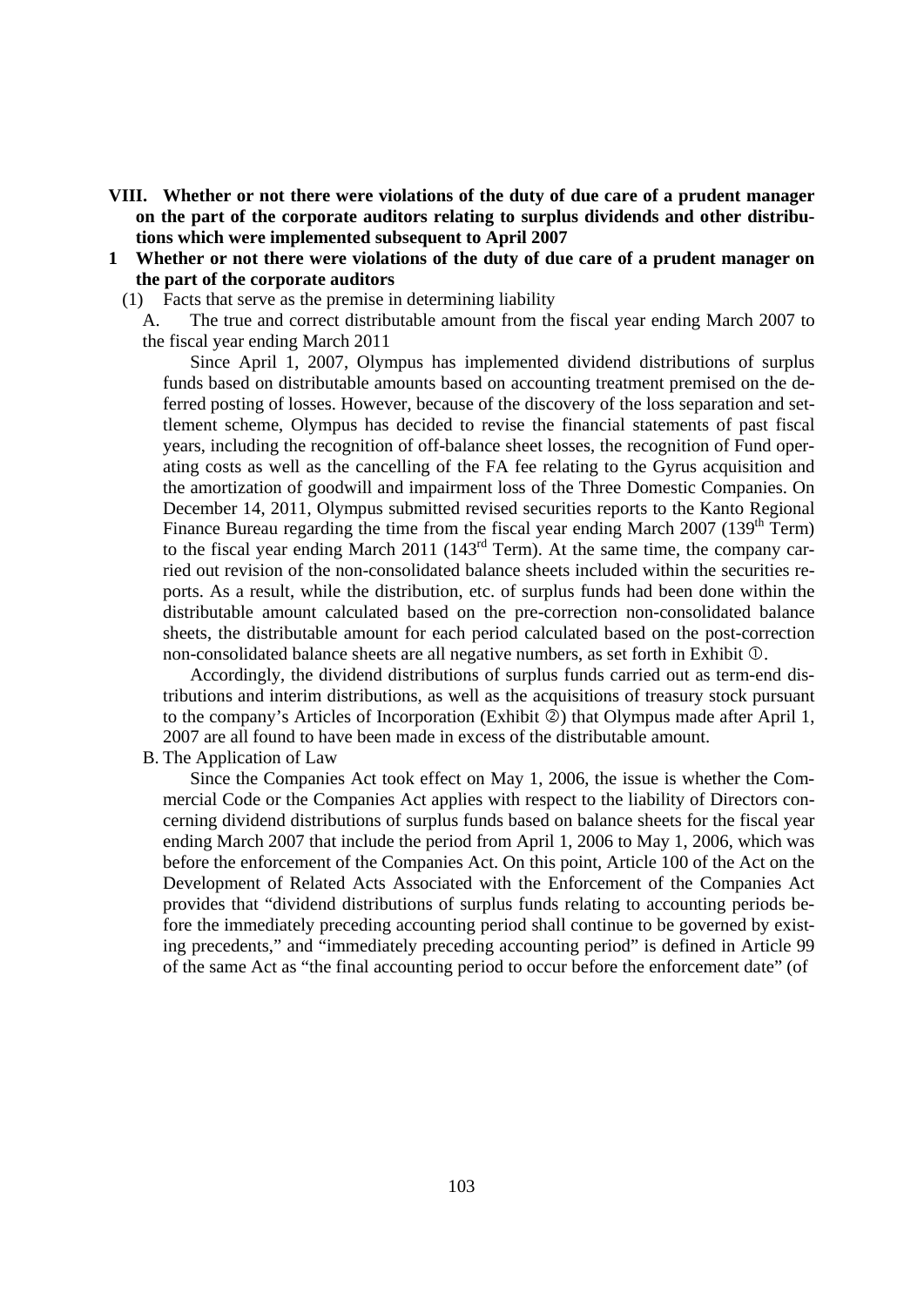## VIII. Whether or not there were violations of the duty of due care of a prudent manager on the part of the corporate auditors relating to surplus dividends and other distributions which were implemented subsequent to April 2007

### 1 Whether or not there were violations of the duty of due care of a prudent manager on the part of the corporate auditors

(1) Facts that serve as the premise in determining liability

A. The true and correct distributable amount from the fiscal year ending March 2007 to the fiscal year ending March 2011

Since April 1, 2007, Olympus has implemented dividend distributions of surplus funds based on distributable amounts based on accounting treatment premised on the deferred posting of losses. However, because of the discovery of the loss separation and settlement scheme, Olympus has decided to revise the financial statements of past fiscal years, including the recognition of off-balance sheet losses, the recognition of Fund operating costs as well as the cancelling of the FA fee relating to the Gyrus acquisition and the amortization of goodwill and impairment loss of the Three Domestic Companies. On December 14, 2011, Olympus submitted revised securities reports to the Kanto Regional Finance Bureau regarding the time from the fiscal year ending March 2007 (139th Term) to the fiscal year ending March 2011 (143rd Term). At the same time, the company carried out revision of the non-consolidated balance sheets included within the securities reports. As a result, while the distribution, etc. of surplus funds had been done within the distributable amount calculated based on the pre-correction non-consolidated balance sheets, the distributable amount for each period calculated based on the post-correction non-consolidated balance sheets are all negative numbers, as set forth in Exhibit ①.

Accordingly, the dividend distributions of surplus funds carried out as term-end distributions and interim distributions, as well as the acquisitions of treasury stock pursuant to the company's Articles of Incorporation (Exhibit ②) that Olympus made after April 1, 2007 are all found to have been made in excess of the distributable amount.

B. The Application of Law

Since the Companies Act took effect on May 1, 2006, the issue is whether the Commercial Code or the Companies Act applies with respect to the liability of Directors concerning dividend distributions of surplus funds based on balance sheets for the fiscal year ending March 2007 that include the period from April 1, 2006 to May 1, 2006, which was before the enforcement of the Companies Act. On this point, Article 100 of the Act on the Development of Related Acts Associated with the Enforcement of the Companies Act provides that "dividend distributions of surplus funds relating to accounting periods before the immediately preceding accounting period shall continue to be governed by existing precedents," and "immediately preceding accounting period" is defined in Article 99 of the same Act as "the final accounting period to occur before the enforcement date" (of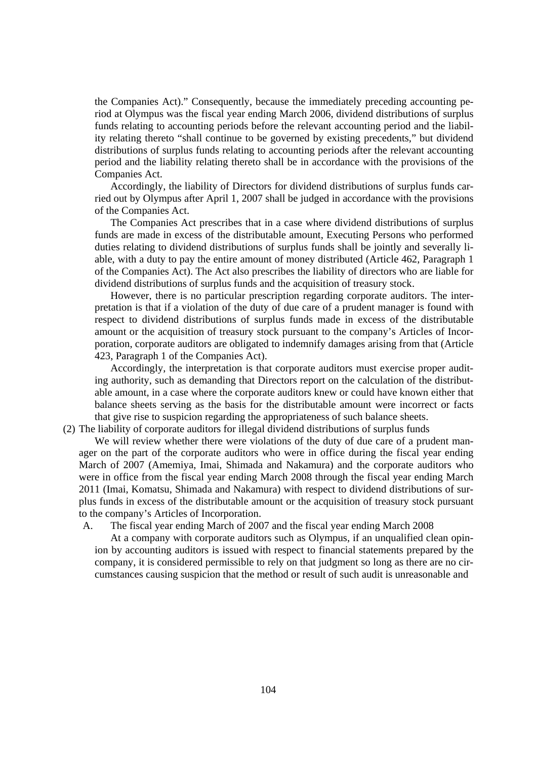the Companies Act)." Consequently, because the immediately preceding accounting period at Olympus was the fiscal year ending March 2006, dividend distributions of surplus funds relating to accounting periods before the relevant accounting period and the liability relating thereto "shall continue to be governed by existing precedents," but dividend distributions of surplus funds relating to accounting periods after the relevant accounting period and the liability relating thereto shall be in accordance with the provisions of the Companies Act.

Accordingly, the liability of Directors for dividend distributions of surplus funds carried out by Olympus after April 1, 2007 shall be judged in accordance with the provisions of the Companies Act.

The Companies Act prescribes that in a case where dividend distributions of surplus funds are made in excess of the distributable amount, Executing Persons who performed duties relating to dividend distributions of surplus funds shall be jointly and severally liable, with a duty to pay the entire amount of money distributed (Article 462, Paragraph 1 of the Companies Act). The Act also prescribes the liability of directors who are liable for dividend distributions of surplus funds and the acquisition of treasury stock.

However, there is no particular prescription regarding corporate auditors. The interpretation is that if a violation of the duty of due care of a prudent manager is found with respect to dividend distributions of surplus funds made in excess of the distributable amount or the acquisition of treasury stock pursuant to the company's Articles of Incorporation, corporate auditors are obligated to indemnify damages arising from that (Article 423, Paragraph 1 of the Companies Act).

Accordingly, the interpretation is that corporate auditors must exercise proper auditing authority, such as demanding that Directors report on the calculation of the distributable amount, in a case where the corporate auditors knew or could have known either that balance sheets serving as the basis for the distributable amount were incorrect or facts that give rise to suspicion regarding the appropriateness of such balance sheets.

(2) The liability of corporate auditors for illegal dividend distributions of surplus funds

We will review whether there were violations of the duty of due care of a prudent manager on the part of the corporate auditors who were in office during the fiscal year ending March of 2007 (Amemiya, Imai, Shimada and Nakamura) and the corporate auditors who were in office from the fiscal year ending March 2008 through the fiscal year ending March 2011 (Imai, Komatsu, Shimada and Nakamura) with respect to dividend distributions of surplus funds in excess of the distributable amount or the acquisition of treasury stock pursuant to the company's Articles of Incorporation.

A. The fiscal year ending March of 2007 and the fiscal year ending March 2008

At a company with corporate auditors such as Olympus, if an unqualified clean opinion by accounting auditors is issued with respect to financial statements prepared by the company, it is considered permissible to rely on that judgment so long as there are no circumstances causing suspicion that the method or result of such audit is unreasonable and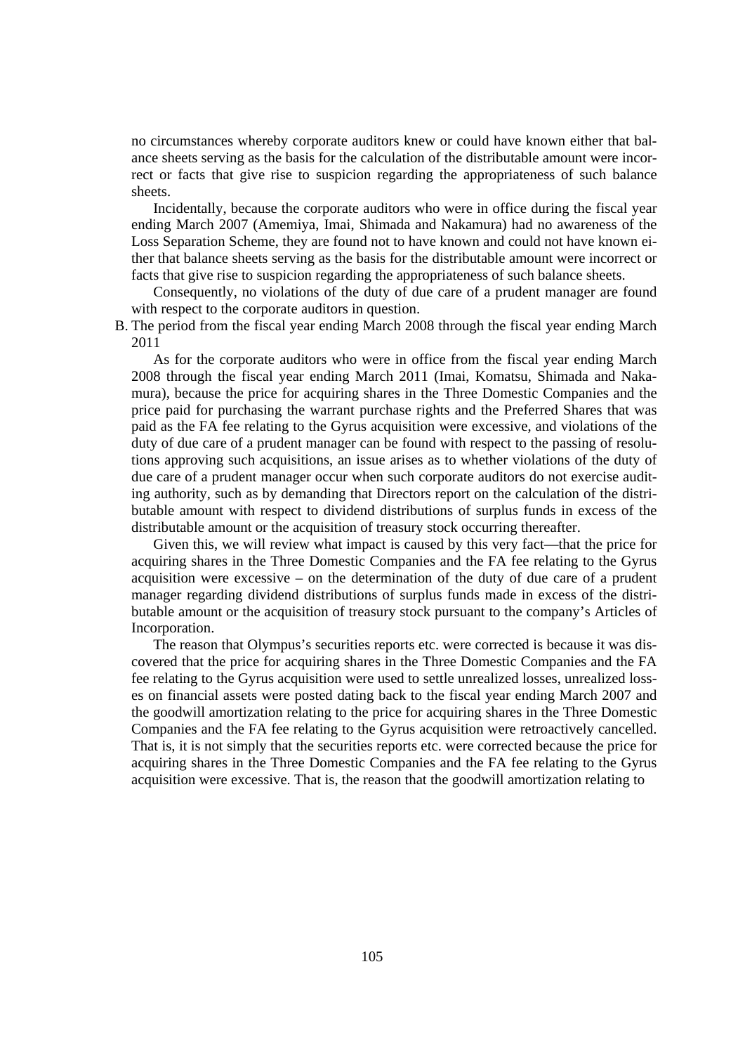no circumstances whereby corporate auditors knew or could have known either that balance sheets serving as the basis for the calculation of the distributable amount were incorrect or facts that give rise to suspicion regarding the appropriateness of such balance sheets.

Incidentally, because the corporate auditors who were in office during the fiscal year ending March 2007 (Amemiya, Imai, Shimada and Nakamura) had no awareness of the Loss Separation Scheme, they are found not to have known and could not have known either that balance sheets serving as the basis for the distributable amount were incorrect or facts that give rise to suspicion regarding the appropriateness of such balance sheets.

Consequently, no violations of the duty of due care of a prudent manager are found with respect to the corporate auditors in question.

B. The period from the fiscal year ending March 2008 through the fiscal year ending March 2011

As for the corporate auditors who were in office from the fiscal year ending March 2008 through the fiscal year ending March 2011 (Imai, Komatsu, Shimada and Nakamura), because the price for acquiring shares in the Three Domestic Companies and the price paid for purchasing the warrant purchase rights and the Preferred Shares that was paid as the FA fee relating to the Gyrus acquisition were excessive, and violations of the duty of due care of a prudent manager can be found with respect to the passing of resolutions approving such acquisitions, an issue arises as to whether violations of the duty of due care of a prudent manager occur when such corporate auditors do not exercise auditing authority, such as by demanding that Directors report on the calculation of the distributable amount with respect to dividend distributions of surplus funds in excess of the distributable amount or the acquisition of treasury stock occurring thereafter.

Given this, we will review what impact is caused by this very fact—that the price for acquiring shares in the Three Domestic Companies and the FA fee relating to the Gyrus acquisition were excessive – on the determination of the duty of due care of a prudent manager regarding dividend distributions of surplus funds made in excess of the distributable amount or the acquisition of treasury stock pursuant to the company's Articles of Incorporation.

The reason that Olympus's securities reports etc. were corrected is because it was discovered that the price for acquiring shares in the Three Domestic Companies and the FA fee relating to the Gyrus acquisition were used to settle unrealized losses, unrealized losses on financial assets were posted dating back to the fiscal year ending March 2007 and the goodwill amortization relating to the price for acquiring shares in the Three Domestic Companies and the FA fee relating to the Gyrus acquisition were retroactively cancelled. That is, it is not simply that the securities reports etc. were corrected because the price for acquiring shares in the Three Domestic Companies and the FA fee relating to the Gyrus acquisition were excessive. That is, the reason that the goodwill amortization relating to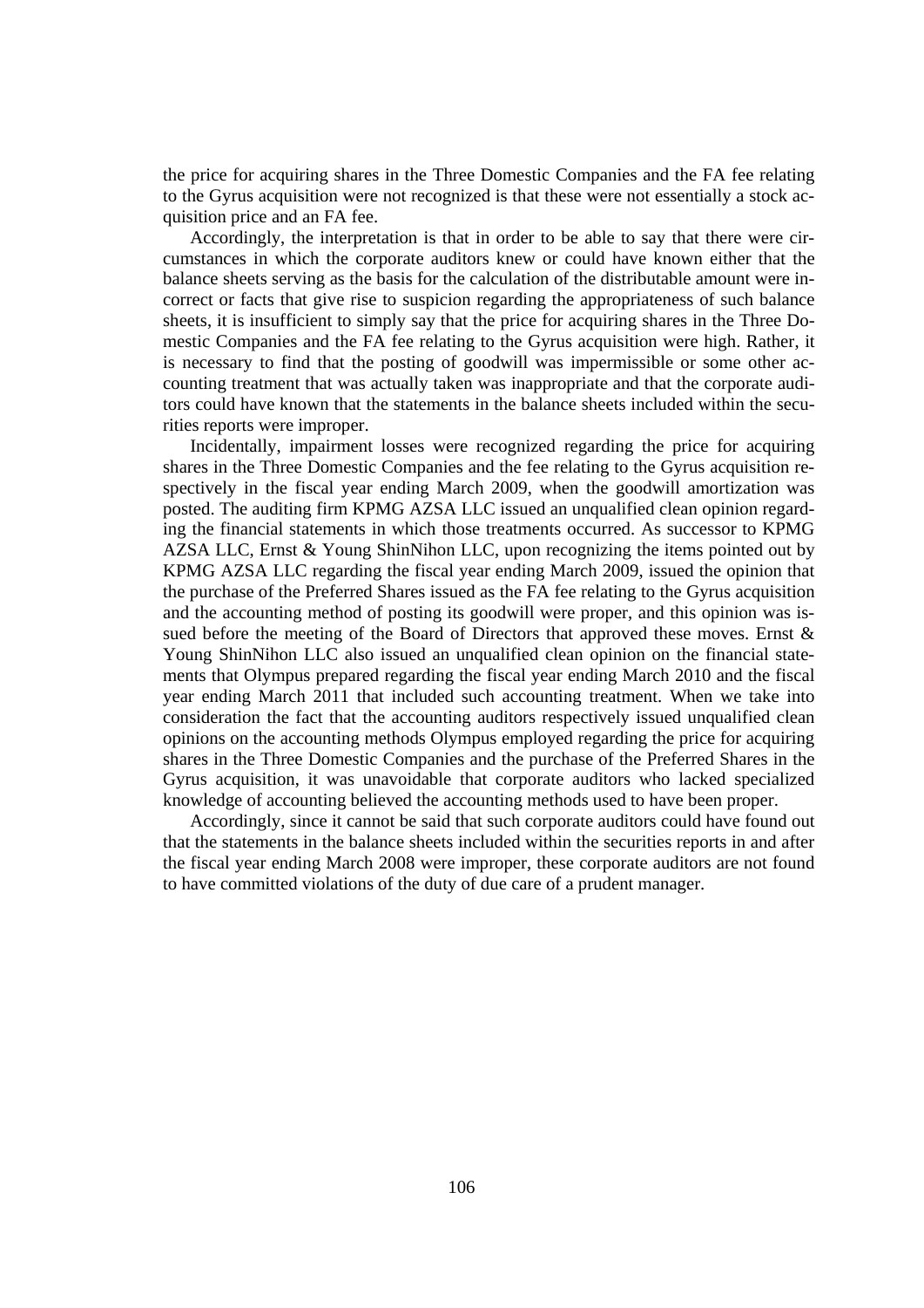the price for acquiring shares in the Three Domestic Companies and the FA fee relating to the Gyrus acquisition were not recognized is that these were not essentially a stock acquisition price and an FA fee.

Accordingly, the interpretation is that in order to be able to say that there were circumstances in which the corporate auditors knew or could have known either that the balance sheets serving as the basis for the calculation of the distributable amount were incorrect or facts that give rise to suspicion regarding the appropriateness of such balance sheets, it is insufficient to simply say that the price for acquiring shares in the Three Domestic Companies and the FA fee relating to the Gyrus acquisition were high. Rather, it is necessary to find that the posting of goodwill was impermissible or some other accounting treatment that was actually taken was inappropriate and that the corporate auditors could have known that the statements in the balance sheets included within the securities reports were improper.

Incidentally, impairment losses were recognized regarding the price for acquiring shares in the Three Domestic Companies and the fee relating to the Gyrus acquisition respectively in the fiscal year ending March 2009, when the goodwill amortization was posted. The auditing firm KPMG AZSA LLC issued an unqualified clean opinion regarding the financial statements in which those treatments occurred. As successor to KPMG AZSA LLC, Ernst & Young ShinNihon LLC, upon recognizing the items pointed out by KPMG AZSA LLC regarding the fiscal year ending March 2009, issued the opinion that the purchase of the Preferred Shares issued as the FA fee relating to the Gyrus acquisition and the accounting method of posting its goodwill were proper, and this opinion was issued before the meeting of the Board of Directors that approved these moves. Ernst & Young ShinNihon LLC also issued an unqualified clean opinion on the financial statements that Olympus prepared regarding the fiscal year ending March 2010 and the fiscal year ending March 2011 that included such accounting treatment. When we take into consideration the fact that the accounting auditors respectively issued unqualified clean opinions on the accounting methods Olympus employed regarding the price for acquiring shares in the Three Domestic Companies and the purchase of the Preferred Shares in the Gyrus acquisition, it was unavoidable that corporate auditors who lacked specialized knowledge of accounting believed the accounting methods used to have been proper.

Accordingly, since it cannot be said that such corporate auditors could have found out that the statements in the balance sheets included within the securities reports in and after the fiscal year ending March 2008 were improper, these corporate auditors are not found to have committed violations of the duty of due care of a prudent manager.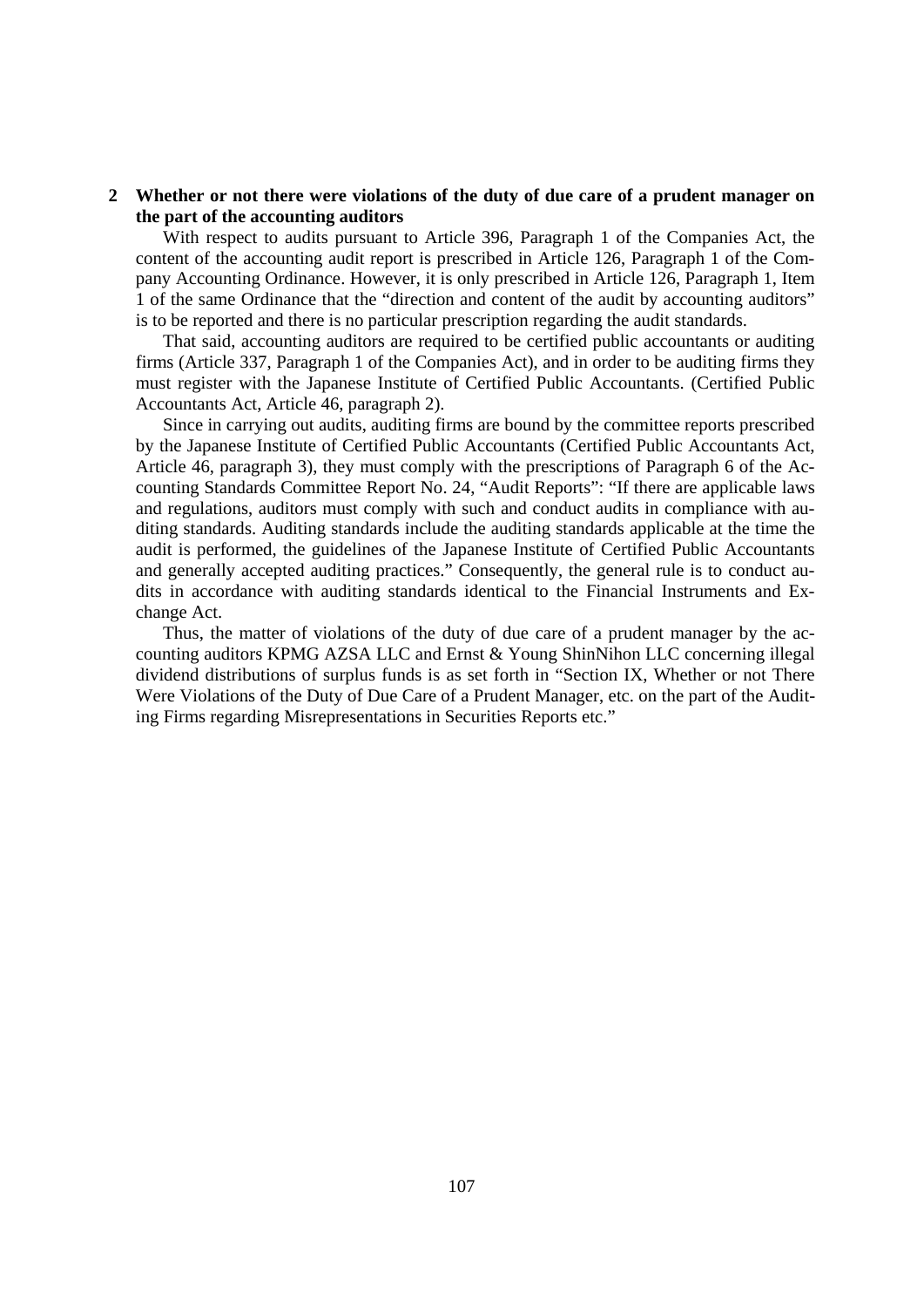## 2 Whether or not there were violations of the duty of due care of a prudent manager on the part of the accounting auditors

With respect to audits pursuant to Article 396, Paragraph 1 of the Companies Act, the content of the accounting audit report is prescribed in Article 126, Paragraph 1 of the Company Accounting Ordinance. However, it is only prescribed in Article 126, Paragraph 1, Item 1 of the same Ordinance that the "direction and content of the audit by accounting auditors" is to be reported and there is no particular prescription regarding the audit standards.

That said, accounting auditors are required to be certified public accountants or auditing firms (Article 337, Paragraph 1 of the Companies Act), and in order to be auditing firms they must register with the Japanese Institute of Certified Public Accountants. (Certified Public Accountants Act, Article 46, paragraph 2).

Since in carrying out audits, auditing firms are bound by the committee reports prescribed by the Japanese Institute of Certified Public Accountants (Certified Public Accountants Act, Article 46, paragraph 3), they must comply with the prescriptions of Paragraph 6 of the Accounting Standards Committee Report No. 24, "Audit Reports": "If there are applicable laws and regulations, auditors must comply with such and conduct audits in compliance with auditing standards. Auditing standards include the auditing standards applicable at the time the audit is performed, the guidelines of the Japanese Institute of Certified Public Accountants and generally accepted auditing practices." Consequently, the general rule is to conduct audits in accordance with auditing standards identical to the Financial Instruments and Exchange Act.

Thus, the matter of violations of the duty of due care of a prudent manager by the accounting auditors KPMG AZSA LLC and Ernst & Young ShinNihon LLC concerning illegal dividend distributions of surplus funds is as set forth in "Section IX, Whether or not There Were Violations of the Duty of Due Care of a Prudent Manager, etc. on the part of the Auditing Firms regarding Misrepresentations in Securities Reports etc."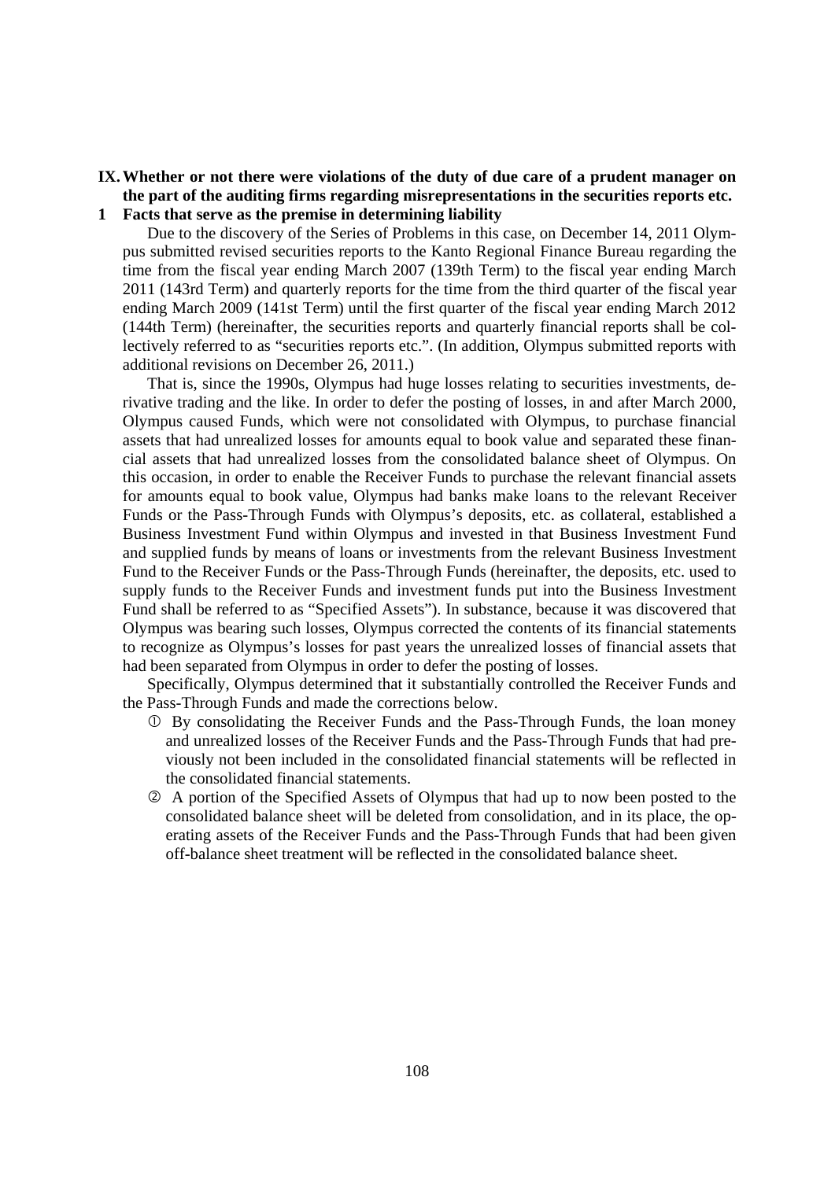## IX. Whether or not there were violations of the duty of due care of a prudent manager on the part of the auditing firms regarding misrepresentations in the securities reports etc.

### 1 Facts that serve as the premise in determining liability

Due to the discovery of the Series of Problems in this case, on December 14, 2011 Olympus submitted revised securities reports to the Kanto Regional Finance Bureau regarding the time from the fiscal year ending March 2007 (139th Term) to the fiscal year ending March 2011 (143rd Term) and quarterly reports for the time from the third quarter of the fiscal year ending March 2009 (141st Term) until the first quarter of the fiscal year ending March 2012 (144th Term) (hereinafter, the securities reports and quarterly financial reports shall be collectively referred to as "securities reports etc.". (In addition, Olympus submitted reports with additional revisions on December 26, 2011.)

That is, since the 1990s, Olympus had huge losses relating to securities investments, derivative trading and the like. In order to defer the posting of losses, in and after March 2000, Olympus caused Funds, which were not consolidated with Olympus, to purchase financial assets that had unrealized losses for amounts equal to book value and separated these financial assets that had unrealized losses from the consolidated balance sheet of Olympus. On this occasion, in order to enable the Receiver Funds to purchase the relevant financial assets for amounts equal to book value, Olympus had banks make loans to the relevant Receiver Funds or the Pass-Through Funds with Olympus's deposits, etc. as collateral, established a Business Investment Fund within Olympus and invested in that Business Investment Fund and supplied funds by means of loans or investments from the relevant Business Investment Fund to the Receiver Funds or the Pass-Through Funds (hereinafter, the deposits, etc. used to supply funds to the Receiver Funds and investment funds put into the Business Investment Fund shall be referred to as "Specified Assets"). In substance, because it was discovered that Olympus was bearing such losses, Olympus corrected the contents of its financial statements to recognize as Olympus's losses for past years the unrealized losses of financial assets that had been separated from Olympus in order to defer the posting of losses.

Specifically, Olympus determined that it substantially controlled the Receiver Funds and the Pass-Through Funds and made the corrections below.

① By consolidating the Receiver Funds and the Pass-Through Funds, the loan money and unrealized losses of the Receiver Funds and the Pass-Through Funds that had previously not been included in the consolidated financial statements will be reflected in the consolidated financial statements.

② A portion of the Specified Assets of Olympus that had up to now been posted to the consolidated balance sheet will be deleted from consolidation, and in its place, the operating assets of the Receiver Funds and the Pass-Through Funds that had been given off-balance sheet treatment will be reflected in the consolidated balance sheet.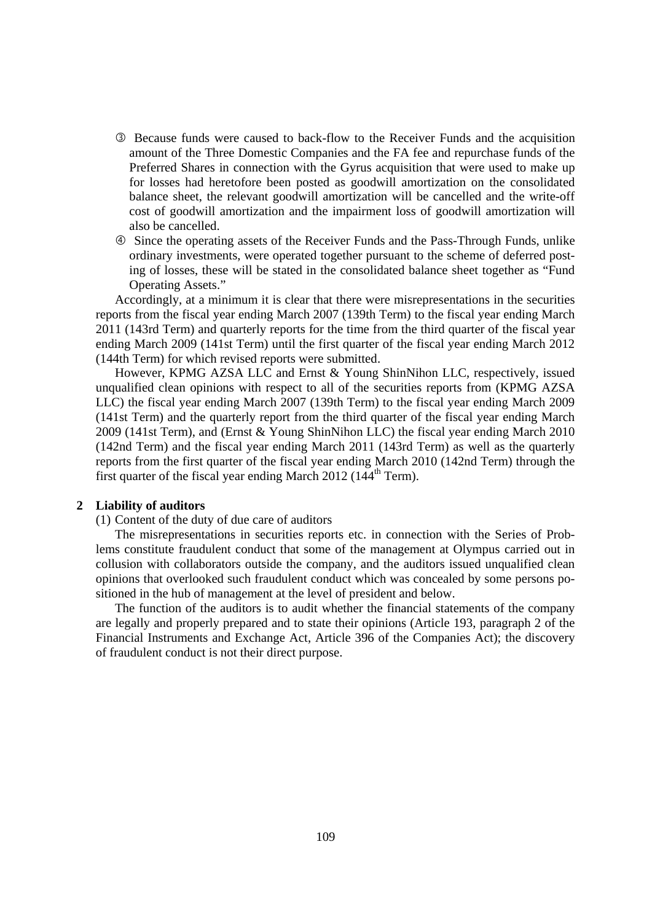③ Because funds were caused to back-flow to the Receiver Funds and the acquisition amount of the Three Domestic Companies and the FA fee and repurchase funds of the Preferred Shares in connection with the Gyrus acquisition that were used to make up for losses had heretofore been posted as goodwill amortization on the consolidated balance sheet, the relevant goodwill amortization will be cancelled and the write-off cost of goodwill amortization and the impairment loss of goodwill amortization will also be cancelled.

④ Since the operating assets of the Receiver Funds and the Pass-Through Funds, unlike ordinary investments, were operated together pursuant to the scheme of deferred posting of losses, these will be stated in the consolidated balance sheet together as "Fund Operating Assets."

Accordingly, at a minimum it is clear that there were misrepresentations in the securities reports from the fiscal year ending March 2007 (139th Term) to the fiscal year ending March 2011 (143rd Term) and quarterly reports for the time from the third quarter of the fiscal year ending March 2009 (141st Term) until the first quarter of the fiscal year ending March 2012 (144th Term) for which revised reports were submitted.

However, KPMG AZSA LLC and Ernst & Young ShinNihon LLC, respectively, issued unqualified clean opinions with respect to all of the securities reports from (KPMG AZSA LLC) the fiscal year ending March 2007 (139th Term) to the fiscal year ending March 2009 (141st Term) and the quarterly report from the third quarter of the fiscal year ending March 2009 (141st Term), and (Ernst & Young ShinNihon LLC) the fiscal year ending March 2010 (142nd Term) and the fiscal year ending March 2011 (143rd Term) as well as the quarterly reports from the first quarter of the fiscal year ending March 2010 (142nd Term) through the first quarter of the fiscal year ending March 2012 (144th Term).

## 2 Liability of auditors

(1) Content of the duty of due care of auditors

The misrepresentations in securities reports etc. in connection with the Series of Problems constitute fraudulent conduct that some of the management at Olympus carried out in collusion with collaborators outside the company, and the auditors issued unqualified clean opinions that overlooked such fraudulent conduct which was concealed by some persons positioned in the hub of management at the level of president and below.

The function of the auditors is to audit whether the financial statements of the company are legally and properly prepared and to state their opinions (Article 193, paragraph 2 of the Financial Instruments and Exchange Act, Article 396 of the Companies Act); the discovery of fraudulent conduct is not their direct purpose.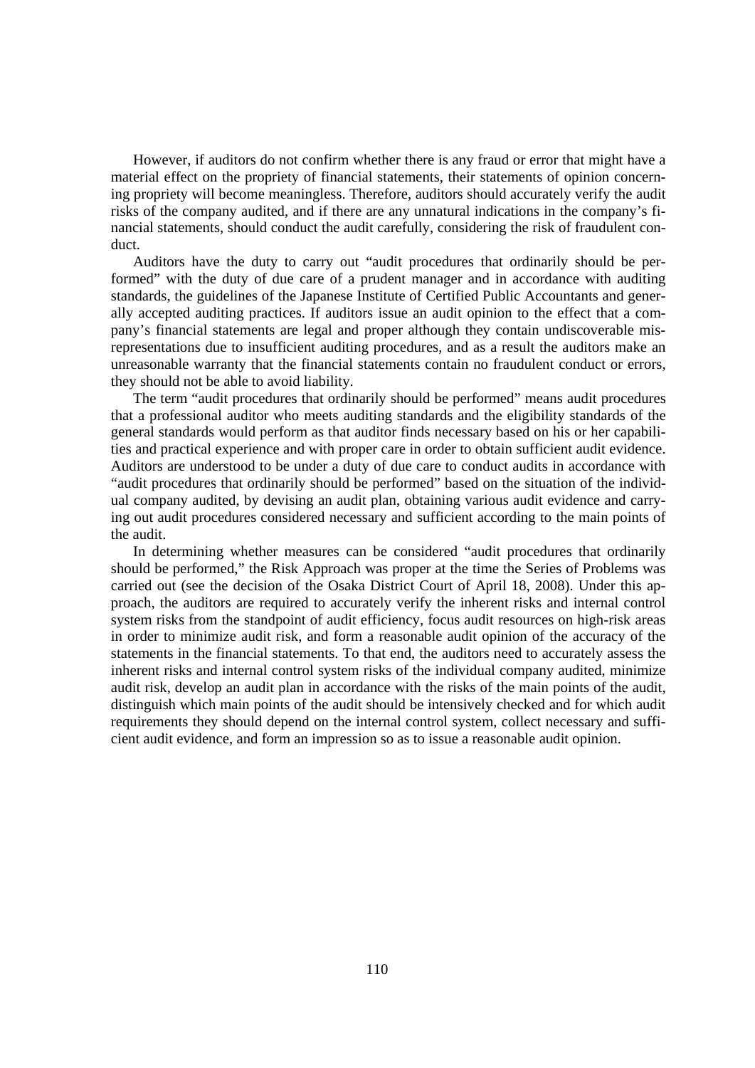However, if auditors do not confirm whether there is any fraud or error that might have a material effect on the propriety of financial statements, their statements of opinion concerning propriety will become meaningless. Therefore, auditors should accurately verify the audit risks of the company audited, and if there are any unnatural indications in the company's financial statements, should conduct the audit carefully, considering the risk of fraudulent conduct.

Auditors have the duty to carry out "audit procedures that ordinarily should be performed" with the duty of due care of a prudent manager and in accordance with auditing standards, the guidelines of the Japanese Institute of Certified Public Accountants and generally accepted auditing practices. If auditors issue an audit opinion to the effect that a company's financial statements are legal and proper although they contain undiscoverable misrepresentations due to insufficient auditing procedures, and as a result the auditors make an unreasonable warranty that the financial statements contain no fraudulent conduct or errors, they should not be able to avoid liability.

The term "audit procedures that ordinarily should be performed" means audit procedures that a professional auditor who meets auditing standards and the eligibility standards of the general standards would perform as that auditor finds necessary based on his or her capabilities and practical experience and with proper care in order to obtain sufficient audit evidence. Auditors are understood to be under a duty of due care to conduct audits in accordance with "audit procedures that ordinarily should be performed" based on the situation of the individual company audited, by devising an audit plan, obtaining various audit evidence and carrying out audit procedures considered necessary and sufficient according to the main points of the audit.

In determining whether measures can be considered "audit procedures that ordinarily should be performed," the Risk Approach was proper at the time the Series of Problems was carried out (see the decision of the Osaka District Court of April 18, 2008). Under this approach, the auditors are required to accurately verify the inherent risks and internal control system risks from the standpoint of audit efficiency, focus audit resources on high-risk areas in order to minimize audit risk, and form a reasonable audit opinion of the accuracy of the statements in the financial statements. To that end, the auditors need to accurately assess the inherent risks and internal control system risks of the individual company audited, minimize audit risk, develop an audit plan in accordance with the risks of the main points of the audit, distinguish which main points of the audit should be intensively checked and for which audit requirements they should depend on the internal control system, collect necessary and sufficient audit evidence, and form an impression so as to issue a reasonable audit opinion.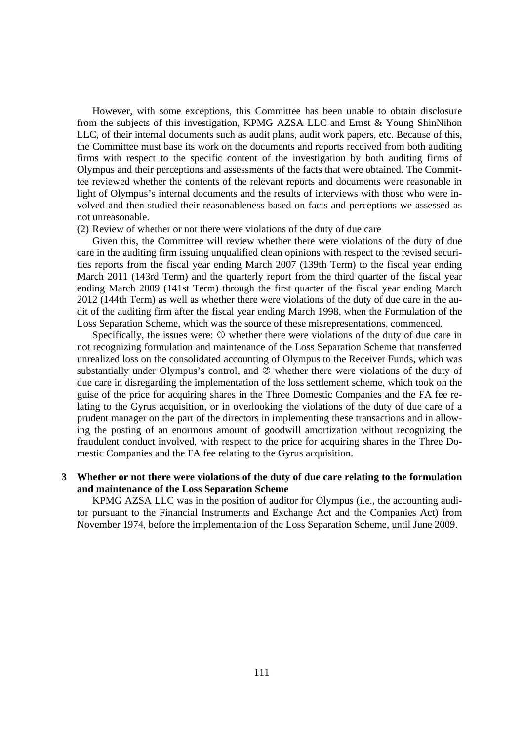However, with some exceptions, this Committee has been unable to obtain disclosure from the subjects of this investigation, KPMG AZSA LLC and Ernst & Young ShinNihon LLC, of their internal documents such as audit plans, audit work papers, etc. Because of this, the Committee must base its work on the documents and reports received from both auditing firms with respect to the specific content of the investigation by both auditing firms of Olympus and their perceptions and assessments of the facts that were obtained. The Committee reviewed whether the contents of the relevant reports and documents were reasonable in light of Olympus's internal documents and the results of interviews with those who were involved and then studied their reasonableness based on facts and perceptions we assessed as not unreasonable.

(2) Review of whether or not there were violations of the duty of due care

Given this, the Committee will review whether there were violations of the duty of due care in the auditing firm issuing unqualified clean opinions with respect to the revised securities reports from the fiscal year ending March 2007 (139th Term) to the fiscal year ending March 2011 (143rd Term) and the quarterly report from the third quarter of the fiscal year ending March 2009 (141st Term) through the first quarter of the fiscal year ending March 2012 (144th Term) as well as whether there were violations of the duty of due care in the audit of the auditing firm after the fiscal year ending March 1998, when the Formulation of the Loss Separation Scheme, which was the source of these misrepresentations, commenced.

Specifically, the issues were: ① whether there were violations of the duty of due care in not recognizing formulation and maintenance of the Loss Separation Scheme that transferred unrealized loss on the consolidated accounting of Olympus to the Receiver Funds, which was substantially under Olympus's control, and ② whether there were violations of the duty of due care in disregarding the implementation of the loss settlement scheme, which took on the guise of the price for acquiring shares in the Three Domestic Companies and the FA fee relating to the Gyrus acquisition, or in overlooking the violations of the duty of due care of a prudent manager on the part of the directors in implementing these transactions and in allowing the posting of an enormous amount of goodwill amortization without recognizing the fraudulent conduct involved, with respect to the price for acquiring shares in the Three Domestic Companies and the FA fee relating to the Gyrus acquisition.

## 3 Whether or not there were violations of the duty of due care relating to the formulation and maintenance of the Loss Separation Scheme

KPMG AZSA LLC was in the position of auditor for Olympus (i.e., the accounting auditor pursuant to the Financial Instruments and Exchange Act and the Companies Act) from November 1974, before the implementation of the Loss Separation Scheme, until June 2009.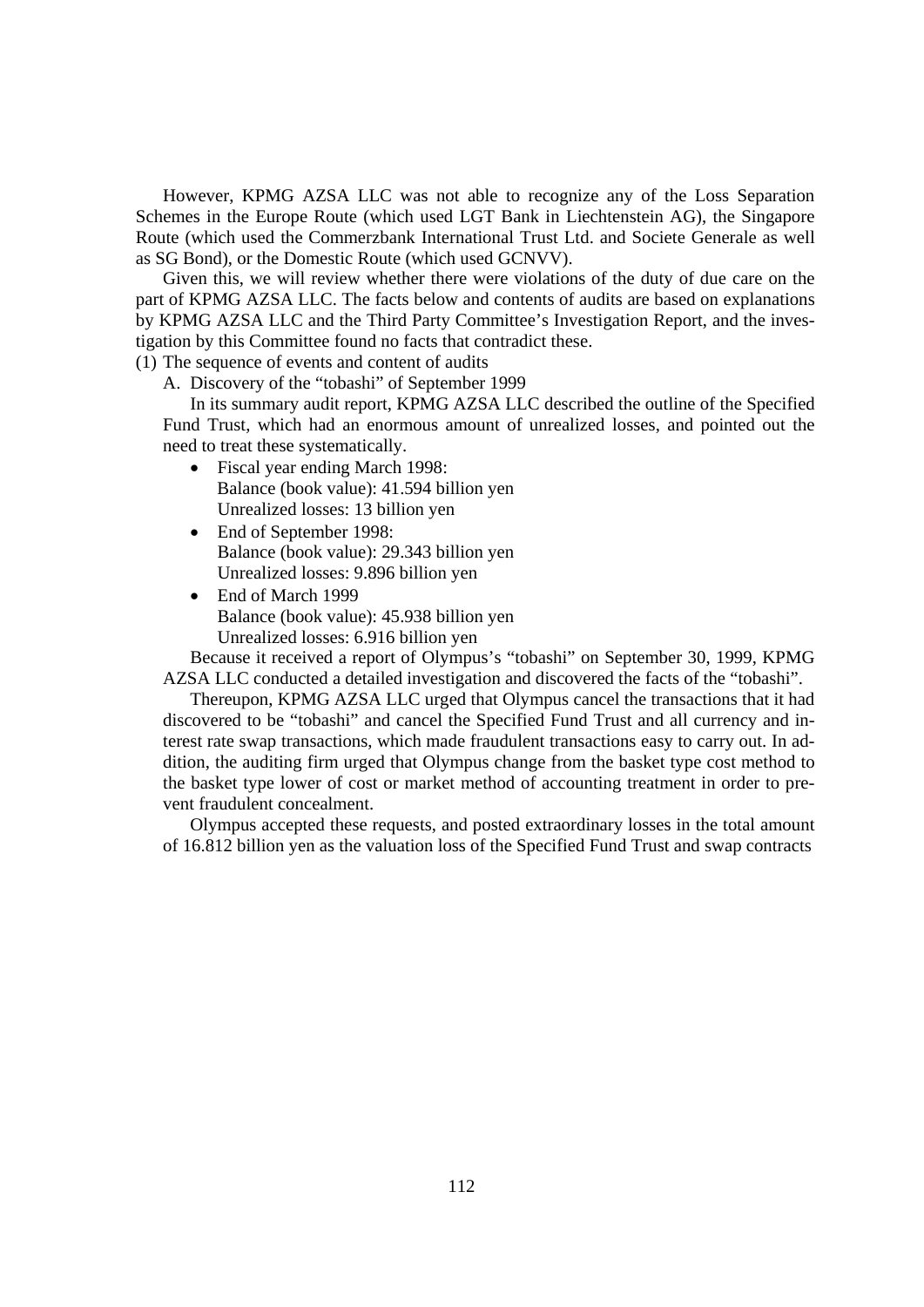However, KPMG AZSA LLC was not able to recognize any of the Loss Separation Schemes in the Europe Route (which used LGT Bank in Liechtenstein AG), the Singapore Route (which used the Commerzbank International Trust Ltd. and Societe Generale as well as SG Bond), or the Domestic Route (which used GCNVV).

Given this, we will review whether there were violations of the duty of due care on the part of KPMG AZSA LLC. The facts below and contents of audits are based on explanations by KPMG AZSA LLC and the Third Party Committee's Investigation Report, and the investigation by this Committee found no facts that contradict these.

(1) The sequence of events and content of audits

A. Discovery of the "tobashi" of September 1999

In its summary audit report, KPMG AZSA LLC described the outline of the Specified Fund Trust, which had an enormous amount of unrealized losses, and pointed out the need to treat these systematically.

- Fiscal year ending March 1998:
  Balance (book value): 41.594 billion yen
  Unrealized losses: 13 billion yen
- End of September 1998:
  Balance (book value): 29.343 billion yen
  Unrealized losses: 9.896 billion yen
- End of March 1999
  Balance (book value): 45.938 billion yen
  Unrealized losses: 6.916 billion yen

Because it received a report of Olympus's "tobashi" on September 30, 1999, KPMG AZSA LLC conducted a detailed investigation and discovered the facts of the "tobashi".

Thereupon, KPMG AZSA LLC urged that Olympus cancel the transactions that it had discovered to be "tobashi" and cancel the Specified Fund Trust and all currency and interest rate swap transactions, which made fraudulent transactions easy to carry out. In addition, the auditing firm urged that Olympus change from the basket type cost method to the basket type lower of cost or market method of accounting treatment in order to prevent fraudulent concealment.

Olympus accepted these requests, and posted extraordinary losses in the total amount of 16.812 billion yen as the valuation loss of the Specified Fund Trust and swap contracts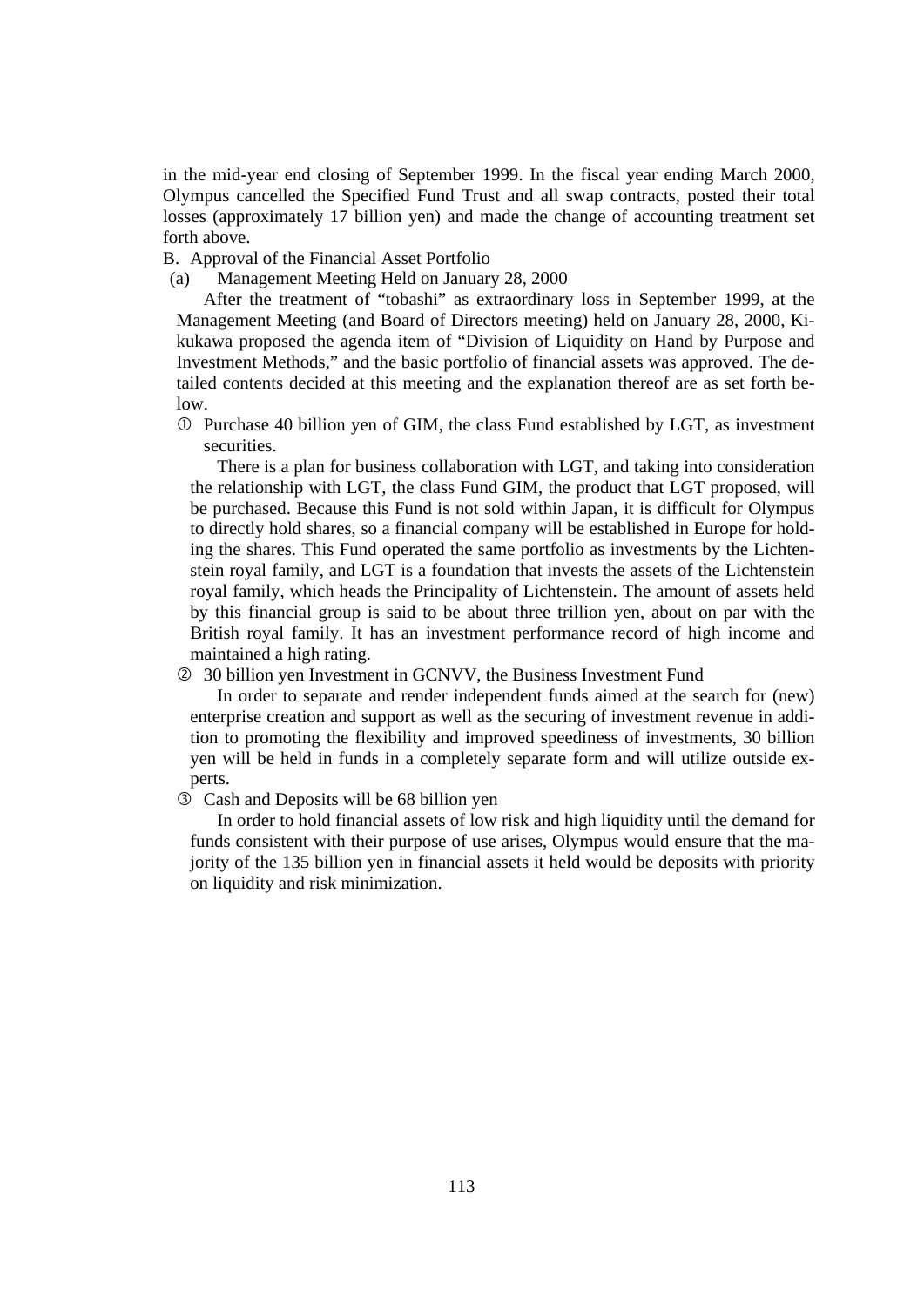in the mid-year end closing of September 1999. In the fiscal year ending March 2000, Olympus cancelled the Specified Fund Trust and all swap contracts, posted their total losses (approximately 17 billion yen) and made the change of accounting treatment set forth above.

B. Approval of the Financial Asset Portfolio

(a) Management Meeting Held on January 28, 2000

After the treatment of "tobashi" as extraordinary loss in September 1999, at the Management Meeting (and Board of Directors meeting) held on January 28, 2000, Kikukawa proposed the agenda item of "Division of Liquidity on Hand by Purpose and Investment Methods," and the basic portfolio of financial assets was approved. The detailed contents decided at this meeting and the explanation thereof are as set forth below.

① Purchase 40 billion yen of GIM, the class Fund established by LGT, as investment securities.

There is a plan for business collaboration with LGT, and taking into consideration the relationship with LGT, the class Fund GIM, the product that LGT proposed, will be purchased. Because this Fund is not sold within Japan, it is difficult for Olympus to directly hold shares, so a financial company will be established in Europe for holding the shares. This Fund operated the same portfolio as investments by the Lichtenstein royal family, and LGT is a foundation that invests the assets of the Lichtenstein royal family, which heads the Principality of Lichtenstein. The amount of assets held by this financial group is said to be about three trillion yen, about on par with the British royal family. It has an investment performance record of high income and maintained a high rating.

② 30 billion yen Investment in GCNVV, the Business Investment Fund

In order to separate and render independent funds aimed at the search for (new) enterprise creation and support as well as the securing of investment revenue in addition to promoting the flexibility and improved speediness of investments, 30 billion yen will be held in funds in a completely separate form and will utilize outside experts.

③ Cash and Deposits will be 68 billion yen

In order to hold financial assets of low risk and high liquidity until the demand for funds consistent with their purpose of use arises, Olympus would ensure that the majority of the 135 billion yen in financial assets it held would be deposits with priority on liquidity and risk minimization.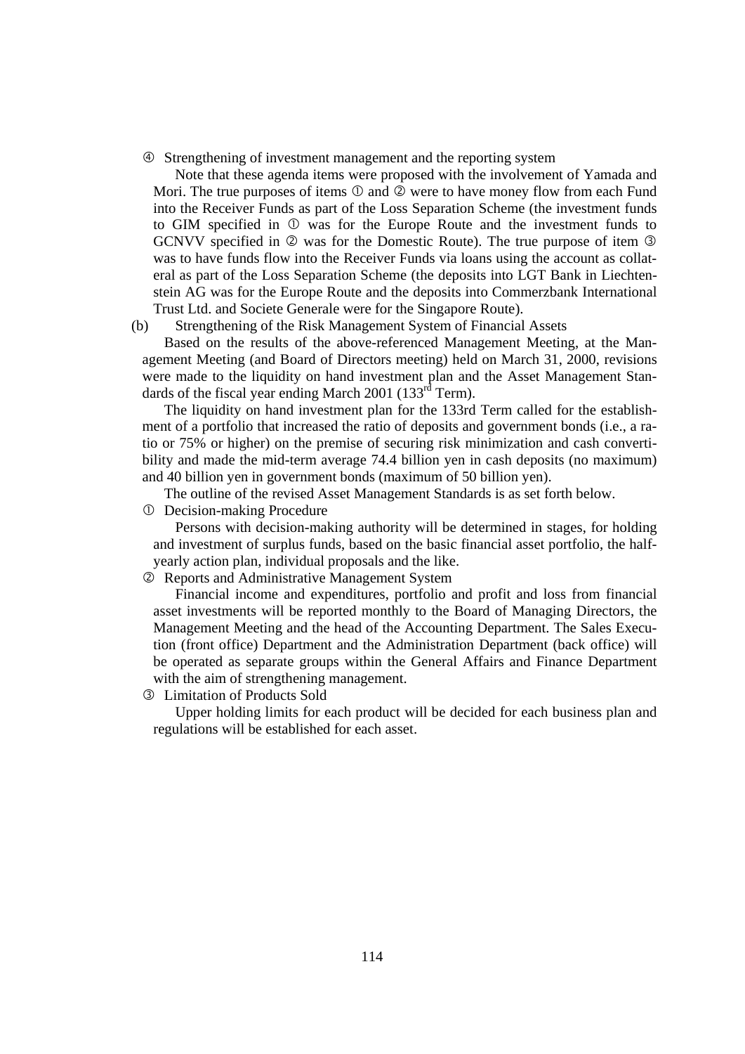④ Strengthening of investment management and the reporting system

Note that these agenda items were proposed with the involvement of Yamada and Mori. The true purposes of items ① and ② were to have money flow from each Fund into the Receiver Funds as part of the Loss Separation Scheme (the investment funds to GIM specified in ① was for the Europe Route and the investment funds to GCNVV specified in ② was for the Domestic Route). The true purpose of item ③ was to have funds flow into the Receiver Funds via loans using the account as collateral as part of the Loss Separation Scheme (the deposits into LGT Bank in Liechtenstein AG was for the Europe Route and the deposits into Commerzbank International Trust Ltd. and Societe Generale were for the Singapore Route).

(b) Strengthening of the Risk Management System of Financial Assets

Based on the results of the above-referenced Management Meeting, at the Management Meeting (and Board of Directors meeting) held on March 31, 2000, revisions were made to the liquidity on hand investment plan and the Asset Management Standards of the fiscal year ending March 2001 (133rd Term).

The liquidity on hand investment plan for the 133rd Term called for the establishment of a portfolio that increased the ratio of deposits and government bonds (i.e., a ratio or 75% or higher) on the premise of securing risk minimization and cash convertibility and made the mid-term average 74.4 billion yen in cash deposits (no maximum) and 40 billion yen in government bonds (maximum of 50 billion yen).

The outline of the revised Asset Management Standards is as set forth below.

① Decision-making Procedure

Persons with decision-making authority will be determined in stages, for holding and investment of surplus funds, based on the basic financial asset portfolio, the half-yearly action plan, individual proposals and the like.

② Reports and Administrative Management System

Financial income and expenditures, portfolio and profit and loss from financial asset investments will be reported monthly to the Board of Managing Directors, the Management Meeting and the head of the Accounting Department. The Sales Execution (front office) Department and the Administration Department (back office) will be operated as separate groups within the General Affairs and Finance Department with the aim of strengthening management.

③ Limitation of Products Sold

Upper holding limits for each product will be decided for each business plan and regulations will be established for each asset.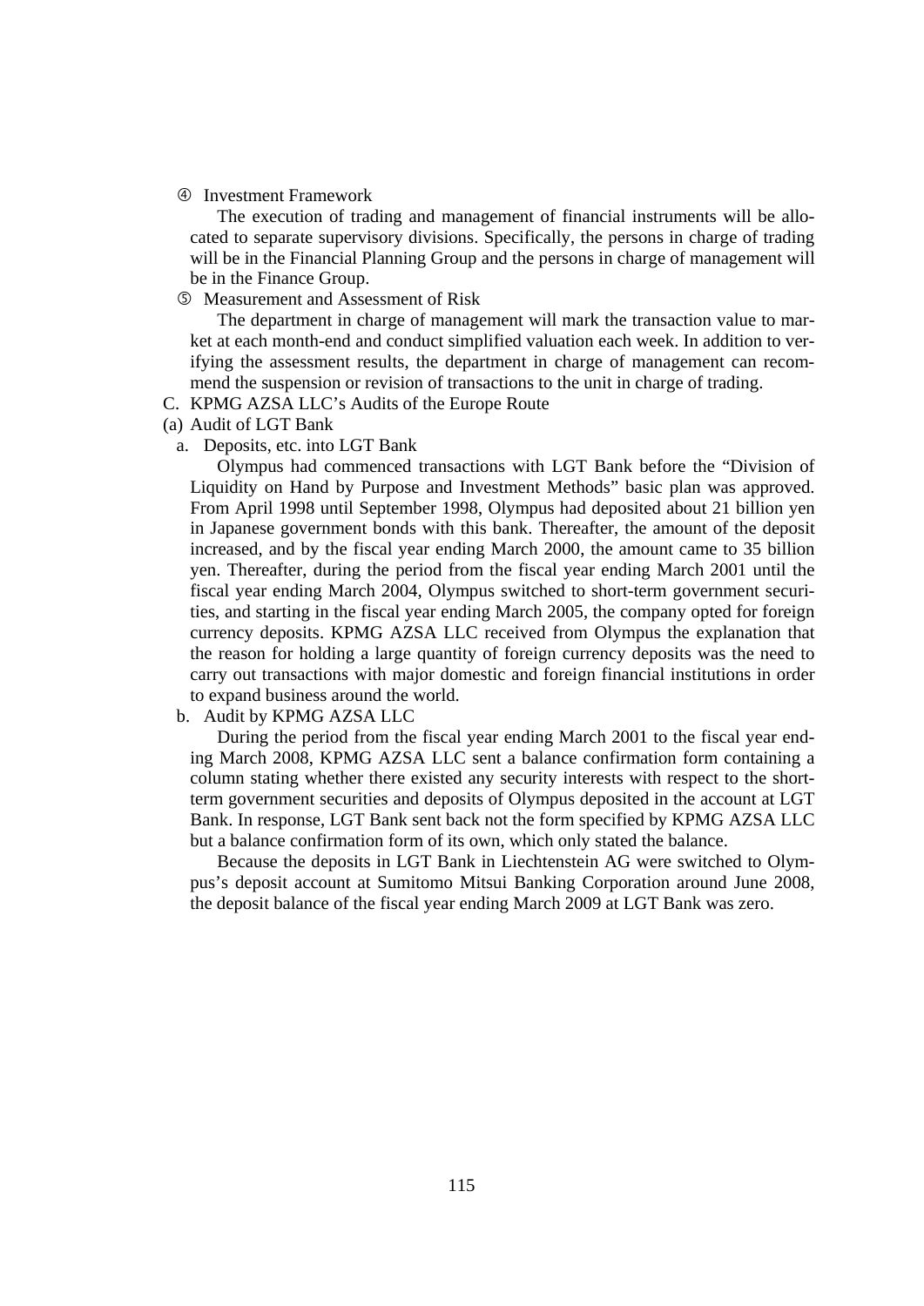④ Investment Framework

The execution of trading and management of financial instruments will be allocated to separate supervisory divisions. Specifically, the persons in charge of trading will be in the Financial Planning Group and the persons in charge of management will be in the Finance Group.

⑤ Measurement and Assessment of Risk

The department in charge of management will mark the transaction value to market at each month-end and conduct simplified valuation each week. In addition to verifying the assessment results, the department in charge of management can recommend the suspension or revision of transactions to the unit in charge of trading.

C. KPMG AZSA LLC's Audits of the Europe Route

(a) Audit of LGT Bank

a. Deposits, etc. into LGT Bank

Olympus had commenced transactions with LGT Bank before the "Division of Liquidity on Hand by Purpose and Investment Methods" basic plan was approved. From April 1998 until September 1998, Olympus had deposited about 21 billion yen in Japanese government bonds with this bank. Thereafter, the amount of the deposit increased, and by the fiscal year ending March 2000, the amount came to 35 billion yen. Thereafter, during the period from the fiscal year ending March 2001 until the fiscal year ending March 2004, Olympus switched to short-term government securities, and starting in the fiscal year ending March 2005, the company opted for foreign currency deposits. KPMG AZSA LLC received from Olympus the explanation that the reason for holding a large quantity of foreign currency deposits was the need to carry out transactions with major domestic and foreign financial institutions in order to expand business around the world.

b. Audit by KPMG AZSA LLC

During the period from the fiscal year ending March 2001 to the fiscal year ending March 2008, KPMG AZSA LLC sent a balance confirmation form containing a column stating whether there existed any security interests with respect to the short-term government securities and deposits of Olympus deposited in the account at LGT Bank. In response, LGT Bank sent back not the form specified by KPMG AZSA LLC but a balance confirmation form of its own, which only stated the balance.

Because the deposits in LGT Bank in Liechtenstein AG were switched to Olympus's deposit account at Sumitomo Mitsui Banking Corporation around June 2008, the deposit balance of the fiscal year ending March 2009 at LGT Bank was zero.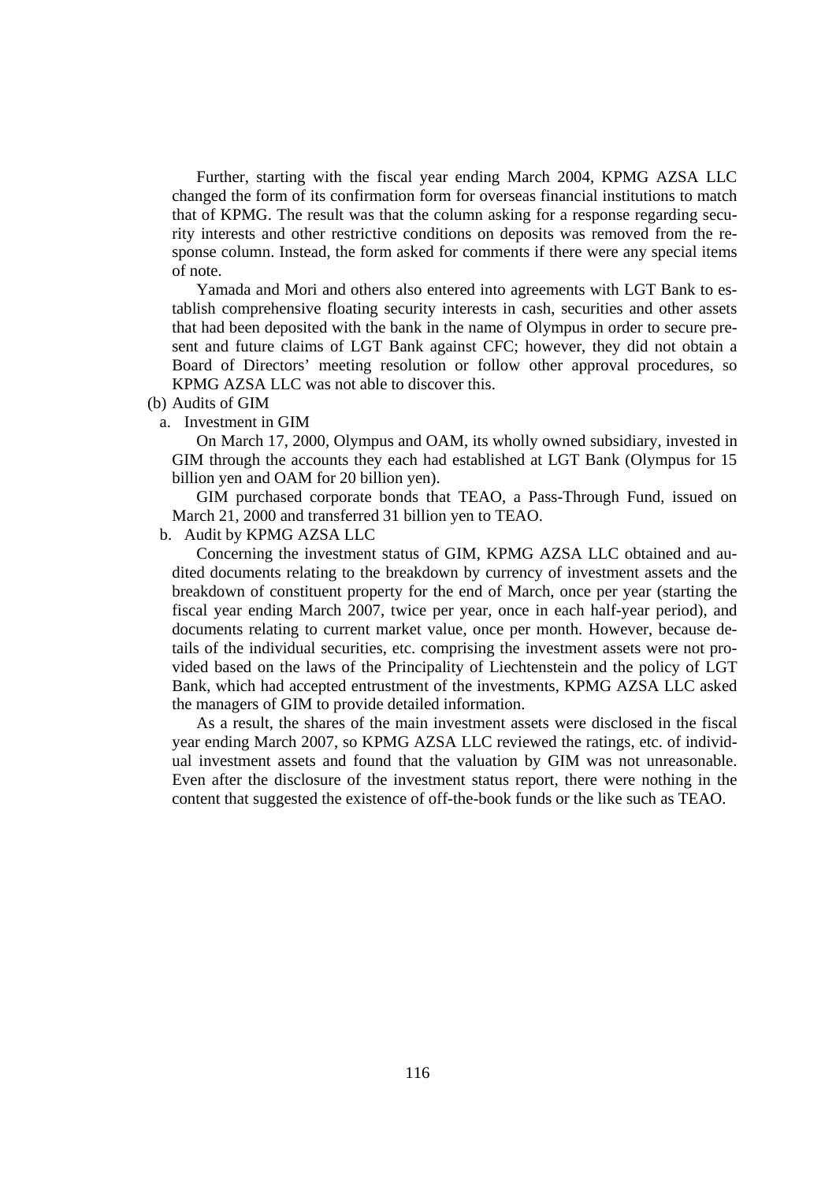Further, starting with the fiscal year ending March 2004, KPMG AZSA LLC changed the form of its confirmation form for overseas financial institutions to match that of KPMG. The result was that the column asking for a response regarding security interests and other restrictive conditions on deposits was removed from the response column. Instead, the form asked for comments if there were any special items of note.

Yamada and Mori and others also entered into agreements with LGT Bank to establish comprehensive floating security interests in cash, securities and other assets that had been deposited with the bank in the name of Olympus in order to secure present and future claims of LGT Bank against CFC; however, they did not obtain a Board of Directors' meeting resolution or follow other approval procedures, so KPMG AZSA LLC was not able to discover this.

(b) Audits of GIM

a. Investment in GIM

On March 17, 2000, Olympus and OAM, its wholly owned subsidiary, invested in GIM through the accounts they each had established at LGT Bank (Olympus for 15 billion yen and OAM for 20 billion yen).

GIM purchased corporate bonds that TEAO, a Pass-Through Fund, issued on March 21, 2000 and transferred 31 billion yen to TEAO.

b. Audit by KPMG AZSA LLC

Concerning the investment status of GIM, KPMG AZSA LLC obtained and audited documents relating to the breakdown by currency of investment assets and the breakdown of constituent property for the end of March, once per year (starting the fiscal year ending March 2007, twice per year, once in each half-year period), and documents relating to current market value, once per month. However, because details of the individual securities, etc. comprising the investment assets were not provided based on the laws of the Principality of Liechtenstein and the policy of LGT Bank, which had accepted entrustment of the investments, KPMG AZSA LLC asked the managers of GIM to provide detailed information.

As a result, the shares of the main investment assets were disclosed in the fiscal year ending March 2007, so KPMG AZSA LLC reviewed the ratings, etc. of individual investment assets and found that the valuation by GIM was not unreasonable. Even after the disclosure of the investment status report, there were nothing in the content that suggested the existence of off-the-book funds or the like such as TEAO.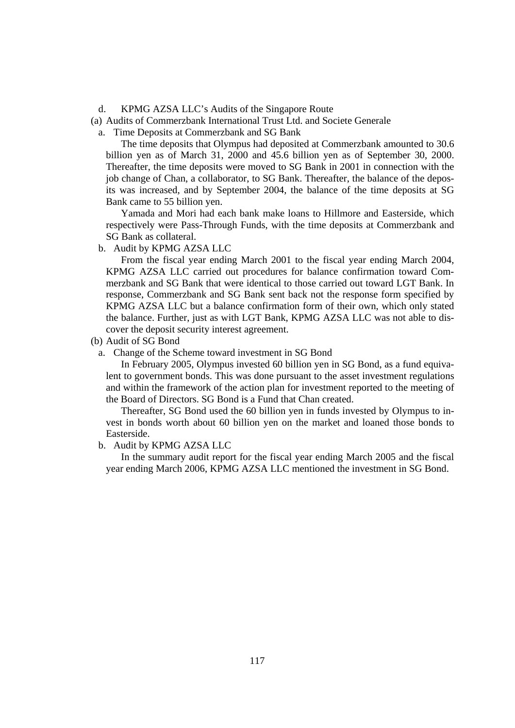d. KPMG AZSA LLC's Audits of the Singapore Route

(a) Audits of Commerzbank International Trust Ltd. and Societe Generale

a. Time Deposits at Commerzbank and SG Bank

The time deposits that Olympus had deposited at Commerzbank amounted to 30.6 billion yen as of March 31, 2000 and 45.6 billion yen as of September 30, 2000. Thereafter, the time deposits were moved to SG Bank in 2001 in connection with the job change of Chan, a collaborator, to SG Bank. Thereafter, the balance of the deposits was increased, and by September 2004, the balance of the time deposits at SG Bank came to 55 billion yen.

Yamada and Mori had each bank make loans to Hillmore and Easterside, which respectively were Pass-Through Funds, with the time deposits at Commerzbank and SG Bank as collateral.

b. Audit by KPMG AZSA LLC

From the fiscal year ending March 2001 to the fiscal year ending March 2004, KPMG AZSA LLC carried out procedures for balance confirmation toward Commerzbank and SG Bank that were identical to those carried out toward LGT Bank. In response, Commerzbank and SG Bank sent back not the response form specified by KPMG AZSA LLC but a balance confirmation form of their own, which only stated the balance. Further, just as with LGT Bank, KPMG AZSA LLC was not able to discover the deposit security interest agreement.

(b) Audit of SG Bond

a. Change of the Scheme toward investment in SG Bond

In February 2005, Olympus invested 60 billion yen in SG Bond, as a fund equivalent to government bonds. This was done pursuant to the asset investment regulations and within the framework of the action plan for investment reported to the meeting of the Board of Directors. SG Bond is a Fund that Chan created.

Thereafter, SG Bond used the 60 billion yen in funds invested by Olympus to invest in bonds worth about 60 billion yen on the market and loaned those bonds to Easterside.

b. Audit by KPMG AZSA LLC

In the summary audit report for the fiscal year ending March 2005 and the fiscal year ending March 2006, KPMG AZSA LLC mentioned the investment in SG Bond.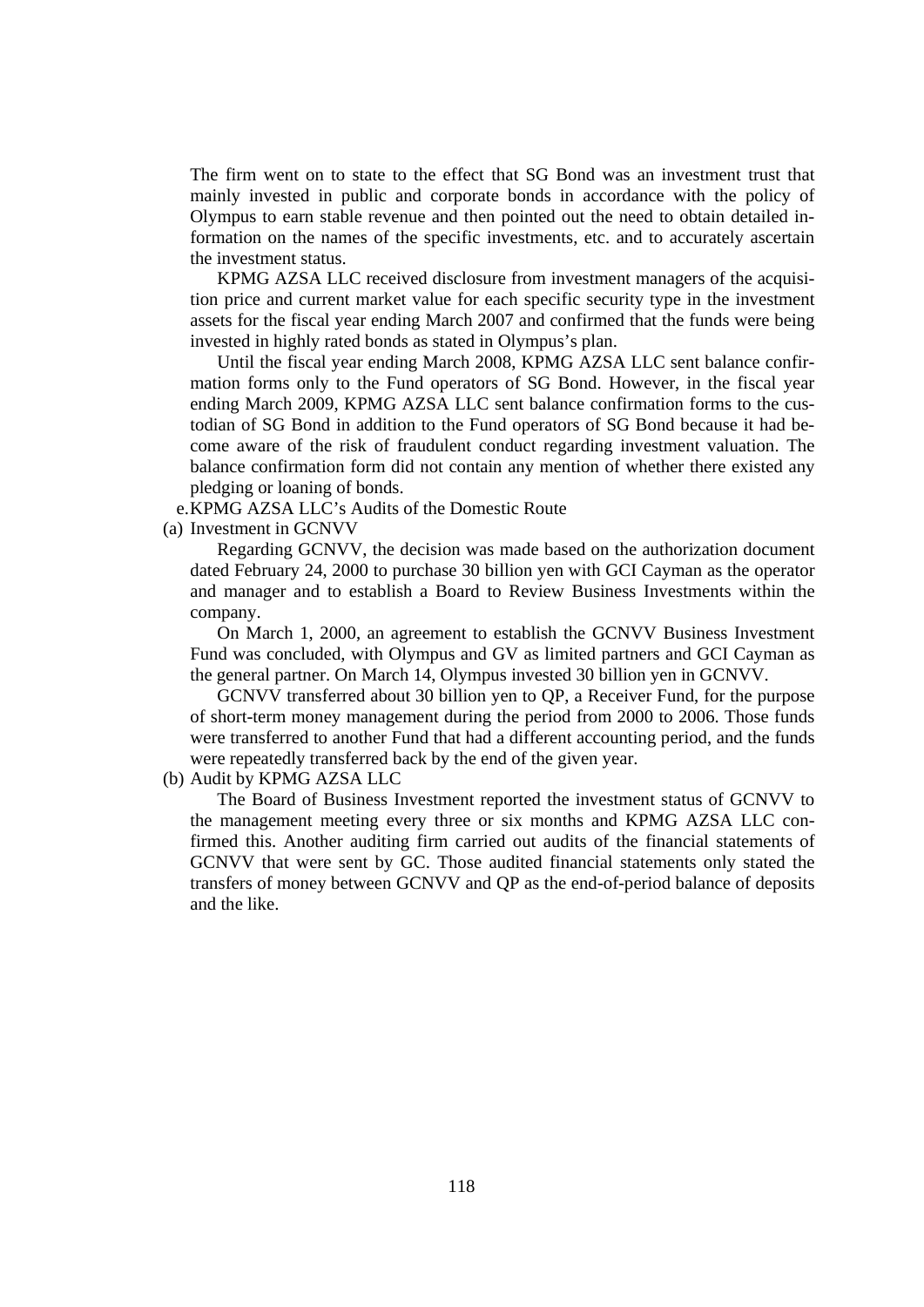The firm went on to state to the effect that SG Bond was an investment trust that mainly invested in public and corporate bonds in accordance with the policy of Olympus to earn stable revenue and then pointed out the need to obtain detailed information on the names of the specific investments, etc. and to accurately ascertain the investment status.

KPMG AZSA LLC received disclosure from investment managers of the acquisition price and current market value for each specific security type in the investment assets for the fiscal year ending March 2007 and confirmed that the funds were being invested in highly rated bonds as stated in Olympus's plan.

Until the fiscal year ending March 2008, KPMG AZSA LLC sent balance confirmation forms only to the Fund operators of SG Bond. However, in the fiscal year ending March 2009, KPMG AZSA LLC sent balance confirmation forms to the custodian of SG Bond in addition to the Fund operators of SG Bond because it had become aware of the risk of fraudulent conduct regarding investment valuation. The balance confirmation form did not contain any mention of whether there existed any pledging or loaning of bonds.

e. KPMG AZSA LLC's Audits of the Domestic Route

(a) Investment in GCNVV

Regarding GCNVV, the decision was made based on the authorization document dated February 24, 2000 to purchase 30 billion yen with GCI Cayman as the operator and manager and to establish a Board to Review Business Investments within the company.

On March 1, 2000, an agreement to establish the GCNVV Business Investment Fund was concluded, with Olympus and GV as limited partners and GCI Cayman as the general partner. On March 14, Olympus invested 30 billion yen in GCNVV.

GCNVV transferred about 30 billion yen to QP, a Receiver Fund, for the purpose of short-term money management during the period from 2000 to 2006. Those funds were transferred to another Fund that had a different accounting period, and the funds were repeatedly transferred back by the end of the given year.

(b) Audit by KPMG AZSA LLC

The Board of Business Investment reported the investment status of GCNVV to the management meeting every three or six months and KPMG AZSA LLC confirmed this. Another auditing firm carried out audits of the financial statements of GCNVV that were sent by GC. Those audited financial statements only stated the transfers of money between GCNVV and QP as the end-of-period balance of deposits and the like.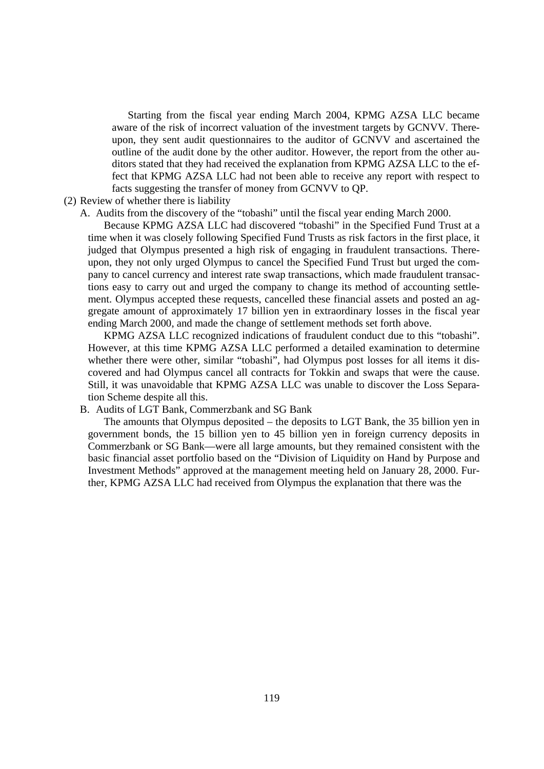Starting from the fiscal year ending March 2004, KPMG AZSA LLC became aware of the risk of incorrect valuation of the investment targets by GCNVV. Thereupon, they sent audit questionnaires to the auditor of GCNVV and ascertained the outline of the audit done by the other auditor. However, the report from the other auditors stated that they had received the explanation from KPMG AZSA LLC to the effect that KPMG AZSA LLC had not been able to receive any report with respect to facts suggesting the transfer of money from GCNVV to QP.

(2) Review of whether there is liability

A. Audits from the discovery of the "tobashi" until the fiscal year ending March 2000.

Because KPMG AZSA LLC had discovered "tobashi" in the Specified Fund Trust at a time when it was closely following Specified Fund Trusts as risk factors in the first place, it judged that Olympus presented a high risk of engaging in fraudulent transactions. Thereupon, they not only urged Olympus to cancel the Specified Fund Trust but urged the company to cancel currency and interest rate swap transactions, which made fraudulent transactions easy to carry out and urged the company to change its method of accounting settlement. Olympus accepted these requests, cancelled these financial assets and posted an aggregate amount of approximately 17 billion yen in extraordinary losses in the fiscal year ending March 2000, and made the change of settlement methods set forth above.

KPMG AZSA LLC recognized indications of fraudulent conduct due to this "tobashi". However, at this time KPMG AZSA LLC performed a detailed examination to determine whether there were other, similar "tobashi", had Olympus post losses for all items it discovered and had Olympus cancel all contracts for Tokkin and swaps that were the cause. Still, it was unavoidable that KPMG AZSA LLC was unable to discover the Loss Separation Scheme despite all this.

B. Audits of LGT Bank, Commerzbank and SG Bank

The amounts that Olympus deposited – the deposits to LGT Bank, the 35 billion yen in government bonds, the 15 billion yen to 45 billion yen in foreign currency deposits in Commerzbank or SG Bank—were all large amounts, but they remained consistent with the basic financial asset portfolio based on the "Division of Liquidity on Hand by Purpose and Investment Methods" approved at the management meeting held on January 28, 2000. Further, KPMG AZSA LLC had received from Olympus the explanation that there was the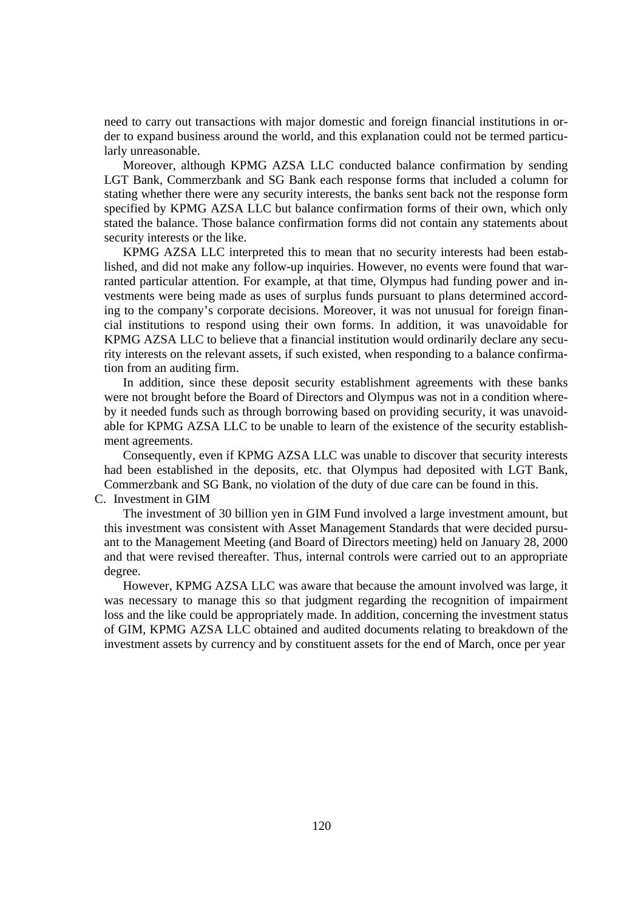need to carry out transactions with major domestic and foreign financial institutions in order to expand business around the world, and this explanation could not be termed particularly unreasonable.

Moreover, although KPMG AZSA LLC conducted balance confirmation by sending LGT Bank, Commerzbank and SG Bank each response forms that included a column for stating whether there were any security interests, the banks sent back not the response form specified by KPMG AZSA LLC but balance confirmation forms of their own, which only stated the balance. Those balance confirmation forms did not contain any statements about security interests or the like.

KPMG AZSA LLC interpreted this to mean that no security interests had been established, and did not make any follow-up inquiries. However, no events were found that warranted particular attention. For example, at that time, Olympus had funding power and investments were being made as uses of surplus funds pursuant to plans determined according to the company's corporate decisions. Moreover, it was not unusual for foreign financial institutions to respond using their own forms. In addition, it was unavoidable for KPMG AZSA LLC to believe that a financial institution would ordinarily declare any security interests on the relevant assets, if such existed, when responding to a balance confirmation from an auditing firm.

In addition, since these deposit security establishment agreements with these banks were not brought before the Board of Directors and Olympus was not in a condition whereby it needed funds such as through borrowing based on providing security, it was unavoidable for KPMG AZSA LLC to be unable to learn of the existence of the security establishment agreements.

Consequently, even if KPMG AZSA LLC was unable to discover that security interests had been established in the deposits, etc. that Olympus had deposited with LGT Bank, Commerzbank and SG Bank, no violation of the duty of due care can be found in this.

C. Investment in GIM

The investment of 30 billion yen in GIM Fund involved a large investment amount, but this investment was consistent with Asset Management Standards that were decided pursuant to the Management Meeting (and Board of Directors meeting) held on January 28, 2000 and that were revised thereafter. Thus, internal controls were carried out to an appropriate degree.

However, KPMG AZSA LLC was aware that because the amount involved was large, it was necessary to manage this so that judgment regarding the recognition of impairment loss and the like could be appropriately made. In addition, concerning the investment status of GIM, KPMG AZSA LLC obtained and audited documents relating to breakdown of the investment assets by currency and by constituent assets for the end of March, once per year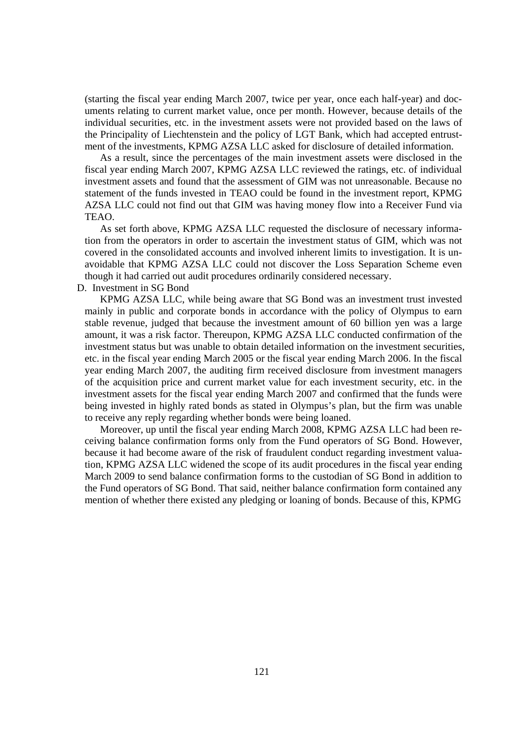(starting the fiscal year ending March 2007, twice per year, once each half-year) and documents relating to current market value, once per month. However, because details of the individual securities, etc. in the investment assets were not provided based on the laws of the Principality of Liechtenstein and the policy of LGT Bank, which had accepted entrustment of the investments, KPMG AZSA LLC asked for disclosure of detailed information.

As a result, since the percentages of the main investment assets were disclosed in the fiscal year ending March 2007, KPMG AZSA LLC reviewed the ratings, etc. of individual investment assets and found that the assessment of GIM was not unreasonable. Because no statement of the funds invested in TEAO could be found in the investment report, KPMG AZSA LLC could not find out that GIM was having money flow into a Receiver Fund via TEAO.

As set forth above, KPMG AZSA LLC requested the disclosure of necessary information from the operators in order to ascertain the investment status of GIM, which was not covered in the consolidated accounts and involved inherent limits to investigation. It is unavoidable that KPMG AZSA LLC could not discover the Loss Separation Scheme even though it had carried out audit procedures ordinarily considered necessary.

D. Investment in SG Bond

KPMG AZSA LLC, while being aware that SG Bond was an investment trust invested mainly in public and corporate bonds in accordance with the policy of Olympus to earn stable revenue, judged that because the investment amount of 60 billion yen was a large amount, it was a risk factor. Thereupon, KPMG AZSA LLC conducted confirmation of the investment status but was unable to obtain detailed information on the investment securities, etc. in the fiscal year ending March 2005 or the fiscal year ending March 2006. In the fiscal year ending March 2007, the auditing firm received disclosure from investment managers of the acquisition price and current market value for each investment security, etc. in the investment assets for the fiscal year ending March 2007 and confirmed that the funds were being invested in highly rated bonds as stated in Olympus's plan, but the firm was unable to receive any reply regarding whether bonds were being loaned.

Moreover, up until the fiscal year ending March 2008, KPMG AZSA LLC had been receiving balance confirmation forms only from the Fund operators of SG Bond. However, because it had become aware of the risk of fraudulent conduct regarding investment valuation, KPMG AZSA LLC widened the scope of its audit procedures in the fiscal year ending March 2009 to send balance confirmation forms to the custodian of SG Bond in addition to the Fund operators of SG Bond. That said, neither balance confirmation form contained any mention of whether there existed any pledging or loaning of bonds. Because of this, KPMG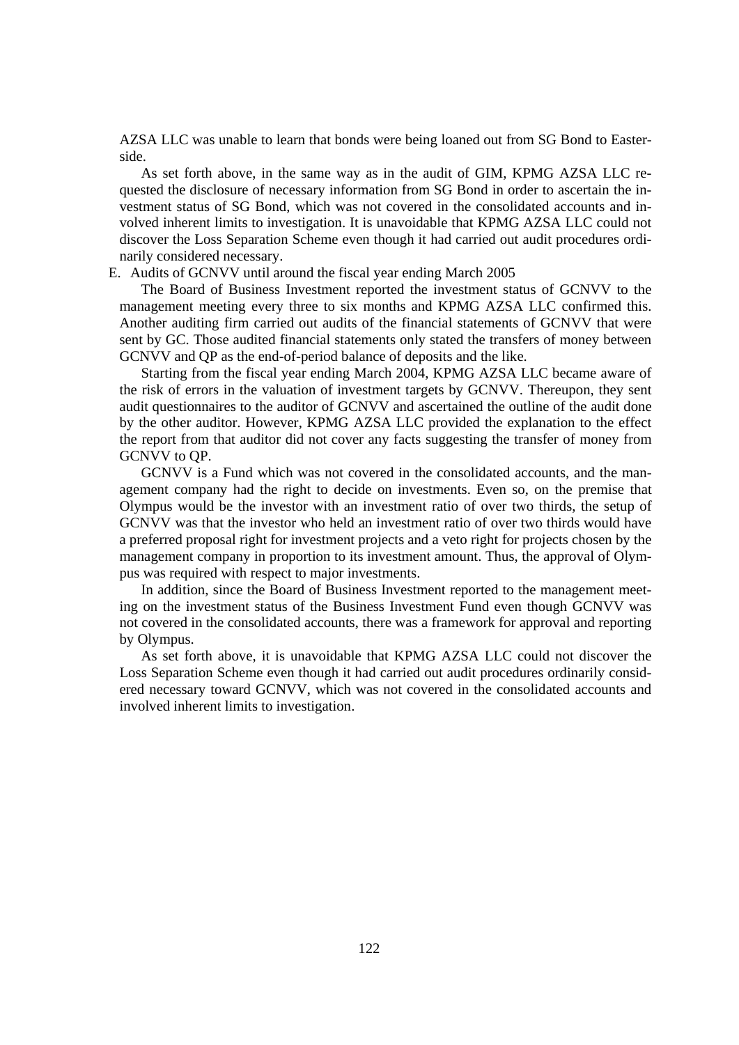AZSA LLC was unable to learn that bonds were being loaned out from SG Bond to Easterside.

As set forth above, in the same way as in the audit of GIM, KPMG AZSA LLC requested the disclosure of necessary information from SG Bond in order to ascertain the investment status of SG Bond, which was not covered in the consolidated accounts and involved inherent limits to investigation. It is unavoidable that KPMG AZSA LLC could not discover the Loss Separation Scheme even though it had carried out audit procedures ordinarily considered necessary.

E. Audits of GCNVV until around the fiscal year ending March 2005

The Board of Business Investment reported the investment status of GCNVV to the management meeting every three to six months and KPMG AZSA LLC confirmed this. Another auditing firm carried out audits of the financial statements of GCNVV that were sent by GC. Those audited financial statements only stated the transfers of money between GCNVV and QP as the end-of-period balance of deposits and the like.

Starting from the fiscal year ending March 2004, KPMG AZSA LLC became aware of the risk of errors in the valuation of investment targets by GCNVV. Thereupon, they sent audit questionnaires to the auditor of GCNVV and ascertained the outline of the audit done by the other auditor. However, KPMG AZSA LLC provided the explanation to the effect the report from that auditor did not cover any facts suggesting the transfer of money from GCNVV to QP.

GCNVV is a Fund which was not covered in the consolidated accounts, and the management company had the right to decide on investments. Even so, on the premise that Olympus would be the investor with an investment ratio of over two thirds, the setup of GCNVV was that the investor who held an investment ratio of over two thirds would have a preferred proposal right for investment projects and a veto right for projects chosen by the management company in proportion to its investment amount. Thus, the approval of Olympus was required with respect to major investments.

In addition, since the Board of Business Investment reported to the management meeting on the investment status of the Business Investment Fund even though GCNVV was not covered in the consolidated accounts, there was a framework for approval and reporting by Olympus.

As set forth above, it is unavoidable that KPMG AZSA LLC could not discover the Loss Separation Scheme even though it had carried out audit procedures ordinarily considered necessary toward GCNVV, which was not covered in the consolidated accounts and involved inherent limits to investigation.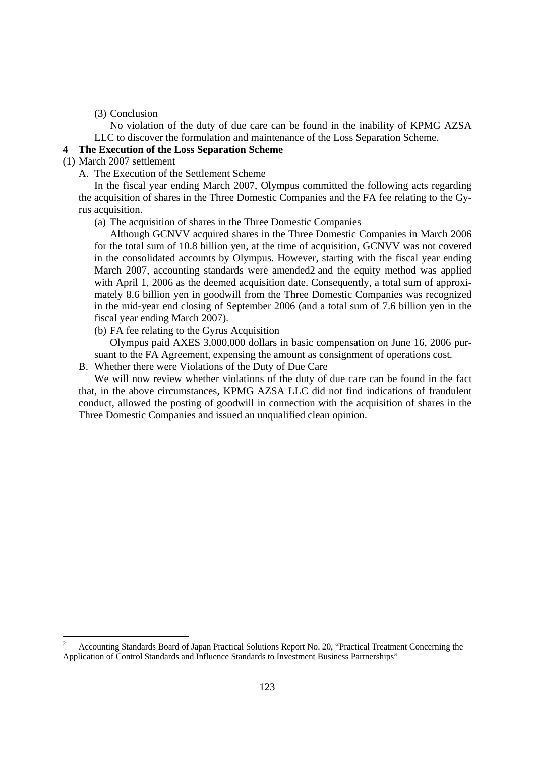(3) Conclusion

No violation of the duty of due care can be found in the inability of KPMG AZSA LLC to discover the formulation and maintenance of the Loss Separation Scheme.

## 4 The Execution of the Loss Separation Scheme

(1) March 2007 settlement

A. The Execution of the Settlement Scheme

In the fiscal year ending March 2007, Olympus committed the following acts regarding the acquisition of shares in the Three Domestic Companies and the FA fee relating to the Gyrus acquisition.

(a) The acquisition of shares in the Three Domestic Companies

Although GCNVV acquired shares in the Three Domestic Companies in March 2006 for the total sum of 10.8 billion yen, at the time of acquisition, GCNVV was not covered in the consolidated accounts by Olympus. However, starting with the fiscal year ending March 2007, accounting standards were amended[2] and the equity method was applied with April 1, 2006 as the deemed acquisition date. Consequently, a total sum of approximately 8.6 billion yen in goodwill from the Three Domestic Companies was recognized in the mid-year end closing of September 2006 (and a total sum of 7.6 billion yen in the fiscal year ending March 2007).

(b) FA fee relating to the Gyrus Acquisition

Olympus paid AXES 3,000,000 dollars in basic compensation on June 16, 2006 pursuant to the FA Agreement, expensing the amount as consignment of operations cost.

B. Whether there were Violations of the Duty of Due Care

We will now review whether violations of the duty of due care can be found in the fact that, in the above circumstances, KPMG AZSA LLC did not find indications of fraudulent conduct, allowed the posting of goodwill in connection with the acquisition of shares in the Three Domestic Companies and issued an unqualified clean opinion.

---

[2] Accounting Standards Board of Japan Practical Solutions Report No. 20, "Practical Treatment Concerning the Application of Control Standards and Influence Standards to Investment Business Partnerships"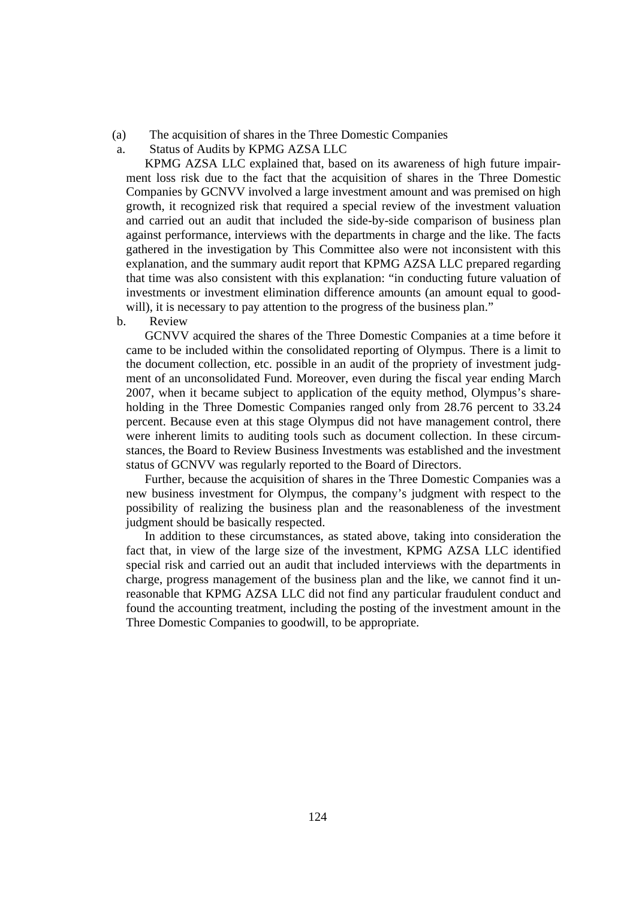(a) The acquisition of shares in the Three Domestic Companies

a. Status of Audits by KPMG AZSA LLC

KPMG AZSA LLC explained that, based on its awareness of high future impairment loss risk due to the fact that the acquisition of shares in the Three Domestic Companies by GCNVV involved a large investment amount and was premised on high growth, it recognized risk that required a special review of the investment valuation and carried out an audit that included the side-by-side comparison of business plan against performance, interviews with the departments in charge and the like. The facts gathered in the investigation by This Committee also were not inconsistent with this explanation, and the summary audit report that KPMG AZSA LLC prepared regarding that time was also consistent with this explanation: "in conducting future valuation of investments or investment elimination difference amounts (an amount equal to goodwill), it is necessary to pay attention to the progress of the business plan."

b. Review

GCNVV acquired the shares of the Three Domestic Companies at a time before it came to be included within the consolidated reporting of Olympus. There is a limit to the document collection, etc. possible in an audit of the propriety of investment judgment of an unconsolidated Fund. Moreover, even during the fiscal year ending March 2007, when it became subject to application of the equity method, Olympus's shareholding in the Three Domestic Companies ranged only from 28.76 percent to 33.24 percent. Because even at this stage Olympus did not have management control, there were inherent limits to auditing tools such as document collection. In these circumstances, the Board to Review Business Investments was established and the investment status of GCNVV was regularly reported to the Board of Directors.

Further, because the acquisition of shares in the Three Domestic Companies was a new business investment for Olympus, the company's judgment with respect to the possibility of realizing the business plan and the reasonableness of the investment judgment should be basically respected.

In addition to these circumstances, as stated above, taking into consideration the fact that, in view of the large size of the investment, KPMG AZSA LLC identified special risk and carried out an audit that included interviews with the departments in charge, progress management of the business plan and the like, we cannot find it unreasonable that KPMG AZSA LLC did not find any particular fraudulent conduct and found the accounting treatment, including the posting of the investment amount in the Three Domestic Companies to goodwill, to be appropriate.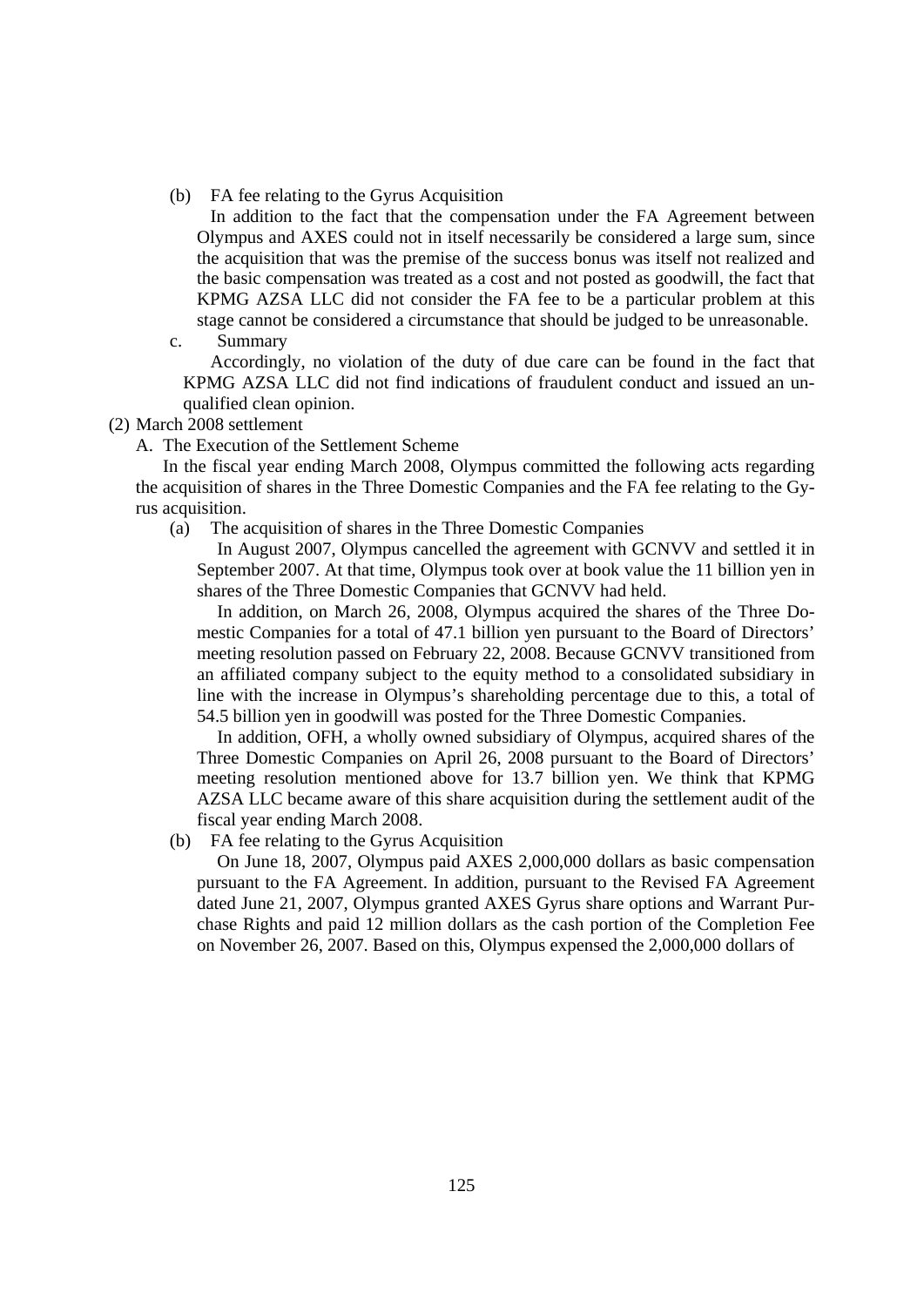(b) FA fee relating to the Gyrus Acquisition

In addition to the fact that the compensation under the FA Agreement between Olympus and AXES could not in itself necessarily be considered a large sum, since the acquisition that was the premise of the success bonus was itself not realized and the basic compensation was treated as a cost and not posted as goodwill, the fact that KPMG AZSA LLC did not consider the FA fee to be a particular problem at this stage cannot be considered a circumstance that should be judged to be unreasonable.

c. Summary

Accordingly, no violation of the duty of due care can be found in the fact that KPMG AZSA LLC did not find indications of fraudulent conduct and issued an unqualified clean opinion.

(2) March 2008 settlement

A. The Execution of the Settlement Scheme

In the fiscal year ending March 2008, Olympus committed the following acts regarding the acquisition of shares in the Three Domestic Companies and the FA fee relating to the Gyrus acquisition.

(a) The acquisition of shares in the Three Domestic Companies

In August 2007, Olympus cancelled the agreement with GCNVV and settled it in September 2007. At that time, Olympus took over at book value the 11 billion yen in shares of the Three Domestic Companies that GCNVV had held.

In addition, on March 26, 2008, Olympus acquired the shares of the Three Domestic Companies for a total of 47.1 billion yen pursuant to the Board of Directors' meeting resolution passed on February 22, 2008. Because GCNVV transitioned from an affiliated company subject to the equity method to a consolidated subsidiary in line with the increase in Olympus's shareholding percentage due to this, a total of 54.5 billion yen in goodwill was posted for the Three Domestic Companies.

In addition, OFH, a wholly owned subsidiary of Olympus, acquired shares of the Three Domestic Companies on April 26, 2008 pursuant to the Board of Directors' meeting resolution mentioned above for 13.7 billion yen. We think that KPMG AZSA LLC became aware of this share acquisition during the settlement audit of the fiscal year ending March 2008.

(b) FA fee relating to the Gyrus Acquisition

On June 18, 2007, Olympus paid AXES 2,000,000 dollars as basic compensation pursuant to the FA Agreement. In addition, pursuant to the Revised FA Agreement dated June 21, 2007, Olympus granted AXES Gyrus share options and Warrant Purchase Rights and paid 12 million dollars as the cash portion of the Completion Fee on November 26, 2007. Based on this, Olympus expensed the 2,000,000 dollars of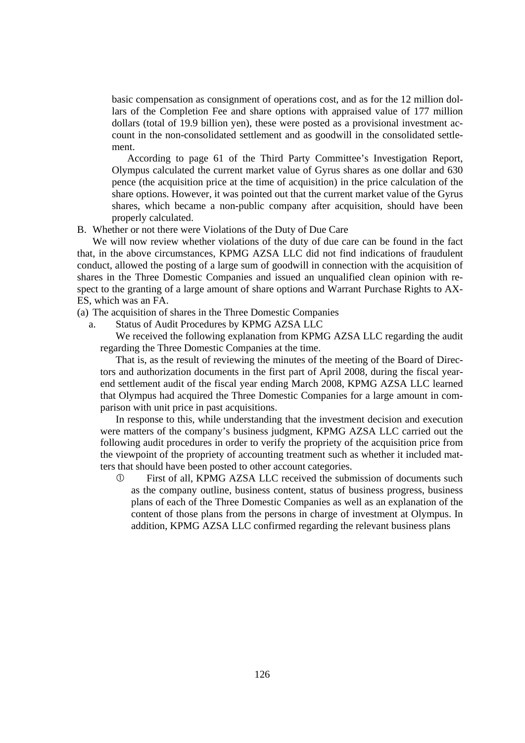basic compensation as consignment of operations cost, and as for the 12 million dollars of the Completion Fee and share options with appraised value of 177 million dollars (total of 19.9 billion yen), these were posted as a provisional investment account in the non-consolidated settlement and as goodwill in the consolidated settlement.

According to page 61 of the Third Party Committee's Investigation Report, Olympus calculated the current market value of Gyrus shares as one dollar and 630 pence (the acquisition price at the time of acquisition) in the price calculation of the share options. However, it was pointed out that the current market value of the Gyrus shares, which became a non-public company after acquisition, should have been properly calculated.

B. Whether or not there were Violations of the Duty of Due Care

We will now review whether violations of the duty of due care can be found in the fact that, in the above circumstances, KPMG AZSA LLC did not find indications of fraudulent conduct, allowed the posting of a large sum of goodwill in connection with the acquisition of shares in the Three Domestic Companies and issued an unqualified clean opinion with respect to the granting of a large amount of share options and Warrant Purchase Rights to AX-ES, which was an FA.

(a) The acquisition of shares in the Three Domestic Companies

a. Status of Audit Procedures by KPMG AZSA LLC

We received the following explanation from KPMG AZSA LLC regarding the audit regarding the Three Domestic Companies at the time.

That is, as the result of reviewing the minutes of the meeting of the Board of Directors and authorization documents in the first part of April 2008, during the fiscal year-end settlement audit of the fiscal year ending March 2008, KPMG AZSA LLC learned that Olympus had acquired the Three Domestic Companies for a large amount in comparison with unit price in past acquisitions.

In response to this, while understanding that the investment decision and execution were matters of the company's business judgment, KPMG AZSA LLC carried out the following audit procedures in order to verify the propriety of the acquisition price from the viewpoint of the propriety of accounting treatment such as whether it included matters that should have been posted to other account categories.

① First of all, KPMG AZSA LLC received the submission of documents such as the company outline, business content, status of business progress, business plans of each of the Three Domestic Companies as well as an explanation of the content of those plans from the persons in charge of investment at Olympus. In addition, KPMG AZSA LLC confirmed regarding the relevant business plans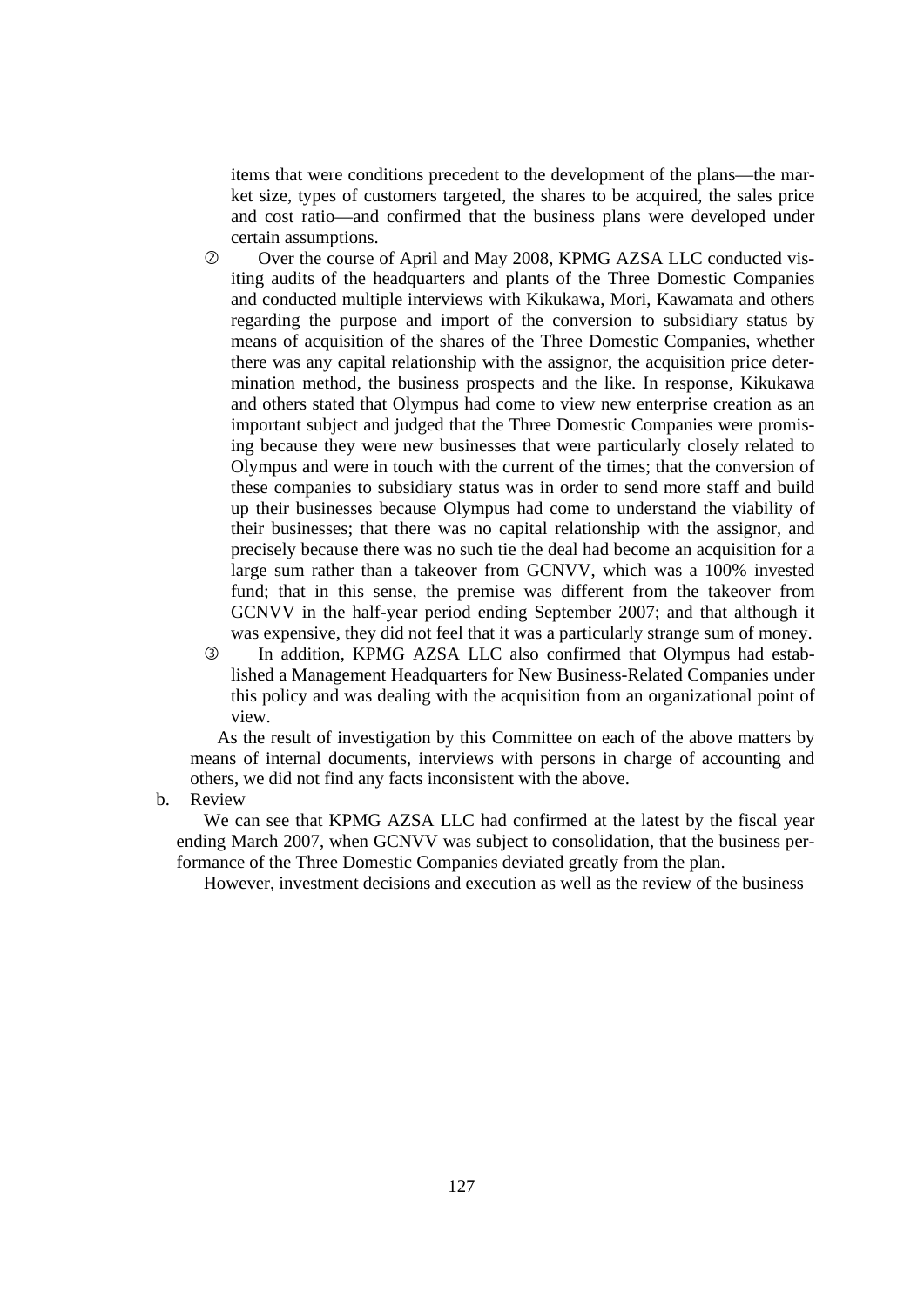items that were conditions precedent to the development of the plans—the market size, types of customers targeted, the shares to be acquired, the sales price and cost ratio—and confirmed that the business plans were developed under certain assumptions.

② Over the course of April and May 2008, KPMG AZSA LLC conducted visiting audits of the headquarters and plants of the Three Domestic Companies and conducted multiple interviews with Kikukawa, Mori, Kawamata and others regarding the purpose and import of the conversion to subsidiary status by means of acquisition of the shares of the Three Domestic Companies, whether there was any capital relationship with the assignor, the acquisition price determination method, the business prospects and the like. In response, Kikukawa and others stated that Olympus had come to view new enterprise creation as an important subject and judged that the Three Domestic Companies were promising because they were new businesses that were particularly closely related to Olympus and were in touch with the current of the times; that the conversion of these companies to subsidiary status was in order to send more staff and build up their businesses because Olympus had come to understand the viability of their businesses; that there was no capital relationship with the assignor, and precisely because there was no such tie the deal had become an acquisition for a large sum rather than a takeover from GCNVV, which was a 100% invested fund; that in this sense, the premise was different from the takeover from GCNVV in the half-year period ending September 2007; and that although it was expensive, they did not feel that it was a particularly strange sum of money.

③ In addition, KPMG AZSA LLC also confirmed that Olympus had established a Management Headquarters for New Business-Related Companies under this policy and was dealing with the acquisition from an organizational point of view.

As the result of investigation by this Committee on each of the above matters by means of internal documents, interviews with persons in charge of accounting and others, we did not find any facts inconsistent with the above.

b. Review

We can see that KPMG AZSA LLC had confirmed at the latest by the fiscal year ending March 2007, when GCNVV was subject to consolidation, that the business performance of the Three Domestic Companies deviated greatly from the plan.

However, investment decisions and execution as well as the review of the business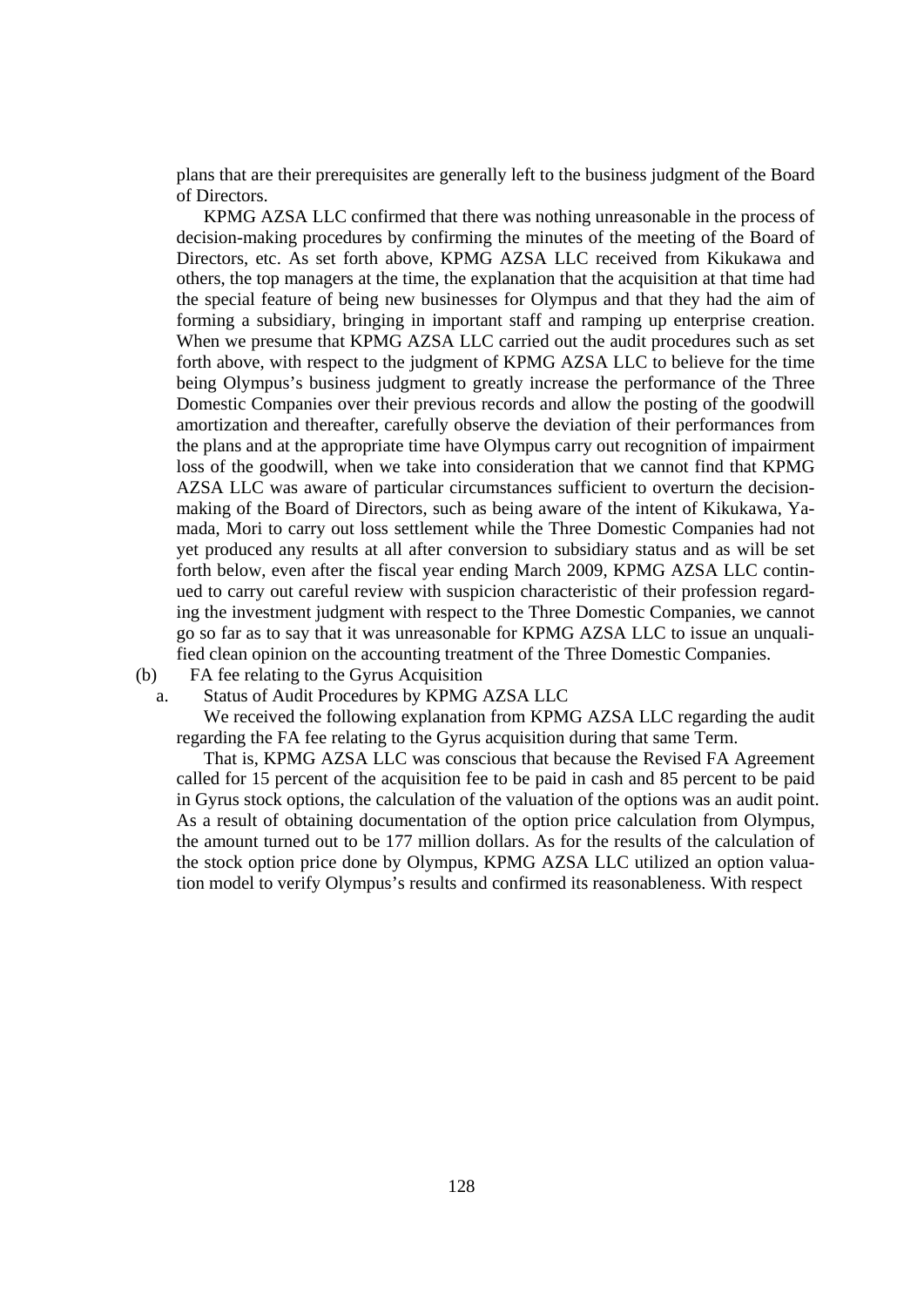plans that are their prerequisites are generally left to the business judgment of the Board of Directors.

KPMG AZSA LLC confirmed that there was nothing unreasonable in the process of decision-making procedures by confirming the minutes of the meeting of the Board of Directors, etc. As set forth above, KPMG AZSA LLC received from Kikukawa and others, the top managers at the time, the explanation that the acquisition at that time had the special feature of being new businesses for Olympus and that they had the aim of forming a subsidiary, bringing in important staff and ramping up enterprise creation. When we presume that KPMG AZSA LLC carried out the audit procedures such as set forth above, with respect to the judgment of KPMG AZSA LLC to believe for the time being Olympus's business judgment to greatly increase the performance of the Three Domestic Companies over their previous records and allow the posting of the goodwill amortization and thereafter, carefully observe the deviation of their performances from the plans and at the appropriate time have Olympus carry out recognition of impairment loss of the goodwill, when we take into consideration that we cannot find that KPMG AZSA LLC was aware of particular circumstances sufficient to overturn the decision-making of the Board of Directors, such as being aware of the intent of Kikukawa, Yamada, Mori to carry out loss settlement while the Three Domestic Companies had not yet produced any results at all after conversion to subsidiary status and as will be set forth below, even after the fiscal year ending March 2009, KPMG AZSA LLC continued to carry out careful review with suspicion characteristic of their profession regarding the investment judgment with respect to the Three Domestic Companies, we cannot go so far as to say that it was unreasonable for KPMG AZSA LLC to issue an unqualified clean opinion on the accounting treatment of the Three Domestic Companies.

(b) FA fee relating to the Gyrus Acquisition

a. Status of Audit Procedures by KPMG AZSA LLC

We received the following explanation from KPMG AZSA LLC regarding the audit regarding the FA fee relating to the Gyrus acquisition during that same Term.

That is, KPMG AZSA LLC was conscious that because the Revised FA Agreement called for 15 percent of the acquisition fee to be paid in cash and 85 percent to be paid in Gyrus stock options, the calculation of the valuation of the options was an audit point. As a result of obtaining documentation of the option price calculation from Olympus, the amount turned out to be 177 million dollars. As for the results of the calculation of the stock option price done by Olympus, KPMG AZSA LLC utilized an option valuation model to verify Olympus's results and confirmed its reasonableness. With respect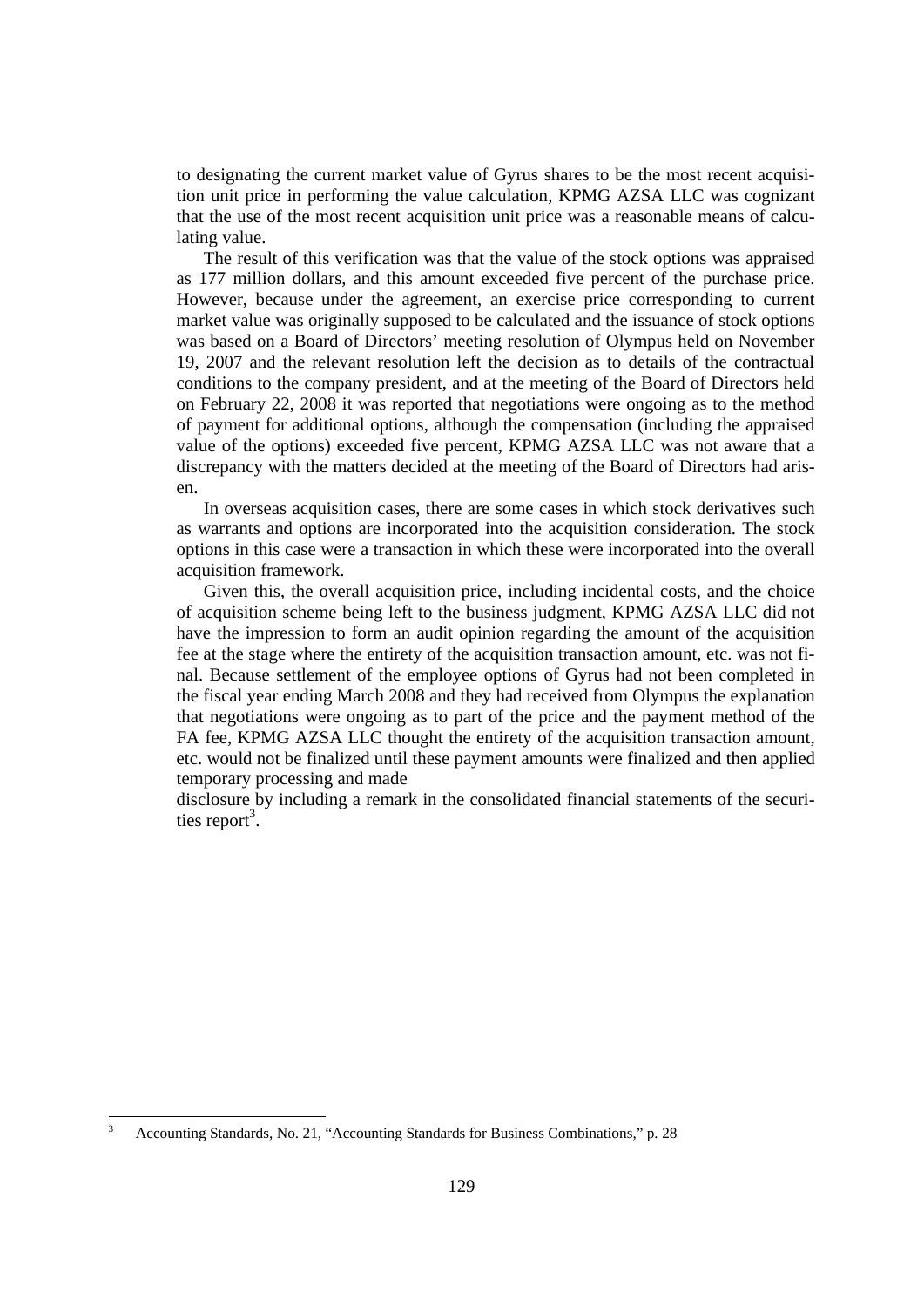to designating the current market value of Gyrus shares to be the most recent acquisition unit price in performing the value calculation, KPMG AZSA LLC was cognizant that the use of the most recent acquisition unit price was a reasonable means of calculating value.

The result of this verification was that the value of the stock options was appraised as 177 million dollars, and this amount exceeded five percent of the purchase price. However, because under the agreement, an exercise price corresponding to current market value was originally supposed to be calculated and the issuance of stock options was based on a Board of Directors' meeting resolution of Olympus held on November 19, 2007 and the relevant resolution left the decision as to details of the contractual conditions to the company president, and at the meeting of the Board of Directors held on February 22, 2008 it was reported that negotiations were ongoing as to the method of payment for additional options, although the compensation (including the appraised value of the options) exceeded five percent, KPMG AZSA LLC was not aware that a discrepancy with the matters decided at the meeting of the Board of Directors had arisen.

In overseas acquisition cases, there are some cases in which stock derivatives such as warrants and options are incorporated into the acquisition consideration. The stock options in this case were a transaction in which these were incorporated into the overall acquisition framework.

Given this, the overall acquisition price, including incidental costs, and the choice of acquisition scheme being left to the business judgment, KPMG AZSA LLC did not have the impression to form an audit opinion regarding the amount of the acquisition fee at the stage where the entirety of the acquisition transaction amount, etc. was not final. Because settlement of the employee options of Gyrus had not been completed in the fiscal year ending March 2008 and they had received from Olympus the explanation that negotiations were ongoing as to part of the price and the payment method of the FA fee, KPMG AZSA LLC thought the entirety of the acquisition transaction amount, etc. would not be finalized until these payment amounts were finalized and then applied temporary processing and made disclosure by including a remark in the consolidated financial statements of the securities report[3].

[3] Accounting Standards, No. 21, "Accounting Standards for Business Combinations," p. 28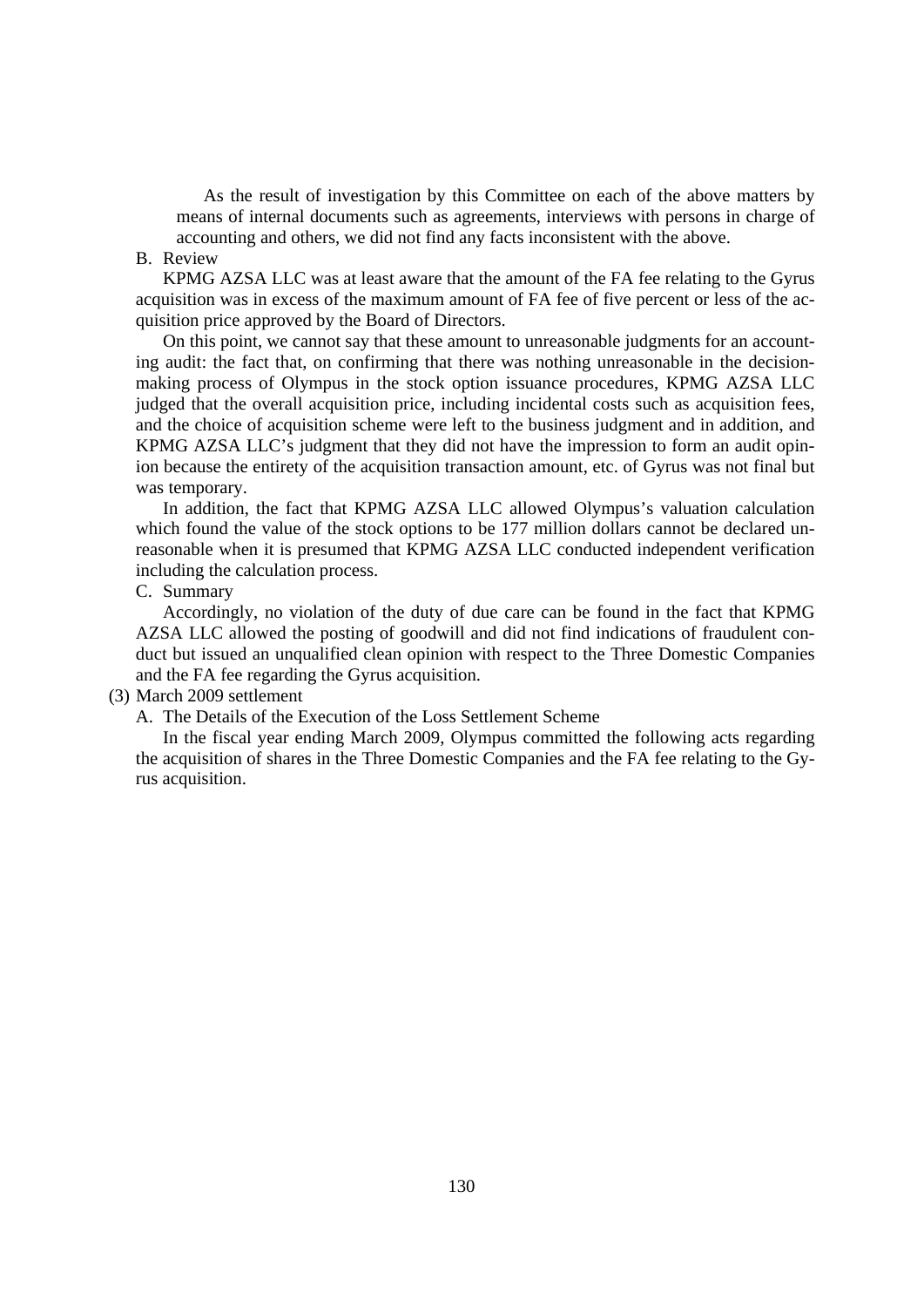As the result of investigation by this Committee on each of the above matters by means of internal documents such as agreements, interviews with persons in charge of accounting and others, we did not find any facts inconsistent with the above.

B. Review

KPMG AZSA LLC was at least aware that the amount of the FA fee relating to the Gyrus acquisition was in excess of the maximum amount of FA fee of five percent or less of the acquisition price approved by the Board of Directors.

On this point, we cannot say that these amount to unreasonable judgments for an accounting audit: the fact that, on confirming that there was nothing unreasonable in the decision-making process of Olympus in the stock option issuance procedures, KPMG AZSA LLC judged that the overall acquisition price, including incidental costs such as acquisition fees, and the choice of acquisition scheme were left to the business judgment and in addition, and KPMG AZSA LLC's judgment that they did not have the impression to form an audit opinion because the entirety of the acquisition transaction amount, etc. of Gyrus was not final but was temporary.

In addition, the fact that KPMG AZSA LLC allowed Olympus's valuation calculation which found the value of the stock options to be 177 million dollars cannot be declared unreasonable when it is presumed that KPMG AZSA LLC conducted independent verification including the calculation process.

C. Summary

Accordingly, no violation of the duty of due care can be found in the fact that KPMG AZSA LLC allowed the posting of goodwill and did not find indications of fraudulent conduct but issued an unqualified clean opinion with respect to the Three Domestic Companies and the FA fee regarding the Gyrus acquisition.

(3) March 2009 settlement

A. The Details of the Execution of the Loss Settlement Scheme

In the fiscal year ending March 2009, Olympus committed the following acts regarding the acquisition of shares in the Three Domestic Companies and the FA fee relating to the Gyrus acquisition.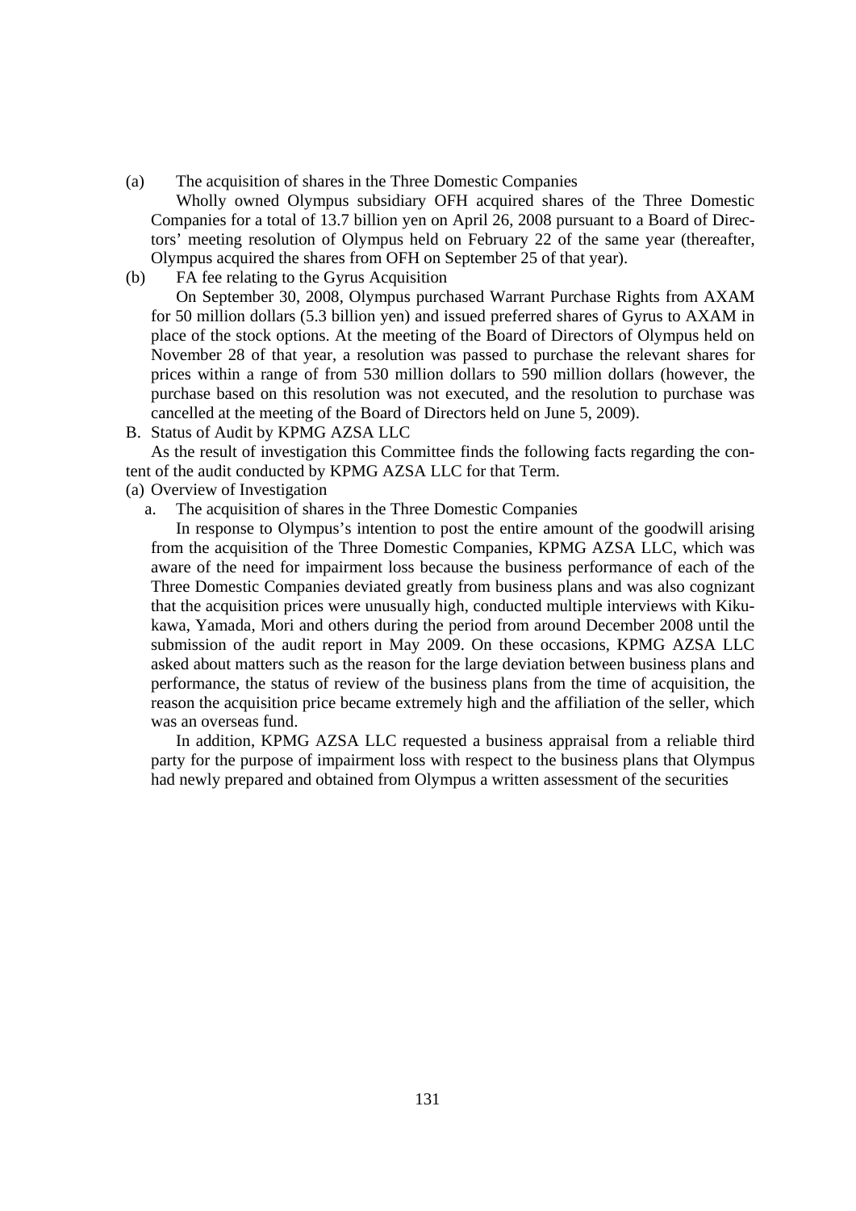(a) The acquisition of shares in the Three Domestic Companies

Wholly owned Olympus subsidiary OFH acquired shares of the Three Domestic Companies for a total of 13.7 billion yen on April 26, 2008 pursuant to a Board of Directors' meeting resolution of Olympus held on February 22 of the same year (thereafter, Olympus acquired the shares from OFH on September 25 of that year).

(b) FA fee relating to the Gyrus Acquisition

On September 30, 2008, Olympus purchased Warrant Purchase Rights from AXAM for 50 million dollars (5.3 billion yen) and issued preferred shares of Gyrus to AXAM in place of the stock options. At the meeting of the Board of Directors of Olympus held on November 28 of that year, a resolution was passed to purchase the relevant shares for prices within a range of from 530 million dollars to 590 million dollars (however, the purchase based on this resolution was not executed, and the resolution to purchase was cancelled at the meeting of the Board of Directors held on June 5, 2009).

B. Status of Audit by KPMG AZSA LLC

As the result of investigation this Committee finds the following facts regarding the content of the audit conducted by KPMG AZSA LLC for that Term.

(a) Overview of Investigation

a. The acquisition of shares in the Three Domestic Companies

In response to Olympus's intention to post the entire amount of the goodwill arising from the acquisition of the Three Domestic Companies, KPMG AZSA LLC, which was aware of the need for impairment loss because the business performance of each of the Three Domestic Companies deviated greatly from business plans and was also cognizant that the acquisition prices were unusually high, conducted multiple interviews with Kikukawa, Yamada, Mori and others during the period from around December 2008 until the submission of the audit report in May 2009. On these occasions, KPMG AZSA LLC asked about matters such as the reason for the large deviation between business plans and performance, the status of review of the business plans from the time of acquisition, the reason the acquisition price became extremely high and the affiliation of the seller, which was an overseas fund.

In addition, KPMG AZSA LLC requested a business appraisal from a reliable third party for the purpose of impairment loss with respect to the business plans that Olympus had newly prepared and obtained from Olympus a written assessment of the securities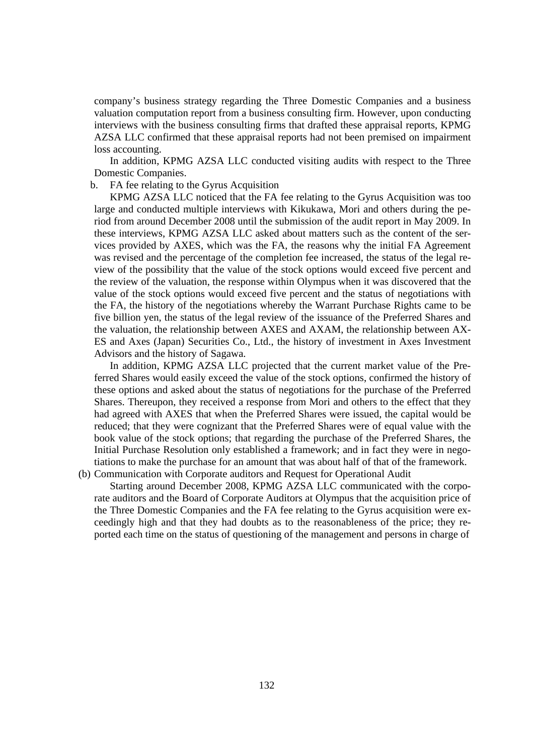company's business strategy regarding the Three Domestic Companies and a business valuation computation report from a business consulting firm. However, upon conducting interviews with the business consulting firms that drafted these appraisal reports, KPMG AZSA LLC confirmed that these appraisal reports had not been premised on impairment loss accounting.

In addition, KPMG AZSA LLC conducted visiting audits with respect to the Three Domestic Companies.

b. FA fee relating to the Gyrus Acquisition

KPMG AZSA LLC noticed that the FA fee relating to the Gyrus Acquisition was too large and conducted multiple interviews with Kikukawa, Mori and others during the period from around December 2008 until the submission of the audit report in May 2009. In these interviews, KPMG AZSA LLC asked about matters such as the content of the services provided by AXES, which was the FA, the reasons why the initial FA Agreement was revised and the percentage of the completion fee increased, the status of the legal review of the possibility that the value of the stock options would exceed five percent and the review of the valuation, the response within Olympus when it was discovered that the value of the stock options would exceed five percent and the status of negotiations with the FA, the history of the negotiations whereby the Warrant Purchase Rights came to be five billion yen, the status of the legal review of the issuance of the Preferred Shares and the valuation, the relationship between AXES and AXAM, the relationship between AXES and Axes (Japan) Securities Co., Ltd., the history of investment in Axes Investment Advisors and the history of Sagawa.

In addition, KPMG AZSA LLC projected that the current market value of the Preferred Shares would easily exceed the value of the stock options, confirmed the history of these options and asked about the status of negotiations for the purchase of the Preferred Shares. Thereupon, they received a response from Mori and others to the effect that they had agreed with AXES that when the Preferred Shares were issued, the capital would be reduced; that they were cognizant that the Preferred Shares were of equal value with the book value of the stock options; that regarding the purchase of the Preferred Shares, the Initial Purchase Resolution only established a framework; and in fact they were in negotiations to make the purchase for an amount that was about half of that of the framework.

(b) Communication with Corporate auditors and Request for Operational Audit

Starting around December 2008, KPMG AZSA LLC communicated with the corporate auditors and the Board of Corporate Auditors at Olympus that the acquisition price of the Three Domestic Companies and the FA fee relating to the Gyrus acquisition were exceedingly high and that they had doubts as to the reasonableness of the price; they reported each time on the status of questioning of the management and persons in charge of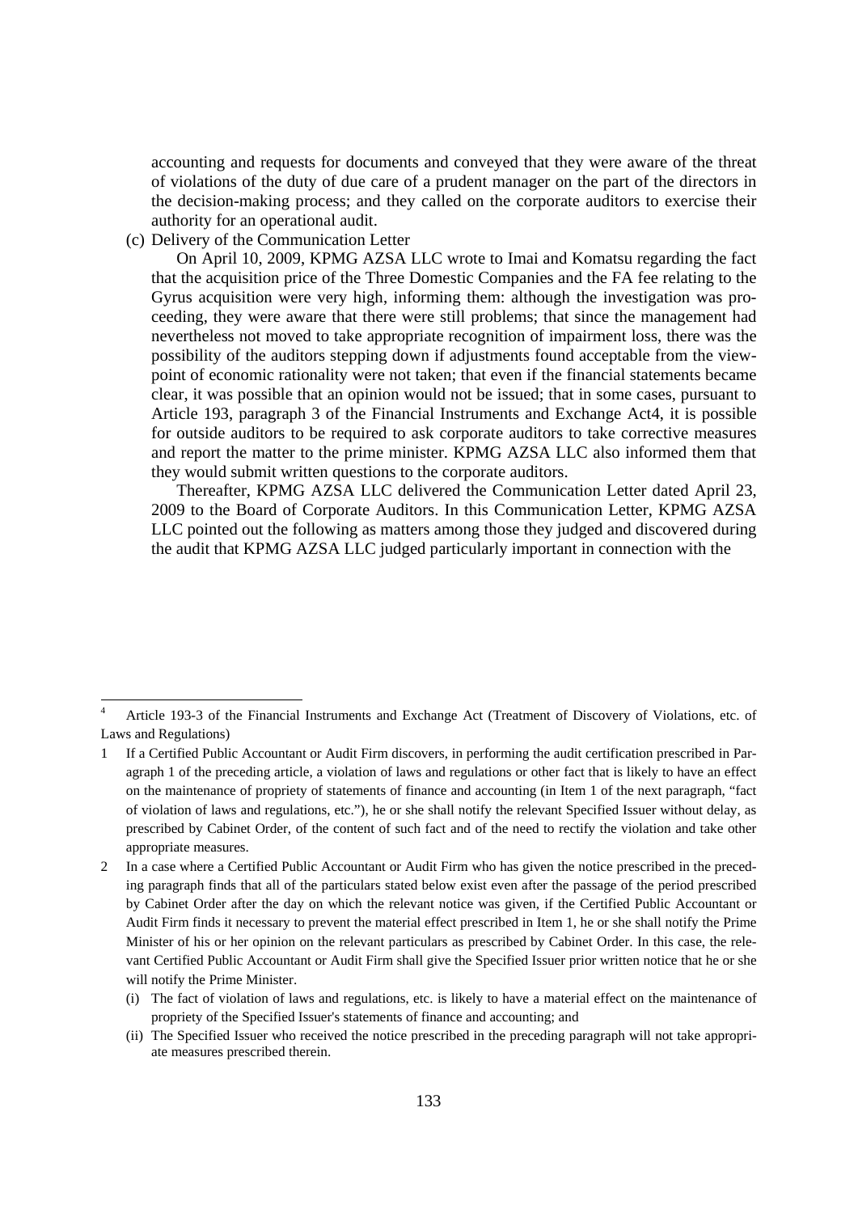accounting and requests for documents and conveyed that they were aware of the threat of violations of the duty of due care of a prudent manager on the part of the directors in the decision-making process; and they called on the corporate auditors to exercise their authority for an operational audit.

(c) Delivery of the Communication Letter

On April 10, 2009, KPMG AZSA LLC wrote to Imai and Komatsu regarding the fact that the acquisition price of the Three Domestic Companies and the FA fee relating to the Gyrus acquisition were very high, informing them: although the investigation was proceeding, they were aware that there were still problems; that since the management had nevertheless not moved to take appropriate recognition of impairment loss, there was the possibility of the auditors stepping down if adjustments found acceptable from the viewpoint of economic rationality were not taken; that even if the financial statements became clear, it was possible that an opinion would not be issued; that in some cases, pursuant to Article 193, paragraph 3 of the Financial Instruments and Exchange Act[4], it is possible for outside auditors to be required to ask corporate auditors to take corrective measures and report the matter to the prime minister. KPMG AZSA LLC also informed them that they would submit written questions to the corporate auditors.

Thereafter, KPMG AZSA LLC delivered the Communication Letter dated April 23, 2009 to the Board of Corporate Auditors. In this Communication Letter, KPMG AZSA LLC pointed out the following as matters among those they judged and discovered during the audit that KPMG AZSA LLC judged particularly important in connection with the

---

[4] Article 193-3 of the Financial Instruments and Exchange Act (Treatment of Discovery of Violations, etc. of Laws and Regulations)

1 If a Certified Public Accountant or Audit Firm discovers, in performing the audit certification prescribed in Paragraph 1 of the preceding article, a violation of laws and regulations or other fact that is likely to have an effect on the maintenance of propriety of statements of finance and accounting (in Item 1 of the next paragraph, "fact of violation of laws and regulations, etc."), he or she shall notify the relevant Specified Issuer without delay, as prescribed by Cabinet Order, of the content of such fact and of the need to rectify the violation and take other appropriate measures.

2 In a case where a Certified Public Accountant or Audit Firm who has given the notice prescribed in the preceding paragraph finds that all of the particulars stated below exist even after the passage of the period prescribed by Cabinet Order after the day on which the relevant notice was given, if the Certified Public Accountant or Audit Firm finds it necessary to prevent the material effect prescribed in Item 1, he or she shall notify the Prime Minister of his or her opinion on the relevant particulars as prescribed by Cabinet Order. In this case, the relevant Certified Public Accountant or Audit Firm shall give the Specified Issuer prior written notice that he or she will notify the Prime Minister.

(i) The fact of violation of laws and regulations, etc. is likely to have a material effect on the maintenance of propriety of the Specified Issuer's statements of finance and accounting; and

(ii) The Specified Issuer who received the notice prescribed in the preceding paragraph will not take appropriate measures prescribed therein.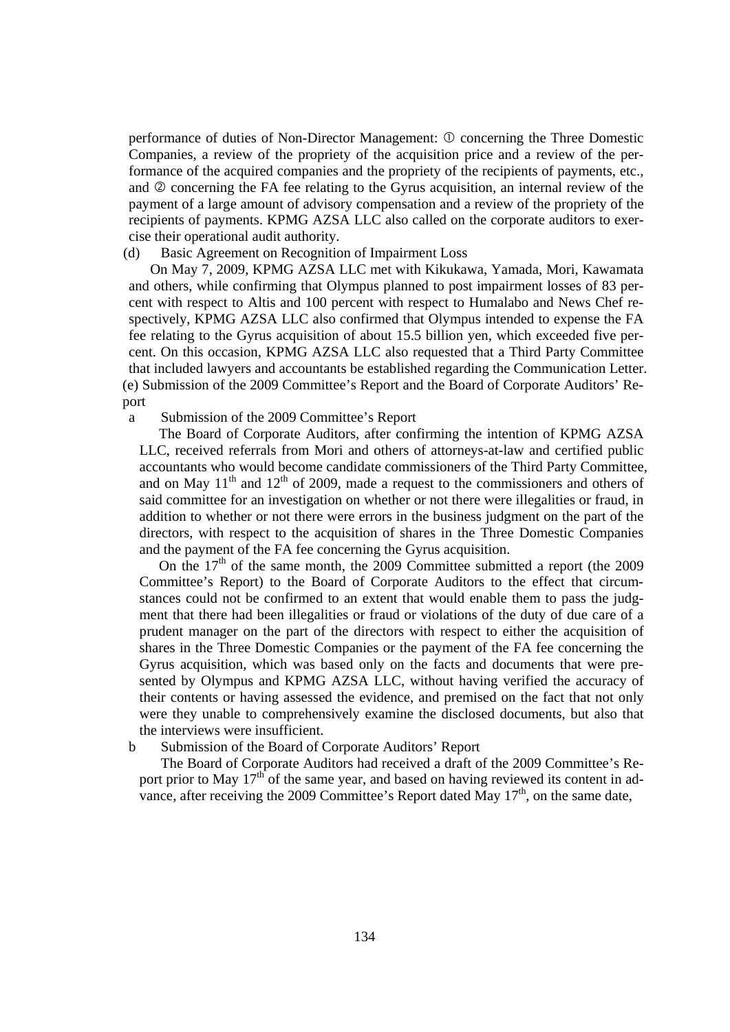performance of duties of Non-Director Management: ① concerning the Three Domestic Companies, a review of the propriety of the acquisition price and a review of the performance of the acquired companies and the propriety of the recipients of payments, etc., and ② concerning the FA fee relating to the Gyrus acquisition, an internal review of the payment of a large amount of advisory compensation and a review of the propriety of the recipients of payments. KPMG AZSA LLC also called on the corporate auditors to exercise their operational audit authority.

(d) Basic Agreement on Recognition of Impairment Loss

On May 7, 2009, KPMG AZSA LLC met with Kikukawa, Yamada, Mori, Kawamata and others, while confirming that Olympus planned to post impairment losses of 83 percent with respect to Altis and 100 percent with respect to Humalabo and News Chef respectively, KPMG AZSA LLC also confirmed that Olympus intended to expense the FA fee relating to the Gyrus acquisition of about 15.5 billion yen, which exceeded five percent. On this occasion, KPMG AZSA LLC also requested that a Third Party Committee that included lawyers and accountants be established regarding the Communication Letter.

(e) Submission of the 2009 Committee's Report and the Board of Corporate Auditors' Report

a Submission of the 2009 Committee's Report

The Board of Corporate Auditors, after confirming the intention of KPMG AZSA LLC, received referrals from Mori and others of attorneys-at-law and certified public accountants who would become candidate commissioners of the Third Party Committee, and on May 11th and 12th of 2009, made a request to the commissioners and others of said committee for an investigation on whether or not there were illegalities or fraud, in addition to whether or not there were errors in the business judgment on the part of the directors, with respect to the acquisition of shares in the Three Domestic Companies and the payment of the FA fee concerning the Gyrus acquisition.

On the 17th of the same month, the 2009 Committee submitted a report (the 2009 Committee's Report) to the Board of Corporate Auditors to the effect that circumstances could not be confirmed to an extent that would enable them to pass the judgment that there had been illegalities or fraud or violations of the duty of due care of a prudent manager on the part of the directors with respect to either the acquisition of shares in the Three Domestic Companies or the payment of the FA fee concerning the Gyrus acquisition, which was based only on the facts and documents that were presented by Olympus and KPMG AZSA LLC, without having verified the accuracy of their contents or having assessed the evidence, and premised on the fact that not only were they unable to comprehensively examine the disclosed documents, but also that the interviews were insufficient.

b Submission of the Board of Corporate Auditors' Report

The Board of Corporate Auditors had received a draft of the 2009 Committee's Report prior to May 17th of the same year, and based on having reviewed its content in advance, after receiving the 2009 Committee's Report dated May 17th, on the same date,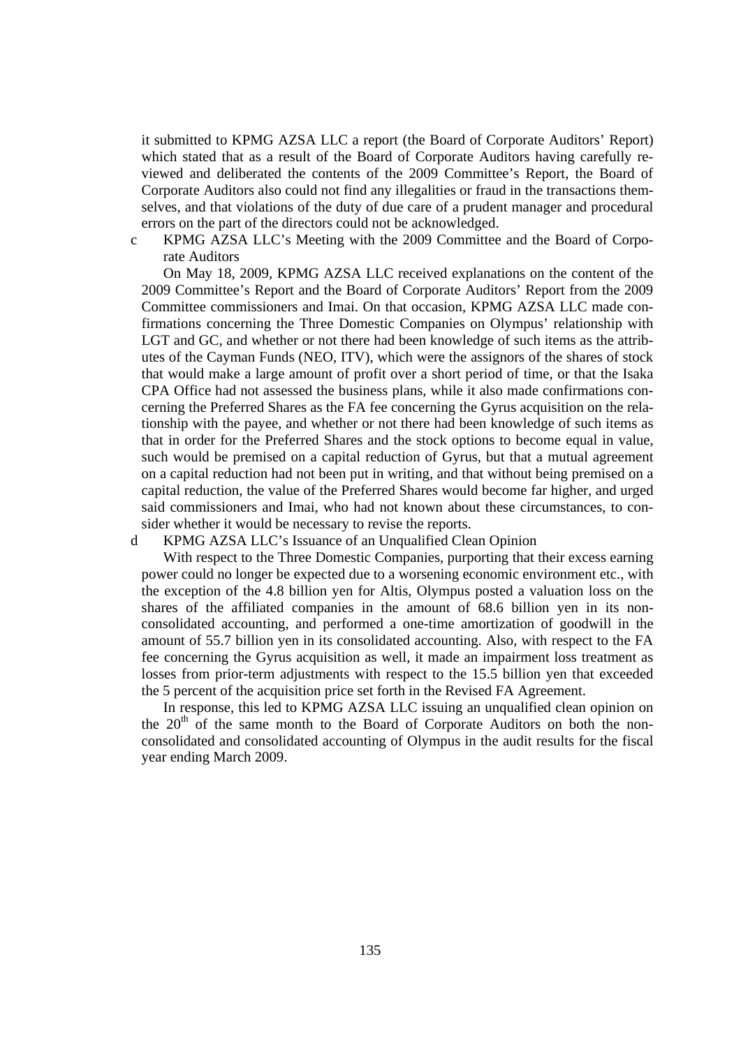it submitted to KPMG AZSA LLC a report (the Board of Corporate Auditors' Report) which stated that as a result of the Board of Corporate Auditors having carefully reviewed and deliberated the contents of the 2009 Committee's Report, the Board of Corporate Auditors also could not find any illegalities or fraud in the transactions themselves, and that violations of the duty of due care of a prudent manager and procedural errors on the part of the directors could not be acknowledged.

c KPMG AZSA LLC's Meeting with the 2009 Committee and the Board of Corporate Auditors

On May 18, 2009, KPMG AZSA LLC received explanations on the content of the 2009 Committee's Report and the Board of Corporate Auditors' Report from the 2009 Committee commissioners and Imai. On that occasion, KPMG AZSA LLC made confirmations concerning the Three Domestic Companies on Olympus' relationship with LGT and GC, and whether or not there had been knowledge of such items as the attributes of the Cayman Funds (NEO, ITV), which were the assignors of the shares of stock that would make a large amount of profit over a short period of time, or that the Isaka CPA Office had not assessed the business plans, while it also made confirmations concerning the Preferred Shares as the FA fee concerning the Gyrus acquisition on the relationship with the payee, and whether or not there had been knowledge of such items as that in order for the Preferred Shares and the stock options to become equal in value, such would be premised on a capital reduction of Gyrus, but that a mutual agreement on a capital reduction had not been put in writing, and that without being premised on a capital reduction, the value of the Preferred Shares would become far higher, and urged said commissioners and Imai, who had not known about these circumstances, to consider whether it would be necessary to revise the reports.

d KPMG AZSA LLC's Issuance of an Unqualified Clean Opinion

With respect to the Three Domestic Companies, purporting that their excess earning power could no longer be expected due to a worsening economic environment etc., with the exception of the 4.8 billion yen for Altis, Olympus posted a valuation loss on the shares of the affiliated companies in the amount of 68.6 billion yen in its non-consolidated accounting, and performed a one-time amortization of goodwill in the amount of 55.7 billion yen in its consolidated accounting. Also, with respect to the FA fee concerning the Gyrus acquisition as well, it made an impairment loss treatment as losses from prior-term adjustments with respect to the 15.5 billion yen that exceeded the 5 percent of the acquisition price set forth in the Revised FA Agreement.

In response, this led to KPMG AZSA LLC issuing an unqualified clean opinion on the 20th of the same month to the Board of Corporate Auditors on both the non-consolidated and consolidated accounting of Olympus in the audit results for the fiscal year ending March 2009.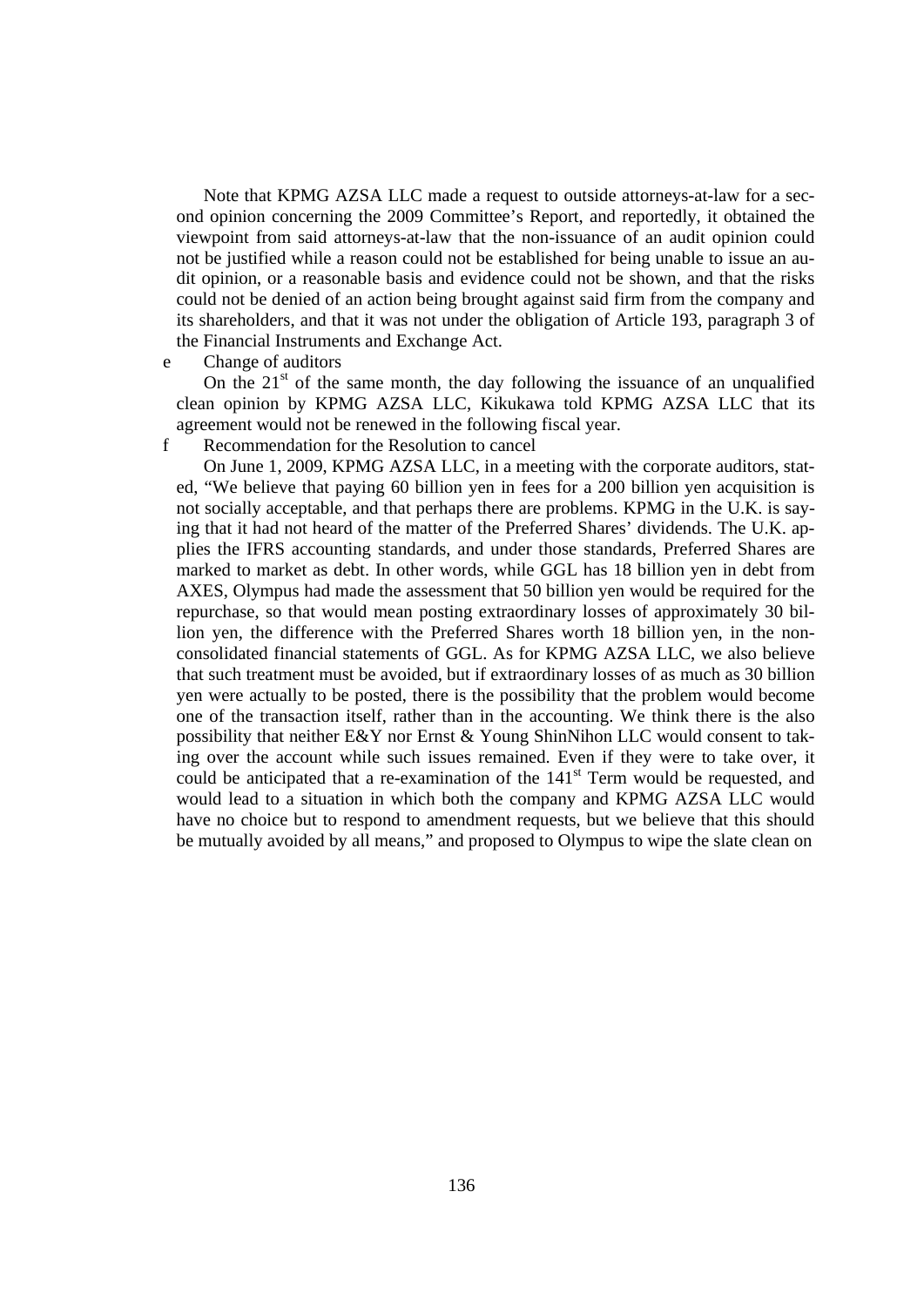Note that KPMG AZSA LLC made a request to outside attorneys-at-law for a second opinion concerning the 2009 Committee's Report, and reportedly, it obtained the viewpoint from said attorneys-at-law that the non-issuance of an audit opinion could not be justified while a reason could not be established for being unable to issue an audit opinion, or a reasonable basis and evidence could not be shown, and that the risks could not be denied of an action being brought against said firm from the company and its shareholders, and that it was not under the obligation of Article 193, paragraph 3 of the Financial Instruments and Exchange Act.

e Change of auditors

On the 21st of the same month, the day following the issuance of an unqualified clean opinion by KPMG AZSA LLC, Kikukawa told KPMG AZSA LLC that its agreement would not be renewed in the following fiscal year.

f Recommendation for the Resolution to cancel

On June 1, 2009, KPMG AZSA LLC, in a meeting with the corporate auditors, stated, "We believe that paying 60 billion yen in fees for a 200 billion yen acquisition is not socially acceptable, and that perhaps there are problems. KPMG in the U.K. is saying that it had not heard of the matter of the Preferred Shares' dividends. The U.K. applies the IFRS accounting standards, and under those standards, Preferred Shares are marked to market as debt. In other words, while GGL has 18 billion yen in debt from AXES, Olympus had made the assessment that 50 billion yen would be required for the repurchase, so that would mean posting extraordinary losses of approximately 30 billion yen, the difference with the Preferred Shares worth 18 billion yen, in the non-consolidated financial statements of GGL. As for KPMG AZSA LLC, we also believe that such treatment must be avoided, but if extraordinary losses of as much as 30 billion yen were actually to be posted, there is the possibility that the problem would become one of the transaction itself, rather than in the accounting. We think there is the also possibility that neither E&Y nor Ernst & Young ShinNihon LLC would consent to taking over the account while such issues remained. Even if they were to take over, it could be anticipated that a re-examination of the 141st Term would be requested, and would lead to a situation in which both the company and KPMG AZSA LLC would have no choice but to respond to amendment requests, but we believe that this should be mutually avoided by all means," and proposed to Olympus to wipe the slate clean on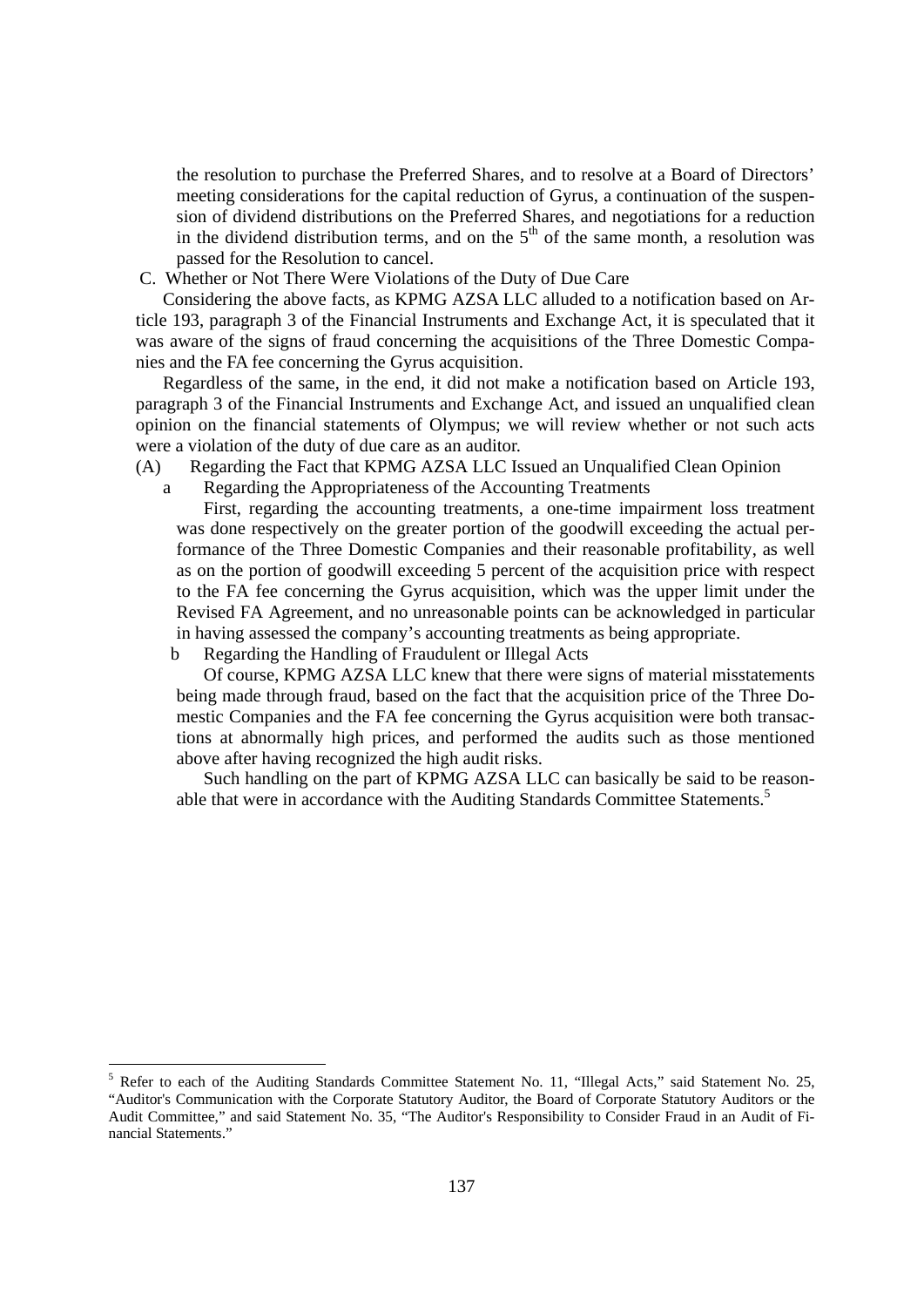the resolution to purchase the Preferred Shares, and to resolve at a Board of Directors' meeting considerations for the capital reduction of Gyrus, a continuation of the suspension of dividend distributions on the Preferred Shares, and negotiations for a reduction in the dividend distribution terms, and on the 5th of the same month, a resolution was passed for the Resolution to cancel.

C. Whether or Not There Were Violations of the Duty of Due Care

Considering the above facts, as KPMG AZSA LLC alluded to a notification based on Article 193, paragraph 3 of the Financial Instruments and Exchange Act, it is speculated that it was aware of the signs of fraud concerning the acquisitions of the Three Domestic Companies and the FA fee concerning the Gyrus acquisition.

Regardless of the same, in the end, it did not make a notification based on Article 193, paragraph 3 of the Financial Instruments and Exchange Act, and issued an unqualified clean opinion on the financial statements of Olympus; we will review whether or not such acts were a violation of the duty of due care as an auditor.

(A) Regarding the Fact that KPMG AZSA LLC Issued an Unqualified Clean Opinion

a Regarding the Appropriateness of the Accounting Treatments

First, regarding the accounting treatments, a one-time impairment loss treatment was done respectively on the greater portion of the goodwill exceeding the actual performance of the Three Domestic Companies and their reasonable profitability, as well as on the portion of goodwill exceeding 5 percent of the acquisition price with respect to the FA fee concerning the Gyrus acquisition, which was the upper limit under the Revised FA Agreement, and no unreasonable points can be acknowledged in particular in having assessed the company's accounting treatments as being appropriate.

b Regarding the Handling of Fraudulent or Illegal Acts

Of course, KPMG AZSA LLC knew that there were signs of material misstatements being made through fraud, based on the fact that the acquisition price of the Three Domestic Companies and the FA fee concerning the Gyrus acquisition were both transactions at abnormally high prices, and performed the audits such as those mentioned above after having recognized the high audit risks.

Such handling on the part of KPMG AZSA LLC can basically be said to be reasonable that were in accordance with the Auditing Standards Committee Statements.[5]

---

[5] Refer to each of the Auditing Standards Committee Statement No. 11, "Illegal Acts," said Statement No. 25, "Auditor's Communication with the Corporate Statutory Auditor, the Board of Corporate Statutory Auditors or the Audit Committee," and said Statement No. 35, "The Auditor's Responsibility to Consider Fraud in an Audit of Financial Statements."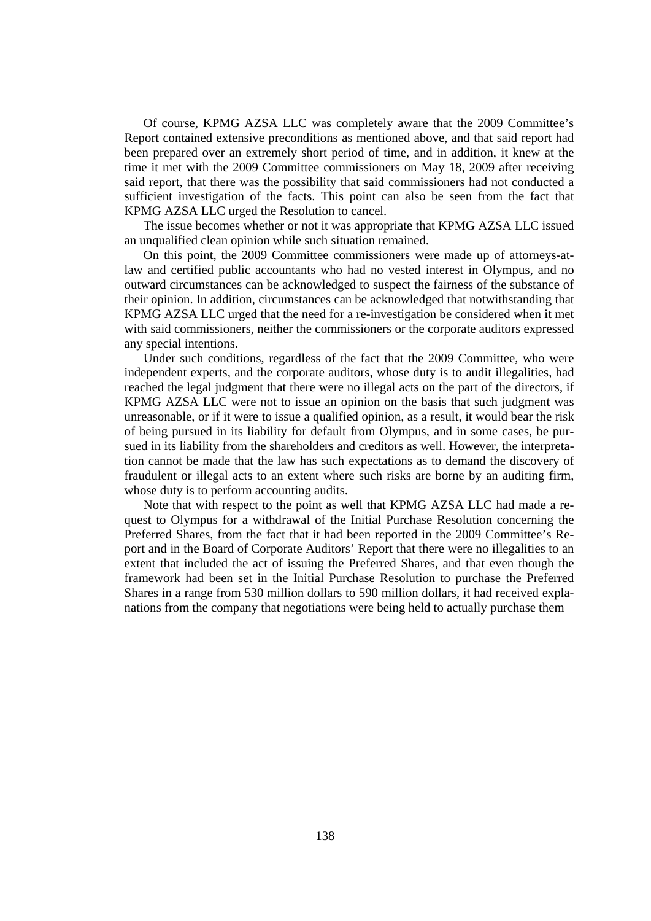Of course, KPMG AZSA LLC was completely aware that the 2009 Committee's Report contained extensive preconditions as mentioned above, and that said report had been prepared over an extremely short period of time, and in addition, it knew at the time it met with the 2009 Committee commissioners on May 18, 2009 after receiving said report, that there was the possibility that said commissioners had not conducted a sufficient investigation of the facts. This point can also be seen from the fact that KPMG AZSA LLC urged the Resolution to cancel.

The issue becomes whether or not it was appropriate that KPMG AZSA LLC issued an unqualified clean opinion while such situation remained.

On this point, the 2009 Committee commissioners were made up of attorneys-at-law and certified public accountants who had no vested interest in Olympus, and no outward circumstances can be acknowledged to suspect the fairness of the substance of their opinion. In addition, circumstances can be acknowledged that notwithstanding that KPMG AZSA LLC urged that the need for a re-investigation be considered when it met with said commissioners, neither the commissioners or the corporate auditors expressed any special intentions.

Under such conditions, regardless of the fact that the 2009 Committee, who were independent experts, and the corporate auditors, whose duty is to audit illegalities, had reached the legal judgment that there were no illegal acts on the part of the directors, if KPMG AZSA LLC were not to issue an opinion on the basis that such judgment was unreasonable, or if it were to issue a qualified opinion, as a result, it would bear the risk of being pursued in its liability for default from Olympus, and in some cases, be pursued in its liability from the shareholders and creditors as well. However, the interpretation cannot be made that the law has such expectations as to demand the discovery of fraudulent or illegal acts to an extent where such risks are borne by an auditing firm, whose duty is to perform accounting audits.

Note that with respect to the point as well that KPMG AZSA LLC had made a request to Olympus for a withdrawal of the Initial Purchase Resolution concerning the Preferred Shares, from the fact that it had been reported in the 2009 Committee's Report and in the Board of Corporate Auditors' Report that there were no illegalities to an extent that included the act of issuing the Preferred Shares, and that even though the framework had been set in the Initial Purchase Resolution to purchase the Preferred Shares in a range from 530 million dollars to 590 million dollars, it had received explanations from the company that negotiations were being held to actually purchase them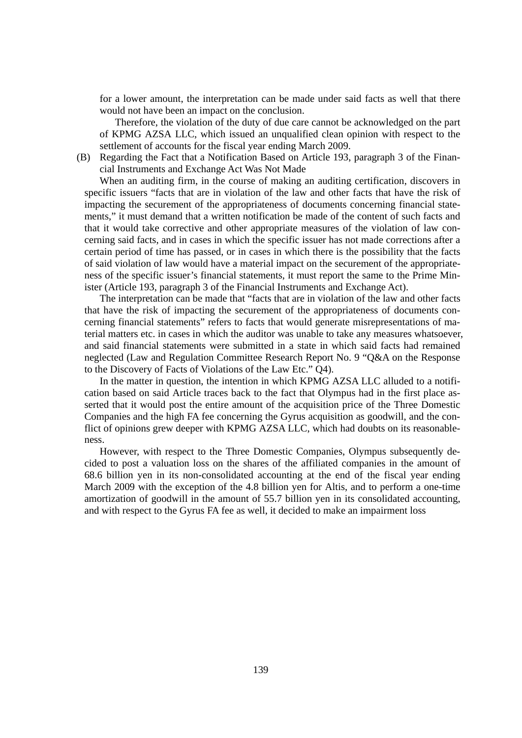for a lower amount, the interpretation can be made under said facts as well that there would not have been an impact on the conclusion.

Therefore, the violation of the duty of due care cannot be acknowledged on the part of KPMG AZSA LLC, which issued an unqualified clean opinion with respect to the settlement of accounts for the fiscal year ending March 2009.

(B) Regarding the Fact that a Notification Based on Article 193, paragraph 3 of the Financial Instruments and Exchange Act Was Not Made

When an auditing firm, in the course of making an auditing certification, discovers in specific issuers "facts that are in violation of the law and other facts that have the risk of impacting the securement of the appropriateness of documents concerning financial statements," it must demand that a written notification be made of the content of such facts and that it would take corrective and other appropriate measures of the violation of law concerning said facts, and in cases in which the specific issuer has not made corrections after a certain period of time has passed, or in cases in which there is the possibility that the facts of said violation of law would have a material impact on the securement of the appropriateness of the specific issuer's financial statements, it must report the same to the Prime Minister (Article 193, paragraph 3 of the Financial Instruments and Exchange Act).

The interpretation can be made that "facts that are in violation of the law and other facts that have the risk of impacting the securement of the appropriateness of documents concerning financial statements" refers to facts that would generate misrepresentations of material matters etc. in cases in which the auditor was unable to take any measures whatsoever, and said financial statements were submitted in a state in which said facts had remained neglected (Law and Regulation Committee Research Report No. 9 "Q&A on the Response to the Discovery of Facts of Violations of the Law Etc." Q4).

In the matter in question, the intention in which KPMG AZSA LLC alluded to a notification based on said Article traces back to the fact that Olympus had in the first place asserted that it would post the entire amount of the acquisition price of the Three Domestic Companies and the high FA fee concerning the Gyrus acquisition as goodwill, and the conflict of opinions grew deeper with KPMG AZSA LLC, which had doubts on its reasonableness.

However, with respect to the Three Domestic Companies, Olympus subsequently decided to post a valuation loss on the shares of the affiliated companies in the amount of 68.6 billion yen in its non-consolidated accounting at the end of the fiscal year ending March 2009 with the exception of the 4.8 billion yen for Altis, and to perform a one-time amortization of goodwill in the amount of 55.7 billion yen in its consolidated accounting, and with respect to the Gyrus FA fee as well, it decided to make an impairment loss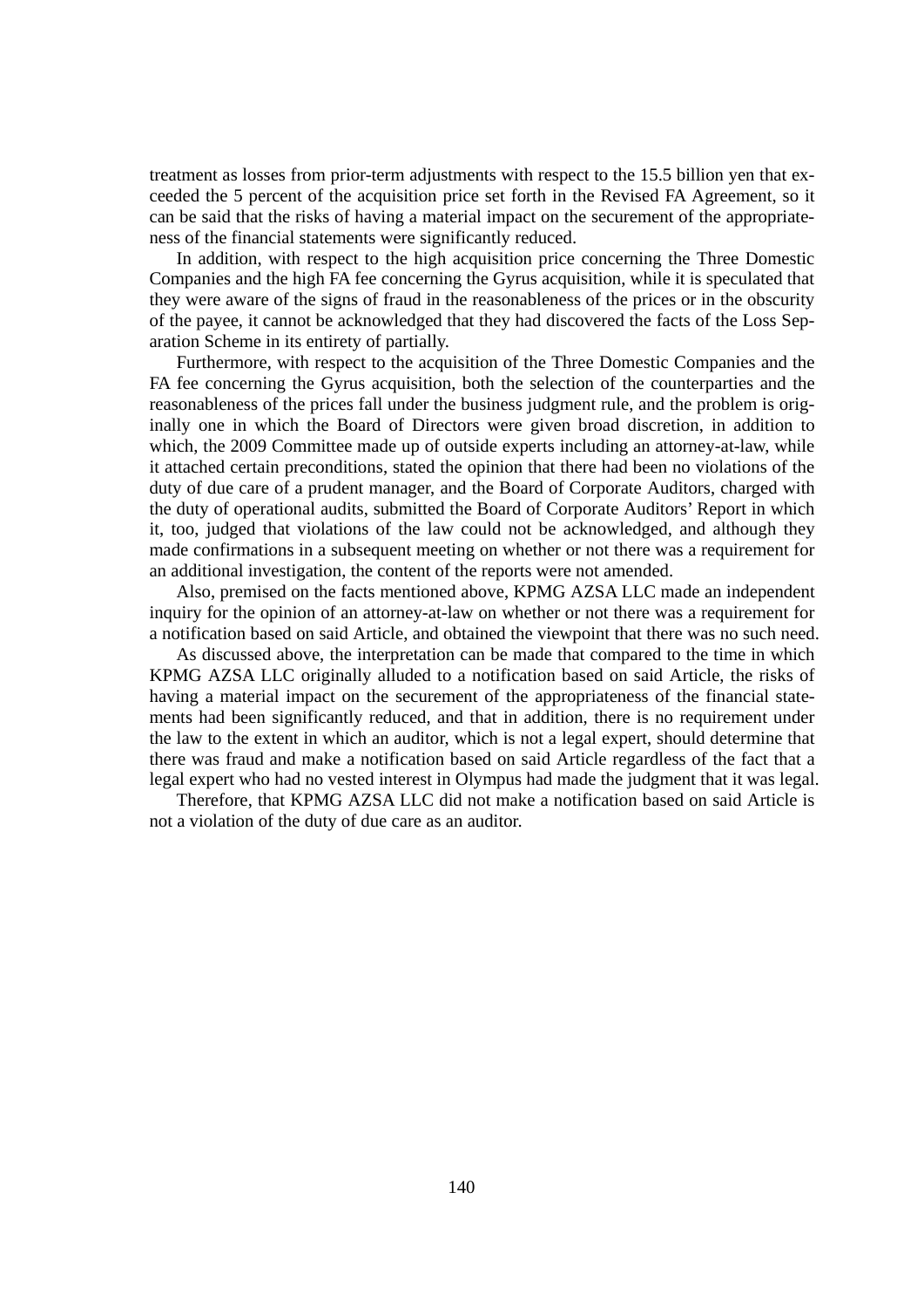treatment as losses from prior-term adjustments with respect to the 15.5 billion yen that exceeded the 5 percent of the acquisition price set forth in the Revised FA Agreement, so it can be said that the risks of having a material impact on the securement of the appropriateness of the financial statements were significantly reduced.

In addition, with respect to the high acquisition price concerning the Three Domestic Companies and the high FA fee concerning the Gyrus acquisition, while it is speculated that they were aware of the signs of fraud in the reasonableness of the prices or in the obscurity of the payee, it cannot be acknowledged that they had discovered the facts of the Loss Separation Scheme in its entirety of partially.

Furthermore, with respect to the acquisition of the Three Domestic Companies and the FA fee concerning the Gyrus acquisition, both the selection of the counterparties and the reasonableness of the prices fall under the business judgment rule, and the problem is originally one in which the Board of Directors were given broad discretion, in addition to which, the 2009 Committee made up of outside experts including an attorney-at-law, while it attached certain preconditions, stated the opinion that there had been no violations of the duty of due care of a prudent manager, and the Board of Corporate Auditors, charged with the duty of operational audits, submitted the Board of Corporate Auditors' Report in which it, too, judged that violations of the law could not be acknowledged, and although they made confirmations in a subsequent meeting on whether or not there was a requirement for an additional investigation, the content of the reports were not amended.

Also, premised on the facts mentioned above, KPMG AZSA LLC made an independent inquiry for the opinion of an attorney-at-law on whether or not there was a requirement for a notification based on said Article, and obtained the viewpoint that there was no such need.

As discussed above, the interpretation can be made that compared to the time in which KPMG AZSA LLC originally alluded to a notification based on said Article, the risks of having a material impact on the securement of the appropriateness of the financial statements had been significantly reduced, and that in addition, there is no requirement under the law to the extent in which an auditor, which is not a legal expert, should determine that there was fraud and make a notification based on said Article regardless of the fact that a legal expert who had no vested interest in Olympus had made the judgment that it was legal.

Therefore, that KPMG AZSA LLC did not make a notification based on said Article is not a violation of the duty of due care as an auditor.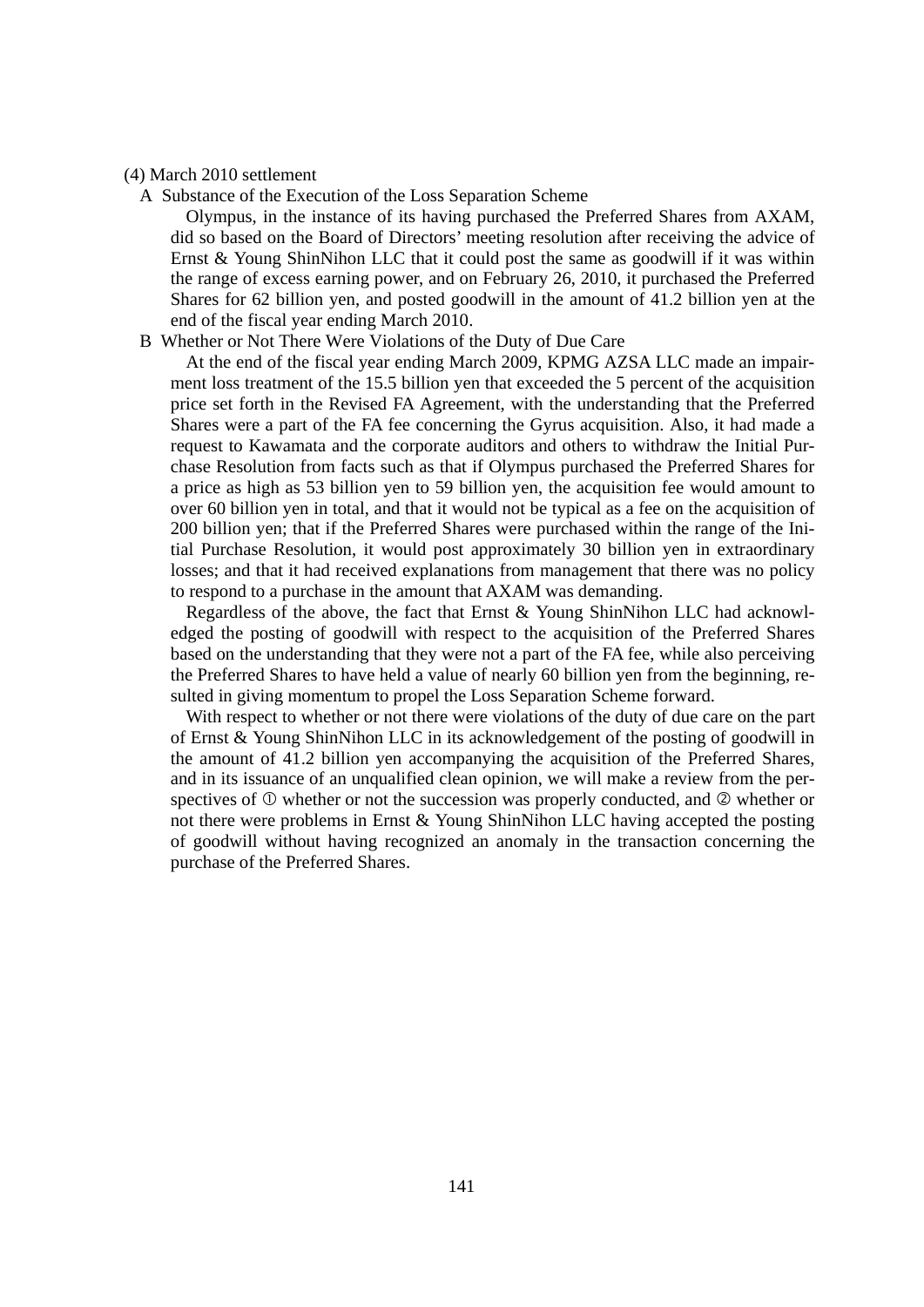(4) March 2010 settlement

A Substance of the Execution of the Loss Separation Scheme

Olympus, in the instance of its having purchased the Preferred Shares from AXAM, did so based on the Board of Directors' meeting resolution after receiving the advice of Ernst & Young ShinNihon LLC that it could post the same as goodwill if it was within the range of excess earning power, and on February 26, 2010, it purchased the Preferred Shares for 62 billion yen, and posted goodwill in the amount of 41.2 billion yen at the end of the fiscal year ending March 2010.

B Whether or Not There Were Violations of the Duty of Due Care

At the end of the fiscal year ending March 2009, KPMG AZSA LLC made an impairment loss treatment of the 15.5 billion yen that exceeded the 5 percent of the acquisition price set forth in the Revised FA Agreement, with the understanding that the Preferred Shares were a part of the FA fee concerning the Gyrus acquisition. Also, it had made a request to Kawamata and the corporate auditors and others to withdraw the Initial Purchase Resolution from facts such as that if Olympus purchased the Preferred Shares for a price as high as 53 billion yen to 59 billion yen, the acquisition fee would amount to over 60 billion yen in total, and that it would not be typical as a fee on the acquisition of 200 billion yen; that if the Preferred Shares were purchased within the range of the Initial Purchase Resolution, it would post approximately 30 billion yen in extraordinary losses; and that it had received explanations from management that there was no policy to respond to a purchase in the amount that AXAM was demanding.

Regardless of the above, the fact that Ernst & Young ShinNihon LLC had acknowledged the posting of goodwill with respect to the acquisition of the Preferred Shares based on the understanding that they were not a part of the FA fee, while also perceiving the Preferred Shares to have held a value of nearly 60 billion yen from the beginning, resulted in giving momentum to propel the Loss Separation Scheme forward.

With respect to whether or not there were violations of the duty of due care on the part of Ernst & Young ShinNihon LLC in its acknowledgement of the posting of goodwill in the amount of 41.2 billion yen accompanying the acquisition of the Preferred Shares, and in its issuance of an unqualified clean opinion, we will make a review from the perspectives of ① whether or not the succession was properly conducted, and ② whether or not there were problems in Ernst & Young ShinNihon LLC having accepted the posting of goodwill without having recognized an anomaly in the transaction concerning the purchase of the Preferred Shares.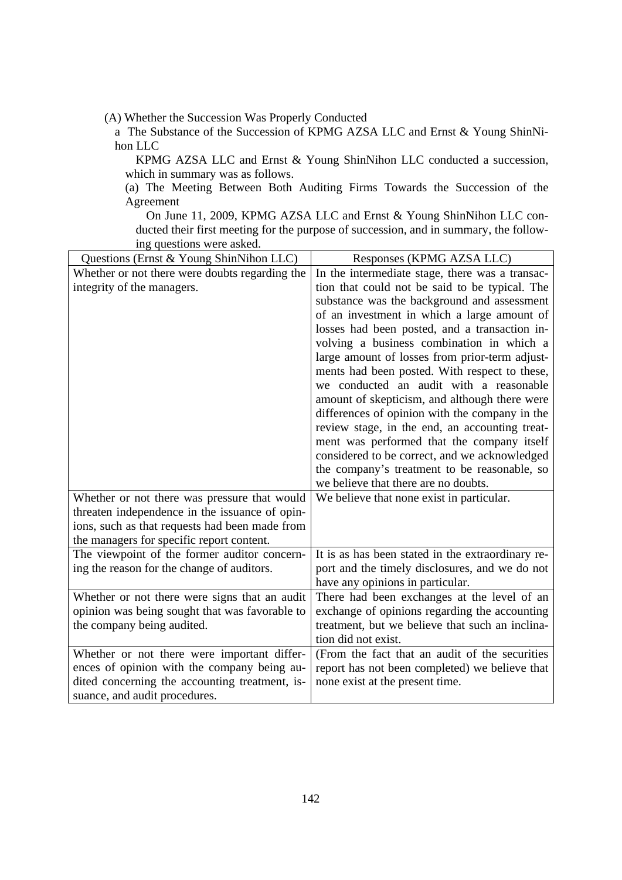(A) Whether the Succession Was Properly Conducted

a The Substance of the Succession of KPMG AZSA LLC and Ernst & Young ShinNihon LLC

KPMG AZSA LLC and Ernst & Young ShinNihon LLC conducted a succession, which in summary was as follows.

(a) The Meeting Between Both Auditing Firms Towards the Succession of the Agreement

On June 11, 2009, KPMG AZSA LLC and Ernst & Young ShinNihon LLC conducted their first meeting for the purpose of succession, and in summary, the following questions were asked.

| Questions (Ernst & Young ShinNihon LLC) | Responses (KPMG AZSA LLC) |
|---|---|
| Whether or not there were doubts regarding the integrity of the managers. | In the intermediate stage, there was a transaction that could not be said to be typical. The substance was the background and assessment of an investment in which a large amount of losses had been posted, and a transaction involving a business combination in which a large amount of losses from prior-term adjustments had been posted. With respect to these, we conducted an audit with a reasonable amount of skepticism, and although there were differences of opinion with the company in the review stage, in the end, an accounting treatment was performed that the company itself considered to be correct, and we acknowledged the company's treatment to be reasonable, so we believe that there are no doubts. |
| Whether or not there was pressure that would threaten independence in the issuance of opinions, such as that requests had been made from the managers for specific report content. | We believe that none exist in particular. |
| The viewpoint of the former auditor concerning the reason for the change of auditors. | It is as has been stated in the extraordinary report and the timely disclosures, and we do not have any opinions in particular. |
| Whether or not there were signs that an audit opinion was being sought that was favorable to the company being audited. | There had been exchanges at the level of an exchange of opinions regarding the accounting treatment, but we believe that such an inclination did not exist. |
| Whether or not there were important differences of opinion with the company being audited concerning the accounting treatment, issuance, and audit procedures. | (From the fact that an audit of the securities report has not been completed) we believe that none exist at the present time. |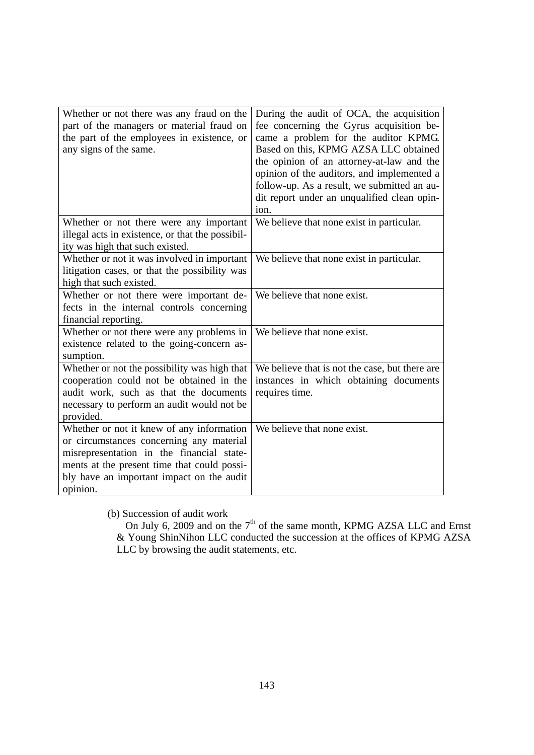| Whether or not there was any fraud on the part of the managers or material fraud on the part of the employees in existence, or any signs of the same. | During the audit of OCA, the acquisition fee concerning the Gyrus acquisition became a problem for the auditor KPMG. Based on this, KPMG AZSA LLC obtained the opinion of an attorney-at-law and the opinion of the auditors, and implemented a follow-up. As a result, we submitted an audit report under an unqualified clean opinion. |
|---|---|
| Whether or not there were any important illegal acts in existence, or that the possibility was high that such existed. | We believe that none exist in particular. |
| Whether or not it was involved in important litigation cases, or that the possibility was high that such existed. | We believe that none exist in particular. |
| Whether or not there were important defects in the internal controls concerning financial reporting. | We believe that none exist. |
| Whether or not there were any problems in existence related to the going-concern assumption. | We believe that none exist. |
| Whether or not the possibility was high that cooperation could not be obtained in the audit work, such as that the documents necessary to perform an audit would not be provided. | We believe that is not the case, but there are instances in which obtaining documents requires time. |
| Whether or not it knew of any information or circumstances concerning any material misrepresentation in the financial statements at the present time that could possibly have an important impact on the audit opinion. | We believe that none exist. |

(b) Succession of audit work

On July 6, 2009 and on the 7th of the same month, KPMG AZSA LLC and Ernst & Young ShinNihon LLC conducted the succession at the offices of KPMG AZSA LLC by browsing the audit statements, etc.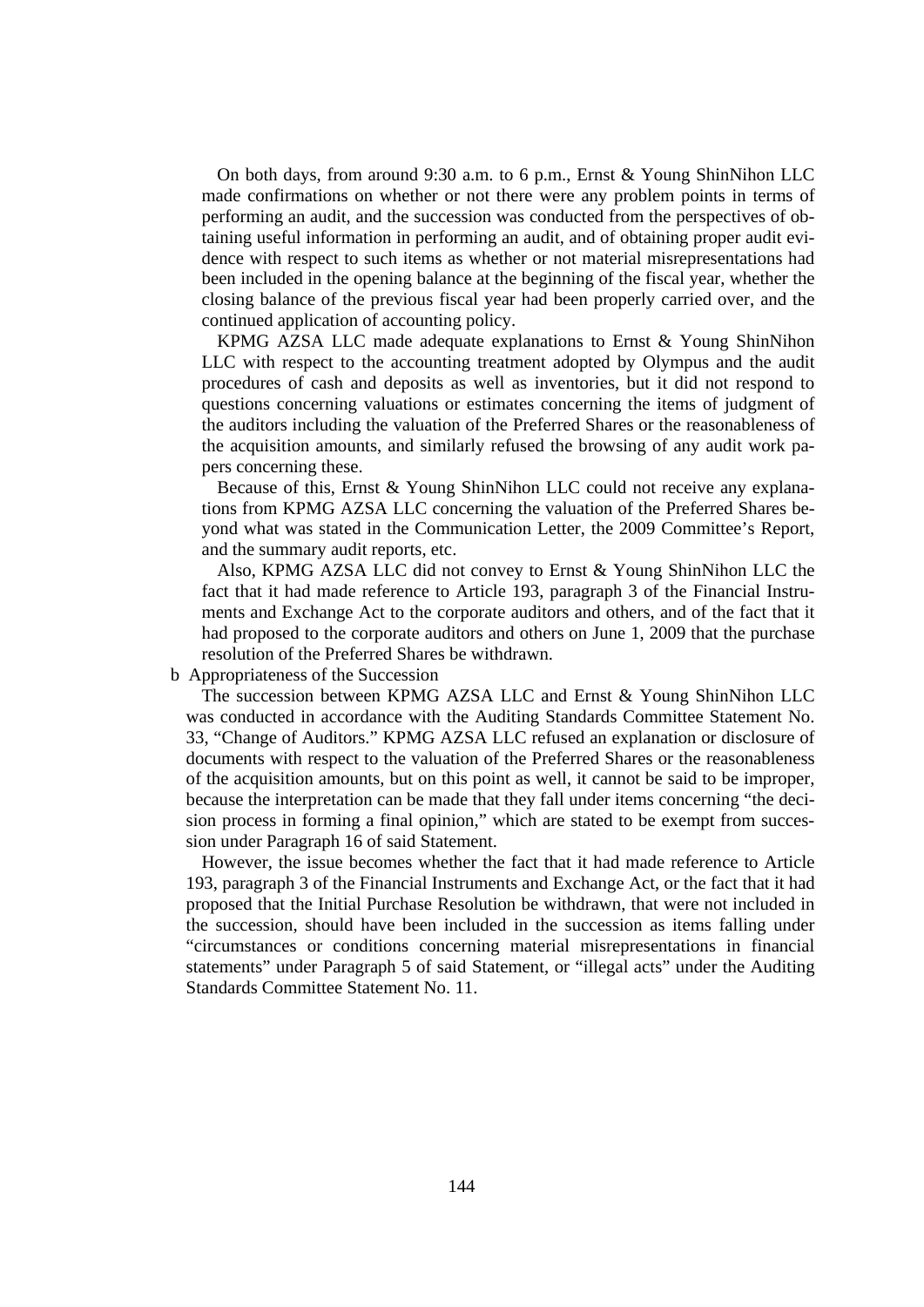On both days, from around 9:30 a.m. to 6 p.m., Ernst & Young ShinNihon LLC made confirmations on whether or not there were any problem points in terms of performing an audit, and the succession was conducted from the perspectives of obtaining useful information in performing an audit, and of obtaining proper audit evidence with respect to such items as whether or not material misrepresentations had been included in the opening balance at the beginning of the fiscal year, whether the closing balance of the previous fiscal year had been properly carried over, and the continued application of accounting policy.

KPMG AZSA LLC made adequate explanations to Ernst & Young ShinNihon LLC with respect to the accounting treatment adopted by Olympus and the audit procedures of cash and deposits as well as inventories, but it did not respond to questions concerning valuations or estimates concerning the items of judgment of the auditors including the valuation of the Preferred Shares or the reasonableness of the acquisition amounts, and similarly refused the browsing of any audit work papers concerning these.

Because of this, Ernst & Young ShinNihon LLC could not receive any explanations from KPMG AZSA LLC concerning the valuation of the Preferred Shares beyond what was stated in the Communication Letter, the 2009 Committee's Report, and the summary audit reports, etc.

Also, KPMG AZSA LLC did not convey to Ernst & Young ShinNihon LLC the fact that it had made reference to Article 193, paragraph 3 of the Financial Instruments and Exchange Act to the corporate auditors and others, and of the fact that it had proposed to the corporate auditors and others on June 1, 2009 that the purchase resolution of the Preferred Shares be withdrawn.

b Appropriateness of the Succession

The succession between KPMG AZSA LLC and Ernst & Young ShinNihon LLC was conducted in accordance with the Auditing Standards Committee Statement No. 33, "Change of Auditors." KPMG AZSA LLC refused an explanation or disclosure of documents with respect to the valuation of the Preferred Shares or the reasonableness of the acquisition amounts, but on this point as well, it cannot be said to be improper, because the interpretation can be made that they fall under items concerning "the decision process in forming a final opinion," which are stated to be exempt from succession under Paragraph 16 of said Statement.

However, the issue becomes whether the fact that it had made reference to Article 193, paragraph 3 of the Financial Instruments and Exchange Act, or the fact that it had proposed that the Initial Purchase Resolution be withdrawn, that were not included in the succession, should have been included in the succession as items falling under "circumstances or conditions concerning material misrepresentations in financial statements" under Paragraph 5 of said Statement, or "illegal acts" under the Auditing Standards Committee Statement No. 11.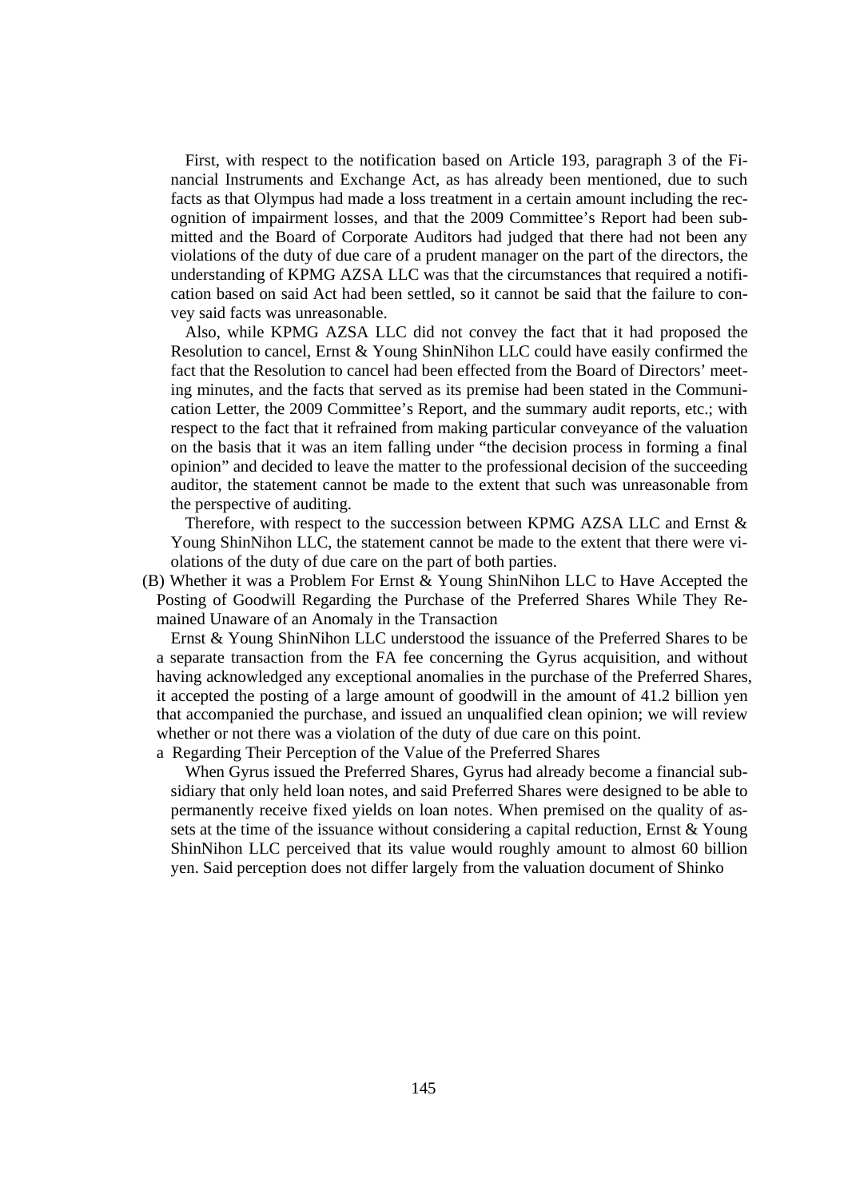First, with respect to the notification based on Article 193, paragraph 3 of the Financial Instruments and Exchange Act, as has already been mentioned, due to such facts as that Olympus had made a loss treatment in a certain amount including the recognition of impairment losses, and that the 2009 Committee's Report had been submitted and the Board of Corporate Auditors had judged that there had not been any violations of the duty of due care of a prudent manager on the part of the directors, the understanding of KPMG AZSA LLC was that the circumstances that required a notification based on said Act had been settled, so it cannot be said that the failure to convey said facts was unreasonable.

Also, while KPMG AZSA LLC did not convey the fact that it had proposed the Resolution to cancel, Ernst & Young ShinNihon LLC could have easily confirmed the fact that the Resolution to cancel had been effected from the Board of Directors' meeting minutes, and the facts that served as its premise had been stated in the Communication Letter, the 2009 Committee's Report, and the summary audit reports, etc.; with respect to the fact that it refrained from making particular conveyance of the valuation on the basis that it was an item falling under "the decision process in forming a final opinion" and decided to leave the matter to the professional decision of the succeeding auditor, the statement cannot be made to the extent that such was unreasonable from the perspective of auditing.

Therefore, with respect to the succession between KPMG AZSA LLC and Ernst & Young ShinNihon LLC, the statement cannot be made to the extent that there were violations of the duty of due care on the part of both parties.

(B) Whether it was a Problem For Ernst & Young ShinNihon LLC to Have Accepted the Posting of Goodwill Regarding the Purchase of the Preferred Shares While They Remained Unaware of an Anomaly in the Transaction

Ernst & Young ShinNihon LLC understood the issuance of the Preferred Shares to be a separate transaction from the FA fee concerning the Gyrus acquisition, and without having acknowledged any exceptional anomalies in the purchase of the Preferred Shares, it accepted the posting of a large amount of goodwill in the amount of 41.2 billion yen that accompanied the purchase, and issued an unqualified clean opinion; we will review whether or not there was a violation of the duty of due care on this point.

a Regarding Their Perception of the Value of the Preferred Shares

When Gyrus issued the Preferred Shares, Gyrus had already become a financial subsidiary that only held loan notes, and said Preferred Shares were designed to be able to permanently receive fixed yields on loan notes. When premised on the quality of assets at the time of the issuance without considering a capital reduction, Ernst & Young ShinNihon LLC perceived that its value would roughly amount to almost 60 billion yen. Said perception does not differ largely from the valuation document of Shinko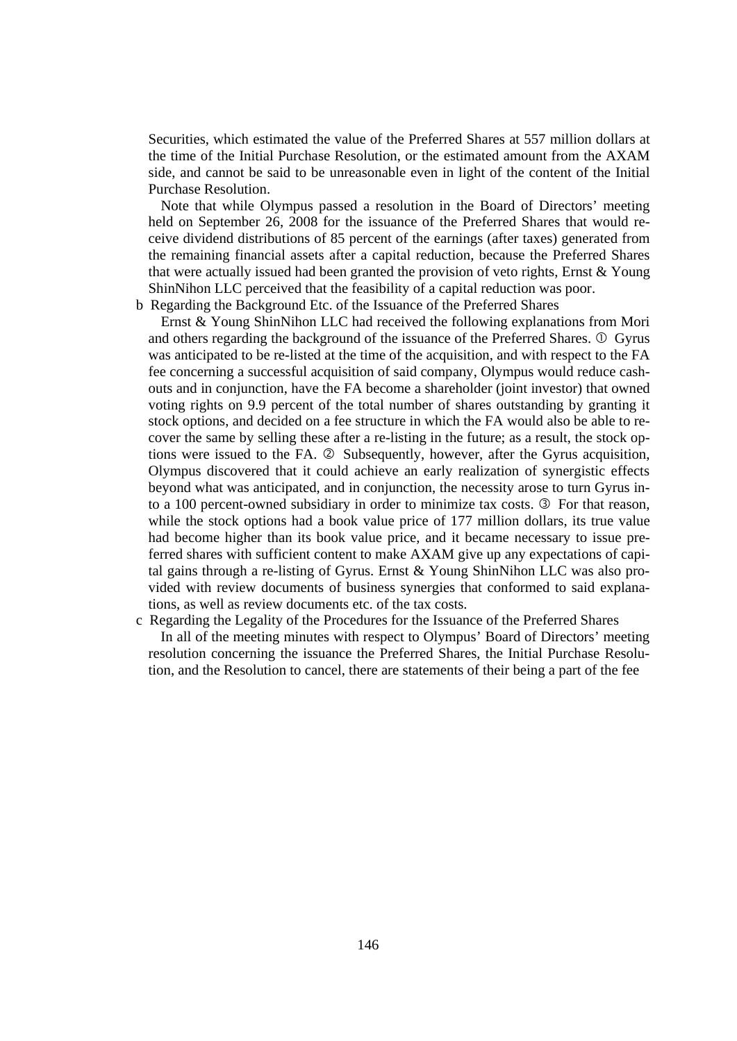Securities, which estimated the value of the Preferred Shares at 557 million dollars at the time of the Initial Purchase Resolution, or the estimated amount from the AXAM side, and cannot be said to be unreasonable even in light of the content of the Initial Purchase Resolution.

Note that while Olympus passed a resolution in the Board of Directors' meeting held on September 26, 2008 for the issuance of the Preferred Shares that would receive dividend distributions of 85 percent of the earnings (after taxes) generated from the remaining financial assets after a capital reduction, because the Preferred Shares that were actually issued had been granted the provision of veto rights, Ernst & Young ShinNihon LLC perceived that the feasibility of a capital reduction was poor.

b Regarding the Background Etc. of the Issuance of the Preferred Shares

Ernst & Young ShinNihon LLC had received the following explanations from Mori and others regarding the background of the issuance of the Preferred Shares. ① Gyrus was anticipated to be re-listed at the time of the acquisition, and with respect to the FA fee concerning a successful acquisition of said company, Olympus would reduce cash-outs and in conjunction, have the FA become a shareholder (joint investor) that owned voting rights on 9.9 percent of the total number of shares outstanding by granting it stock options, and decided on a fee structure in which the FA would also be able to recover the same by selling these after a re-listing in the future; as a result, the stock options were issued to the FA. ② Subsequently, however, after the Gyrus acquisition, Olympus discovered that it could achieve an early realization of synergistic effects beyond what was anticipated, and in conjunction, the necessity arose to turn Gyrus into a 100 percent-owned subsidiary in order to minimize tax costs. ③ For that reason, while the stock options had a book value price of 177 million dollars, its true value had become higher than its book value price, and it became necessary to issue preferred shares with sufficient content to make AXAM give up any expectations of capital gains through a re-listing of Gyrus. Ernst & Young ShinNihon LLC was also provided with review documents of business synergies that conformed to said explanations, as well as review documents etc. of the tax costs.

c Regarding the Legality of the Procedures for the Issuance of the Preferred Shares

In all of the meeting minutes with respect to Olympus' Board of Directors' meeting resolution concerning the issuance the Preferred Shares, the Initial Purchase Resolution, and the Resolution to cancel, there are statements of their being a part of the fee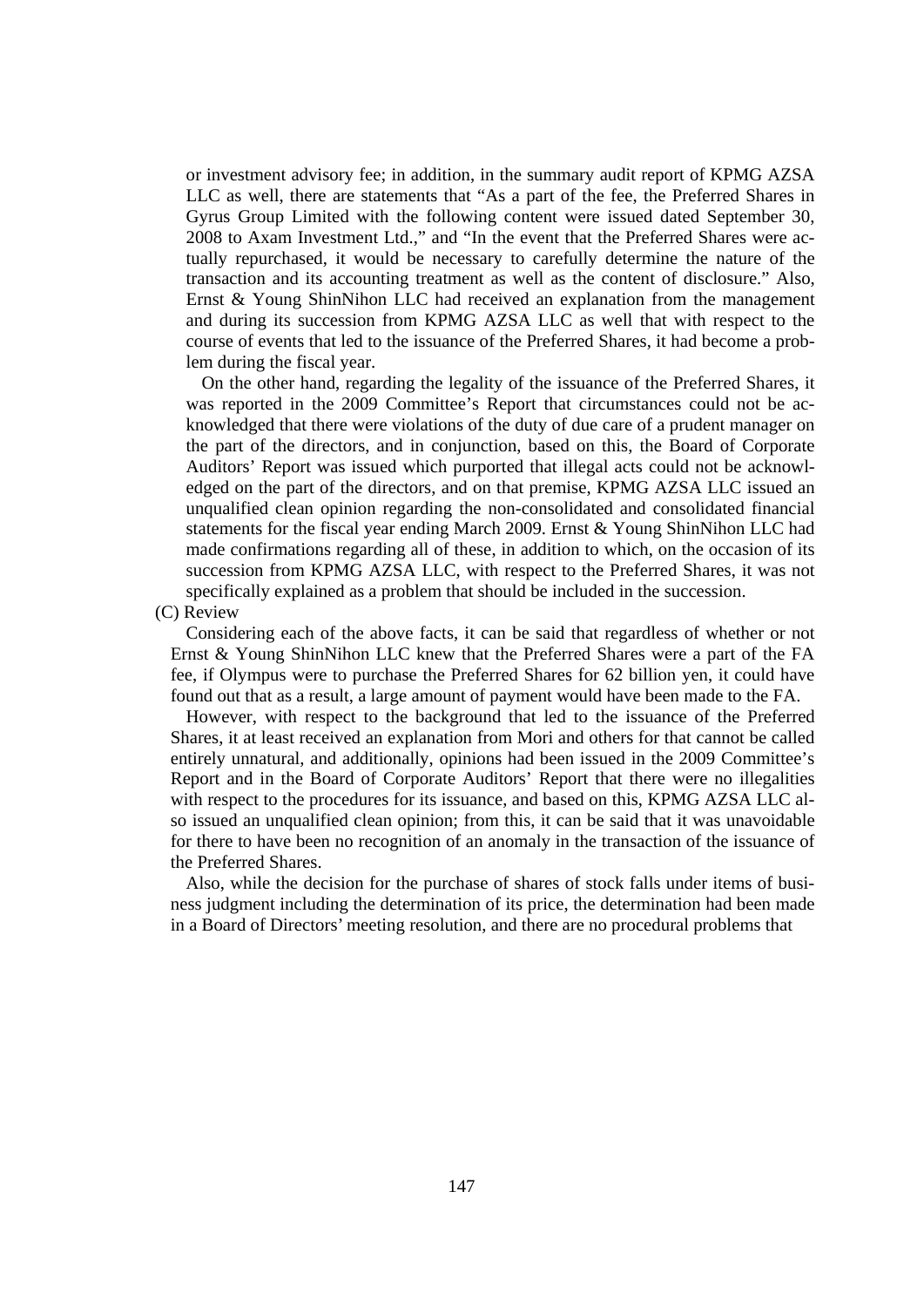or investment advisory fee; in addition, in the summary audit report of KPMG AZSA LLC as well, there are statements that "As a part of the fee, the Preferred Shares in Gyrus Group Limited with the following content were issued dated September 30, 2008 to Axam Investment Ltd.," and "In the event that the Preferred Shares were actually repurchased, it would be necessary to carefully determine the nature of the transaction and its accounting treatment as well as the content of disclosure." Also, Ernst & Young ShinNihon LLC had received an explanation from the management and during its succession from KPMG AZSA LLC as well that with respect to the course of events that led to the issuance of the Preferred Shares, it had become a problem during the fiscal year.

On the other hand, regarding the legality of the issuance of the Preferred Shares, it was reported in the 2009 Committee's Report that circumstances could not be acknowledged that there were violations of the duty of due care of a prudent manager on the part of the directors, and in conjunction, based on this, the Board of Corporate Auditors' Report was issued which purported that illegal acts could not be acknowledged on the part of the directors, and on that premise, KPMG AZSA LLC issued an unqualified clean opinion regarding the non-consolidated and consolidated financial statements for the fiscal year ending March 2009. Ernst & Young ShinNihon LLC had made confirmations regarding all of these, in addition to which, on the occasion of its succession from KPMG AZSA LLC, with respect to the Preferred Shares, it was not specifically explained as a problem that should be included in the succession.

(C) Review

Considering each of the above facts, it can be said that regardless of whether or not Ernst & Young ShinNihon LLC knew that the Preferred Shares were a part of the FA fee, if Olympus were to purchase the Preferred Shares for 62 billion yen, it could have found out that as a result, a large amount of payment would have been made to the FA.

However, with respect to the background that led to the issuance of the Preferred Shares, it at least received an explanation from Mori and others for that cannot be called entirely unnatural, and additionally, opinions had been issued in the 2009 Committee's Report and in the Board of Corporate Auditors' Report that there were no illegalities with respect to the procedures for its issuance, and based on this, KPMG AZSA LLC also issued an unqualified clean opinion; from this, it can be said that it was unavoidable for there to have been no recognition of an anomaly in the transaction of the issuance of the Preferred Shares.

Also, while the decision for the purchase of shares of stock falls under items of business judgment including the determination of its price, the determination had been made in a Board of Directors' meeting resolution, and there are no procedural problems that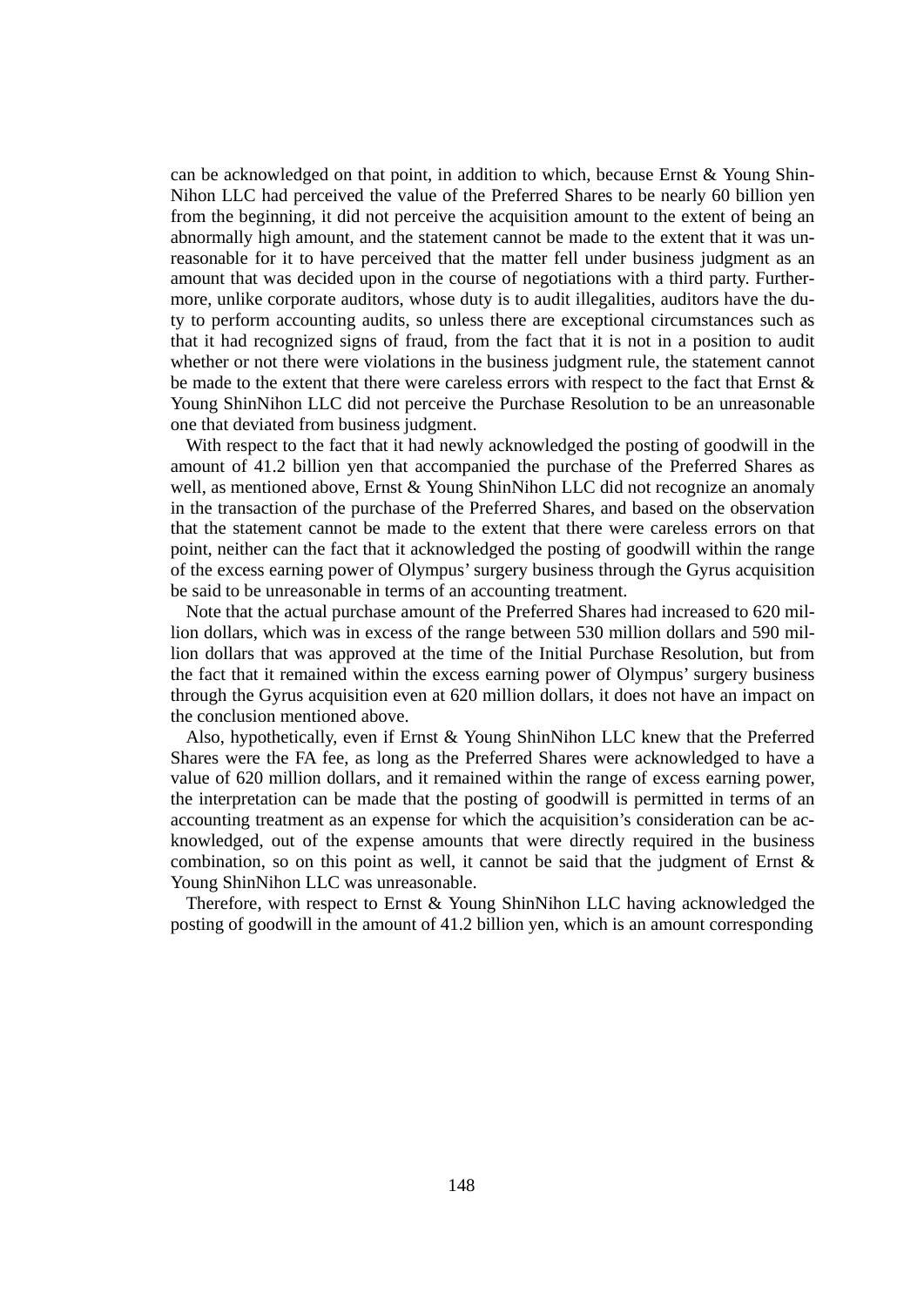can be acknowledged on that point, in addition to which, because Ernst & Young ShinNihon LLC had perceived the value of the Preferred Shares to be nearly 60 billion yen from the beginning, it did not perceive the acquisition amount to the extent of being an abnormally high amount, and the statement cannot be made to the extent that it was unreasonable for it to have perceived that the matter fell under business judgment as an amount that was decided upon in the course of negotiations with a third party. Furthermore, unlike corporate auditors, whose duty is to audit illegalities, auditors have the duty to perform accounting audits, so unless there are exceptional circumstances such as that it had recognized signs of fraud, from the fact that it is not in a position to audit whether or not there were violations in the business judgment rule, the statement cannot be made to the extent that there were careless errors with respect to the fact that Ernst & Young ShinNihon LLC did not perceive the Purchase Resolution to be an unreasonable one that deviated from business judgment.

With respect to the fact that it had newly acknowledged the posting of goodwill in the amount of 41.2 billion yen that accompanied the purchase of the Preferred Shares as well, as mentioned above, Ernst & Young ShinNihon LLC did not recognize an anomaly in the transaction of the purchase of the Preferred Shares, and based on the observation that the statement cannot be made to the extent that there were careless errors on that point, neither can the fact that it acknowledged the posting of goodwill within the range of the excess earning power of Olympus' surgery business through the Gyrus acquisition be said to be unreasonable in terms of an accounting treatment.

Note that the actual purchase amount of the Preferred Shares had increased to 620 million dollars, which was in excess of the range between 530 million dollars and 590 million dollars that was approved at the time of the Initial Purchase Resolution, but from the fact that it remained within the excess earning power of Olympus' surgery business through the Gyrus acquisition even at 620 million dollars, it does not have an impact on the conclusion mentioned above.

Also, hypothetically, even if Ernst & Young ShinNihon LLC knew that the Preferred Shares were the FA fee, as long as the Preferred Shares were acknowledged to have a value of 620 million dollars, and it remained within the range of excess earning power, the interpretation can be made that the posting of goodwill is permitted in terms of an accounting treatment as an expense for which the acquisition's consideration can be acknowledged, out of the expense amounts that were directly required in the business combination, so on this point as well, it cannot be said that the judgment of Ernst & Young ShinNihon LLC was unreasonable.

Therefore, with respect to Ernst & Young ShinNihon LLC having acknowledged the posting of goodwill in the amount of 41.2 billion yen, which is an amount corresponding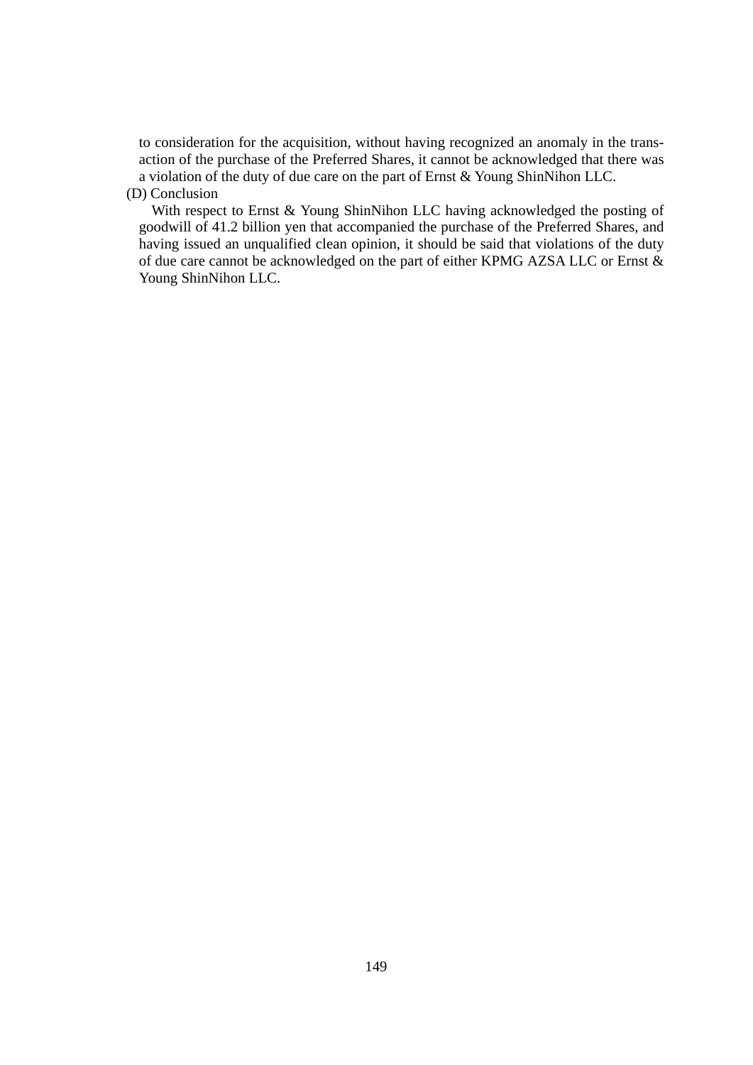to consideration for the acquisition, without having recognized an anomaly in the transaction of the purchase of the Preferred Shares, it cannot be acknowledged that there was a violation of the duty of due care on the part of Ernst & Young ShinNihon LLC.

(D) Conclusion

With respect to Ernst & Young ShinNihon LLC having acknowledged the posting of goodwill of 41.2 billion yen that accompanied the purchase of the Preferred Shares, and having issued an unqualified clean opinion, it should be said that violations of the duty of due care cannot be acknowledged on the part of either KPMG AZSA LLC or Ernst & Young ShinNihon LLC.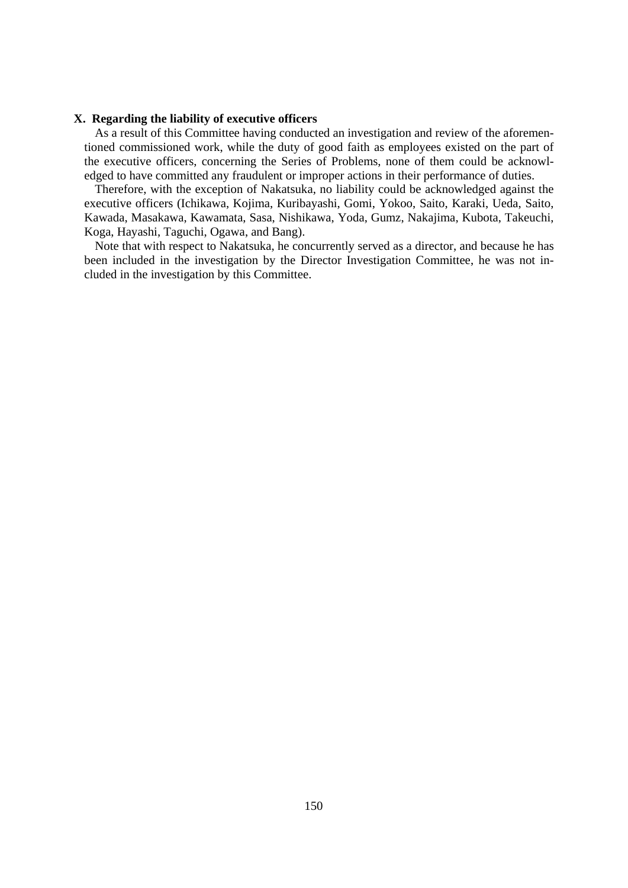## X. Regarding the liability of executive officers

As a result of this Committee having conducted an investigation and review of the aforementioned commissioned work, while the duty of good faith as employees existed on the part of the executive officers, concerning the Series of Problems, none of them could be acknowledged to have committed any fraudulent or improper actions in their performance of duties.

Therefore, with the exception of Nakatsuka, no liability could be acknowledged against the executive officers (Ichikawa, Kojima, Kuribayashi, Gomi, Yokoo, Saito, Karaki, Ueda, Saito, Kawada, Masakawa, Kawamata, Sasa, Nishikawa, Yoda, Gumz, Nakajima, Kubota, Takeuchi, Koga, Hayashi, Taguchi, Ogawa, and Bang).

Note that with respect to Nakatsuka, he concurrently served as a director, and because he has been included in the investigation by the Director Investigation Committee, he was not included in the investigation by this Committee.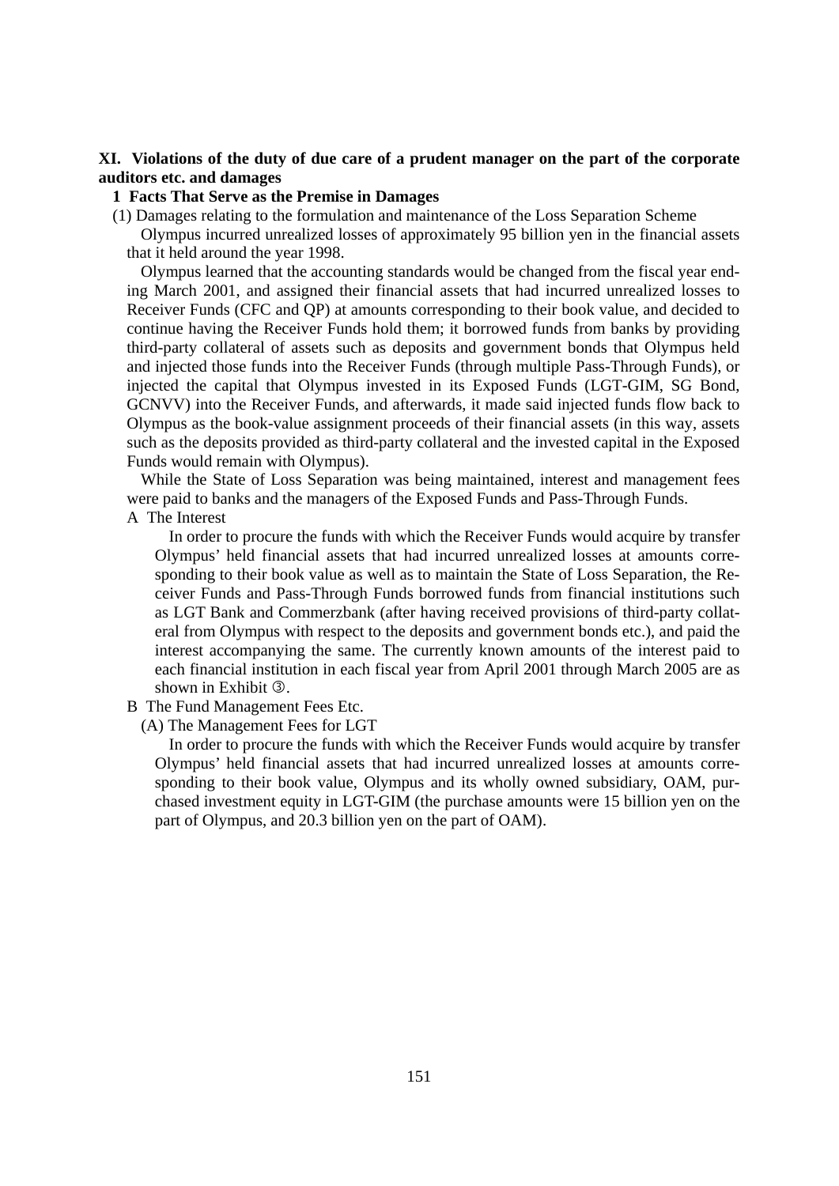## XI. Violations of the duty of due care of a prudent manager on the part of the corporate auditors etc. and damages

### 1 Facts That Serve as the Premise in Damages

(1) Damages relating to the formulation and maintenance of the Loss Separation Scheme

Olympus incurred unrealized losses of approximately 95 billion yen in the financial assets that it held around the year 1998.

Olympus learned that the accounting standards would be changed from the fiscal year ending March 2001, and assigned their financial assets that had incurred unrealized losses to Receiver Funds (CFC and QP) at amounts corresponding to their book value, and decided to continue having the Receiver Funds hold them; it borrowed funds from banks by providing third-party collateral of assets such as deposits and government bonds that Olympus held and injected those funds into the Receiver Funds (through multiple Pass-Through Funds), or injected the capital that Olympus invested in its Exposed Funds (LGT-GIM, SG Bond, GCNVV) into the Receiver Funds, and afterwards, it made said injected funds flow back to Olympus as the book-value assignment proceeds of their financial assets (in this way, assets such as the deposits provided as third-party collateral and the invested capital in the Exposed Funds would remain with Olympus).

While the State of Loss Separation was being maintained, interest and management fees were paid to banks and the managers of the Exposed Funds and Pass-Through Funds.

A The Interest

In order to procure the funds with which the Receiver Funds would acquire by transfer Olympus' held financial assets that had incurred unrealized losses at amounts corresponding to their book value as well as to maintain the State of Loss Separation, the Receiver Funds and Pass-Through Funds borrowed funds from financial institutions such as LGT Bank and Commerzbank (after having received provisions of third-party collateral from Olympus with respect to the deposits and government bonds etc.), and paid the interest accompanying the same. The currently known amounts of the interest paid to each financial institution in each fiscal year from April 2001 through March 2005 are as shown in Exhibit ③.

B The Fund Management Fees Etc.

(A) The Management Fees for LGT

In order to procure the funds with which the Receiver Funds would acquire by transfer Olympus' held financial assets that had incurred unrealized losses at amounts corresponding to their book value, Olympus and its wholly owned subsidiary, OAM, purchased investment equity in LGT-GIM (the purchase amounts were 15 billion yen on the part of Olympus, and 20.3 billion yen on the part of OAM).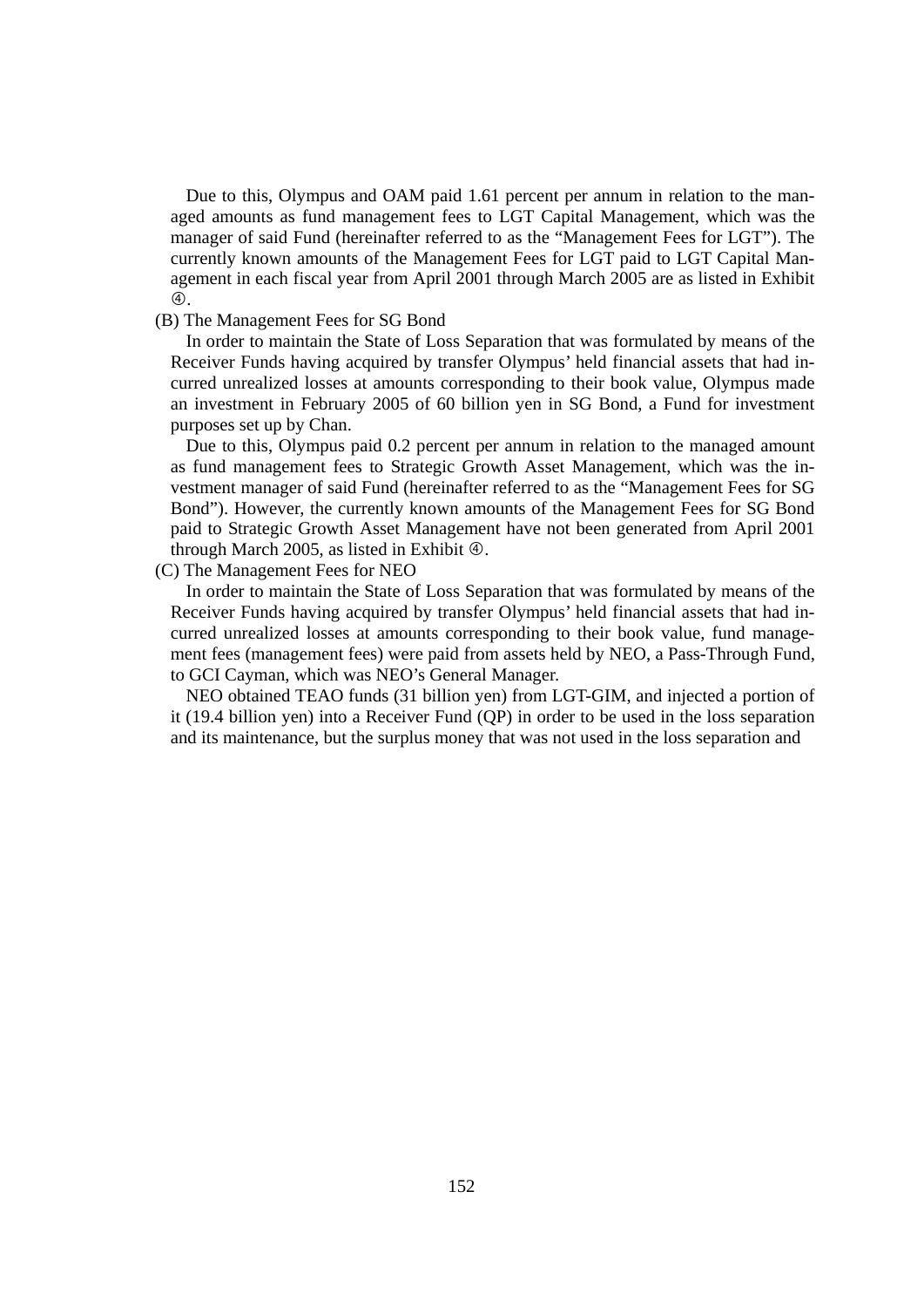Due to this, Olympus and OAM paid 1.61 percent per annum in relation to the managed amounts as fund management fees to LGT Capital Management, which was the manager of said Fund (hereinafter referred to as the "Management Fees for LGT"). The currently known amounts of the Management Fees for LGT paid to LGT Capital Management in each fiscal year from April 2001 through March 2005 are as listed in Exhibit ④.

(B) The Management Fees for SG Bond

In order to maintain the State of Loss Separation that was formulated by means of the Receiver Funds having acquired by transfer Olympus' held financial assets that had incurred unrealized losses at amounts corresponding to their book value, Olympus made an investment in February 2005 of 60 billion yen in SG Bond, a Fund for investment purposes set up by Chan.

Due to this, Olympus paid 0.2 percent per annum in relation to the managed amount as fund management fees to Strategic Growth Asset Management, which was the investment manager of said Fund (hereinafter referred to as the "Management Fees for SG Bond"). However, the currently known amounts of the Management Fees for SG Bond paid to Strategic Growth Asset Management have not been generated from April 2001 through March 2005, as listed in Exhibit ④.

(C) The Management Fees for NEO

In order to maintain the State of Loss Separation that was formulated by means of the Receiver Funds having acquired by transfer Olympus' held financial assets that had incurred unrealized losses at amounts corresponding to their book value, fund management fees (management fees) were paid from assets held by NEO, a Pass-Through Fund, to GCI Cayman, which was NEO's General Manager.

NEO obtained TEAO funds (31 billion yen) from LGT-GIM, and injected a portion of it (19.4 billion yen) into a Receiver Fund (QP) in order to be used in the loss separation and its maintenance, but the surplus money that was not used in the loss separation and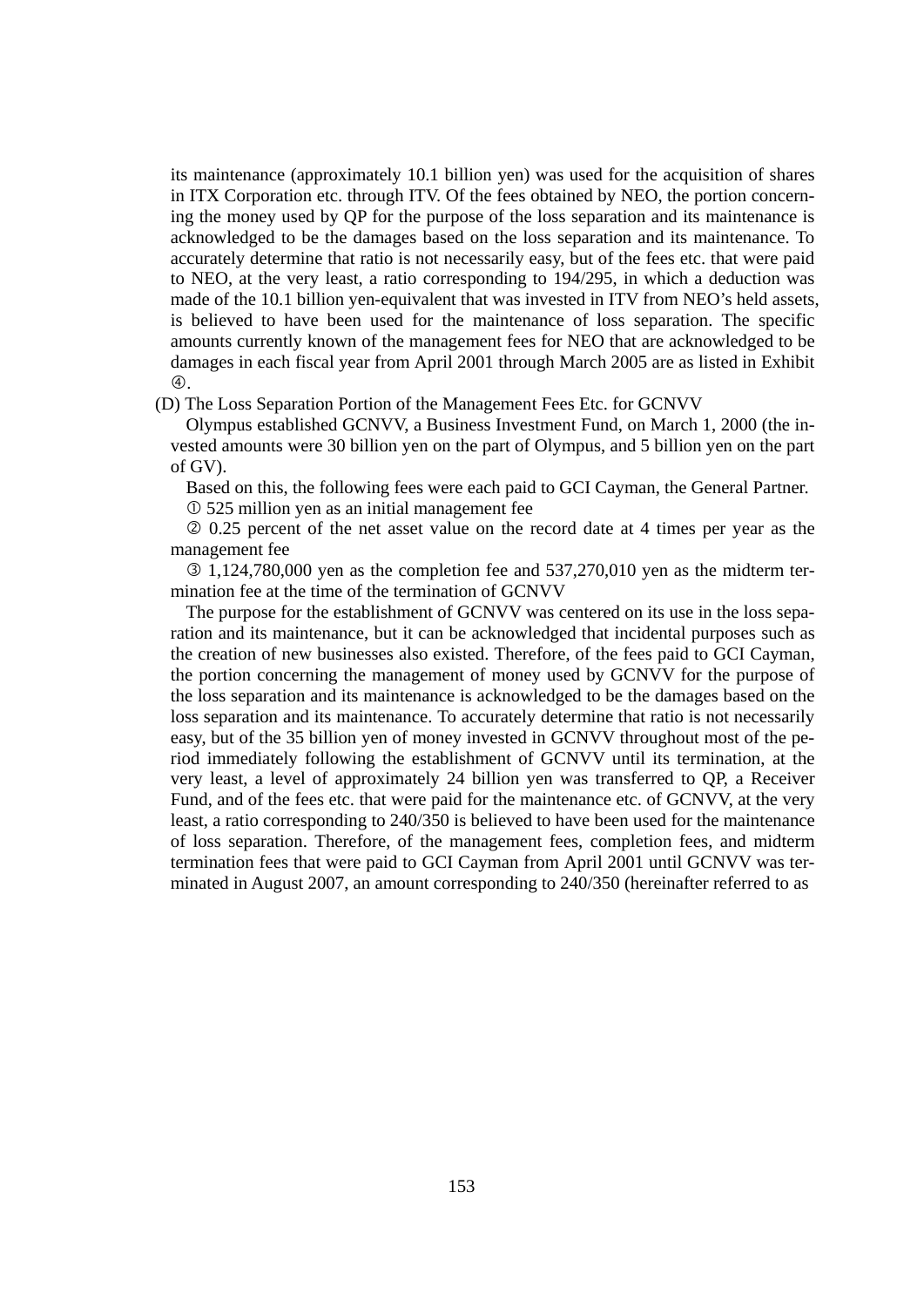its maintenance (approximately 10.1 billion yen) was used for the acquisition of shares in ITX Corporation etc. through ITV. Of the fees obtained by NEO, the portion concerning the money used by QP for the purpose of the loss separation and its maintenance is acknowledged to be the damages based on the loss separation and its maintenance. To accurately determine that ratio is not necessarily easy, but of the fees etc. that were paid to NEO, at the very least, a ratio corresponding to 194/295, in which a deduction was made of the 10.1 billion yen-equivalent that was invested in ITV from NEO's held assets, is believed to have been used for the maintenance of loss separation. The specific amounts currently known of the management fees for NEO that are acknowledged to be damages in each fiscal year from April 2001 through March 2005 are as listed in Exhibit ④.

(D) The Loss Separation Portion of the Management Fees Etc. for GCNVV

Olympus established GCNVV, a Business Investment Fund, on March 1, 2000 (the invested amounts were 30 billion yen on the part of Olympus, and 5 billion yen on the part of GV).

Based on this, the following fees were each paid to GCI Cayman, the General Partner.

① 525 million yen as an initial management fee

② 0.25 percent of the net asset value on the record date at 4 times per year as the management fee

③ 1,124,780,000 yen as the completion fee and 537,270,010 yen as the midterm termination fee at the time of the termination of GCNVV

The purpose for the establishment of GCNVV was centered on its use in the loss separation and its maintenance, but it can be acknowledged that incidental purposes such as the creation of new businesses also existed. Therefore, of the fees paid to GCI Cayman, the portion concerning the management of money used by GCNVV for the purpose of the loss separation and its maintenance is acknowledged to be the damages based on the loss separation and its maintenance. To accurately determine that ratio is not necessarily easy, but of the 35 billion yen of money invested in GCNVV throughout most of the period immediately following the establishment of GCNVV until its termination, at the very least, a level of approximately 24 billion yen was transferred to QP, a Receiver Fund, and of the fees etc. that were paid for the maintenance etc. of GCNVV, at the very least, a ratio corresponding to 240/350 is believed to have been used for the maintenance of loss separation. Therefore, of the management fees, completion fees, and midterm termination fees that were paid to GCI Cayman from April 2001 until GCNVV was terminated in August 2007, an amount corresponding to 240/350 (hereinafter referred to as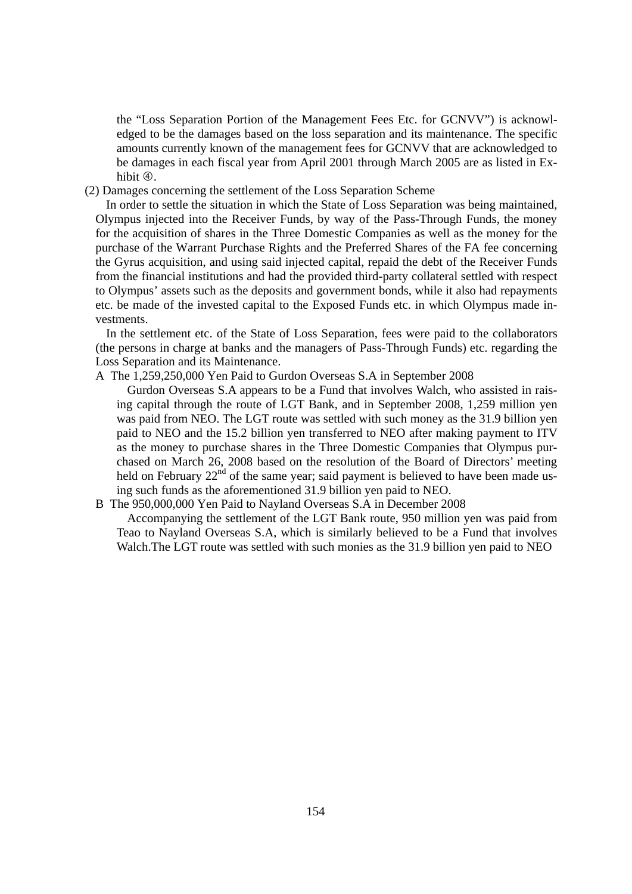the "Loss Separation Portion of the Management Fees Etc. for GCNVV") is acknowledged to be the damages based on the loss separation and its maintenance. The specific amounts currently known of the management fees for GCNVV that are acknowledged to be damages in each fiscal year from April 2001 through March 2005 are as listed in Exhibit ④.

(2) Damages concerning the settlement of the Loss Separation Scheme

In order to settle the situation in which the State of Loss Separation was being maintained, Olympus injected into the Receiver Funds, by way of the Pass-Through Funds, the money for the acquisition of shares in the Three Domestic Companies as well as the money for the purchase of the Warrant Purchase Rights and the Preferred Shares of the FA fee concerning the Gyrus acquisition, and using said injected capital, repaid the debt of the Receiver Funds from the financial institutions and had the provided third-party collateral settled with respect to Olympus' assets such as the deposits and government bonds, while it also had repayments etc. be made of the invested capital to the Exposed Funds etc. in which Olympus made investments.

In the settlement etc. of the State of Loss Separation, fees were paid to the collaborators (the persons in charge at banks and the managers of Pass-Through Funds) etc. regarding the Loss Separation and its Maintenance.

A The 1,259,250,000 Yen Paid to Gurdon Overseas S.A in September 2008

Gurdon Overseas S.A appears to be a Fund that involves Walch, who assisted in raising capital through the route of LGT Bank, and in September 2008, 1,259 million yen was paid from NEO. The LGT route was settled with such money as the 31.9 billion yen paid to NEO and the 15.2 billion yen transferred to NEO after making payment to ITV as the money to purchase shares in the Three Domestic Companies that Olympus purchased on March 26, 2008 based on the resolution of the Board of Directors' meeting held on February 22nd of the same year; said payment is believed to have been made using such funds as the aforementioned 31.9 billion yen paid to NEO.

B The 950,000,000 Yen Paid to Nayland Overseas S.A in December 2008

Accompanying the settlement of the LGT Bank route, 950 million yen was paid from Teao to Nayland Overseas S.A, which is similarly believed to be a Fund that involves Walch.The LGT route was settled with such monies as the 31.9 billion yen paid to NEO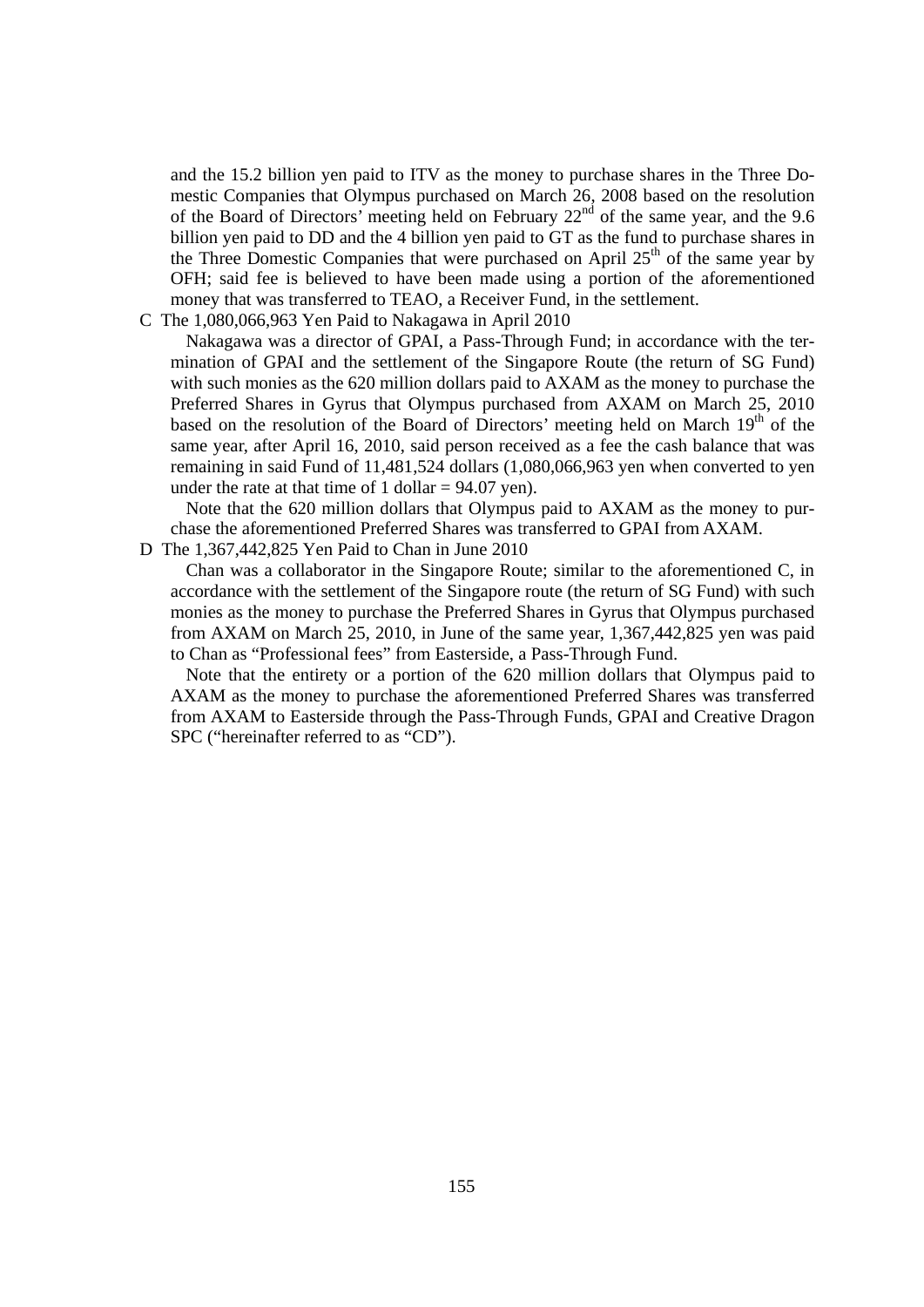and the 15.2 billion yen paid to ITV as the money to purchase shares in the Three Domestic Companies that Olympus purchased on March 26, 2008 based on the resolution of the Board of Directors' meeting held on February 22nd of the same year, and the 9.6 billion yen paid to DD and the 4 billion yen paid to GT as the fund to purchase shares in the Three Domestic Companies that were purchased on April 25th of the same year by OFH; said fee is believed to have been made using a portion of the aforementioned money that was transferred to TEAO, a Receiver Fund, in the settlement.

C The 1,080,066,963 Yen Paid to Nakagawa in April 2010

Nakagawa was a director of GPAI, a Pass-Through Fund; in accordance with the termination of GPAI and the settlement of the Singapore Route (the return of SG Fund) with such monies as the 620 million dollars paid to AXAM as the money to purchase the Preferred Shares in Gyrus that Olympus purchased from AXAM on March 25, 2010 based on the resolution of the Board of Directors' meeting held on March 19th of the same year, after April 16, 2010, said person received as a fee the cash balance that was remaining in said Fund of 11,481,524 dollars (1,080,066,963 yen when converted to yen under the rate at that time of 1 dollar = 94.07 yen).

Note that the 620 million dollars that Olympus paid to AXAM as the money to purchase the aforementioned Preferred Shares was transferred to GPAI from AXAM.

D The 1,367,442,825 Yen Paid to Chan in June 2010

Chan was a collaborator in the Singapore Route; similar to the aforementioned C, in accordance with the settlement of the Singapore route (the return of SG Fund) with such monies as the money to purchase the Preferred Shares in Gyrus that Olympus purchased from AXAM on March 25, 2010, in June of the same year, 1,367,442,825 yen was paid to Chan as "Professional fees" from Easterside, a Pass-Through Fund.

Note that the entirety or a portion of the 620 million dollars that Olympus paid to AXAM as the money to purchase the aforementioned Preferred Shares was transferred from AXAM to Easterside through the Pass-Through Funds, GPAI and Creative Dragon SPC ("hereinafter referred to as "CD").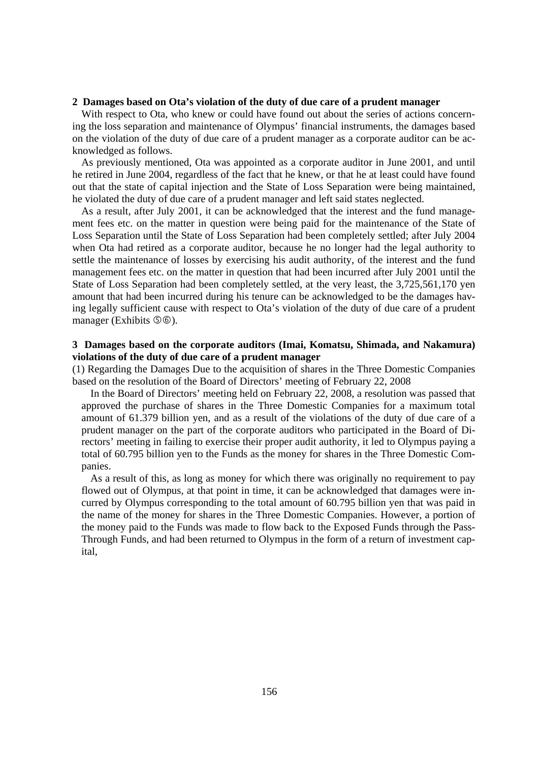## 2 Damages based on Ota's violation of the duty of due care of a prudent manager

With respect to Ota, who knew or could have found out about the series of actions concerning the loss separation and maintenance of Olympus' financial instruments, the damages based on the violation of the duty of due care of a prudent manager as a corporate auditor can be acknowledged as follows.

As previously mentioned, Ota was appointed as a corporate auditor in June 2001, and until he retired in June 2004, regardless of the fact that he knew, or that he at least could have found out that the state of capital injection and the State of Loss Separation were being maintained, he violated the duty of due care of a prudent manager and left said states neglected.

As a result, after July 2001, it can be acknowledged that the interest and the fund management fees etc. on the matter in question were being paid for the maintenance of the State of Loss Separation until the State of Loss Separation had been completely settled; after July 2004 when Ota had retired as a corporate auditor, because he no longer had the legal authority to settle the maintenance of losses by exercising his audit authority, of the interest and the fund management fees etc. on the matter in question that had been incurred after July 2001 until the State of Loss Separation had been completely settled, at the very least, the 3,725,561,170 yen amount that had been incurred during his tenure can be acknowledged to be the damages having legally sufficient cause with respect to Ota's violation of the duty of due care of a prudent manager (Exhibits ⑤⑥).

## 3 Damages based on the corporate auditors (Imai, Komatsu, Shimada, and Nakamura) violations of the duty of due care of a prudent manager

(1) Regarding the Damages Due to the acquisition of shares in the Three Domestic Companies based on the resolution of the Board of Directors' meeting of February 22, 2008

In the Board of Directors' meeting held on February 22, 2008, a resolution was passed that approved the purchase of shares in the Three Domestic Companies for a maximum total amount of 61.379 billion yen, and as a result of the violations of the duty of due care of a prudent manager on the part of the corporate auditors who participated in the Board of Directors' meeting in failing to exercise their proper audit authority, it led to Olympus paying a total of 60.795 billion yen to the Funds as the money for shares in the Three Domestic Companies.

As a result of this, as long as money for which there was originally no requirement to pay flowed out of Olympus, at that point in time, it can be acknowledged that damages were incurred by Olympus corresponding to the total amount of 60.795 billion yen that was paid in the name of the money for shares in the Three Domestic Companies. However, a portion of the money paid to the Funds was made to flow back to the Exposed Funds through the Pass-Through Funds, and had been returned to Olympus in the form of a return of investment capital,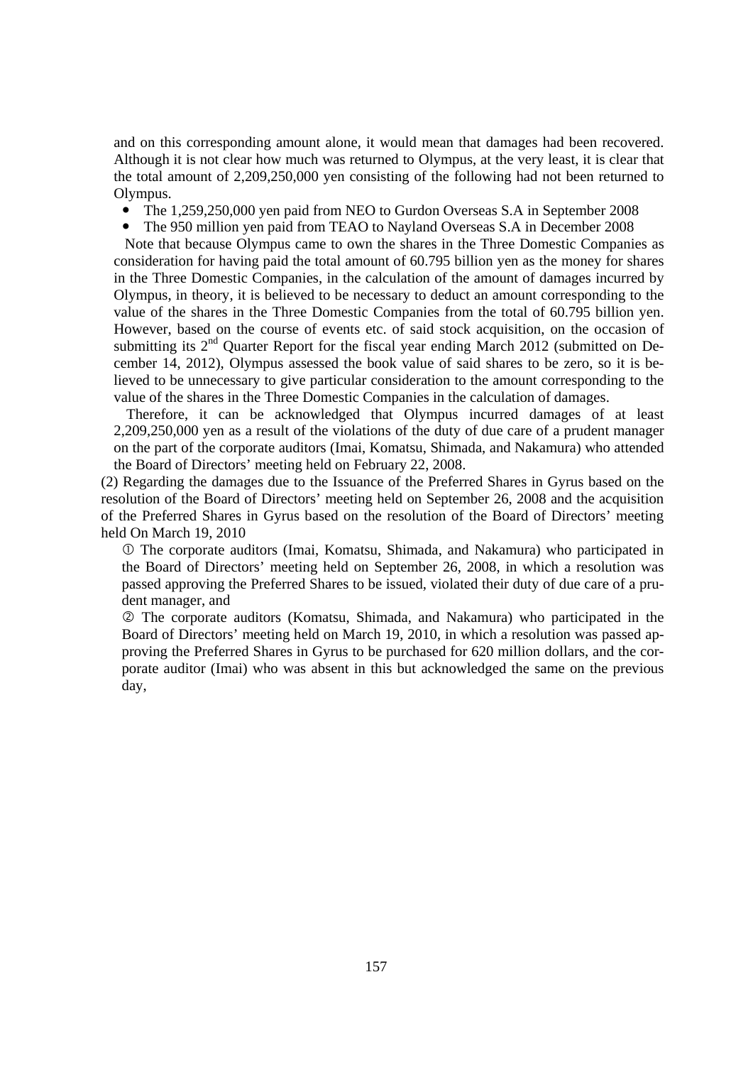and on this corresponding amount alone, it would mean that damages had been recovered. Although it is not clear how much was returned to Olympus, at the very least, it is clear that the total amount of 2,209,250,000 yen consisting of the following had not been returned to Olympus.

- The 1,259,250,000 yen paid from NEO to Gurdon Overseas S.A in September 2008
- The 950 million yen paid from TEAO to Nayland Overseas S.A in December 2008

Note that because Olympus came to own the shares in the Three Domestic Companies as consideration for having paid the total amount of 60.795 billion yen as the money for shares in the Three Domestic Companies, in the calculation of the amount of damages incurred by Olympus, in theory, it is believed to be necessary to deduct an amount corresponding to the value of the shares in the Three Domestic Companies from the total of 60.795 billion yen. However, based on the course of events etc. of said stock acquisition, on the occasion of submitting its 2nd Quarter Report for the fiscal year ending March 2012 (submitted on December 14, 2012), Olympus assessed the book value of said shares to be zero, so it is believed to be unnecessary to give particular consideration to the amount corresponding to the value of the shares in the Three Domestic Companies in the calculation of damages.

Therefore, it can be acknowledged that Olympus incurred damages of at least 2,209,250,000 yen as a result of the violations of the duty of due care of a prudent manager on the part of the corporate auditors (Imai, Komatsu, Shimada, and Nakamura) who attended the Board of Directors' meeting held on February 22, 2008.

(2) Regarding the damages due to the Issuance of the Preferred Shares in Gyrus based on the resolution of the Board of Directors' meeting held on September 26, 2008 and the acquisition of the Preferred Shares in Gyrus based on the resolution of the Board of Directors' meeting held On March 19, 2010

① The corporate auditors (Imai, Komatsu, Shimada, and Nakamura) who participated in the Board of Directors' meeting held on September 26, 2008, in which a resolution was passed approving the Preferred Shares to be issued, violated their duty of due care of a prudent manager, and

② The corporate auditors (Komatsu, Shimada, and Nakamura) who participated in the Board of Directors' meeting held on March 19, 2010, in which a resolution was passed approving the Preferred Shares in Gyrus to be purchased for 620 million dollars, and the corporate auditor (Imai) who was absent in this but acknowledged the same on the previous day,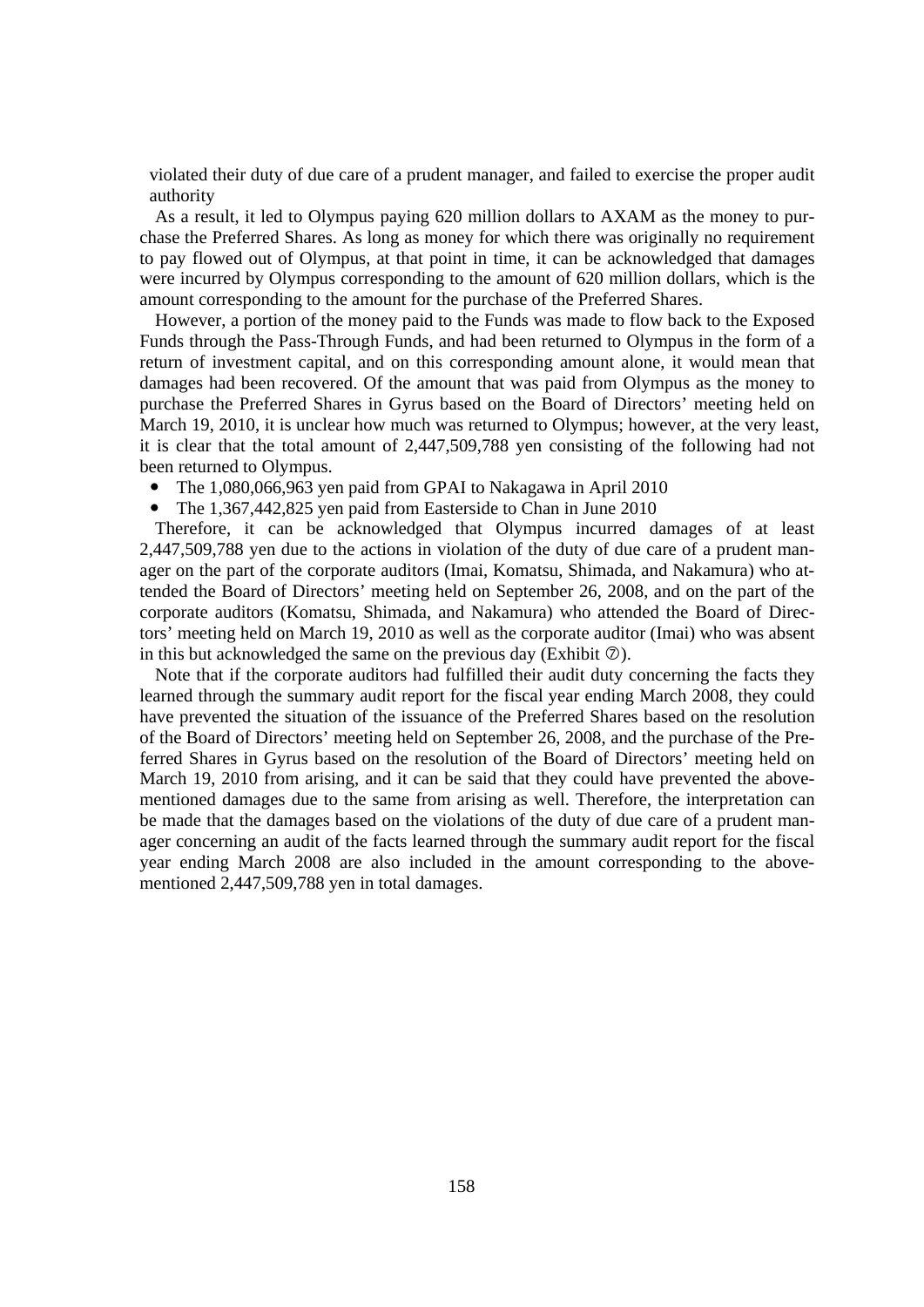violated their duty of due care of a prudent manager, and failed to exercise the proper audit authority

As a result, it led to Olympus paying 620 million dollars to AXAM as the money to purchase the Preferred Shares. As long as money for which there was originally no requirement to pay flowed out of Olympus, at that point in time, it can be acknowledged that damages were incurred by Olympus corresponding to the amount of 620 million dollars, which is the amount corresponding to the amount for the purchase of the Preferred Shares.

However, a portion of the money paid to the Funds was made to flow back to the Exposed Funds through the Pass-Through Funds, and had been returned to Olympus in the form of a return of investment capital, and on this corresponding amount alone, it would mean that damages had been recovered. Of the amount that was paid from Olympus as the money to purchase the Preferred Shares in Gyrus based on the Board of Directors' meeting held on March 19, 2010, it is unclear how much was returned to Olympus; however, at the very least, it is clear that the total amount of 2,447,509,788 yen consisting of the following had not been returned to Olympus.

- The 1,080,066,963 yen paid from GPAI to Nakagawa in April 2010
- The 1,367,442,825 yen paid from Easterside to Chan in June 2010

Therefore, it can be acknowledged that Olympus incurred damages of at least 2,447,509,788 yen due to the actions in violation of the duty of due care of a prudent manager on the part of the corporate auditors (Imai, Komatsu, Shimada, and Nakamura) who attended the Board of Directors' meeting held on September 26, 2008, and on the part of the corporate auditors (Komatsu, Shimada, and Nakamura) who attended the Board of Directors' meeting held on March 19, 2010 as well as the corporate auditor (Imai) who was absent in this but acknowledged the same on the previous day (Exhibit ⑦).

Note that if the corporate auditors had fulfilled their audit duty concerning the facts they learned through the summary audit report for the fiscal year ending March 2008, they could have prevented the situation of the issuance of the Preferred Shares based on the resolution of the Board of Directors' meeting held on September 26, 2008, and the purchase of the Preferred Shares in Gyrus based on the resolution of the Board of Directors' meeting held on March 19, 2010 from arising, and it can be said that they could have prevented the above-mentioned damages due to the same from arising as well. Therefore, the interpretation can be made that the damages based on the violations of the duty of due care of a prudent manager concerning an audit of the facts learned through the summary audit report for the fiscal year ending March 2008 are also included in the amount corresponding to the above-mentioned 2,447,509,788 yen in total damages.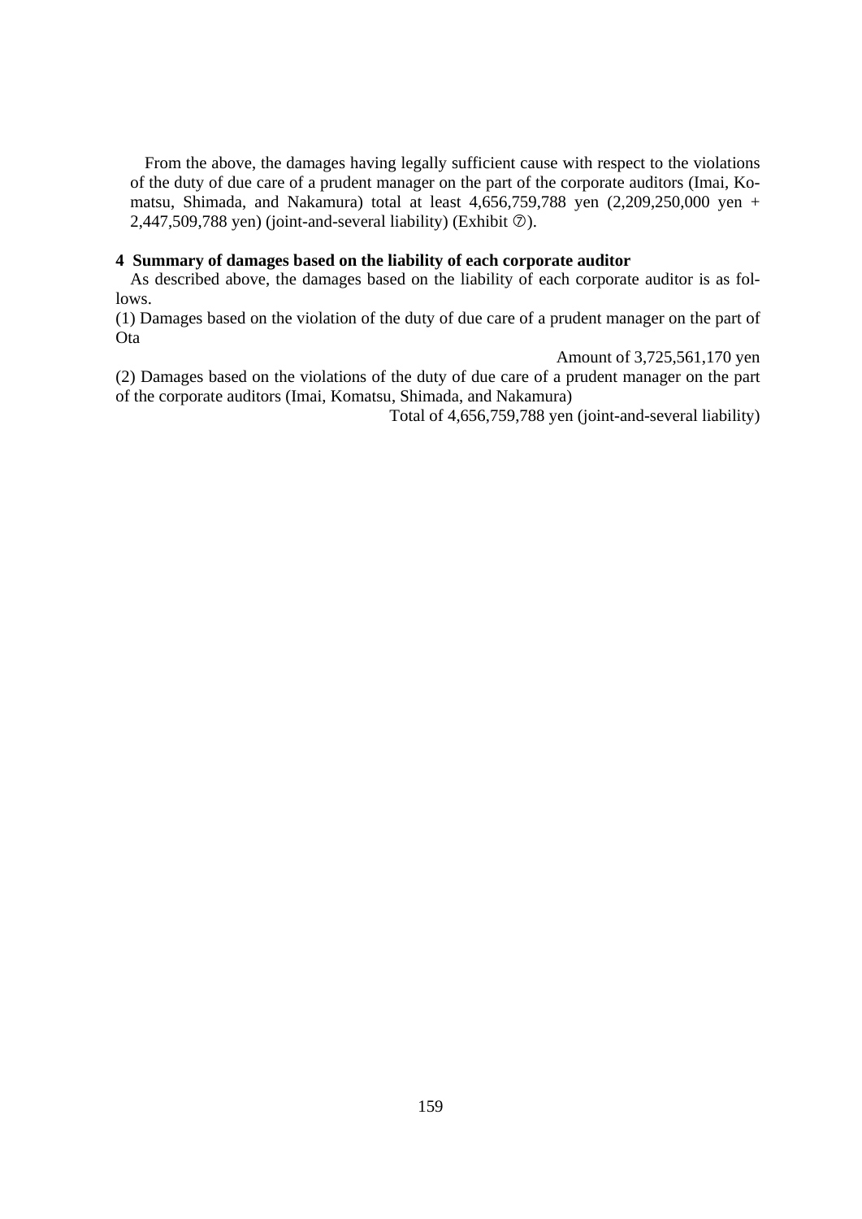From the above, the damages having legally sufficient cause with respect to the violations of the duty of due care of a prudent manager on the part of the corporate auditors (Imai, Komatsu, Shimada, and Nakamura) total at least 4,656,759,788 yen (2,209,250,000 yen + 2,447,509,788 yen) (joint-and-several liability) (Exhibit ⑦).

**4 Summary of damages based on the liability of each corporate auditor**

As described above, the damages based on the liability of each corporate auditor is as follows.

(1) Damages based on the violation of the duty of due care of a prudent manager on the part of Ota

Amount of 3,725,561,170 yen

(2) Damages based on the violations of the duty of due care of a prudent manager on the part of the corporate auditors (Imai, Komatsu, Shimada, and Nakamura)

Total of 4,656,759,788 yen (joint-and-several liability)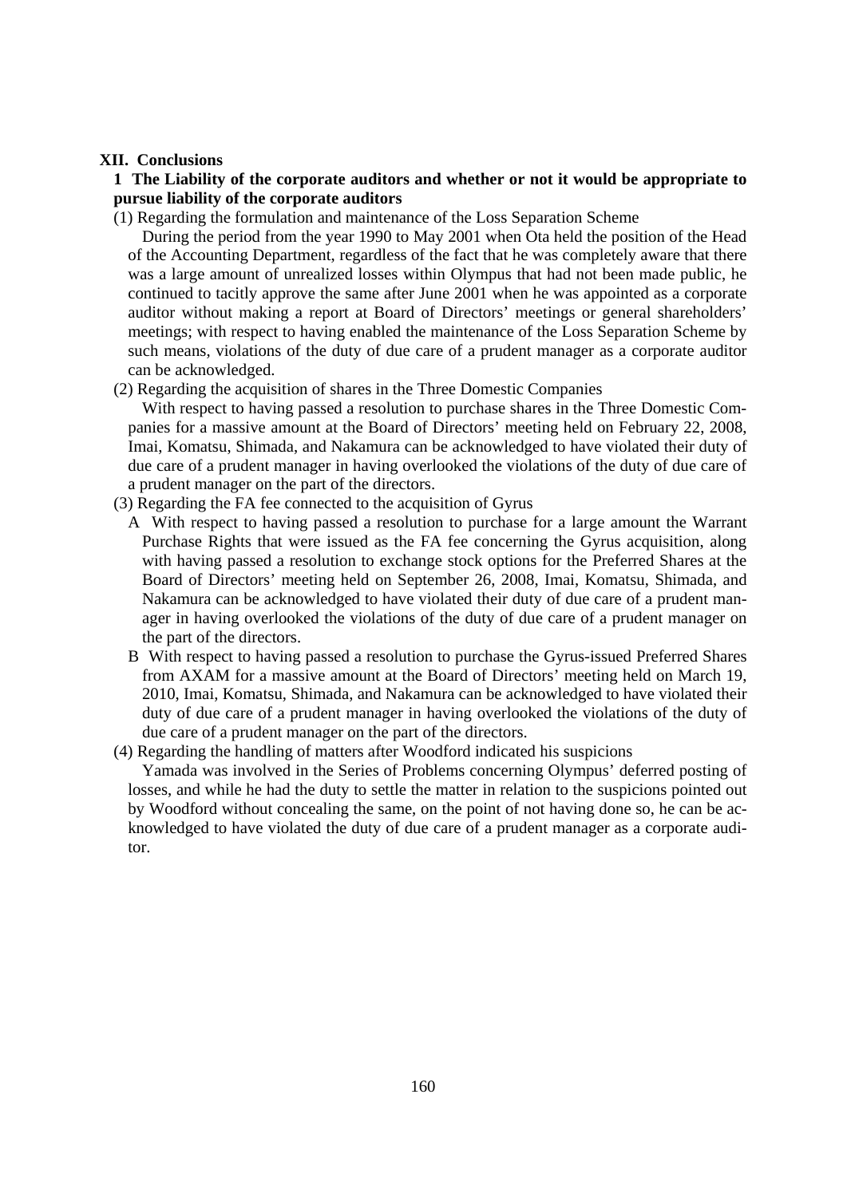## XII. Conclusions

### 1 The Liability of the corporate auditors and whether or not it would be appropriate to pursue liability of the corporate auditors

(1) Regarding the formulation and maintenance of the Loss Separation Scheme

During the period from the year 1990 to May 2001 when Ota held the position of the Head of the Accounting Department, regardless of the fact that he was completely aware that there was a large amount of unrealized losses within Olympus that had not been made public, he continued to tacitly approve the same after June 2001 when he was appointed as a corporate auditor without making a report at Board of Directors' meetings or general shareholders' meetings; with respect to having enabled the maintenance of the Loss Separation Scheme by such means, violations of the duty of due care of a prudent manager as a corporate auditor can be acknowledged.

(2) Regarding the acquisition of shares in the Three Domestic Companies

With respect to having passed a resolution to purchase shares in the Three Domestic Companies for a massive amount at the Board of Directors' meeting held on February 22, 2008, Imai, Komatsu, Shimada, and Nakamura can be acknowledged to have violated their duty of due care of a prudent manager in having overlooked the violations of the duty of due care of a prudent manager on the part of the directors.

(3) Regarding the FA fee connected to the acquisition of Gyrus

A With respect to having passed a resolution to purchase for a large amount the Warrant Purchase Rights that were issued as the FA fee concerning the Gyrus acquisition, along with having passed a resolution to exchange stock options for the Preferred Shares at the Board of Directors' meeting held on September 26, 2008, Imai, Komatsu, Shimada, and Nakamura can be acknowledged to have violated their duty of due care of a prudent manager in having overlooked the violations of the duty of due care of a prudent manager on the part of the directors.

B With respect to having passed a resolution to purchase the Gyrus-issued Preferred Shares from AXAM for a massive amount at the Board of Directors' meeting held on March 19, 2010, Imai, Komatsu, Shimada, and Nakamura can be acknowledged to have violated their duty of due care of a prudent manager in having overlooked the violations of the duty of due care of a prudent manager on the part of the directors.

(4) Regarding the handling of matters after Woodford indicated his suspicions

Yamada was involved in the Series of Problems concerning Olympus' deferred posting of losses, and while he had the duty to settle the matter in relation to the suspicions pointed out by Woodford without concealing the same, on the point of not having done so, he can be acknowledged to have violated the duty of due care of a prudent manager as a corporate auditor.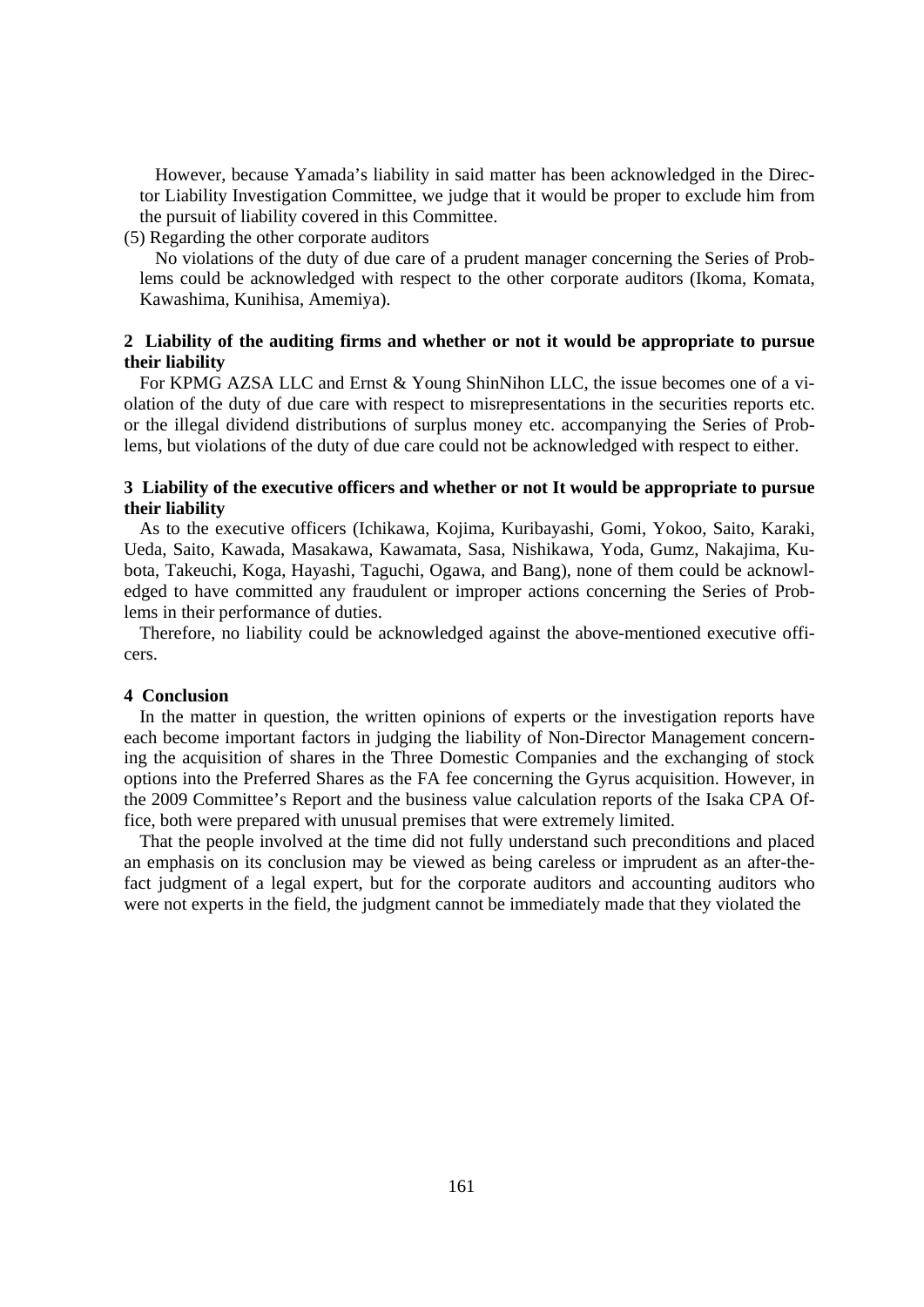However, because Yamada's liability in said matter has been acknowledged in the Director Liability Investigation Committee, we judge that it would be proper to exclude him from the pursuit of liability covered in this Committee.

(5) Regarding the other corporate auditors

No violations of the duty of due care of a prudent manager concerning the Series of Problems could be acknowledged with respect to the other corporate auditors (Ikoma, Komata, Kawashima, Kunihisa, Amemiya).

### 2 Liability of the auditing firms and whether or not it would be appropriate to pursue their liability

For KPMG AZSA LLC and Ernst & Young ShinNihon LLC, the issue becomes one of a violation of the duty of due care with respect to misrepresentations in the securities reports etc. or the illegal dividend distributions of surplus money etc. accompanying the Series of Problems, but violations of the duty of due care could not be acknowledged with respect to either.

### 3 Liability of the executive officers and whether or not It would be appropriate to pursue their liability

As to the executive officers (Ichikawa, Kojima, Kuribayashi, Gomi, Yokoo, Saito, Karaki, Ueda, Saito, Kawada, Masakawa, Kawamata, Sasa, Nishikawa, Yoda, Gumz, Nakajima, Kubota, Takeuchi, Koga, Hayashi, Taguchi, Ogawa, and Bang), none of them could be acknowledged to have committed any fraudulent or improper actions concerning the Series of Problems in their performance of duties.

Therefore, no liability could be acknowledged against the above-mentioned executive officers.

### 4 Conclusion

In the matter in question, the written opinions of experts or the investigation reports have each become important factors in judging the liability of Non-Director Management concerning the acquisition of shares in the Three Domestic Companies and the exchanging of stock options into the Preferred Shares as the FA fee concerning the Gyrus acquisition. However, in the 2009 Committee's Report and the business value calculation reports of the Isaka CPA Office, both were prepared with unusual premises that were extremely limited.

That the people involved at the time did not fully understand such preconditions and placed an emphasis on its conclusion may be viewed as being careless or imprudent as an after-the-fact judgment of a legal expert, but for the corporate auditors and accounting auditors who were not experts in the field, the judgment cannot be immediately made that they violated the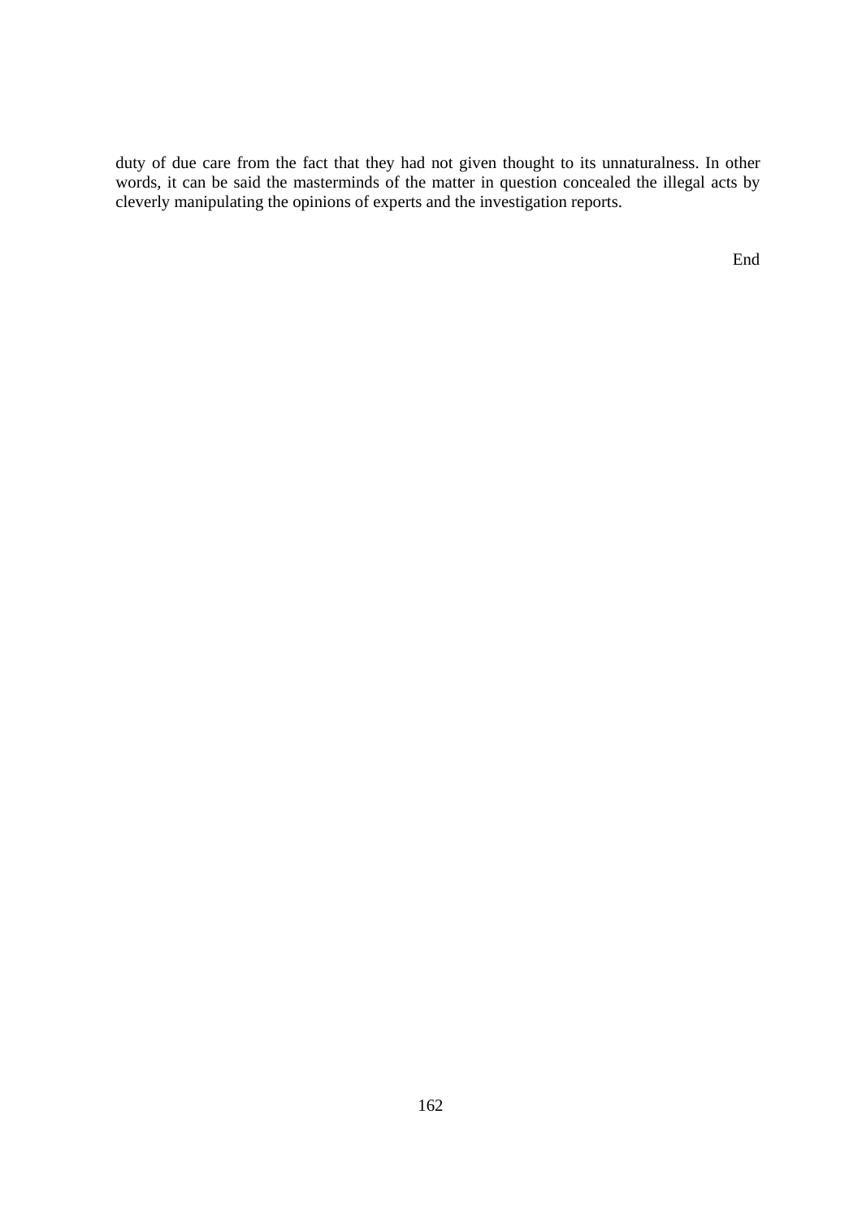duty of due care from the fact that they had not given thought to its unnaturalness. In other words, it can be said the masterminds of the matter in question concealed the illegal acts by cleverly manipulating the opinions of experts and the investigation reports.

End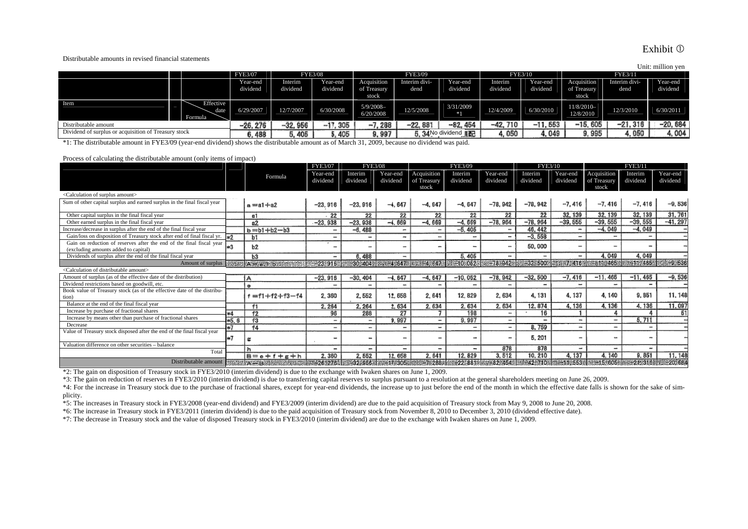Exhibit ①

Distributable amounts in revised financial statements

Unit: million yen

| Item | Formula | FYE3/07 | FYE3/08 | | FYE3/09 | | | FYE3/10 | | FYE3/11 | | |
|---|---|---|---|---|---|---|---|---|---|---|---|---|
| | | Year-end dividend | Interim dividend | Year-end dividend | Acquisition of Treasury stock | Interim dividend | Year-end dividend | Interim dividend | Year-end dividend | Acquisition of Treasury stock | Interim dividend | Year-end dividend |
| Effective date | | 6/29/2007 | 12/7/2007 | 6/30/2008 | 5/9/2008–6/20/2008 | 12/5/2008 | 3/31/2009 *1 | 12/4/2009 | 6/30/2010 | 11/8/2010–12/8/2010 | 12/3/2010 | 6/30/2011 |
| Distributable amount | | −26,276 | −32,956 | −17,305 | −7,288 | −22,881 | −82,454 | −42,710 | −11,553 | −15,605 | −21,316 | −20,684 |
| Dividend of surplus or acquisition of Treasury stock | | 6,488 | 5,405 | 5,405 | 9,997 | 5,34 | No dividend | 4,050 | 4,049 | 9,995 | 4,050 | 4,004 |

*1: The distributable amount in FYE3/09 (year-end dividend) shows the distributable amount as of March 31, 2009, because no dividend was paid.

Process of calculating the distributable amount (only items of impact)

| | | Formula | FYE3/07 | FYE3/08 | | FYE3/09 | | | FYE3/10 | | FYE3/11 | | |
|---|---|---|---|---|---|---|---|---|---|---|---|---|---|
| | | | Year-end dividend | Interim dividend | Year-end dividend | Acquisition of Treasury stock | Interim dividend | Year-end dividend | Interim dividend | Year-end dividend | Acquisition of Treasury stock | Interim dividend | Year-end dividend |
| <Calculation of surplus amount> | | | | | | | | | | | | | |
| Sum of other capital surplus and earned surplus in the final fiscal year | | a = a1 + a2 | −23,916 | −23,916 | −4,647 | −4,647 | −4,647 | −78,942 | −78,942 | −7,416 | −7,416 | −7,416 | −9,536 |
| Other capital surplus in the final fiscal year | | a1 | 22 | 22 | 22 | 22 | 22 | 22 | 22 | 32,139 | 32,139 | 32,139 | 31,761 |
| Other earned surplus in the final fiscal year | | a2 | −23,938 | −23,938 | −4,669 | −4,669 | −4,669 | −78,964 | −78,964 | −39,555 | −39,555 | −39,555 | −41,297 |
| Increase/decrease in surplus after the end of the final fiscal year | | b = b1 + b2 − b3 | − | −6,488 | − | − | −5,405 | − | 46,442 | − | −4,049 | −4,049 | − |
| Gain/loss on disposition of Treasury stock after end of final fiscal yr. | *2 | b1 | − | − | − | − | − | − | −3,558 | − | − | − | − |
| Gain on reduction of reserves after the end of the final fiscal year (excluding amounts added to capital) | *3 | b2 | − | − | − | − | − | − | 50,000 | − | − | − | − |
| Dividends of surplus after the end of the final fiscal year | | b3 | − | 6,488 | − | − | 5,405 | − | − | − | 4,049 | 4,049 | − |
| Amount of surplus | | A = a + b | −23,916 | −30,404 | −4,647 | −4,647 | −10,052 | −78,942 | −32,500 | −7,416 | −11,465 | −11,465 | −9,536 |
| <Calculation of distributable amount> | | | | | | | | | | | | | |
| Amount of surplus (as of the effective date of the distribution) | | A | −23,916 | −30,404 | −4,647 | −4,647 | −10,052 | −78,942 | −32,500 | −7,416 | −11,465 | −11,465 | −9,536 |
| Dividend restrictions based on goodwill, etc. | | e | − | − | − | − | − | − | − | − | − | − | − |
| Book value of Treasury stock (as of the effective date of the distribution) | | f = f1 + f2 + f3 − f4 | 2,360 | 2,552 | 12,658 | 2,641 | 12,629 | 2,634 | 4,131 | 4,137 | 4,140 | 9,851 | 11,148 |
| Balance at the end of the final fiscal year | | f1 | 2,264 | 2,264 | 2,634 | 2,634 | 2,634 | 2,634 | 12,874 | 4,136 | 4,136 | 4,136 | 11,097 |
| Increase by purchase of fractional shares | *4 | f2 | 96 | 288 | 27 | 7 | 198 | − | 16 | 1 | 4 | 4 | 51 |
| Increase by means other than purchase of fractional shares | *5, 6 | f3 | − | − | 9,997 | − | 9,997 | − | − | − | − | 5,711 | − |
| Decrease | *7 | f4 | − | − | − | − | − | − | 8,759 | − | − | − | − |
| Value of Treasury stock disposed after the end of the final fiscal year | *7 | g | − | − | − | − | − | − | 5,201 | − | − | − | − |
| Valuation difference on other securities – balance | | h | − | − | − | − | − | 878 | 878 | − | − | − | − |
| Total | | B = e + f + g + h | 2,360 | 2,552 | 12,658 | 2,641 | 12,629 | 3,512 | 10,210 | 4,137 | 4,140 | 9,851 | 11,148 |
| Distributable amount | | A − B | −26,276 | −32,956 | −17,305 | −7,288 | −22,681 | −82,454 | −42,710 | −11,553 | −15,605 | −21,316 | −20,684 |

*2: The gain on disposition of Treasury stock in FYE3/2010 (interim dividend) is due to the exchange with Iwaken shares on June 1, 2009.

*3: The gain on reduction of reserves in FYE3/2010 (interim dividend) is due to transferring capital reserves to surplus pursuant to a resolution at the general shareholders meeting on June 26, 2009.

*4: For the increase in Treasury stock due to the purchase of fractional shares, except for year-end dividends, the increase up to just before the end of the month in which the effective date falls is shown for the sake of simplicity.

*5: The increases in Treasury stock in FYE3/2008 (year-end dividend) and FYE3/2009 (interim dividend) are due to the paid acquisition of Treasury stock from May 9, 2008 to June 20, 2008.

*6: The increase in Treasury stock in FYE3/2011 (interim dividend) is due to the paid acquisition of Treasury stock from November 8, 2010 to December 3, 2010 (dividend effective date).

*7: The decrease in Treasury stock and the value of disposed Treasury stock in FYE3/2010 (interim dividend) are due to the exchange with Iwaken shares on June 1, 2009.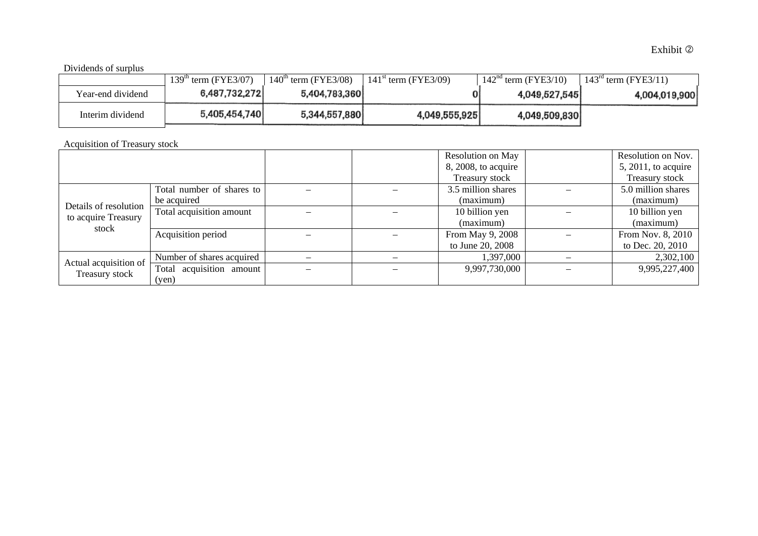Exhibit ②

Dividends of surplus

| | 139th term (FYE3/07) | 140th term (FYE3/08) | 141st term (FYE3/09) | 142nd term (FYE3/10) | 143rd term (FYE3/11) |
|---|---|---|---|---|---|
| Year-end dividend | 6,487,732,272 | 5,404,783,360 | 0 | 4,049,527,545 | 4,004,019,900 |
| Interim dividend | 5,405,454,740 | 5,344,557,880 | 4,049,555,925 | 4,049,509,830 | |

Acquisition of Treasury stock

| | | | | Resolution on May 8, 2008, to acquire Treasury stock | | Resolution on Nov. 5, 2011, to acquire Treasury stock |
|---|---|---|---|---|---|---|
| Details of resolution to acquire Treasury stock | Total number of shares to be acquired | – | – | 3.5 million shares (maximum) | – | 5.0 million shares (maximum) |
| | Total acquisition amount | – | – | 10 billion yen (maximum) | – | 10 billion yen (maximum) |
| | Acquisition period | – | – | From May 9, 2008 to June 20, 2008 | – | From Nov. 8, 2010 to Dec. 20, 2010 |
| Actual acquisition of Treasury stock | Number of shares acquired | – | – | 1,397,000 | – | 2,302,100 |
| | Total acquisition amount (yen) | – | – | 9,997,730,000 | – | 9,995,227,400 |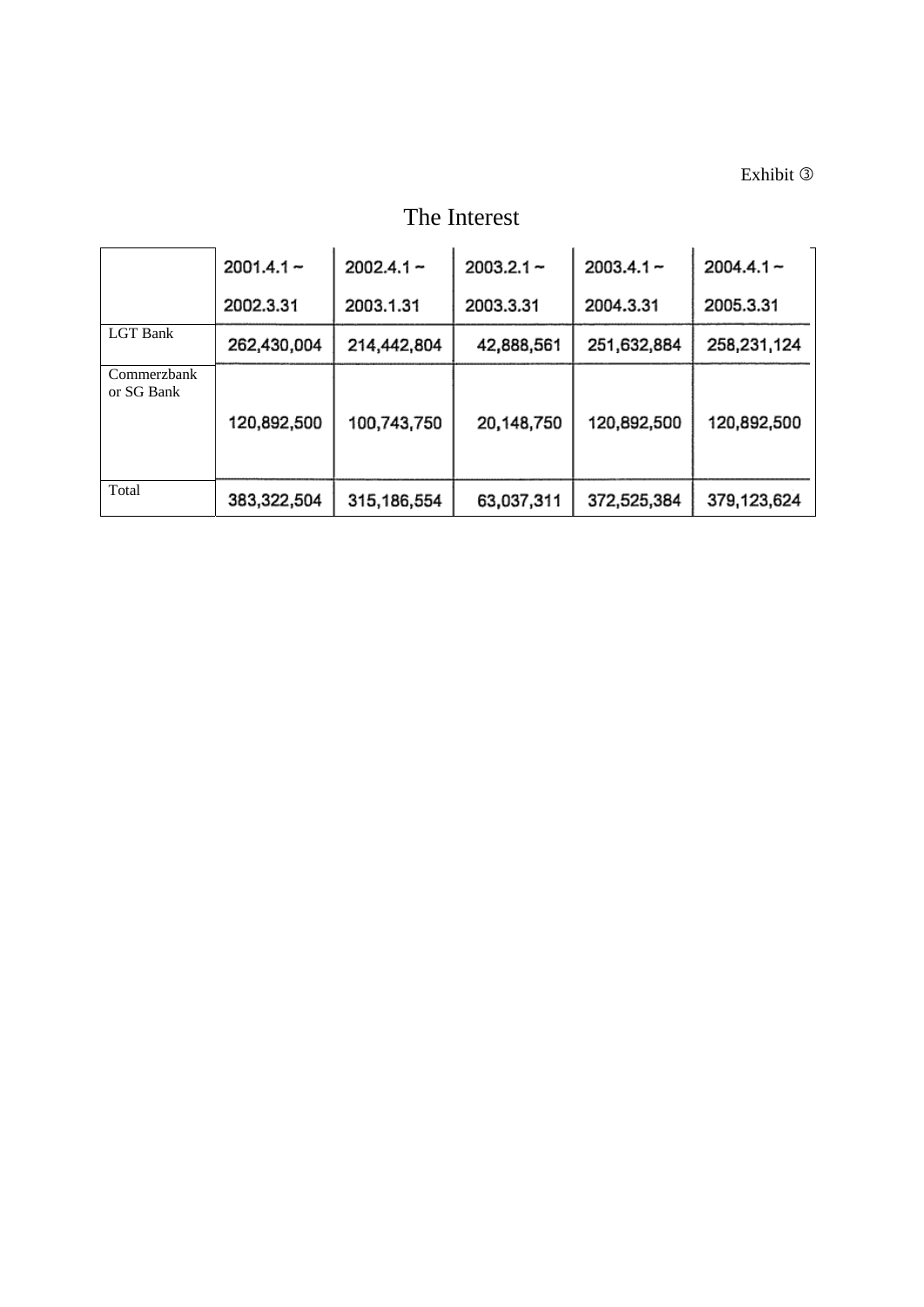Exhibit ③

# The Interest

| | 2001.4.1 ~ 2002.3.31 | 2002.4.1 ~ 2003.1.31 | 2003.2.1 ~ 2003.3.31 | 2003.4.1 ~ 2004.3.31 | 2004.4.1 ~ 2005.3.31 |
|---|---|---|---|---|---|
| LGT Bank | 262,430,004 | 214,442,804 | 42,888,561 | 251,632,884 | 258,231,124 |
| Commerzbank or SG Bank | 120,892,500 | 100,743,750 | 20,148,750 | 120,892,500 | 120,892,500 |
| Total | 383,322,504 | 315,186,554 | 63,037,311 | 372,525,384 | 379,123,624 |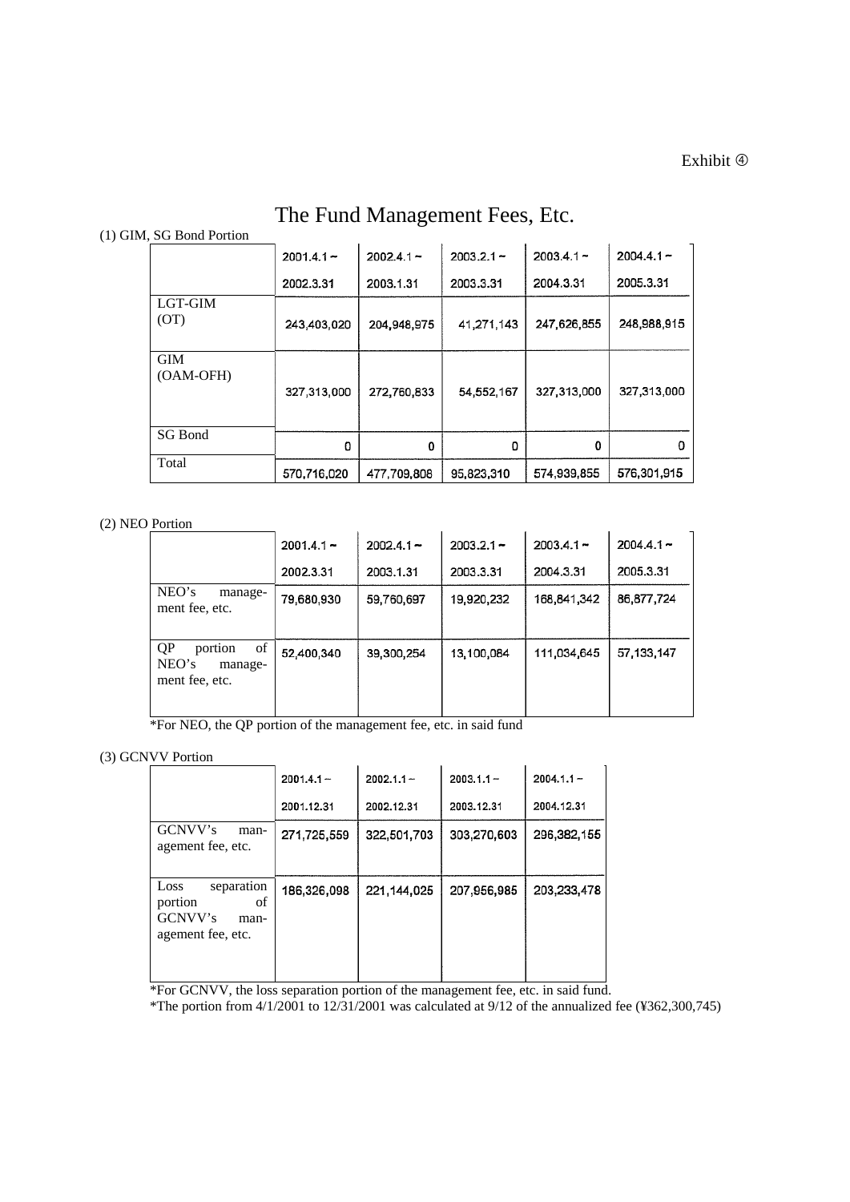Exhibit ④

# The Fund Management Fees, Etc.

(1) GIM, SG Bond Portion

| | 2001.4.1 ~ 2002.3.31 | 2002.4.1 ~ 2003.1.31 | 2003.2.1 ~ 2003.3.31 | 2003.4.1 ~ 2004.3.31 | 2004.4.1 ~ 2005.3.31 |
|---|---|---|---|---|---|
| LGT-GIM (OT) | 243,403,020 | 204,948,975 | 41,271,143 | 247,626,855 | 248,988,915 |
| GIM (OAM-OFH) | 327,313,000 | 272,760,833 | 54,552,167 | 327,313,000 | 327,313,000 |
| SG Bond | 0 | 0 | 0 | 0 | 0 |
| Total | 570,716,020 | 477,709,808 | 95,823,310 | 574,939,855 | 576,301,915 |

(2) NEO Portion

| | 2001.4.1 ~ 2002.3.31 | 2002.4.1 ~ 2003.1.31 | 2003.2.1 ~ 2003.3.31 | 2003.4.1 ~ 2004.3.31 | 2004.4.1 ~ 2005.3.31 |
|---|---|---|---|---|---|
| NEO's management fee, etc. | 79,680,930 | 59,760,697 | 19,920,232 | 168,841,342 | 86,877,724 |
| QP portion of NEO's management fee, etc. | 52,400,340 | 39,300,254 | 13,100,084 | 111,034,645 | 57,133,147 |

*For NEO, the QP portion of the management fee, etc. in said fund

(3) GCNVV Portion

| | 2001.4.1 – 2001.12.31 | 2002.1.1 – 2002.12.31 | 2003.1.1 – 2003.12.31 | 2004.1.1 – 2004.12.31 |
|---|---|---|---|---|
| GCNVV's management fee, etc. | 271,725,559 | 322,501,703 | 303,270,603 | 296,382,155 |
| Loss separation portion of GCNVV's management fee, etc. | 186,326,098 | 221,144,025 | 207,956,985 | 203,233,478 |

*For GCNVV, the loss separation portion of the management fee, etc. in said fund.

*The portion from 4/1/2001 to 12/31/2001 was calculated at 9/12 of the annualized fee (¥362,300,745)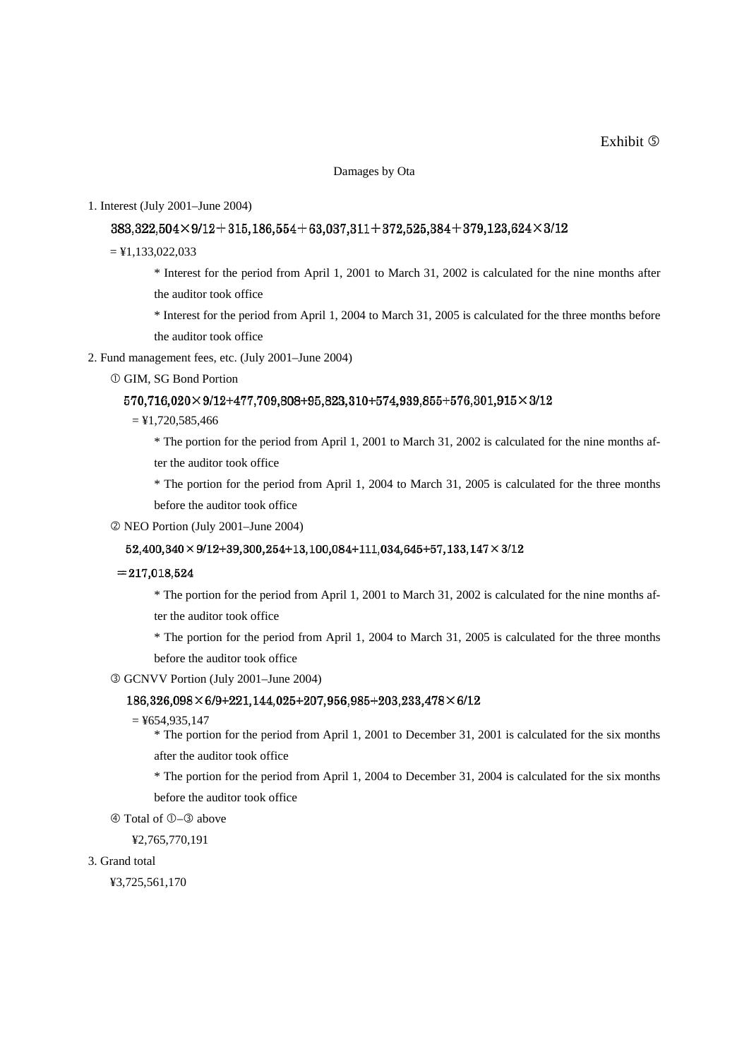Exhibit ⑤

Damages by Ota

1. Interest (July 2001–June 2004)

   383,322,504×9/12＋315,186,554＋63,037,311＋372,525,384＋379,123,624×3/12

   = ¥1,133,022,033

   * Interest for the period from April 1, 2001 to March 31, 2002 is calculated for the nine months after the auditor took office

   * Interest for the period from April 1, 2004 to March 31, 2005 is calculated for the three months before the auditor took office

2. Fund management fees, etc. (July 2001–June 2004)

   ① GIM, SG Bond Portion

   570,716,020×9/12+477,709,808+95,823,310+574,939,855+576,301,915×3/12

   = ¥1,720,585,466

   * The portion for the period from April 1, 2001 to March 31, 2002 is calculated for the nine months after the auditor took office

   * The portion for the period from April 1, 2004 to March 31, 2005 is calculated for the three months before the auditor took office

   ② NEO Portion (July 2001–June 2004)

   52,400,340×9/12+39,300,254+13,100,084+111,034,645+57,133,147×3/12

   ＝217,018,524

   * The portion for the period from April 1, 2001 to March 31, 2002 is calculated for the nine months after the auditor took office

   * The portion for the period from April 1, 2004 to March 31, 2005 is calculated for the three months before the auditor took office

   ③ GCNVV Portion (July 2001–June 2004)

   186,326,098×6/9+221,144,025+207,956,985+203,233,478×6/12

   = ¥654,935,147

   * The portion for the period from April 1, 2001 to December 31, 2001 is calculated for the six months after the auditor took office

   * The portion for the period from April 1, 2004 to December 31, 2004 is calculated for the six months before the auditor took office

   ④ Total of ①–③ above

   ¥2,765,770,191

3. Grand total

   ¥3,725,561,170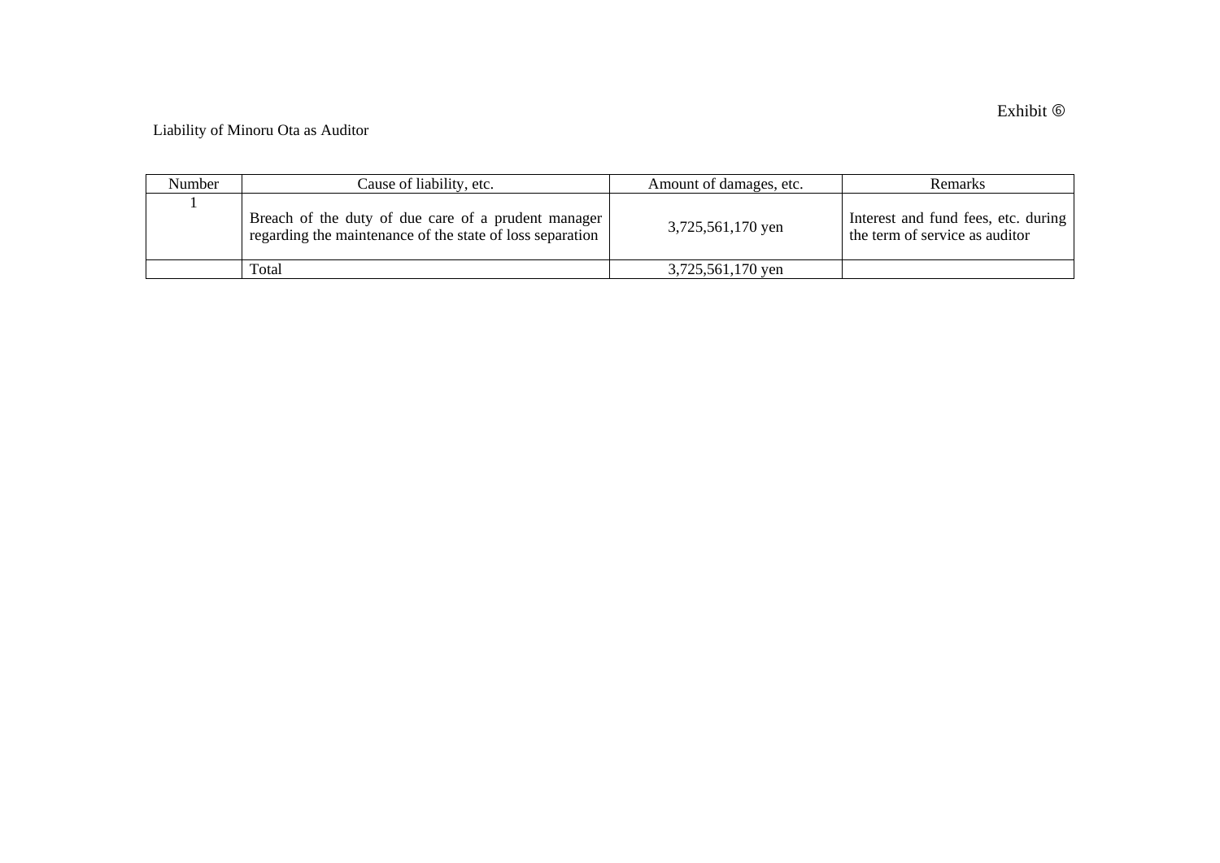Exhibit ⑥

Liability of Minoru Ota as Auditor

| Number | Cause of liability, etc. | Amount of damages, etc. | Remarks |
|---|---|---|---|
| 1 | Breach of the duty of due care of a prudent manager regarding the maintenance of the state of loss separation | 3,725,561,170 yen | Interest and fund fees, etc. during the term of service as auditor |
| | Total | 3,725,561,170 yen | |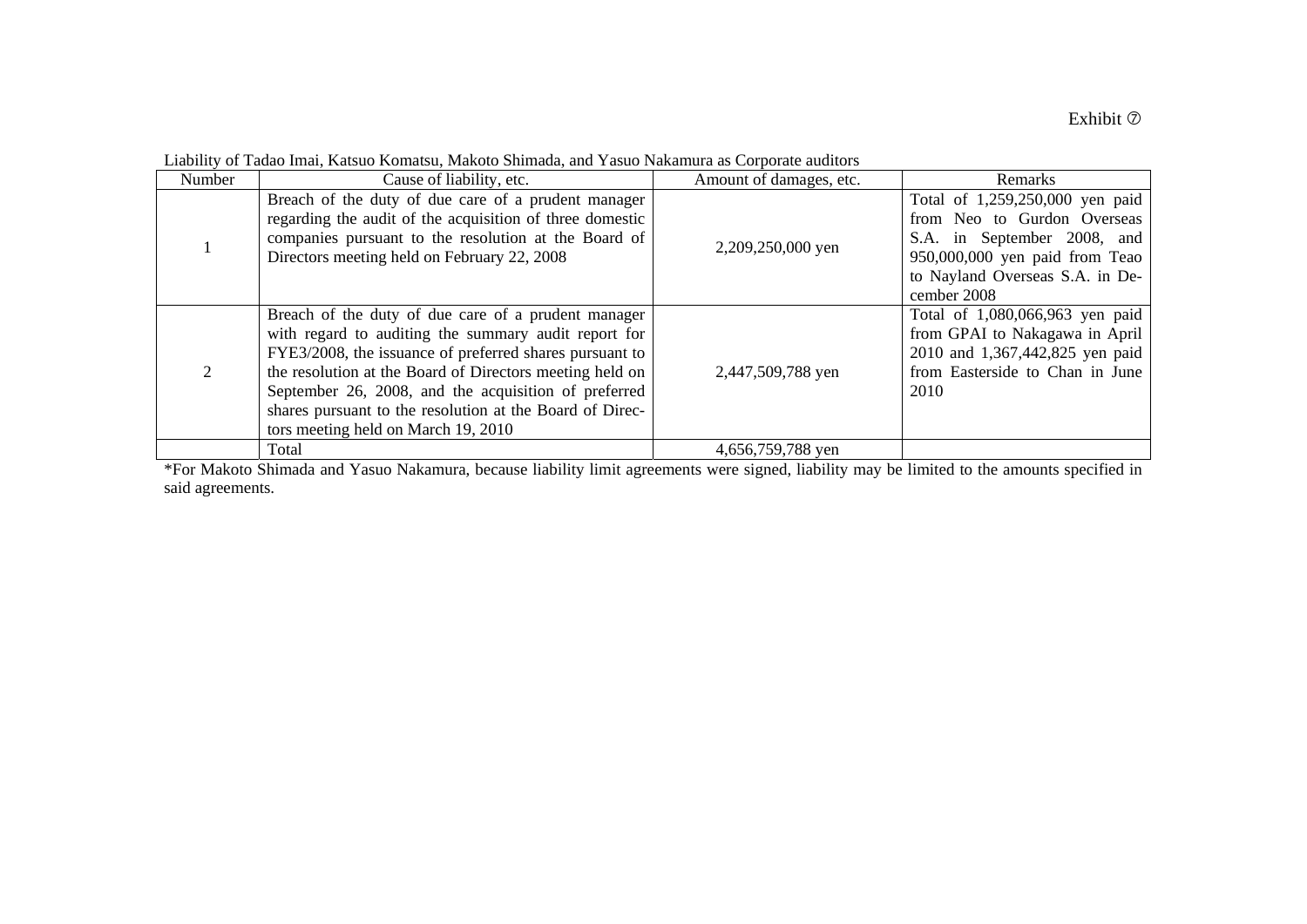Exhibit ⑦

Liability of Tadao Imai, Katsuo Komatsu, Makoto Shimada, and Yasuo Nakamura as Corporate auditors

| Number | Cause of liability, etc. | Amount of damages, etc. | Remarks |
|---|---|---|---|
| 1 | Breach of the duty of due care of a prudent manager regarding the audit of the acquisition of three domestic companies pursuant to the resolution at the Board of Directors meeting held on February 22, 2008 | 2,209,250,000 yen | Total of 1,259,250,000 yen paid from Neo to Gurdon Overseas S.A. in September 2008, and 950,000,000 yen paid from Teao to Nayland Overseas S.A. in December 2008 |
| 2 | Breach of the duty of due care of a prudent manager with regard to auditing the summary audit report for FYE3/2008, the issuance of preferred shares pursuant to the resolution at the Board of Directors meeting held on September 26, 2008, and the acquisition of preferred shares pursuant to the resolution at the Board of Directors meeting held on March 19, 2010 | 2,447,509,788 yen | Total of 1,080,066,963 yen paid from GPAI to Nakagawa in April 2010 and 1,367,442,825 yen paid from Easterside to Chan in June 2010 |
| | Total | 4,656,759,788 yen | |

*For Makoto Shimada and Yasuo Nakamura, because liability limit agreements were signed, liability may be limited to the amounts specified in said agreements.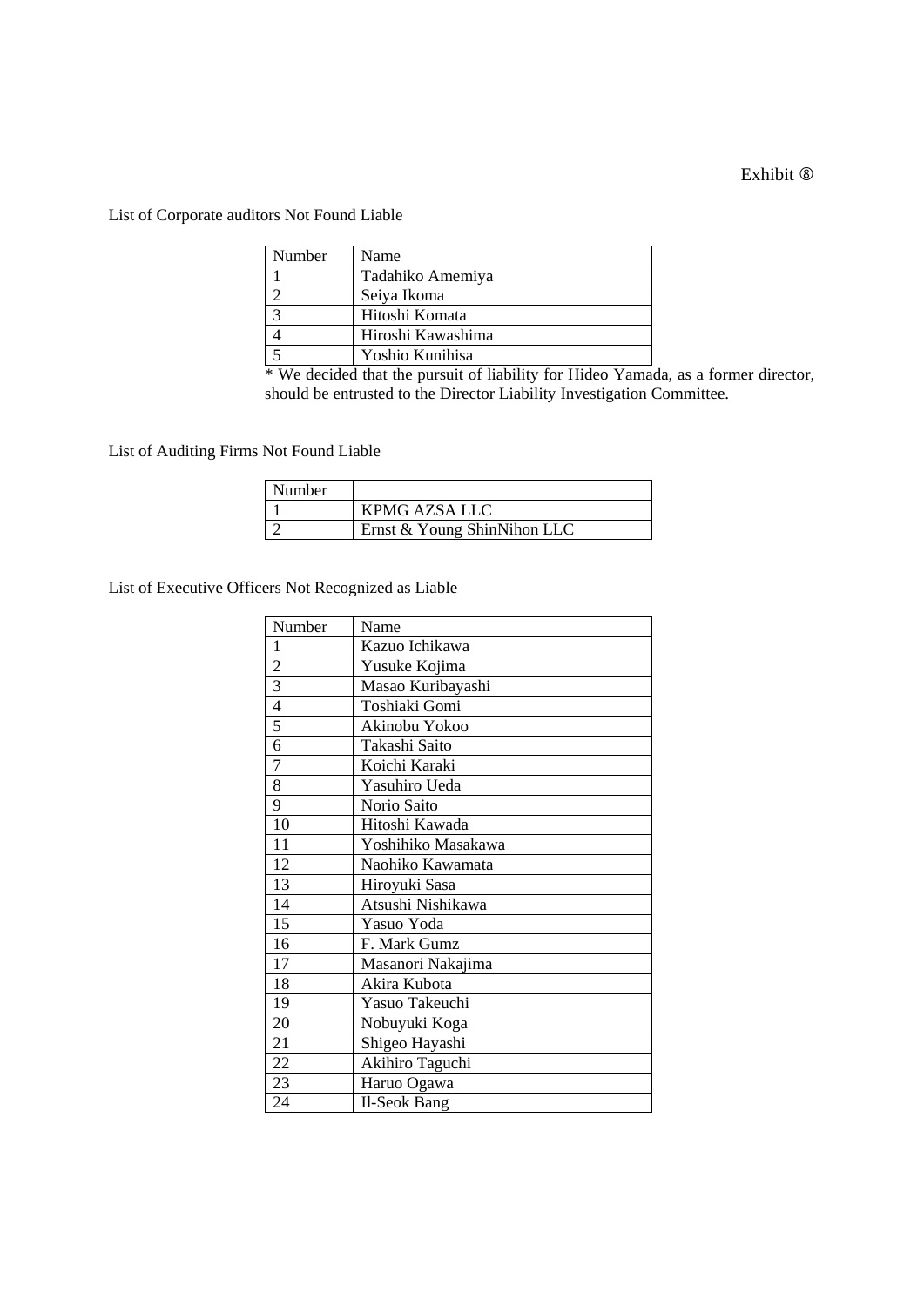Exhibit ⑧

List of Corporate auditors Not Found Liable

| Number | Name |
|---|---|
| 1 | Tadahiko Amemiya |
| 2 | Seiya Ikoma |
| 3 | Hitoshi Komata |
| 4 | Hiroshi Kawashima |
| 5 | Yoshio Kunihisa |

* We decided that the pursuit of liability for Hideo Yamada, as a former director, should be entrusted to the Director Liability Investigation Committee.

List of Auditing Firms Not Found Liable

| Number | |
|---|---|
| 1 | KPMG AZSA LLC |
| 2 | Ernst & Young ShinNihon LLC |

List of Executive Officers Not Recognized as Liable

| Number | Name |
|---|---|
| 1 | Kazuo Ichikawa |
| 2 | Yusuke Kojima |
| 3 | Masao Kuribayashi |
| 4 | Toshiaki Gomi |
| 5 | Akinobu Yokoo |
| 6 | Takashi Saito |
| 7 | Koichi Karaki |
| 8 | Yasuhiro Ueda |
| 9 | Norio Saito |
| 10 | Hitoshi Kawada |
| 11 | Yoshihiko Masakawa |
| 12 | Naohiko Kawamata |
| 13 | Hiroyuki Sasa |
| 14 | Atsushi Nishikawa |
| 15 | Yasuo Yoda |
| 16 | F. Mark Gumz |
| 17 | Masanori Nakajima |
| 18 | Akira Kubota |
| 19 | Yasuo Takeuchi |
| 20 | Nobuyuki Koga |
| 21 | Shigeo Hayashi |
| 22 | Akihiro Taguchi |
| 23 | Haruo Ogawa |
| 24 | Il-Seok Bang |